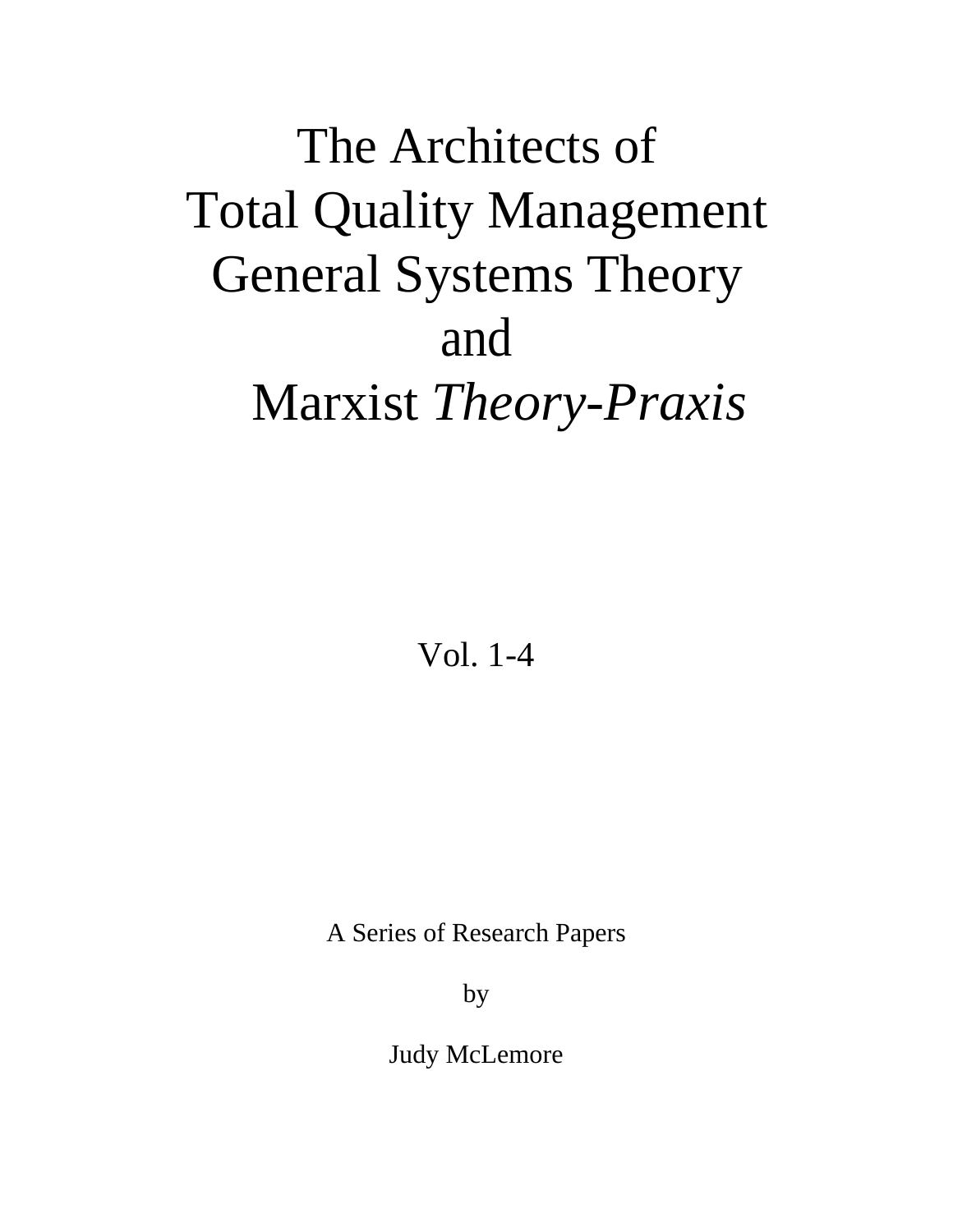# The Architects of Total Quality Management General Systems Theory and Marxist *Theory-Praxis*

Vol. 1-4

A Series of Research Papers

by

Judy McLemore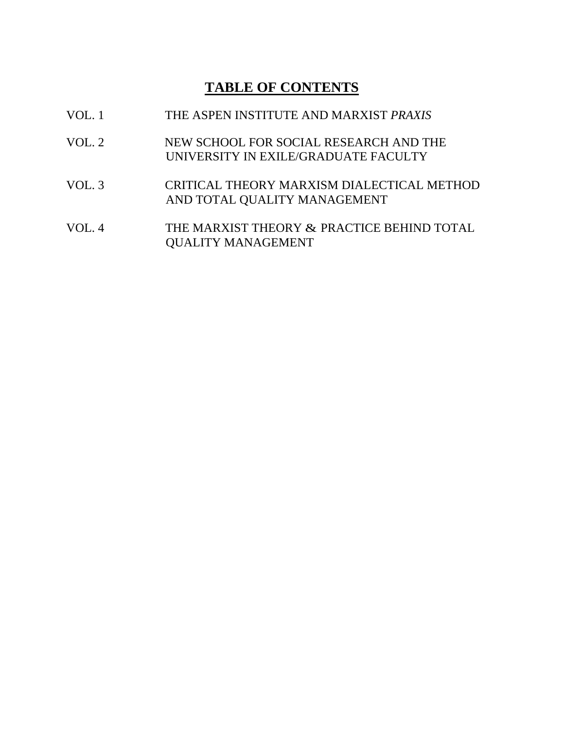# **TABLE OF CONTENTS**

| | |
|---|---|
| VOL. 1 | THE ASPEN INSTITUTE AND MARXIST *PRAXIS* |
| VOL. 2 | NEW SCHOOL FOR SOCIAL RESEARCH AND THE UNIVERSITY IN EXILE/GRADUATE FACULTY |
| VOL. 3 | CRITICAL THEORY MARXISM DIALECTICAL METHOD AND TOTAL QUALITY MANAGEMENT |
| VOL. 4 | THE MARXIST THEORY & PRACTICE BEHIND TOTAL QUALITY MANAGEMENT |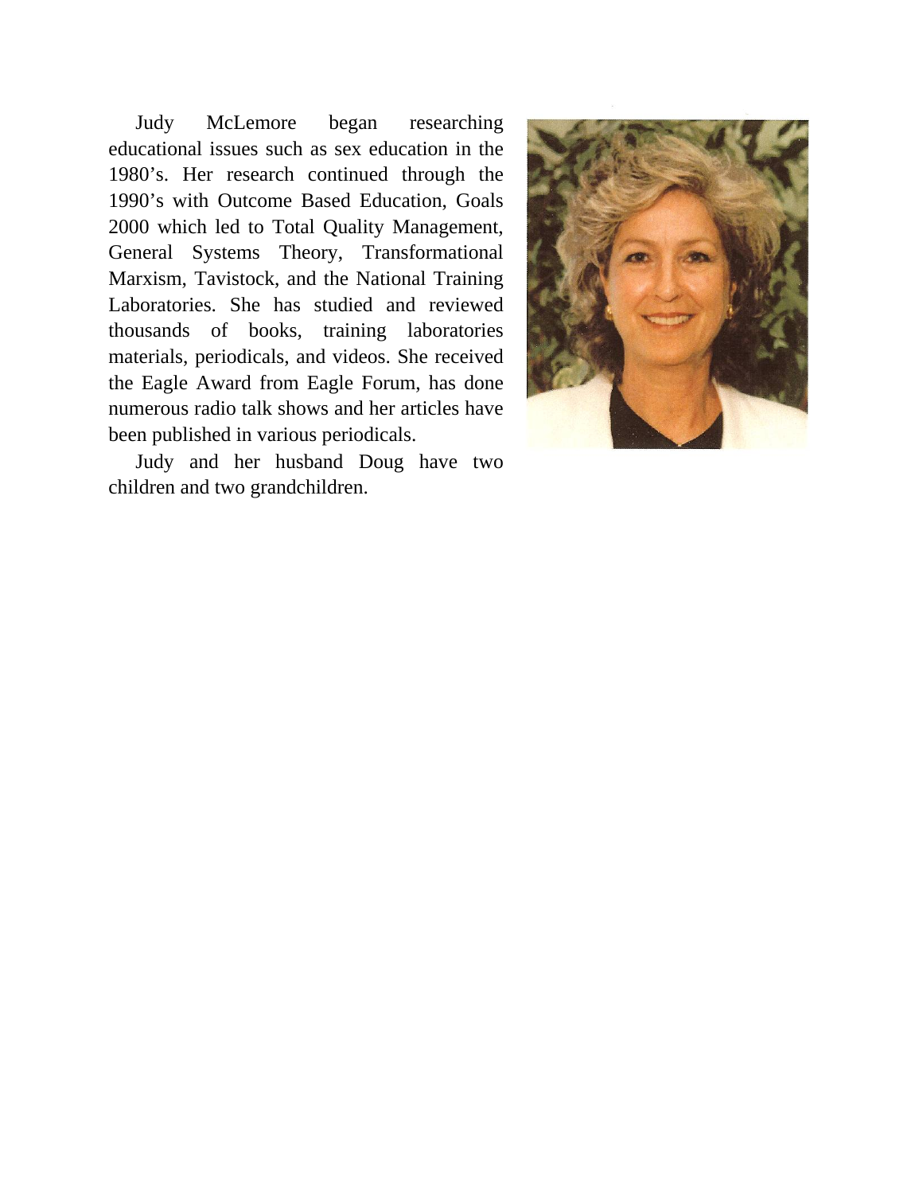Judy McLemore began researching educational issues such as sex education in the 1980's. Her research continued through the 1990's with Outcome Based Education, Goals 2000 which led to Total Quality Management, General Systems Theory, Transformational Marxism, Tavistock, and the National Training Laboratories. She has studied and reviewed thousands of books, training laboratories materials, periodicals, and videos. She received the Eagle Award from Eagle Forum, has done numerous radio talk shows and her articles have been published in various periodicals.

Judy and her husband Doug have two children and two grandchildren.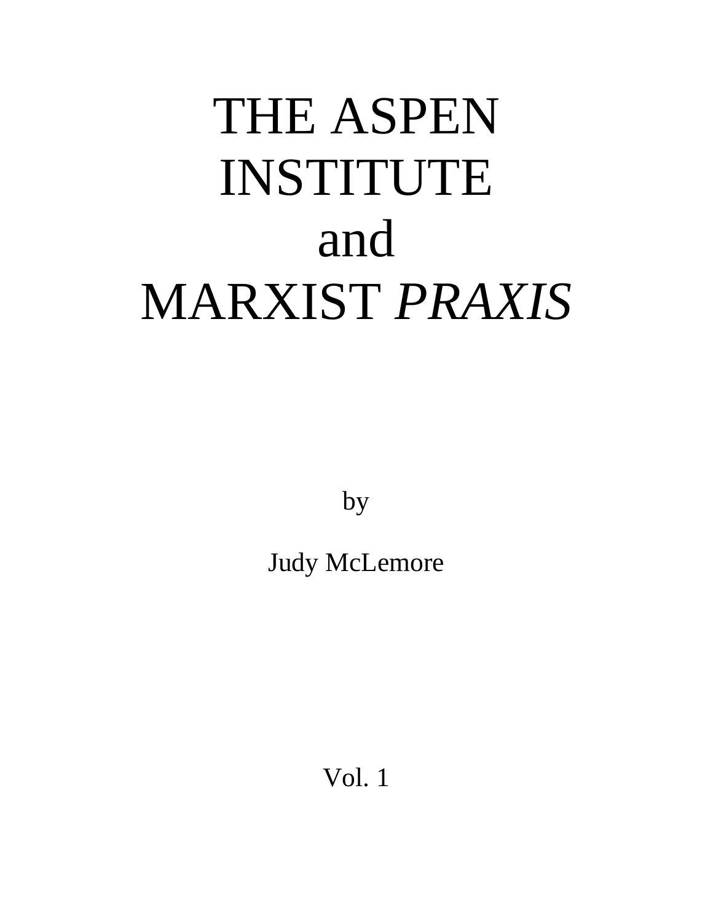# THE ASPEN INSTITUTE and MARXIST *PRAXIS*

by

Judy McLemore

Vol. 1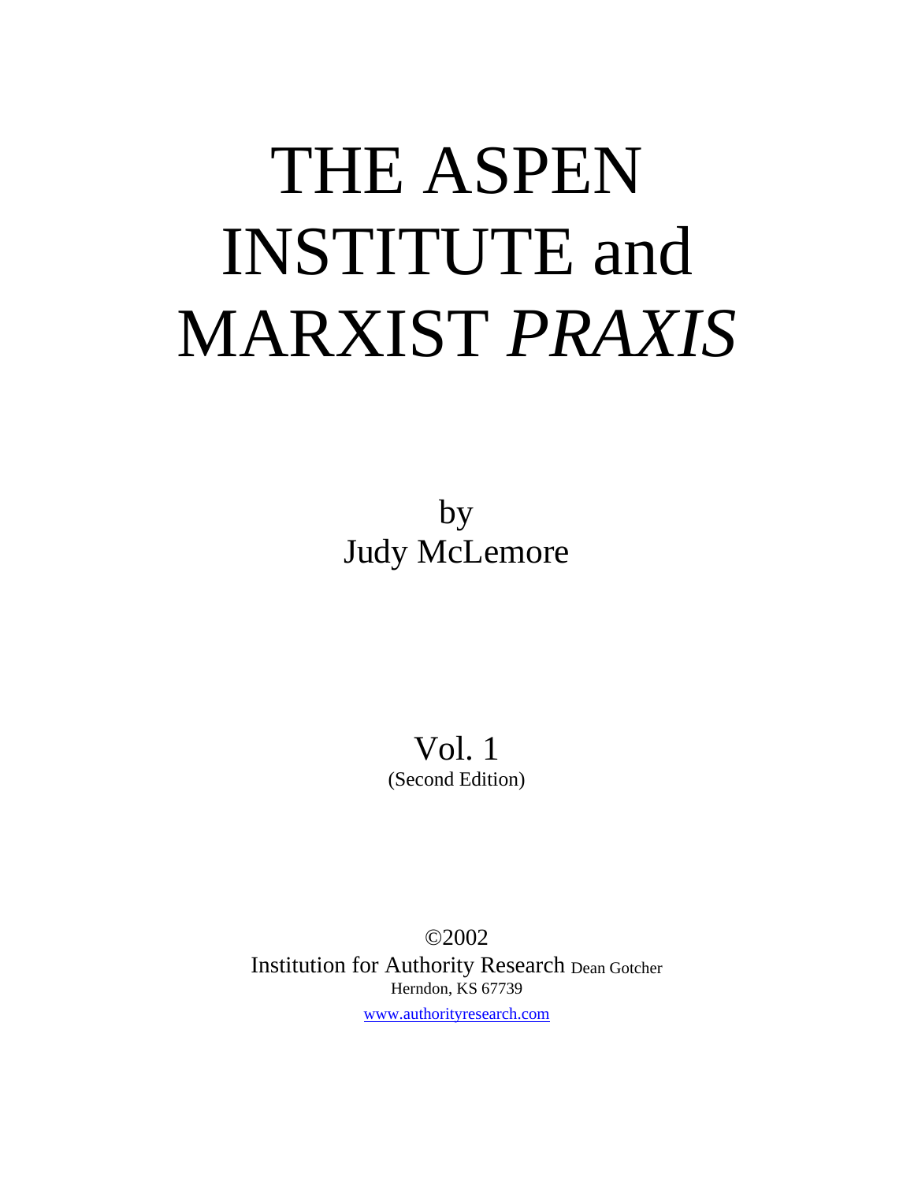# THE ASPEN INSTITUTE and MARXIST *PRAXIS*

by
Judy McLemore

Vol. 1
(Second Edition)

©2002
Institution for Authority Research Dean Gotcher
Herndon, KS 67739
www.authorityresearch.com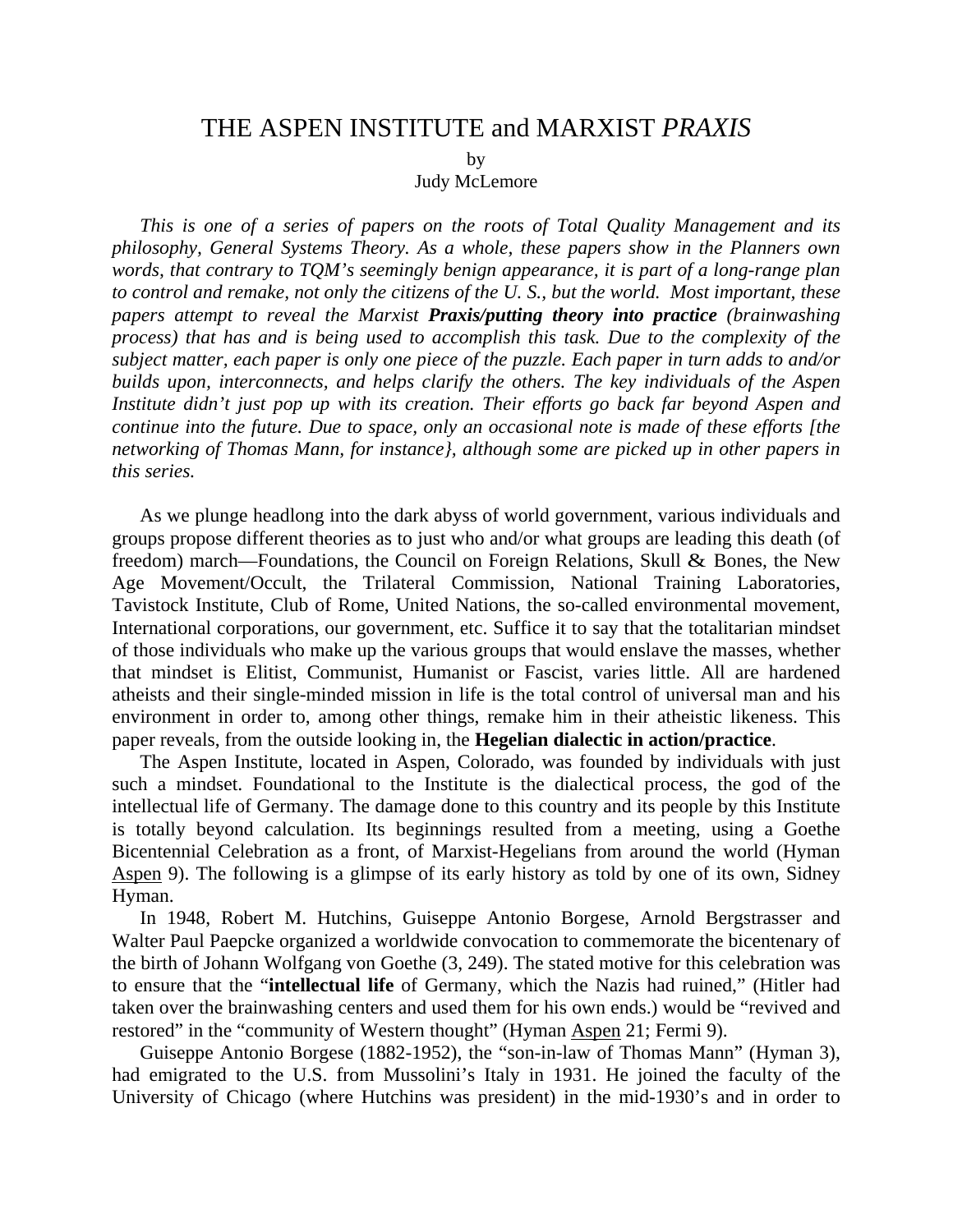# THE ASPEN INSTITUTE and MARXIST *PRAXIS*

by
Judy McLemore

*This is one of a series of papers on the roots of Total Quality Management and its philosophy, General Systems Theory. As a whole, these papers show in the Planners own words, that contrary to TQM's seemingly benign appearance, it is part of a long-range plan to control and remake, not only the citizens of the U. S., but the world. Most important, these papers attempt to reveal the Marxist* ***Praxis/putting theory into practice*** *(brainwashing process) that has and is being used to accomplish this task. Due to the complexity of the subject matter, each paper is only one piece of the puzzle. Each paper in turn adds to and/or builds upon, interconnects, and helps clarify the others. The key individuals of the Aspen Institute didn't just pop up with its creation. Their efforts go back far beyond Aspen and continue into the future. Due to space, only an occasional note is made of these efforts [the networking of Thomas Mann, for instance}, although some are picked up in other papers in this series.*

As we plunge headlong into the dark abyss of world government, various individuals and groups propose different theories as to just who and/or what groups are leading this death (of freedom) march—Foundations, the Council on Foreign Relations, Skull & Bones, the New Age Movement/Occult, the Trilateral Commission, National Training Laboratories, Tavistock Institute, Club of Rome, United Nations, the so-called environmental movement, International corporations, our government, etc. Suffice it to say that the totalitarian mindset of those individuals who make up the various groups that would enslave the masses, whether that mindset is Elitist, Communist, Humanist or Fascist, varies little. All are hardened atheists and their single-minded mission in life is the total control of universal man and his environment in order to, among other things, remake him in their atheistic likeness. This paper reveals, from the outside looking in, the **Hegelian dialectic in action/practice**.

The Aspen Institute, located in Aspen, Colorado, was founded by individuals with just such a mindset. Foundational to the Institute is the dialectical process, the god of the intellectual life of Germany. The damage done to this country and its people by this Institute is totally beyond calculation. Its beginnings resulted from a meeting, using a Goethe Bicentennial Celebration as a front, of Marxist-Hegelians from around the world (Hyman Aspen 9). The following is a glimpse of its early history as told by one of its own, Sidney Hyman.

In 1948, Robert M. Hutchins, Guiseppe Antonio Borgese, Arnold Bergstrasser and Walter Paul Paepcke organized a worldwide convocation to commemorate the bicentenary of the birth of Johann Wolfgang von Goethe (3, 249). The stated motive for this celebration was to ensure that the "**intellectual life** of Germany, which the Nazis had ruined," (Hitler had taken over the brainwashing centers and used them for his own ends.) would be "revived and restored" in the "community of Western thought" (Hyman Aspen 21; Fermi 9).

Guiseppe Antonio Borgese (1882-1952), the "son-in-law of Thomas Mann" (Hyman 3), had emigrated to the U.S. from Mussolini's Italy in 1931. He joined the faculty of the University of Chicago (where Hutchins was president) in the mid-1930's and in order to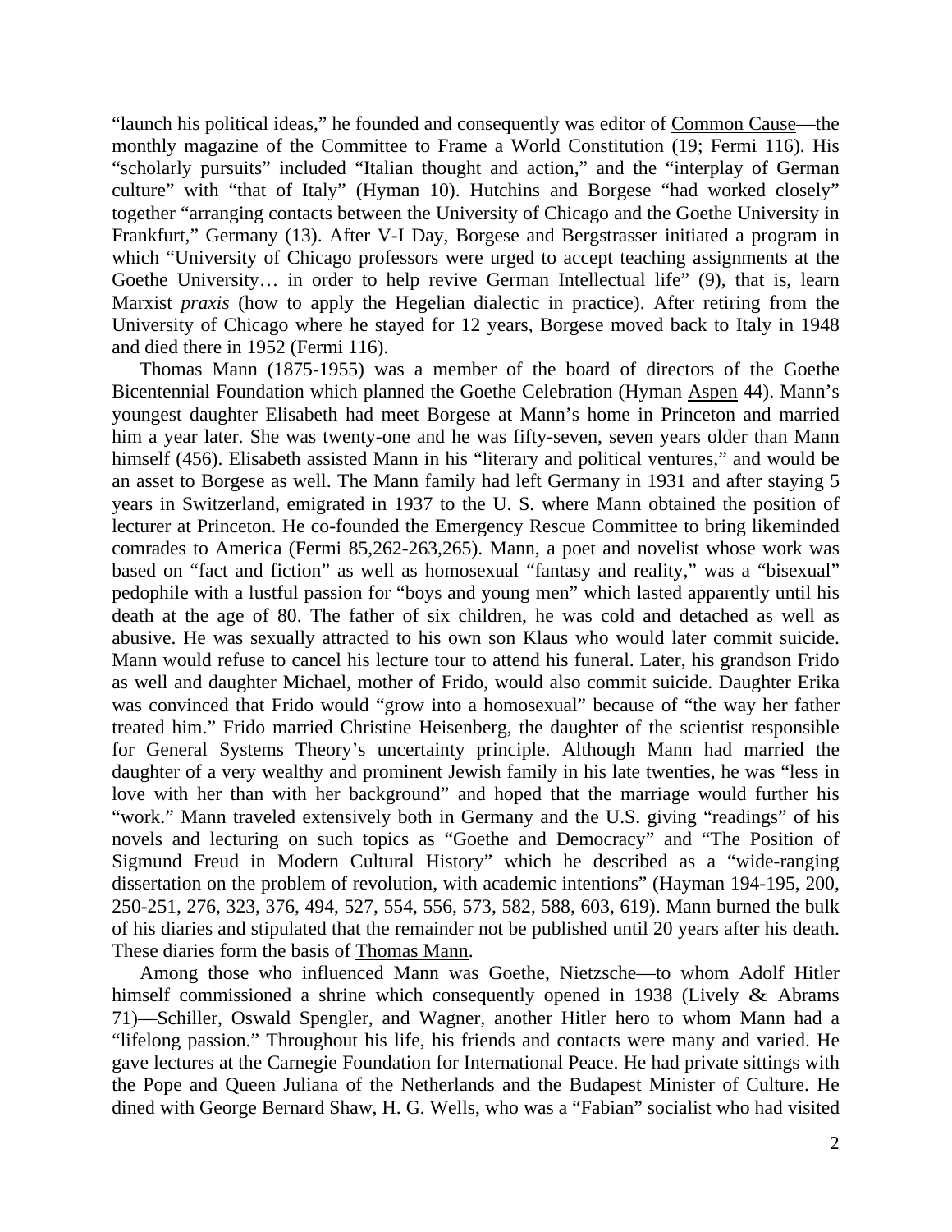"launch his political ideas," he founded and consequently was editor of Common Cause—the monthly magazine of the Committee to Frame a World Constitution (19; Fermi 116). His "scholarly pursuits" included "Italian thought and action," and the "interplay of German culture" with "that of Italy" (Hyman 10). Hutchins and Borgese "had worked closely" together "arranging contacts between the University of Chicago and the Goethe University in Frankfurt," Germany (13). After V-I Day, Borgese and Bergstrasser initiated a program in which "University of Chicago professors were urged to accept teaching assignments at the Goethe University… in order to help revive German Intellectual life" (9), that is, learn Marxist *praxis* (how to apply the Hegelian dialectic in practice). After retiring from the University of Chicago where he stayed for 12 years, Borgese moved back to Italy in 1948 and died there in 1952 (Fermi 116).

Thomas Mann (1875-1955) was a member of the board of directors of the Goethe Bicentennial Foundation which planned the Goethe Celebration (Hyman Aspen 44). Mann's youngest daughter Elisabeth had meet Borgese at Mann's home in Princeton and married him a year later. She was twenty-one and he was fifty-seven, seven years older than Mann himself (456). Elisabeth assisted Mann in his "literary and political ventures," and would be an asset to Borgese as well. The Mann family had left Germany in 1931 and after staying 5 years in Switzerland, emigrated in 1937 to the U. S. where Mann obtained the position of lecturer at Princeton. He co-founded the Emergency Rescue Committee to bring likeminded comrades to America (Fermi 85,262-263,265). Mann, a poet and novelist whose work was based on "fact and fiction" as well as homosexual "fantasy and reality," was a "bisexual" pedophile with a lustful passion for "boys and young men" which lasted apparently until his death at the age of 80. The father of six children, he was cold and detached as well as abusive. He was sexually attracted to his own son Klaus who would later commit suicide. Mann would refuse to cancel his lecture tour to attend his funeral. Later, his grandson Frido as well and daughter Michael, mother of Frido, would also commit suicide. Daughter Erika was convinced that Frido would "grow into a homosexual" because of "the way her father treated him." Frido married Christine Heisenberg, the daughter of the scientist responsible for General Systems Theory's uncertainty principle. Although Mann had married the daughter of a very wealthy and prominent Jewish family in his late twenties, he was "less in love with her than with her background" and hoped that the marriage would further his "work." Mann traveled extensively both in Germany and the U.S. giving "readings" of his novels and lecturing on such topics as "Goethe and Democracy" and "The Position of Sigmund Freud in Modern Cultural History" which he described as a "wide-ranging dissertation on the problem of revolution, with academic intentions" (Hayman 194-195, 200, 250-251, 276, 323, 376, 494, 527, 554, 556, 573, 582, 588, 603, 619). Mann burned the bulk of his diaries and stipulated that the remainder not be published until 20 years after his death. These diaries form the basis of Thomas Mann.

Among those who influenced Mann was Goethe, Nietzsche—to whom Adolf Hitler himself commissioned a shrine which consequently opened in 1938 (Lively & Abrams 71)—Schiller, Oswald Spengler, and Wagner, another Hitler hero to whom Mann had a "lifelong passion." Throughout his life, his friends and contacts were many and varied. He gave lectures at the Carnegie Foundation for International Peace. He had private sittings with the Pope and Queen Juliana of the Netherlands and the Budapest Minister of Culture. He dined with George Bernard Shaw, H. G. Wells, who was a "Fabian" socialist who had visited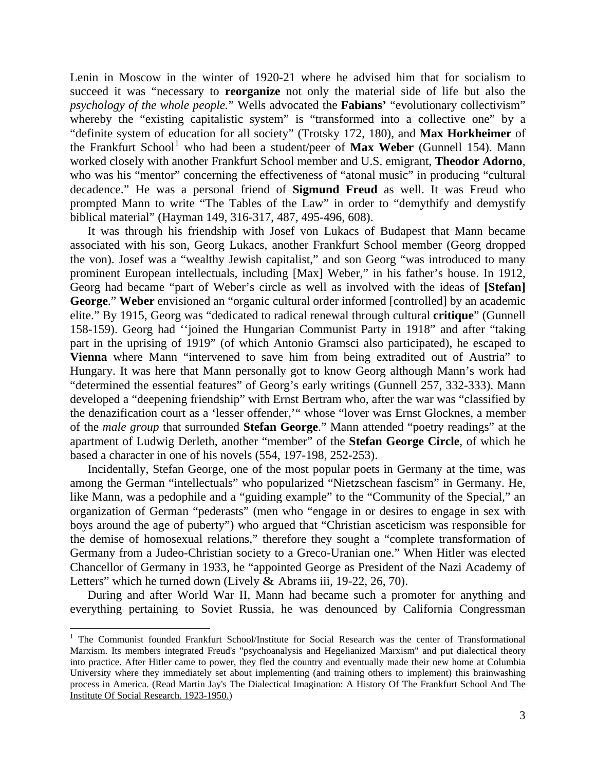Lenin in Moscow in the winter of 1920-21 where he advised him that for socialism to succeed it was "necessary to **reorganize** not only the material side of life but also the *psychology of the whole people.*" Wells advocated the **Fabians'** "evolutionary collectivism" whereby the "existing capitalistic system" is "transformed into a collective one" by a "definite system of education for all society" (Trotsky 172, 180), and **Max Horkheimer** of the Frankfurt School[1] who had been a student/peer of **Max Weber** (Gunnell 154). Mann worked closely with another Frankfurt School member and U.S. emigrant, **Theodor Adorno**, who was his "mentor" concerning the effectiveness of "atonal music" in producing "cultural decadence." He was a personal friend of **Sigmund Freud** as well. It was Freud who prompted Mann to write "The Tables of the Law" in order to "demythify and demystify biblical material" (Hayman 149, 316-317, 487, 495-496, 608).

It was through his friendship with Josef von Lukacs of Budapest that Mann became associated with his son, Georg Lukacs, another Frankfurt School member (Georg dropped the von). Josef was a "wealthy Jewish capitalist," and son Georg "was introduced to many prominent European intellectuals, including [Max] Weber," in his father's house. In 1912, Georg had became "part of Weber's circle as well as involved with the ideas of **[Stefan] George**." **Weber** envisioned an "organic cultural order informed [controlled] by an academic elite." By 1915, Georg was "dedicated to radical renewal through cultural **critique**" (Gunnell 158-159). Georg had ''joined the Hungarian Communist Party in 1918" and after "taking part in the uprising of 1919" (of which Antonio Gramsci also participated), he escaped to **Vienna** where Mann "intervened to save him from being extradited out of Austria" to Hungary. It was here that Mann personally got to know Georg although Mann's work had "determined the essential features" of Georg's early writings (Gunnell 257, 332-333). Mann developed a "deepening friendship" with Ernst Bertram who, after the war was "classified by the denazification court as a 'lesser offender,'" whose "lover was Ernst Glocknes, a member of the *male group* that surrounded **Stefan George**." Mann attended "poetry readings" at the apartment of Ludwig Derleth, another "member" of the **Stefan George Circle**, of which he based a character in one of his novels (554, 197-198, 252-253).

Incidentally, Stefan George, one of the most popular poets in Germany at the time, was among the German "intellectuals" who popularized "Nietzschean fascism" in Germany. He, like Mann, was a pedophile and a "guiding example" to the "Community of the Special," an organization of German "pederasts" (men who "engage in or desires to engage in sex with boys around the age of puberty") who argued that "Christian asceticism was responsible for the demise of homosexual relations," therefore they sought a "complete transformation of Germany from a Judeo-Christian society to a Greco-Uranian one." When Hitler was elected Chancellor of Germany in 1933, he "appointed George as President of the Nazi Academy of Letters" which he turned down (Lively & Abrams iii, 19-22, 26, 70).

During and after World War II, Mann had became such a promoter for anything and everything pertaining to Soviet Russia, he was denounced by California Congressman

---

[1] The Communist founded Frankfurt School/Institute for Social Research was the center of Transformational Marxism. Its members integrated Freud's "psychoanalysis and Hegelianized Marxism" and put dialectical theory into practice. After Hitler came to power, they fled the country and eventually made their new home at Columbia University where they immediately set about implementing (and training others to implement) this brainwashing process in America. (Read Martin Jay's <u>The Dialectical Imagination: A History Of The Frankfurt School And The Institute Of Social Research. 1923-1950.</u>)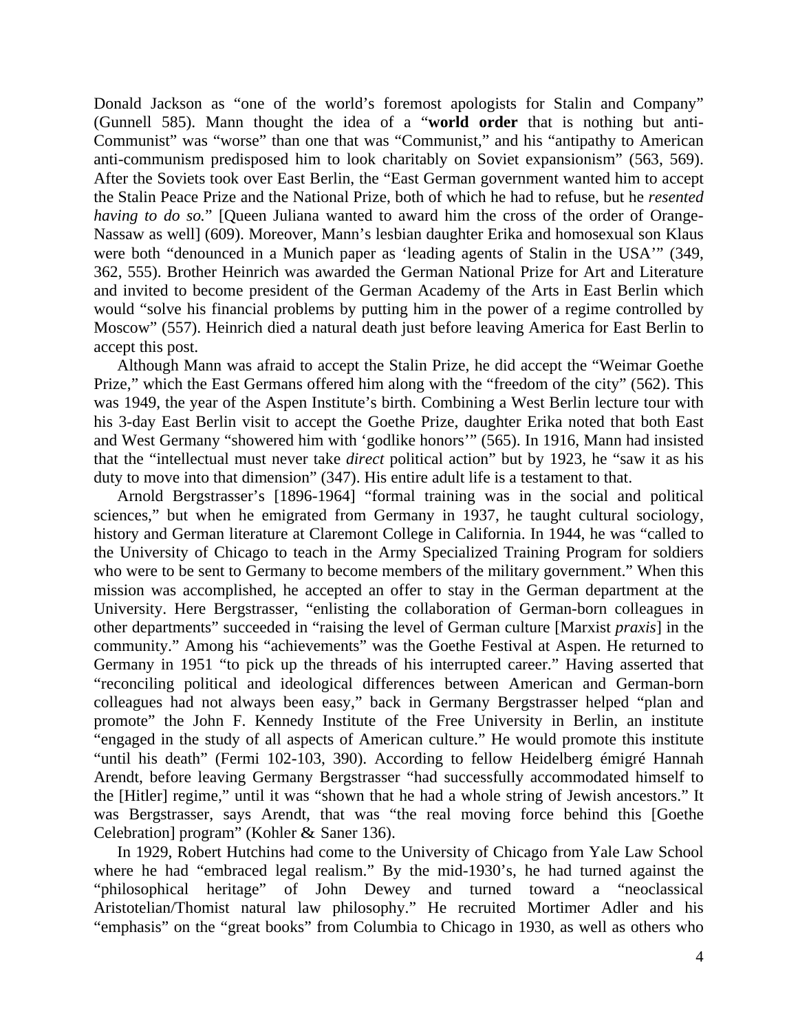Donald Jackson as "one of the world's foremost apologists for Stalin and Company" (Gunnell 585). Mann thought the idea of a "**world order** that is nothing but anti-Communist" was "worse" than one that was "Communist," and his "antipathy to American anti-communism predisposed him to look charitably on Soviet expansionism" (563, 569). After the Soviets took over East Berlin, the "East German government wanted him to accept the Stalin Peace Prize and the National Prize, both of which he had to refuse, but he *resented having to do so.*" [Queen Juliana wanted to award him the cross of the order of Orange-Nassaw as well] (609). Moreover, Mann's lesbian daughter Erika and homosexual son Klaus were both "denounced in a Munich paper as 'leading agents of Stalin in the USA'" (349, 362, 555). Brother Heinrich was awarded the German National Prize for Art and Literature and invited to become president of the German Academy of the Arts in East Berlin which would "solve his financial problems by putting him in the power of a regime controlled by Moscow" (557). Heinrich died a natural death just before leaving America for East Berlin to accept this post.

Although Mann was afraid to accept the Stalin Prize, he did accept the "Weimar Goethe Prize," which the East Germans offered him along with the "freedom of the city" (562). This was 1949, the year of the Aspen Institute's birth. Combining a West Berlin lecture tour with his 3-day East Berlin visit to accept the Goethe Prize, daughter Erika noted that both East and West Germany "showered him with 'godlike honors'" (565). In 1916, Mann had insisted that the "intellectual must never take *direct* political action" but by 1923, he "saw it as his duty to move into that dimension" (347). His entire adult life is a testament to that.

Arnold Bergstrasser's [1896-1964] "formal training was in the social and political sciences," but when he emigrated from Germany in 1937, he taught cultural sociology, history and German literature at Claremont College in California. In 1944, he was "called to the University of Chicago to teach in the Army Specialized Training Program for soldiers who were to be sent to Germany to become members of the military government." When this mission was accomplished, he accepted an offer to stay in the German department at the University. Here Bergstrasser, "enlisting the collaboration of German-born colleagues in other departments" succeeded in "raising the level of German culture [Marxist *praxis*] in the community." Among his "achievements" was the Goethe Festival at Aspen. He returned to Germany in 1951 "to pick up the threads of his interrupted career." Having asserted that "reconciling political and ideological differences between American and German-born colleagues had not always been easy," back in Germany Bergstrasser helped "plan and promote" the John F. Kennedy Institute of the Free University in Berlin, an institute "engaged in the study of all aspects of American culture." He would promote this institute "until his death" (Fermi 102-103, 390). According to fellow Heidelberg émigré Hannah Arendt, before leaving Germany Bergstrasser "had successfully accommodated himself to the [Hitler] regime," until it was "shown that he had a whole string of Jewish ancestors." It was Bergstrasser, says Arendt, that was "the real moving force behind this [Goethe Celebration] program" (Kohler & Saner 136).

In 1929, Robert Hutchins had come to the University of Chicago from Yale Law School where he had "embraced legal realism." By the mid-1930's, he had turned against the "philosophical heritage" of John Dewey and turned toward a "neoclassical Aristotelian/Thomist natural law philosophy." He recruited Mortimer Adler and his "emphasis" on the "great books" from Columbia to Chicago in 1930, as well as others who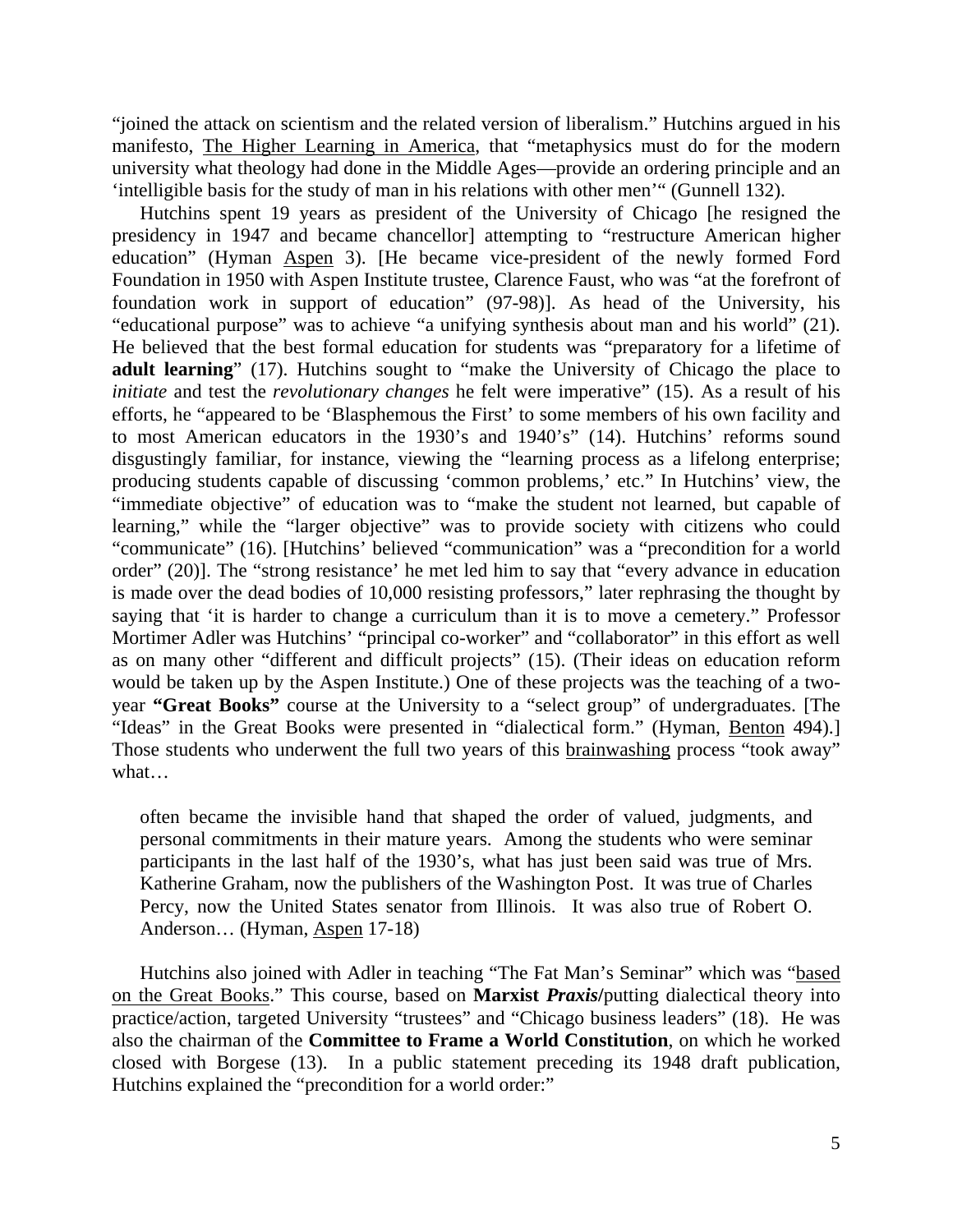"joined the attack on scientism and the related version of liberalism." Hutchins argued in his manifesto, <u>The Higher Learning in America</u>, that "metaphysics must do for the modern university what theology had done in the Middle Ages—provide an ordering principle and an 'intelligible basis for the study of man in his relations with other men'" (Gunnell 132).

Hutchins spent 19 years as president of the University of Chicago [he resigned the presidency in 1947 and became chancellor] attempting to "restructure American higher education" (Hyman <u>Aspen</u> 3). [He became vice-president of the newly formed Ford Foundation in 1950 with Aspen Institute trustee, Clarence Faust, who was "at the forefront of foundation work in support of education" (97-98)]. As head of the University, his "educational purpose" was to achieve "a unifying synthesis about man and his world" (21). He believed that the best formal education for students was "preparatory for a lifetime of **adult learning**" (17). Hutchins sought to "make the University of Chicago the place to *initiate* and test the *revolutionary changes* he felt were imperative" (15). As a result of his efforts, he "appeared to be 'Blasphemous the First' to some members of his own facility and to most American educators in the 1930's and 1940's" (14). Hutchins' reforms sound disgustingly familiar, for instance, viewing the "learning process as a lifelong enterprise; producing students capable of discussing 'common problems,' etc." In Hutchins' view, the "immediate objective" of education was to "make the student not learned, but capable of learning," while the "larger objective" was to provide society with citizens who could "communicate" (16). [Hutchins' believed "communication" was a "precondition for a world order" (20)]. The "strong resistance' he met led him to say that "every advance in education is made over the dead bodies of 10,000 resisting professors," later rephrasing the thought by saying that 'it is harder to change a curriculum than it is to move a cemetery." Professor Mortimer Adler was Hutchins' "principal co-worker" and "collaborator" in this effort as well as on many other "different and difficult projects" (15). (Their ideas on education reform would be taken up by the Aspen Institute.) One of these projects was the teaching of a two-year **"Great Books"** course at the University to a "select group" of undergraduates. [The "Ideas" in the Great Books were presented in "dialectical form." (Hyman, <u>Benton</u> 494).] Those students who underwent the full two years of this <u>brainwashing</u> process "took away" what…

> often became the invisible hand that shaped the order of valued, judgments, and personal commitments in their mature years. Among the students who were seminar participants in the last half of the 1930's, what has just been said was true of Mrs. Katherine Graham, now the publishers of the Washington Post. It was true of Charles Percy, now the United States senator from Illinois. It was also true of Robert O. Anderson… (Hyman, <u>Aspen</u> 17-18)

Hutchins also joined with Adler in teaching "The Fat Man's Seminar" which was "<u>based on the Great Books</u>." This course, based on **Marxist *Praxis*/**putting dialectical theory into practice/action, targeted University "trustees" and "Chicago business leaders" (18). He was also the chairman of the **Committee to Frame a World Constitution**, on which he worked closed with Borgese (13). In a public statement preceding its 1948 draft publication, Hutchins explained the "precondition for a world order:"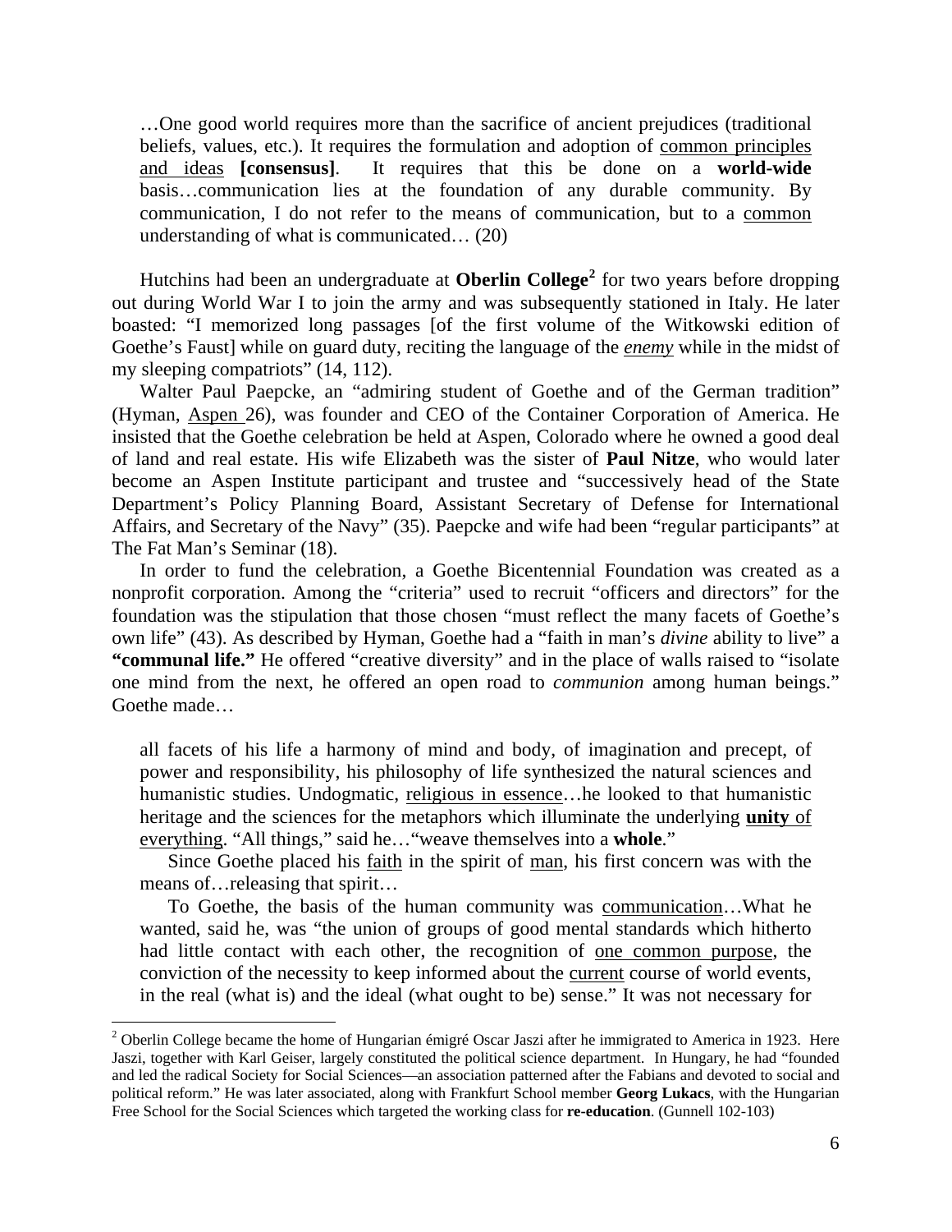> …One good world requires more than the sacrifice of ancient prejudices (traditional beliefs, values, etc.). It requires the formulation and adoption of <u>common principles and ideas</u> **[consensus]**. It requires that this be done on a **world-wide** basis…communication lies at the foundation of any durable community. By communication, I do not refer to the means of communication, but to a <u>common</u> understanding of what is communicated… (20)

Hutchins had been an undergraduate at **Oberlin College**[2] for two years before dropping out during World War I to join the army and was subsequently stationed in Italy. He later boasted: "I memorized long passages [of the first volume of the Witkowski edition of Goethe's Faust] while on guard duty, reciting the language of the ***<u>enemy</u>*** while in the midst of my sleeping compatriots" (14, 112).

Walter Paul Paepcke, an "admiring student of Goethe and of the German tradition" (Hyman, <u>Aspen</u> 26), was founder and CEO of the Container Corporation of America. He insisted that the Goethe celebration be held at Aspen, Colorado where he owned a good deal of land and real estate. His wife Elizabeth was the sister of **Paul Nitze**, who would later become an Aspen Institute participant and trustee and "successively head of the State Department's Policy Planning Board, Assistant Secretary of Defense for International Affairs, and Secretary of the Navy" (35). Paepcke and wife had been "regular participants" at The Fat Man's Seminar (18).

In order to fund the celebration, a Goethe Bicentennial Foundation was created as a nonprofit corporation. Among the "criteria" used to recruit "officers and directors" for the foundation was the stipulation that those chosen "must reflect the many facets of Goethe's own life" (43). As described by Hyman, Goethe had a "faith in man's *divine* ability to live" a **"communal life."** He offered "creative diversity" and in the place of walls raised to "isolate one mind from the next, he offered an open road to *communion* among human beings." Goethe made…

> all facets of his life a harmony of mind and body, of imagination and precept, of power and responsibility, his philosophy of life synthesized the natural sciences and humanistic studies. Undogmatic, <u>religious in essence</u>…he looked to that humanistic heritage and the sciences for the metaphors which illuminate the underlying **<u>unity</u>** <u>of everything</u>. "All things," said he…"weave themselves into a **whole**."
>
> Since Goethe placed his <u>faith</u> in the spirit of <u>man</u>, his first concern was with the means of…releasing that spirit…
>
> To Goethe, the basis of the human community was <u>communication</u>…What he wanted, said he, was "the union of groups of good mental standards which hitherto had little contact with each other, the recognition of <u>one common purpose</u>, the conviction of the necessity to keep informed about the <u>current</u> course of world events, in the real (what is) and the ideal (what ought to be) sense." It was not necessary for

---

[2] Oberlin College became the home of Hungarian émigré Oscar Jaszi after he immigrated to America in 1923. Here Jaszi, together with Karl Geiser, largely constituted the political science department. In Hungary, he had "founded and led the radical Society for Social Sciences—an association patterned after the Fabians and devoted to social and political reform." He was later associated, along with Frankfurt School member **Georg Lukacs**, with the Hungarian Free School for the Social Sciences which targeted the working class for **re-education**. (Gunnell 102-103)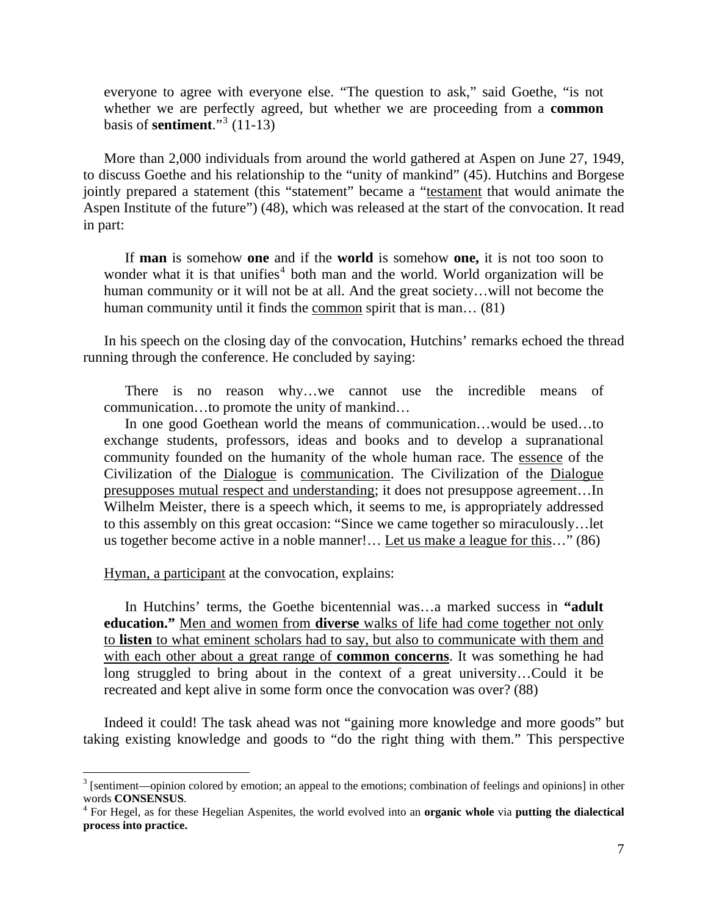> everyone to agree with everyone else. "The question to ask," said Goethe, "is not whether we are perfectly agreed, but whether we are proceeding from a **common** basis of **sentiment**."[3] (11-13)

More than 2,000 individuals from around the world gathered at Aspen on June 27, 1949, to discuss Goethe and his relationship to the "unity of mankind" (45). Hutchins and Borgese jointly prepared a statement (this "statement" became a "<u>testament</u> that would animate the Aspen Institute of the future") (48), which was released at the start of the convocation. It read in part:

> If **man** is somehow **one** and if the **world** is somehow **one,** it is not too soon to wonder what it is that unifies[4] both man and the world. World organization will be human community or it will not be at all. And the great society…will not become the human community until it finds the <u>common</u> spirit that is man… (81)

In his speech on the closing day of the convocation, Hutchins' remarks echoed the thread running through the conference. He concluded by saying:

> There is no reason why…we cannot use the incredible means of communication…to promote the unity of mankind…
>
> In one good Goethean world the means of communication…would be used…to exchange students, professors, ideas and books and to develop a supranational community founded on the humanity of the whole human race. The <u>essence</u> of the Civilization of the <u>Dialogue</u> is <u>communication</u>. The Civilization of the <u>Dialogue presupposes mutual respect and understanding</u>; it does not presuppose agreement…In Wilhelm Meister, there is a speech which, it seems to me, is appropriately addressed to this assembly on this great occasion: "Since we came together so miraculously…let us together become active in a noble manner!… <u>Let us make a league for this</u>…" (86)

<u>Hyman, a participant</u> at the convocation, explains:

> In Hutchins' terms, the Goethe bicentennial was…a marked success in **"adult education."** <u>Men and women from **diverse** walks of life had come together not only to **listen** to what eminent scholars had to say, but also to communicate with them and with each other about a great range of **common concerns**</u>. It was something he had long struggled to bring about in the context of a great university…Could it be recreated and kept alive in some form once the convocation was over? (88)

Indeed it could! The task ahead was not "gaining more knowledge and more goods" but taking existing knowledge and goods to "do the right thing with them." This perspective

---

[3] [sentiment—opinion colored by emotion; an appeal to the emotions; combination of feelings and opinions] in other words **CONSENSUS**.

[4] For Hegel, as for these Hegelian Aspenites, the world evolved into an **organic whole** via **putting the dialectical process into practice.**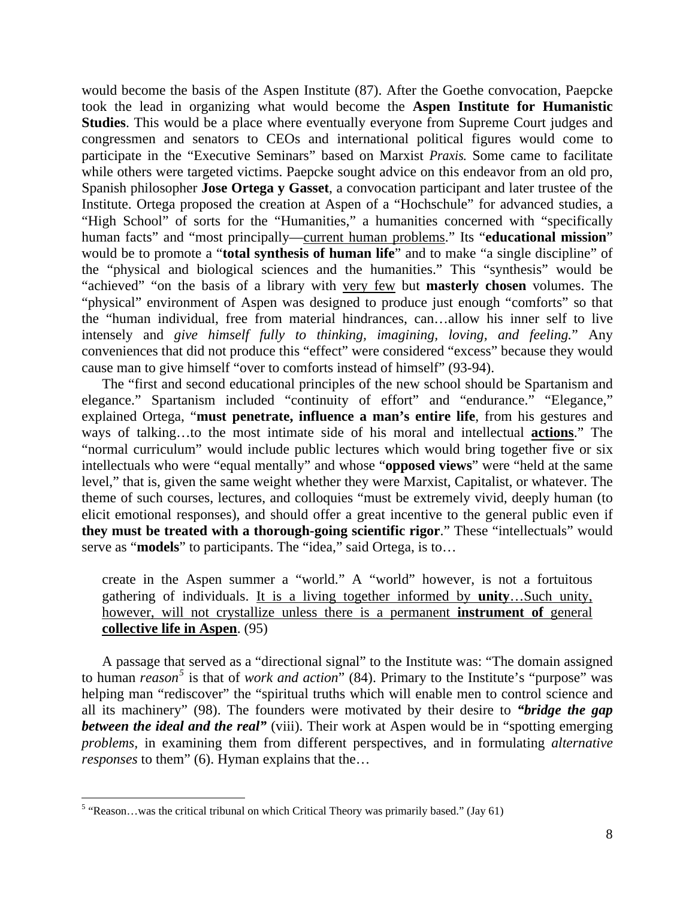would become the basis of the Aspen Institute (87). After the Goethe convocation, Paepcke took the lead in organizing what would become the **Aspen Institute for Humanistic Studies**. This would be a place where eventually everyone from Supreme Court judges and congressmen and senators to CEOs and international political figures would come to participate in the "Executive Seminars" based on Marxist *Praxis*. Some came to facilitate while others were targeted victims. Paepcke sought advice on this endeavor from an old pro, Spanish philosopher **Jose Ortega y Gasset**, a convocation participant and later trustee of the Institute. Ortega proposed the creation at Aspen of a "Hochschule" for advanced studies, a "High School" of sorts for the "Humanities," a humanities concerned with "specifically human facts" and "most principally—<u>current human problems</u>." Its "**educational mission**" would be to promote a "**total synthesis of human life**" and to make "a single discipline" of the "physical and biological sciences and the humanities." This "synthesis" would be "achieved" "on the basis of a library with <u>very few</u> but **masterly chosen** volumes. The "physical" environment of Aspen was designed to produce just enough "comforts" so that the "human individual, free from material hindrances, can…allow his inner self to live intensely and *give himself fully to thinking, imagining, loving, and feeling.*" Any conveniences that did not produce this "effect" were considered "excess" because they would cause man to give himself "over to comforts instead of himself" (93-94).

The "first and second educational principles of the new school should be Spartanism and elegance." Spartanism included "continuity of effort" and "endurance." "Elegance," explained Ortega, "**must penetrate, influence a man's entire life**, from his gestures and ways of talking…to the most intimate side of his moral and intellectual **<u>actions</u>**." The "normal curriculum" would include public lectures which would bring together five or six intellectuals who were "equal mentally" and whose "**opposed views**" were "held at the same level," that is, given the same weight whether they were Marxist, Capitalist, or whatever. The theme of such courses, lectures, and colloquies "must be extremely vivid, deeply human (to elicit emotional responses), and should offer a great incentive to the general public even if **they must be treated with a thorough-going scientific rigor**." These "intellectuals" would serve as "**models**" to participants. The "idea," said Ortega, is to…

> create in the Aspen summer a "world." A "world" however, is not a fortuitous gathering of individuals. <u>It is a living together informed by **unity**…Such unity, however, will not crystallize unless there is a permanent **instrument of** general **collective life in Aspen**</u>. (95)

A passage that served as a "directional signal" to the Institute was: "The domain assigned to human *reason*[5] is that of *work and action*" (84). Primary to the Institute's "purpose" was helping man "rediscover" the "spiritual truths which will enable men to control science and all its machinery" (98). The founders were motivated by their desire to ***"bridge the gap between the ideal and the real"*** (viii). Their work at Aspen would be in "spotting emerging *problems*, in examining them from different perspectives, and in formulating *alternative responses* to them" (6). Hyman explains that the…

---

[5] "Reason…was the critical tribunal on which Critical Theory was primarily based." (Jay 61)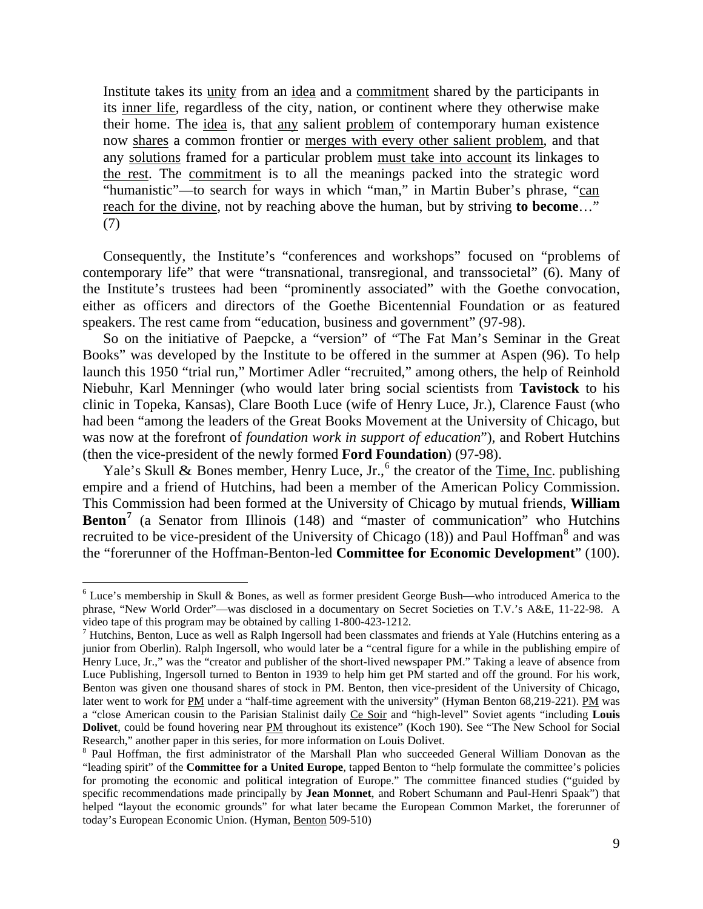> Institute takes its unity from an idea and a commitment shared by the participants in its inner life, regardless of the city, nation, or continent where they otherwise make their home. The idea is, that any salient problem of contemporary human existence now shares a common frontier or merges with every other salient problem, and that any solutions framed for a particular problem must take into account its linkages to the rest. The commitment is to all the meanings packed into the strategic word "humanistic"—to search for ways in which "man," in Martin Buber's phrase, "can reach for the divine, not by reaching above the human, but by striving **to become**…" (7)

Consequently, the Institute's "conferences and workshops" focused on "problems of contemporary life" that were "transnational, transregional, and transsocietal" (6). Many of the Institute's trustees had been "prominently associated" with the Goethe convocation, either as officers and directors of the Goethe Bicentennial Foundation or as featured speakers. The rest came from "education, business and government" (97-98).

So on the initiative of Paepcke, a "version" of "The Fat Man's Seminar in the Great Books" was developed by the Institute to be offered in the summer at Aspen (96). To help launch this 1950 "trial run," Mortimer Adler "recruited," among others, the help of Reinhold Niebuhr, Karl Menninger (who would later bring social scientists from **Tavistock** to his clinic in Topeka, Kansas), Clare Booth Luce (wife of Henry Luce, Jr.), Clarence Faust (who had been "among the leaders of the Great Books Movement at the University of Chicago, but was now at the forefront of *foundation work in support of education*"), and Robert Hutchins (then the vice-president of the newly formed **Ford Foundation**) (97-98).

Yale's Skull & Bones member, Henry Luce, Jr.,[6] the creator of the Time, Inc. publishing empire and a friend of Hutchins, had been a member of the American Policy Commission. This Commission had been formed at the University of Chicago by mutual friends, **William Benton**[7] (a Senator from Illinois (148) and "master of communication" who Hutchins recruited to be vice-president of the University of Chicago (18)) and Paul Hoffman[8] and was the "forerunner of the Hoffman-Benton-led **Committee for Economic Development**" (100).

---

[6] Luce's membership in Skull & Bones, as well as former president George Bush—who introduced America to the phrase, "New World Order"—was disclosed in a documentary on Secret Societies on T.V.'s A&E, 11-22-98. A video tape of this program may be obtained by calling 1-800-423-1212.

[7] Hutchins, Benton, Luce as well as Ralph Ingersoll had been classmates and friends at Yale (Hutchins entering as a junior from Oberlin). Ralph Ingersoll, who would later be a "central figure for a while in the publishing empire of Henry Luce, Jr.," was the "creator and publisher of the short-lived newspaper PM." Taking a leave of absence from Luce Publishing, Ingersoll turned to Benton in 1939 to help him get PM started and off the ground. For his work, Benton was given one thousand shares of stock in PM. Benton, then vice-president of the University of Chicago, later went to work for PM under a "half-time agreement with the university" (Hyman Benton 68,219-221). PM was a "close American cousin to the Parisian Stalinist daily Ce Soir and "high-level" Soviet agents "including **Louis Dolivet**, could be found hovering near PM throughout its existence" (Koch 190). See "The New School for Social Research," another paper in this series, for more information on Louis Dolivet.

[8] Paul Hoffman, the first administrator of the Marshall Plan who succeeded General William Donovan as the "leading spirit" of the **Committee for a United Europe**, tapped Benton to "help formulate the committee's policies for promoting the economic and political integration of Europe." The committee financed studies ("guided by specific recommendations made principally by **Jean Monnet**, and Robert Schumann and Paul-Henri Spaak") that helped "layout the economic grounds" for what later became the European Common Market, the forerunner of today's European Economic Union. (Hyman, Benton 509-510)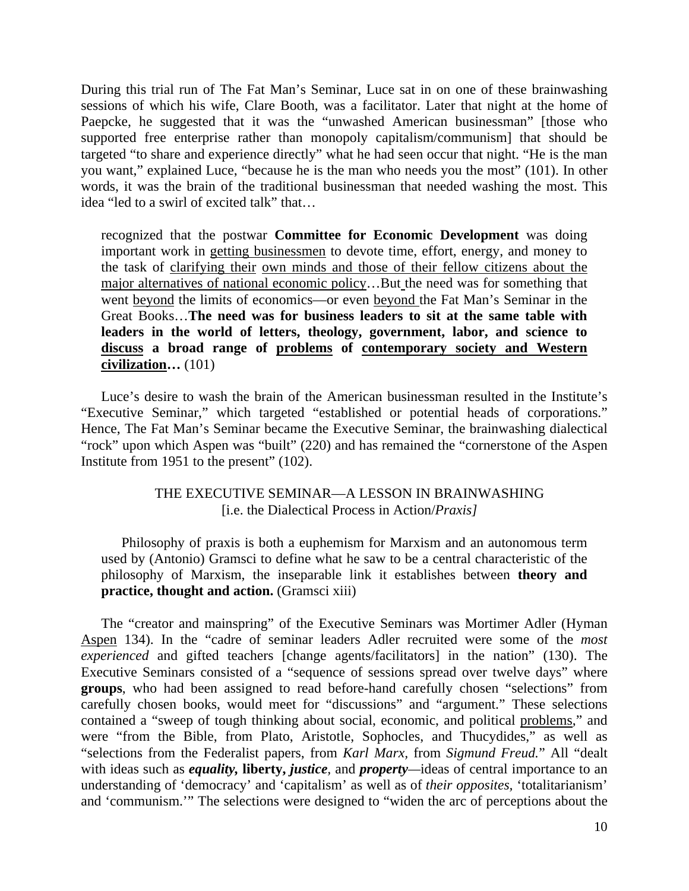During this trial run of The Fat Man's Seminar, Luce sat in on one of these brainwashing sessions of which his wife, Clare Booth, was a facilitator. Later that night at the home of Paepcke, he suggested that it was the "unwashed American businessman" [those who supported free enterprise rather than monopoly capitalism/communism] that should be targeted "to share and experience directly" what he had seen occur that night. "He is the man you want," explained Luce, "because he is the man who needs you the most" (101). In other words, it was the brain of the traditional businessman that needed washing the most. This idea "led to a swirl of excited talk" that…

> recognized that the postwar **Committee for Economic Development** was doing important work in <u>getting businessmen</u> to devote time, effort, energy, and money to the task of <u>clarifying their</u> <u>own minds and those of their fellow citizens about the major alternatives of national economic policy</u>…But the need was for something that went <u>beyond</u> the limits of economics—or even <u>beyond</u> the Fat Man's Seminar in the Great Books…**The need was for business leaders to sit at the same table with leaders in the world of letters, theology, government, labor, and science to <u>discuss</u> a broad range of <u>problems</u> of <u>contemporary society and Western civilization</u>…** (101)

Luce's desire to wash the brain of the American businessman resulted in the Institute's "Executive Seminar," which targeted "established or potential heads of corporations." Hence, The Fat Man's Seminar became the Executive Seminar, the brainwashing dialectical "rock" upon which Aspen was "built" (220) and has remained the "cornerstone of the Aspen Institute from 1951 to the present" (102).

## THE EXECUTIVE SEMINAR—A LESSON IN BRAINWASHING
### [i.e. the Dialectical Process in Action/*Praxis]*

> Philosophy of praxis is both a euphemism for Marxism and an autonomous term used by (Antonio) Gramsci to define what he saw to be a central characteristic of the philosophy of Marxism, the inseparable link it establishes between **theory and practice, thought and action.** (Gramsci xiii)

The "creator and mainspring" of the Executive Seminars was Mortimer Adler (Hyman <u>Aspen</u> 134). In the "cadre of seminar leaders Adler recruited were some of the *most experienced* and gifted teachers [change agents/facilitators] in the nation" (130). The Executive Seminars consisted of a "sequence of sessions spread over twelve days" where **groups**, who had been assigned to read before-hand carefully chosen "selections" from carefully chosen books, would meet for "discussions" and "argument." These selections contained a "sweep of tough thinking about social, economic, and political <u>problems</u>," and were "from the Bible, from Plato, Aristotle, Sophocles, and Thucydides," as well as "selections from the Federalist papers, from *Karl Marx*, from *Sigmund Freud.*" All "dealt with ideas such as ***equality,*** **liberty,** ***justice***, and ***property***—ideas of central importance to an understanding of 'democracy' and 'capitalism' as well as of *their opposites*, 'totalitarianism' and 'communism.'" The selections were designed to "widen the arc of perceptions about the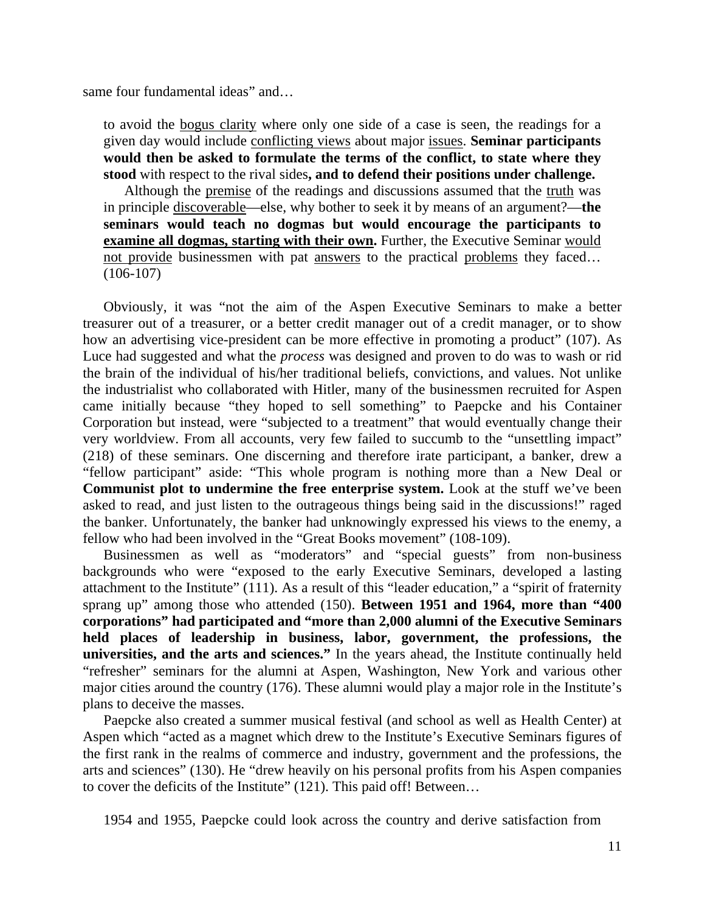same four fundamental ideas" and…

> to avoid the <u>bogus clarity</u> where only one side of a case is seen, the readings for a given day would include <u>conflicting views</u> about major <u>issues</u>. **Seminar participants would then be asked to formulate the terms of the conflict, to state where they stood** with respect to the rival sides**, and to defend their positions under challenge.**
>
> Although the <u>premise</u> of the readings and discussions assumed that the <u>truth</u> was in principle <u>discoverable</u>—else, why bother to seek it by means of an argument?—**the seminars would teach no dogmas but would encourage the participants to <u>examine all dogmas, starting with their own</u>.** Further, the Executive Seminar <u>would not provide</u> businessmen with pat <u>answers</u> to the practical <u>problems</u> they faced… (106-107)

Obviously, it was "not the aim of the Aspen Executive Seminars to make a better treasurer out of a treasurer, or a better credit manager out of a credit manager, or to show how an advertising vice-president can be more effective in promoting a product" (107). As Luce had suggested and what the *process* was designed and proven to do was to wash or rid the brain of the individual of his/her traditional beliefs, convictions, and values. Not unlike the industrialist who collaborated with Hitler, many of the businessmen recruited for Aspen came initially because "they hoped to sell something" to Paepcke and his Container Corporation but instead, were "subjected to a treatment" that would eventually change their very worldview. From all accounts, very few failed to succumb to the "unsettling impact" (218) of these seminars. One discerning and therefore irate participant, a banker, drew a "fellow participant" aside: "This whole program is nothing more than a New Deal or **Communist plot to undermine the free enterprise system.** Look at the stuff we've been asked to read, and just listen to the outrageous things being said in the discussions!" raged the banker. Unfortunately, the banker had unknowingly expressed his views to the enemy, a fellow who had been involved in the "Great Books movement" (108-109).

Businessmen as well as "moderators" and "special guests" from non-business backgrounds who were "exposed to the early Executive Seminars, developed a lasting attachment to the Institute" (111). As a result of this "leader education," a "spirit of fraternity sprang up" among those who attended (150). **Between 1951 and 1964, more than "400 corporations" had participated and "more than 2,000 alumni of the Executive Seminars held places of leadership in business, labor, government, the professions, the universities, and the arts and sciences."** In the years ahead, the Institute continually held "refresher" seminars for the alumni at Aspen, Washington, New York and various other major cities around the country (176). These alumni would play a major role in the Institute's plans to deceive the masses.

Paepcke also created a summer musical festival (and school as well as Health Center) at Aspen which "acted as a magnet which drew to the Institute's Executive Seminars figures of the first rank in the realms of commerce and industry, government and the professions, the arts and sciences" (130). He "drew heavily on his personal profits from his Aspen companies to cover the deficits of the Institute" (121). This paid off! Between…

> 1954 and 1955, Paepcke could look across the country and derive satisfaction from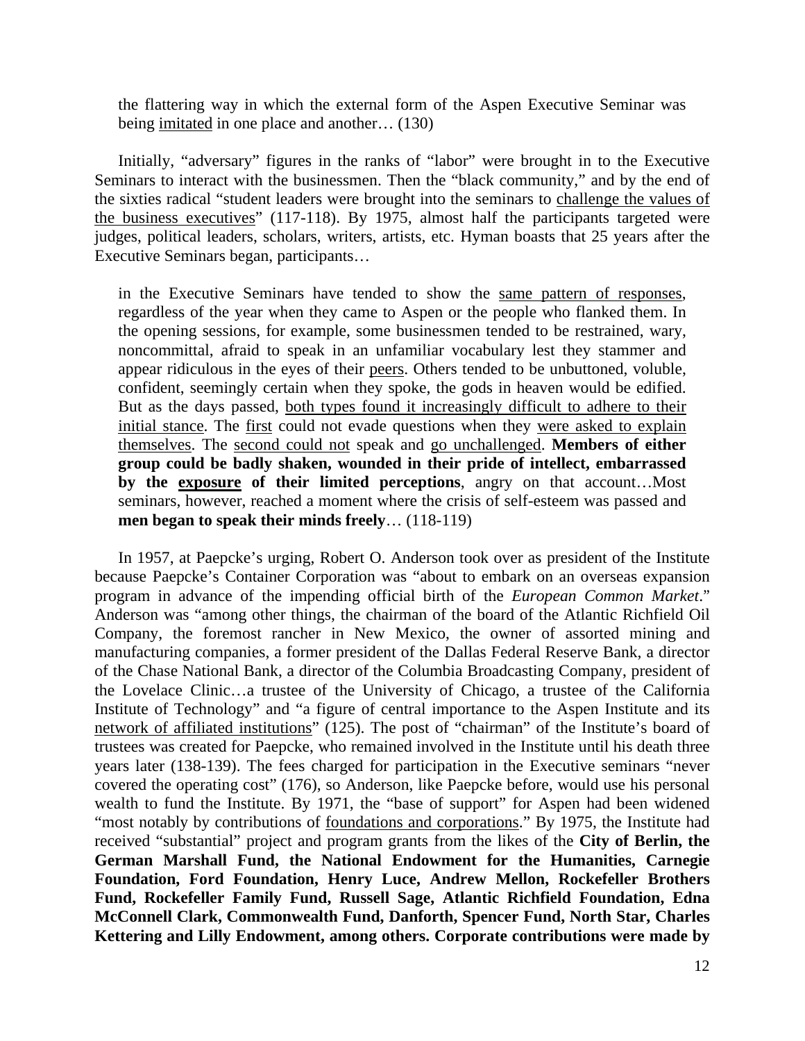> the flattering way in which the external form of the Aspen Executive Seminar was being <u>imitated</u> in one place and another… (130)

Initially, "adversary" figures in the ranks of "labor" were brought in to the Executive Seminars to interact with the businessmen. Then the "black community," and by the end of the sixties radical "student leaders were brought into the seminars to <u>challenge the values of the business executives</u>" (117-118). By 1975, almost half the participants targeted were judges, political leaders, scholars, writers, artists, etc. Hyman boasts that 25 years after the Executive Seminars began, participants…

> in the Executive Seminars have tended to show the <u>same pattern of responses</u>, regardless of the year when they came to Aspen or the people who flanked them. In the opening sessions, for example, some businessmen tended to be restrained, wary, noncommittal, afraid to speak in an unfamiliar vocabulary lest they stammer and appear ridiculous in the eyes of their <u>peers</u>. Others tended to be unbuttoned, voluble, confident, seemingly certain when they spoke, the gods in heaven would be edified. But as the days passed, <u>both types found it increasingly difficult to adhere to their initial stance</u>. The <u>first</u> could not evade questions when they <u>were asked to explain themselves</u>. The <u>second could not</u> speak and <u>go unchallenged</u>. **Members of either group could be badly shaken, wounded in their pride of intellect, embarrassed by the <u>exposure</u> of their limited perceptions**, angry on that account…Most seminars, however, reached a moment where the crisis of self-esteem was passed and **men began to speak their minds freely**… (118-119)

In 1957, at Paepcke's urging, Robert O. Anderson took over as president of the Institute because Paepcke's Container Corporation was "about to embark on an overseas expansion program in advance of the impending official birth of the *European Common Market*." Anderson was "among other things, the chairman of the board of the Atlantic Richfield Oil Company, the foremost rancher in New Mexico, the owner of assorted mining and manufacturing companies, a former president of the Dallas Federal Reserve Bank, a director of the Chase National Bank, a director of the Columbia Broadcasting Company, president of the Lovelace Clinic…a trustee of the University of Chicago, a trustee of the California Institute of Technology" and "a figure of central importance to the Aspen Institute and its <u>network of affiliated institutions</u>" (125). The post of "chairman" of the Institute's board of trustees was created for Paepcke, who remained involved in the Institute until his death three years later (138-139). The fees charged for participation in the Executive seminars "never covered the operating cost" (176), so Anderson, like Paepcke before, would use his personal wealth to fund the Institute. By 1971, the "base of support" for Aspen had been widened "most notably by contributions of <u>foundations and corporations</u>." By 1975, the Institute had received "substantial" project and program grants from the likes of the **City of Berlin, the German Marshall Fund, the National Endowment for the Humanities, Carnegie Foundation, Ford Foundation, Henry Luce, Andrew Mellon, Rockefeller Brothers Fund, Rockefeller Family Fund, Russell Sage, Atlantic Richfield Foundation, Edna McConnell Clark, Commonwealth Fund, Danforth, Spencer Fund, North Star, Charles Kettering and Lilly Endowment, among others. Corporate contributions were made by**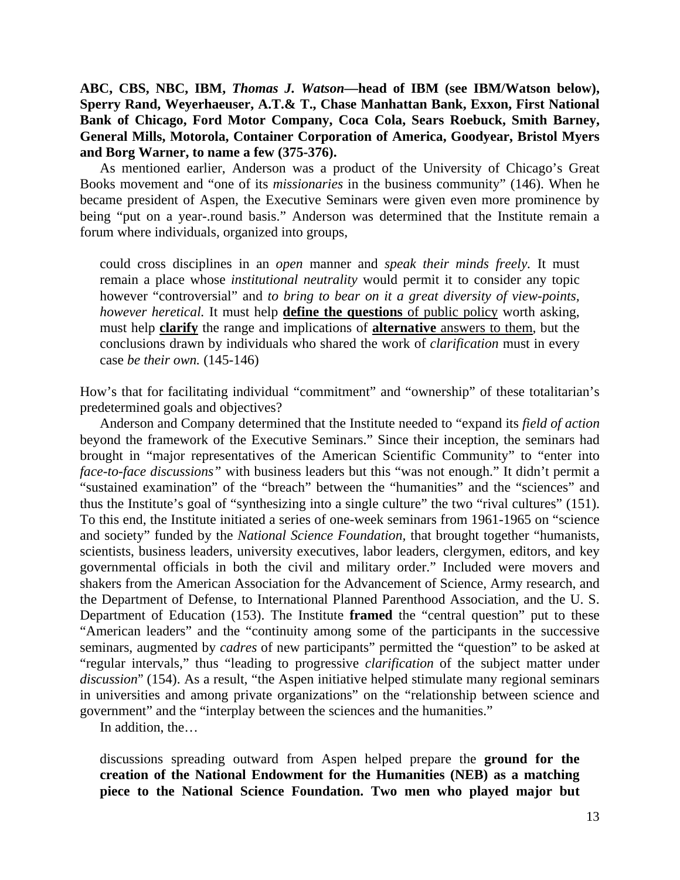**ABC, CBS, NBC, IBM, *Thomas J. Watson*—head of IBM (see IBM/Watson below), Sperry Rand, Weyerhaeuser, A.T.& T., Chase Manhattan Bank, Exxon, First National Bank of Chicago, Ford Motor Company, Coca Cola, Sears Roebuck, Smith Barney, General Mills, Motorola, Container Corporation of America, Goodyear, Bristol Myers and Borg Warner, to name a few (375-376).**

As mentioned earlier, Anderson was a product of the University of Chicago's Great Books movement and "one of its *missionaries* in the business community" (146). When he became president of Aspen, the Executive Seminars were given even more prominence by being "put on a year-.round basis." Anderson was determined that the Institute remain a forum where individuals, organized into groups,

> could cross disciplines in an *open* manner and *speak their minds freely.* It must remain a place whose *institutional neutrality* would permit it to consider any topic however "controversial" and *to bring to bear on it a great diversity of view-points, however heretical.* It must help **<u>define the questions</u>** <u>of public policy</u> worth asking, must help **<u>clarify</u>** the range and implications of **<u>alternative</u>** <u>answers to them</u>, but the conclusions drawn by individuals who shared the work of *clarification* must in every case *be their own.* (145-146)

How's that for facilitating individual "commitment" and "ownership" of these totalitarian's predetermined goals and objectives?

Anderson and Company determined that the Institute needed to "expand its *field of action* beyond the framework of the Executive Seminars." Since their inception, the seminars had brought in "major representatives of the American Scientific Community" to "enter into *face-to-face discussions"* with business leaders but this "was not enough." It didn't permit a "sustained examination" of the "breach" between the "humanities" and the "sciences" and thus the Institute's goal of "synthesizing into a single culture" the two "rival cultures" (151). To this end, the Institute initiated a series of one-week seminars from 1961-1965 on "science and society" funded by the *National Science Foundation*, that brought together "humanists, scientists, business leaders, university executives, labor leaders, clergymen, editors, and key governmental officials in both the civil and military order." Included were movers and shakers from the American Association for the Advancement of Science, Army research, and the Department of Defense, to International Planned Parenthood Association, and the U. S. Department of Education (153). The Institute **framed** the "central question" put to these "American leaders" and the "continuity among some of the participants in the successive seminars, augmented by *cadres* of new participants" permitted the "question" to be asked at "regular intervals," thus "leading to progressive *clarification* of the subject matter under *discussion*" (154). As a result, "the Aspen initiative helped stimulate many regional seminars in universities and among private organizations" on the "relationship between science and government" and the "interplay between the sciences and the humanities."

In addition, the…

> discussions spreading outward from Aspen helped prepare the **ground for the creation of the National Endowment for the Humanities (NEB) as a matching piece to the National Science Foundation. Two men who played major but**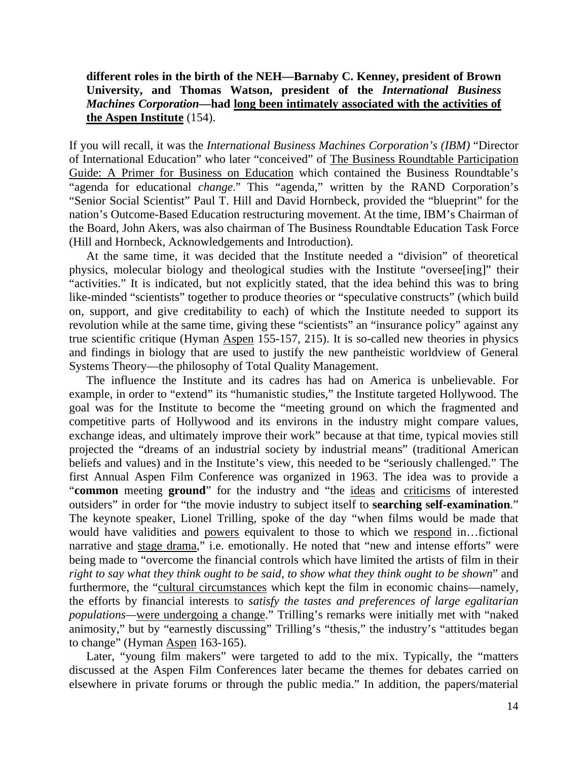**different roles in the birth of the NEH—Barnaby C. Kenney, president of Brown University, and Thomas Watson, president of the *International Business Machines Corporation*—had <u>long been intimately associated with the activities of the Aspen Institute</u>** (154).

If you will recall, it was the *International Business Machines Corporation's (IBM)* "Director of International Education" who later "conceived" of <u>The Business Roundtable Participation Guide: A Primer for Business on Education</u> which contained the Business Roundtable's "agenda for educational *change*." This "agenda," written by the RAND Corporation's "Senior Social Scientist" Paul T. Hill and David Hornbeck, provided the "blueprint" for the nation's Outcome-Based Education restructuring movement. At the time, IBM's Chairman of the Board, John Akers, was also chairman of The Business Roundtable Education Task Force (Hill and Hornbeck, Acknowledgements and Introduction).

At the same time, it was decided that the Institute needed a "division" of theoretical physics, molecular biology and theological studies with the Institute "oversee[ing]" their "activities." It is indicated, but not explicitly stated, that the idea behind this was to bring like-minded "scientists" together to produce theories or "speculative constructs" (which build on, support, and give creditability to each) of which the Institute needed to support its revolution while at the same time, giving these "scientists" an "insurance policy" against any true scientific critique (Hyman <u>Aspen</u> 155-157, 215). It is so-called new theories in physics and findings in biology that are used to justify the new pantheistic worldview of General Systems Theory—the philosophy of Total Quality Management.

The influence the Institute and its cadres has had on America is unbelievable. For example, in order to "extend" its "humanistic studies," the Institute targeted Hollywood. The goal was for the Institute to become the "meeting ground on which the fragmented and competitive parts of Hollywood and its environs in the industry might compare values, exchange ideas, and ultimately improve their work" because at that time, typical movies still projected the "dreams of an industrial society by industrial means" (traditional American beliefs and values) and in the Institute's view, this needed to be "seriously challenged." The first Annual Aspen Film Conference was organized in 1963. The idea was to provide a "**common** meeting **ground**" for the industry and "the <u>ideas</u> and <u>criticisms</u> of interested outsiders" in order for "the movie industry to subject itself to **searching self-examination**." The keynote speaker, Lionel Trilling, spoke of the day "when films would be made that would have validities and <u>powers</u> equivalent to those to which we <u>respond</u> in…fictional narrative and <u>stage drama</u>," i.e. emotionally. He noted that "new and intense efforts" were being made to "overcome the financial controls which have limited the artists of film in their *right to say what they think ought to be said*, *to show what they think ought to be shown*" and furthermore, the "<u>cultural circumstances</u> which kept the film in economic chains—namely, the efforts by financial interests to *satisfy the tastes and preferences of large egalitarian populations*—<u>were undergoing a change</u>." Trilling's remarks were initially met with "naked animosity," but by "earnestly discussing" Trilling's "thesis," the industry's "attitudes began to change" (Hyman <u>Aspen</u> 163-165).

Later, "young film makers" were targeted to add to the mix. Typically, the "matters discussed at the Aspen Film Conferences later became the themes for debates carried on elsewhere in private forums or through the public media." In addition, the papers/material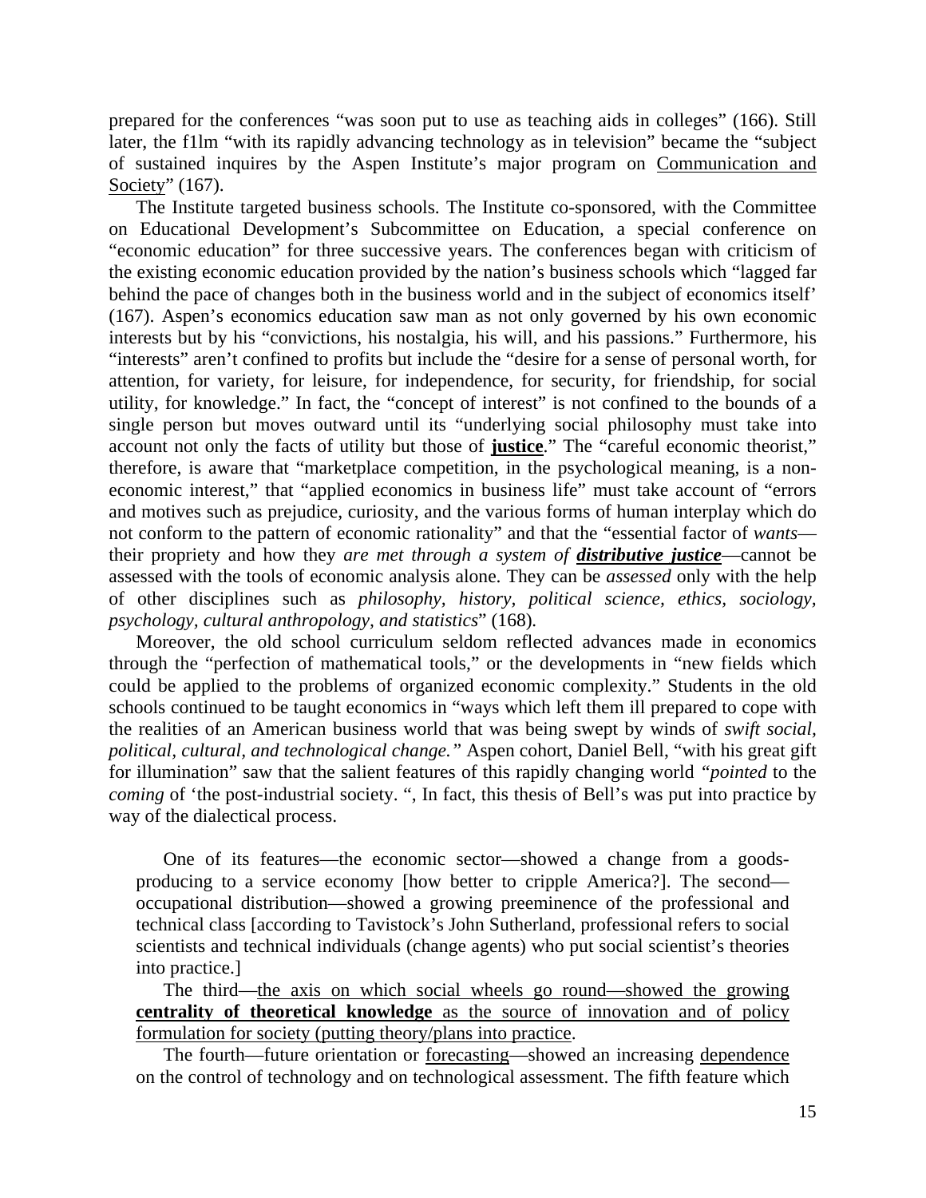prepared for the conferences "was soon put to use as teaching aids in colleges" (166). Still later, the f1lm "with its rapidly advancing technology as in television" became the "subject of sustained inquires by the Aspen Institute's major program on <u>Communication and Society</u>" (167).

The Institute targeted business schools. The Institute co-sponsored, with the Committee on Educational Development's Subcommittee on Education, a special conference on "economic education" for three successive years. The conferences began with criticism of the existing economic education provided by the nation's business schools which "lagged far behind the pace of changes both in the business world and in the subject of economics itself' (167). Aspen's economics education saw man as not only governed by his own economic interests but by his "convictions, his nostalgia, his will, and his passions." Furthermore, his "interests" aren't confined to profits but include the "desire for a sense of personal worth, for attention, for variety, for leisure, for independence, for security, for friendship, for social utility, for knowledge." In fact, the "concept of interest" is not confined to the bounds of a single person but moves outward until its "underlying social philosophy must take into account not only the facts of utility but those of <u>**justice**</u>." The "careful economic theorist," therefore, is aware that "marketplace competition, in the psychological meaning, is a non-economic interest," that "applied economics in business life" must take account of "errors and motives such as prejudice, curiosity, and the various forms of human interplay which do not conform to the pattern of economic rationality" and that the "essential factor of *wants*—their propriety and how they *are met through a system of* <u>***distributive justice***</u>—cannot be assessed with the tools of economic analysis alone. They can be *assessed* only with the help of other disciplines such as *philosophy, history, political science, ethics, sociology, psychology, cultural anthropology, and statistics*" (168).

Moreover, the old school curriculum seldom reflected advances made in economics through the "perfection of mathematical tools," or the developments in "new fields which could be applied to the problems of organized economic complexity." Students in the old schools continued to be taught economics in "ways which left them ill prepared to cope with the realities of an American business world that was being swept by winds of *swift social, political, cultural, and technological change.*" Aspen cohort, Daniel Bell, "with his great gift for illumination" saw that the salient features of this rapidly changing world *"pointed* to the *coming* of 'the post-industrial society. ", In fact, this thesis of Bell's was put into practice by way of the dialectical process.

> One of its features—the economic sector—showed a change from a goods-producing to a service economy [how better to cripple America?]. The second—occupational distribution—showed a growing preeminence of the professional and technical class [according to Tavistock's John Sutherland, professional refers to social scientists and technical individuals (change agents) who put social scientist's theories into practice.]
>
> The third—<u>the axis on which social wheels go round—showed the growing **centrality of theoretical knowledge** as the source of innovation and of policy formulation for society (putting theory/plans into practice</u>.
>
> The fourth—future orientation or <u>forecasting</u>—showed an increasing <u>dependence</u> on the control of technology and on technological assessment. The fifth feature which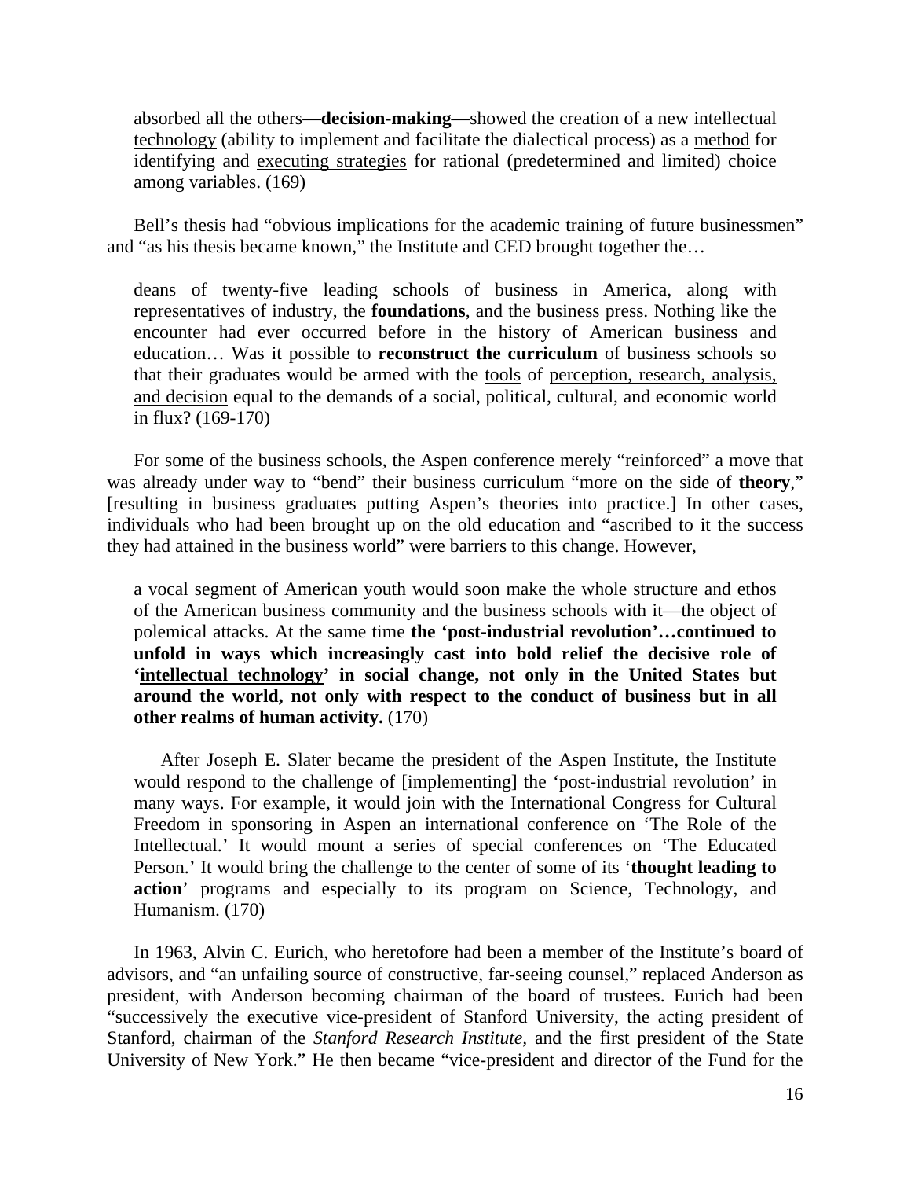> absorbed all the others—**decision-making**—showed the creation of a new <u>intellectual technology</u> (ability to implement and facilitate the dialectical process) as a <u>method</u> for identifying and <u>executing strategies</u> for rational (predetermined and limited) choice among variables. (169)

Bell's thesis had "obvious implications for the academic training of future businessmen" and "as his thesis became known," the Institute and CED brought together the…

> deans of twenty-five leading schools of business in America, along with representatives of industry, the **foundations**, and the business press. Nothing like the encounter had ever occurred before in the history of American business and education… Was it possible to **reconstruct the curriculum** of business schools so that their graduates would be armed with the <u>tools</u> of <u>perception, research, analysis, and decision</u> equal to the demands of a social, political, cultural, and economic world in flux? (169-170)

For some of the business schools, the Aspen conference merely "reinforced" a move that was already under way to "bend" their business curriculum "more on the side of **theory**," [resulting in business graduates putting Aspen's theories into practice.] In other cases, individuals who had been brought up on the old education and "ascribed to it the success they had attained in the business world" were barriers to this change. However,

> a vocal segment of American youth would soon make the whole structure and ethos of the American business community and the business schools with it—the object of polemical attacks. At the same time **the 'post-industrial revolution'…continued to unfold in ways which increasingly cast into bold relief the decisive role of '<u>intellectual technology</u>' in social change, not only in the United States but around the world, not only with respect to the conduct of business but in all other realms of human activity.** (170)
>
> After Joseph E. Slater became the president of the Aspen Institute, the Institute would respond to the challenge of [implementing] the 'post-industrial revolution' in many ways. For example, it would join with the International Congress for Cultural Freedom in sponsoring in Aspen an international conference on 'The Role of the Intellectual.' It would mount a series of special conferences on 'The Educated Person.' It would bring the challenge to the center of some of its '**thought leading to action**' programs and especially to its program on Science, Technology, and Humanism. (170)

In 1963, Alvin C. Eurich, who heretofore had been a member of the Institute's board of advisors, and "an unfailing source of constructive, far-seeing counsel," replaced Anderson as president, with Anderson becoming chairman of the board of trustees. Eurich had been "successively the executive vice-president of Stanford University, the acting president of Stanford, chairman of the *Stanford Research Institute,* and the first president of the State University of New York." He then became "vice-president and director of the Fund for the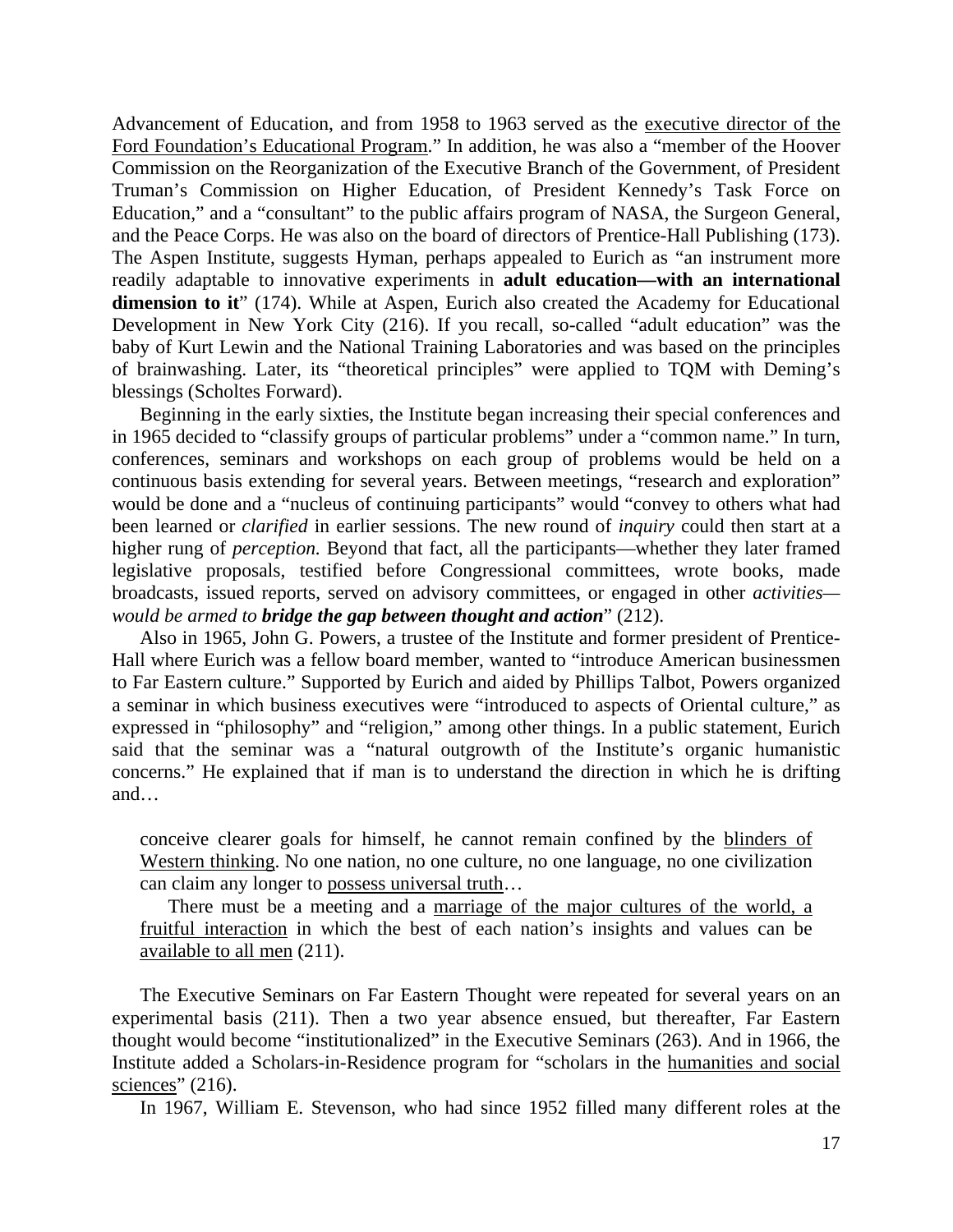Advancement of Education, and from 1958 to 1963 served as the <u>executive director of the Ford Foundation's Educational Program</u>." In addition, he was also a "member of the Hoover Commission on the Reorganization of the Executive Branch of the Government, of President Truman's Commission on Higher Education, of President Kennedy's Task Force on Education," and a "consultant" to the public affairs program of NASA, the Surgeon General, and the Peace Corps. He was also on the board of directors of Prentice-Hall Publishing (173). The Aspen Institute, suggests Hyman, perhaps appealed to Eurich as "an instrument more readily adaptable to innovative experiments in **adult education—with an international dimension to it**" (174). While at Aspen, Eurich also created the Academy for Educational Development in New York City (216). If you recall, so-called "adult education" was the baby of Kurt Lewin and the National Training Laboratories and was based on the principles of brainwashing. Later, its "theoretical principles" were applied to TQM with Deming's blessings (Scholtes Forward).

Beginning in the early sixties, the Institute began increasing their special conferences and in 1965 decided to "classify groups of particular problems" under a "common name." In turn, conferences, seminars and workshops on each group of problems would be held on a continuous basis extending for several years. Between meetings, "research and exploration" would be done and a "nucleus of continuing participants" would "convey to others what had been learned or *clarified* in earlier sessions. The new round of *inquiry* could then start at a higher rung of *perception.* Beyond that fact, all the participants—whether they later framed legislative proposals, testified before Congressional committees, wrote books, made broadcasts, issued reports, served on advisory committees, or engaged in other *activities—would be armed to* ***bridge the gap between thought and action***" (212).

Also in 1965, John G. Powers, a trustee of the Institute and former president of Prentice-Hall where Eurich was a fellow board member, wanted to "introduce American businessmen to Far Eastern culture." Supported by Eurich and aided by Phillips Talbot, Powers organized a seminar in which business executives were "introduced to aspects of Oriental culture," as expressed in "philosophy" and "religion," among other things. In a public statement, Eurich said that the seminar was a "natural outgrowth of the Institute's organic humanistic concerns." He explained that if man is to understand the direction in which he is drifting and…

> conceive clearer goals for himself, he cannot remain confined by the <u>blinders of Western thinking</u>. No one nation, no one culture, no one language, no one civilization can claim any longer to <u>possess universal truth</u>…
>
> There must be a meeting and a <u>marriage of the major cultures of the world, a fruitful interaction</u> in which the best of each nation's insights and values can be <u>available to all men</u> (211).

The Executive Seminars on Far Eastern Thought were repeated for several years on an experimental basis (211). Then a two year absence ensued, but thereafter, Far Eastern thought would become "institutionalized" in the Executive Seminars (263). And in 1966, the Institute added a Scholars-in-Residence program for "scholars in the <u>humanities and social sciences</u>" (216).

In 1967, William E. Stevenson, who had since 1952 filled many different roles at the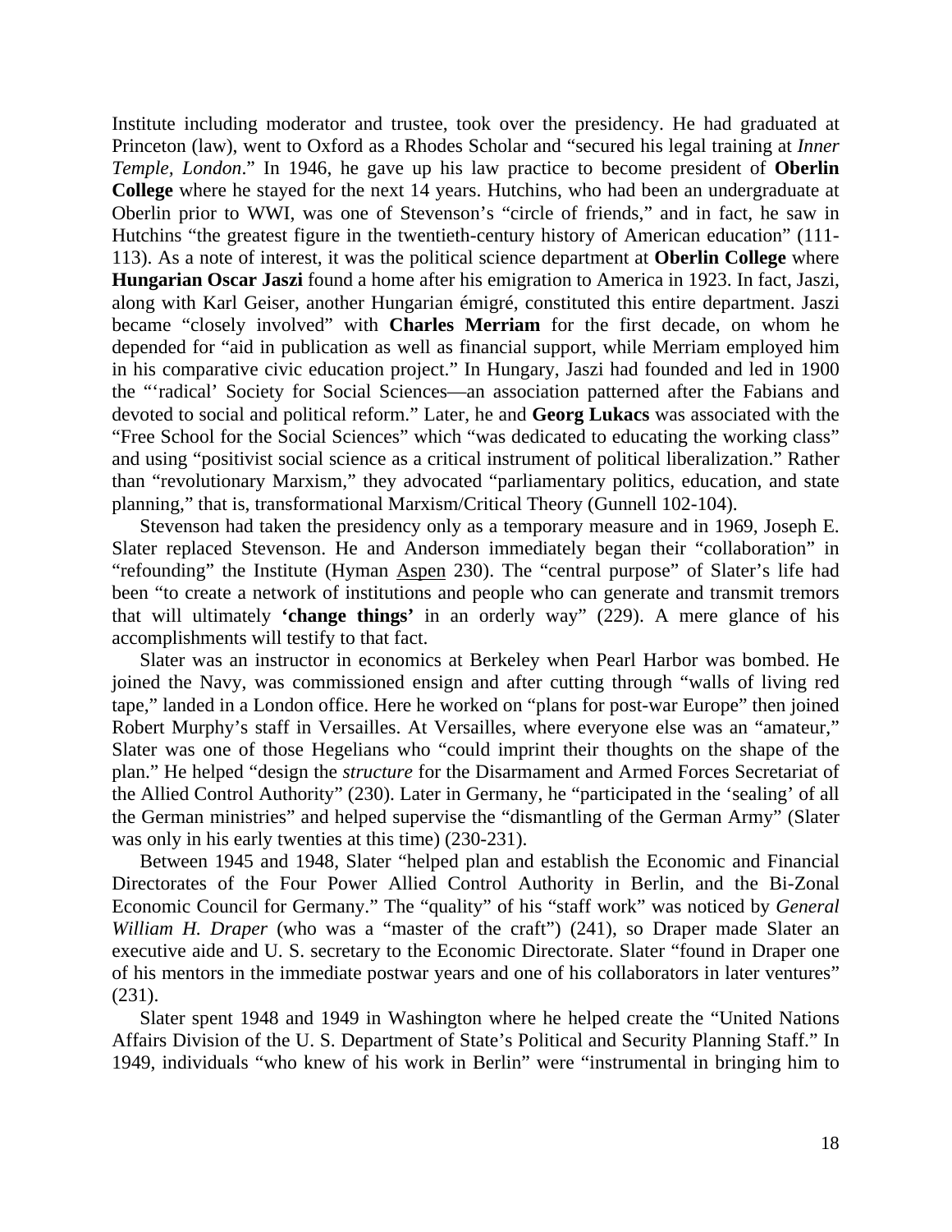Institute including moderator and trustee, took over the presidency. He had graduated at Princeton (law), went to Oxford as a Rhodes Scholar and "secured his legal training at *Inner Temple, London*." In 1946, he gave up his law practice to become president of **Oberlin College** where he stayed for the next 14 years. Hutchins, who had been an undergraduate at Oberlin prior to WWI, was one of Stevenson's "circle of friends," and in fact, he saw in Hutchins "the greatest figure in the twentieth-century history of American education" (111-113). As a note of interest, it was the political science department at **Oberlin College** where **Hungarian Oscar Jaszi** found a home after his emigration to America in 1923. In fact, Jaszi, along with Karl Geiser, another Hungarian émigré, constituted this entire department. Jaszi became "closely involved" with **Charles Merriam** for the first decade, on whom he depended for "aid in publication as well as financial support, while Merriam employed him in his comparative civic education project." In Hungary, Jaszi had founded and led in 1900 the "'radical' Society for Social Sciences—an association patterned after the Fabians and devoted to social and political reform." Later, he and **Georg Lukacs** was associated with the "Free School for the Social Sciences" which "was dedicated to educating the working class" and using "positivist social science as a critical instrument of political liberalization." Rather than "revolutionary Marxism," they advocated "parliamentary politics, education, and state planning," that is, transformational Marxism/Critical Theory (Gunnell 102-104).

Stevenson had taken the presidency only as a temporary measure and in 1969, Joseph E. Slater replaced Stevenson. He and Anderson immediately began their "collaboration" in "refounding" the Institute (Hyman Aspen 230). The "central purpose" of Slater's life had been "to create a network of institutions and people who can generate and transmit tremors that will ultimately **'change things'** in an orderly way" (229). A mere glance of his accomplishments will testify to that fact.

Slater was an instructor in economics at Berkeley when Pearl Harbor was bombed. He joined the Navy, was commissioned ensign and after cutting through "walls of living red tape," landed in a London office. Here he worked on "plans for post-war Europe" then joined Robert Murphy's staff in Versailles. At Versailles, where everyone else was an "amateur," Slater was one of those Hegelians who "could imprint their thoughts on the shape of the plan." He helped "design the *structure* for the Disarmament and Armed Forces Secretariat of the Allied Control Authority" (230). Later in Germany, he "participated in the 'sealing' of all the German ministries" and helped supervise the "dismantling of the German Army" (Slater was only in his early twenties at this time) (230-231).

Between 1945 and 1948, Slater "helped plan and establish the Economic and Financial Directorates of the Four Power Allied Control Authority in Berlin, and the Bi-Zonal Economic Council for Germany." The "quality" of his "staff work" was noticed by *General William H. Draper* (who was a "master of the craft") (241), so Draper made Slater an executive aide and U. S. secretary to the Economic Directorate. Slater "found in Draper one of his mentors in the immediate postwar years and one of his collaborators in later ventures" (231).

Slater spent 1948 and 1949 in Washington where he helped create the "United Nations Affairs Division of the U. S. Department of State's Political and Security Planning Staff." In 1949, individuals "who knew of his work in Berlin" were "instrumental in bringing him to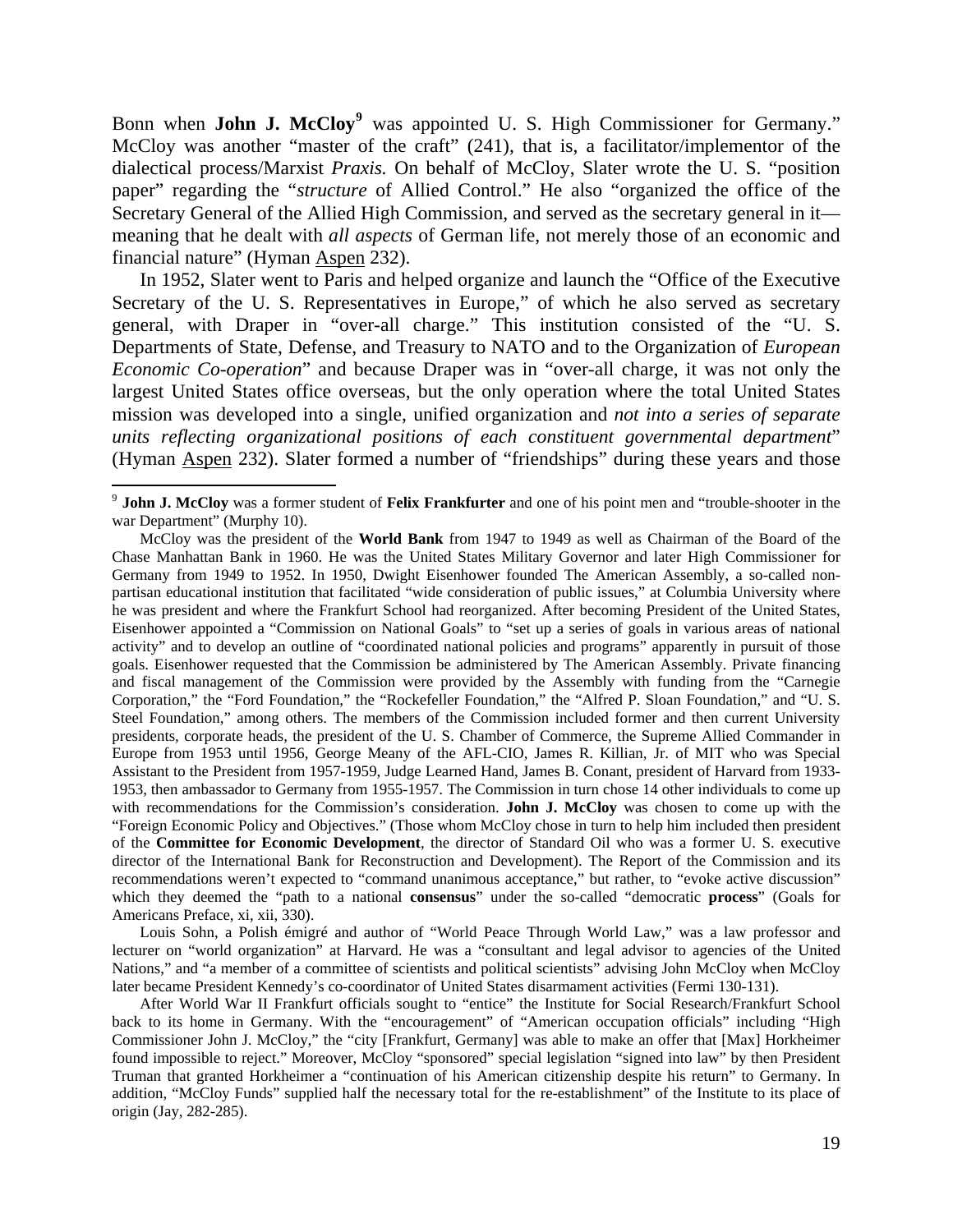Bonn when **John J. McCloy**[9] was appointed U. S. High Commissioner for Germany." McCloy was another "master of the craft" (241), that is, a facilitator/implementor of the dialectical process/Marxist *Praxis.* On behalf of McCloy, Slater wrote the U. S. "position paper" regarding the "*structure* of Allied Control." He also "organized the office of the Secretary General of the Allied High Commission, and served as the secretary general in it—meaning that he dealt with *all aspects* of German life, not merely those of an economic and financial nature" (Hyman Aspen 232).

In 1952, Slater went to Paris and helped organize and launch the "Office of the Executive Secretary of the U. S. Representatives in Europe," of which he also served as secretary general, with Draper in "over-all charge." This institution consisted of the "U. S. Departments of State, Defense, and Treasury to NATO and to the Organization of *European Economic Co-operation*" and because Draper was in "over-all charge, it was not only the largest United States office overseas, but the only operation where the total United States mission was developed into a single, unified organization and *not into a series of separate units reflecting organizational positions of each constituent governmental department*" (Hyman Aspen 232). Slater formed a number of "friendships" during these years and those

---

[9] **John J. McCloy** was a former student of **Felix Frankfurter** and one of his point men and "trouble-shooter in the war Department" (Murphy 10).

McCloy was the president of the **World Bank** from 1947 to 1949 as well as Chairman of the Board of the Chase Manhattan Bank in 1960. He was the United States Military Governor and later High Commissioner for Germany from 1949 to 1952. In 1950, Dwight Eisenhower founded The American Assembly, a so-called non-partisan educational institution that facilitated "wide consideration of public issues," at Columbia University where he was president and where the Frankfurt School had reorganized. After becoming President of the United States, Eisenhower appointed a "Commission on National Goals" to "set up a series of goals in various areas of national activity" and to develop an outline of "coordinated national policies and programs" apparently in pursuit of those goals. Eisenhower requested that the Commission be administered by The American Assembly. Private financing and fiscal management of the Commission were provided by the Assembly with funding from the "Carnegie Corporation," the "Ford Foundation," the "Rockefeller Foundation," the "Alfred P. Sloan Foundation," and "U. S. Steel Foundation," among others. The members of the Commission included former and then current University presidents, corporate heads, the president of the U. S. Chamber of Commerce, the Supreme Allied Commander in Europe from 1953 until 1956, George Meany of the AFL-CIO, James R. Killian, Jr. of MIT who was Special Assistant to the President from 1957-1959, Judge Learned Hand, James B. Conant, president of Harvard from 1933-1953, then ambassador to Germany from 1955-1957. The Commission in turn chose 14 other individuals to come up with recommendations for the Commission's consideration. **John J. McCloy** was chosen to come up with the "Foreign Economic Policy and Objectives." (Those whom McCloy chose in turn to help him included then president of the **Committee for Economic Development**, the director of Standard Oil who was a former U. S. executive director of the International Bank for Reconstruction and Development). The Report of the Commission and its recommendations weren't expected to "command unanimous acceptance," but rather, to "evoke active discussion" which they deemed the "path to a national **consensus**" under the so-called "democratic **process**" (Goals for Americans Preface, xi, xii, 330).

Louis Sohn, a Polish émigré and author of "World Peace Through World Law," was a law professor and lecturer on "world organization" at Harvard. He was a "consultant and legal advisor to agencies of the United Nations," and "a member of a committee of scientists and political scientists" advising John McCloy when McCloy later became President Kennedy's co-coordinator of United States disarmament activities (Fermi 130-131).

After World War II Frankfurt officials sought to "entice" the Institute for Social Research/Frankfurt School back to its home in Germany. With the "encouragement" of "American occupation officials" including "High Commissioner John J. McCloy," the "city [Frankfurt, Germany] was able to make an offer that [Max] Horkheimer found impossible to reject." Moreover, McCloy "sponsored" special legislation "signed into law" by then President Truman that granted Horkheimer a "continuation of his American citizenship despite his return" to Germany. In addition, "McCloy Funds" supplied half the necessary total for the re-establishment" of the Institute to its place of origin (Jay, 282-285).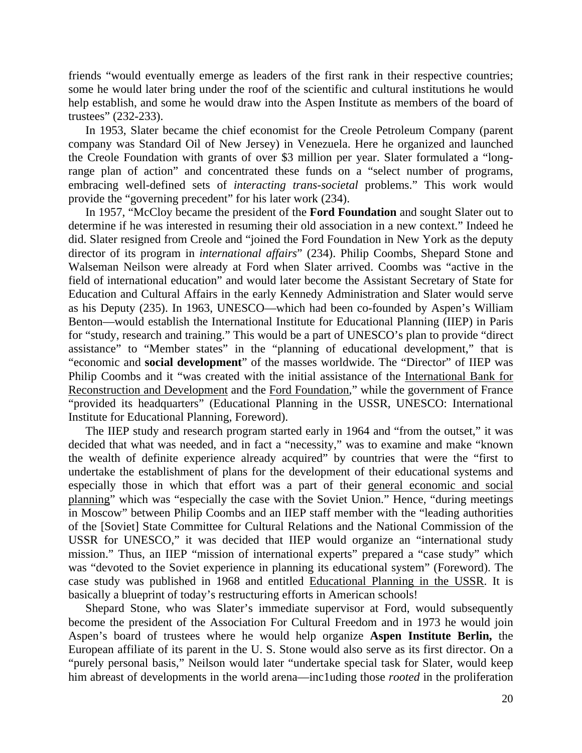friends "would eventually emerge as leaders of the first rank in their respective countries; some he would later bring under the roof of the scientific and cultural institutions he would help establish, and some he would draw into the Aspen Institute as members of the board of trustees" (232-233).

In 1953, Slater became the chief economist for the Creole Petroleum Company (parent company was Standard Oil of New Jersey) in Venezuela. Here he organized and launched the Creole Foundation with grants of over $3 million per year. Slater formulated a "long-range plan of action" and concentrated these funds on a "select number of programs, embracing well-defined sets of *interacting trans-societal* problems." This work would provide the "governing precedent" for his later work (234).

In 1957, "McCloy became the president of the **Ford Foundation** and sought Slater out to determine if he was interested in resuming their old association in a new context." Indeed he did. Slater resigned from Creole and "joined the Ford Foundation in New York as the deputy director of its program in *international affairs*" (234). Philip Coombs, Shepard Stone and Walseman Neilson were already at Ford when Slater arrived. Coombs was "active in the field of international education" and would later become the Assistant Secretary of State for Education and Cultural Affairs in the early Kennedy Administration and Slater would serve as his Deputy (235). In 1963, UNESCO—which had been co-founded by Aspen's William Benton—would establish the International Institute for Educational Planning (IIEP) in Paris for "study, research and training." This would be a part of UNESCO's plan to provide "direct assistance" to "Member states" in the "planning of educational development," that is "economic and **social development**" of the masses worldwide. The "Director" of IIEP was Philip Coombs and it "was created with the initial assistance of the International Bank for Reconstruction and Development and the Ford Foundation," while the government of France "provided its headquarters" (Educational Planning in the USSR, UNESCO: International Institute for Educational Planning, Foreword).

The IIEP study and research program started early in 1964 and "from the outset," it was decided that what was needed, and in fact a "necessity," was to examine and make "known the wealth of definite experience already acquired" by countries that were the "first to undertake the establishment of plans for the development of their educational systems and especially those in which that effort was a part of their general economic and social planning" which was "especially the case with the Soviet Union." Hence, "during meetings in Moscow" between Philip Coombs and an IIEP staff member with the "leading authorities of the [Soviet] State Committee for Cultural Relations and the National Commission of the USSR for UNESCO," it was decided that IIEP would organize an "international study mission." Thus, an IIEP "mission of international experts" prepared a "case study" which was "devoted to the Soviet experience in planning its educational system" (Foreword). The case study was published in 1968 and entitled Educational Planning in the USSR. It is basically a blueprint of today's restructuring efforts in American schools!

Shepard Stone, who was Slater's immediate supervisor at Ford, would subsequently become the president of the Association For Cultural Freedom and in 1973 he would join Aspen's board of trustees where he would help organize **Aspen Institute Berlin,** the European affiliate of its parent in the U. S. Stone would also serve as its first director. On a "purely personal basis," Neilson would later "undertake special task for Slater, would keep him abreast of developments in the world arena—inc1uding those *rooted* in the proliferation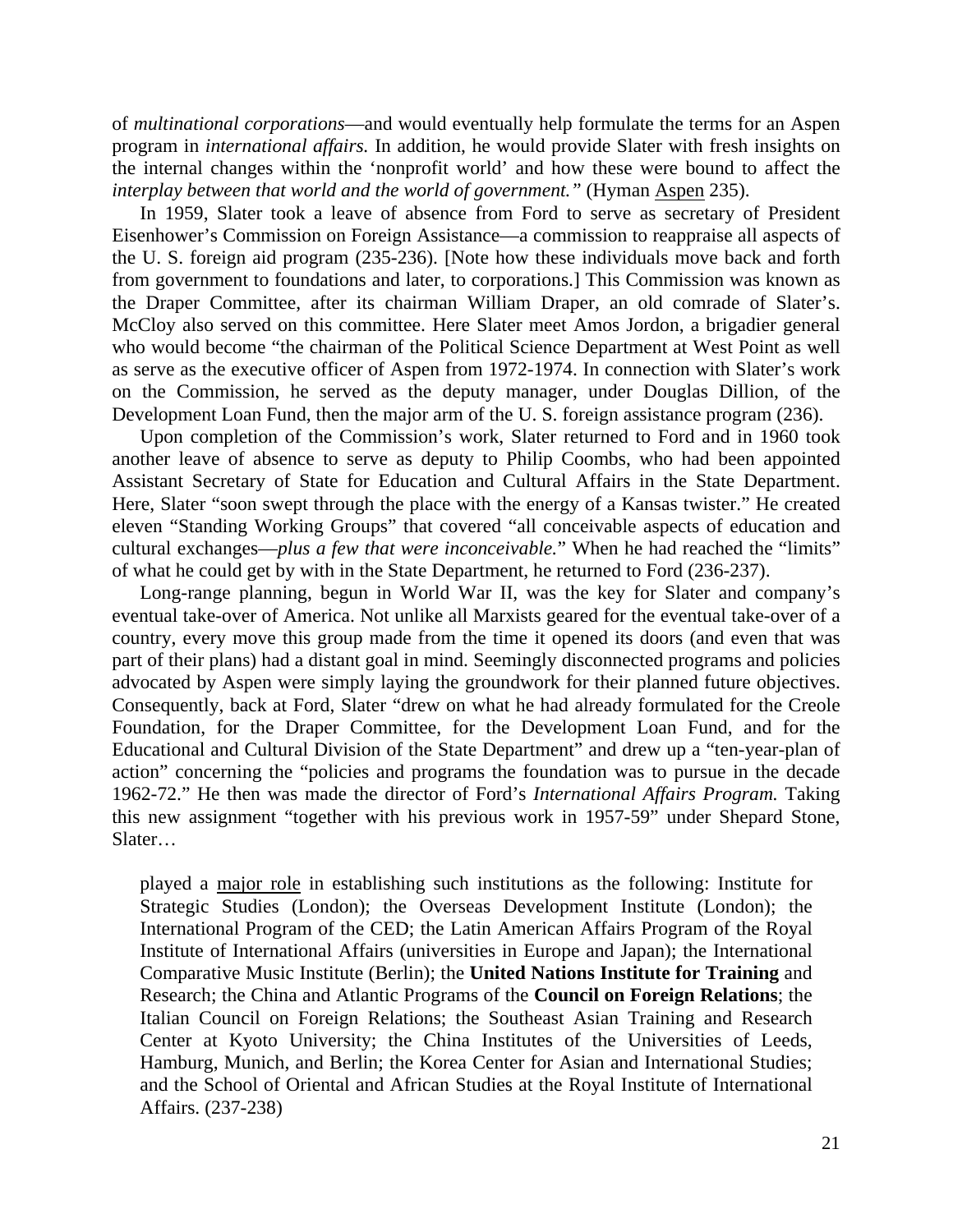of *multinational corporations*—and would eventually help formulate the terms for an Aspen program in *international affairs.* In addition, he would provide Slater with fresh insights on the internal changes within the 'nonprofit world' and how these were bound to affect the *interplay between that world and the world of government."* (Hyman Aspen 235).

In 1959, Slater took a leave of absence from Ford to serve as secretary of President Eisenhower's Commission on Foreign Assistance—a commission to reappraise all aspects of the U. S. foreign aid program (235-236). [Note how these individuals move back and forth from government to foundations and later, to corporations.] This Commission was known as the Draper Committee, after its chairman William Draper, an old comrade of Slater's. McCloy also served on this committee. Here Slater meet Amos Jordon, a brigadier general who would become "the chairman of the Political Science Department at West Point as well as serve as the executive officer of Aspen from 1972-1974. In connection with Slater's work on the Commission, he served as the deputy manager, under Douglas Dillion, of the Development Loan Fund, then the major arm of the U. S. foreign assistance program (236).

Upon completion of the Commission's work, Slater returned to Ford and in 1960 took another leave of absence to serve as deputy to Philip Coombs, who had been appointed Assistant Secretary of State for Education and Cultural Affairs in the State Department. Here, Slater "soon swept through the place with the energy of a Kansas twister." He created eleven "Standing Working Groups" that covered "all conceivable aspects of education and cultural exchanges—*plus a few that were inconceivable.*" When he had reached the "limits" of what he could get by with in the State Department, he returned to Ford (236-237).

Long-range planning, begun in World War II, was the key for Slater and company's eventual take-over of America. Not unlike all Marxists geared for the eventual take-over of a country, every move this group made from the time it opened its doors (and even that was part of their plans) had a distant goal in mind. Seemingly disconnected programs and policies advocated by Aspen were simply laying the groundwork for their planned future objectives. Consequently, back at Ford, Slater "drew on what he had already formulated for the Creole Foundation, for the Draper Committee, for the Development Loan Fund, and for the Educational and Cultural Division of the State Department" and drew up a "ten-year-plan of action" concerning the "policies and programs the foundation was to pursue in the decade 1962-72." He then was made the director of Ford's *International Affairs Program.* Taking this new assignment "together with his previous work in 1957-59" under Shepard Stone, Slater…

> played a major role in establishing such institutions as the following: Institute for Strategic Studies (London); the Overseas Development Institute (London); the International Program of the CED; the Latin American Affairs Program of the Royal Institute of International Affairs (universities in Europe and Japan); the International Comparative Music Institute (Berlin); the **United Nations Institute for Training** and Research; the China and Atlantic Programs of the **Council on Foreign Relations**; the Italian Council on Foreign Relations; the Southeast Asian Training and Research Center at Kyoto University; the China Institutes of the Universities of Leeds, Hamburg, Munich, and Berlin; the Korea Center for Asian and International Studies; and the School of Oriental and African Studies at the Royal Institute of International Affairs. (237-238)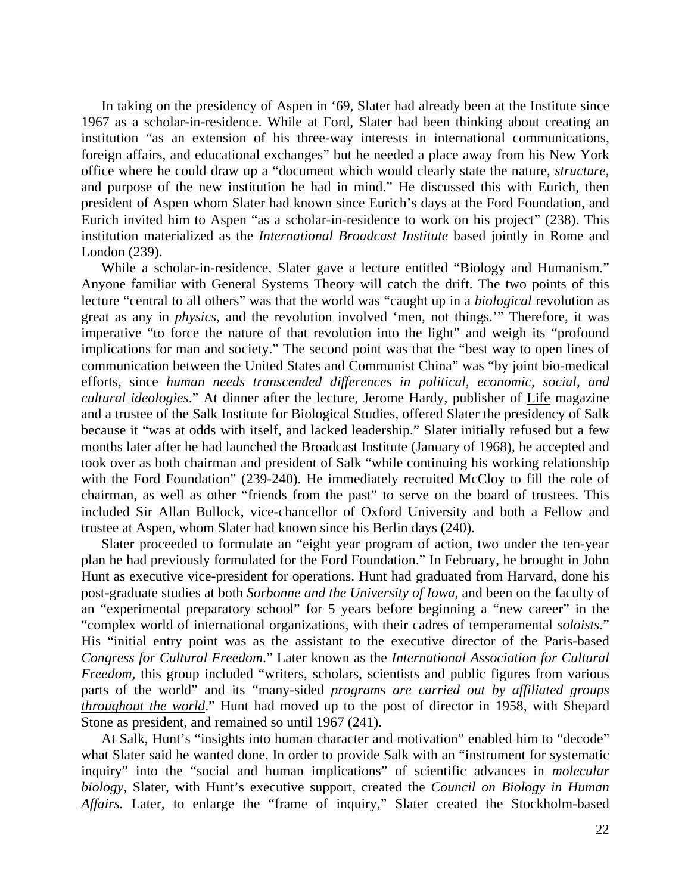In taking on the presidency of Aspen in '69, Slater had already been at the Institute since 1967 as a scholar-in-residence. While at Ford, Slater had been thinking about creating an institution "as an extension of his three-way interests in international communications, foreign affairs, and educational exchanges" but he needed a place away from his New York office where he could draw up a "document which would clearly state the nature, *structure*, and purpose of the new institution he had in mind." He discussed this with Eurich, then president of Aspen whom Slater had known since Eurich's days at the Ford Foundation, and Eurich invited him to Aspen "as a scholar-in-residence to work on his project" (238). This institution materialized as the *International Broadcast Institute* based jointly in Rome and London (239).

While a scholar-in-residence, Slater gave a lecture entitled "Biology and Humanism." Anyone familiar with General Systems Theory will catch the drift. The two points of this lecture "central to all others" was that the world was "caught up in a *biological* revolution as great as any in *physics*, and the revolution involved 'men, not things.'" Therefore, it was imperative "to force the nature of that revolution into the light" and weigh its "profound implications for man and society." The second point was that the "best way to open lines of communication between the United States and Communist China" was "by joint bio-medical efforts, since *human needs transcended differences in political, economic, social, and cultural ideologies*." At dinner after the lecture, Jerome Hardy, publisher of <u>Life</u> magazine and a trustee of the Salk Institute for Biological Studies, offered Slater the presidency of Salk because it "was at odds with itself, and lacked leadership." Slater initially refused but a few months later after he had launched the Broadcast Institute (January of 1968), he accepted and took over as both chairman and president of Salk "while continuing his working relationship with the Ford Foundation" (239-240). He immediately recruited McCloy to fill the role of chairman, as well as other "friends from the past" to serve on the board of trustees. This included Sir Allan Bullock, vice-chancellor of Oxford University and both a Fellow and trustee at Aspen, whom Slater had known since his Berlin days (240).

Slater proceeded to formulate an "eight year program of action, two under the ten-year plan he had previously formulated for the Ford Foundation." In February, he brought in John Hunt as executive vice-president for operations. Hunt had graduated from Harvard, done his post-graduate studies at both *Sorbonne and the University of Iowa*, and been on the faculty of an "experimental preparatory school" for 5 years before beginning a "new career" in the "complex world of international organizations, with their cadres of temperamental *soloists*." His "initial entry point was as the assistant to the executive director of the Paris-based *Congress for Cultural Freedom*." Later known as the *International Association for Cultural Freedom*, this group included "writers, scholars, scientists and public figures from various parts of the world" and its "many-sided *programs are carried out by affiliated groups <u>throughout the world</u>*." Hunt had moved up to the post of director in 1958, with Shepard Stone as president, and remained so until 1967 (241).

At Salk, Hunt's "insights into human character and motivation" enabled him to "decode" what Slater said he wanted done. In order to provide Salk with an "instrument for systematic inquiry" into the "social and human implications" of scientific advances in *molecular biology*, Slater, with Hunt's executive support, created the *Council on Biology in Human Affairs.* Later, to enlarge the "frame of inquiry," Slater created the Stockholm-based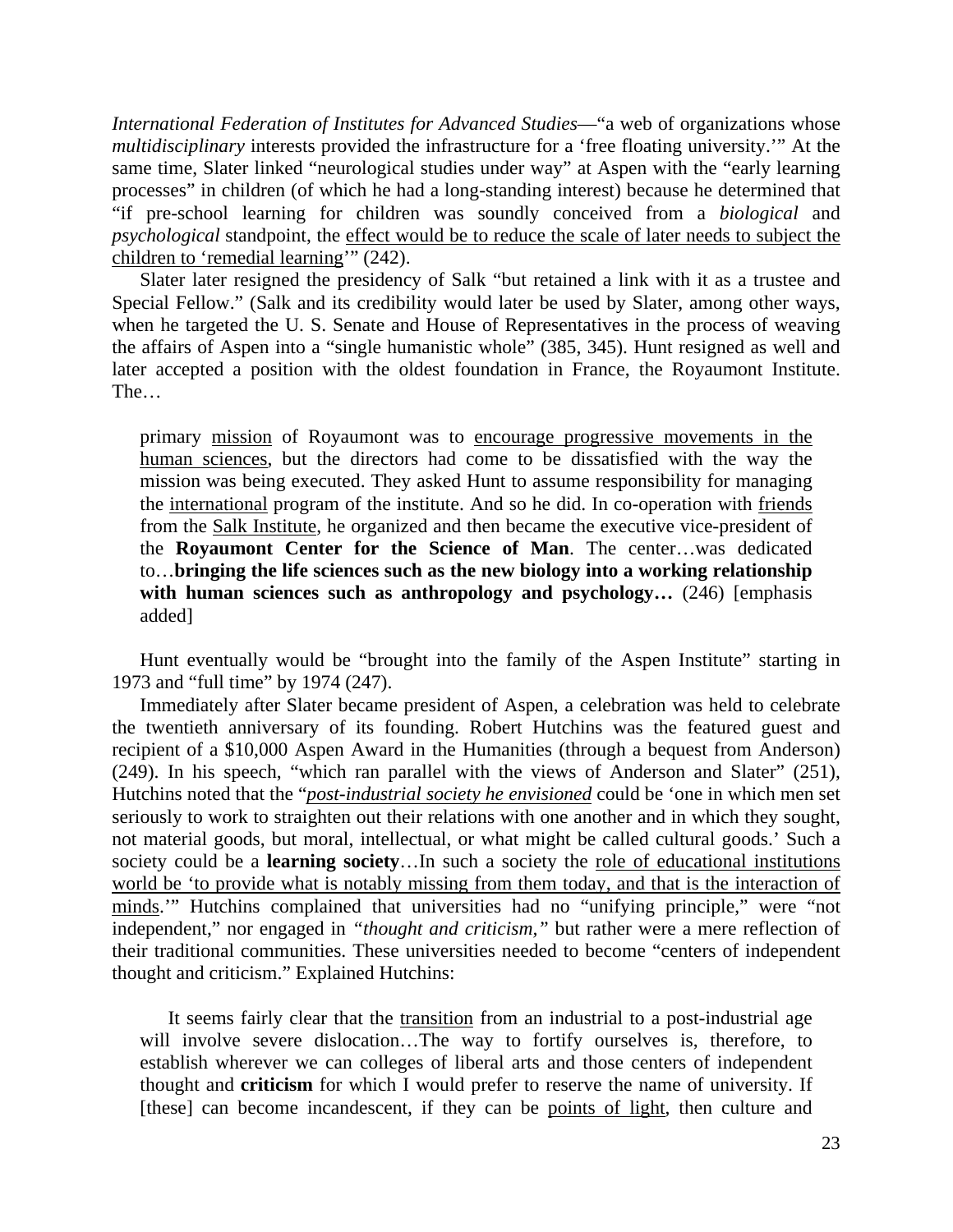*International Federation of Institutes for Advanced Studies*—"a web of organizations whose *multidisciplinary* interests provided the infrastructure for a 'free floating university.'" At the same time, Slater linked "neurological studies under way" at Aspen with the "early learning processes" in children (of which he had a long-standing interest) because he determined that "if pre-school learning for children was soundly conceived from a *biological* and *psychological* standpoint, the <u>effect would be to reduce the scale of later needs to subject the children to 'remedial learning</u>'" (242).

Slater later resigned the presidency of Salk "but retained a link with it as a trustee and Special Fellow." (Salk and its credibility would later be used by Slater, among other ways, when he targeted the U. S. Senate and House of Representatives in the process of weaving the affairs of Aspen into a "single humanistic whole" (385, 345). Hunt resigned as well and later accepted a position with the oldest foundation in France, the Royaumont Institute. The…

> primary <u>mission</u> of Royaumont was to <u>encourage progressive movements in the human sciences</u>, but the directors had come to be dissatisfied with the way the mission was being executed. They asked Hunt to assume responsibility for managing the <u>international</u> program of the institute. And so he did. In co-operation with <u>friends</u> from the <u>Salk Institute</u>, he organized and then became the executive vice-president of the **Royaumont Center for the Science of Man**. The center…was dedicated to…**bringing the life sciences such as the new biology into a working relationship with human sciences such as anthropology and psychology…** (246) [emphasis added]

Hunt eventually would be "brought into the family of the Aspen Institute" starting in 1973 and "full time" by 1974 (247).

Immediately after Slater became president of Aspen, a celebration was held to celebrate the twentieth anniversary of its founding. Robert Hutchins was the featured guest and recipient of a $10,000 Aspen Award in the Humanities (through a bequest from Anderson) (249). In his speech, "which ran parallel with the views of Anderson and Slater" (251), Hutchins noted that the "<u>*post-industrial society he envisioned*</u> could be 'one in which men set seriously to work to straighten out their relations with one another and in which they sought, not material goods, but moral, intellectual, or what might be called cultural goods.' Such a society could be a **learning society**…In such a society the <u>role of educational institutions world be 'to provide what is notably missing from them today, and that is the interaction of minds</u>.'" Hutchins complained that universities had no "unifying principle," were "not independent," nor engaged in *"thought and criticism,"* but rather were a mere reflection of their traditional communities. These universities needed to become "centers of independent thought and criticism." Explained Hutchins:

> It seems fairly clear that the <u>transition</u> from an industrial to a post-industrial age will involve severe dislocation…The way to fortify ourselves is, therefore, to establish wherever we can colleges of liberal arts and those centers of independent thought and **criticism** for which I would prefer to reserve the name of university. If [these] can become incandescent, if they can be <u>points of light</u>, then culture and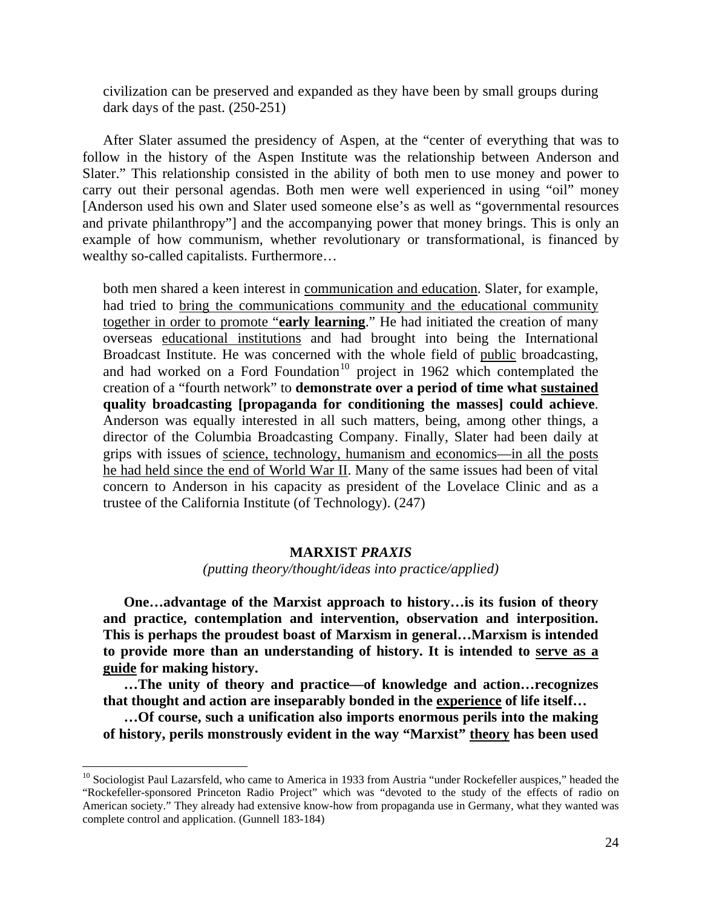> civilization can be preserved and expanded as they have been by small groups during dark days of the past. (250-251)

After Slater assumed the presidency of Aspen, at the "center of everything that was to follow in the history of the Aspen Institute was the relationship between Anderson and Slater." This relationship consisted in the ability of both men to use money and power to carry out their personal agendas. Both men were well experienced in using "oil" money [Anderson used his own and Slater used someone else's as well as "governmental resources and private philanthropy"] and the accompanying power that money brings. This is only an example of how communism, whether revolutionary or transformational, is financed by wealthy so-called capitalists. Furthermore…

> both men shared a keen interest in <u>communication and education</u>. Slater, for example, had tried to <u>bring the communications community and the educational community together in order to promote "**early learning**</u>." He had initiated the creation of many overseas <u>educational institutions</u> and had brought into being the International Broadcast Institute. He was concerned with the whole field of <u>public</u> broadcasting, and had worked on a Ford Foundation[10] project in 1962 which contemplated the creation of a "fourth network" to **demonstrate over a period of time what <u>sustained</u> <u>quality broadcasting</u> [propaganda for conditioning the masses] could achieve**. Anderson was equally interested in all such matters, being, among other things, a director of the Columbia Broadcasting Company. Finally, Slater had been daily at grips with issues of <u>science, technology, humanism and economics—in all the posts he had held since the end of World War II</u>. Many of the same issues had been of vital concern to Anderson in his capacity as president of the Lovelace Clinic and as a trustee of the California Institute (of Technology). (247)

### MARXIST *PRAXIS*

*(putting theory/thought/ideas into practice/applied)*

> **One…advantage of the Marxist approach to history…is its fusion of theory and practice, contemplation and intervention, observation and interposition. This is perhaps the proudest boast of Marxism in general…Marxism is intended to provide more than an understanding of history. It is intended to <u>serve as a guide</u> for making history.**
>
> **…The unity of theory and practice—of knowledge and action…recognizes that thought and action are inseparably bonded in the <u>experience</u> of life itself…**
>
> **…Of course, such a unification also imports enormous perils into the making of history, perils monstrously evident in the way "Marxist" <u>theory</u> has been used**

---

[10] Sociologist Paul Lazarsfeld, who came to America in 1933 from Austria "under Rockefeller auspices," headed the "Rockefeller-sponsored Princeton Radio Project" which was "devoted to the study of the effects of radio on American society." They already had extensive know-how from propaganda use in Germany, what they wanted was complete control and application. (Gunnell 183-184)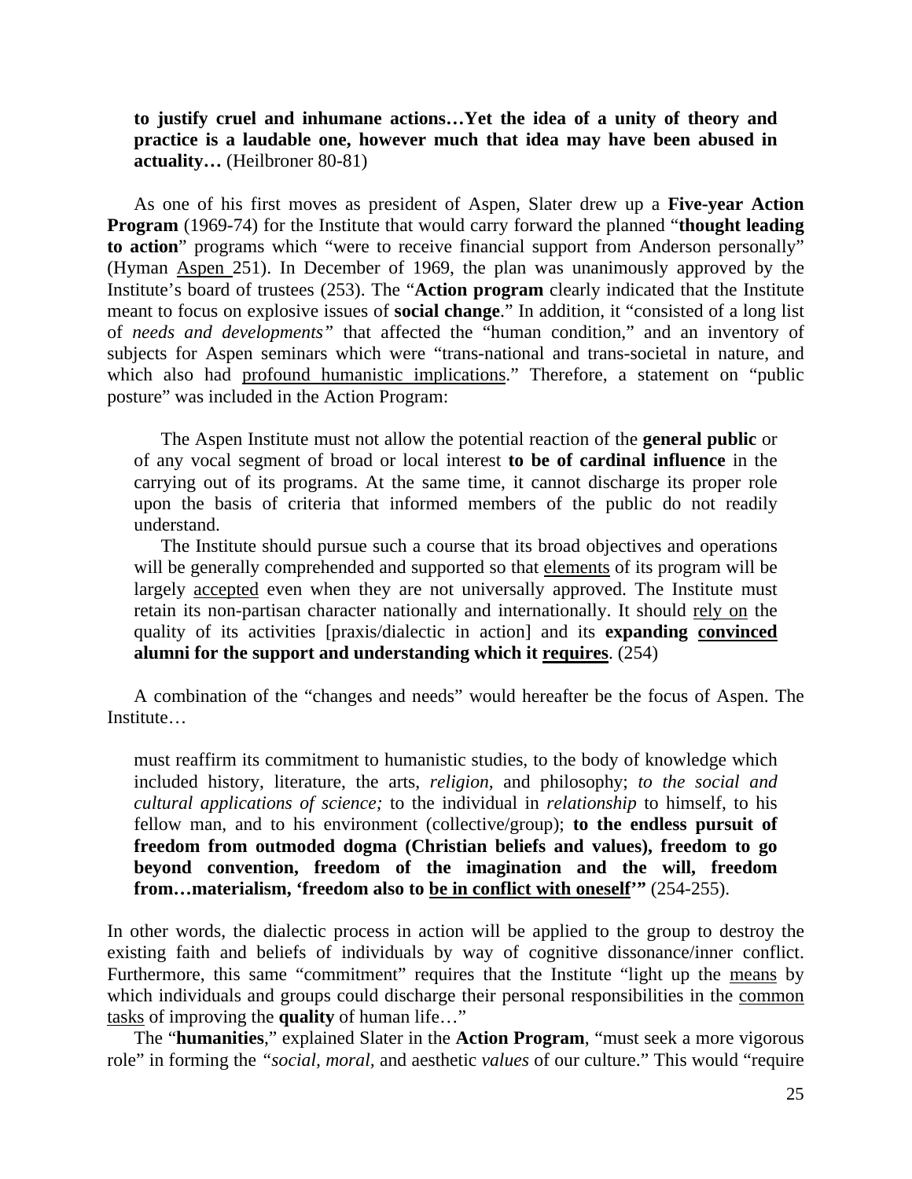> **to justify cruel and inhumane actions…Yet the idea of a unity of theory and practice is a laudable one, however much that idea may have been abused in actuality…** (Heilbroner 80-81)

As one of his first moves as president of Aspen, Slater drew up a **Five-year Action Program** (1969-74) for the Institute that would carry forward the planned "**thought leading to action**" programs which "were to receive financial support from Anderson personally" (Hyman <u>Aspen</u> 251). In December of 1969, the plan was unanimously approved by the Institute's board of trustees (253). The "**Action program** clearly indicated that the Institute meant to focus on explosive issues of **social change**." In addition, it "consisted of a long list of *needs and developments"* that affected the "human condition," and an inventory of subjects for Aspen seminars which were "trans-national and trans-societal in nature, and which also had <u>profound humanistic implications</u>." Therefore, a statement on "public posture" was included in the Action Program:

> The Aspen Institute must not allow the potential reaction of the **general public** or of any vocal segment of broad or local interest **to be of cardinal influence** in the carrying out of its programs. At the same time, it cannot discharge its proper role upon the basis of criteria that informed members of the public do not readily understand.
>
> The Institute should pursue such a course that its broad objectives and operations will be generally comprehended and supported so that <u>elements</u> of its program will be largely <u>accepted</u> even when they are not universally approved. The Institute must retain its non-partisan character nationally and internationally. It should <u>rely on</u> the quality of its activities [praxis/dialectic in action] and its **expanding <u>convinced</u> alumni for the support and understanding which it <u>requires</u>**. (254)

A combination of the "changes and needs" would hereafter be the focus of Aspen. The Institute…

> must reaffirm its commitment to humanistic studies, to the body of knowledge which included history, literature, the arts, *religion,* and philosophy; *to the social and cultural applications of science;* to the individual in *relationship* to himself, to his fellow man, and to his environment (collective/group); **to the endless pursuit of freedom from outmoded dogma (Christian beliefs and values), freedom to go beyond convention, freedom of the imagination and the will, freedom from…materialism, 'freedom also to <u>be in conflict with oneself</u>'"** (254-255).

In other words, the dialectic process in action will be applied to the group to destroy the existing faith and beliefs of individuals by way of cognitive dissonance/inner conflict. Furthermore, this same "commitment" requires that the Institute "light up the <u>means</u> by which individuals and groups could discharge their personal responsibilities in the <u>common tasks</u> of improving the **quality** of human life…"

The "**humanities**," explained Slater in the **Action Program**, "must seek a more vigorous role" in forming the *"social, moral,* and aesthetic *values* of our culture." This would "require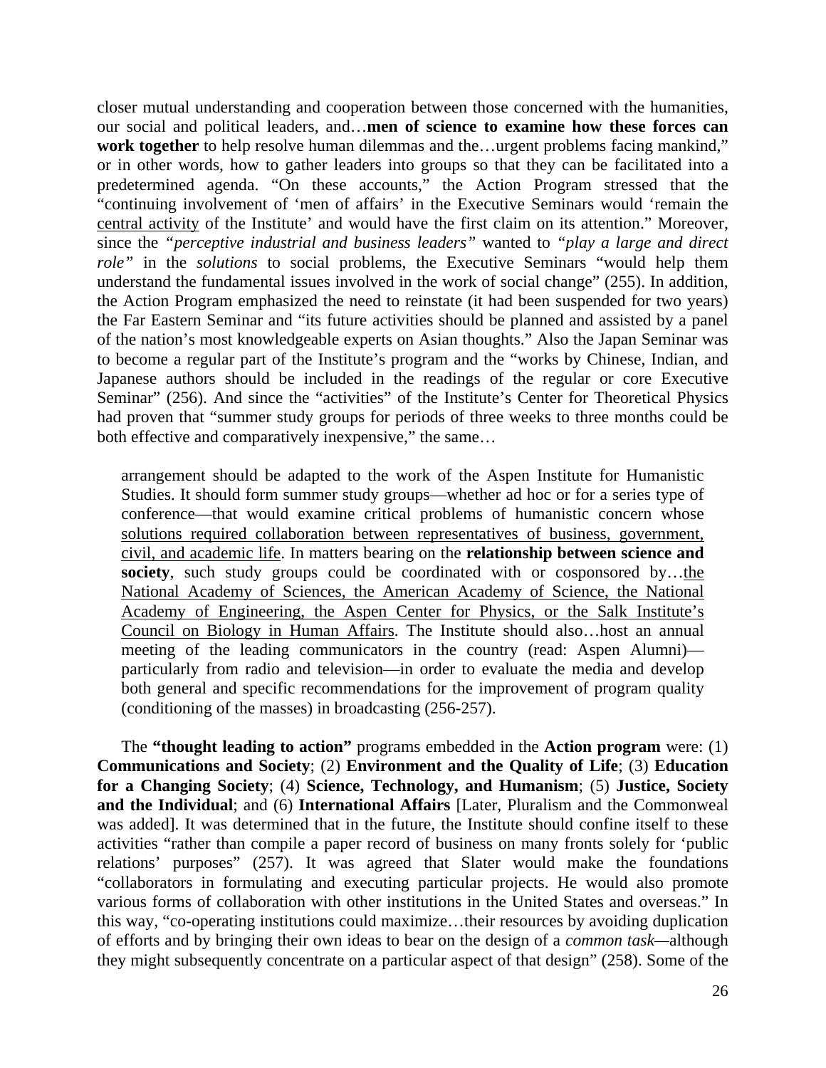closer mutual understanding and cooperation between those concerned with the humanities, our social and political leaders, and…**men of science to examine how these forces can work together** to help resolve human dilemmas and the…urgent problems facing mankind," or in other words, how to gather leaders into groups so that they can be facilitated into a predetermined agenda. "On these accounts," the Action Program stressed that the "continuing involvement of 'men of affairs' in the Executive Seminars would 'remain the <u>central activity</u> of the Institute' and would have the first claim on its attention." Moreover, since the *"perceptive industrial and business leaders"* wanted to *"play a large and direct role"* in the *solutions* to social problems, the Executive Seminars "would help them understand the fundamental issues involved in the work of social change" (255). In addition, the Action Program emphasized the need to reinstate (it had been suspended for two years) the Far Eastern Seminar and "its future activities should be planned and assisted by a panel of the nation's most knowledgeable experts on Asian thoughts." Also the Japan Seminar was to become a regular part of the Institute's program and the "works by Chinese, Indian, and Japanese authors should be included in the readings of the regular or core Executive Seminar" (256). And since the "activities" of the Institute's Center for Theoretical Physics had proven that "summer study groups for periods of three weeks to three months could be both effective and comparatively inexpensive," the same…

> arrangement should be adapted to the work of the Aspen Institute for Humanistic Studies. It should form summer study groups—whether ad hoc or for a series type of conference—that would examine critical problems of humanistic concern whose <u>solutions required collaboration between representatives of business, government, civil, and academic life</u>. In matters bearing on the **relationship between science and society**, such study groups could be coordinated with or cosponsored by…<u>the National Academy of Sciences, the American Academy of Science, the National Academy of Engineering, the Aspen Center for Physics, or the Salk Institute's Council on Biology in Human Affairs</u>. The Institute should also…host an annual meeting of the leading communicators in the country (read: Aspen Alumni)—particularly from radio and television—in order to evaluate the media and develop both general and specific recommendations for the improvement of program quality (conditioning of the masses) in broadcasting (256-257).

The **"thought leading to action"** programs embedded in the **Action program** were: (1) **Communications and Society**; (2) **Environment and the Quality of Life**; (3) **Education for a Changing Society**; (4) **Science, Technology, and Humanism**; (5) **Justice, Society and the Individual**; and (6) **International Affairs** [Later, Pluralism and the Commonweal was added]. It was determined that in the future, the Institute should confine itself to these activities "rather than compile a paper record of business on many fronts solely for 'public relations' purposes" (257). It was agreed that Slater would make the foundations "collaborators in formulating and executing particular projects. He would also promote various forms of collaboration with other institutions in the United States and overseas." In this way, "co-operating institutions could maximize…their resources by avoiding duplication of efforts and by bringing their own ideas to bear on the design of a *common task*—although they might subsequently concentrate on a particular aspect of that design" (258). Some of the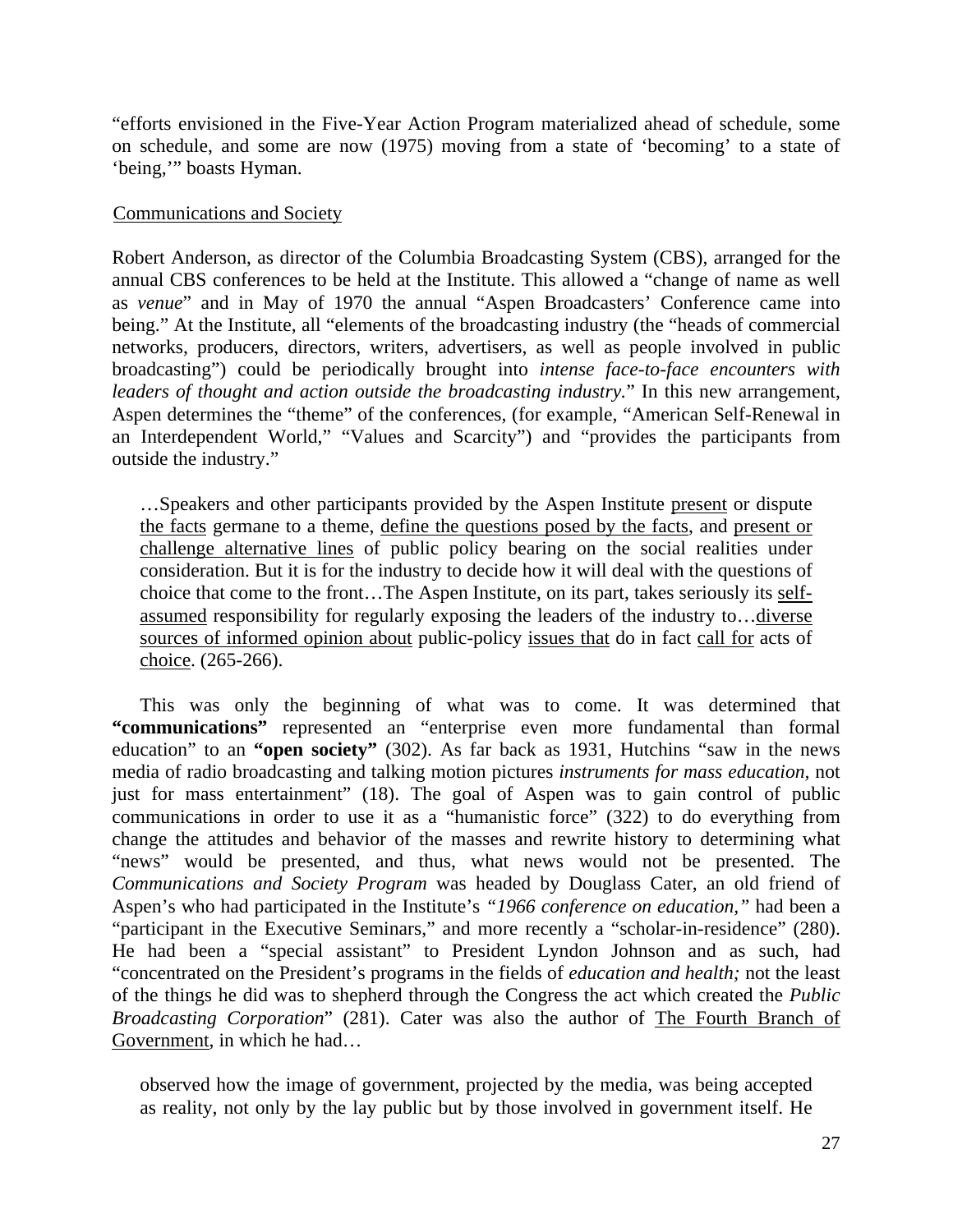"efforts envisioned in the Five-Year Action Program materialized ahead of schedule, some on schedule, and some are now (1975) moving from a state of 'becoming' to a state of 'being,'" boasts Hyman.

<u>Communications and Society</u>

Robert Anderson, as director of the Columbia Broadcasting System (CBS), arranged for the annual CBS conferences to be held at the Institute. This allowed a "change of name as well as *venue*" and in May of 1970 the annual "Aspen Broadcasters' Conference came into being." At the Institute, all "elements of the broadcasting industry (the "heads of commercial networks, producers, directors, writers, advertisers, as well as people involved in public broadcasting") could be periodically brought into *intense face-to-face encounters with leaders of thought and action outside the broadcasting industry.*" In this new arrangement, Aspen determines the "theme" of the conferences, (for example, "American Self-Renewal in an Interdependent World," "Values and Scarcity") and "provides the participants from outside the industry."

> …Speakers and other participants provided by the Aspen Institute <u>present</u> or dispute <u>the facts</u> germane to a theme, <u>define the questions posed by the facts</u>, and <u>present or challenge alternative lines</u> of public policy bearing on the social realities under consideration. But it is for the industry to decide how it will deal with the questions of choice that come to the front…The Aspen Institute, on its part, takes seriously its <u>self-assumed</u> responsibility for regularly exposing the leaders of the industry to…<u>diverse sources of informed opinion about</u> public-policy <u>issues that</u> do in fact <u>call for</u> acts of <u>choice</u>. (265-266).

This was only the beginning of what was to come. It was determined that **"communications"** represented an "enterprise even more fundamental than formal education" to an **"open society"** (302). As far back as 1931, Hutchins "saw in the news media of radio broadcasting and talking motion pictures *instruments for mass education*, not just for mass entertainment" (18). The goal of Aspen was to gain control of public communications in order to use it as a "humanistic force" (322) to do everything from change the attitudes and behavior of the masses and rewrite history to determining what "news" would be presented, and thus, what news would not be presented. The *Communications and Society Program* was headed by Douglass Cater, an old friend of Aspen's who had participated in the Institute's *"1966 conference on education,"* had been a "participant in the Executive Seminars," and more recently a "scholar-in-residence" (280). He had been a "special assistant" to President Lyndon Johnson and as such, had "concentrated on the President's programs in the fields of *education and health;* not the least of the things he did was to shepherd through the Congress the act which created the *Public Broadcasting Corporation*" (281). Cater was also the author of <u>The Fourth Branch of Government</u>, in which he had…

> observed how the image of government, projected by the media, was being accepted as reality, not only by the lay public but by those involved in government itself. He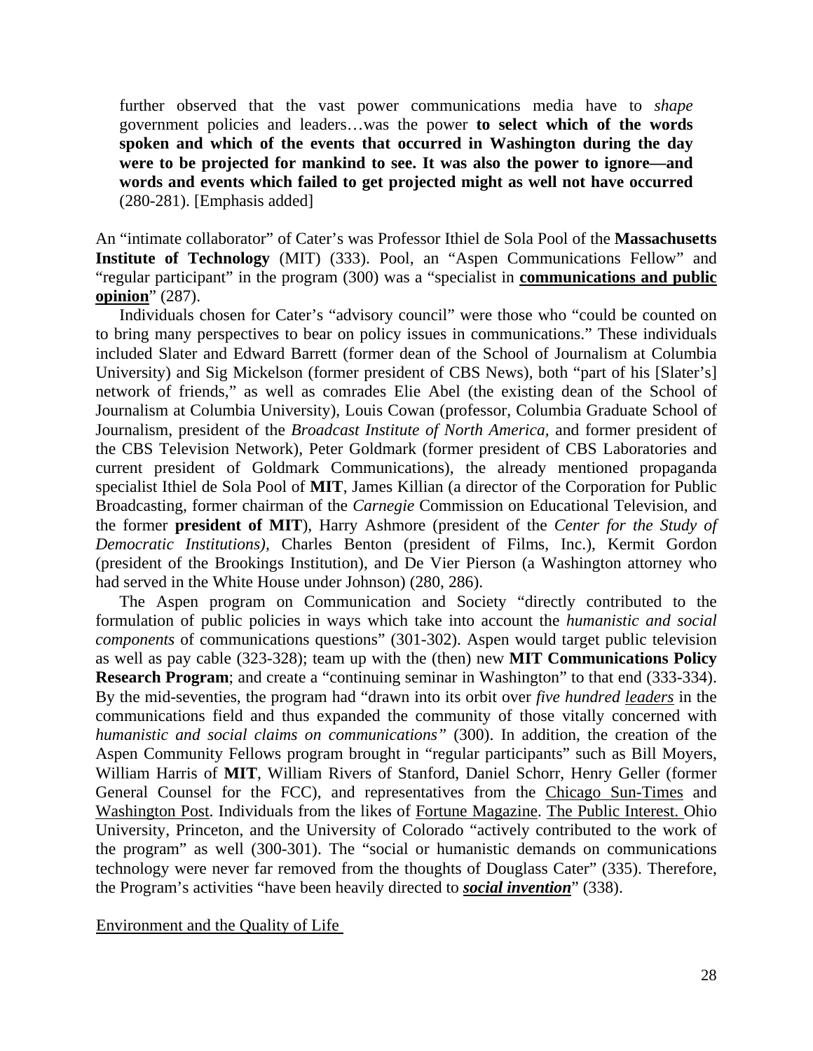> further observed that the vast power communications media have to *shape* government policies and leaders…was the power **to select which of the words spoken and which of the events that occurred in Washington during the day were to be projected for mankind to see. It was also the power to ignore—and words and events which failed to get projected might as well not have occurred** (280-281). [Emphasis added]

An "intimate collaborator" of Cater's was Professor Ithiel de Sola Pool of the **Massachusetts Institute of Technology** (MIT) (333). Pool, an "Aspen Communications Fellow" and "regular participant" in the program (300) was a "specialist in **<u>communications and public opinion</u>**" (287).

Individuals chosen for Cater's "advisory council" were those who "could be counted on to bring many perspectives to bear on policy issues in communications." These individuals included Slater and Edward Barrett (former dean of the School of Journalism at Columbia University) and Sig Mickelson (former president of CBS News), both "part of his [Slater's] network of friends," as well as comrades Elie Abel (the existing dean of the School of Journalism at Columbia University), Louis Cowan (professor, Columbia Graduate School of Journalism, president of the *Broadcast Institute of North America,* and former president of the CBS Television Network), Peter Goldmark (former president of CBS Laboratories and current president of Goldmark Communications), the already mentioned propaganda specialist Ithiel de Sola Pool of **MIT**, James Killian (a director of the Corporation for Public Broadcasting, former chairman of the *Carnegie* Commission on Educational Television, and the former **president of MIT**), Harry Ashmore (president of the *Center for the Study of Democratic Institutions),* Charles Benton (president of Films, Inc.), Kermit Gordon (president of the Brookings Institution), and De Vier Pierson (a Washington attorney who had served in the White House under Johnson) (280, 286).

The Aspen program on Communication and Society "directly contributed to the formulation of public policies in ways which take into account the *humanistic and social components* of communications questions" (301-302). Aspen would target public television as well as pay cable (323-328); team up with the (then) new **MIT Communications Policy Research Program**; and create a "continuing seminar in Washington" to that end (333-334). By the mid-seventies, the program had "drawn into its orbit over *five hundred <u>leaders</u>* in the communications field and thus expanded the community of those vitally concerned with *humanistic and social claims on communications"* (300). In addition, the creation of the Aspen Community Fellows program brought in "regular participants" such as Bill Moyers, William Harris of **MIT**, William Rivers of Stanford, Daniel Schorr, Henry Geller (former General Counsel for the FCC), and representatives from the <u>Chicago Sun-Times</u> and <u>Washington Post</u>. Individuals from the likes of <u>Fortune Magazine</u>. <u>The Public Interest.</u> Ohio University, Princeton, and the University of Colorado "actively contributed to the work of the program" as well (300-301). The "social or humanistic demands on communications technology were never far removed from the thoughts of Douglass Cater" (335). Therefore, the Program's activities "have been heavily directed to ***<u>social invention</u>***" (338).

<u>Environment and the Quality of Life</u>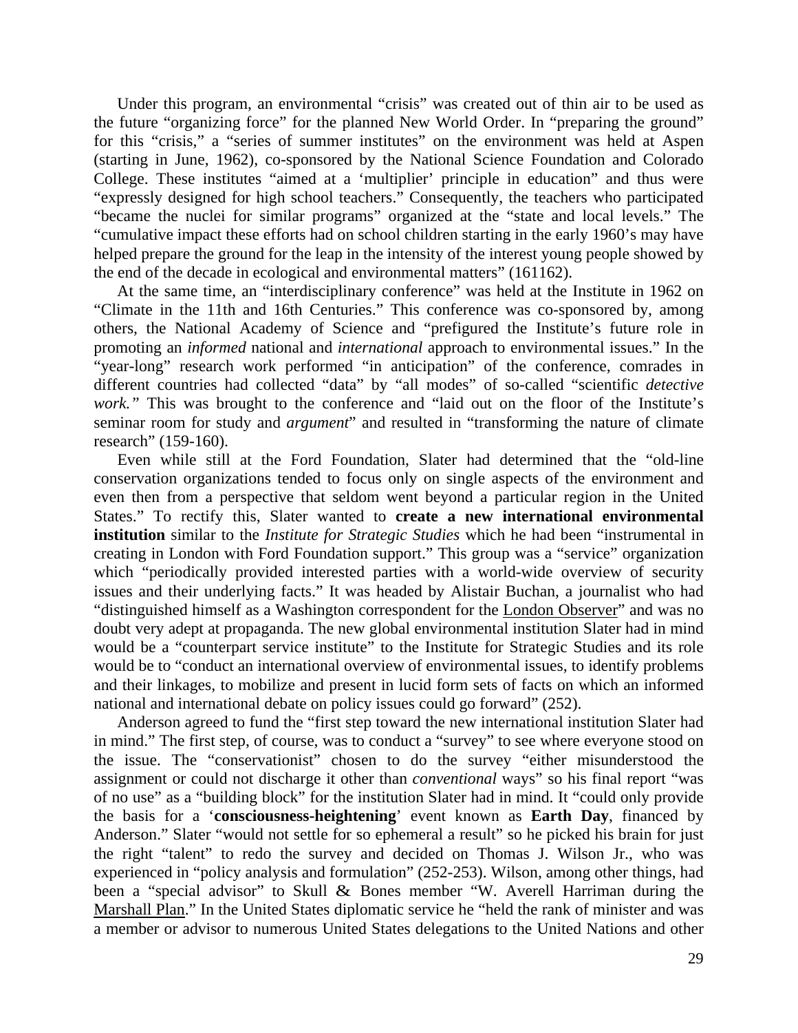Under this program, an environmental "crisis" was created out of thin air to be used as the future "organizing force" for the planned New World Order. In "preparing the ground" for this "crisis," a "series of summer institutes" on the environment was held at Aspen (starting in June, 1962), co-sponsored by the National Science Foundation and Colorado College. These institutes "aimed at a 'multiplier' principle in education" and thus were "expressly designed for high school teachers." Consequently, the teachers who participated "became the nuclei for similar programs" organized at the "state and local levels." The "cumulative impact these efforts had on school children starting in the early 1960's may have helped prepare the ground for the leap in the intensity of the interest young people showed by the end of the decade in ecological and environmental matters" (161162).

At the same time, an "interdisciplinary conference" was held at the Institute in 1962 on "Climate in the 11th and 16th Centuries." This conference was co-sponsored by, among others, the National Academy of Science and "prefigured the Institute's future role in promoting an *informed* national and *international* approach to environmental issues." In the "year-long" research work performed "in anticipation" of the conference, comrades in different countries had collected "data" by "all modes" of so-called "scientific *detective work.*" This was brought to the conference and "laid out on the floor of the Institute's seminar room for study and *argument*" and resulted in "transforming the nature of climate research" (159-160).

Even while still at the Ford Foundation, Slater had determined that the "old-line conservation organizations tended to focus only on single aspects of the environment and even then from a perspective that seldom went beyond a particular region in the United States." To rectify this, Slater wanted to **create a new international environmental institution** similar to the *Institute for Strategic Studies* which he had been "instrumental in creating in London with Ford Foundation support." This group was a "service" organization which "periodically provided interested parties with a world-wide overview of security issues and their underlying facts." It was headed by Alistair Buchan, a journalist who had "distinguished himself as a Washington correspondent for the London Observer" and was no doubt very adept at propaganda. The new global environmental institution Slater had in mind would be a "counterpart service institute" to the Institute for Strategic Studies and its role would be to "conduct an international overview of environmental issues, to identify problems and their linkages, to mobilize and present in lucid form sets of facts on which an informed national and international debate on policy issues could go forward" (252).

Anderson agreed to fund the "first step toward the new international institution Slater had in mind." The first step, of course, was to conduct a "survey" to see where everyone stood on the issue. The "conservationist" chosen to do the survey "either misunderstood the assignment or could not discharge it other than *conventional* ways" so his final report "was of no use" as a "building block" for the institution Slater had in mind. It "could only provide the basis for a '**consciousness-heightening**' event known as **Earth Day**, financed by Anderson." Slater "would not settle for so ephemeral a result" so he picked his brain for just the right "talent" to redo the survey and decided on Thomas J. Wilson Jr., who was experienced in "policy analysis and formulation" (252-253). Wilson, among other things, had been a "special advisor" to Skull & Bones member "W. Averell Harriman during the Marshall Plan." In the United States diplomatic service he "held the rank of minister and was a member or advisor to numerous United States delegations to the United Nations and other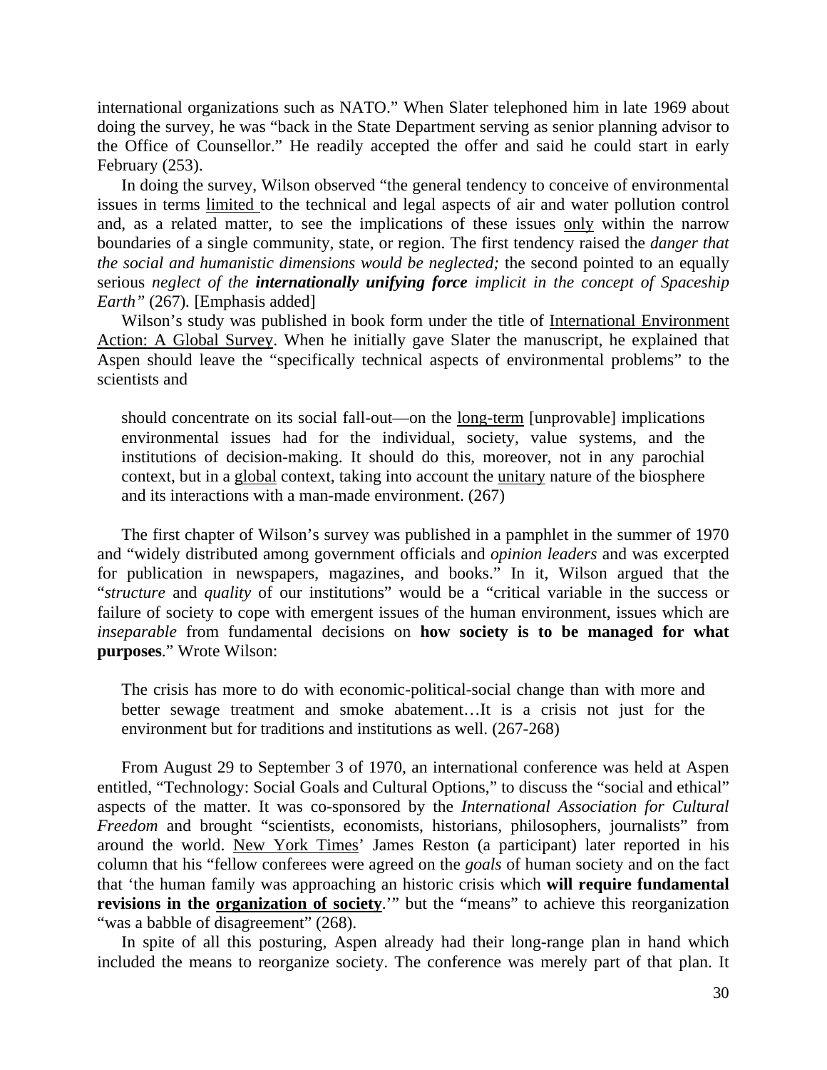international organizations such as NATO." When Slater telephoned him in late 1969 about doing the survey, he was "back in the State Department serving as senior planning advisor to the Office of Counsellor." He readily accepted the offer and said he could start in early February (253).

In doing the survey, Wilson observed "the general tendency to conceive of environmental issues in terms <u>limited</u> to the technical and legal aspects of air and water pollution control and, as a related matter, to see the implications of these issues <u>only</u> within the narrow boundaries of a single community, state, or region. The first tendency raised the *danger that the social and humanistic dimensions would be neglected;* the second pointed to an equally serious *neglect of the* ***internationally unifying force*** *implicit in the concept of Spaceship Earth"* (267). [Emphasis added]

Wilson's study was published in book form under the title of <u>International Environment Action: A Global Survey</u>. When he initially gave Slater the manuscript, he explained that Aspen should leave the "specifically technical aspects of environmental problems" to the scientists and

> should concentrate on its social fall-out—on the <u>long-term</u> [unprovable] implications environmental issues had for the individual, society, value systems, and the institutions of decision-making. It should do this, moreover, not in any parochial context, but in a <u>global</u> context, taking into account the <u>unitary</u> nature of the biosphere and its interactions with a man-made environment. (267)

The first chapter of Wilson's survey was published in a pamphlet in the summer of 1970 and "widely distributed among government officials and *opinion leaders* and was excerpted for publication in newspapers, magazines, and books." In it, Wilson argued that the "*structure* and *quality* of our institutions" would be a "critical variable in the success or failure of society to cope with emergent issues of the human environment, issues which are *inseparable* from fundamental decisions on **how society is to be managed for what purposes**." Wrote Wilson:

> The crisis has more to do with economic-political-social change than with more and better sewage treatment and smoke abatement…It is a crisis not just for the environment but for traditions and institutions as well. (267-268)

From August 29 to September 3 of 1970, an international conference was held at Aspen entitled, "Technology: Social Goals and Cultural Options," to discuss the "social and ethical" aspects of the matter. It was co-sponsored by the *International Association for Cultural Freedom* and brought "scientists, economists, historians, philosophers, journalists" from around the world. <u>New York Times</u>' James Reston (a participant) later reported in his column that his "fellow conferees were agreed on the *goals* of human society and on the fact that 'the human family was approaching an historic crisis which **will require fundamental revisions in the <u>organization of society</u>**.'" but the "means" to achieve this reorganization "was a babble of disagreement" (268).

In spite of all this posturing, Aspen already had their long-range plan in hand which included the means to reorganize society. The conference was merely part of that plan. It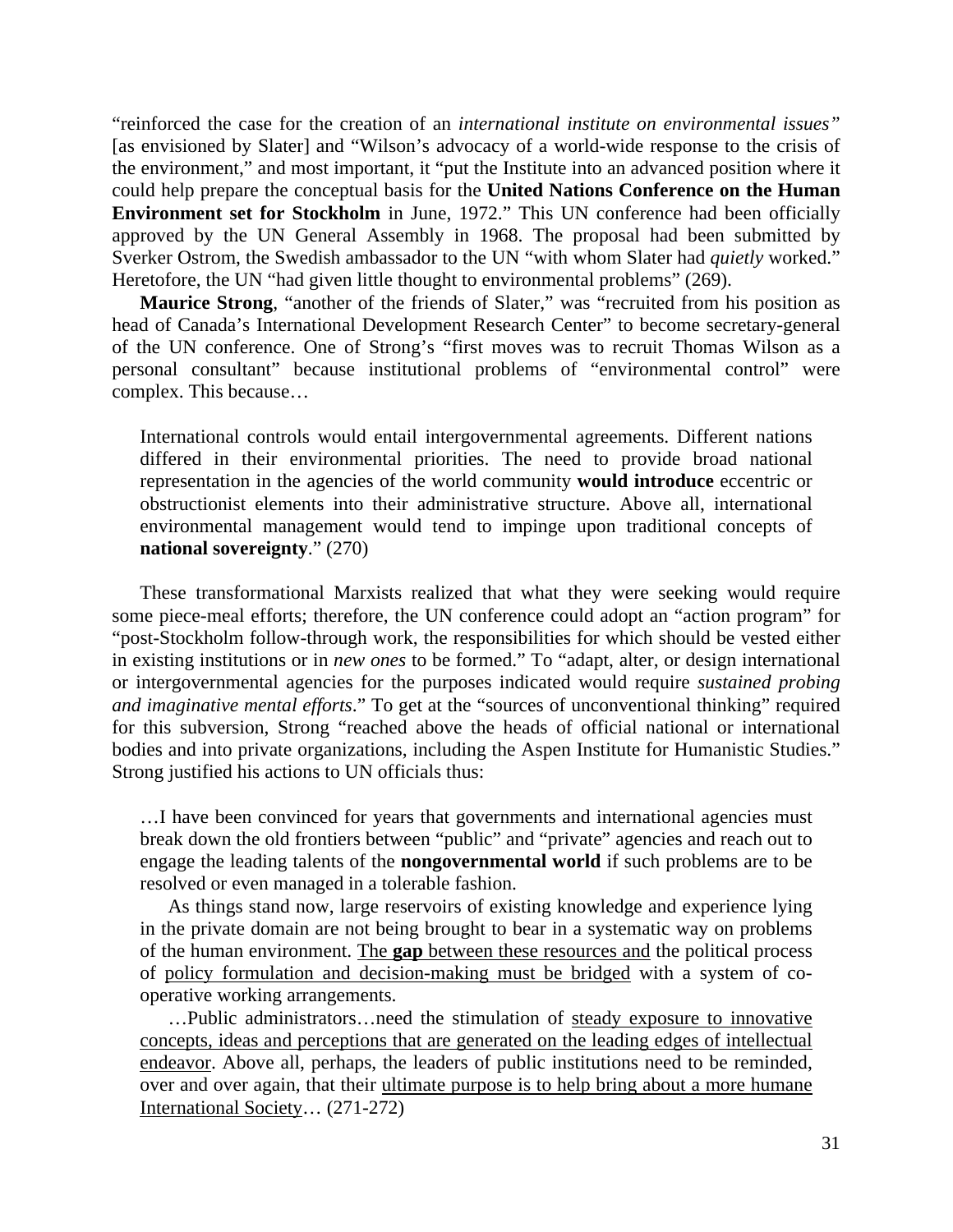"reinforced the case for the creation of an *international institute on environmental issues"* [as envisioned by Slater] and "Wilson's advocacy of a world-wide response to the crisis of the environment," and most important, it "put the Institute into an advanced position where it could help prepare the conceptual basis for the **United Nations Conference on the Human Environment set for Stockholm** in June, 1972." This UN conference had been officially approved by the UN General Assembly in 1968. The proposal had been submitted by Sverker Ostrom, the Swedish ambassador to the UN "with whom Slater had *quietly* worked." Heretofore, the UN "had given little thought to environmental problems" (269).

**Maurice Strong**, "another of the friends of Slater," was "recruited from his position as head of Canada's International Development Research Center" to become secretary-general of the UN conference. One of Strong's "first moves was to recruit Thomas Wilson as a personal consultant" because institutional problems of "environmental control" were complex. This because…

> International controls would entail intergovernmental agreements. Different nations differed in their environmental priorities. The need to provide broad national representation in the agencies of the world community **would introduce** eccentric or obstructionist elements into their administrative structure. Above all, international environmental management would tend to impinge upon traditional concepts of **national sovereignty**." (270)

These transformational Marxists realized that what they were seeking would require some piece-meal efforts; therefore, the UN conference could adopt an "action program" for "post-Stockholm follow-through work, the responsibilities for which should be vested either in existing institutions or in *new ones* to be formed." To "adapt, alter, or design international or intergovernmental agencies for the purposes indicated would require *sustained probing and imaginative mental efforts*." To get at the "sources of unconventional thinking" required for this subversion, Strong "reached above the heads of official national or international bodies and into private organizations, including the Aspen Institute for Humanistic Studies." Strong justified his actions to UN officials thus:

> …I have been convinced for years that governments and international agencies must break down the old frontiers between "public" and "private" agencies and reach out to engage the leading talents of the **nongovernmental world** if such problems are to be resolved or even managed in a tolerable fashion.
>
> As things stand now, large reservoirs of existing knowledge and experience lying in the private domain are not being brought to bear in a systematic way on problems of the human environment. <u>The **gap** between these resources and</u> the political process of <u>policy formulation and decision-making must be bridged</u> with a system of co-operative working arrangements.
>
> …Public administrators…need the stimulation of <u>steady exposure to innovative concepts, ideas and perceptions that are generated on the leading edges of intellectual endeavor</u>. Above all, perhaps, the leaders of public institutions need to be reminded, over and over again, that their <u>ultimate purpose is to help bring about a more humane International Society</u>… (271-272)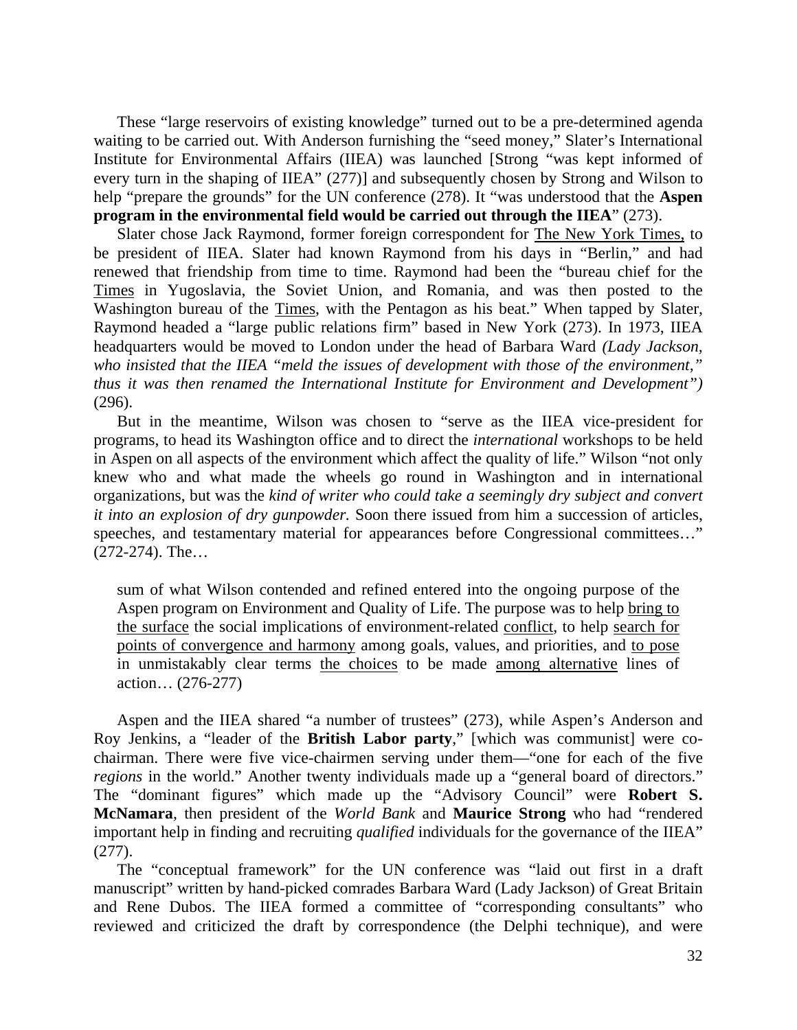These "large reservoirs of existing knowledge" turned out to be a pre-determined agenda waiting to be carried out. With Anderson furnishing the "seed money," Slater's International Institute for Environmental Affairs (IIEA) was launched [Strong "was kept informed of every turn in the shaping of IIEA" (277)] and subsequently chosen by Strong and Wilson to help "prepare the grounds" for the UN conference (278). It "was understood that the **Aspen program in the environmental field would be carried out through the IIEA**" (273).

Slater chose Jack Raymond, former foreign correspondent for The New York Times, to be president of IIEA. Slater had known Raymond from his days in "Berlin," and had renewed that friendship from time to time. Raymond had been the "bureau chief for the Times in Yugoslavia, the Soviet Union, and Romania, and was then posted to the Washington bureau of the Times, with the Pentagon as his beat." When tapped by Slater, Raymond headed a "large public relations firm" based in New York (273). In 1973, IIEA headquarters would be moved to London under the head of Barbara Ward *(Lady Jackson, who insisted that the IIEA "meld the issues of development with those of the environment," thus it was then renamed the International Institute for Environment and Development")* (296).

But in the meantime, Wilson was chosen to "serve as the IIEA vice-president for programs, to head its Washington office and to direct the *international* workshops to be held in Aspen on all aspects of the environment which affect the quality of life." Wilson "not only knew who and what made the wheels go round in Washington and in international organizations, but was the *kind of writer who could take a seemingly dry subject and convert it into an explosion of dry gunpowder.* Soon there issued from him a succession of articles, speeches, and testamentary material for appearances before Congressional committees…" (272-274). The…

> sum of what Wilson contended and refined entered into the ongoing purpose of the Aspen program on Environment and Quality of Life. The purpose was to help bring to the surface the social implications of environment-related conflict, to help search for points of convergence and harmony among goals, values, and priorities, and to pose in unmistakably clear terms the choices to be made among alternative lines of action… (276-277)

Aspen and the IIEA shared "a number of trustees" (273), while Aspen's Anderson and Roy Jenkins, a "leader of the **British Labor party**," [which was communist] were co-chairman. There were five vice-chairmen serving under them—"one for each of the five *regions* in the world." Another twenty individuals made up a "general board of directors." The "dominant figures" which made up the "Advisory Council" were **Robert S. McNamara**, then president of the *World Bank* and **Maurice Strong** who had "rendered important help in finding and recruiting *qualified* individuals for the governance of the IIEA" (277).

The "conceptual framework" for the UN conference was "laid out first in a draft manuscript" written by hand-picked comrades Barbara Ward (Lady Jackson) of Great Britain and Rene Dubos. The IIEA formed a committee of "corresponding consultants" who reviewed and criticized the draft by correspondence (the Delphi technique), and were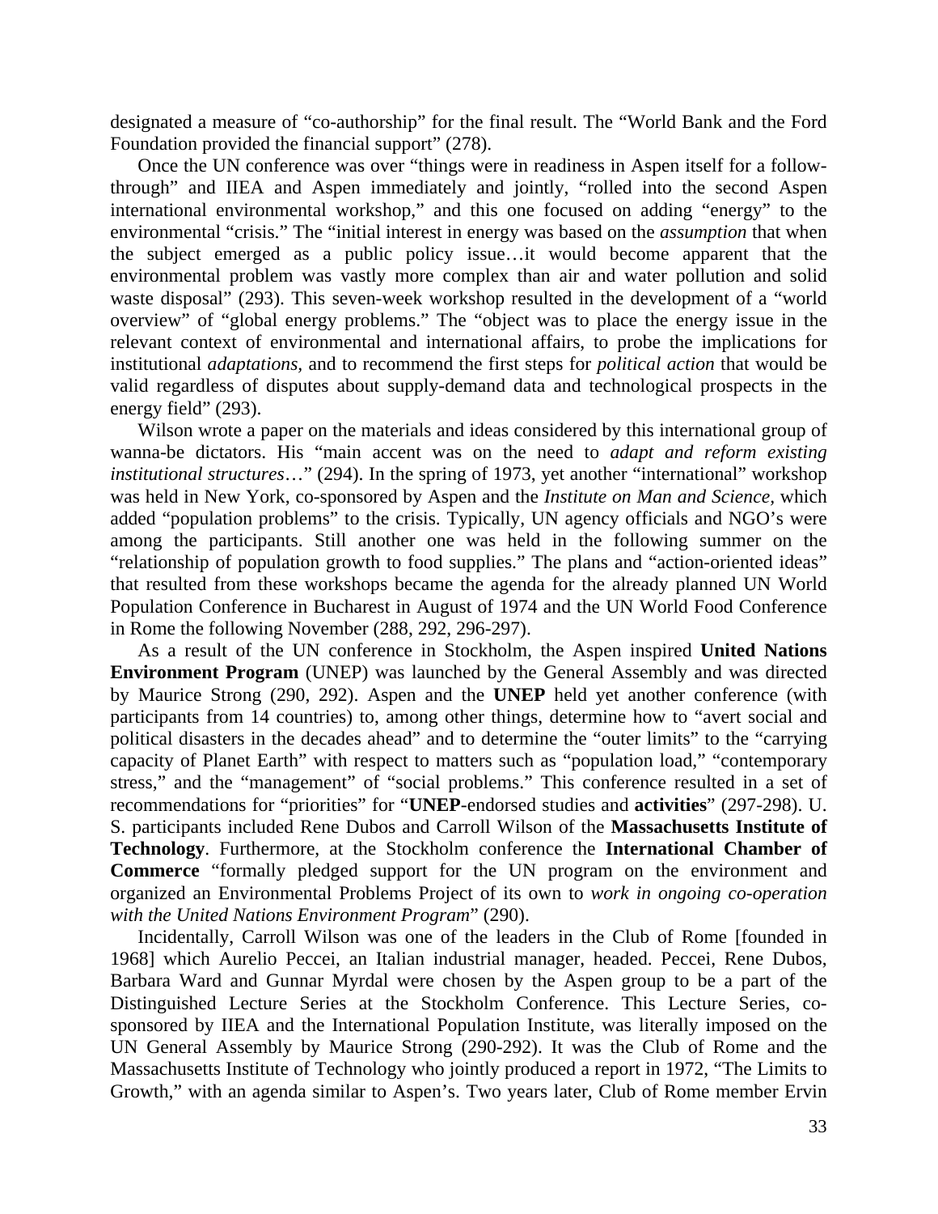designated a measure of "co-authorship" for the final result. The "World Bank and the Ford Foundation provided the financial support" (278).

Once the UN conference was over "things were in readiness in Aspen itself for a follow-through" and IIEA and Aspen immediately and jointly, "rolled into the second Aspen international environmental workshop," and this one focused on adding "energy" to the environmental "crisis." The "initial interest in energy was based on the *assumption* that when the subject emerged as a public policy issue…it would become apparent that the environmental problem was vastly more complex than air and water pollution and solid waste disposal" (293). This seven-week workshop resulted in the development of a "world overview" of "global energy problems." The "object was to place the energy issue in the relevant context of environmental and international affairs, to probe the implications for institutional *adaptations,* and to recommend the first steps for *political action* that would be valid regardless of disputes about supply-demand data and technological prospects in the energy field" (293).

Wilson wrote a paper on the materials and ideas considered by this international group of wanna-be dictators. His "main accent was on the need to *adapt and reform existing institutional structures*…" (294). In the spring of 1973, yet another "international" workshop was held in New York, co-sponsored by Aspen and the *Institute on Man and Science,* which added "population problems" to the crisis. Typically, UN agency officials and NGO's were among the participants. Still another one was held in the following summer on the "relationship of population growth to food supplies." The plans and "action-oriented ideas" that resulted from these workshops became the agenda for the already planned UN World Population Conference in Bucharest in August of 1974 and the UN World Food Conference in Rome the following November (288, 292, 296-297).

As a result of the UN conference in Stockholm, the Aspen inspired **United Nations Environment Program** (UNEP) was launched by the General Assembly and was directed by Maurice Strong (290, 292). Aspen and the **UNEP** held yet another conference (with participants from 14 countries) to, among other things, determine how to "avert social and political disasters in the decades ahead" and to determine the "outer limits" to the "carrying capacity of Planet Earth" with respect to matters such as "population load," "contemporary stress," and the "management" of "social problems." This conference resulted in a set of recommendations for "priorities" for "**UNEP**-endorsed studies and **activities**" (297-298). U. S. participants included Rene Dubos and Carroll Wilson of the **Massachusetts Institute of Technology**. Furthermore, at the Stockholm conference the **International Chamber of Commerce** "formally pledged support for the UN program on the environment and organized an Environmental Problems Project of its own to *work in ongoing co-operation with the United Nations Environment Program*" (290).

Incidentally, Carroll Wilson was one of the leaders in the Club of Rome [founded in 1968] which Aurelio Peccei, an Italian industrial manager, headed. Peccei, Rene Dubos, Barbara Ward and Gunnar Myrdal were chosen by the Aspen group to be a part of the Distinguished Lecture Series at the Stockholm Conference. This Lecture Series, co-sponsored by IIEA and the International Population Institute, was literally imposed on the UN General Assembly by Maurice Strong (290-292). It was the Club of Rome and the Massachusetts Institute of Technology who jointly produced a report in 1972, "The Limits to Growth," with an agenda similar to Aspen's. Two years later, Club of Rome member Ervin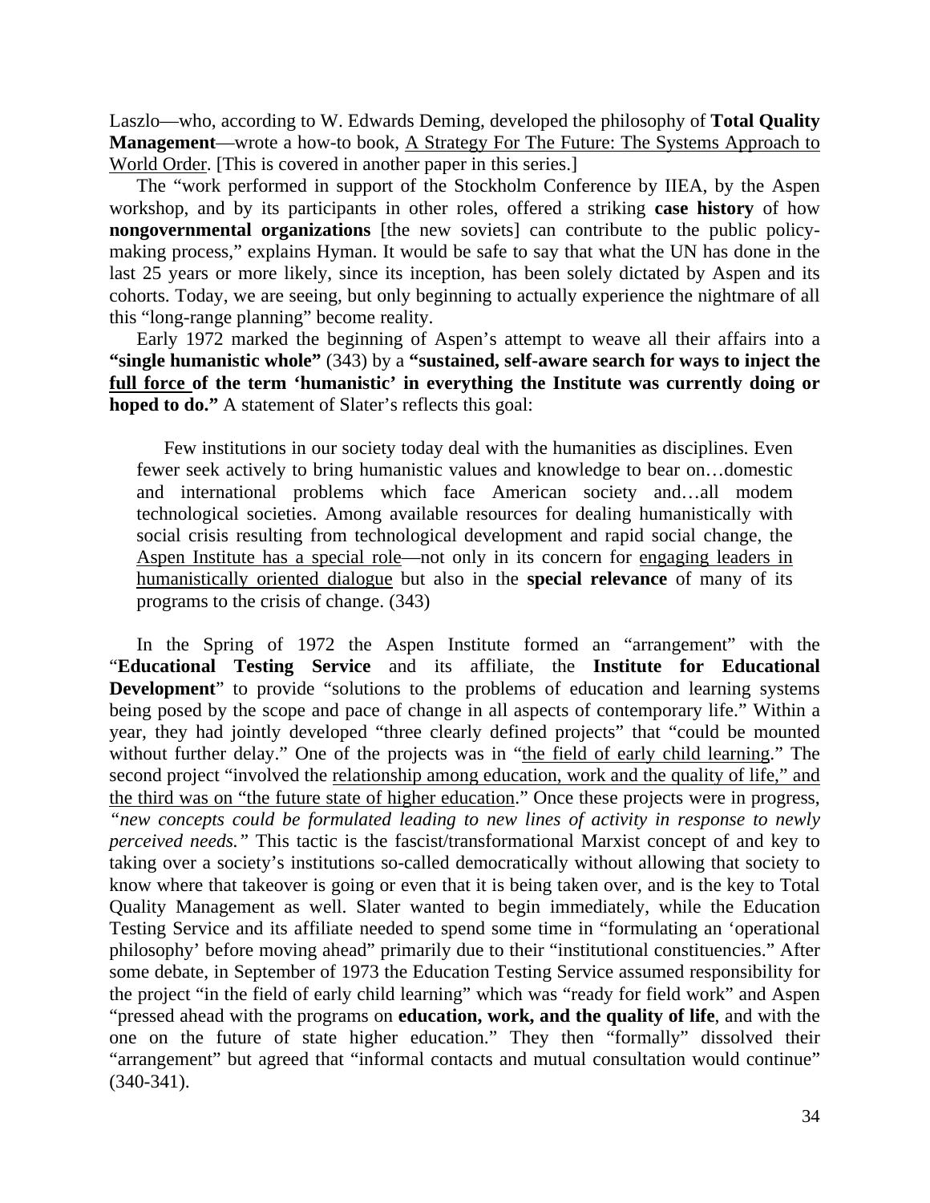Laszlo—who, according to W. Edwards Deming, developed the philosophy of **Total Quality Management**—wrote a how-to book, <u>A Strategy For The Future: The Systems Approach to World Order</u>. [This is covered in another paper in this series.]

The "work performed in support of the Stockholm Conference by IIEA, by the Aspen workshop, and by its participants in other roles, offered a striking **case history** of how **nongovernmental organizations** [the new soviets] can contribute to the public policy-making process," explains Hyman. It would be safe to say that what the UN has done in the last 25 years or more likely, since its inception, has been solely dictated by Aspen and its cohorts. Today, we are seeing, but only beginning to actually experience the nightmare of all this "long-range planning" become reality.

Early 1972 marked the beginning of Aspen's attempt to weave all their affairs into a **"single humanistic whole"** (343) by a **"sustained, self-aware search for ways to inject the <u>full force</u> of the term 'humanistic' in everything the Institute was currently doing or hoped to do."** A statement of Slater's reflects this goal:

> Few institutions in our society today deal with the humanities as disciplines. Even fewer seek actively to bring humanistic values and knowledge to bear on…domestic and international problems which face American society and…all modem technological societies. Among available resources for dealing humanistically with social crisis resulting from technological development and rapid social change, the <u>Aspen Institute has a special role</u>—not only in its concern for <u>engaging leaders in humanistically oriented dialogue</u> but also in the **special relevance** of many of its programs to the crisis of change. (343)

In the Spring of 1972 the Aspen Institute formed an "arrangement" with the "**Educational Testing Service** and its affiliate, the **Institute for Educational Development**" to provide "solutions to the problems of education and learning systems being posed by the scope and pace of change in all aspects of contemporary life." Within a year, they had jointly developed "three clearly defined projects" that "could be mounted without further delay." One of the projects was in "<u>the field of early child learning</u>." The second project "involved the <u>relationship among education, work and the quality of life," and the third was on "the future state of higher education</u>." Once these projects were in progress, "*new concepts could be formulated leading to new lines of activity in response to newly perceived needs.*" This tactic is the fascist/transformational Marxist concept of and key to taking over a society's institutions so-called democratically without allowing that society to know where that takeover is going or even that it is being taken over, and is the key to Total Quality Management as well. Slater wanted to begin immediately, while the Education Testing Service and its affiliate needed to spend some time in "formulating an 'operational philosophy' before moving ahead" primarily due to their "institutional constituencies." After some debate, in September of 1973 the Education Testing Service assumed responsibility for the project "in the field of early child learning" which was "ready for field work" and Aspen "pressed ahead with the programs on **education, work, and the quality of life**, and with the one on the future of state higher education." They then "formally" dissolved their "arrangement" but agreed that "informal contacts and mutual consultation would continue" (340-341).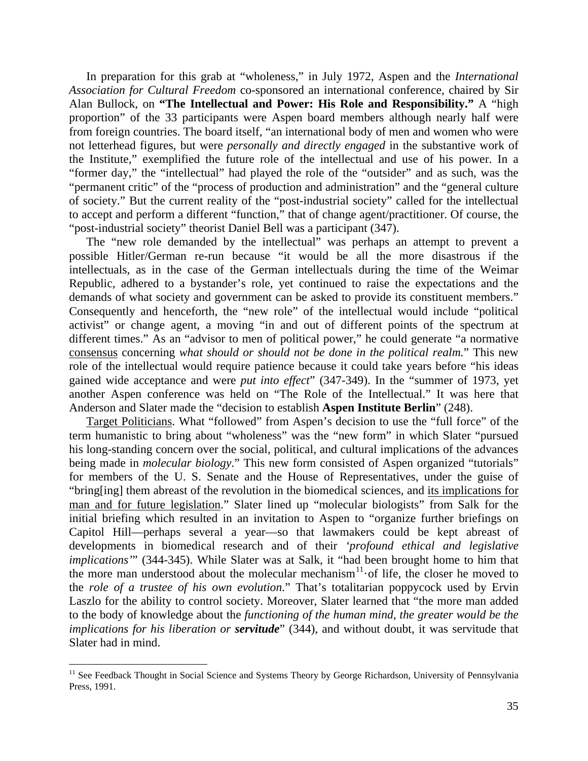In preparation for this grab at "wholeness," in July 1972, Aspen and the *International Association for Cultural Freedom* co-sponsored an international conference, chaired by Sir Alan Bullock, on **"The Intellectual and Power: His Role and Responsibility."** A "high proportion" of the 33 participants were Aspen board members although nearly half were from foreign countries. The board itself, "an international body of men and women who were not letterhead figures, but were *personally and directly engaged* in the substantive work of the Institute," exemplified the future role of the intellectual and use of his power. In a "former day," the "intellectual" had played the role of the "outsider" and as such, was the "permanent critic" of the "process of production and administration" and the "general culture of society." But the current reality of the "post-industrial society" called for the intellectual to accept and perform a different "function," that of change agent/practitioner. Of course, the "post-industrial society" theorist Daniel Bell was a participant (347).

The "new role demanded by the intellectual" was perhaps an attempt to prevent a possible Hitler/German re-run because "it would be all the more disastrous if the intellectuals, as in the case of the German intellectuals during the time of the Weimar Republic, adhered to a bystander's role, yet continued to raise the expectations and the demands of what society and government can be asked to provide its constituent members." Consequently and henceforth, the "new role" of the intellectual would include "political activist" or change agent, a moving "in and out of different points of the spectrum at different times." As an "advisor to men of political power," he could generate "a normative <u>consensus</u> concerning *what should or should not be done in the political realm.*" This new role of the intellectual would require patience because it could take years before "his ideas gained wide acceptance and were *put into effect*" (347-349). In the "summer of 1973, yet another Aspen conference was held on "The Role of the Intellectual." It was here that Anderson and Slater made the "decision to establish **Aspen Institute Berlin**" (248).

<u>Target Politicians</u>. What "followed" from Aspen's decision to use the "full force" of the term humanistic to bring about "wholeness" was the "new form" in which Slater "pursued his long-standing concern over the social, political, and cultural implications of the advances being made in *molecular biology*." This new form consisted of Aspen organized "tutorials" for members of the U. S. Senate and the House of Representatives, under the guise of "bring[ing] them abreast of the revolution in the biomedical sciences, and <u>its implications for man and for future legislation</u>." Slater lined up "molecular biologists" from Salk for the initial briefing which resulted in an invitation to Aspen to "organize further briefings on Capitol Hill—perhaps several a year—so that lawmakers could be kept abreast of developments in biomedical research and of their *'profound ethical and legislative implications'*" (344-345). While Slater was at Salk, it "had been brought home to him that the more man understood about the molecular mechanism[11]· of life, the closer he moved to the *role of a trustee of his own evolution.*" That's totalitarian poppycock used by Ervin Laszlo for the ability to control society. Moreover, Slater learned that "the more man added to the body of knowledge about the *functioning of the human mind, the greater would be the implications for his liberation or* ***servitude***" (344), and without doubt, it was servitude that Slater had in mind.

---

[11] See Feedback Thought in Social Science and Systems Theory by George Richardson, University of Pennsylvania Press, 1991.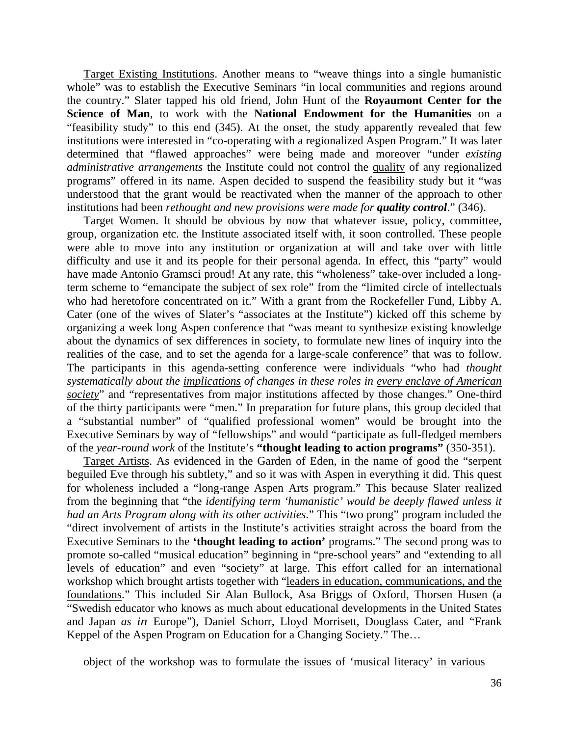Target Existing Institutions. Another means to "weave things into a single humanistic whole" was to establish the Executive Seminars "in local communities and regions around the country." Slater tapped his old friend, John Hunt of the **Royaumont Center for the Science of Man**, to work with the **National Endowment for the Humanities** on a "feasibility study" to this end (345). At the onset, the study apparently revealed that few institutions were interested in "co-operating with a regionalized Aspen Program." It was later determined that "flawed approaches" were being made and moreover "under *existing administrative arrangements* the Institute could not control the quality of any regionalized programs" offered in its name. Aspen decided to suspend the feasibility study but it "was understood that the grant would be reactivated when the manner of the approach to other institutions had been *rethought and new provisions were made for **quality control***." (346).

Target Women. It should be obvious by now that whatever issue, policy, committee, group, organization etc. the Institute associated itself with, it soon controlled. These people were able to move into any institution or organization at will and take over with little difficulty and use it and its people for their personal agenda. In effect, this "party" would have made Antonio Gramsci proud! At any rate, this "wholeness" take-over included a long-term scheme to "emancipate the subject of sex role" from the "limited circle of intellectuals who had heretofore concentrated on it." With a grant from the Rockefeller Fund, Libby A. Cater (one of the wives of Slater's "associates at the Institute") kicked off this scheme by organizing a week long Aspen conference that "was meant to synthesize existing knowledge about the dynamics of sex differences in society, to formulate new lines of inquiry into the realities of the case, and to set the agenda for a large-scale conference" that was to follow. The participants in this agenda-setting conference were individuals "who had *thought systematically about the implications of changes in these roles in every enclave of American society*" and "representatives from major institutions affected by those changes." One-third of the thirty participants were "men." In preparation for future plans, this group decided that a "substantial number" of "qualified professional women" would be brought into the Executive Seminars by way of "fellowships" and would "participate as full-fledged members of the *year-round work* of the Institute's **"thought leading to action programs"** (350-351).

Target Artists. As evidenced in the Garden of Eden, in the name of good the "serpent beguiled Eve through his subtlety," and so it was with Aspen in everything it did. This quest for wholeness included a "long-range Aspen Arts program." This because Slater realized from the beginning that "the *identifying term 'humanistic' would be deeply flawed unless it had an Arts Program along with its other activities*." This "two prong" program included the "direct involvement of artists in the Institute's activities straight across the board from the Executive Seminars to the **'thought leading to action'** programs." The second prong was to promote so-called "musical education" beginning in "pre-school years" and "extending to all levels of education" and even "society" at large. This effort called for an international workshop which brought artists together with "leaders in education, communications, and the foundations." This included Sir Alan Bullock, Asa Briggs of Oxford, Thorsen Husen (a "Swedish educator who knows as much about educational developments in the United States and Japan *as in* Europe"), Daniel Schorr, Lloyd Morrisett, Douglass Cater, and "Frank Keppel of the Aspen Program on Education for a Changing Society." The…

> object of the workshop was to formulate the issues of 'musical literacy' in various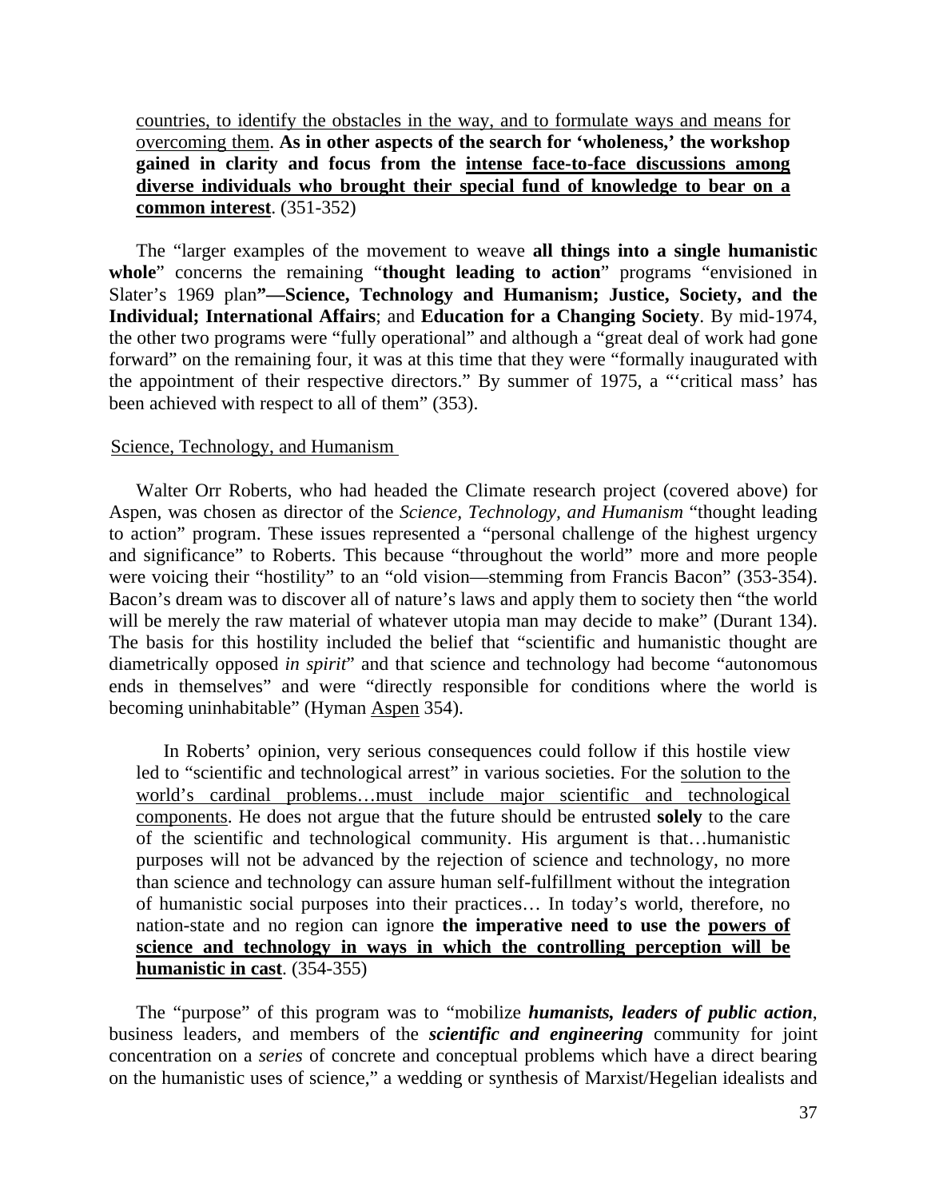> countries, to identify the obstacles in the way, and to formulate ways and means for overcoming them. **As in other aspects of the search for 'wholeness,' the workshop gained in clarity and focus from the intense face-to-face discussions among diverse individuals who brought their special fund of knowledge to bear on a common interest**. (351-352)

The "larger examples of the movement to weave **all things into a single humanistic whole**" concerns the remaining "**thought leading to action**" programs "envisioned in Slater's 1969 plan**"—Science, Technology and Humanism; Justice, Society, and the Individual; International Affairs**; and **Education for a Changing Society**. By mid-1974, the other two programs were "fully operational" and although a "great deal of work had gone forward" on the remaining four, it was at this time that they were "formally inaugurated with the appointment of their respective directors." By summer of 1975, a "'critical mass' has been achieved with respect to all of them" (353).

## Science, Technology, and Humanism

Walter Orr Roberts, who had headed the Climate research project (covered above) for Aspen, was chosen as director of the *Science, Technology, and Humanism* "thought leading to action" program. These issues represented a "personal challenge of the highest urgency and significance" to Roberts. This because "throughout the world" more and more people were voicing their "hostility" to an "old vision—stemming from Francis Bacon" (353-354). Bacon's dream was to discover all of nature's laws and apply them to society then "the world will be merely the raw material of whatever utopia man may decide to make" (Durant 134). The basis for this hostility included the belief that "scientific and humanistic thought are diametrically opposed *in spirit*" and that science and technology had become "autonomous ends in themselves" and were "directly responsible for conditions where the world is becoming uninhabitable" (Hyman Aspen 354).

> In Roberts' opinion, very serious consequences could follow if this hostile view led to "scientific and technological arrest" in various societies. For the solution to the world's cardinal problems…must include major scientific and technological components. He does not argue that the future should be entrusted **solely** to the care of the scientific and technological community. His argument is that…humanistic purposes will not be advanced by the rejection of science and technology, no more than science and technology can assure human self-fulfillment without the integration of humanistic social purposes into their practices… In today's world, therefore, no nation-state and no region can ignore **the imperative need to use the powers of science and technology in ways in which the controlling perception will be humanistic in cast**. (354-355)

The "purpose" of this program was to "mobilize ***humanists, leaders of public action***, business leaders, and members of the ***scientific and engineering*** community for joint concentration on a *series* of concrete and conceptual problems which have a direct bearing on the humanistic uses of science," a wedding or synthesis of Marxist/Hegelian idealists and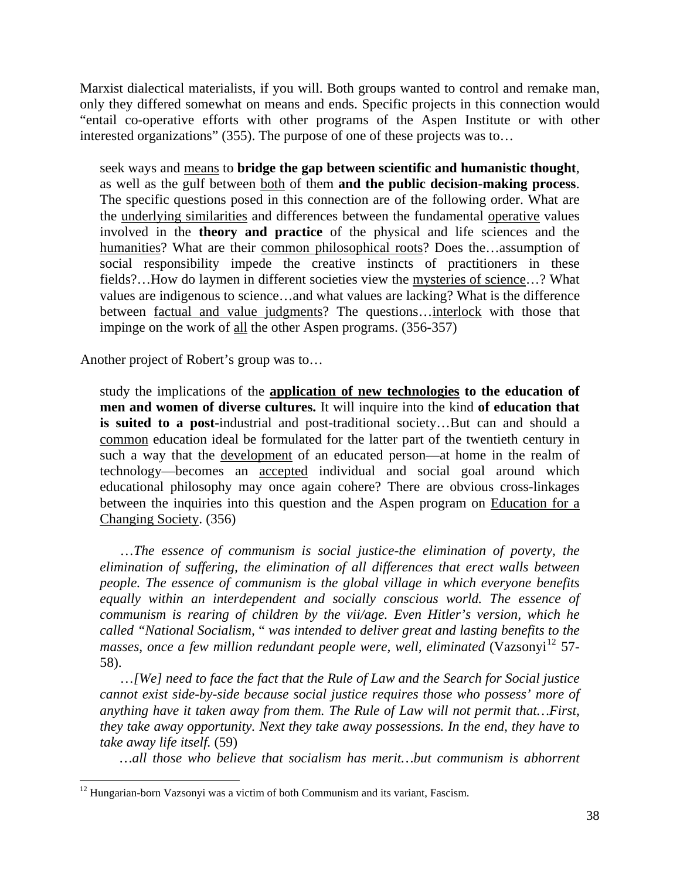Marxist dialectical materialists, if you will. Both groups wanted to control and remake man, only they differed somewhat on means and ends. Specific projects in this connection would "entail co-operative efforts with other programs of the Aspen Institute or with other interested organizations" (355). The purpose of one of these projects was to…

> seek ways and <u>means</u> to **bridge the gap between scientific and humanistic thought**, as well as the gulf between <u>both</u> of them **and the public decision-making process**. The specific questions posed in this connection are of the following order. What are the <u>underlying similarities</u> and differences between the fundamental <u>operative</u> values involved in the **theory and practice** of the physical and life sciences and the <u>humanities</u>? What are their <u>common philosophical roots</u>? Does the…assumption of social responsibility impede the creative instincts of practitioners in these fields?…How do laymen in different societies view the <u>mysteries of science</u>…? What values are indigenous to science…and what values are lacking? What is the difference between <u>factual and value judgments</u>? The questions…<u>interlock</u> with those that impinge on the work of <u>all</u> the other Aspen programs. (356-357)

Another project of Robert's group was to…

> study the implications of the **<u>application of new technologies</u> to the education of men and women of diverse cultures.** It will inquire into the kind **of education that is suited to a post-**industrial and post-traditional society…But can and should a <u>common</u> education ideal be formulated for the latter part of the twentieth century in such a way that the <u>development</u> of an educated person—at home in the realm of technology—becomes an <u>accepted</u> individual and social goal around which educational philosophy may once again cohere? There are obvious cross-linkages between the inquiries into this question and the Aspen program on <u>Education for a Changing Society</u>. (356)
>
> *…The essence of communism is social justice-the elimination of poverty, the elimination of suffering, the elimination of all differences that erect walls between people. The essence of communism is the global village in which everyone benefits equally within an interdependent and socially conscious world. The essence of communism is rearing of children by the vii/age. Even Hitler's version, which he called "National Socialism, " was intended to deliver great and lasting benefits to the masses, once a few million redundant people were, well, eliminated* (Vazsonyi[12] 57-58).
>
> *…[We] need to face the fact that the Rule of Law and the Search for Social justice cannot exist side-by-side because social justice requires those who possess' more of anything have it taken away from them. The Rule of Law will not permit that…First, they take away opportunity. Next they take away possessions. In the end, they have to take away life itself.* (59)
>
> *…all those who believe that socialism has merit…but communism is abhorrent*

[12] Hungarian-born Vazsonyi was a victim of both Communism and its variant, Fascism.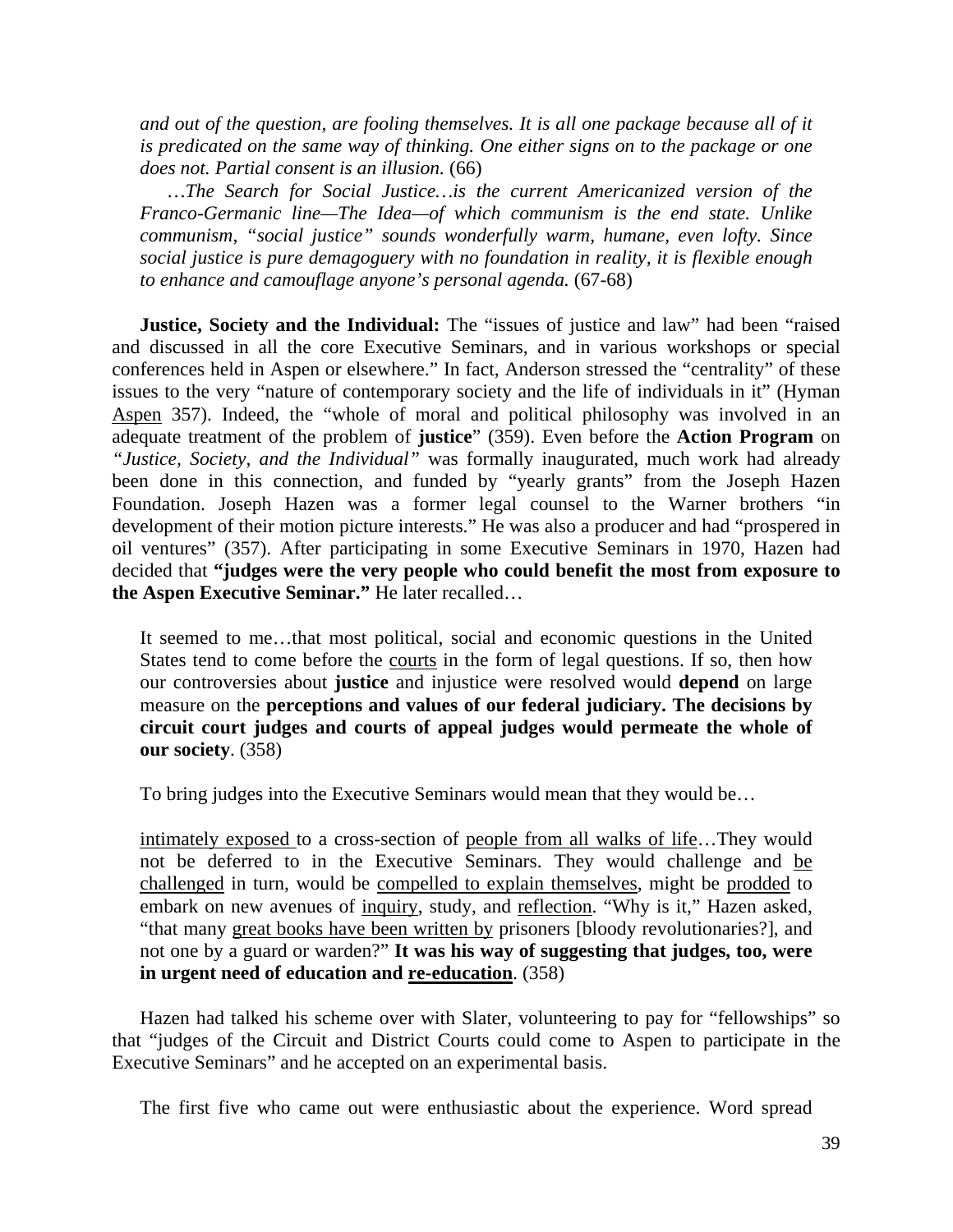> *and out of the question, are fooling themselves. It is all one package because all of it is predicated on the same way of thinking. One either signs on to the package or one does not. Partial consent is an illusion.* (66)
>
> *…The Search for Social Justice…is the current Americanized version of the Franco-Germanic line—The Idea—of which communism is the end state. Unlike communism, "social justice" sounds wonderfully warm, humane, even lofty. Since social justice is pure demagoguery with no foundation in reality, it is flexible enough to enhance and camouflage anyone's personal agenda.* (67-68)

**Justice, Society and the Individual:** The "issues of justice and law" had been "raised and discussed in all the core Executive Seminars, and in various workshops or special conferences held in Aspen or elsewhere." In fact, Anderson stressed the "centrality" of these issues to the very "nature of contemporary society and the life of individuals in it" (Hyman <u>Aspen</u> 357). Indeed, the "whole of moral and political philosophy was involved in an adequate treatment of the problem of **justice**" (359). Even before the **Action Program** on *"Justice, Society, and the Individual"* was formally inaugurated, much work had already been done in this connection, and funded by "yearly grants" from the Joseph Hazen Foundation. Joseph Hazen was a former legal counsel to the Warner brothers "in development of their motion picture interests." He was also a producer and had "prospered in oil ventures" (357). After participating in some Executive Seminars in 1970, Hazen had decided that **"judges were the very people who could benefit the most from exposure to the Aspen Executive Seminar."** He later recalled…

> It seemed to me…that most political, social and economic questions in the United States tend to come before the <u>courts</u> in the form of legal questions. If so, then how our controversies about **justice** and injustice were resolved would **depend** on large measure on the **perceptions and values of our federal judiciary. The decisions by circuit court judges and courts of appeal judges would permeate the whole of our society**. (358)

To bring judges into the Executive Seminars would mean that they would be…

> <u>intimately exposed</u> to a cross-section of <u>people from all walks of life</u>…They would not be deferred to in the Executive Seminars. They would challenge and <u>be challenged</u> in turn, would be <u>compelled to explain themselves</u>, might be <u>prodded</u> to embark on new avenues of <u>inquiry</u>, study, and <u>reflection</u>. "Why is it," Hazen asked, "that many <u>great books have been written by</u> prisoners [bloody revolutionaries?], and not one by a guard or warden?" **It was his way of suggesting that judges, too, were in urgent need of education and <u>re-education</u>**. (358)

Hazen had talked his scheme over with Slater, volunteering to pay for "fellowships" so that "judges of the Circuit and District Courts could come to Aspen to participate in the Executive Seminars" and he accepted on an experimental basis.

The first five who came out were enthusiastic about the experience. Word spread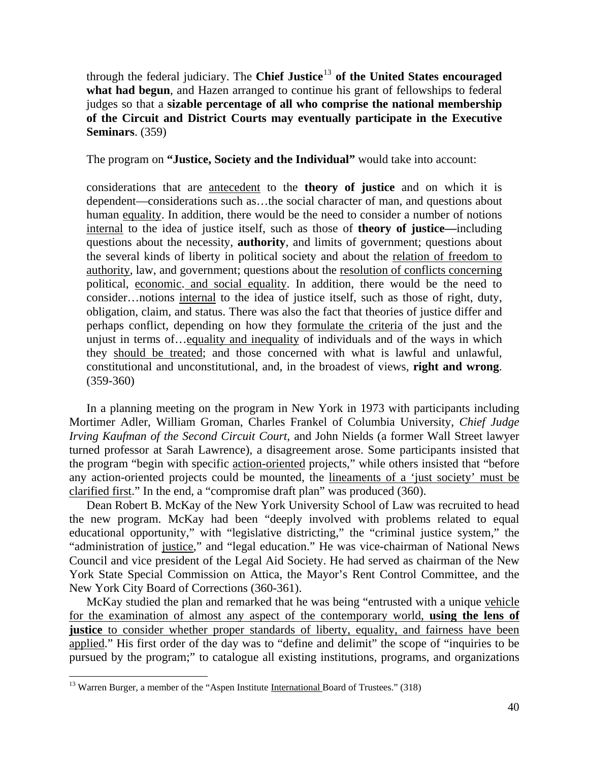> through the federal judiciary. The **Chief Justice**[13] **of the United States encouraged what had begun**, and Hazen arranged to continue his grant of fellowships to federal judges so that a **sizable percentage of all who comprise the national membership of the Circuit and District Courts may eventually participate in the Executive Seminars**. (359)

> The program on **"Justice, Society and the Individual"** would take into account:

> considerations that are <u>antecedent</u> to the **theory of justice** and on which it is dependent—considerations such as…the social character of man, and questions about human <u>equality</u>. In addition, there would be the need to consider a number of notions <u>internal</u> to the idea of justice itself, such as those of **theory of justice—**including questions about the necessity, **authority**, and limits of government; questions about the several kinds of liberty in political society and about the <u>relation of freedom to authority</u>, law, and government; questions about the <u>resolution of conflicts concerning</u> political, <u>economic. and social equality</u>. In addition, there would be the need to consider…notions <u>internal</u> to the idea of justice itself, such as those of right, duty, obligation, claim, and status. There was also the fact that theories of justice differ and perhaps conflict, depending on how they <u>formulate the criteria</u> of the just and the unjust in terms of…<u>equality and inequality</u> of individuals and of the ways in which they <u>should be treated</u>; and those concerned with what is lawful and unlawful, constitutional and unconstitutional, and, in the broadest of views, **right and wrong**. (359-360)

In a planning meeting on the program in New York in 1973 with participants including Mortimer Adler, William Groman, Charles Frankel of Columbia University, *Chief Judge Irving Kaufman of the Second Circuit Court,* and John Nields (a former Wall Street lawyer turned professor at Sarah Lawrence), a disagreement arose. Some participants insisted that the program "begin with specific <u>action-oriented</u> projects," while others insisted that "before any action-oriented projects could be mounted, the <u>lineaments of a 'just society' must be clarified first</u>." In the end, a "compromise draft plan" was produced (360).

Dean Robert B. McKay of the New York University School of Law was recruited to head the new program. McKay had been "deeply involved with problems related to equal educational opportunity," with "legislative districting," the "criminal justice system," the "administration of <u>justice</u>," and "legal education." He was vice-chairman of National News Council and vice president of the Legal Aid Society. He had served as chairman of the New York State Special Commission on Attica, the Mayor's Rent Control Committee, and the New York City Board of Corrections (360-361).

McKay studied the plan and remarked that he was being "entrusted with a unique <u>vehicle for the examination of almost any aspect of the contemporary world, **using the lens of justice** to consider whether proper standards of liberty, equality, and fairness have been applied</u>." His first order of the day was to "define and delimit" the scope of "inquiries to be pursued by the program;" to catalogue all existing institutions, programs, and organizations

[13] Warren Burger, a member of the "Aspen Institute <u>International</u> Board of Trustees." (318)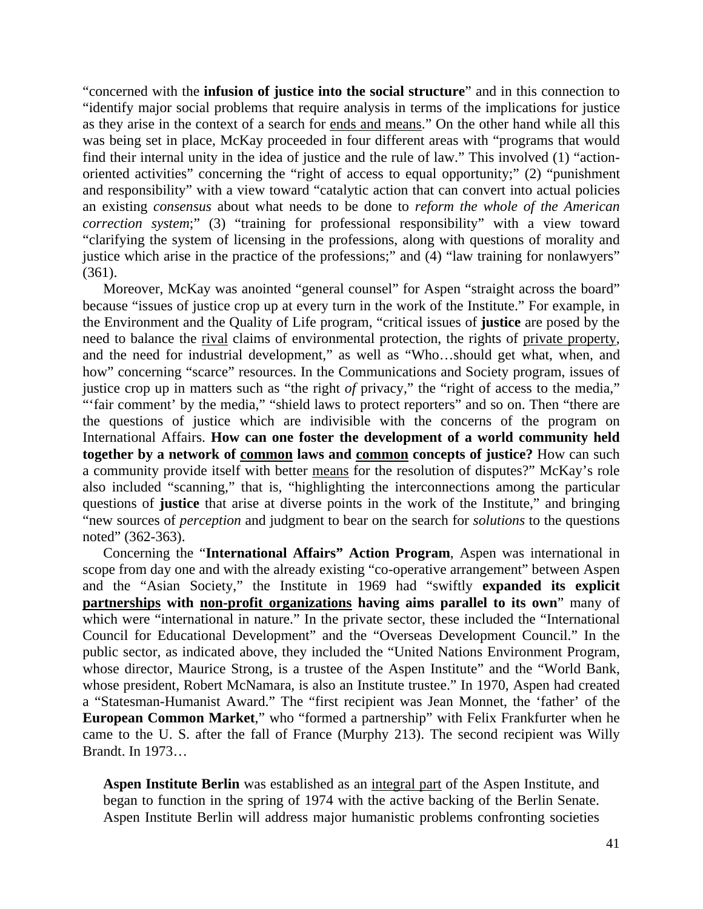"concerned with the **infusion of justice into the social structure**" and in this connection to "identify major social problems that require analysis in terms of the implications for justice as they arise in the context of a search for <u>ends and means</u>." On the other hand while all this was being set in place, McKay proceeded in four different areas with "programs that would find their internal unity in the idea of justice and the rule of law." This involved (1) "action-oriented activities" concerning the "right of access to equal opportunity;" (2) "punishment and responsibility" with a view toward "catalytic action that can convert into actual policies an existing *consensus* about what needs to be done to *reform the whole of the American correction system*;" (3) "training for professional responsibility" with a view toward "clarifying the system of licensing in the professions, along with questions of morality and justice which arise in the practice of the professions;" and (4) "law training for nonlawyers" (361).

Moreover, McKay was anointed "general counsel" for Aspen "straight across the board" because "issues of justice crop up at every turn in the work of the Institute." For example, in the Environment and the Quality of Life program, "critical issues of **justice** are posed by the need to balance the <u>rival</u> claims of environmental protection, the rights of <u>private property</u>, and the need for industrial development," as well as "Who…should get what, when, and how" concerning "scarce" resources. In the Communications and Society program, issues of justice crop up in matters such as "the right *of* privacy," the "right of access to the media," "'fair comment' by the media," "shield laws to protect reporters" and so on. Then "there are the questions of justice which are indivisible with the concerns of the program on International Affairs. **How can one foster the development of a world community held together by a network of <u>common</u> laws and <u>common</u> concepts of justice?** How can such a community provide itself with better <u>means</u> for the resolution of disputes?" McKay's role also included "scanning," that is, "highlighting the interconnections among the particular questions of **justice** that arise at diverse points in the work of the Institute," and bringing "new sources of *perception* and judgment to bear on the search for *solutions* to the questions noted" (362-363).

Concerning the "**International Affairs" Action Program**, Aspen was international in scope from day one and with the already existing "co-operative arrangement" between Aspen and the "Asian Society," the Institute in 1969 had "swiftly **expanded its explicit <u>partnerships</u> with <u>non-profit organizations</u> having aims parallel to its own**" many of which were "international in nature." In the private sector, these included the "International Council for Educational Development" and the "Overseas Development Council." In the public sector, as indicated above, they included the "United Nations Environment Program, whose director, Maurice Strong, is a trustee of the Aspen Institute" and the "World Bank, whose president, Robert McNamara, is also an Institute trustee." In 1970, Aspen had created a "Statesman-Humanist Award." The "first recipient was Jean Monnet, the 'father' of the **European Common Market**," who "formed a partnership" with Felix Frankfurter when he came to the U. S. after the fall of France (Murphy 213). The second recipient was Willy Brandt. In 1973…

> **Aspen Institute Berlin** was established as an <u>integral part</u> of the Aspen Institute, and began to function in the spring of 1974 with the active backing of the Berlin Senate. Aspen Institute Berlin will address major humanistic problems confronting societies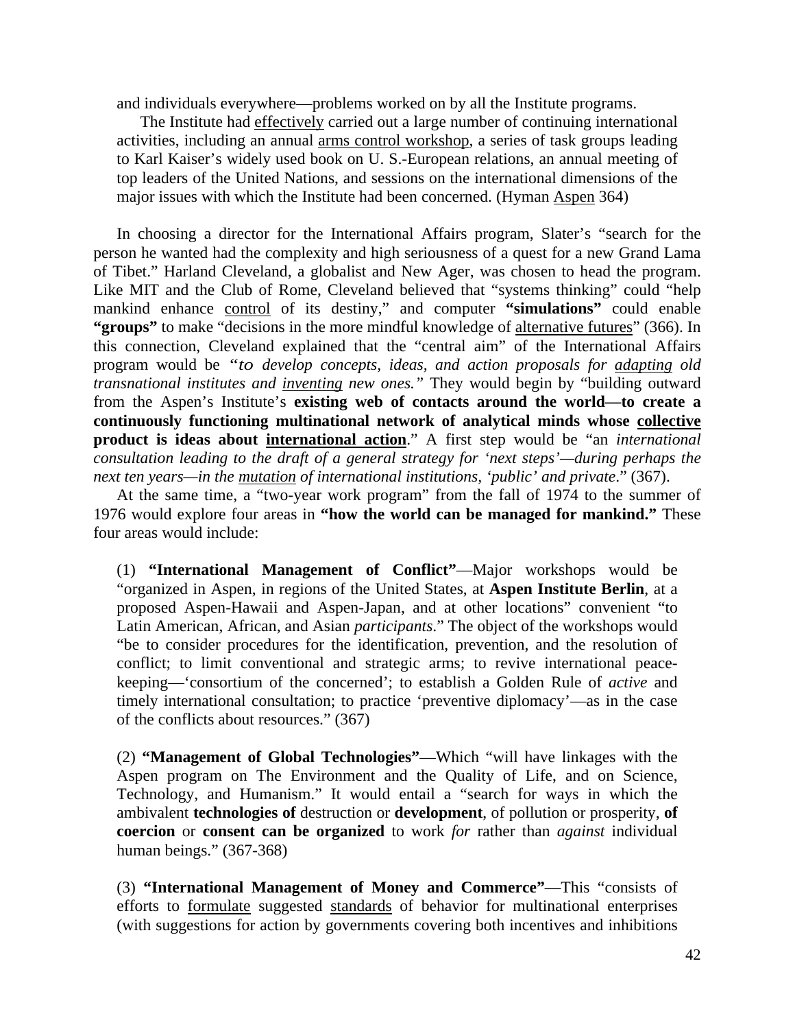> and individuals everywhere—problems worked on by all the Institute programs.
>
> The Institute had <u>effectively</u> carried out a large number of continuing international activities, including an annual <u>arms control workshop</u>, a series of task groups leading to Karl Kaiser's widely used book on U. S.-European relations, an annual meeting of top leaders of the United Nations, and sessions on the international dimensions of the major issues with which the Institute had been concerned. (Hyman <u>Aspen</u> 364)

In choosing a director for the International Affairs program, Slater's "search for the person he wanted had the complexity and high seriousness of a quest for a new Grand Lama of Tibet." Harland Cleveland, a globalist and New Ager, was chosen to head the program. Like MIT and the Club of Rome, Cleveland believed that "systems thinking" could "help mankind enhance <u>control</u> of its destiny," and computer **"simulations"** could enable **"groups"** to make "decisions in the more mindful knowledge of <u>alternative futures</u>" (366). In this connection, Cleveland explained that the "central aim" of the International Affairs program would be *"to develop concepts, ideas, and action proposals for <u>adapting</u> old transnational institutes and <u>inventing</u> new ones."* They would begin by "building outward from the Aspen's Institute's **existing web of contacts around the world—to create a continuously functioning multinational network of analytical minds whose <u>collective</u> product is ideas about <u>international action</u>**." A first step would be "an *international consultation leading to the draft of a general strategy for 'next steps'—during perhaps the next ten years—in the <u>mutation</u> of international institutions, 'public' and private*." (367).

At the same time, a "two-year work program" from the fall of 1974 to the summer of 1976 would explore four areas in **"how the world can be managed for mankind."** These four areas would include:

> (1) **"International Management of Conflict"**—Major workshops would be "organized in Aspen, in regions of the United States, at **Aspen Institute Berlin**, at a proposed Aspen-Hawaii and Aspen-Japan, and at other locations" convenient "to Latin American, African, and Asian *participants*." The object of the workshops would "be to consider procedures for the identification, prevention, and the resolution of conflict; to limit conventional and strategic arms; to revive international peace-keeping—'consortium of the concerned'; to establish a Golden Rule of *active* and timely international consultation; to practice 'preventive diplomacy'—as in the case of the conflicts about resources." (367)
>
> (2) **"Management of Global Technologies"**—Which "will have linkages with the Aspen program on The Environment and the Quality of Life, and on Science, Technology, and Humanism." It would entail a "search for ways in which the ambivalent **technologies of** destruction or **development**, of pollution or prosperity, **of coercion** or **consent can be organized** to work *for* rather than *against* individual human beings." (367-368)
>
> (3) **"International Management of Money and Commerce"**—This "consists of efforts to <u>formulate</u> suggested <u>standards</u> of behavior for multinational enterprises (with suggestions for action by governments covering both incentives and inhibitions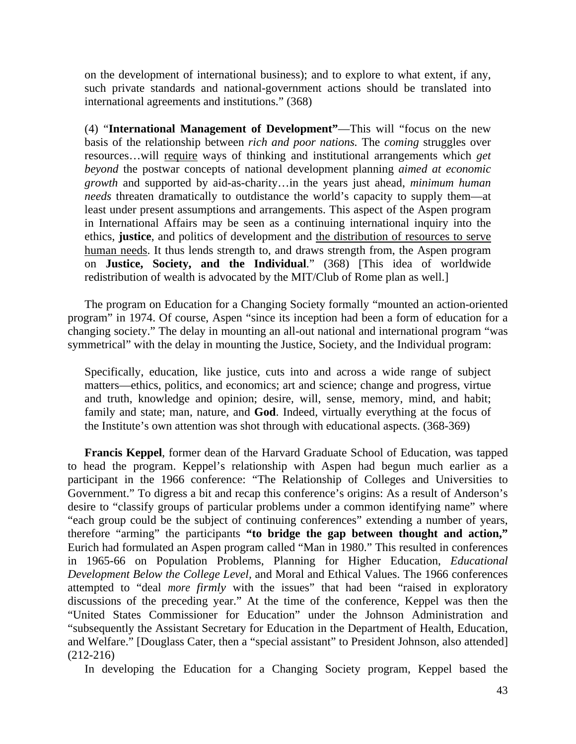> on the development of international business); and to explore to what extent, if any, such private standards and national-government actions should be translated into international agreements and institutions." (368)
>
> (4) "**International Management of Development"**—This will "focus on the new basis of the relationship between *rich and poor nations.* The *coming* struggles over resources…will <u>require</u> ways of thinking and institutional arrangements which *get beyond* the postwar concepts of national development planning *aimed at economic growth* and supported by aid-as-charity…in the years just ahead, *minimum human needs* threaten dramatically to outdistance the world's capacity to supply them—at least under present assumptions and arrangements. This aspect of the Aspen program in International Affairs may be seen as a continuing international inquiry into the ethics, **justice**, and politics of development and <u>the distribution of resources to serve human needs</u>. It thus lends strength to, and draws strength from, the Aspen program on **Justice, Society, and the Individual**." (368) [This idea of worldwide redistribution of wealth is advocated by the MIT/Club of Rome plan as well.]

The program on Education for a Changing Society formally "mounted an action-oriented program" in 1974. Of course, Aspen "since its inception had been a form of education for a changing society." The delay in mounting an all-out national and international program "was symmetrical" with the delay in mounting the Justice, Society, and the Individual program:

> Specifically, education, like justice, cuts into and across a wide range of subject matters—ethics, politics, and economics; art and science; change and progress, virtue and truth, knowledge and opinion; desire, will, sense, memory, mind, and habit; family and state; man, nature, and **God**. Indeed, virtually everything at the focus of the Institute's own attention was shot through with educational aspects. (368-369)

**Francis Keppel**, former dean of the Harvard Graduate School of Education, was tapped to head the program. Keppel's relationship with Aspen had begun much earlier as a participant in the 1966 conference: "The Relationship of Colleges and Universities to Government." To digress a bit and recap this conference's origins: As a result of Anderson's desire to "classify groups of particular problems under a common identifying name" where "each group could be the subject of continuing conferences" extending a number of years, therefore "arming" the participants **"to bridge the gap between thought and action,"** Eurich had formulated an Aspen program called "Man in 1980." This resulted in conferences in 1965-66 on Population Problems, Planning for Higher Education, *Educational Development Below the College Level*, and Moral and Ethical Values. The 1966 conferences attempted to "deal *more firmly* with the issues" that had been "raised in exploratory discussions of the preceding year." At the time of the conference, Keppel was then the "United States Commissioner for Education" under the Johnson Administration and "subsequently the Assistant Secretary for Education in the Department of Health, Education, and Welfare." [Douglass Cater, then a "special assistant" to President Johnson, also attended] (212-216)

In developing the Education for a Changing Society program, Keppel based the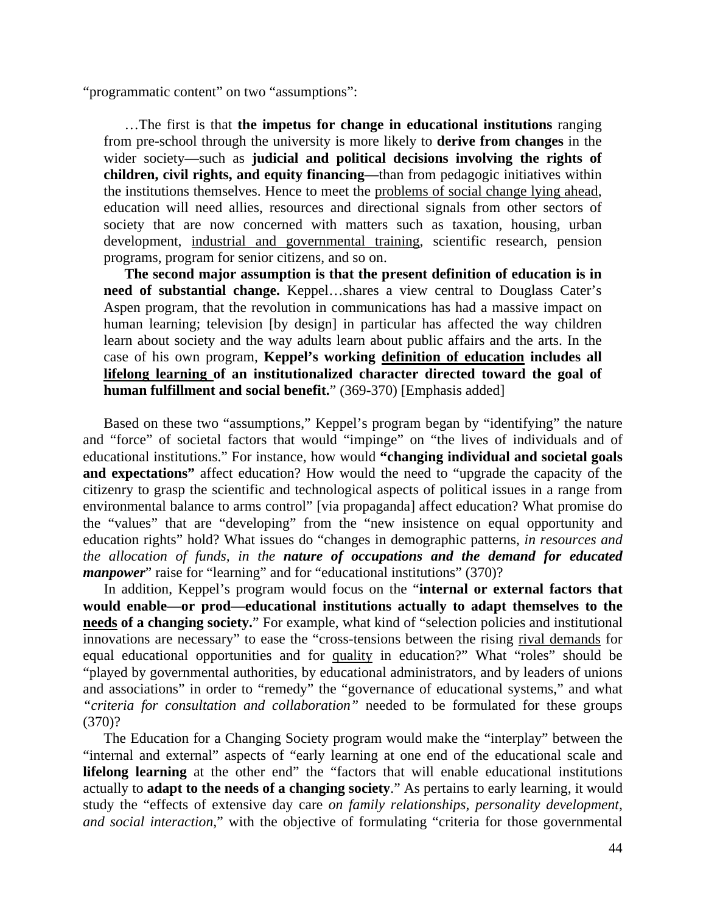"programmatic content" on two "assumptions":

> …The first is that **the impetus for change in educational institutions** ranging from pre-school through the university is more likely to **derive from changes** in the wider society—such as **judicial and political decisions involving the rights of children, civil rights, and equity financing—**than from pedagogic initiatives within the institutions themselves. Hence to meet the <u>problems of social change lying ahead</u>, education will need allies, resources and directional signals from other sectors of society that are now concerned with matters such as taxation, housing, urban development, <u>industrial and governmental training</u>, scientific research, pension programs, program for senior citizens, and so on.
>
> **The second major assumption is that the present definition of education is in need of substantial change.** Keppel…shares a view central to Douglass Cater's Aspen program, that the revolution in communications has had a massive impact on human learning; television [by design] in particular has affected the way children learn about society and the way adults learn about public affairs and the arts. In the case of his own program, **Keppel's working <u>definition of education</u> includes all <u>lifelong learning</u> of an institutionalized character directed toward the goal of human fulfillment and social benefit.**" (369-370) [Emphasis added]

Based on these two "assumptions," Keppel's program began by "identifying" the nature and "force" of societal factors that would "impinge" on "the lives of individuals and of educational institutions." For instance, how would **"changing individual and societal goals and expectations"** affect education? How would the need to "upgrade the capacity of the citizenry to grasp the scientific and technological aspects of political issues in a range from environmental balance to arms control" [via propaganda] affect education? What promise do the "values" that are "developing" from the "new insistence on equal opportunity and education rights" hold? What issues do "changes in demographic patterns, *in resources and the allocation of funds, in the* ***nature of occupations and the demand for educated manpower***" raise for "learning" and for "educational institutions" (370)?

In addition, Keppel's program would focus on the "**internal or external factors that would enable—or prod—educational institutions actually to adapt themselves to the <u>needs</u> of a changing society.**" For example, what kind of "selection policies and institutional innovations are necessary" to ease the "cross-tensions between the rising <u>rival demands</u> for equal educational opportunities and for <u>quality</u> in education?" What "roles" should be "played by governmental authorities, by educational administrators, and by leaders of unions and associations" in order to "remedy" the "governance of educational systems," and what *"criteria for consultation and collaboration"* needed to be formulated for these groups (370)?

The Education for a Changing Society program would make the "interplay" between the "internal and external" aspects of "early learning at one end of the educational scale and **lifelong learning** at the other end" the "factors that will enable educational institutions actually to **adapt to the needs of a changing society**." As pertains to early learning, it would study the "effects of extensive day care *on family relationships, personality development, and social interaction*," with the objective of formulating "criteria for those governmental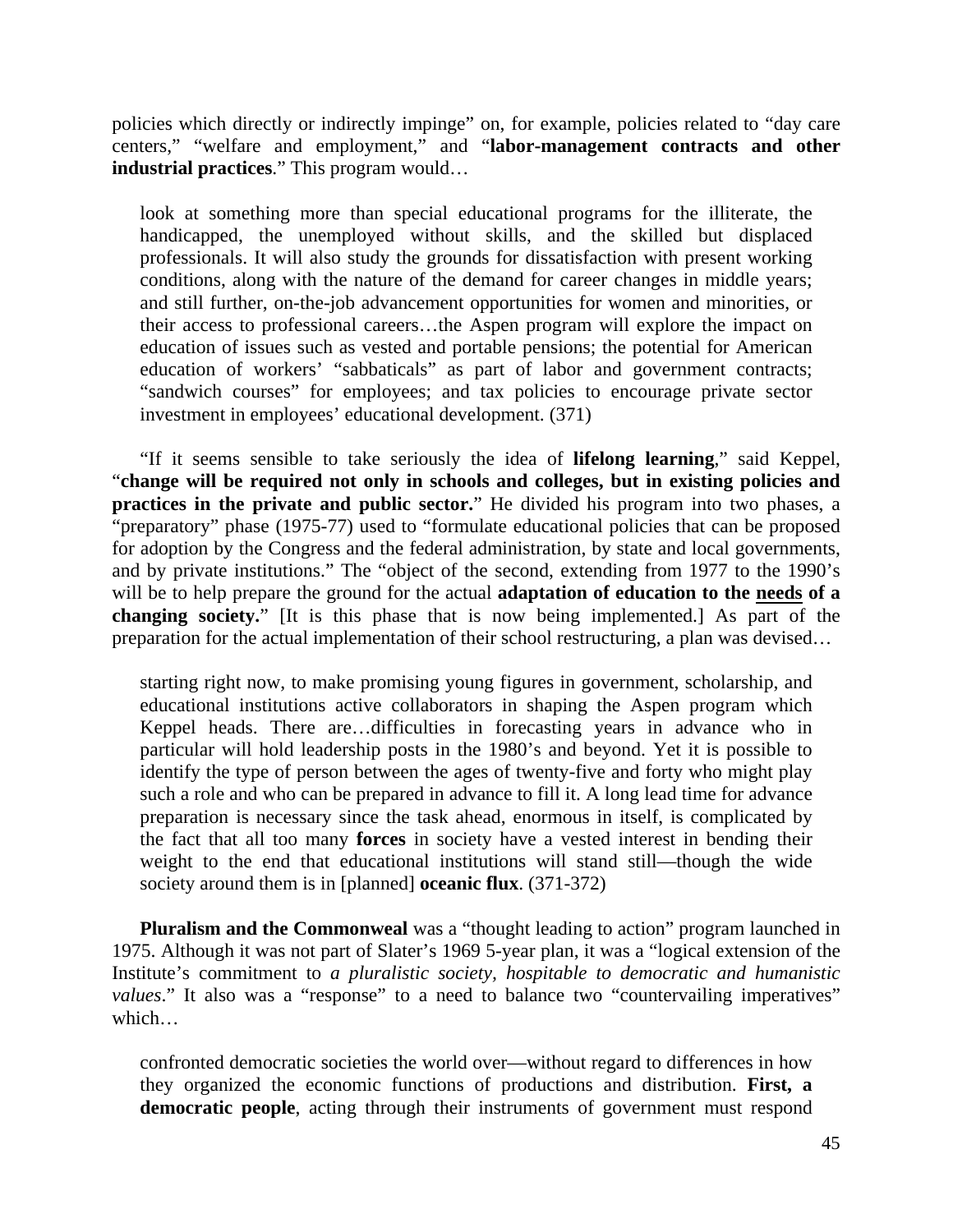policies which directly or indirectly impinge" on, for example, policies related to "day care centers," "welfare and employment," and "**labor-management contracts and other industrial practices**." This program would…

> look at something more than special educational programs for the illiterate, the handicapped, the unemployed without skills, and the skilled but displaced professionals. It will also study the grounds for dissatisfaction with present working conditions, along with the nature of the demand for career changes in middle years; and still further, on-the-job advancement opportunities for women and minorities, or their access to professional careers…the Aspen program will explore the impact on education of issues such as vested and portable pensions; the potential for American education of workers' "sabbaticals" as part of labor and government contracts; "sandwich courses" for employees; and tax policies to encourage private sector investment in employees' educational development. (371)

"If it seems sensible to take seriously the idea of **lifelong learning**," said Keppel, "**change will be required not only in schools and colleges, but in existing policies and practices in the private and public sector.**" He divided his program into two phases, a "preparatory" phase (1975-77) used to "formulate educational policies that can be proposed for adoption by the Congress and the federal administration, by state and local governments, and by private institutions." The "object of the second, extending from 1977 to the 1990's will be to help prepare the ground for the actual **adaptation of education to the <u>needs</u> of a changing society.**" [It is this phase that is now being implemented.] As part of the preparation for the actual implementation of their school restructuring, a plan was devised…

> starting right now, to make promising young figures in government, scholarship, and educational institutions active collaborators in shaping the Aspen program which Keppel heads. There are…difficulties in forecasting years in advance who in particular will hold leadership posts in the 1980's and beyond. Yet it is possible to identify the type of person between the ages of twenty-five and forty who might play such a role and who can be prepared in advance to fill it. A long lead time for advance preparation is necessary since the task ahead, enormous in itself, is complicated by the fact that all too many **forces** in society have a vested interest in bending their weight to the end that educational institutions will stand still—though the wide society around them is in [planned] **oceanic flux**. (371-372)

**Pluralism and the Commonweal** was a "thought leading to action" program launched in 1975. Although it was not part of Slater's 1969 5-year plan, it was a "logical extension of the Institute's commitment to *a pluralistic society, hospitable to democratic and humanistic values*." It also was a "response" to a need to balance two "countervailing imperatives" which…

> confronted democratic societies the world over—without regard to differences in how they organized the economic functions of productions and distribution. **First, a democratic people**, acting through their instruments of government must respond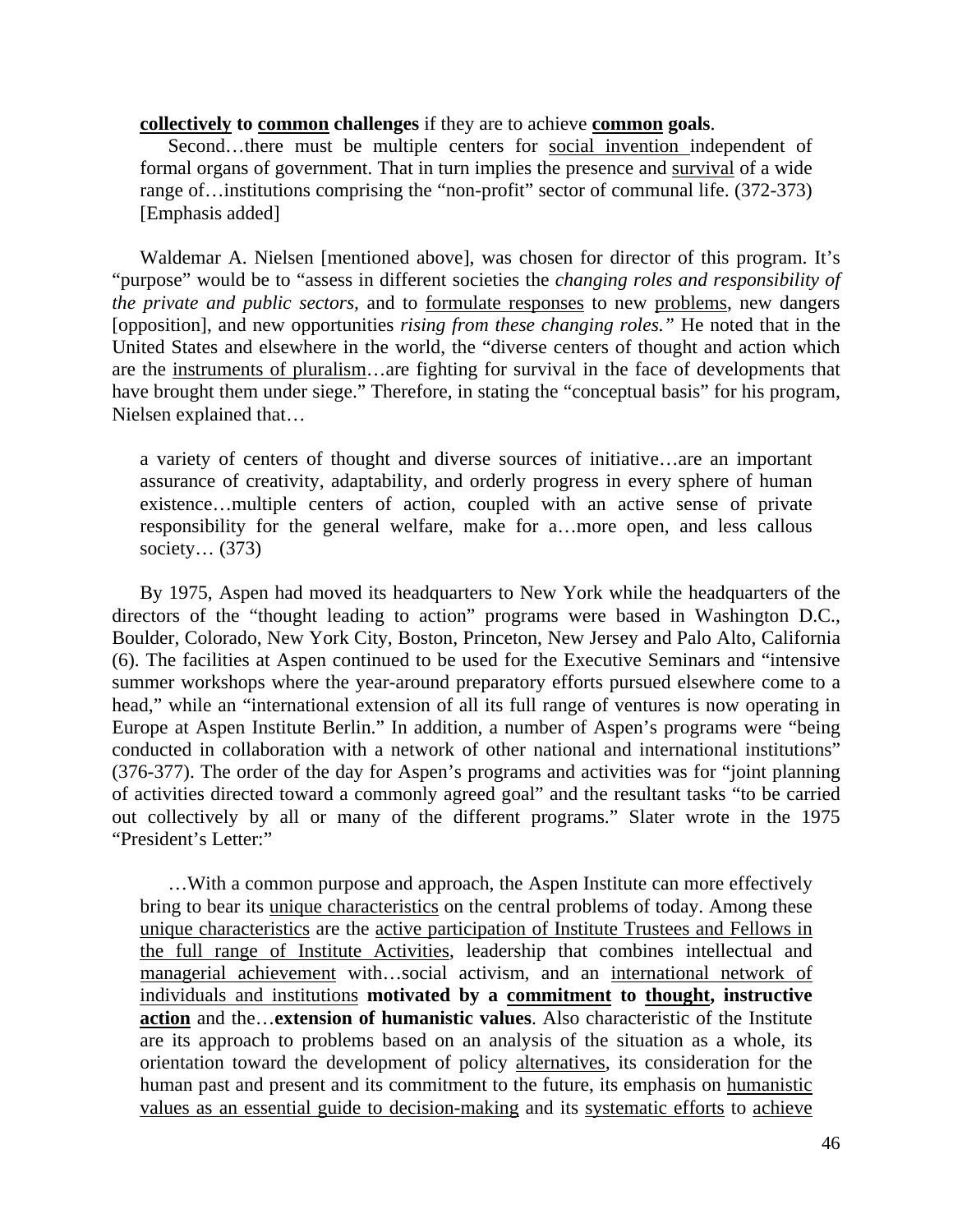> **collectively** to **common** challenges if they are to achieve **common** goals.
>
> Second…there must be multiple centers for social invention independent of formal organs of government. That in turn implies the presence and survival of a wide range of…institutions comprising the "non-profit" sector of communal life. (372-373) [Emphasis added]

Waldemar A. Nielsen [mentioned above], was chosen for director of this program. It's "purpose" would be to "assess in different societies the *changing roles and responsibility of the private and public sectors,* and to formulate responses to new problems, new dangers [opposition], and new opportunities *rising from these changing roles.*" He noted that in the United States and elsewhere in the world, the "diverse centers of thought and action which are the instruments of pluralism…are fighting for survival in the face of developments that have brought them under siege." Therefore, in stating the "conceptual basis" for his program, Nielsen explained that…

> a variety of centers of thought and diverse sources of initiative…are an important assurance of creativity, adaptability, and orderly progress in every sphere of human existence…multiple centers of action, coupled with an active sense of private responsibility for the general welfare, make for a…more open, and less callous society… (373)

By 1975, Aspen had moved its headquarters to New York while the headquarters of the directors of the "thought leading to action" programs were based in Washington D.C., Boulder, Colorado, New York City, Boston, Princeton, New Jersey and Palo Alto, California (6). The facilities at Aspen continued to be used for the Executive Seminars and "intensive summer workshops where the year-around preparatory efforts pursued elsewhere come to a head," while an "international extension of all its full range of ventures is now operating in Europe at Aspen Institute Berlin." In addition, a number of Aspen's programs were "being conducted in collaboration with a network of other national and international institutions" (376-377). The order of the day for Aspen's programs and activities was for "joint planning of activities directed toward a commonly agreed goal" and the resultant tasks "to be carried out collectively by all or many of the different programs." Slater wrote in the 1975 "President's Letter:"

> …With a common purpose and approach, the Aspen Institute can more effectively bring to bear its unique characteristics on the central problems of today. Among these unique characteristics are the active participation of Institute Trustees and Fellows in the full range of Institute Activities, leadership that combines intellectual and managerial achievement with…social activism, and an international network of individuals and institutions **motivated by a commitment to thought, instructive action** and the…**extension of humanistic values**. Also characteristic of the Institute are its approach to problems based on an analysis of the situation as a whole, its orientation toward the development of policy alternatives, its consideration for the human past and present and its commitment to the future, its emphasis on humanistic values as an essential guide to decision-making and its systematic efforts to achieve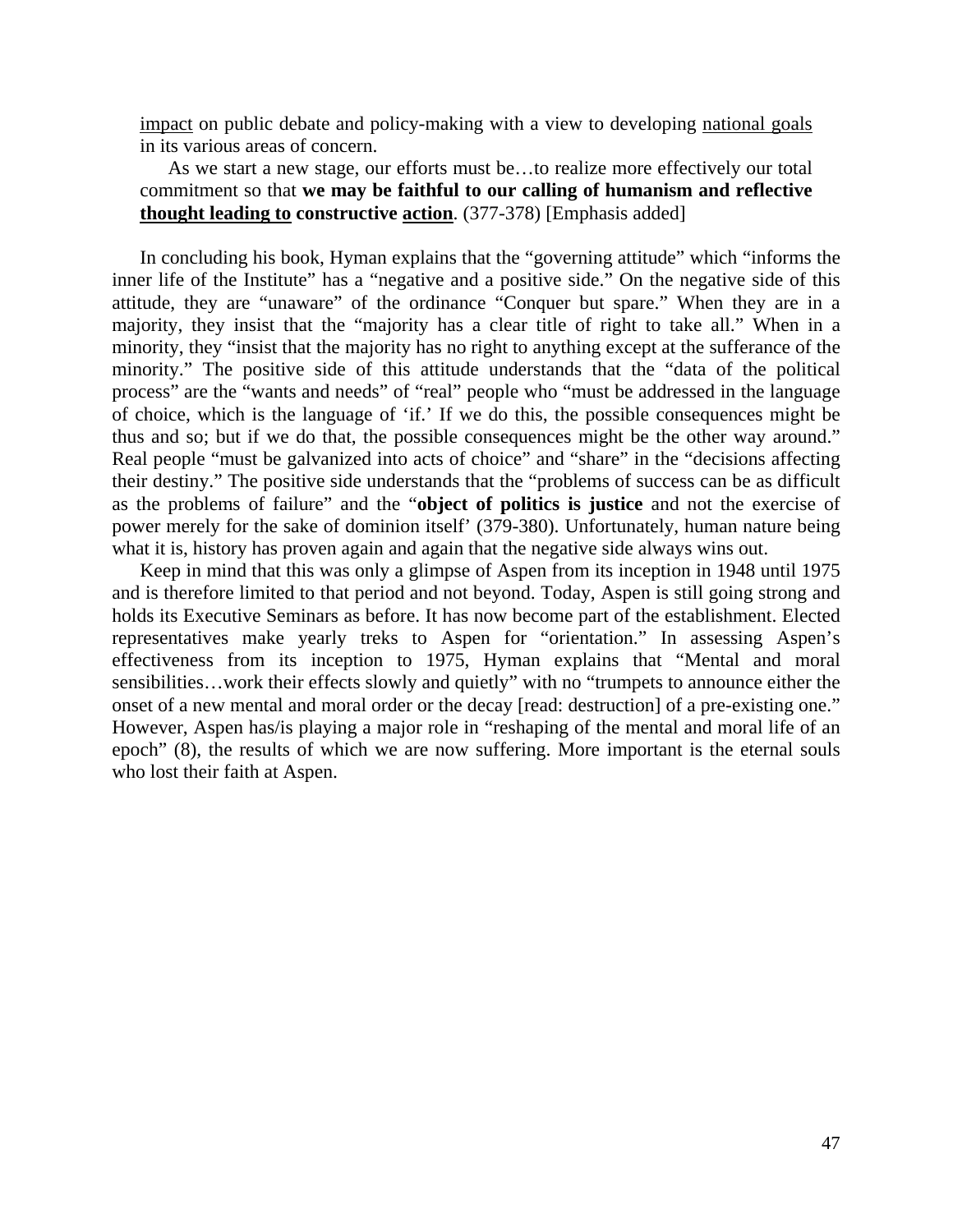> <u>impact</u> on public debate and policy-making with a view to developing <u>national goals</u> in its various areas of concern.
>
> As we start a new stage, our efforts must be…to realize more effectively our total commitment so that **we may be faithful to our calling of humanism and reflective <u>thought leading to</u> constructive <u>action</u>**. (377-378) [Emphasis added]

In concluding his book, Hyman explains that the "governing attitude" which "informs the inner life of the Institute" has a "negative and a positive side." On the negative side of this attitude, they are "unaware" of the ordinance "Conquer but spare." When they are in a majority, they insist that the "majority has a clear title of right to take all." When in a minority, they "insist that the majority has no right to anything except at the sufferance of the minority." The positive side of this attitude understands that the "data of the political process" are the "wants and needs" of "real" people who "must be addressed in the language of choice, which is the language of 'if.' If we do this, the possible consequences might be thus and so; but if we do that, the possible consequences might be the other way around." Real people "must be galvanized into acts of choice" and "share" in the "decisions affecting their destiny." The positive side understands that the "problems of success can be as difficult as the problems of failure" and the "**object of politics is justice** and not the exercise of power merely for the sake of dominion itself' (379-380). Unfortunately, human nature being what it is, history has proven again and again that the negative side always wins out.

Keep in mind that this was only a glimpse of Aspen from its inception in 1948 until 1975 and is therefore limited to that period and not beyond. Today, Aspen is still going strong and holds its Executive Seminars as before. It has now become part of the establishment. Elected representatives make yearly treks to Aspen for "orientation." In assessing Aspen's effectiveness from its inception to 1975, Hyman explains that "Mental and moral sensibilities…work their effects slowly and quietly" with no "trumpets to announce either the onset of a new mental and moral order or the decay [read: destruction] of a pre-existing one." However, Aspen has/is playing a major role in "reshaping of the mental and moral life of an epoch" (8), the results of which we are now suffering. More important is the eternal souls who lost their faith at Aspen.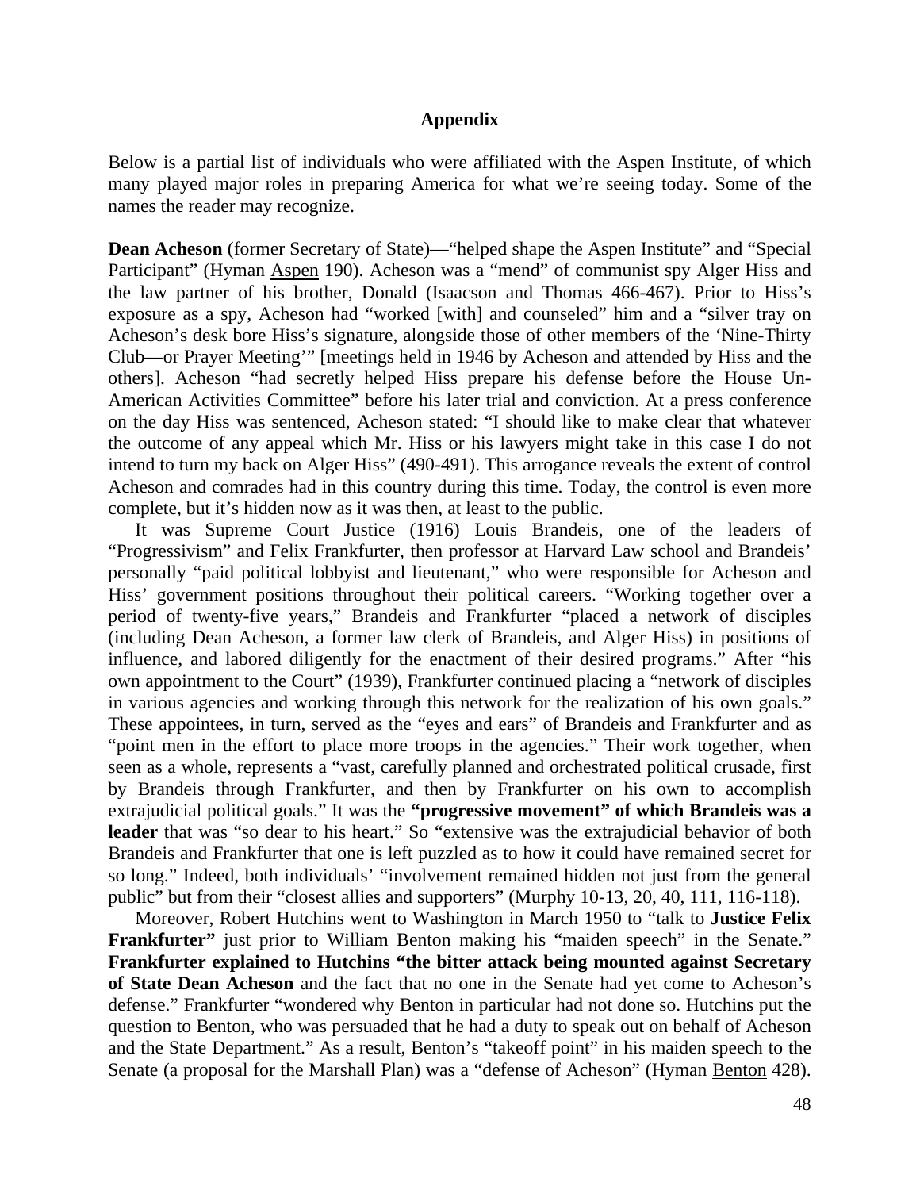## Appendix

Below is a partial list of individuals who were affiliated with the Aspen Institute, of which many played major roles in preparing America for what we're seeing today. Some of the names the reader may recognize.

**Dean Acheson** (former Secretary of State)—"helped shape the Aspen Institute" and "Special Participant" (Hyman Aspen 190). Acheson was a "mend" of communist spy Alger Hiss and the law partner of his brother, Donald (Isaacson and Thomas 466-467). Prior to Hiss's exposure as a spy, Acheson had "worked [with] and counseled" him and a "silver tray on Acheson's desk bore Hiss's signature, alongside those of other members of the 'Nine-Thirty Club—or Prayer Meeting'" [meetings held in 1946 by Acheson and attended by Hiss and the others]. Acheson "had secretly helped Hiss prepare his defense before the House Un-American Activities Committee" before his later trial and conviction. At a press conference on the day Hiss was sentenced, Acheson stated: "I should like to make clear that whatever the outcome of any appeal which Mr. Hiss or his lawyers might take in this case I do not intend to turn my back on Alger Hiss" (490-491). This arrogance reveals the extent of control Acheson and comrades had in this country during this time. Today, the control is even more complete, but it's hidden now as it was then, at least to the public.

It was Supreme Court Justice (1916) Louis Brandeis, one of the leaders of "Progressivism" and Felix Frankfurter, then professor at Harvard Law school and Brandeis' personally "paid political lobbyist and lieutenant," who were responsible for Acheson and Hiss' government positions throughout their political careers. "Working together over a period of twenty-five years," Brandeis and Frankfurter "placed a network of disciples (including Dean Acheson, a former law clerk of Brandeis, and Alger Hiss) in positions of influence, and labored diligently for the enactment of their desired programs." After "his own appointment to the Court" (1939), Frankfurter continued placing a "network of disciples in various agencies and working through this network for the realization of his own goals." These appointees, in turn, served as the "eyes and ears" of Brandeis and Frankfurter and as "point men in the effort to place more troops in the agencies." Their work together, when seen as a whole, represents a "vast, carefully planned and orchestrated political crusade, first by Brandeis through Frankfurter, and then by Frankfurter on his own to accomplish extrajudicial political goals." It was the **"progressive movement" of which Brandeis was a leader** that was "so dear to his heart." So "extensive was the extrajudicial behavior of both Brandeis and Frankfurter that one is left puzzled as to how it could have remained secret for so long." Indeed, both individuals' "involvement remained hidden not just from the general public" but from their "closest allies and supporters" (Murphy 10-13, 20, 40, 111, 116-118).

Moreover, Robert Hutchins went to Washington in March 1950 to "talk to **Justice Felix Frankfurter"** just prior to William Benton making his "maiden speech" in the Senate." **Frankfurter explained to Hutchins "the bitter attack being mounted against Secretary of State Dean Acheson** and the fact that no one in the Senate had yet come to Acheson's defense." Frankfurter "wondered why Benton in particular had not done so. Hutchins put the question to Benton, who was persuaded that he had a duty to speak out on behalf of Acheson and the State Department." As a result, Benton's "takeoff point" in his maiden speech to the Senate (a proposal for the Marshall Plan) was a "defense of Acheson" (Hyman Benton 428).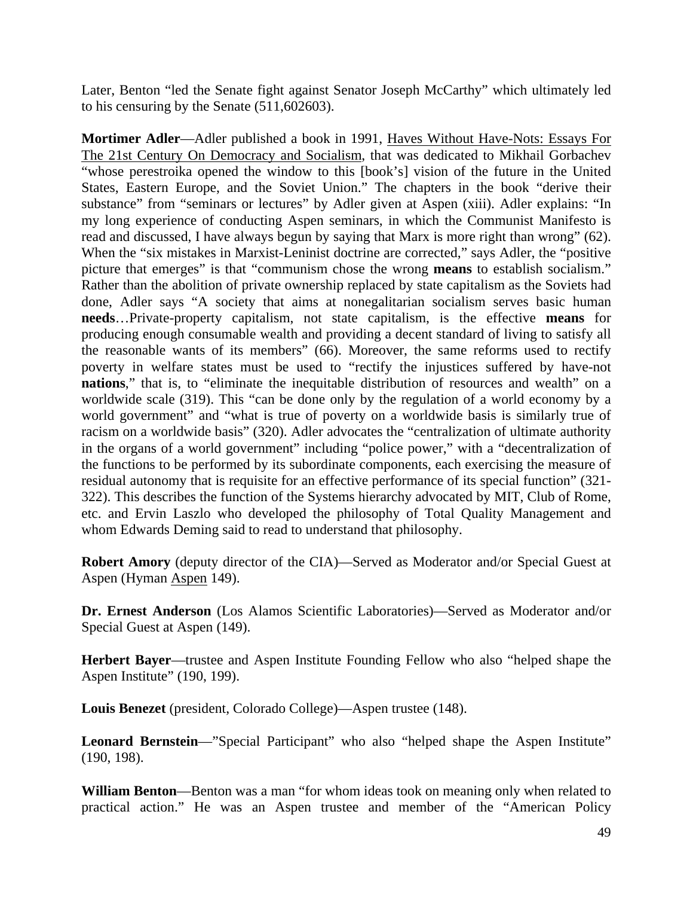Later, Benton "led the Senate fight against Senator Joseph McCarthy" which ultimately led to his censuring by the Senate (511,602603).

**Mortimer Adler**—Adler published a book in 1991, Haves Without Have-Nots: Essays For The 21st Century On Democracy and Socialism, that was dedicated to Mikhail Gorbachev "whose perestroika opened the window to this [book's] vision of the future in the United States, Eastern Europe, and the Soviet Union." The chapters in the book "derive their substance" from "seminars or lectures" by Adler given at Aspen (xiii). Adler explains: "In my long experience of conducting Aspen seminars, in which the Communist Manifesto is read and discussed, I have always begun by saying that Marx is more right than wrong" (62). When the "six mistakes in Marxist-Leninist doctrine are corrected," says Adler, the "positive picture that emerges" is that "communism chose the wrong **means** to establish socialism." Rather than the abolition of private ownership replaced by state capitalism as the Soviets had done, Adler says "A society that aims at nonegalitarian socialism serves basic human **needs**…Private-property capitalism, not state capitalism, is the effective **means** for producing enough consumable wealth and providing a decent standard of living to satisfy all the reasonable wants of its members" (66). Moreover, the same reforms used to rectify poverty in welfare states must be used to "rectify the injustices suffered by have-not **nations**," that is, to "eliminate the inequitable distribution of resources and wealth" on a worldwide scale (319). This "can be done only by the regulation of a world economy by a world government" and "what is true of poverty on a worldwide basis is similarly true of racism on a worldwide basis" (320). Adler advocates the "centralization of ultimate authority in the organs of a world government" including "police power," with a "decentralization of the functions to be performed by its subordinate components, each exercising the measure of residual autonomy that is requisite for an effective performance of its special function" (321-322). This describes the function of the Systems hierarchy advocated by MIT, Club of Rome, etc. and Ervin Laszlo who developed the philosophy of Total Quality Management and whom Edwards Deming said to read to understand that philosophy.

**Robert Amory** (deputy director of the CIA)—Served as Moderator and/or Special Guest at Aspen (Hyman Aspen 149).

**Dr. Ernest Anderson** (Los Alamos Scientific Laboratories)—Served as Moderator and/or Special Guest at Aspen (149).

**Herbert Bayer**—trustee and Aspen Institute Founding Fellow who also "helped shape the Aspen Institute" (190, 199).

**Louis Benezet** (president, Colorado College)—Aspen trustee (148).

**Leonard Bernstein**—"Special Participant" who also "helped shape the Aspen Institute" (190, 198).

**William Benton**—Benton was a man "for whom ideas took on meaning only when related to practical action." He was an Aspen trustee and member of the "American Policy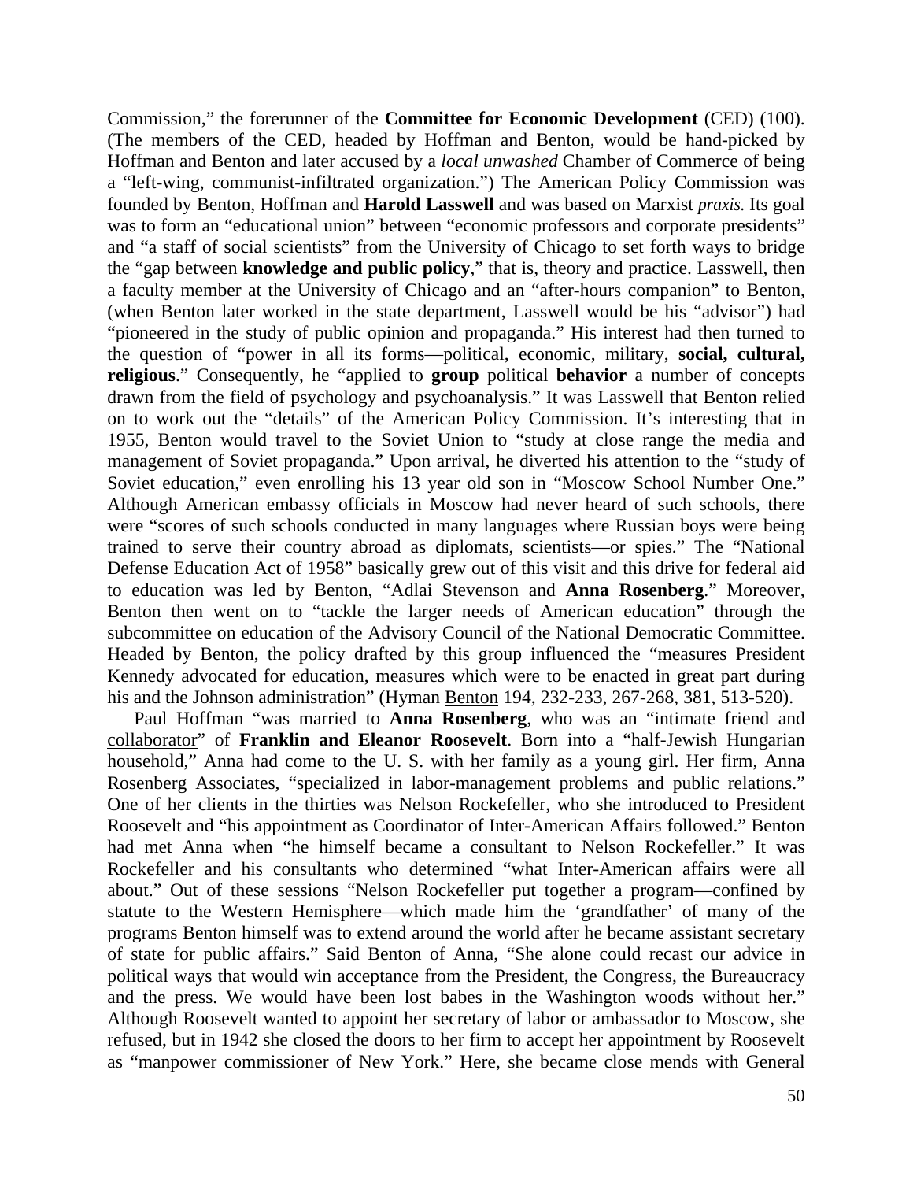Commission," the forerunner of the **Committee for Economic Development** (CED) (100). (The members of the CED, headed by Hoffman and Benton, would be hand-picked by Hoffman and Benton and later accused by a *local unwashed* Chamber of Commerce of being a "left-wing, communist-infiltrated organization.") The American Policy Commission was founded by Benton, Hoffman and **Harold Lasswell** and was based on Marxist *praxis.* Its goal was to form an "educational union" between "economic professors and corporate presidents" and "a staff of social scientists" from the University of Chicago to set forth ways to bridge the "gap between **knowledge and public policy**," that is, theory and practice. Lasswell, then a faculty member at the University of Chicago and an "after-hours companion" to Benton, (when Benton later worked in the state department, Lasswell would be his "advisor") had "pioneered in the study of public opinion and propaganda." His interest had then turned to the question of "power in all its forms—political, economic, military, **social, cultural, religious**." Consequently, he "applied to **group** political **behavior** a number of concepts drawn from the field of psychology and psychoanalysis." It was Lasswell that Benton relied on to work out the "details" of the American Policy Commission. It's interesting that in 1955, Benton would travel to the Soviet Union to "study at close range the media and management of Soviet propaganda." Upon arrival, he diverted his attention to the "study of Soviet education," even enrolling his 13 year old son in "Moscow School Number One." Although American embassy officials in Moscow had never heard of such schools, there were "scores of such schools conducted in many languages where Russian boys were being trained to serve their country abroad as diplomats, scientists—or spies." The "National Defense Education Act of 1958" basically grew out of this visit and this drive for federal aid to education was led by Benton, "Adlai Stevenson and **Anna Rosenberg**." Moreover, Benton then went on to "tackle the larger needs of American education" through the subcommittee on education of the Advisory Council of the National Democratic Committee. Headed by Benton, the policy drafted by this group influenced the "measures President Kennedy advocated for education, measures which were to be enacted in great part during his and the Johnson administration" (Hyman <u>Benton</u> 194, 232-233, 267-268, 381, 513-520).

Paul Hoffman "was married to **Anna Rosenberg**, who was an "intimate friend and <u>collaborator</u>" of **Franklin and Eleanor Roosevelt**. Born into a "half-Jewish Hungarian household," Anna had come to the U. S. with her family as a young girl. Her firm, Anna Rosenberg Associates, "specialized in labor-management problems and public relations." One of her clients in the thirties was Nelson Rockefeller, who she introduced to President Roosevelt and "his appointment as Coordinator of Inter-American Affairs followed." Benton had met Anna when "he himself became a consultant to Nelson Rockefeller." It was Rockefeller and his consultants who determined "what Inter-American affairs were all about." Out of these sessions "Nelson Rockefeller put together a program—confined by statute to the Western Hemisphere—which made him the 'grandfather' of many of the programs Benton himself was to extend around the world after he became assistant secretary of state for public affairs." Said Benton of Anna, "She alone could recast our advice in political ways that would win acceptance from the President, the Congress, the Bureaucracy and the press. We would have been lost babes in the Washington woods without her." Although Roosevelt wanted to appoint her secretary of labor or ambassador to Moscow, she refused, but in 1942 she closed the doors to her firm to accept her appointment by Roosevelt as "manpower commissioner of New York." Here, she became close mends with General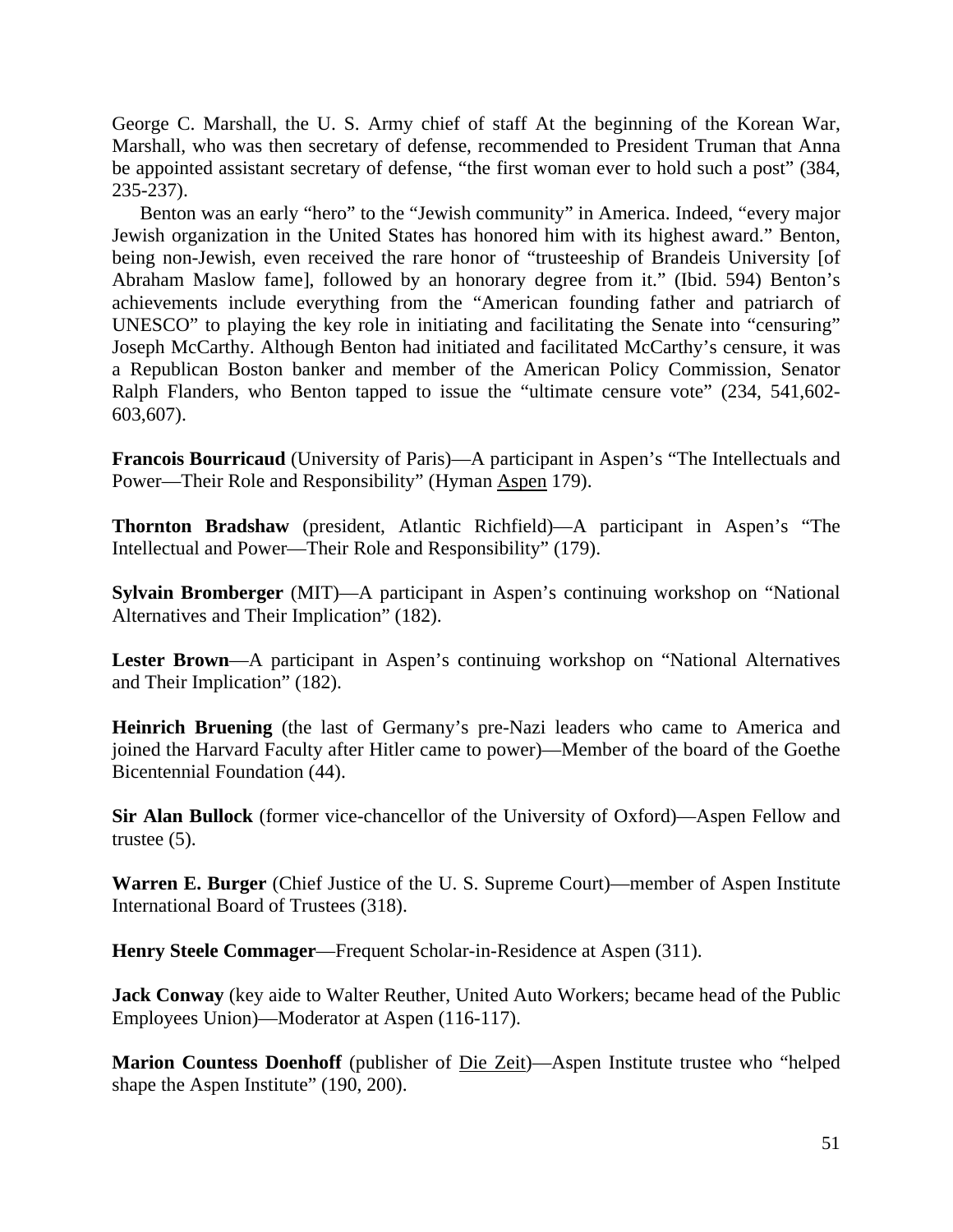George C. Marshall, the U. S. Army chief of staff At the beginning of the Korean War, Marshall, who was then secretary of defense, recommended to President Truman that Anna be appointed assistant secretary of defense, "the first woman ever to hold such a post" (384, 235-237).

Benton was an early "hero" to the "Jewish community" in America. Indeed, "every major Jewish organization in the United States has honored him with its highest award." Benton, being non-Jewish, even received the rare honor of "trusteeship of Brandeis University [of Abraham Maslow fame], followed by an honorary degree from it." (Ibid. 594) Benton's achievements include everything from the "American founding father and patriarch of UNESCO" to playing the key role in initiating and facilitating the Senate into "censuring" Joseph McCarthy. Although Benton had initiated and facilitated McCarthy's censure, it was a Republican Boston banker and member of the American Policy Commission, Senator Ralph Flanders, who Benton tapped to issue the "ultimate censure vote" (234, 541,602-603,607).

**Francois Bourricaud** (University of Paris)—A participant in Aspen's "The Intellectuals and Power—Their Role and Responsibility" (Hyman Aspen 179).

**Thornton Bradshaw** (president, Atlantic Richfield)—A participant in Aspen's "The Intellectual and Power—Their Role and Responsibility" (179).

**Sylvain Bromberger** (MIT)—A participant in Aspen's continuing workshop on "National Alternatives and Their Implication" (182).

**Lester Brown**—A participant in Aspen's continuing workshop on "National Alternatives and Their Implication" (182).

**Heinrich Bruening** (the last of Germany's pre-Nazi leaders who came to America and joined the Harvard Faculty after Hitler came to power)—Member of the board of the Goethe Bicentennial Foundation (44).

**Sir Alan Bullock** (former vice-chancellor of the University of Oxford)—Aspen Fellow and trustee (5).

**Warren E. Burger** (Chief Justice of the U. S. Supreme Court)—member of Aspen Institute International Board of Trustees (318).

**Henry Steele Commager**—Frequent Scholar-in-Residence at Aspen (311).

**Jack Conway** (key aide to Walter Reuther, United Auto Workers; became head of the Public Employees Union)—Moderator at Aspen (116-117).

**Marion Countess Doenhoff** (publisher of Die Zeit)—Aspen Institute trustee who "helped shape the Aspen Institute" (190, 200).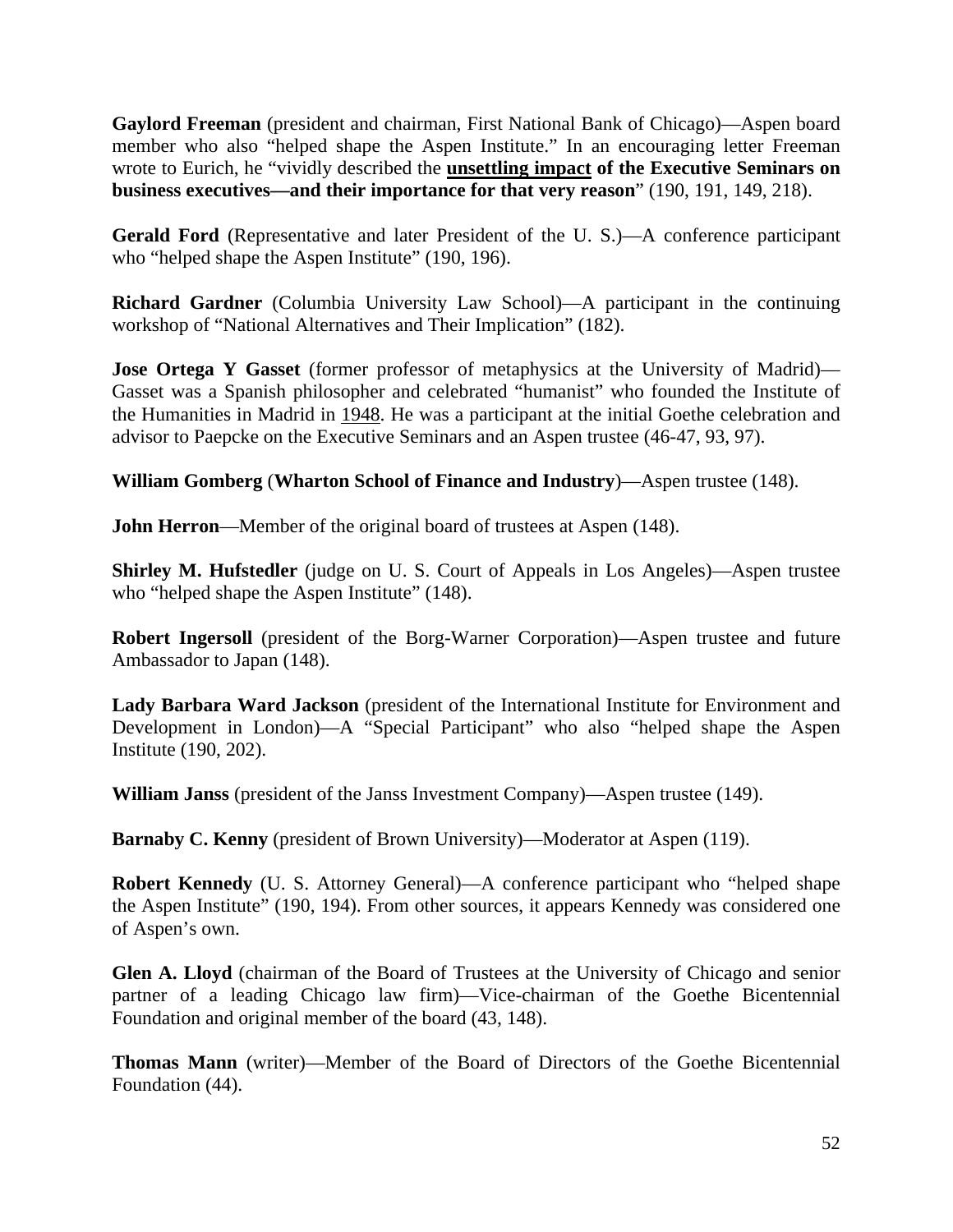**Gaylord Freeman** (president and chairman, First National Bank of Chicago)—Aspen board member who also "helped shape the Aspen Institute." In an encouraging letter Freeman wrote to Eurich, he "vividly described the **<u>unsettling impact</u> of the Executive Seminars on business executives—and their importance for that very reason**" (190, 191, 149, 218).

**Gerald Ford** (Representative and later President of the U. S.)—A conference participant who "helped shape the Aspen Institute" (190, 196).

**Richard Gardner** (Columbia University Law School)—A participant in the continuing workshop of "National Alternatives and Their Implication" (182).

**Jose Ortega Y Gasset** (former professor of metaphysics at the University of Madrid)—Gasset was a Spanish philosopher and celebrated "humanist" who founded the Institute of the Humanities in Madrid in <u>1948</u>. He was a participant at the initial Goethe celebration and advisor to Paepcke on the Executive Seminars and an Aspen trustee (46-47, 93, 97).

**William Gomberg** (**Wharton School of Finance and Industry**)—Aspen trustee (148).

**John Herron**—Member of the original board of trustees at Aspen (148).

**Shirley M. Hufstedler** (judge on U. S. Court of Appeals in Los Angeles)—Aspen trustee who "helped shape the Aspen Institute" (148).

**Robert Ingersoll** (president of the Borg-Warner Corporation)—Aspen trustee and future Ambassador to Japan (148).

**Lady Barbara Ward Jackson** (president of the International Institute for Environment and Development in London)—A "Special Participant" who also "helped shape the Aspen Institute (190, 202).

**William Janss** (president of the Janss Investment Company)—Aspen trustee (149).

**Barnaby C. Kenny** (president of Brown University)—Moderator at Aspen (119).

**Robert Kennedy** (U. S. Attorney General)—A conference participant who "helped shape the Aspen Institute" (190, 194). From other sources, it appears Kennedy was considered one of Aspen's own.

**Glen A. Lloyd** (chairman of the Board of Trustees at the University of Chicago and senior partner of a leading Chicago law firm)—Vice-chairman of the Goethe Bicentennial Foundation and original member of the board (43, 148).

**Thomas Mann** (writer)—Member of the Board of Directors of the Goethe Bicentennial Foundation (44).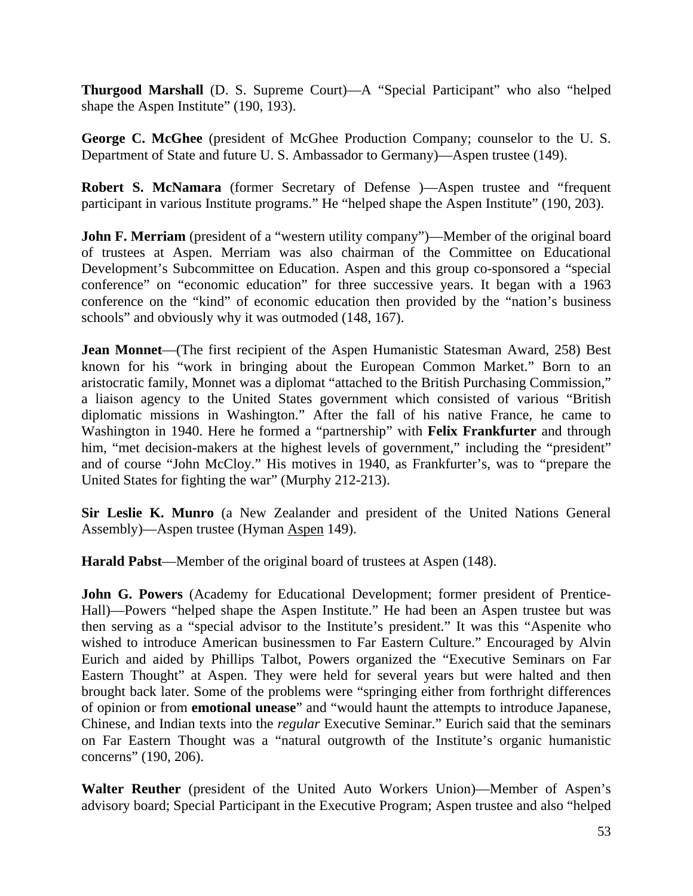**Thurgood Marshall** (D. S. Supreme Court)—A "Special Participant" who also "helped shape the Aspen Institute" (190, 193).

**George C. McGhee** (president of McGhee Production Company; counselor to the U. S. Department of State and future U. S. Ambassador to Germany)—Aspen trustee (149).

**Robert S. McNamara** (former Secretary of Defense )—Aspen trustee and "frequent participant in various Institute programs." He "helped shape the Aspen Institute" (190, 203).

**John F. Merriam** (president of a "western utility company")—Member of the original board of trustees at Aspen. Merriam was also chairman of the Committee on Educational Development's Subcommittee on Education. Aspen and this group co-sponsored a "special conference" on "economic education" for three successive years. It began with a 1963 conference on the "kind" of economic education then provided by the "nation's business schools" and obviously why it was outmoded (148, 167).

**Jean Monnet**—(The first recipient of the Aspen Humanistic Statesman Award, 258) Best known for his "work in bringing about the European Common Market." Born to an aristocratic family, Monnet was a diplomat "attached to the British Purchasing Commission," a liaison agency to the United States government which consisted of various "British diplomatic missions in Washington." After the fall of his native France, he came to Washington in 1940. Here he formed a "partnership" with **Felix Frankfurter** and through him, "met decision-makers at the highest levels of government," including the "president" and of course "John McCloy." His motives in 1940, as Frankfurter's, was to "prepare the United States for fighting the war" (Murphy 212-213).

**Sir Leslie K. Munro** (a New Zealander and president of the United Nations General Assembly)—Aspen trustee (Hyman Aspen 149).

**Harald Pabst**—Member of the original board of trustees at Aspen (148).

**John G. Powers** (Academy for Educational Development; former president of Prentice-Hall)—Powers "helped shape the Aspen Institute." He had been an Aspen trustee but was then serving as a "special advisor to the Institute's president." It was this "Aspenite who wished to introduce American businessmen to Far Eastern Culture." Encouraged by Alvin Eurich and aided by Phillips Talbot, Powers organized the "Executive Seminars on Far Eastern Thought" at Aspen. They were held for several years but were halted and then brought back later. Some of the problems were "springing either from forthright differences of opinion or from **emotional unease**" and "would haunt the attempts to introduce Japanese, Chinese, and Indian texts into the *regular* Executive Seminar." Eurich said that the seminars on Far Eastern Thought was a "natural outgrowth of the Institute's organic humanistic concerns" (190, 206).

**Walter Reuther** (president of the United Auto Workers Union)—Member of Aspen's advisory board; Special Participant in the Executive Program; Aspen trustee and also "helped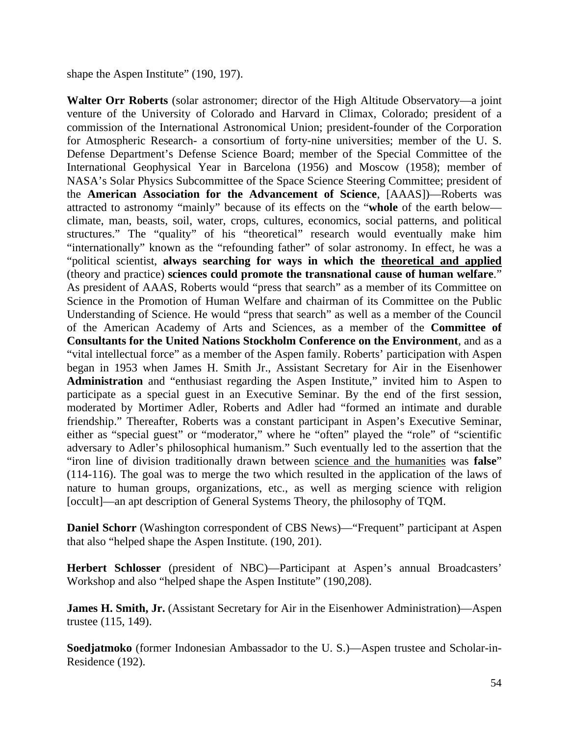shape the Aspen Institute" (190, 197).

**Walter Orr Roberts** (solar astronomer; director of the High Altitude Observatory—a joint venture of the University of Colorado and Harvard in Climax, Colorado; president of a commission of the International Astronomical Union; president-founder of the Corporation for Atmospheric Research- a consortium of forty-nine universities; member of the U. S. Defense Department's Defense Science Board; member of the Special Committee of the International Geophysical Year in Barcelona (1956) and Moscow (1958); member of NASA's Solar Physics Subcommittee of the Space Science Steering Committee; president of the **American Association for the Advancement of Science**, [AAAS])—Roberts was attracted to astronomy "mainly" because of its effects on the "**whole** of the earth below—climate, man, beasts, soil, water, crops, cultures, economics, social patterns, and political structures." The "quality" of his "theoretical" research would eventually make him "internationally" known as the "refounding father" of solar astronomy. In effect, he was a "political scientist, **always searching for ways in which the** <u>**theoretical and applied**</u> (theory and practice) **sciences could promote the transnational cause of human welfare**." As president of AAAS, Roberts would "press that search" as a member of its Committee on Science in the Promotion of Human Welfare and chairman of its Committee on the Public Understanding of Science. He would "press that search" as well as a member of the Council of the American Academy of Arts and Sciences, as a member of the **Committee of Consultants for the United Nations Stockholm Conference on the Environment**, and as a "vital intellectual force" as a member of the Aspen family. Roberts' participation with Aspen began in 1953 when James H. Smith Jr., Assistant Secretary for Air in the Eisenhower **Administration** and "enthusiast regarding the Aspen Institute," invited him to Aspen to participate as a special guest in an Executive Seminar. By the end of the first session, moderated by Mortimer Adler, Roberts and Adler had "formed an intimate and durable friendship." Thereafter, Roberts was a constant participant in Aspen's Executive Seminar, either as "special guest" or "moderator," where he "often" played the "role" of "scientific adversary to Adler's philosophical humanism." Such eventually led to the assertion that the "iron line of division traditionally drawn between <u>science and the humanities</u> was **false**" (114-116). The goal was to merge the two which resulted in the application of the laws of nature to human groups, organizations, etc., as well as merging science with religion [occult]—an apt description of General Systems Theory, the philosophy of TQM.

**Daniel Schorr** (Washington correspondent of CBS News)—"Frequent" participant at Aspen that also "helped shape the Aspen Institute. (190, 201).

**Herbert Schlosser** (president of NBC)—Participant at Aspen's annual Broadcasters' Workshop and also "helped shape the Aspen Institute" (190,208).

**James H. Smith, Jr.** (Assistant Secretary for Air in the Eisenhower Administration)—Aspen trustee (115, 149).

**Soedjatmoko** (former Indonesian Ambassador to the U. S.)—Aspen trustee and Scholar-in-Residence (192).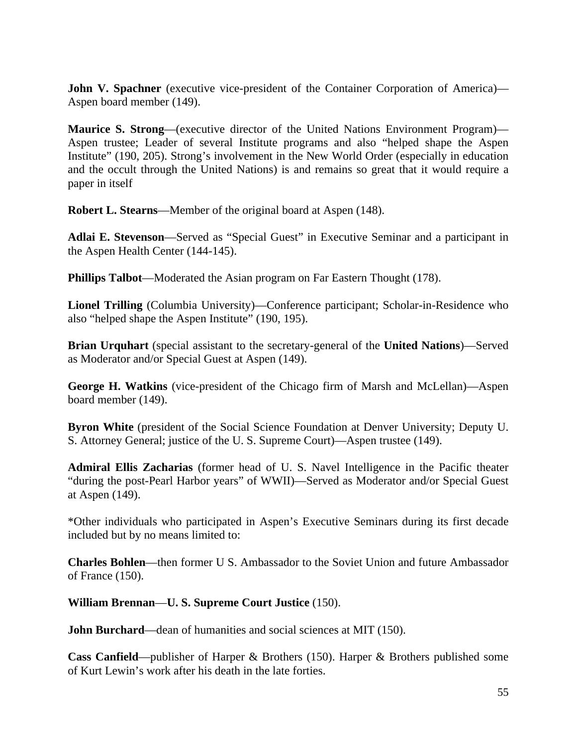**John V. Spachner** (executive vice-president of the Container Corporation of America)—Aspen board member (149).

**Maurice S. Strong**—(executive director of the United Nations Environment Program)—Aspen trustee; Leader of several Institute programs and also "helped shape the Aspen Institute" (190, 205). Strong's involvement in the New World Order (especially in education and the occult through the United Nations) is and remains so great that it would require a paper in itself

**Robert L. Stearns**—Member of the original board at Aspen (148).

**Adlai E. Stevenson**—Served as "Special Guest" in Executive Seminar and a participant in the Aspen Health Center (144-145).

**Phillips Talbot**—Moderated the Asian program on Far Eastern Thought (178).

**Lionel Trilling** (Columbia University)—Conference participant; Scholar-in-Residence who also "helped shape the Aspen Institute" (190, 195).

**Brian Urquhart** (special assistant to the secretary-general of the **United Nations**)—Served as Moderator and/or Special Guest at Aspen (149).

**George H. Watkins** (vice-president of the Chicago firm of Marsh and McLellan)—Aspen board member (149).

**Byron White** (president of the Social Science Foundation at Denver University; Deputy U. S. Attorney General; justice of the U. S. Supreme Court)—Aspen trustee (149).

**Admiral Ellis Zacharias** (former head of U. S. Navel Intelligence in the Pacific theater "during the post-Pearl Harbor years" of WWII)—Served as Moderator and/or Special Guest at Aspen (149).

*Other individuals who participated in Aspen's Executive Seminars during its first decade included but by no means limited to:

**Charles Bohlen**—then former U S. Ambassador to the Soviet Union and future Ambassador of France (150).

**William Brennan**—**U. S. Supreme Court Justice** (150).

**John Burchard**—dean of humanities and social sciences at MIT (150).

**Cass Canfield**—publisher of Harper & Brothers (150). Harper & Brothers published some of Kurt Lewin's work after his death in the late forties.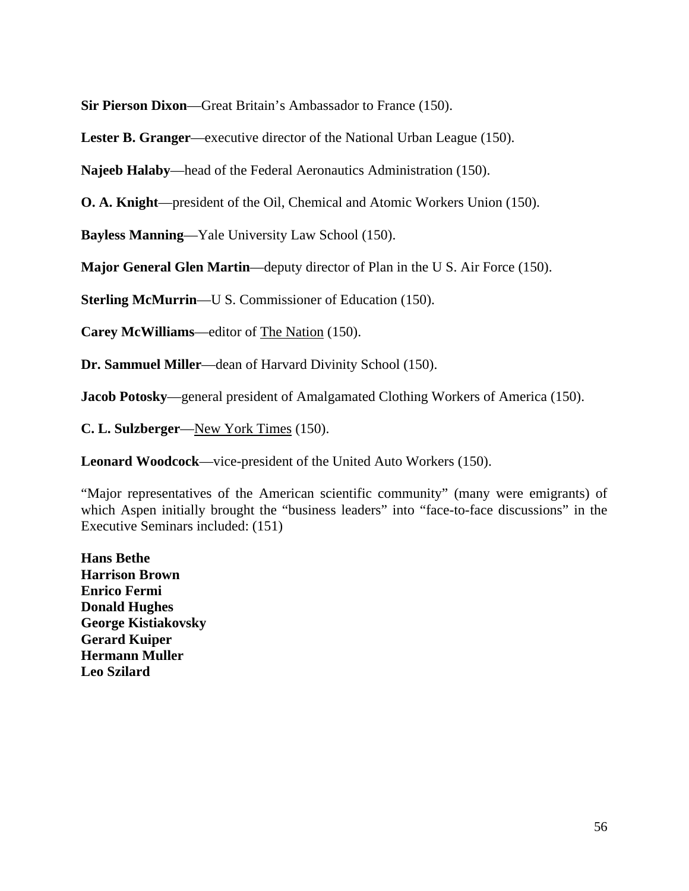**Sir Pierson Dixon**—Great Britain's Ambassador to France (150).

**Lester B. Granger**—executive director of the National Urban League (150).

**Najeeb Halaby**—head of the Federal Aeronautics Administration (150).

**O. A. Knight**—president of the Oil, Chemical and Atomic Workers Union (150).

**Bayless Manning**—Yale University Law School (150).

**Major General Glen Martin**—deputy director of Plan in the U S. Air Force (150).

**Sterling McMurrin**—U S. Commissioner of Education (150).

**Carey McWilliams**—editor of The Nation (150).

**Dr. Sammuel Miller**—dean of Harvard Divinity School (150).

**Jacob Potosky**—general president of Amalgamated Clothing Workers of America (150).

**C. L. Sulzberger**—New York Times (150).

**Leonard Woodcock**—vice-president of the United Auto Workers (150).

"Major representatives of the American scientific community" (many were emigrants) of which Aspen initially brought the "business leaders" into "face-to-face discussions" in the Executive Seminars included: (151)

**Hans Bethe**
**Harrison Brown**
**Enrico Fermi**
**Donald Hughes**
**George Kistiakovsky**
**Gerard Kuiper**
**Hermann Muller**
**Leo Szilard**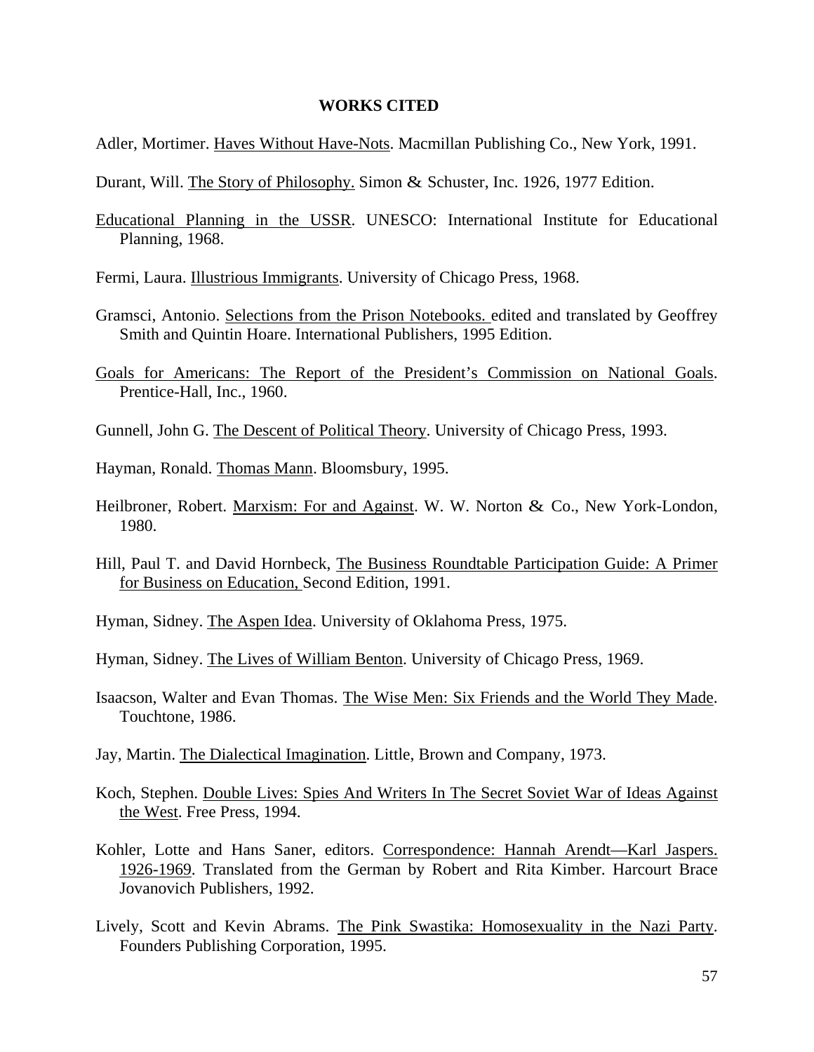**WORKS CITED**

Adler, Mortimer. Haves Without Have-Nots. Macmillan Publishing Co., New York, 1991.

Durant, Will. The Story of Philosophy. Simon & Schuster, Inc. 1926, 1977 Edition.

Educational Planning in the USSR. UNESCO: International Institute for Educational Planning, 1968.

Fermi, Laura. Illustrious Immigrants. University of Chicago Press, 1968.

Gramsci, Antonio. Selections from the Prison Notebooks. edited and translated by Geoffrey Smith and Quintin Hoare. International Publishers, 1995 Edition.

Goals for Americans: The Report of the President's Commission on National Goals. Prentice-Hall, Inc., 1960.

Gunnell, John G. The Descent of Political Theory. University of Chicago Press, 1993.

Hayman, Ronald. Thomas Mann. Bloomsbury, 1995.

Heilbroner, Robert. Marxism: For and Against. W. W. Norton & Co., New York-London, 1980.

Hill, Paul T. and David Hornbeck, The Business Roundtable Participation Guide: A Primer for Business on Education, Second Edition, 1991.

Hyman, Sidney. The Aspen Idea. University of Oklahoma Press, 1975.

Hyman, Sidney. The Lives of William Benton. University of Chicago Press, 1969.

Isaacson, Walter and Evan Thomas. The Wise Men: Six Friends and the World They Made. Touchtone, 1986.

Jay, Martin. The Dialectical Imagination. Little, Brown and Company, 1973.

Koch, Stephen. Double Lives: Spies And Writers In The Secret Soviet War of Ideas Against the West. Free Press, 1994.

Kohler, Lotte and Hans Saner, editors. Correspondence: Hannah Arendt—Karl Jaspers. 1926-1969. Translated from the German by Robert and Rita Kimber. Harcourt Brace Jovanovich Publishers, 1992.

Lively, Scott and Kevin Abrams. The Pink Swastika: Homosexuality in the Nazi Party. Founders Publishing Corporation, 1995.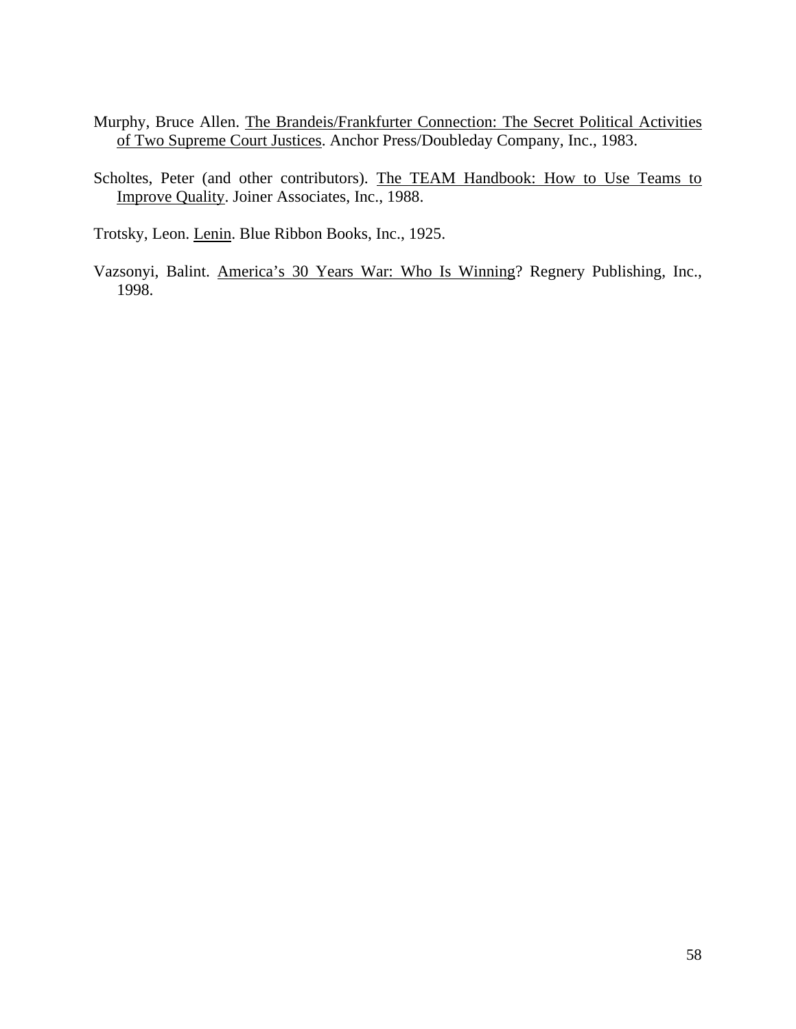Murphy, Bruce Allen. The Brandeis/Frankfurter Connection: The Secret Political Activities of Two Supreme Court Justices. Anchor Press/Doubleday Company, Inc., 1983.

Scholtes, Peter (and other contributors). The TEAM Handbook: How to Use Teams to Improve Quality. Joiner Associates, Inc., 1988.

Trotsky, Leon. Lenin. Blue Ribbon Books, Inc., 1925.

Vazsonyi, Balint. America's 30 Years War: Who Is Winning? Regnery Publishing, Inc., 1998.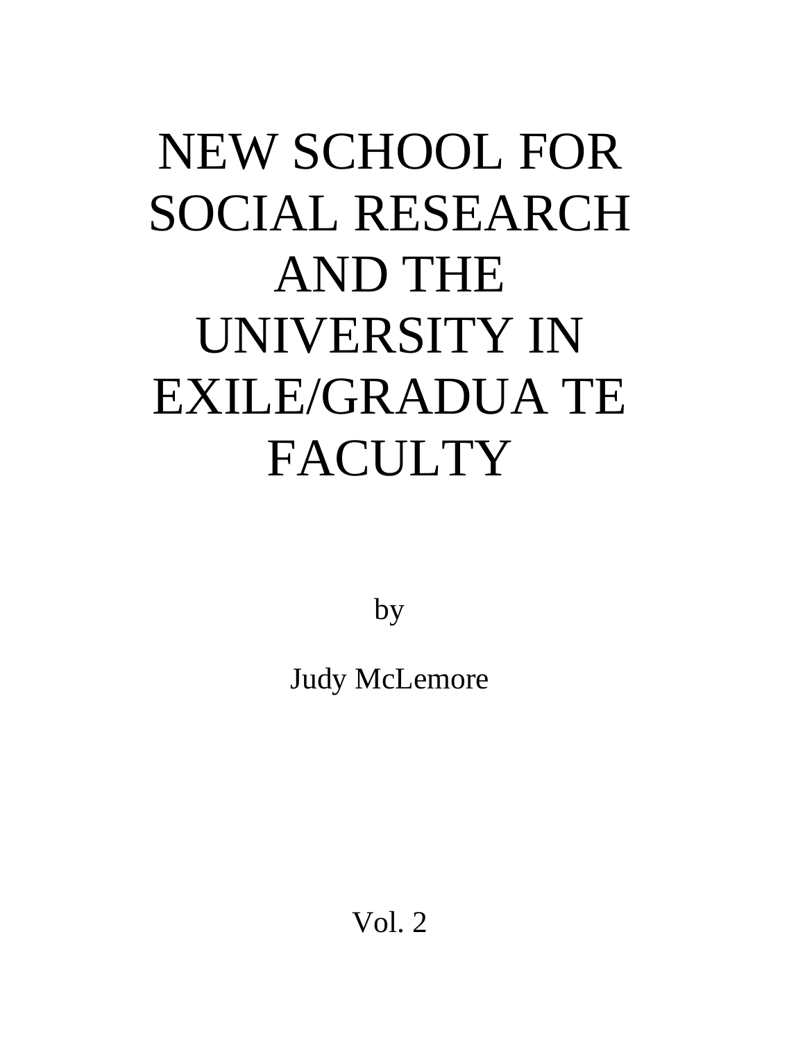# NEW SCHOOL FOR SOCIAL RESEARCH AND THE UNIVERSITY IN EXILE/GRADUA TE FACULTY

by

Judy McLemore

Vol. 2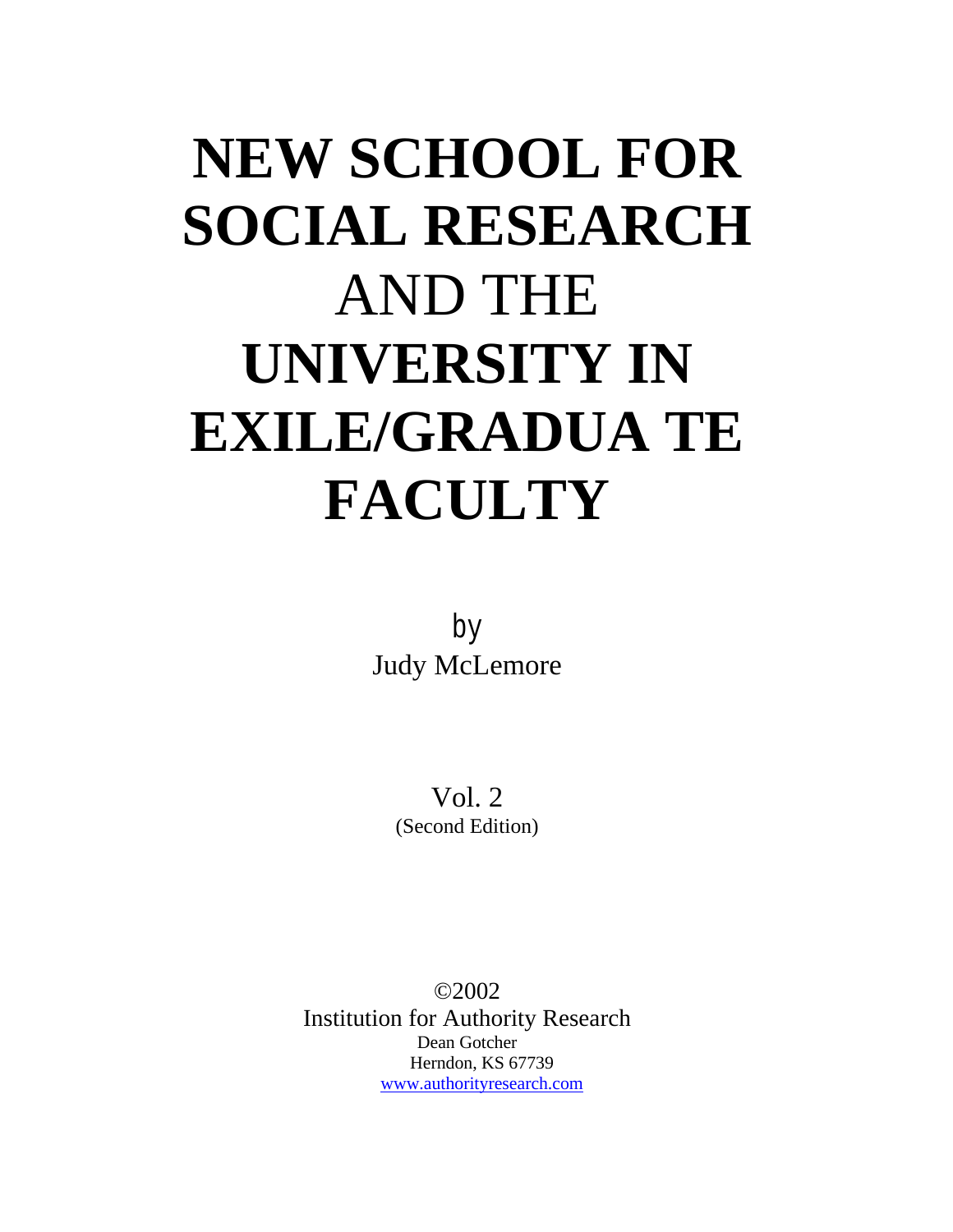# NEW SCHOOL FOR SOCIAL RESEARCH AND THE UNIVERSITY IN EXILE/GRADUA TE FACULTY

by
Judy McLemore

Vol. 2
(Second Edition)

©2002
Institution for Authority Research
Dean Gotcher
Herndon, KS 67739
www.authorityresearch.com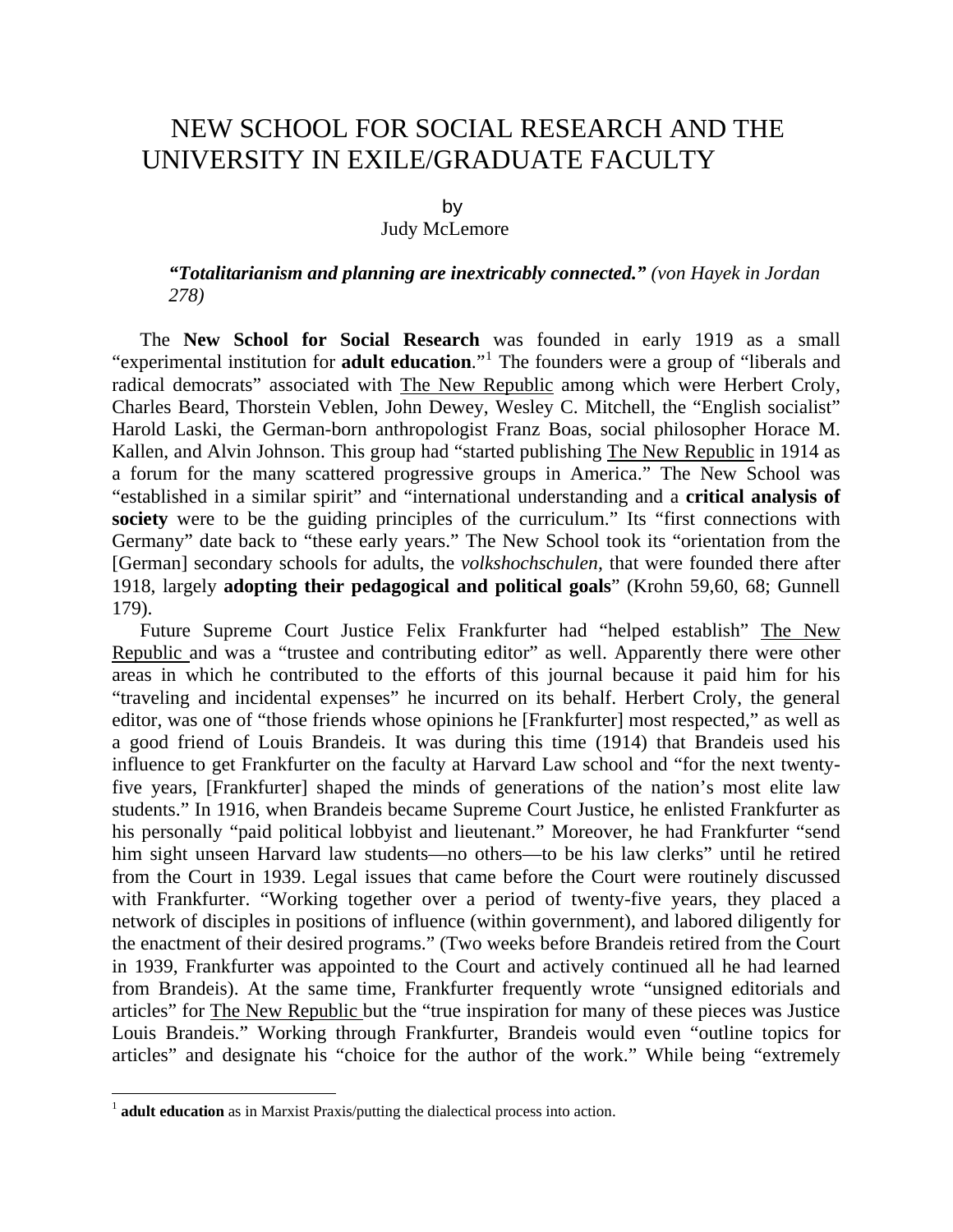# NEW SCHOOL FOR SOCIAL RESEARCH AND THE UNIVERSITY IN EXILE/GRADUATE FACULTY

by
Judy McLemore

***"Totalitarianism and planning are inextricably connected."*** *(von Hayek in Jordan 278)*

The **New School for Social Research** was founded in early 1919 as a small "experimental institution for **adult education**."[1] The founders were a group of "liberals and radical democrats" associated with The New Republic among which were Herbert Croly, Charles Beard, Thorstein Veblen, John Dewey, Wesley C. Mitchell, the "English socialist" Harold Laski, the German-born anthropologist Franz Boas, social philosopher Horace M. Kallen, and Alvin Johnson. This group had "started publishing The New Republic in 1914 as a forum for the many scattered progressive groups in America." The New School was "established in a similar spirit" and "international understanding and a **critical analysis of society** were to be the guiding principles of the curriculum." Its "first connections with Germany" date back to "these early years." The New School took its "orientation from the [German] secondary schools for adults, the *volkshochschulen,* that were founded there after 1918, largely **adopting their pedagogical and political goals**" (Krohn 59,60, 68; Gunnell 179).

Future Supreme Court Justice Felix Frankfurter had "helped establish" The New Republic and was a "trustee and contributing editor" as well. Apparently there were other areas in which he contributed to the efforts of this journal because it paid him for his "traveling and incidental expenses" he incurred on its behalf. Herbert Croly, the general editor, was one of "those friends whose opinions he [Frankfurter] most respected," as well as a good friend of Louis Brandeis. It was during this time (1914) that Brandeis used his influence to get Frankfurter on the faculty at Harvard Law school and "for the next twenty-five years, [Frankfurter] shaped the minds of generations of the nation's most elite law students." In 1916, when Brandeis became Supreme Court Justice, he enlisted Frankfurter as his personally "paid political lobbyist and lieutenant." Moreover, he had Frankfurter "send him sight unseen Harvard law students—no others—to be his law clerks" until he retired from the Court in 1939. Legal issues that came before the Court were routinely discussed with Frankfurter. "Working together over a period of twenty-five years, they placed a network of disciples in positions of influence (within government), and labored diligently for the enactment of their desired programs." (Two weeks before Brandeis retired from the Court in 1939, Frankfurter was appointed to the Court and actively continued all he had learned from Brandeis). At the same time, Frankfurter frequently wrote "unsigned editorials and articles" for The New Republic but the "true inspiration for many of these pieces was Justice Louis Brandeis." Working through Frankfurter, Brandeis would even "outline topics for articles" and designate his "choice for the author of the work." While being "extremely

---

[1] **adult education** as in Marxist Praxis/putting the dialectical process into action.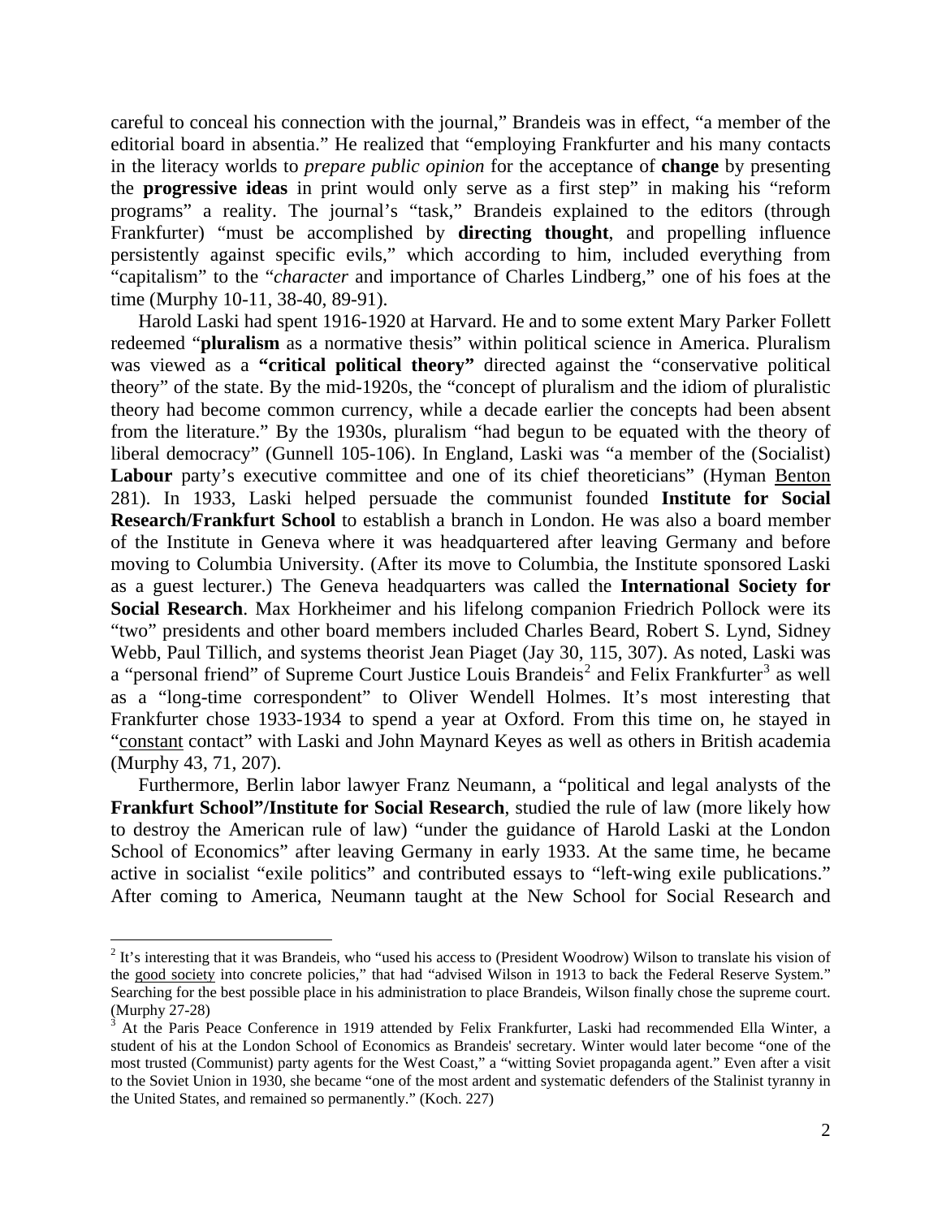careful to conceal his connection with the journal," Brandeis was in effect, "a member of the editorial board in absentia." He realized that "employing Frankfurter and his many contacts in the literacy worlds to *prepare public opinion* for the acceptance of **change** by presenting the **progressive ideas** in print would only serve as a first step" in making his "reform programs" a reality. The journal's "task," Brandeis explained to the editors (through Frankfurter) "must be accomplished by **directing thought**, and propelling influence persistently against specific evils," which according to him, included everything from "capitalism" to the "*character* and importance of Charles Lindberg," one of his foes at the time (Murphy 10-11, 38-40, 89-91).

Harold Laski had spent 1916-1920 at Harvard. He and to some extent Mary Parker Follett redeemed "**pluralism** as a normative thesis" within political science in America. Pluralism was viewed as a **"critical political theory"** directed against the "conservative political theory" of the state. By the mid-1920s, the "concept of pluralism and the idiom of pluralistic theory had become common currency, while a decade earlier the concepts had been absent from the literature." By the 1930s, pluralism "had begun to be equated with the theory of liberal democracy" (Gunnell 105-106). In England, Laski was "a member of the (Socialist) **Labour** party's executive committee and one of its chief theoreticians" (Hyman Benton 281). In 1933, Laski helped persuade the communist founded **Institute for Social Research/Frankfurt School** to establish a branch in London. He was also a board member of the Institute in Geneva where it was headquartered after leaving Germany and before moving to Columbia University. (After its move to Columbia, the Institute sponsored Laski as a guest lecturer.) The Geneva headquarters was called the **International Society for Social Research**. Max Horkheimer and his lifelong companion Friedrich Pollock were its "two" presidents and other board members included Charles Beard, Robert S. Lynd, Sidney Webb, Paul Tillich, and systems theorist Jean Piaget (Jay 30, 115, 307). As noted, Laski was a "personal friend" of Supreme Court Justice Louis Brandeis[2] and Felix Frankfurter[3] as well as a "long-time correspondent" to Oliver Wendell Holmes. It's most interesting that Frankfurter chose 1933-1934 to spend a year at Oxford. From this time on, he stayed in "constant contact" with Laski and John Maynard Keyes as well as others in British academia (Murphy 43, 71, 207).

Furthermore, Berlin labor lawyer Franz Neumann, a "political and legal analysts of the **Frankfurt School"/Institute for Social Research**, studied the rule of law (more likely how to destroy the American rule of law) "under the guidance of Harold Laski at the London School of Economics" after leaving Germany in early 1933. At the same time, he became active in socialist "exile politics" and contributed essays to "left-wing exile publications." After coming to America, Neumann taught at the New School for Social Research and

---

[2] It's interesting that it was Brandeis, who "used his access to (President Woodrow) Wilson to translate his vision of the good society into concrete policies," that had "advised Wilson in 1913 to back the Federal Reserve System." Searching for the best possible place in his administration to place Brandeis, Wilson finally chose the supreme court. (Murphy 27-28)

[3] At the Paris Peace Conference in 1919 attended by Felix Frankfurter, Laski had recommended Ella Winter, a student of his at the London School of Economics as Brandeis' secretary. Winter would later become "one of the most trusted (Communist) party agents for the West Coast," a "witting Soviet propaganda agent." Even after a visit to the Soviet Union in 1930, she became "one of the most ardent and systematic defenders of the Stalinist tyranny in the United States, and remained so permanently." (Koch. 227)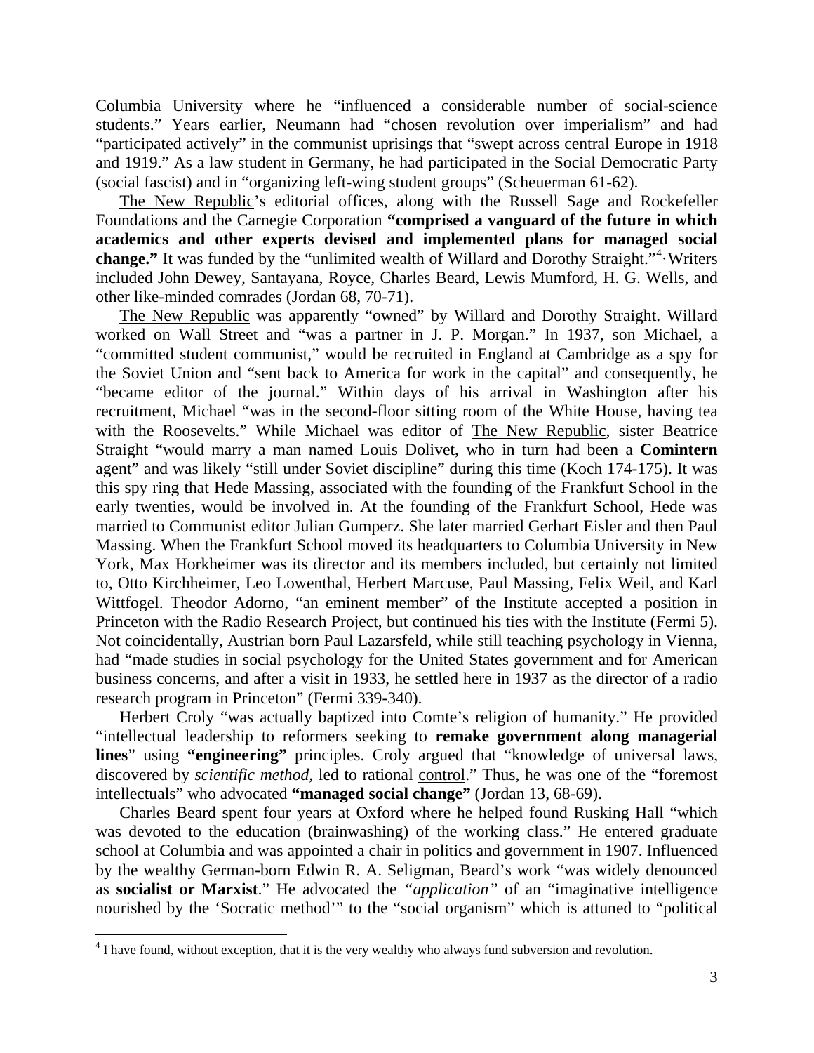Columbia University where he "influenced a considerable number of social-science students." Years earlier, Neumann had "chosen revolution over imperialism" and had "participated actively" in the communist uprisings that "swept across central Europe in 1918 and 1919." As a law student in Germany, he had participated in the Social Democratic Party (social fascist) and in "organizing left-wing student groups" (Scheuerman 61-62).

The New Republic's editorial offices, along with the Russell Sage and Rockefeller Foundations and the Carnegie Corporation **"comprised a vanguard of the future in which academics and other experts devised and implemented plans for managed social change."** It was funded by the "unlimited wealth of Willard and Dorothy Straight."[4]· Writers included John Dewey, Santayana, Royce, Charles Beard, Lewis Mumford, H. G. Wells, and other like-minded comrades (Jordan 68, 70-71).

The New Republic was apparently "owned" by Willard and Dorothy Straight. Willard worked on Wall Street and "was a partner in J. P. Morgan." In 1937, son Michael, a "committed student communist," would be recruited in England at Cambridge as a spy for the Soviet Union and "sent back to America for work in the capital" and consequently, he "became editor of the journal." Within days of his arrival in Washington after his recruitment, Michael "was in the second-floor sitting room of the White House, having tea with the Roosevelts." While Michael was editor of The New Republic, sister Beatrice Straight "would marry a man named Louis Dolivet, who in turn had been a **Comintern** agent" and was likely "still under Soviet discipline" during this time (Koch 174-175). It was this spy ring that Hede Massing, associated with the founding of the Frankfurt School in the early twenties, would be involved in. At the founding of the Frankfurt School, Hede was married to Communist editor Julian Gumperz. She later married Gerhart Eisler and then Paul Massing. When the Frankfurt School moved its headquarters to Columbia University in New York, Max Horkheimer was its director and its members included, but certainly not limited to, Otto Kirchheimer, Leo Lowenthal, Herbert Marcuse, Paul Massing, Felix Weil, and Karl Wittfogel. Theodor Adorno, "an eminent member" of the Institute accepted a position in Princeton with the Radio Research Project, but continued his ties with the Institute (Fermi 5). Not coincidentally, Austrian born Paul Lazarsfeld, while still teaching psychology in Vienna, had "made studies in social psychology for the United States government and for American business concerns, and after a visit in 1933, he settled here in 1937 as the director of a radio research program in Princeton" (Fermi 339-340).

Herbert Croly "was actually baptized into Comte's religion of humanity." He provided "intellectual leadership to reformers seeking to **remake government along managerial lines**" using **"engineering"** principles. Croly argued that "knowledge of universal laws, discovered by *scientific method,* led to rational control." Thus, he was one of the "foremost intellectuals" who advocated **"managed social change"** (Jordan 13, 68-69).

Charles Beard spent four years at Oxford where he helped found Rusking Hall "which was devoted to the education (brainwashing) of the working class." He entered graduate school at Columbia and was appointed a chair in politics and government in 1907. Influenced by the wealthy German-born Edwin R. A. Seligman, Beard's work "was widely denounced as **socialist or Marxist**." He advocated the *"application"* of an "imaginative intelligence nourished by the 'Socratic method'" to the "social organism" which is attuned to "political

[4] I have found, without exception, that it is the very wealthy who always fund subversion and revolution.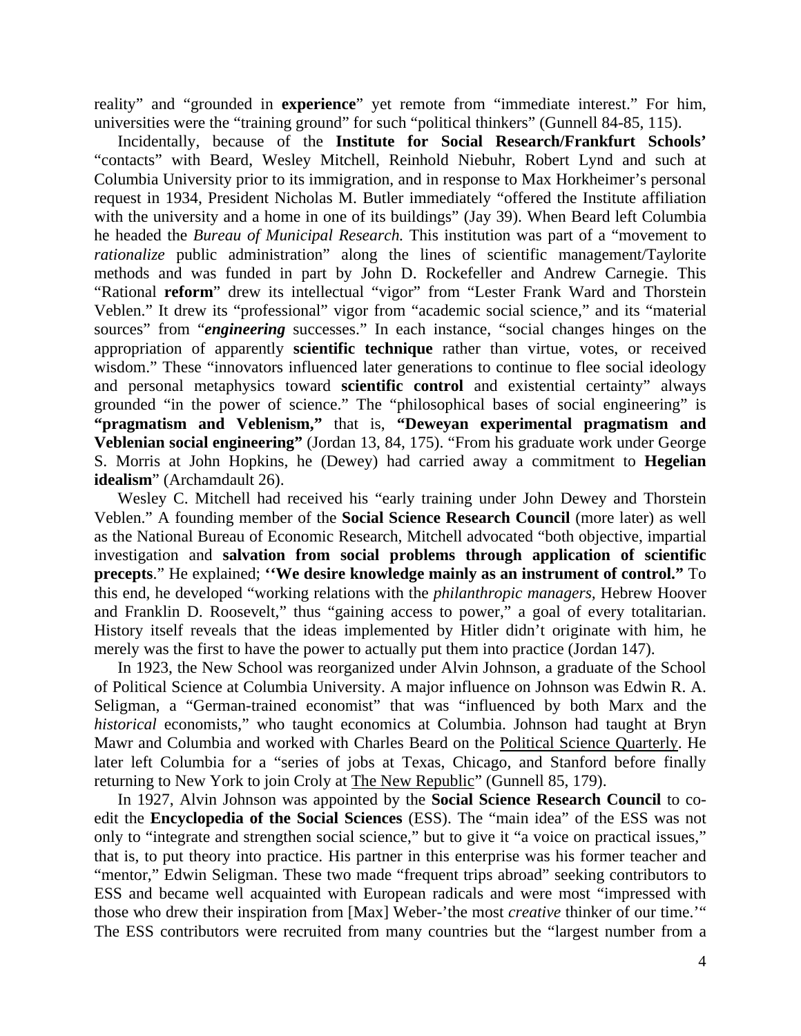reality" and "grounded in **experience**" yet remote from "immediate interest." For him, universities were the "training ground" for such "political thinkers" (Gunnell 84-85, 115).

Incidentally, because of the **Institute for Social Research/Frankfurt Schools'** "contacts" with Beard, Wesley Mitchell, Reinhold Niebuhr, Robert Lynd and such at Columbia University prior to its immigration, and in response to Max Horkheimer's personal request in 1934, President Nicholas M. Butler immediately "offered the Institute affiliation with the university and a home in one of its buildings" (Jay 39). When Beard left Columbia he headed the *Bureau of Municipal Research.* This institution was part of a "movement to *rationalize* public administration" along the lines of scientific management/Taylorite methods and was funded in part by John D. Rockefeller and Andrew Carnegie. This "Rational **reform**" drew its intellectual "vigor" from "Lester Frank Ward and Thorstein Veblen." It drew its "professional" vigor from "academic social science," and its "material sources" from "***engineering*** successes." In each instance, "social changes hinges on the appropriation of apparently **scientific technique** rather than virtue, votes, or received wisdom." These "innovators influenced later generations to continue to flee social ideology and personal metaphysics toward **scientific control** and existential certainty" always grounded "in the power of science." The "philosophical bases of social engineering" is **"pragmatism and Veblenism,"** that is, **"Deweyan experimental pragmatism and Veblenian social engineering"** (Jordan 13, 84, 175). "From his graduate work under George S. Morris at John Hopkins, he (Dewey) had carried away a commitment to **Hegelian idealism**" (Archamdault 26).

Wesley C. Mitchell had received his "early training under John Dewey and Thorstein Veblen." A founding member of the **Social Science Research Council** (more later) as well as the National Bureau of Economic Research, Mitchell advocated "both objective, impartial investigation and **salvation from social problems through application of scientific precepts**." He explained; **''We desire knowledge mainly as an instrument of control."** To this end, he developed "working relations with the *philanthropic managers*, Hebrew Hoover and Franklin D. Roosevelt," thus "gaining access to power," a goal of every totalitarian. History itself reveals that the ideas implemented by Hitler didn't originate with him, he merely was the first to have the power to actually put them into practice (Jordan 147).

In 1923, the New School was reorganized under Alvin Johnson, a graduate of the School of Political Science at Columbia University. A major influence on Johnson was Edwin R. A. Seligman, a "German-trained economist" that was "influenced by both Marx and the *historical* economists," who taught economics at Columbia. Johnson had taught at Bryn Mawr and Columbia and worked with Charles Beard on the Political Science Quarterly. He later left Columbia for a "series of jobs at Texas, Chicago, and Stanford before finally returning to New York to join Croly at The New Republic" (Gunnell 85, 179).

In 1927, Alvin Johnson was appointed by the **Social Science Research Council** to co-edit the **Encyclopedia of the Social Sciences** (ESS). The "main idea" of the ESS was not only to "integrate and strengthen social science," but to give it "a voice on practical issues," that is, to put theory into practice. His partner in this enterprise was his former teacher and "mentor," Edwin Seligman. These two made "frequent trips abroad" seeking contributors to ESS and became well acquainted with European radicals and were most "impressed with those who drew their inspiration from [Max] Weber-'the most *creative* thinker of our time.'" The ESS contributors were recruited from many countries but the "largest number from a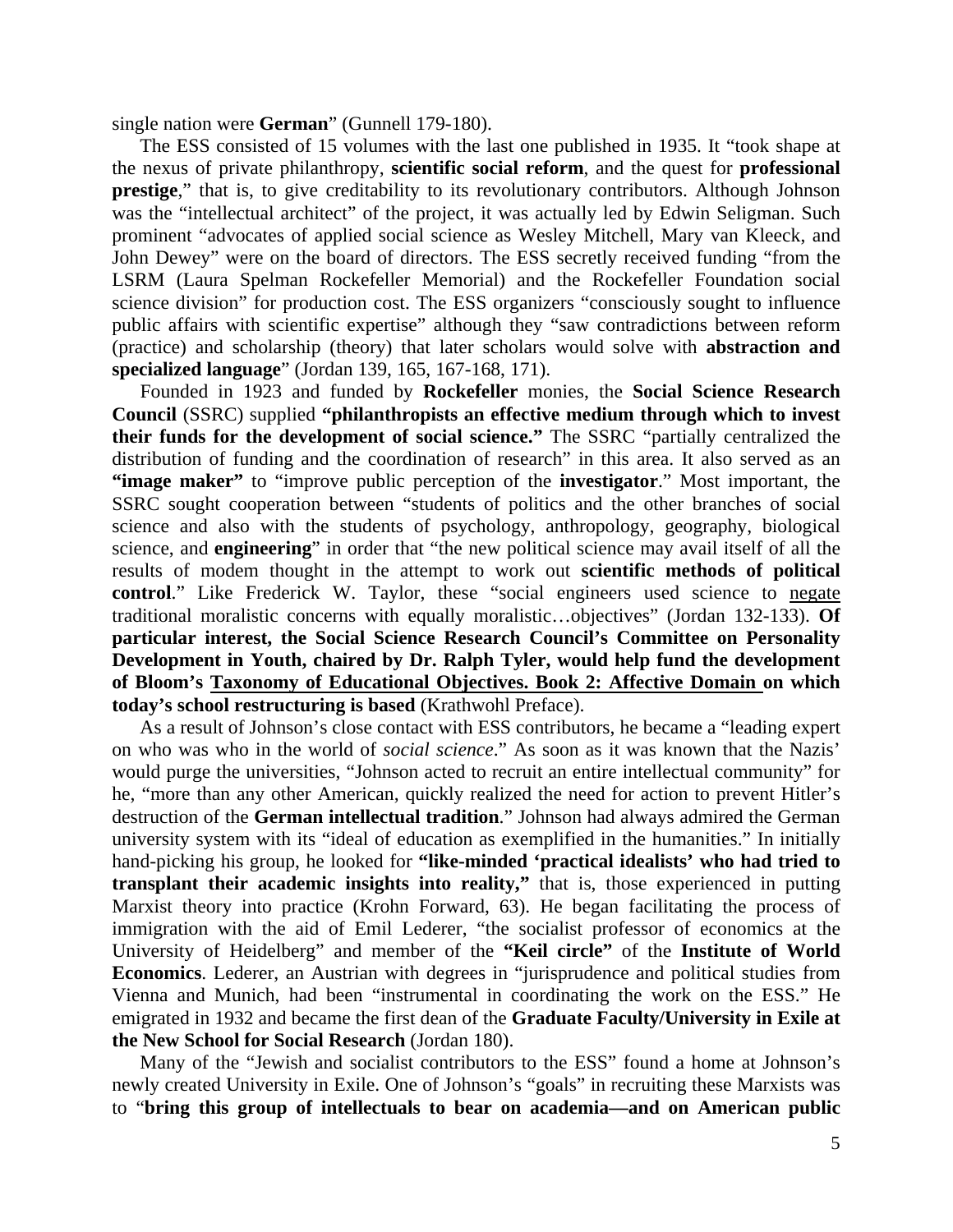single nation were **German**" (Gunnell 179-180).

The ESS consisted of 15 volumes with the last one published in 1935. It "took shape at the nexus of private philanthropy, **scientific social reform**, and the quest for **professional prestige**," that is, to give creditability to its revolutionary contributors. Although Johnson was the "intellectual architect" of the project, it was actually led by Edwin Seligman. Such prominent "advocates of applied social science as Wesley Mitchell, Mary van Kleeck, and John Dewey" were on the board of directors. The ESS secretly received funding "from the LSRM (Laura Spelman Rockefeller Memorial) and the Rockefeller Foundation social science division" for production cost. The ESS organizers "consciously sought to influence public affairs with scientific expertise" although they "saw contradictions between reform (practice) and scholarship (theory) that later scholars would solve with **abstraction and specialized language**" (Jordan 139, 165, 167-168, 171).

Founded in 1923 and funded by **Rockefeller** monies, the **Social Science Research Council** (SSRC) supplied **"philanthropists an effective medium through which to invest their funds for the development of social science."** The SSRC "partially centralized the distribution of funding and the coordination of research" in this area. It also served as an **"image maker"** to "improve public perception of the **investigator**." Most important, the SSRC sought cooperation between "students of politics and the other branches of social science and also with the students of psychology, anthropology, geography, biological science, and **engineering**" in order that "the new political science may avail itself of all the results of modem thought in the attempt to work out **scientific methods of political control**." Like Frederick W. Taylor, these "social engineers used science to negate traditional moralistic concerns with equally moralistic…objectives" (Jordan 132-133). **Of particular interest, the Social Science Research Council's Committee on Personality Development in Youth, chaired by Dr. Ralph Tyler, would help fund the development of Bloom's Taxonomy of Educational Objectives. Book 2: Affective Domain on which today's school restructuring is based** (Krathwohl Preface).

As a result of Johnson's close contact with ESS contributors, he became a "leading expert on who was who in the world of *social science*." As soon as it was known that the Nazis' would purge the universities, "Johnson acted to recruit an entire intellectual community" for he, "more than any other American, quickly realized the need for action to prevent Hitler's destruction of the **German intellectual tradition**." Johnson had always admired the German university system with its "ideal of education as exemplified in the humanities." In initially hand-picking his group, he looked for **"like-minded 'practical idealists' who had tried to transplant their academic insights into reality,"** that is, those experienced in putting Marxist theory into practice (Krohn Forward, 63). He began facilitating the process of immigration with the aid of Emil Lederer, "the socialist professor of economics at the University of Heidelberg" and member of the **"Keil circle"** of the **Institute of World Economics**. Lederer, an Austrian with degrees in "jurisprudence and political studies from Vienna and Munich, had been "instrumental in coordinating the work on the ESS." He emigrated in 1932 and became the first dean of the **Graduate Faculty/University in Exile at the New School for Social Research** (Jordan 180).

Many of the "Jewish and socialist contributors to the ESS" found a home at Johnson's newly created University in Exile. One of Johnson's "goals" in recruiting these Marxists was to "**bring this group of intellectuals to bear on academia—and on American public**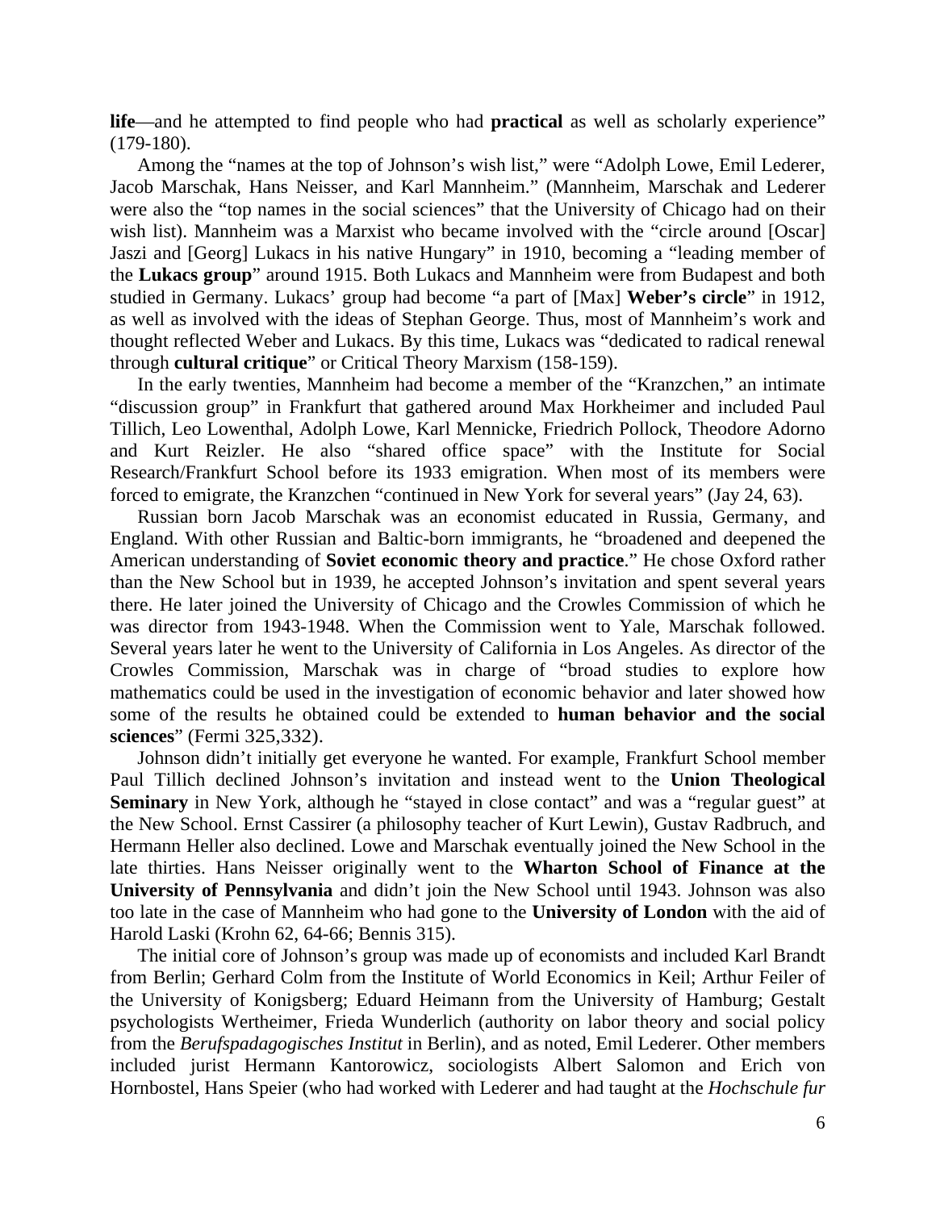**life**—and he attempted to find people who had **practical** as well as scholarly experience" (179-180).

Among the "names at the top of Johnson's wish list," were "Adolph Lowe, Emil Lederer, Jacob Marschak, Hans Neisser, and Karl Mannheim." (Mannheim, Marschak and Lederer were also the "top names in the social sciences" that the University of Chicago had on their wish list). Mannheim was a Marxist who became involved with the "circle around [Oscar] Jaszi and [Georg] Lukacs in his native Hungary" in 1910, becoming a "leading member of the **Lukacs group**" around 1915. Both Lukacs and Mannheim were from Budapest and both studied in Germany. Lukacs' group had become "a part of [Max] **Weber's circle**" in 1912, as well as involved with the ideas of Stephan George. Thus, most of Mannheim's work and thought reflected Weber and Lukacs. By this time, Lukacs was "dedicated to radical renewal through **cultural critique**" or Critical Theory Marxism (158-159).

In the early twenties, Mannheim had become a member of the "Kranzchen," an intimate "discussion group" in Frankfurt that gathered around Max Horkheimer and included Paul Tillich, Leo Lowenthal, Adolph Lowe, Karl Mennicke, Friedrich Pollock, Theodore Adorno and Kurt Reizler. He also "shared office space" with the Institute for Social Research/Frankfurt School before its 1933 emigration. When most of its members were forced to emigrate, the Kranzchen "continued in New York for several years" (Jay 24, 63).

Russian born Jacob Marschak was an economist educated in Russia, Germany, and England. With other Russian and Baltic-born immigrants, he "broadened and deepened the American understanding of **Soviet economic theory and practice**." He chose Oxford rather than the New School but in 1939, he accepted Johnson's invitation and spent several years there. He later joined the University of Chicago and the Crowles Commission of which he was director from 1943-1948. When the Commission went to Yale, Marschak followed. Several years later he went to the University of California in Los Angeles. As director of the Crowles Commission, Marschak was in charge of "broad studies to explore how mathematics could be used in the investigation of economic behavior and later showed how some of the results he obtained could be extended to **human behavior and the social sciences**" (Fermi 325,332).

Johnson didn't initially get everyone he wanted. For example, Frankfurt School member Paul Tillich declined Johnson's invitation and instead went to the **Union Theological Seminary** in New York, although he "stayed in close contact" and was a "regular guest" at the New School. Ernst Cassirer (a philosophy teacher of Kurt Lewin), Gustav Radbruch, and Hermann Heller also declined. Lowe and Marschak eventually joined the New School in the late thirties. Hans Neisser originally went to the **Wharton School of Finance at the University of Pennsylvania** and didn't join the New School until 1943. Johnson was also too late in the case of Mannheim who had gone to the **University of London** with the aid of Harold Laski (Krohn 62, 64-66; Bennis 315).

The initial core of Johnson's group was made up of economists and included Karl Brandt from Berlin; Gerhard Colm from the Institute of World Economics in Keil; Arthur Feiler of the University of Konigsberg; Eduard Heimann from the University of Hamburg; Gestalt psychologists Wertheimer, Frieda Wunderlich (authority on labor theory and social policy from the *Berufspadagogisches Institut* in Berlin), and as noted, Emil Lederer. Other members included jurist Hermann Kantorowicz, sociologists Albert Salomon and Erich von Hornbostel, Hans Speier (who had worked with Lederer and had taught at the *Hochschule fur*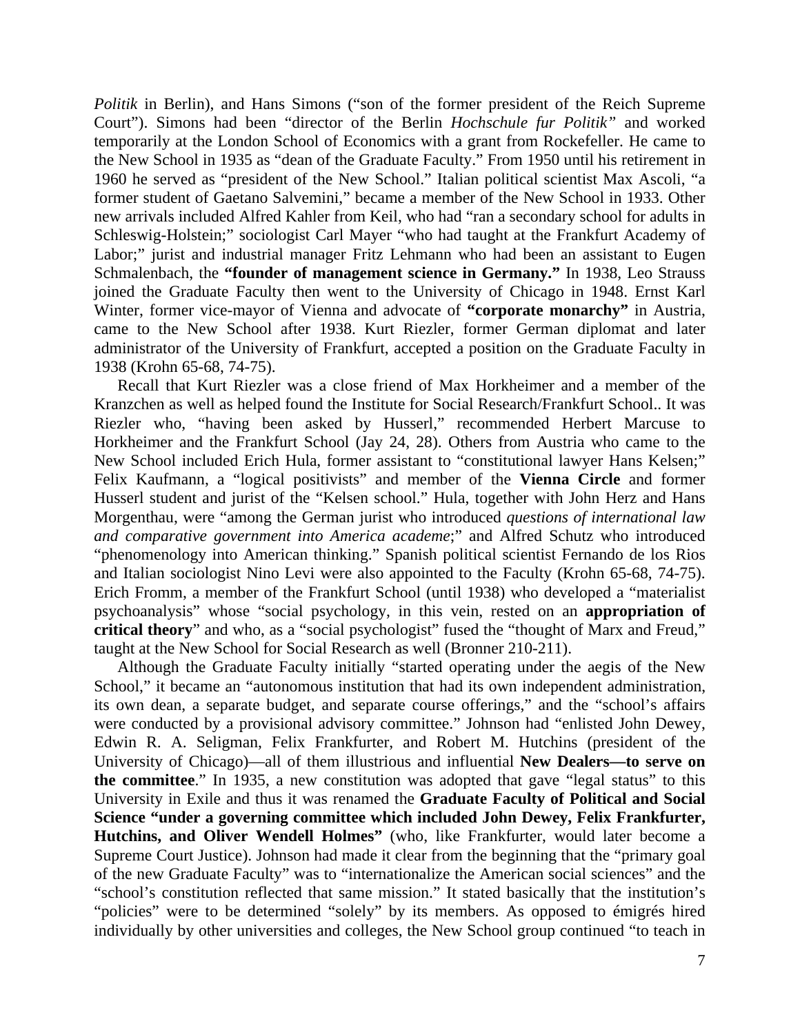*Politik* in Berlin), and Hans Simons ("son of the former president of the Reich Supreme Court"). Simons had been "director of the Berlin *Hochschule fur Politik"* and worked temporarily at the London School of Economics with a grant from Rockefeller. He came to the New School in 1935 as "dean of the Graduate Faculty." From 1950 until his retirement in 1960 he served as "president of the New School." Italian political scientist Max Ascoli, "a former student of Gaetano Salvemini," became a member of the New School in 1933. Other new arrivals included Alfred Kahler from Keil, who had "ran a secondary school for adults in Schleswig-Holstein;" sociologist Carl Mayer "who had taught at the Frankfurt Academy of Labor;" jurist and industrial manager Fritz Lehmann who had been an assistant to Eugen Schmalenbach, the **"founder of management science in Germany."** In 1938, Leo Strauss joined the Graduate Faculty then went to the University of Chicago in 1948. Ernst Karl Winter, former vice-mayor of Vienna and advocate of **"corporate monarchy"** in Austria, came to the New School after 1938. Kurt Riezler, former German diplomat and later administrator of the University of Frankfurt, accepted a position on the Graduate Faculty in 1938 (Krohn 65-68, 74-75).

Recall that Kurt Riezler was a close friend of Max Horkheimer and a member of the Kranzchen as well as helped found the Institute for Social Research/Frankfurt School.. It was Riezler who, "having been asked by Husserl," recommended Herbert Marcuse to Horkheimer and the Frankfurt School (Jay 24, 28). Others from Austria who came to the New School included Erich Hula, former assistant to "constitutional lawyer Hans Kelsen;" Felix Kaufmann, a "logical positivists" and member of the **Vienna Circle** and former Husserl student and jurist of the "Kelsen school." Hula, together with John Herz and Hans Morgenthau, were "among the German jurist who introduced *questions of international law and comparative government into America academe*;" and Alfred Schutz who introduced "phenomenology into American thinking." Spanish political scientist Fernando de los Rios and Italian sociologist Nino Levi were also appointed to the Faculty (Krohn 65-68, 74-75). Erich Fromm, a member of the Frankfurt School (until 1938) who developed a "materialist psychoanalysis" whose "social psychology, in this vein, rested on an **appropriation of critical theory**" and who, as a "social psychologist" fused the "thought of Marx and Freud," taught at the New School for Social Research as well (Bronner 210-211).

Although the Graduate Faculty initially "started operating under the aegis of the New School," it became an "autonomous institution that had its own independent administration, its own dean, a separate budget, and separate course offerings," and the "school's affairs were conducted by a provisional advisory committee." Johnson had "enlisted John Dewey, Edwin R. A. Seligman, Felix Frankfurter, and Robert M. Hutchins (president of the University of Chicago)—all of them illustrious and influential **New Dealers—to serve on the committee**." In 1935, a new constitution was adopted that gave "legal status" to this University in Exile and thus it was renamed the **Graduate Faculty of Political and Social Science "under a governing committee which included John Dewey, Felix Frankfurter, Hutchins, and Oliver Wendell Holmes"** (who, like Frankfurter, would later become a Supreme Court Justice). Johnson had made it clear from the beginning that the "primary goal of the new Graduate Faculty" was to "internationalize the American social sciences" and the "school's constitution reflected that same mission." It stated basically that the institution's "policies" were to be determined "solely" by its members. As opposed to émigrés hired individually by other universities and colleges, the New School group continued "to teach in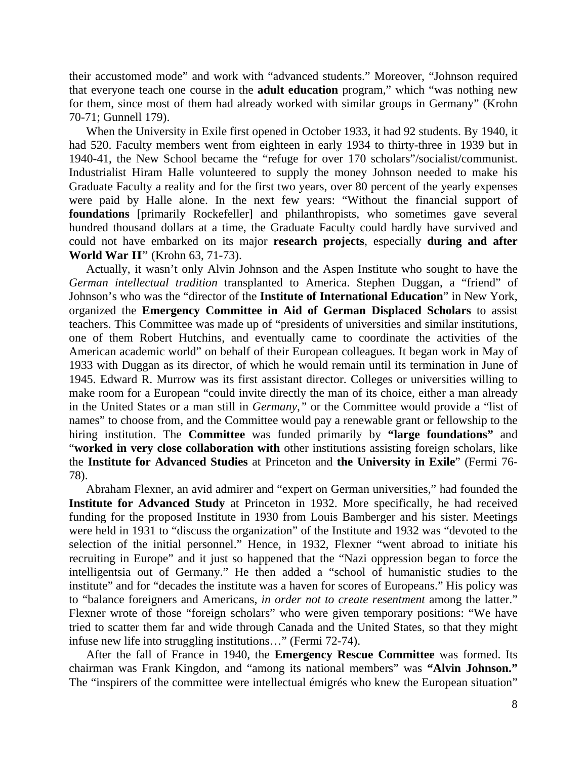their accustomed mode" and work with "advanced students." Moreover, "Johnson required that everyone teach one course in the **adult education** program," which "was nothing new for them, since most of them had already worked with similar groups in Germany" (Krohn 70-71; Gunnell 179).

When the University in Exile first opened in October 1933, it had 92 students. By 1940, it had 520. Faculty members went from eighteen in early 1934 to thirty-three in 1939 but in 1940-41, the New School became the "refuge for over 170 scholars"/socialist/communist. Industrialist Hiram Halle volunteered to supply the money Johnson needed to make his Graduate Faculty a reality and for the first two years, over 80 percent of the yearly expenses were paid by Halle alone. In the next few years: "Without the financial support of **foundations** [primarily Rockefeller] and philanthropists, who sometimes gave several hundred thousand dollars at a time, the Graduate Faculty could hardly have survived and could not have embarked on its major **research projects**, especially **during and after World War II**" (Krohn 63, 71-73).

Actually, it wasn't only Alvin Johnson and the Aspen Institute who sought to have the *German intellectual tradition* transplanted to America. Stephen Duggan, a "friend" of Johnson's who was the "director of the **Institute of International Education**" in New York, organized the **Emergency Committee in Aid of German Displaced Scholars** to assist teachers. This Committee was made up of "presidents of universities and similar institutions, one of them Robert Hutchins, and eventually came to coordinate the activities of the American academic world" on behalf of their European colleagues. It began work in May of 1933 with Duggan as its director, of which he would remain until its termination in June of 1945. Edward R. Murrow was its first assistant director. Colleges or universities willing to make room for a European "could invite directly the man of its choice, either a man already in the United States or a man still in *Germany*," or the Committee would provide a "list of names" to choose from, and the Committee would pay a renewable grant or fellowship to the hiring institution. The **Committee** was funded primarily by **"large foundations"** and "**worked in very close collaboration with** other institutions assisting foreign scholars, like the **Institute for Advanced Studies** at Princeton and **the University in Exile**" (Fermi 76-78).

Abraham Flexner, an avid admirer and "expert on German universities," had founded the **Institute for Advanced Study** at Princeton in 1932. More specifically, he had received funding for the proposed Institute in 1930 from Louis Bamberger and his sister. Meetings were held in 1931 to "discuss the organization" of the Institute and 1932 was "devoted to the selection of the initial personnel." Hence, in 1932, Flexner "went abroad to initiate his recruiting in Europe" and it just so happened that the "Nazi oppression began to force the intelligentsia out of Germany." He then added a "school of humanistic studies to the institute" and for "decades the institute was a haven for scores of Europeans." His policy was to "balance foreigners and Americans, *in order not to create resentment* among the latter." Flexner wrote of those "foreign scholars" who were given temporary positions: "We have tried to scatter them far and wide through Canada and the United States, so that they might infuse new life into struggling institutions…" (Fermi 72-74).

After the fall of France in 1940, the **Emergency Rescue Committee** was formed. Its chairman was Frank Kingdon, and "among its national members" was **"Alvin Johnson."** The "inspirers of the committee were intellectual émigrés who knew the European situation"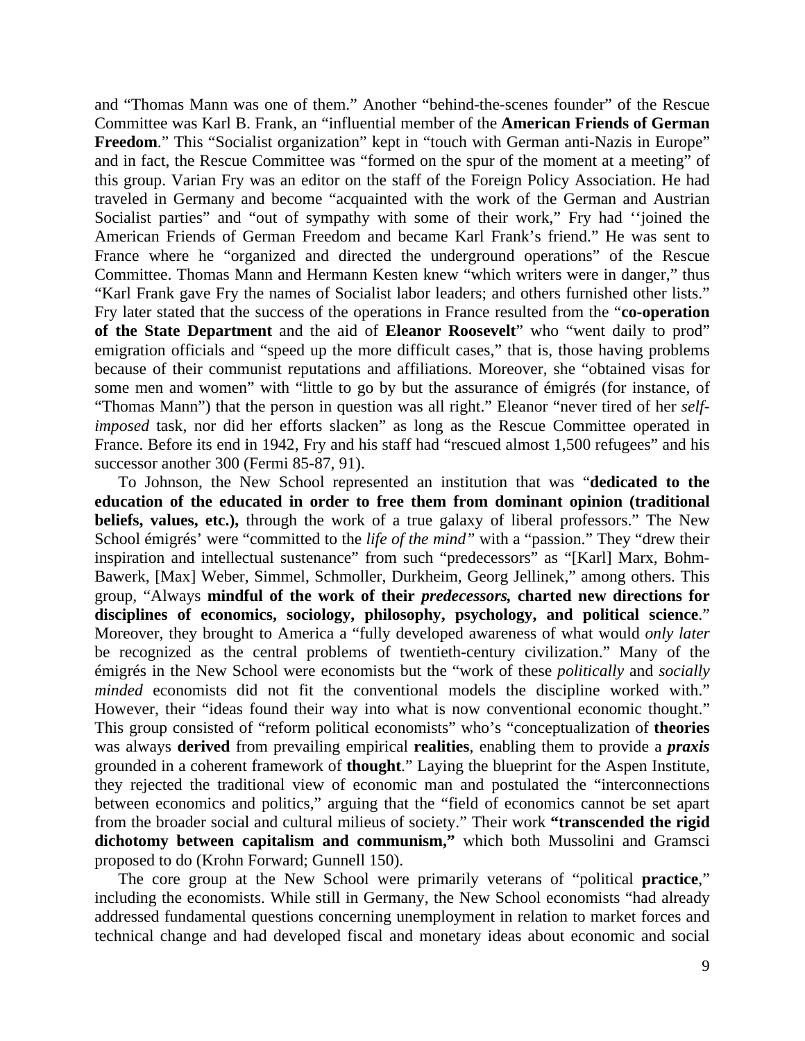and "Thomas Mann was one of them." Another "behind-the-scenes founder" of the Rescue Committee was Karl B. Frank, an "influential member of the **American Friends of German Freedom**." This "Socialist organization" kept in "touch with German anti-Nazis in Europe" and in fact, the Rescue Committee was "formed on the spur of the moment at a meeting" of this group. Varian Fry was an editor on the staff of the Foreign Policy Association. He had traveled in Germany and become "acquainted with the work of the German and Austrian Socialist parties" and "out of sympathy with some of their work," Fry had ''joined the American Friends of German Freedom and became Karl Frank's friend." He was sent to France where he "organized and directed the underground operations" of the Rescue Committee. Thomas Mann and Hermann Kesten knew "which writers were in danger," thus "Karl Frank gave Fry the names of Socialist labor leaders; and others furnished other lists." Fry later stated that the success of the operations in France resulted from the "**co-operation of the State Department** and the aid of **Eleanor Roosevelt**" who "went daily to prod" emigration officials and "speed up the more difficult cases," that is, those having problems because of their communist reputations and affiliations. Moreover, she "obtained visas for some men and women" with "little to go by but the assurance of émigrés (for instance, of "Thomas Mann") that the person in question was all right." Eleanor "never tired of her *self-imposed* task, nor did her efforts slacken" as long as the Rescue Committee operated in France. Before its end in 1942, Fry and his staff had "rescued almost 1,500 refugees" and his successor another 300 (Fermi 85-87, 91).

To Johnson, the New School represented an institution that was "**dedicated to the education of the educated in order to free them from dominant opinion (traditional beliefs, values, etc.),** through the work of a true galaxy of liberal professors." The New School émigrés' were "committed to the *life of the mind"* with a "passion." They "drew their inspiration and intellectual sustenance" from such "predecessors" as "[Karl] Marx, Bohm-Bawerk, [Max] Weber, Simmel, Schmoller, Durkheim, Georg Jellinek," among others. This group, "Always **mindful of the work of their *predecessors,* charted new directions for disciplines of economics, sociology, philosophy, psychology, and political science**." Moreover, they brought to America a "fully developed awareness of what would *only later* be recognized as the central problems of twentieth-century civilization." Many of the émigrés in the New School were economists but the "work of these *politically* and *socially minded* economists did not fit the conventional models the discipline worked with." However, their "ideas found their way into what is now conventional economic thought." This group consisted of "reform political economists" who's "conceptualization of **theories** was always **derived** from prevailing empirical **realities**, enabling them to provide a ***praxis*** grounded in a coherent framework of **thought**." Laying the blueprint for the Aspen Institute, they rejected the traditional view of economic man and postulated the "interconnections between economics and politics," arguing that the "field of economics cannot be set apart from the broader social and cultural milieus of society." Their work **"transcended the rigid dichotomy between capitalism and communism,"** which both Mussolini and Gramsci proposed to do (Krohn Forward; Gunnell 150).

The core group at the New School were primarily veterans of "political **practice**," including the economists. While still in Germany, the New School economists "had already addressed fundamental questions concerning unemployment in relation to market forces and technical change and had developed fiscal and monetary ideas about economic and social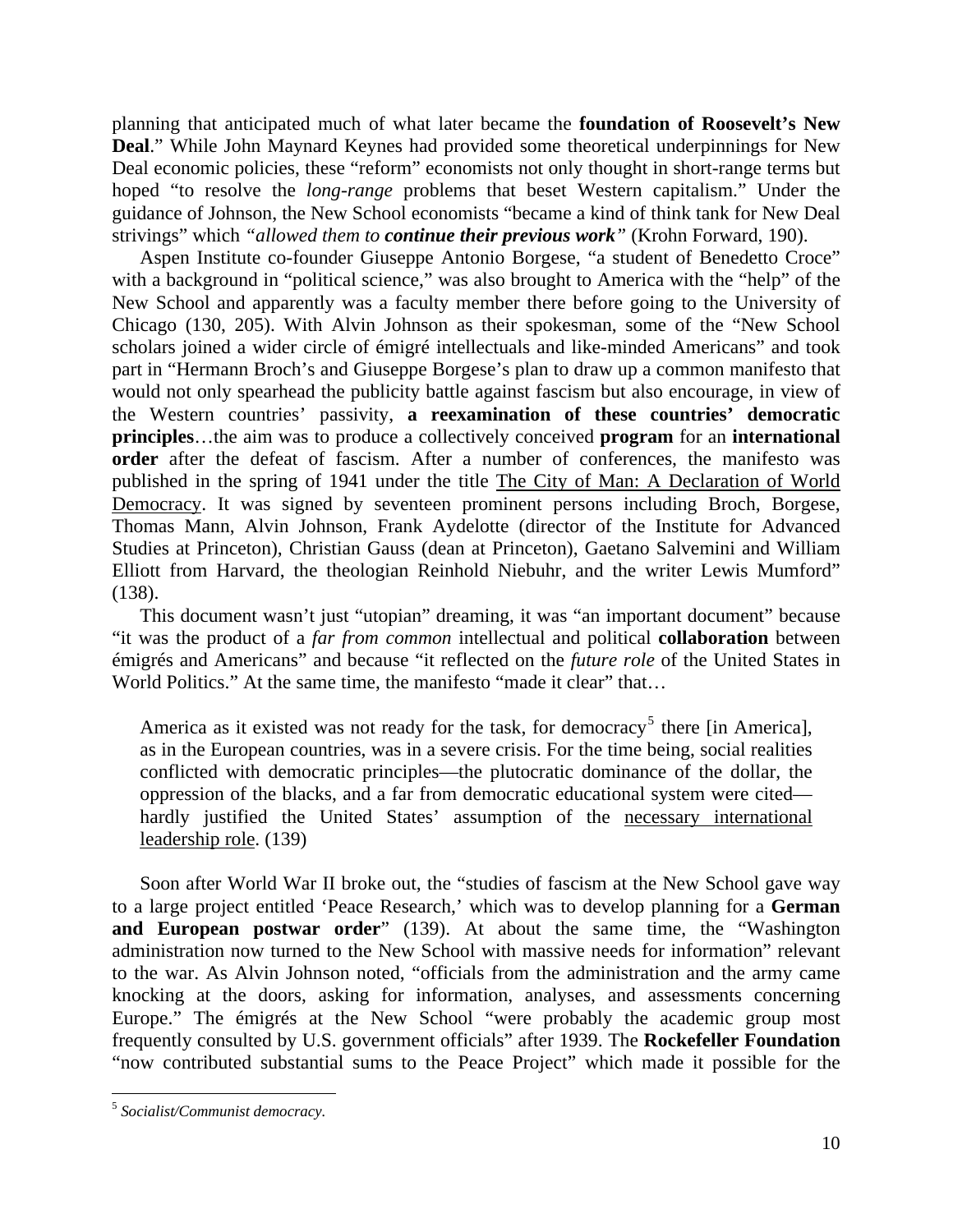planning that anticipated much of what later became the **foundation of Roosevelt's New Deal**." While John Maynard Keynes had provided some theoretical underpinnings for New Deal economic policies, these "reform" economists not only thought in short-range terms but hoped "to resolve the *long-range* problems that beset Western capitalism." Under the guidance of Johnson, the New School economists "became a kind of think tank for New Deal strivings" which *"allowed them to **continue their previous work**"* (Krohn Forward, 190).

Aspen Institute co-founder Giuseppe Antonio Borgese, "a student of Benedetto Croce" with a background in "political science," was also brought to America with the "help" of the New School and apparently was a faculty member there before going to the University of Chicago (130, 205). With Alvin Johnson as their spokesman, some of the "New School scholars joined a wider circle of émigré intellectuals and like-minded Americans" and took part in "Hermann Broch's and Giuseppe Borgese's plan to draw up a common manifesto that would not only spearhead the publicity battle against fascism but also encourage, in view of the Western countries' passivity, **a reexamination of these countries' democratic principles**…the aim was to produce a collectively conceived **program** for an **international order** after the defeat of fascism. After a number of conferences, the manifesto was published in the spring of 1941 under the title The City of Man: A Declaration of World Democracy. It was signed by seventeen prominent persons including Broch, Borgese, Thomas Mann, Alvin Johnson, Frank Aydelotte (director of the Institute for Advanced Studies at Princeton), Christian Gauss (dean at Princeton), Gaetano Salvemini and William Elliott from Harvard, the theologian Reinhold Niebuhr, and the writer Lewis Mumford" (138).

This document wasn't just "utopian" dreaming, it was "an important document" because "it was the product of a *far from common* intellectual and political **collaboration** between émigrés and Americans" and because "it reflected on the *future role* of the United States in World Politics." At the same time, the manifesto "made it clear" that…

> America as it existed was not ready for the task, for democracy[5] there [in America], as in the European countries, was in a severe crisis. For the time being, social realities conflicted with democratic principles—the plutocratic dominance of the dollar, the oppression of the blacks, and a far from democratic educational system were cited—hardly justified the United States' assumption of the necessary international leadership role. (139)

Soon after World War II broke out, the "studies of fascism at the New School gave way to a large project entitled 'Peace Research,' which was to develop planning for a **German and European postwar order**" (139). At about the same time, the "Washington administration now turned to the New School with massive needs for information" relevant to the war. As Alvin Johnson noted, "officials from the administration and the army came knocking at the doors, asking for information, analyses, and assessments concerning Europe." The émigrés at the New School "were probably the academic group most frequently consulted by U.S. government officials" after 1939. The **Rockefeller Foundation** "now contributed substantial sums to the Peace Project" which made it possible for the

---

[5] *Socialist/Communist democracy.*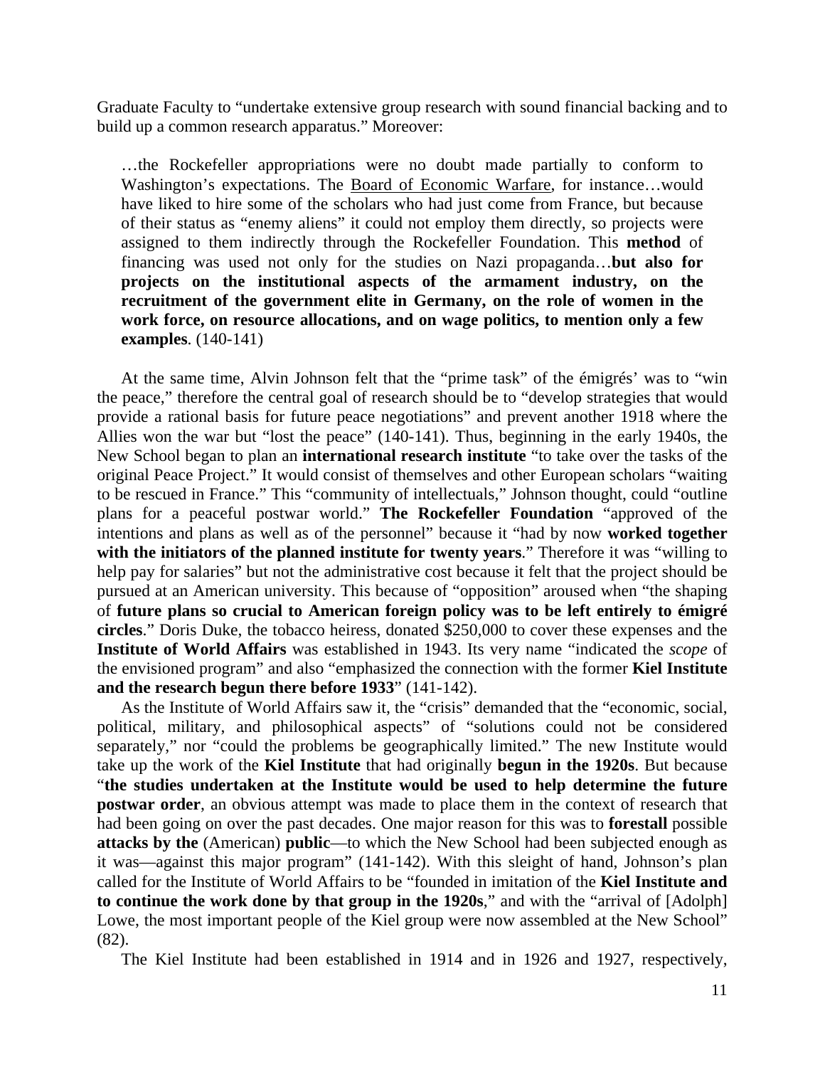Graduate Faculty to "undertake extensive group research with sound financial backing and to build up a common research apparatus." Moreover:

> …the Rockefeller appropriations were no doubt made partially to conform to Washington's expectations. The Board of Economic Warfare, for instance…would have liked to hire some of the scholars who had just come from France, but because of their status as "enemy aliens" it could not employ them directly, so projects were assigned to them indirectly through the Rockefeller Foundation. This **method** of financing was used not only for the studies on Nazi propaganda…**but also for projects on the institutional aspects of the armament industry, on the recruitment of the government elite in Germany, on the role of women in the work force, on resource allocations, and on wage politics, to mention only a few examples**. (140-141)

At the same time, Alvin Johnson felt that the "prime task" of the émigrés' was to "win the peace," therefore the central goal of research should be to "develop strategies that would provide a rational basis for future peace negotiations" and prevent another 1918 where the Allies won the war but "lost the peace" (140-141). Thus, beginning in the early 1940s, the New School began to plan an **international research institute** "to take over the tasks of the original Peace Project." It would consist of themselves and other European scholars "waiting to be rescued in France." This "community of intellectuals," Johnson thought, could "outline plans for a peaceful postwar world." **The Rockefeller Foundation** "approved of the intentions and plans as well as of the personnel" because it "had by now **worked together with the initiators of the planned institute for twenty years**." Therefore it was "willing to help pay for salaries" but not the administrative cost because it felt that the project should be pursued at an American university. This because of "opposition" aroused when "the shaping of **future plans so crucial to American foreign policy was to be left entirely to émigré circles**." Doris Duke, the tobacco heiress, donated $250,000 to cover these expenses and the **Institute of World Affairs** was established in 1943. Its very name "indicated the *scope* of the envisioned program" and also "emphasized the connection with the former **Kiel Institute and the research begun there before 1933**" (141-142).

As the Institute of World Affairs saw it, the "crisis" demanded that the "economic, social, political, military, and philosophical aspects" of "solutions could not be considered separately," nor "could the problems be geographically limited." The new Institute would take up the work of the **Kiel Institute** that had originally **begun in the 1920s**. But because "**the studies undertaken at the Institute would be used to help determine the future postwar order**, an obvious attempt was made to place them in the context of research that had been going on over the past decades. One major reason for this was to **forestall** possible **attacks by the** (American) **public**—to which the New School had been subjected enough as it was—against this major program" (141-142). With this sleight of hand, Johnson's plan called for the Institute of World Affairs to be "founded in imitation of the **Kiel Institute and to continue the work done by that group in the 1920s**," and with the "arrival of [Adolph] Lowe, the most important people of the Kiel group were now assembled at the New School" (82).

The Kiel Institute had been established in 1914 and in 1926 and 1927, respectively,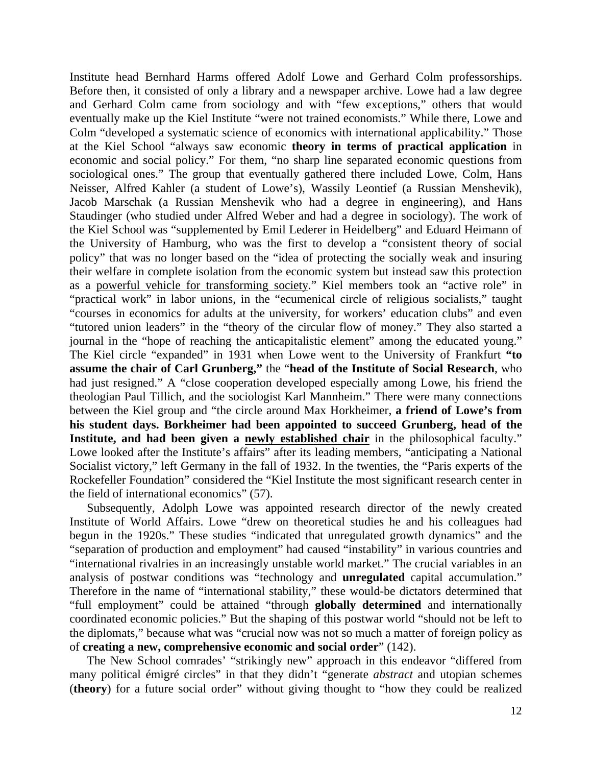Institute head Bernhard Harms offered Adolf Lowe and Gerhard Colm professorships. Before then, it consisted of only a library and a newspaper archive. Lowe had a law degree and Gerhard Colm came from sociology and with "few exceptions," others that would eventually make up the Kiel Institute "were not trained economists." While there, Lowe and Colm "developed a systematic science of economics with international applicability." Those at the Kiel School "always saw economic **theory in terms of practical application** in economic and social policy." For them, "no sharp line separated economic questions from sociological ones." The group that eventually gathered there included Lowe, Colm, Hans Neisser, Alfred Kahler (a student of Lowe's), Wassily Leontief (a Russian Menshevik), Jacob Marschak (a Russian Menshevik who had a degree in engineering), and Hans Staudinger (who studied under Alfred Weber and had a degree in sociology). The work of the Kiel School was "supplemented by Emil Lederer in Heidelberg" and Eduard Heimann of the University of Hamburg, who was the first to develop a "consistent theory of social policy" that was no longer based on the "idea of protecting the socially weak and insuring their welfare in complete isolation from the economic system but instead saw this protection as a <u>powerful vehicle for transforming society</u>." Kiel members took an "active role" in "practical work" in labor unions, in the "ecumenical circle of religious socialists," taught "courses in economics for adults at the university, for workers' education clubs" and even "tutored union leaders" in the "theory of the circular flow of money." They also started a journal in the "hope of reaching the anticapitalistic element" among the educated young." The Kiel circle "expanded" in 1931 when Lowe went to the University of Frankfurt **"to assume the chair of Carl Grunberg,"** the "**head of the Institute of Social Research**, who had just resigned." A "close cooperation developed especially among Lowe, his friend the theologian Paul Tillich, and the sociologist Karl Mannheim." There were many connections between the Kiel group and "the circle around Max Horkheimer, **a friend of Lowe's from his student days. Borkheimer had been appointed to succeed Grunberg, head of the Institute, and had been given a <u>newly established chair</u>** in the philosophical faculty." Lowe looked after the Institute's affairs" after its leading members, "anticipating a National Socialist victory," left Germany in the fall of 1932. In the twenties, the "Paris experts of the Rockefeller Foundation" considered the "Kiel Institute the most significant research center in the field of international economics" (57).

Subsequently, Adolph Lowe was appointed research director of the newly created Institute of World Affairs. Lowe "drew on theoretical studies he and his colleagues had begun in the 1920s." These studies "indicated that unregulated growth dynamics" and the "separation of production and employment" had caused "instability" in various countries and "international rivalries in an increasingly unstable world market." The crucial variables in an analysis of postwar conditions was "technology and **unregulated** capital accumulation." Therefore in the name of "international stability," these would-be dictators determined that "full employment" could be attained "through **globally determined** and internationally coordinated economic policies." But the shaping of this postwar world "should not be left to the diplomats," because what was "crucial now was not so much a matter of foreign policy as of **creating a new, comprehensive economic and social order**" (142).

The New School comrades' "strikingly new" approach in this endeavor "differed from many political émigré circles" in that they didn't "generate *abstract* and utopian schemes (**theory**) for a future social order" without giving thought to "how they could be realized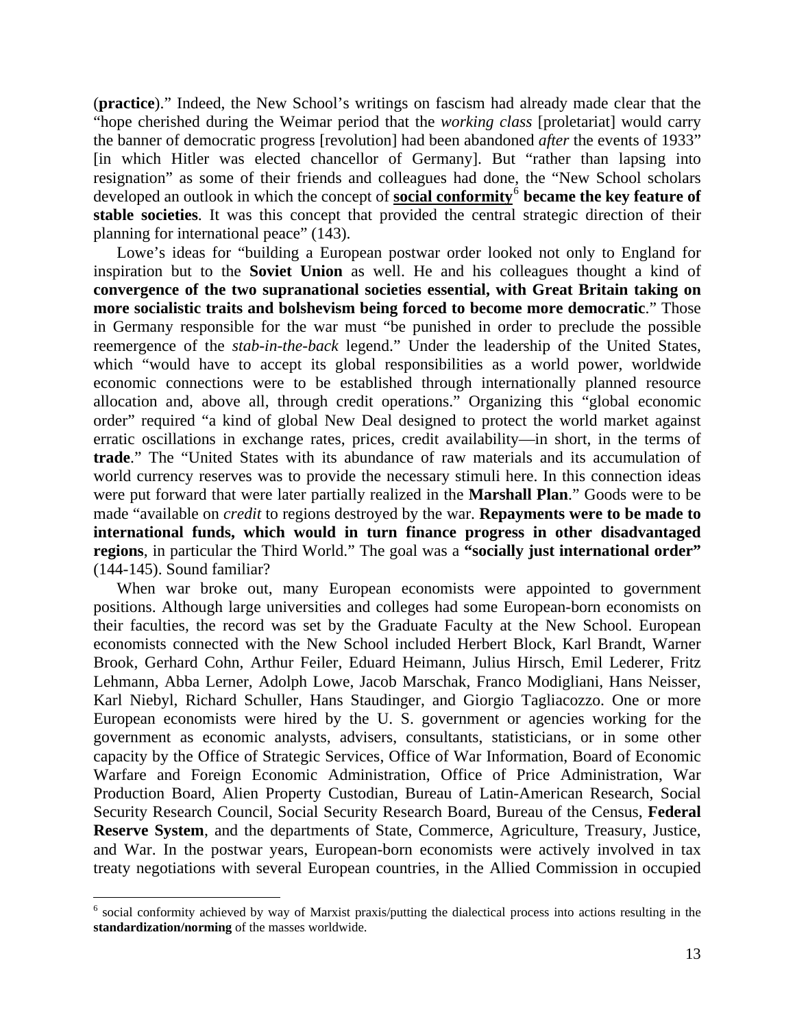(**practice**).” Indeed, the New School’s writings on fascism had already made clear that the “hope cherished during the Weimar period that the *working class* [proletariat] would carry the banner of democratic progress [revolution] had been abandoned *after* the events of 1933” [in which Hitler was elected chancellor of Germany]. But “rather than lapsing into resignation” as some of their friends and colleagues had done, the “New School scholars developed an outlook in which the concept of **social conformity**[6] **became the key feature of stable societies**. It was this concept that provided the central strategic direction of their planning for international peace” (143).

Lowe’s ideas for “building a European postwar order looked not only to England for inspiration but to the **Soviet Union** as well. He and his colleagues thought a kind of **convergence of the two supranational societies essential, with Great Britain taking on more socialistic traits and bolshevism being forced to become more democratic**.” Those in Germany responsible for the war must “be punished in order to preclude the possible reemergence of the *stab-in-the-back* legend.” Under the leadership of the United States, which “would have to accept its global responsibilities as a world power, worldwide economic connections were to be established through internationally planned resource allocation and, above all, through credit operations.” Organizing this “global economic order” required “a kind of global New Deal designed to protect the world market against erratic oscillations in exchange rates, prices, credit availability—in short, in the terms of **trade**.” The “United States with its abundance of raw materials and its accumulation of world currency reserves was to provide the necessary stimuli here. In this connection ideas were put forward that were later partially realized in the **Marshall Plan**.” Goods were to be made “available on *credit* to regions destroyed by the war. **Repayments were to be made to international funds, which would in turn finance progress in other disadvantaged regions**, in particular the Third World.” The goal was a **“socially just international order”** (144-145). Sound familiar?

When war broke out, many European economists were appointed to government positions. Although large universities and colleges had some European-born economists on their faculties, the record was set by the Graduate Faculty at the New School. European economists connected with the New School included Herbert Block, Karl Brandt, Warner Brook, Gerhard Cohn, Arthur Feiler, Eduard Heimann, Julius Hirsch, Emil Lederer, Fritz Lehmann, Abba Lerner, Adolph Lowe, Jacob Marschak, Franco Modigliani, Hans Neisser, Karl Niebyl, Richard Schuller, Hans Staudinger, and Giorgio Tagliacozzo. One or more European economists were hired by the U. S. government or agencies working for the government as economic analysts, advisers, consultants, statisticians, or in some other capacity by the Office of Strategic Services, Office of War Information, Board of Economic Warfare and Foreign Economic Administration, Office of Price Administration, War Production Board, Alien Property Custodian, Bureau of Latin-American Research, Social Security Research Council, Social Security Research Board, Bureau of the Census, **Federal Reserve System**, and the departments of State, Commerce, Agriculture, Treasury, Justice, and War. In the postwar years, European-born economists were actively involved in tax treaty negotiations with several European countries, in the Allied Commission in occupied

---

[6] social conformity achieved by way of Marxist praxis/putting the dialectical process into actions resulting in the **standardization/norming** of the masses worldwide.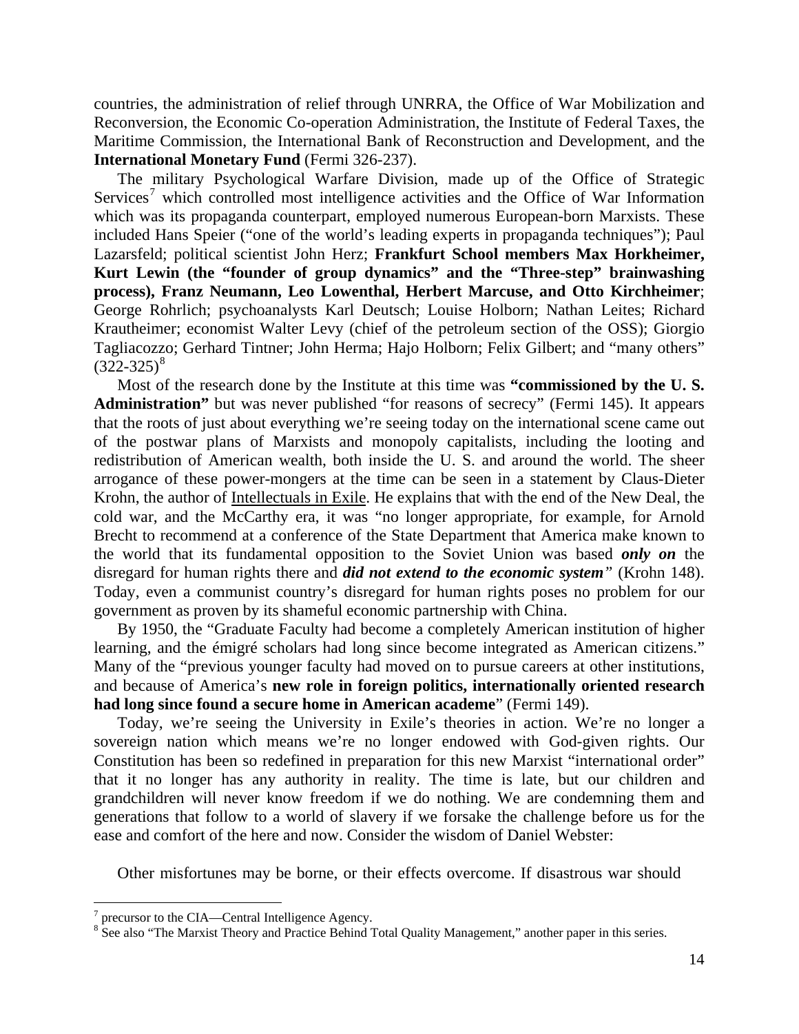countries, the administration of relief through UNRRA, the Office of War Mobilization and Reconversion, the Economic Co-operation Administration, the Institute of Federal Taxes, the Maritime Commission, the International Bank of Reconstruction and Development, and the **International Monetary Fund** (Fermi 326-237).

The military Psychological Warfare Division, made up of the Office of Strategic Services[7] which controlled most intelligence activities and the Office of War Information which was its propaganda counterpart, employed numerous European-born Marxists. These included Hans Speier ("one of the world's leading experts in propaganda techniques"); Paul Lazarsfeld; political scientist John Herz; **Frankfurt School members Max Horkheimer, Kurt Lewin (the "founder of group dynamics" and the "Three-step" brainwashing process), Franz Neumann, Leo Lowenthal, Herbert Marcuse, and Otto Kirchheimer**; George Rohrlich; psychoanalysts Karl Deutsch; Louise Holborn; Nathan Leites; Richard Krautheimer; economist Walter Levy (chief of the petroleum section of the OSS); Giorgio Tagliacozzo; Gerhard Tintner; John Herma; Hajo Holborn; Felix Gilbert; and "many others" (322-325)[8]

Most of the research done by the Institute at this time was **"commissioned by the U. S. Administration"** but was never published "for reasons of secrecy" (Fermi 145). It appears that the roots of just about everything we're seeing today on the international scene came out of the postwar plans of Marxists and monopoly capitalists, including the looting and redistribution of American wealth, both inside the U. S. and around the world. The sheer arrogance of these power-mongers at the time can be seen in a statement by Claus-Dieter Krohn, the author of Intellectuals in Exile. He explains that with the end of the New Deal, the cold war, and the McCarthy era, it was "no longer appropriate, for example, for Arnold Brecht to recommend at a conference of the State Department that America make known to the world that its fundamental opposition to the Soviet Union was based ***only on*** the disregard for human rights there and ***did not extend to the economic system***" (Krohn 148). Today, even a communist country's disregard for human rights poses no problem for our government as proven by its shameful economic partnership with China.

By 1950, the "Graduate Faculty had become a completely American institution of higher learning, and the émigré scholars had long since become integrated as American citizens." Many of the "previous younger faculty had moved on to pursue careers at other institutions, and because of America's **new role in foreign politics, internationally oriented research had long since found a secure home in American academe**" (Fermi 149).

Today, we're seeing the University in Exile's theories in action. We're no longer a sovereign nation which means we're no longer endowed with God-given rights. Our Constitution has been so redefined in preparation for this new Marxist "international order" that it no longer has any authority in reality. The time is late, but our children and grandchildren will never know freedom if we do nothing. We are condemning them and generations that follow to a world of slavery if we forsake the challenge before us for the ease and comfort of the here and now. Consider the wisdom of Daniel Webster:

Other misfortunes may be borne, or their effects overcome. If disastrous war should

[7] precursor to the CIA—Central Intelligence Agency.

[8] See also "The Marxist Theory and Practice Behind Total Quality Management," another paper in this series.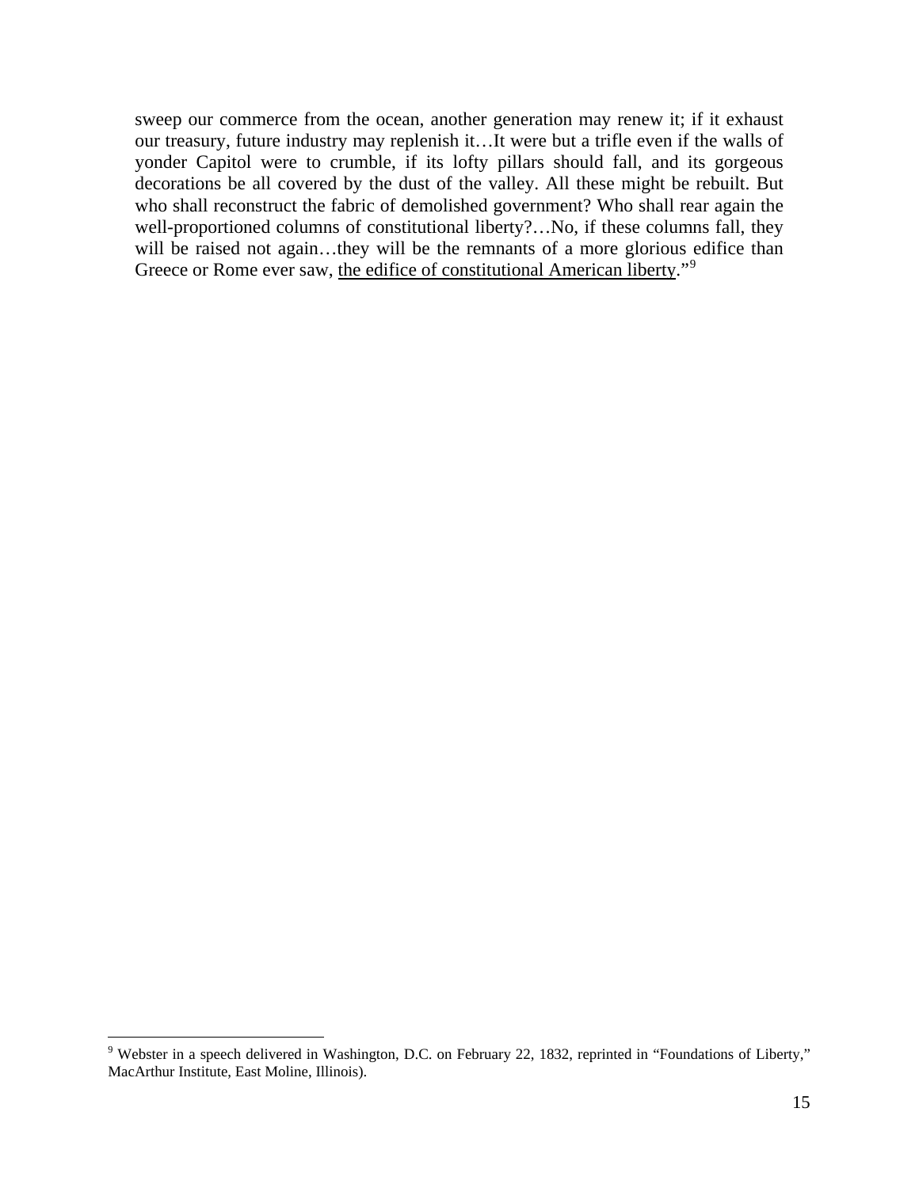sweep our commerce from the ocean, another generation may renew it; if it exhaust our treasury, future industry may replenish it…It were but a trifle even if the walls of yonder Capitol were to crumble, if its lofty pillars should fall, and its gorgeous decorations be all covered by the dust of the valley. All these might be rebuilt. But who shall reconstruct the fabric of demolished government? Who shall rear again the well-proportioned columns of constitutional liberty?…No, if these columns fall, they will be raised not again…they will be the remnants of a more glorious edifice than Greece or Rome ever saw, <u>the edifice of constitutional American liberty</u>."[9]

---

[9] Webster in a speech delivered in Washington, D.C. on February 22, 1832, reprinted in "Foundations of Liberty," MacArthur Institute, East Moline, Illinois).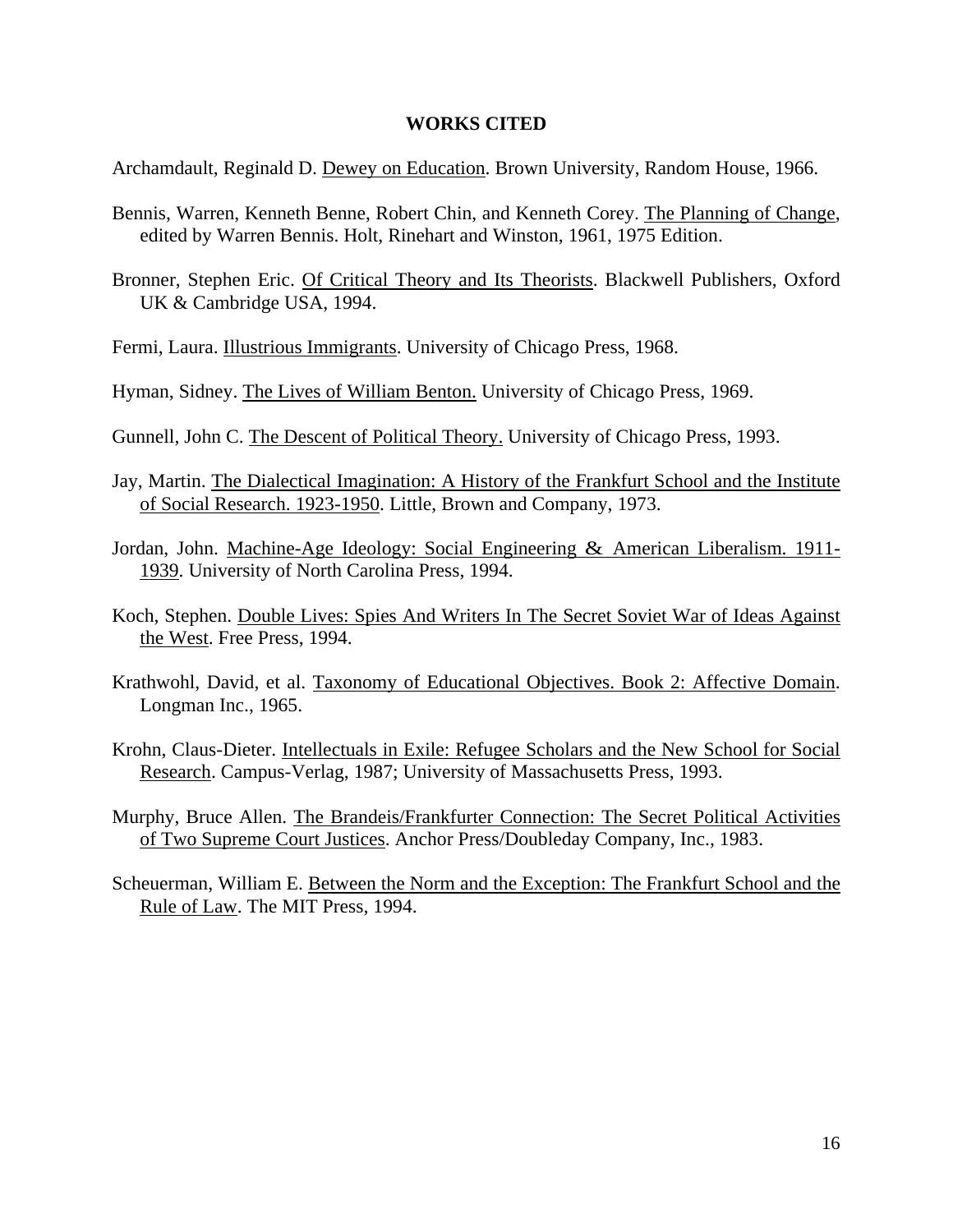# WORKS CITED

Archamdault, Reginald D. Dewey on Education. Brown University, Random House, 1966.

Bennis, Warren, Kenneth Benne, Robert Chin, and Kenneth Corey. The Planning of Change, edited by Warren Bennis. Holt, Rinehart and Winston, 1961, 1975 Edition.

Bronner, Stephen Eric. Of Critical Theory and Its Theorists. Blackwell Publishers, Oxford UK & Cambridge USA, 1994.

Fermi, Laura. Illustrious Immigrants. University of Chicago Press, 1968.

Hyman, Sidney. The Lives of William Benton. University of Chicago Press, 1969.

Gunnell, John C. The Descent of Political Theory. University of Chicago Press, 1993.

Jay, Martin. The Dialectical Imagination: A History of the Frankfurt School and the Institute of Social Research. 1923-1950. Little, Brown and Company, 1973.

Jordan, John. Machine-Age Ideology: Social Engineering & American Liberalism. 1911-1939. University of North Carolina Press, 1994.

Koch, Stephen. Double Lives: Spies And Writers In The Secret Soviet War of Ideas Against the West. Free Press, 1994.

Krathwohl, David, et al. Taxonomy of Educational Objectives. Book 2: Affective Domain. Longman Inc., 1965.

Krohn, Claus-Dieter. Intellectuals in Exile: Refugee Scholars and the New School for Social Research. Campus-Verlag, 1987; University of Massachusetts Press, 1993.

Murphy, Bruce Allen. The Brandeis/Frankfurter Connection: The Secret Political Activities of Two Supreme Court Justices. Anchor Press/Doubleday Company, Inc., 1983.

Scheuerman, William E. Between the Norm and the Exception: The Frankfurt School and the Rule of Law. The MIT Press, 1994.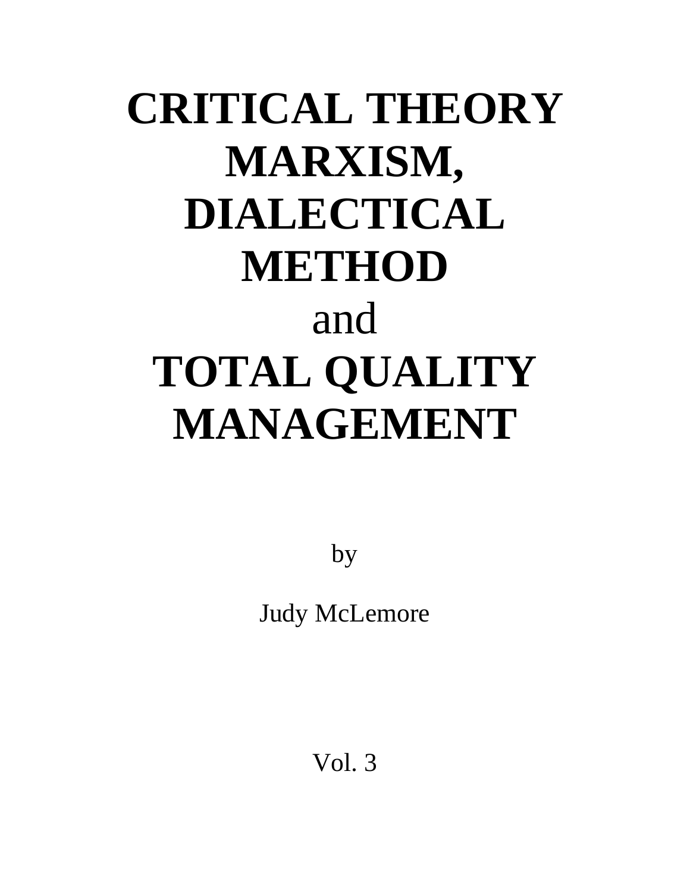# CRITICAL THEORY MARXISM, DIALECTICAL METHOD

and

# TOTAL QUALITY MANAGEMENT

by

Judy McLemore

Vol. 3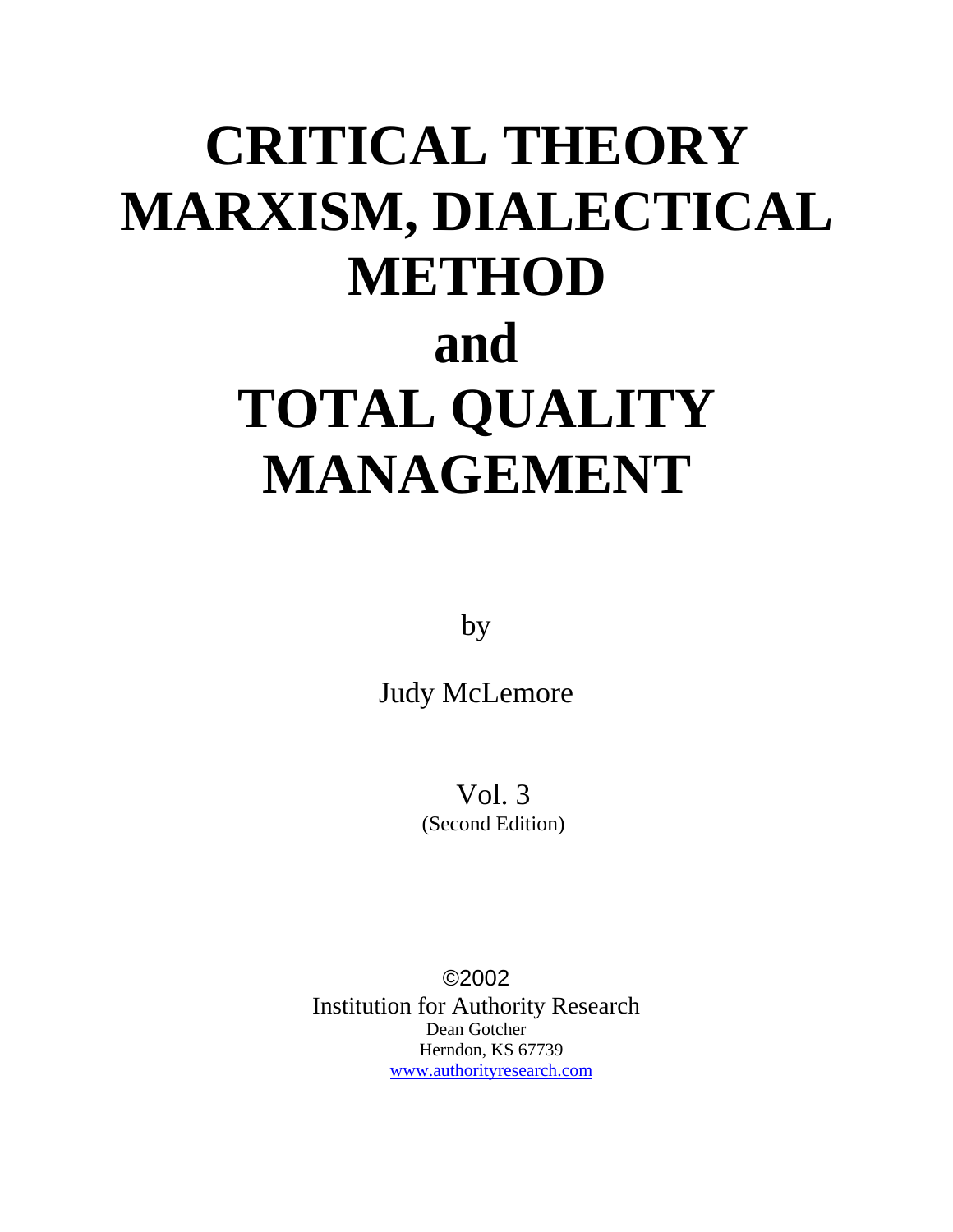# CRITICAL THEORY MARXISM, DIALECTICAL METHOD and TOTAL QUALITY MANAGEMENT

by

Judy McLemore

Vol. 3
(Second Edition)

©2002
Institution for Authority Research
Dean Gotcher
Herndon, KS 67739
www.authorityresearch.com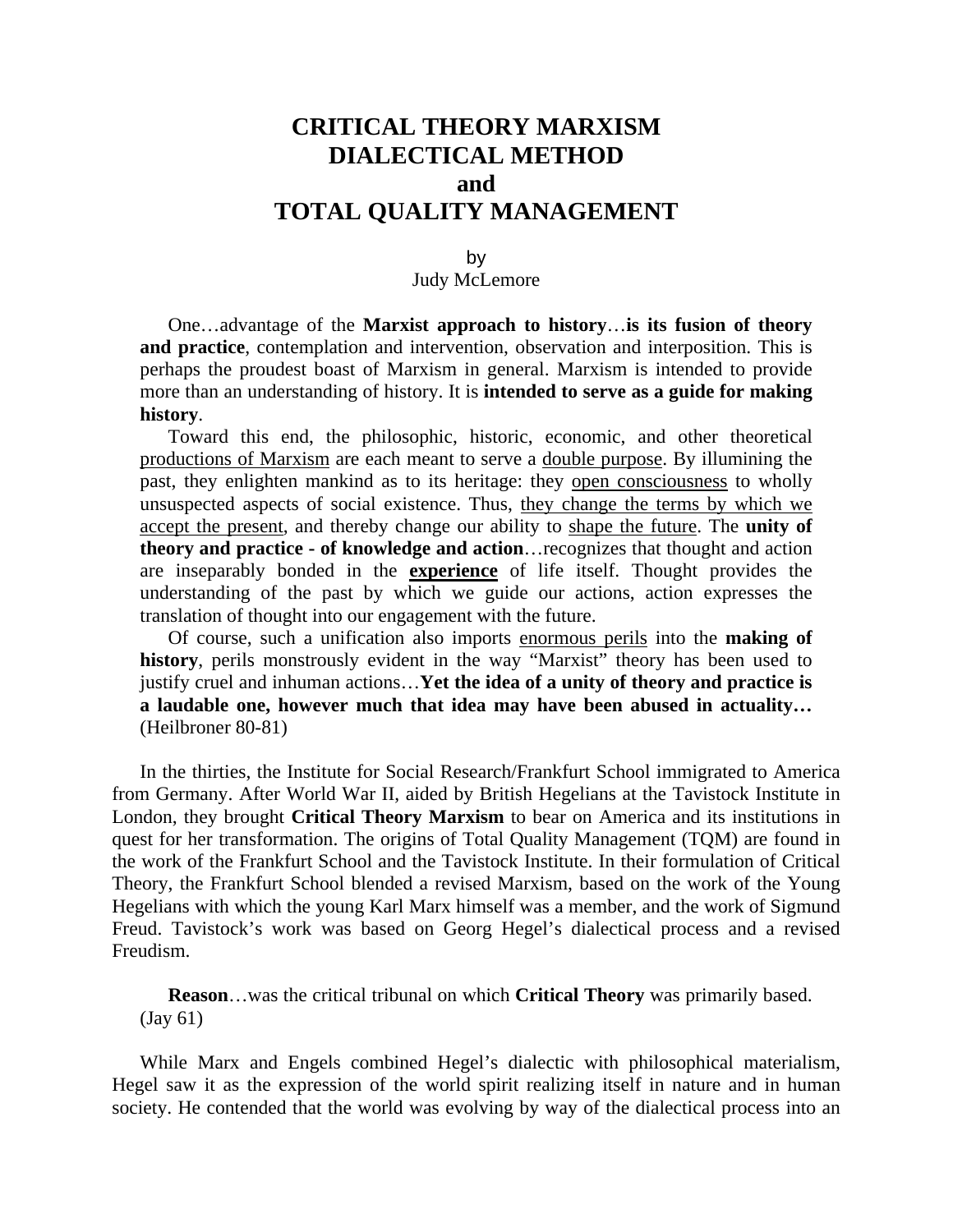# CRITICAL THEORY MARXISM DIALECTICAL METHOD and TOTAL QUALITY MANAGEMENT

by
Judy McLemore

> One…advantage of the **Marxist approach to history**…**is its fusion of theory and practice**, contemplation and intervention, observation and interposition. This is perhaps the proudest boast of Marxism in general. Marxism is intended to provide more than an understanding of history. It is **intended to serve as a guide for making history**.
>
> Toward this end, the philosophic, historic, economic, and other theoretical <u>productions of Marxism</u> are each meant to serve a <u>double purpose</u>. By illumining the past, they enlighten mankind as to its heritage: they <u>open consciousness</u> to wholly unsuspected aspects of social existence. Thus, <u>they change the terms by which we accept the present</u>, and thereby change our ability to <u>shape the future</u>. The **unity of theory and practice - of knowledge and action**…recognizes that thought and action are inseparably bonded in the **<u>experience</u>** of life itself. Thought provides the understanding of the past by which we guide our actions, action expresses the translation of thought into our engagement with the future.
>
> Of course, such a unification also imports <u>enormous perils</u> into the **making of history**, perils monstrously evident in the way "Marxist" theory has been used to justify cruel and inhuman actions…**Yet the idea of a unity of theory and practice is a laudable one, however much that idea may have been abused in actuality…** (Heilbroner 80-81)

In the thirties, the Institute for Social Research/Frankfurt School immigrated to America from Germany. After World War II, aided by British Hegelians at the Tavistock Institute in London, they brought **Critical Theory Marxism** to bear on America and its institutions in quest for her transformation. The origins of Total Quality Management (TQM) are found in the work of the Frankfurt School and the Tavistock Institute. In their formulation of Critical Theory, the Frankfurt School blended a revised Marxism, based on the work of the Young Hegelians with which the young Karl Marx himself was a member, and the work of Sigmund Freud. Tavistock's work was based on Georg Hegel's dialectical process and a revised Freudism.

> **Reason**…was the critical tribunal on which **Critical Theory** was primarily based. (Jay 61)

While Marx and Engels combined Hegel's dialectic with philosophical materialism, Hegel saw it as the expression of the world spirit realizing itself in nature and in human society. He contended that the world was evolving by way of the dialectical process into an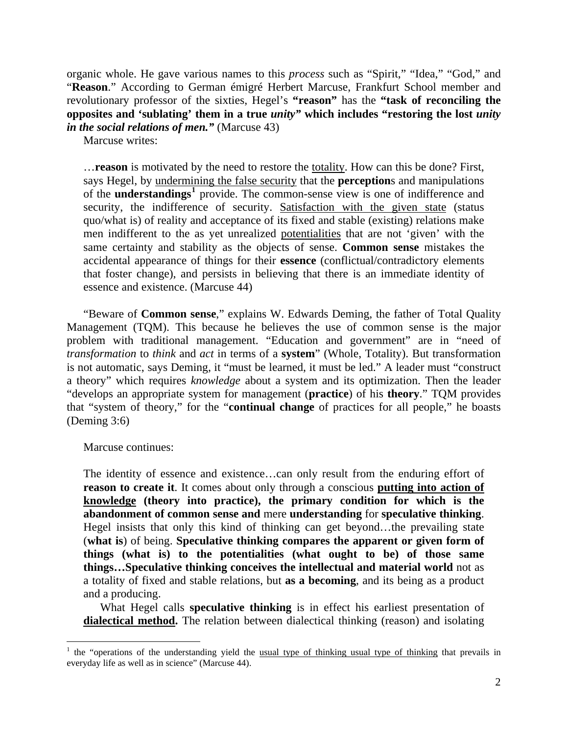organic whole. He gave various names to this *process* such as "Spirit," "Idea," "God," and "**Reason**." According to German émigré Herbert Marcuse, Frankfurt School member and revolutionary professor of the sixties, Hegel's **"reason"** has the **"task of reconciling the opposites and 'sublating' them in a true *unity*" which includes "restoring the lost *unity in the social relations of men.*"** (Marcuse 43)

Marcuse writes:

> …**reason** is motivated by the need to restore the <u>totality</u>. How can this be done? First, says Hegel, by <u>undermining the false security</u> that the **perception**s and manipulations of the **understandings**[1] provide. The common-sense view is one of indifference and security, the indifference of security. <u>Satisfaction with the given state</u> (status quo/what is) of reality and acceptance of its fixed and stable (existing) relations make men indifferent to the as yet unrealized <u>potentialities</u> that are not 'given' with the same certainty and stability as the objects of sense. **Common sense** mistakes the accidental appearance of things for their **essence** (conflictual/contradictory elements that foster change), and persists in believing that there is an immediate identity of essence and existence. (Marcuse 44)

"Beware of **Common sense**," explains W. Edwards Deming, the father of Total Quality Management (TQM). This because he believes the use of common sense is the major problem with traditional management. "Education and government" are in "need of *transformation* to *think* and *act* in terms of a **system**" (Whole, Totality). But transformation is not automatic, says Deming, it "must be learned, it must be led." A leader must "construct a theory" which requires *knowledge* about a system and its optimization. Then the leader "develops an appropriate system for management (**practice**) of his **theory**." TQM provides that "system of theory," for the "**continual change** of practices for all people," he boasts (Deming 3:6)

Marcuse continues:

> The identity of essence and existence…can only result from the enduring effort of **reason to create it**. It comes about only through a conscious **<u>putting into action of knowledge</u> (theory into practice), the primary condition for which is the abandonment of common sense and** mere **understanding** for **speculative thinking**. Hegel insists that only this kind of thinking can get beyond…the prevailing state (**what is**) of being. **Speculative thinking compares the apparent or given form of things (what is) to the potentialities (what ought to be) of those same things…Speculative thinking conceives the intellectual and material world** not as a totality of fixed and stable relations, but **as a becoming**, and its being as a product and a producing.
>
> What Hegel calls **speculative thinking** is in effect his earliest presentation of **<u>dialectical method</u>.** The relation between dialectical thinking (reason) and isolating

[1] the "operations of the understanding yield the <u>usual type of thinking usual type of thinking</u> that prevails in everyday life as well as in science" (Marcuse 44).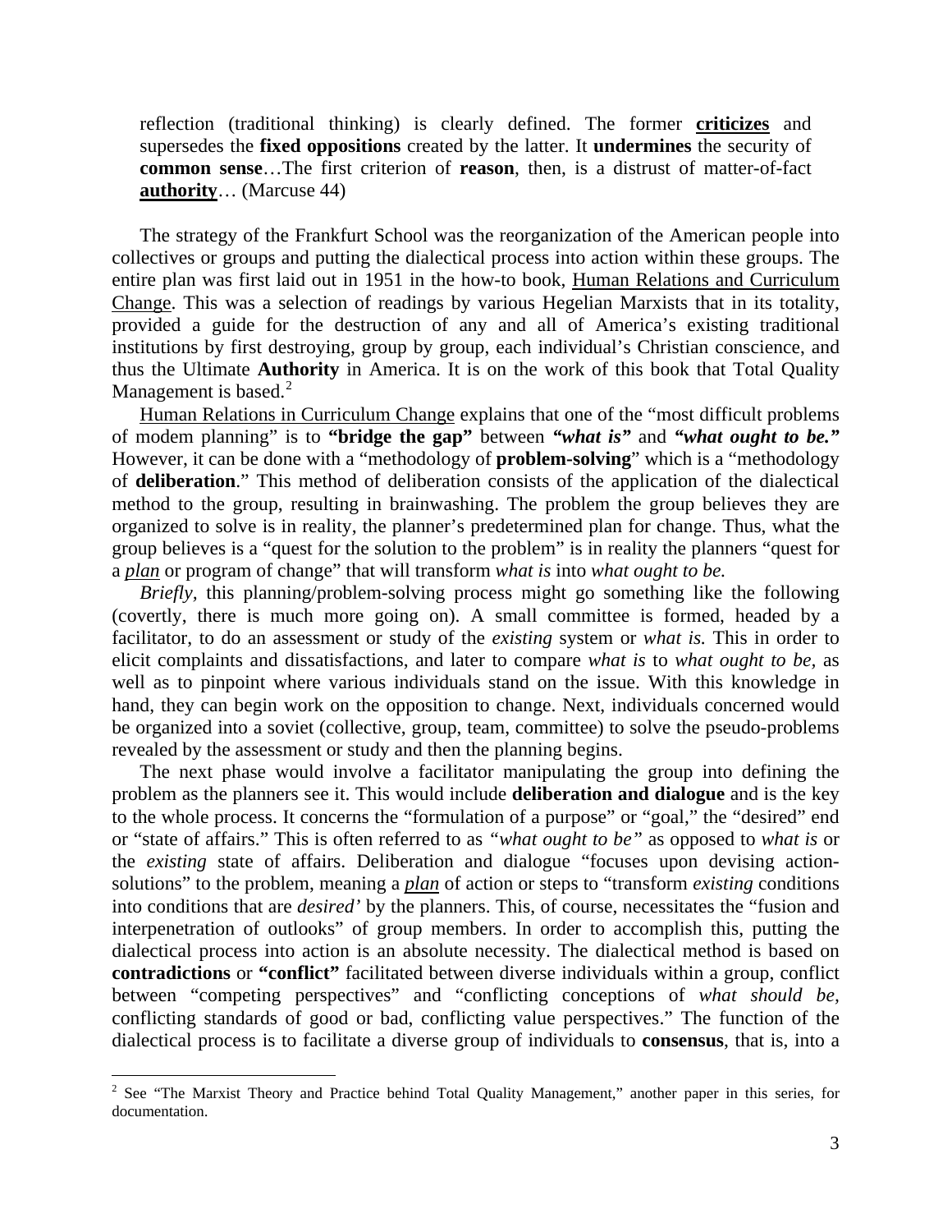> reflection (traditional thinking) is clearly defined. The former **criticizes** and supersedes the **fixed oppositions** created by the latter. It **undermines** the security of **common sense**…The first criterion of **reason**, then, is a distrust of matter-of-fact **authority**… (Marcuse 44)

The strategy of the Frankfurt School was the reorganization of the American people into collectives or groups and putting the dialectical process into action within these groups. The entire plan was first laid out in 1951 in the how-to book, Human Relations and Curriculum Change. This was a selection of readings by various Hegelian Marxists that in its totality, provided a guide for the destruction of any and all of America's existing traditional institutions by first destroying, group by group, each individual's Christian conscience, and thus the Ultimate **Authority** in America. It is on the work of this book that Total Quality Management is based.[2]

Human Relations in Curriculum Change explains that one of the "most difficult problems of modem planning" is to **"bridge the gap"** between ***"what is"*** and ***"what ought to be."*** However, it can be done with a "methodology of **problem-solving**" which is a "methodology of **deliberation**." This method of deliberation consists of the application of the dialectical method to the group, resulting in brainwashing. The problem the group believes they are organized to solve is in reality, the planner's predetermined plan for change. Thus, what the group believes is a "quest for the solution to the problem" is in reality the planners "quest for a ***plan*** or program of change" that will transform *what is* into *what ought to be.*

*Briefly,* this planning/problem-solving process might go something like the following (covertly, there is much more going on). A small committee is formed, headed by a facilitator, to do an assessment or study of the *existing* system or *what is.* This in order to elicit complaints and dissatisfactions, and later to compare *what is* to *what ought to be,* as well as to pinpoint where various individuals stand on the issue. With this knowledge in hand, they can begin work on the opposition to change. Next, individuals concerned would be organized into a soviet (collective, group, team, committee) to solve the pseudo-problems revealed by the assessment or study and then the planning begins.

The next phase would involve a facilitator manipulating the group into defining the problem as the planners see it. This would include **deliberation and dialogue** and is the key to the whole process. It concerns the "formulation of a purpose" or "goal," the "desired" end or "state of affairs." This is often referred to as *"what ought to be"* as opposed to *what is* or the *existing* state of affairs. Deliberation and dialogue "focuses upon devising action-solutions" to the problem, meaning a ***plan*** of action or steps to "transform *existing* conditions into conditions that are *desired'* by the planners. This, of course, necessitates the "fusion and interpenetration of outlooks" of group members. In order to accomplish this, putting the dialectical process into action is an absolute necessity. The dialectical method is based on **contradictions** or **"conflict"** facilitated between diverse individuals within a group, conflict between "competing perspectives" and "conflicting conceptions of *what should be,* conflicting standards of good or bad, conflicting value perspectives." The function of the dialectical process is to facilitate a diverse group of individuals to **consensus**, that is, into a

[2] See "The Marxist Theory and Practice behind Total Quality Management," another paper in this series, for documentation.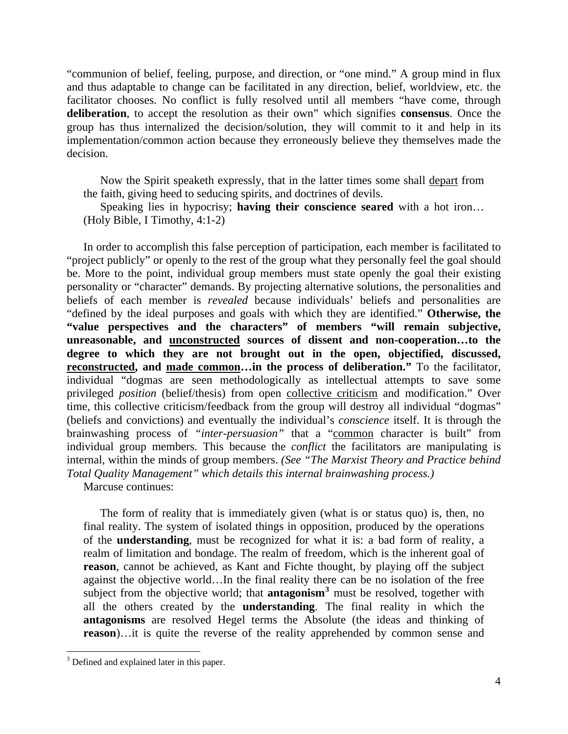"communion of belief, feeling, purpose, and direction, or "one mind." A group mind in flux and thus adaptable to change can be facilitated in any direction, belief, worldview, etc. the facilitator chooses. No conflict is fully resolved until all members "have come, through **deliberation**, to accept the resolution as their own" which signifies **consensus**. Once the group has thus internalized the decision/solution, they will commit to it and help in its implementation/common action because they erroneously believe they themselves made the decision.

> Now the Spirit speaketh expressly, that in the latter times some shall <u>depart</u> from the faith, giving heed to seducing spirits, and doctrines of devils.
> Speaking lies in hypocrisy; **having their conscience seared** with a hot iron… (Holy Bible, I Timothy, 4:1-2)

In order to accomplish this false perception of participation, each member is facilitated to "project publicly" or openly to the rest of the group what they personally feel the goal should be. More to the point, individual group members must state openly the goal their existing personality or "character" demands. By projecting alternative solutions, the personalities and beliefs of each member is *revealed* because individuals' beliefs and personalities are "defined by the ideal purposes and goals with which they are identified." **Otherwise, the "value perspectives and the characters" of members "will remain subjective, unreasonable, and <u>unconstructed</u> sources of dissent and non-cooperation…to the degree to which they are not brought out in the open, objectified, discussed, <u>reconstructed</u>, and <u>made common</u>…in the process of deliberation."** To the facilitator, individual "dogmas are seen methodologically as intellectual attempts to save some privileged *position* (belief/thesis) from open <u>collective criticism</u> and modification." Over time, this collective criticism/feedback from the group will destroy all individual "dogmas" (beliefs and convictions) and eventually the individual's *conscience* itself. It is through the brainwashing process of *"inter-persuasion"* that a "<u>common</u> character is built" from individual group members. This because the *conflict* the facilitators are manipulating is internal, within the minds of group members. *(See "The Marxist Theory and Practice behind Total Quality Management" which details this internal brainwashing process.)*

Marcuse continues:

> The form of reality that is immediately given (what is or status quo) is, then, no final reality. The system of isolated things in opposition, produced by the operations of the **understanding**, must be recognized for what it is: a bad form of reality, a realm of limitation and bondage. The realm of freedom, which is the inherent goal of **reason**, cannot be achieved, as Kant and Fichte thought, by playing off the subject against the objective world…In the final reality there can be no isolation of the free subject from the objective world; that **antagonism**[3] must be resolved, together with all the others created by the **understanding**. The final reality in which the **antagonisms** are resolved Hegel terms the Absolute (the ideas and thinking of **reason**)…it is quite the reverse of the reality apprehended by common sense and

[3] Defined and explained later in this paper.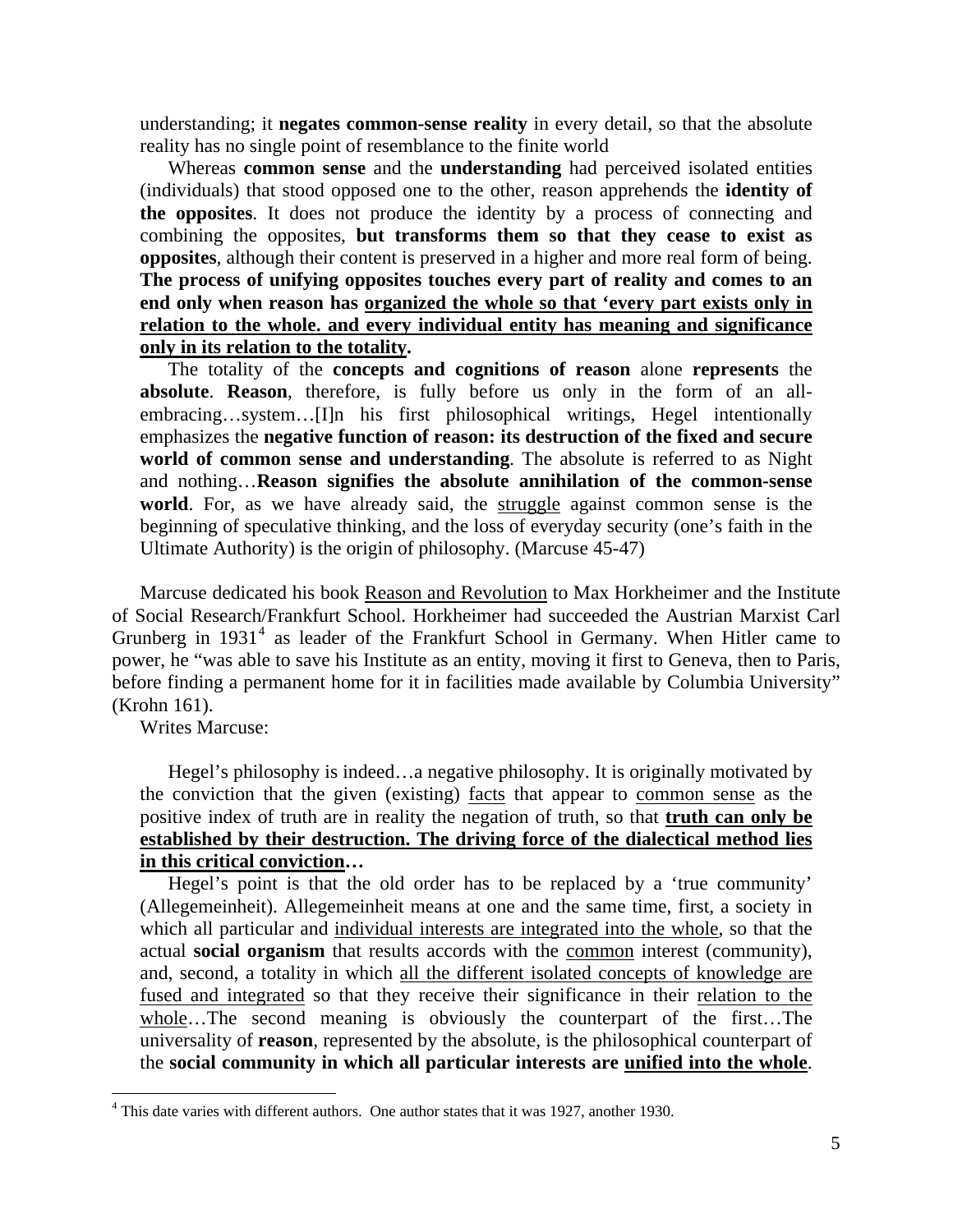> understanding; it **negates common-sense reality** in every detail, so that the absolute reality has no single point of resemblance to the finite world
>
> Whereas **common sense** and the **understanding** had perceived isolated entities (individuals) that stood opposed one to the other, reason apprehends the **identity of the opposites**. It does not produce the identity by a process of connecting and combining the opposites, **but transforms them so that they cease to exist as opposites**, although their content is preserved in a higher and more real form of being. **The process of unifying opposites touches every part of reality and comes to an end only when reason has <u>organized the whole so that 'every part exists only in relation to the whole. and every individual entity has meaning and significance only in its relation to the totality</u>.**
>
> The totality of the **concepts and cognitions of reason** alone **represents** the **absolute**. **Reason**, therefore, is fully before us only in the form of an all-embracing…system…[I]n his first philosophical writings, Hegel intentionally emphasizes the **negative function of reason: its destruction of the fixed and secure world of common sense and understanding**. The absolute is referred to as Night and nothing…**Reason signifies the absolute annihilation of the common-sense world**. For, as we have already said, the <u>struggle</u> against common sense is the beginning of speculative thinking, and the loss of everyday security (one's faith in the Ultimate Authority) is the origin of philosophy. (Marcuse 45-47)

Marcuse dedicated his book <u>Reason and Revolution</u> to Max Horkheimer and the Institute of Social Research/Frankfurt School. Horkheimer had succeeded the Austrian Marxist Carl Grunberg in 1931[4] as leader of the Frankfurt School in Germany. When Hitler came to power, he "was able to save his Institute as an entity, moving it first to Geneva, then to Paris, before finding a permanent home for it in facilities made available by Columbia University" (Krohn 161).

Writes Marcuse:

> Hegel's philosophy is indeed…a negative philosophy. It is originally motivated by the conviction that the given (existing) <u>facts</u> that appear to <u>common sense</u> as the positive index of truth are in reality the negation of truth, so that **<u>truth can only be established by their destruction. The driving force of the dialectical method lies in this critical conviction</u>…**
>
> Hegel's point is that the old order has to be replaced by a 'true community' (Allegemeinheit). Allegemeinheit means at one and the same time, first, a society in which all particular and <u>individual interests are integrated into the whole</u>, so that the actual **social organism** that results accords with the <u>common</u> interest (community), and, second, a totality in which <u>all the different isolated concepts of knowledge are fused and integrated</u> so that they receive their significance in their <u>relation to the whole</u>…The second meaning is obviously the counterpart of the first…The universality of **reason**, represented by the absolute, is the philosophical counterpart of the **social community in which all particular interests are <u>unified into the whole</u>**.

---

[4] This date varies with different authors. One author states that it was 1927, another 1930.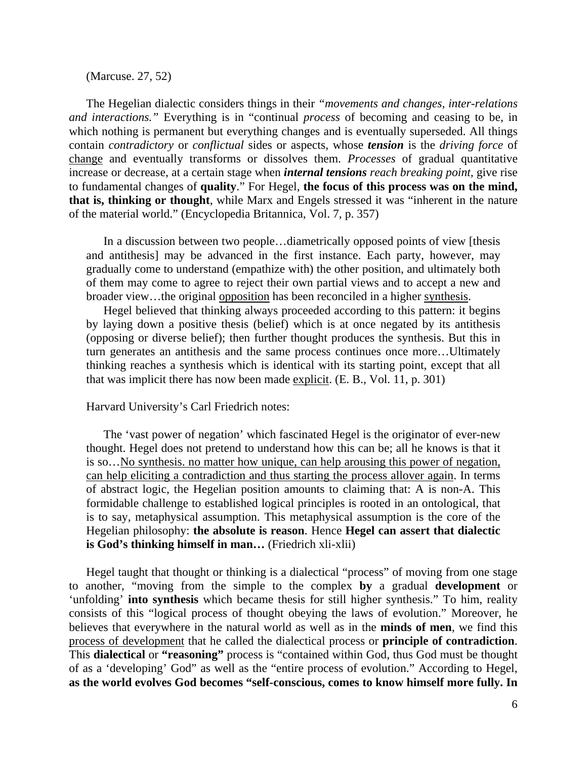(Marcuse. 27, 52)

The Hegelian dialectic considers things in their *"movements and changes, inter-relations and interactions."* Everything is in "continual *process* of becoming and ceasing to be, in which nothing is permanent but everything changes and is eventually superseded. All things contain *contradictory* or *conflictual* sides or aspects, whose ***tension*** is the *driving force* of <u>change</u> and eventually transforms or dissolves them. *Processes* of gradual quantitative increase or decrease, at a certain stage when ***internal tensions*** *reach breaking point,* give rise to fundamental changes of **quality**." For Hegel, **the focus of this process was on the mind, that is, thinking or thought**, while Marx and Engels stressed it was "inherent in the nature of the material world." (Encyclopedia Britannica, Vol. 7, p. 357)

> In a discussion between two people…diametrically opposed points of view [thesis and antithesis] may be advanced in the first instance. Each party, however, may gradually come to understand (empathize with) the other position, and ultimately both of them may come to agree to reject their own partial views and to accept a new and broader view…the original <u>opposition</u> has been reconciled in a higher <u>synthesis</u>.
>
> Hegel believed that thinking always proceeded according to this pattern: it begins by laying down a positive thesis (belief) which is at once negated by its antithesis (opposing or diverse belief); then further thought produces the synthesis. But this in turn generates an antithesis and the same process continues once more…Ultimately thinking reaches a synthesis which is identical with its starting point, except that all that was implicit there has now been made <u>explicit</u>. (E. B., Vol. 11, p. 301)

Harvard University's Carl Friedrich notes:

> The 'vast power of negation' which fascinated Hegel is the originator of ever-new thought. Hegel does not pretend to understand how this can be; all he knows is that it is so…<u>No synthesis. no matter how unique, can help arousing this power of negation, can help eliciting a contradiction and thus starting the process allover again</u>. In terms of abstract logic, the Hegelian position amounts to claiming that: A is non-A. This formidable challenge to established logical principles is rooted in an ontological, that is to say, metaphysical assumption. This metaphysical assumption is the core of the Hegelian philosophy: **the absolute is reason**. Hence **Hegel can assert that dialectic is God's thinking himself in man…** (Friedrich xli-xlii)

Hegel taught that thought or thinking is a dialectical "process" of moving from one stage to another, "moving from the simple to the complex **by** a gradual **development** or 'unfolding' **into synthesis** which became thesis for still higher synthesis." To him, reality consists of this "logical process of thought obeying the laws of evolution." Moreover, he believes that everywhere in the natural world as well as in the **minds of men**, we find this <u>process of development</u> that he called the dialectical process or **principle of contradiction**. This **dialectical** or **"reasoning"** process is "contained within God, thus God must be thought of as a 'developing' God" as well as the "entire process of evolution." According to Hegel, **as the world evolves God becomes "self-conscious, comes to know himself more fully. In**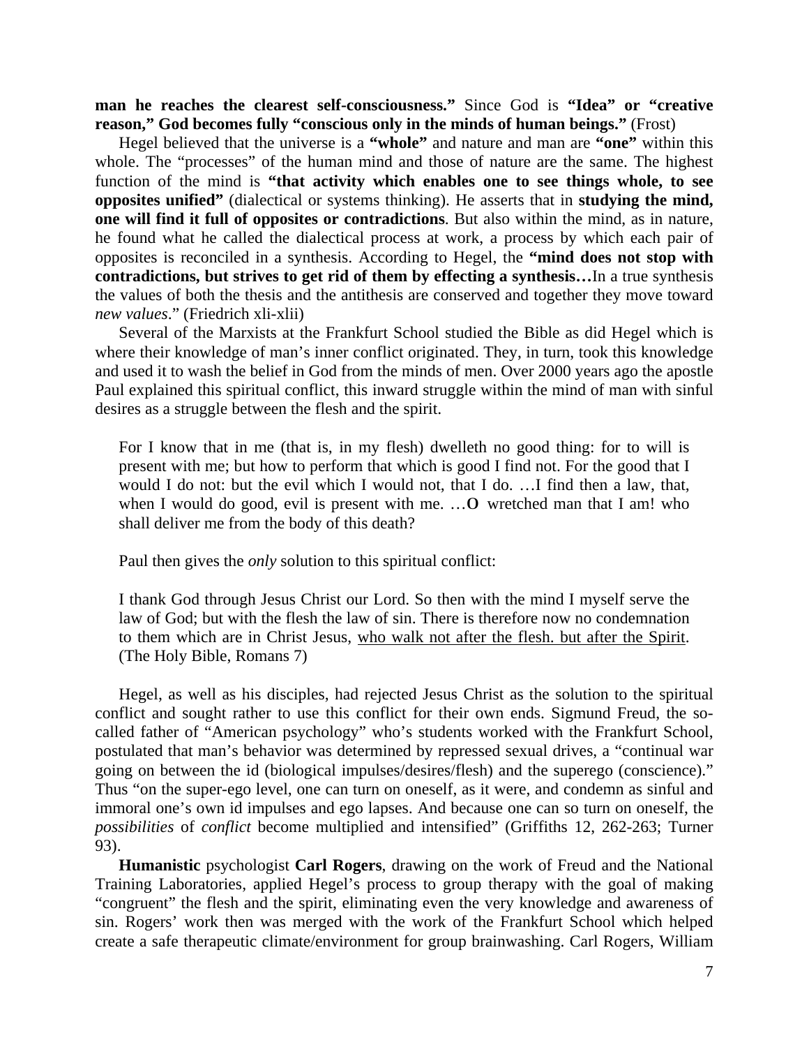**man he reaches the clearest self-consciousness."** Since God is **"Idea" or "creative reason," God becomes fully "conscious only in the minds of human beings."** (Frost)

Hegel believed that the universe is a **"whole"** and nature and man are **"one"** within this whole. The "processes" of the human mind and those of nature are the same. The highest function of the mind is **"that activity which enables one to see things whole, to see opposites unified"** (dialectical or systems thinking). He asserts that in **studying the mind, one will find it full of opposites or contradictions**. But also within the mind, as in nature, he found what he called the dialectical process at work, a process by which each pair of opposites is reconciled in a synthesis. According to Hegel, the **"mind does not stop with contradictions, but strives to get rid of them by effecting a synthesis…**In a true synthesis the values of both the thesis and the antithesis are conserved and together they move toward *new values*." (Friedrich xli-xlii)

Several of the Marxists at the Frankfurt School studied the Bible as did Hegel which is where their knowledge of man's inner conflict originated. They, in turn, took this knowledge and used it to wash the belief in God from the minds of men. Over 2000 years ago the apostle Paul explained this spiritual conflict, this inward struggle within the mind of man with sinful desires as a struggle between the flesh and the spirit.

> For I know that in me (that is, in my flesh) dwelleth no good thing: for to will is present with me; but how to perform that which is good I find not. For the good that I would I do not: but the evil which I would not, that I do. …I find then a law, that, when I would do good, evil is present with me. …**O** wretched man that I am! who shall deliver me from the body of this death?

Paul then gives the *only* solution to this spiritual conflict:

> I thank God through Jesus Christ our Lord. So then with the mind I myself serve the law of God; but with the flesh the law of sin. There is therefore now no condemnation to them which are in Christ Jesus, <u>who walk not after the flesh. but after the Spirit</u>. (The Holy Bible, Romans 7)

Hegel, as well as his disciples, had rejected Jesus Christ as the solution to the spiritual conflict and sought rather to use this conflict for their own ends. Sigmund Freud, the so-called father of "American psychology" who's students worked with the Frankfurt School, postulated that man's behavior was determined by repressed sexual drives, a "continual war going on between the id (biological impulses/desires/flesh) and the superego (conscience)." Thus "on the super-ego level, one can turn on oneself, as it were, and condemn as sinful and immoral one's own id impulses and ego lapses. And because one can so turn on oneself, the *possibilities* of *conflict* become multiplied and intensified" (Griffiths 12, 262-263; Turner 93).

**Humanistic** psychologist **Carl Rogers**, drawing on the work of Freud and the National Training Laboratories, applied Hegel's process to group therapy with the goal of making "congruent" the flesh and the spirit, eliminating even the very knowledge and awareness of sin. Rogers' work then was merged with the work of the Frankfurt School which helped create a safe therapeutic climate/environment for group brainwashing. Carl Rogers, William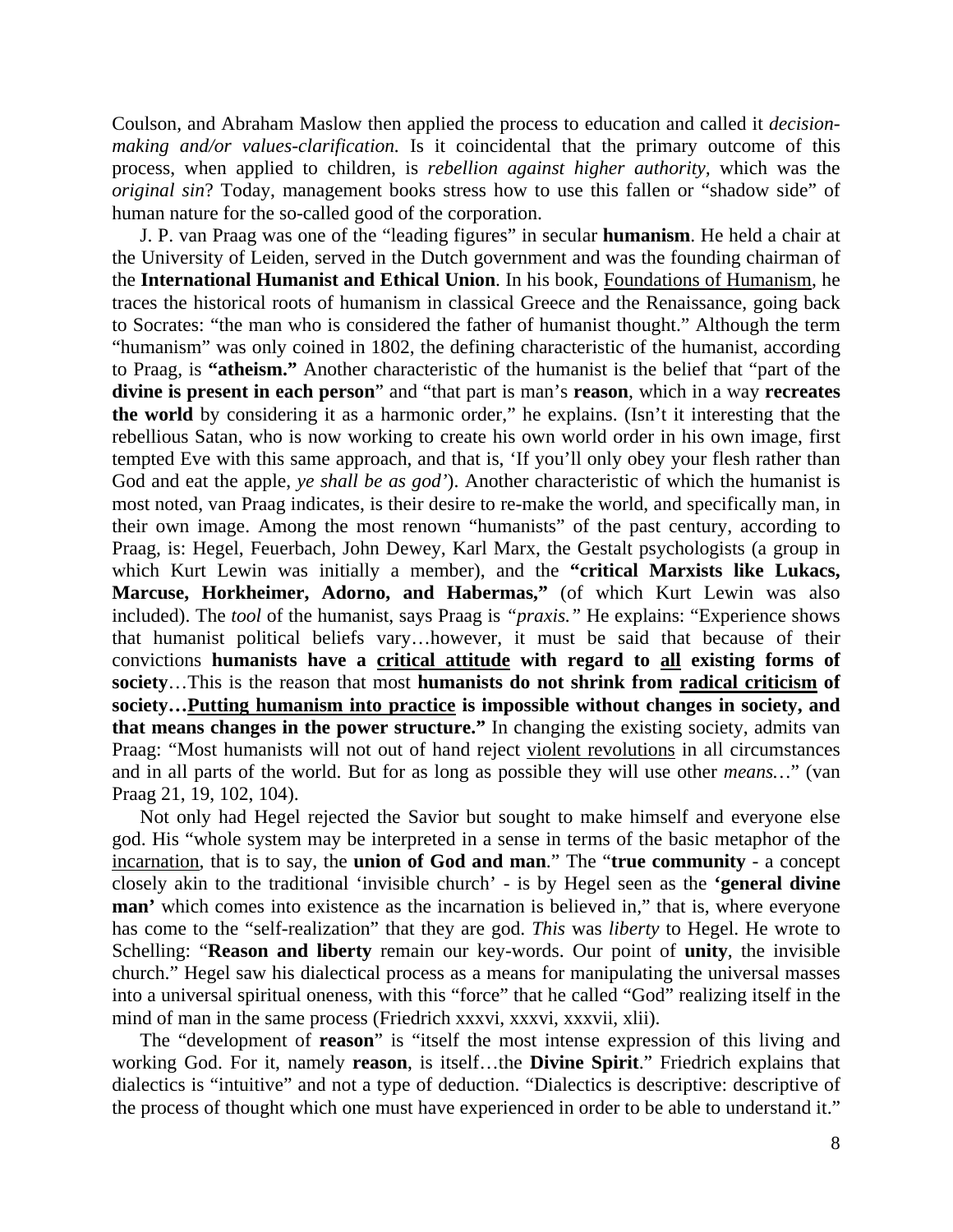Coulson, and Abraham Maslow then applied the process to education and called it *decision-making and/or values-clarification.* Is it coincidental that the primary outcome of this process, when applied to children, is *rebellion against higher authority,* which was the *original sin*? Today, management books stress how to use this fallen or "shadow side" of human nature for the so-called good of the corporation.

J. P. van Praag was one of the "leading figures" in secular **humanism**. He held a chair at the University of Leiden, served in the Dutch government and was the founding chairman of the **International Humanist and Ethical Union**. In his book, <u>Foundations of Humanism</u>, he traces the historical roots of humanism in classical Greece and the Renaissance, going back to Socrates: "the man who is considered the father of humanist thought." Although the term "humanism" was only coined in 1802, the defining characteristic of the humanist, according to Praag, is **"atheism."** Another characteristic of the humanist is the belief that "part of the **divine is present in each person**" and "that part is man's **reason**, which in a way **recreates the world** by considering it as a harmonic order," he explains. (Isn't it interesting that the rebellious Satan, who is now working to create his own world order in his own image, first tempted Eve with this same approach, and that is, 'If you'll only obey your flesh rather than God and eat the apple, *ye shall be as god'*). Another characteristic of which the humanist is most noted, van Praag indicates, is their desire to re-make the world, and specifically man, in their own image. Among the most renown "humanists" of the past century, according to Praag, is: Hegel, Feuerbach, John Dewey, Karl Marx, the Gestalt psychologists (a group in which Kurt Lewin was initially a member), and the **"critical Marxists like Lukacs, Marcuse, Horkheimer, Adorno, and Habermas,"** (of which Kurt Lewin was also included). The *tool* of the humanist, says Praag is *"praxis."* He explains: "Experience shows that humanist political beliefs vary…however, it must be said that because of their convictions **humanists have a <u>critical attitude</u> with regard to <u>all</u> existing forms of society**…This is the reason that most **humanists do not shrink from <u>radical criticism</u> of society…<u>Putting humanism into practice</u> is impossible without changes in society, and that means changes in the power structure."** In changing the existing society, admits van Praag: "Most humanists will not out of hand reject <u>violent revolutions</u> in all circumstances and in all parts of the world. But for as long as possible they will use other *means…*" (van Praag 21, 19, 102, 104).

Not only had Hegel rejected the Savior but sought to make himself and everyone else god. His "whole system may be interpreted in a sense in terms of the basic metaphor of the <u>incarnation</u>, that is to say, the **union of God and man**." The "**true community** - a concept closely akin to the traditional 'invisible church' - is by Hegel seen as the **'general divine man'** which comes into existence as the incarnation is believed in," that is, where everyone has come to the "self-realization" that they are god. *This* was *liberty* to Hegel. He wrote to Schelling: "**Reason and liberty** remain our key-words. Our point of **unity**, the invisible church." Hegel saw his dialectical process as a means for manipulating the universal masses into a universal spiritual oneness, with this "force" that he called "God" realizing itself in the mind of man in the same process (Friedrich xxxvi, xxxvi, xxxvii, xlii).

The "development of **reason**" is "itself the most intense expression of this living and working God. For it, namely **reason**, is itself…the **Divine Spirit**." Friedrich explains that dialectics is "intuitive" and not a type of deduction. "Dialectics is descriptive: descriptive of the process of thought which one must have experienced in order to be able to understand it."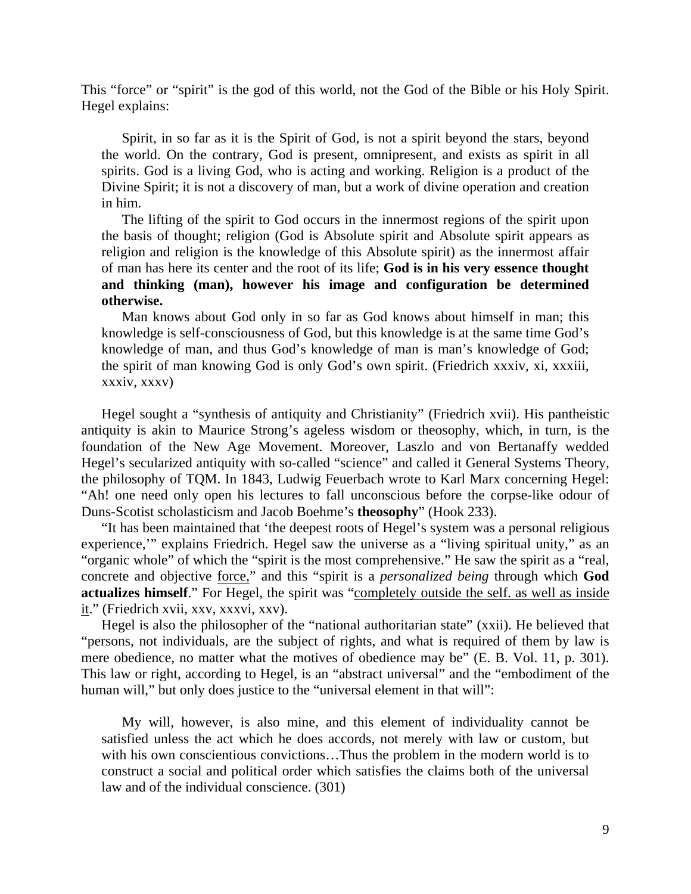This "force" or "spirit" is the god of this world, not the God of the Bible or his Holy Spirit. Hegel explains:

> Spirit, in so far as it is the Spirit of God, is not a spirit beyond the stars, beyond the world. On the contrary, God is present, omnipresent, and exists as spirit in all spirits. God is a living God, who is acting and working. Religion is a product of the Divine Spirit; it is not a discovery of man, but a work of divine operation and creation in him.
>
> The lifting of the spirit to God occurs in the innermost regions of the spirit upon the basis of thought; religion (God is Absolute spirit and Absolute spirit appears as religion and religion is the knowledge of this Absolute spirit) as the innermost affair of man has here its center and the root of its life; **God is in his very essence thought and thinking (man), however his image and configuration be determined otherwise.**
>
> Man knows about God only in so far as God knows about himself in man; this knowledge is self-consciousness of God, but this knowledge is at the same time God's knowledge of man, and thus God's knowledge of man is man's knowledge of God; the spirit of man knowing God is only God's own spirit. (Friedrich xxxiv, xi, xxxiii, xxxiv, xxxv)

Hegel sought a "synthesis of antiquity and Christianity" (Friedrich xvii). His pantheistic antiquity is akin to Maurice Strong's ageless wisdom or theosophy, which, in turn, is the foundation of the New Age Movement. Moreover, Laszlo and von Bertanaffy wedded Hegel's secularized antiquity with so-called "science" and called it General Systems Theory, the philosophy of TQM. In 1843, Ludwig Feuerbach wrote to Karl Marx concerning Hegel: "Ah! one need only open his lectures to fall unconscious before the corpse-like odour of Duns-Scotist scholasticism and Jacob Boehme's **theosophy**" (Hook 233).

"It has been maintained that 'the deepest roots of Hegel's system was a personal religious experience,'" explains Friedrich. Hegel saw the universe as a "living spiritual unity," as an "organic whole" of which the "spirit is the most comprehensive." He saw the spirit as a "real, concrete and objective <u>force,</u>" and this "spirit is a *personalized being* through which **God actualizes himself**." For Hegel, the spirit was "<u>completely outside the self. as well as inside it</u>." (Friedrich xvii, xxv, xxxvi, xxv).

Hegel is also the philosopher of the "national authoritarian state" (xxii). He believed that "persons, not individuals, are the subject of rights, and what is required of them by law is mere obedience, no matter what the motives of obedience may be" (E. B. Vol. 11, p. 301). This law or right, according to Hegel, is an "abstract universal" and the "embodiment of the human will," but only does justice to the "universal element in that will":

> My will, however, is also mine, and this element of individuality cannot be satisfied unless the act which he does accords, not merely with law or custom, but with his own conscientious convictions…Thus the problem in the modern world is to construct a social and political order which satisfies the claims both of the universal law and of the individual conscience. (301)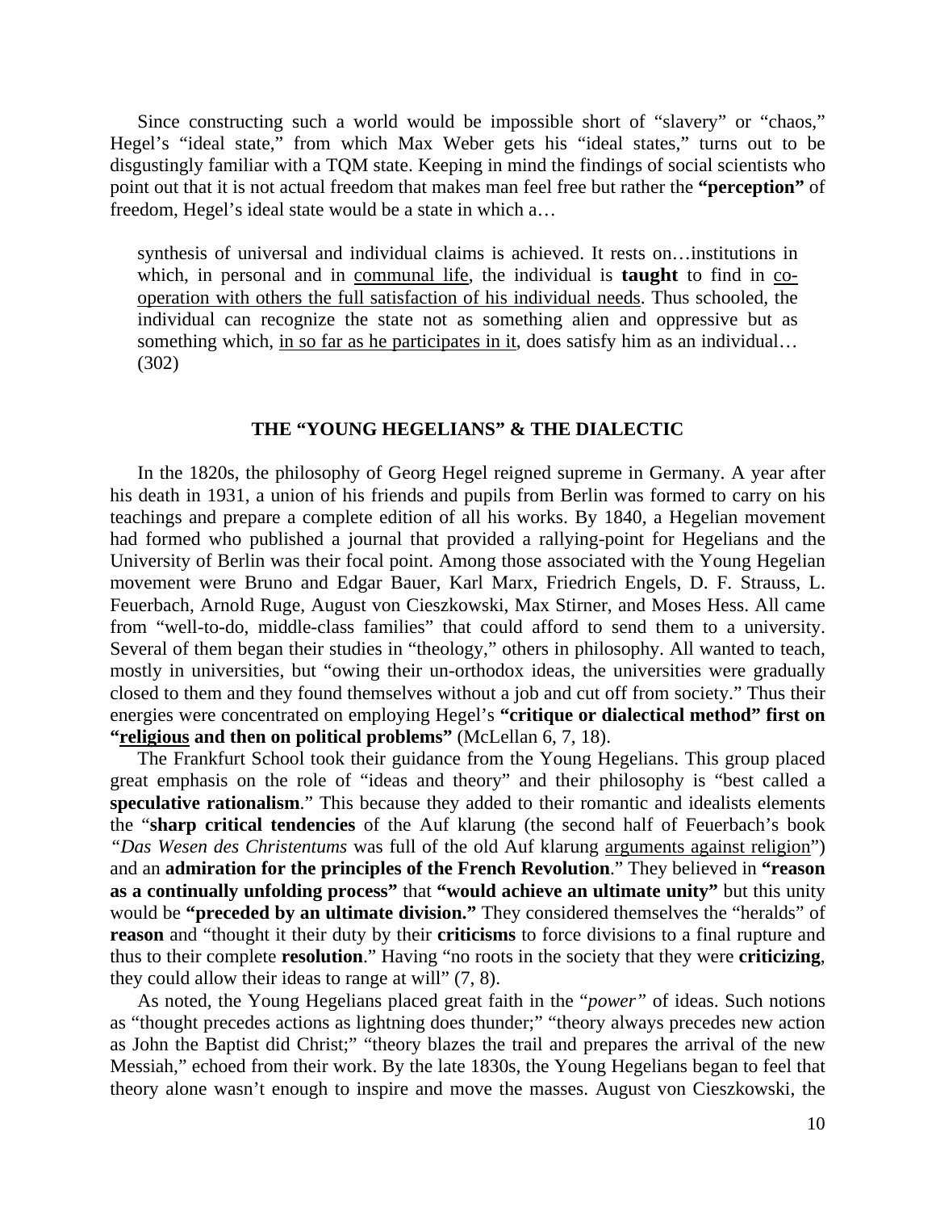Since constructing such a world would be impossible short of "slavery" or "chaos," Hegel's "ideal state," from which Max Weber gets his "ideal states," turns out to be disgustingly familiar with a TQM state. Keeping in mind the findings of social scientists who point out that it is not actual freedom that makes man feel free but rather the **"perception"** of freedom, Hegel's ideal state would be a state in which a…

> synthesis of universal and individual claims is achieved. It rests on…institutions in which, in personal and in <u>communal life</u>, the individual is **taught** to find in <u>co-operation with others the full satisfaction of his individual needs</u>. Thus schooled, the individual can recognize the state not as something alien and oppressive but as something which, <u>in so far as he participates in it</u>, does satisfy him as an individual… (302)

## THE "YOUNG HEGELIANS" & THE DIALECTIC

In the 1820s, the philosophy of Georg Hegel reigned supreme in Germany. A year after his death in 1931, a union of his friends and pupils from Berlin was formed to carry on his teachings and prepare a complete edition of all his works. By 1840, a Hegelian movement had formed who published a journal that provided a rallying-point for Hegelians and the University of Berlin was their focal point. Among those associated with the Young Hegelian movement were Bruno and Edgar Bauer, Karl Marx, Friedrich Engels, D. F. Strauss, L. Feuerbach, Arnold Ruge, August von Cieszkowski, Max Stirner, and Moses Hess. All came from "well-to-do, middle-class families" that could afford to send them to a university. Several of them began their studies in "theology," others in philosophy. All wanted to teach, mostly in universities, but "owing their un-orthodox ideas, the universities were gradually closed to them and they found themselves without a job and cut off from society." Thus their energies were concentrated on employing Hegel's **"critique or dialectical method" first on "<u>religious</u> and then on political problems"** (McLellan 6, 7, 18).

The Frankfurt School took their guidance from the Young Hegelians. This group placed great emphasis on the role of "ideas and theory" and their philosophy is "best called a **speculative rationalism**." This because they added to their romantic and idealists elements the "**sharp critical tendencies** of the Auf klarung (the second half of Feuerbach's book "*Das Wesen des Christentums* was full of the old Auf klarung <u>arguments against religion</u>") and an **admiration for the principles of the French Revolution**." They believed in **"reason as a continually unfolding process"** that **"would achieve an ultimate unity"** but this unity would be **"preceded by an ultimate division."** They considered themselves the "heralds" of **reason** and "thought it their duty by their **criticisms** to force divisions to a final rupture and thus to their complete **resolution**." Having "no roots in the society that they were **criticizing**, they could allow their ideas to range at will" (7, 8).

As noted, the Young Hegelians placed great faith in the "*power"* of ideas. Such notions as "thought precedes actions as lightning does thunder;" "theory always precedes new action as John the Baptist did Christ;" "theory blazes the trail and prepares the arrival of the new Messiah," echoed from their work. By the late 1830s, the Young Hegelians began to feel that theory alone wasn't enough to inspire and move the masses. August von Cieszkowski, the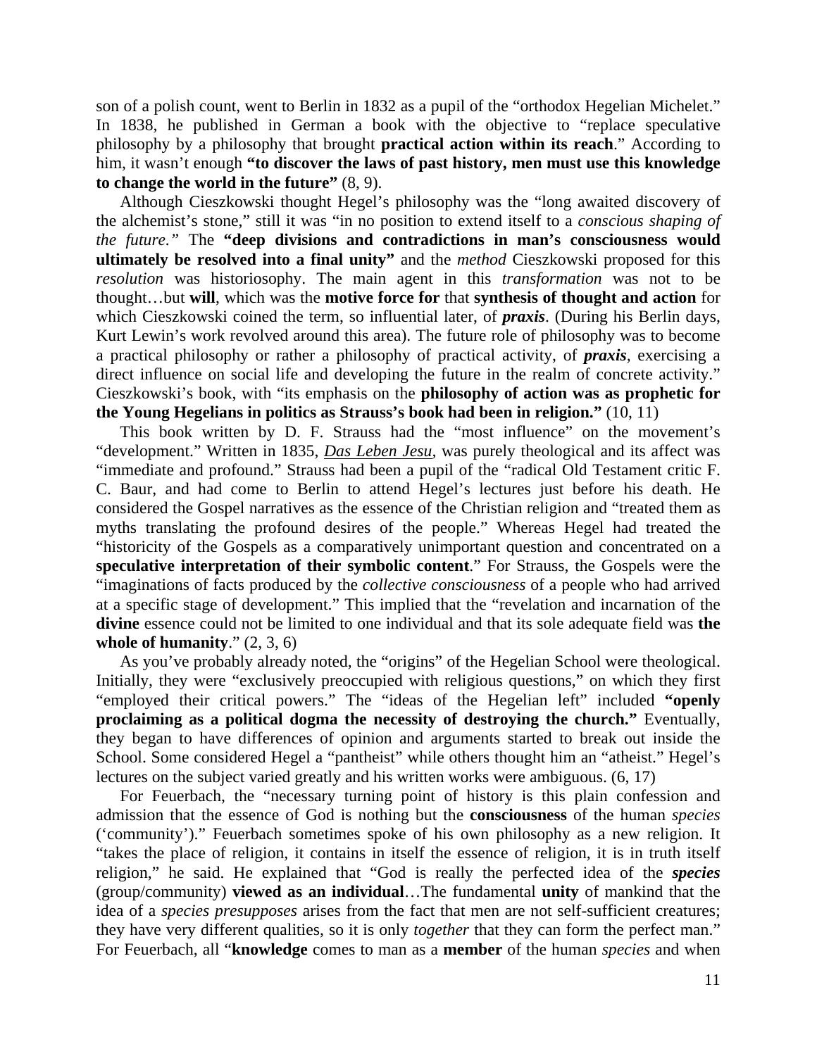son of a polish count, went to Berlin in 1832 as a pupil of the "orthodox Hegelian Michelet." In 1838, he published in German a book with the objective to "replace speculative philosophy by a philosophy that brought **practical action within its reach**." According to him, it wasn't enough **"to discover the laws of past history, men must use this knowledge to change the world in the future"** (8, 9).

Although Cieszkowski thought Hegel's philosophy was the "long awaited discovery of the alchemist's stone," still it was "in no position to extend itself to a *conscious shaping of the future."* The **"deep divisions and contradictions in man's consciousness would ultimately be resolved into a final unity"** and the *method* Cieszkowski proposed for this *resolution* was historiosophy. The main agent in this *transformation* was not to be thought…but **will**, which was the **motive force for** that **synthesis of thought and action** for which Cieszkowski coined the term, so influential later, of ***praxis***. (During his Berlin days, Kurt Lewin's work revolved around this area). The future role of philosophy was to become a practical philosophy or rather a philosophy of practical activity, of ***praxis***, exercising a direct influence on social life and developing the future in the realm of concrete activity." Cieszkowski's book, with "its emphasis on the **philosophy of action was as prophetic for the Young Hegelians in politics as Strauss's book had been in religion."** (10, 11)

This book written by D. F. Strauss had the "most influence" on the movement's "development." Written in 1835, *<u>Das Leben Jesu</u>*, was purely theological and its affect was "immediate and profound." Strauss had been a pupil of the "radical Old Testament critic F. C. Baur, and had come to Berlin to attend Hegel's lectures just before his death. He considered the Gospel narratives as the essence of the Christian religion and "treated them as myths translating the profound desires of the people." Whereas Hegel had treated the "historicity of the Gospels as a comparatively unimportant question and concentrated on a **speculative interpretation of their symbolic content**." For Strauss, the Gospels were the "imaginations of facts produced by the *collective consciousness* of a people who had arrived at a specific stage of development." This implied that the "revelation and incarnation of the **divine** essence could not be limited to one individual and that its sole adequate field was **the whole of humanity**." (2, 3, 6)

As you've probably already noted, the "origins" of the Hegelian School were theological. Initially, they were "exclusively preoccupied with religious questions," on which they first "employed their critical powers." The "ideas of the Hegelian left" included **"openly proclaiming as a political dogma the necessity of destroying the church."** Eventually, they began to have differences of opinion and arguments started to break out inside the School. Some considered Hegel a "pantheist" while others thought him an "atheist." Hegel's lectures on the subject varied greatly and his written works were ambiguous. (6, 17)

For Feuerbach, the "necessary turning point of history is this plain confession and admission that the essence of God is nothing but the **consciousness** of the human *species* ('community')." Feuerbach sometimes spoke of his own philosophy as a new religion. It "takes the place of religion, it contains in itself the essence of religion, it is in truth itself religion," he said. He explained that "God is really the perfected idea of the ***species*** (group/community) **viewed as an individual**…The fundamental **unity** of mankind that the idea of a *species presupposes* arises from the fact that men are not self-sufficient creatures; they have very different qualities, so it is only *together* that they can form the perfect man." For Feuerbach, all "**knowledge** comes to man as a **member** of the human *species* and when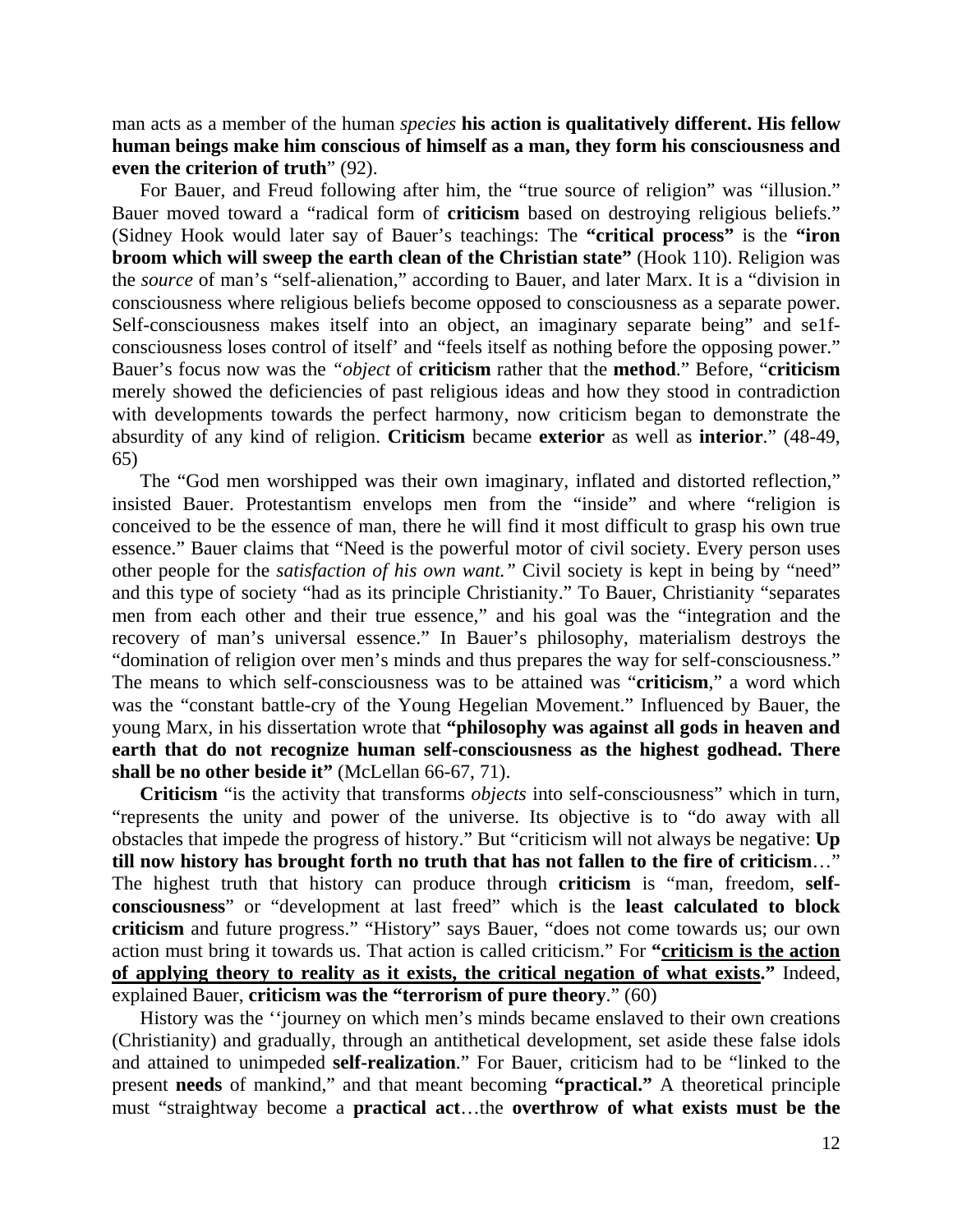man acts as a member of the human *species* **his action is qualitatively different. His fellow human beings make him conscious of himself as a man, they form his consciousness and even the criterion of truth**" (92).

For Bauer, and Freud following after him, the "true source of religion" was "illusion." Bauer moved toward a "radical form of **criticism** based on destroying religious beliefs." (Sidney Hook would later say of Bauer's teachings: The **"critical process"** is the **"iron broom which will sweep the earth clean of the Christian state"** (Hook 110). Religion was the *source* of man's "self-alienation," according to Bauer, and later Marx. It is a "division in consciousness where religious beliefs become opposed to consciousness as a separate power. Self-consciousness makes itself into an object, an imaginary separate being" and se1f-consciousness loses control of itself' and "feels itself as nothing before the opposing power." Bauer's focus now was the *"object* of **criticism** rather that the **method**." Before, "**criticism** merely showed the deficiencies of past religious ideas and how they stood in contradiction with developments towards the perfect harmony, now criticism began to demonstrate the absurdity of any kind of religion. **Criticism** became **exterior** as well as **interior**." (48-49, 65)

The "God men worshipped was their own imaginary, inflated and distorted reflection," insisted Bauer. Protestantism envelops men from the "inside" and where "religion is conceived to be the essence of man, there he will find it most difficult to grasp his own true essence." Bauer claims that "Need is the powerful motor of civil society. Every person uses other people for the *satisfaction of his own want."* Civil society is kept in being by "need" and this type of society "had as its principle Christianity." To Bauer, Christianity "separates men from each other and their true essence," and his goal was the "integration and the recovery of man's universal essence." In Bauer's philosophy, materialism destroys the "domination of religion over men's minds and thus prepares the way for self-consciousness." The means to which self-consciousness was to be attained was "**criticism**," a word which was the "constant battle-cry of the Young Hegelian Movement." Influenced by Bauer, the young Marx, in his dissertation wrote that **"philosophy was against all gods in heaven and earth that do not recognize human self-consciousness as the highest godhead. There shall be no other beside it"** (McLellan 66-67, 71).

**Criticism** "is the activity that transforms *objects* into self-consciousness" which in turn, "represents the unity and power of the universe. Its objective is to "do away with all obstacles that impede the progress of history." But "criticism will not always be negative: **Up till now history has brought forth no truth that has not fallen to the fire of criticism**…" The highest truth that history can produce through **criticism** is "man, freedom, **self-consciousness**" or "development at last freed" which is the **least calculated to block criticism** and future progress." "History" says Bauer, "does not come towards us; our own action must bring it towards us. That action is called criticism." For **"<u>criticism is the action of applying theory to reality as it exists, the critical negation of what exists</u>."** Indeed, explained Bauer, **criticism was the "terrorism of pure theory**." (60)

History was the ''journey on which men's minds became enslaved to their own creations (Christianity) and gradually, through an antithetical development, set aside these false idols and attained to unimpeded **self-realization**." For Bauer, criticism had to be "linked to the present **needs** of mankind," and that meant becoming **"practical."** A theoretical principle must "straightway become a **practical act**…the **overthrow of what exists must be the**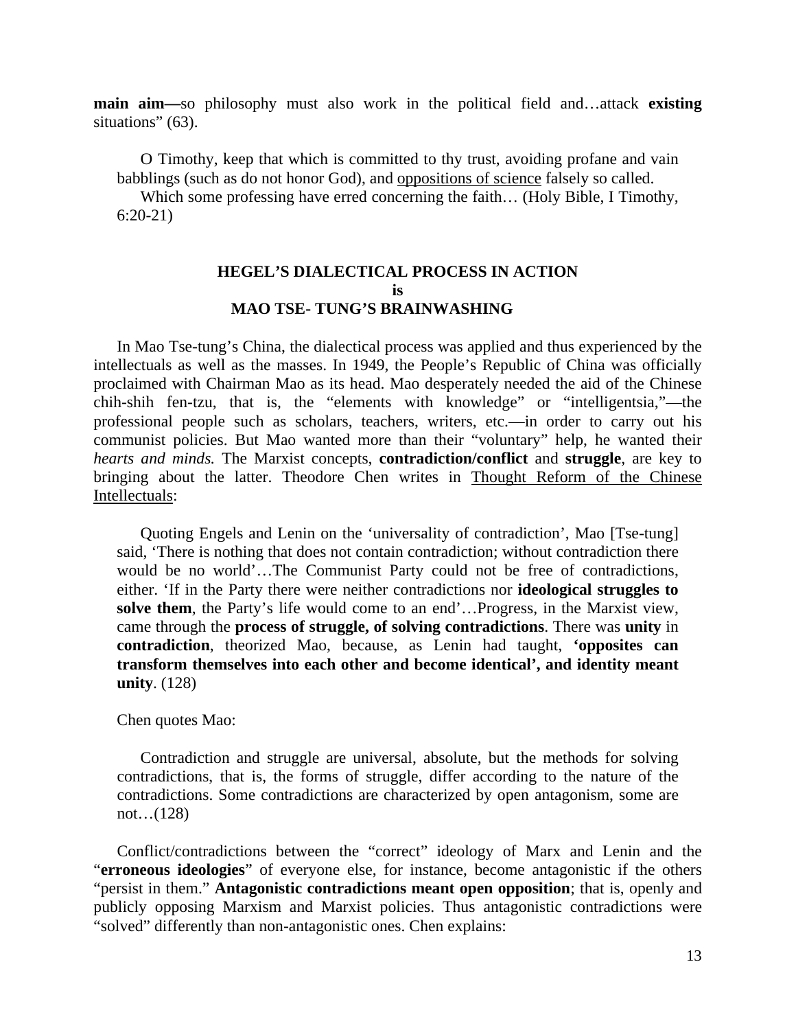**main aim—**so philosophy must also work in the political field and…attack **existing** situations" (63).

> O Timothy, keep that which is committed to thy trust, avoiding profane and vain babblings (such as do not honor God), and oppositions of science falsely so called.
>
> Which some professing have erred concerning the faith… (Holy Bible, I Timothy, 6:20-21)

## HEGEL'S DIALECTICAL PROCESS IN ACTION
## is
## MAO TSE- TUNG'S BRAINWASHING

In Mao Tse-tung's China, the dialectical process was applied and thus experienced by the intellectuals as well as the masses. In 1949, the People's Republic of China was officially proclaimed with Chairman Mao as its head. Mao desperately needed the aid of the Chinese chih-shih fen-tzu, that is, the "elements with knowledge" or "intelligentsia,"—the professional people such as scholars, teachers, writers, etc.—in order to carry out his communist policies. But Mao wanted more than their "voluntary" help, he wanted their *hearts and minds.* The Marxist concepts, **contradiction/conflict** and **struggle**, are key to bringing about the latter. Theodore Chen writes in Thought Reform of the Chinese Intellectuals:

> Quoting Engels and Lenin on the 'universality of contradiction', Mao [Tse-tung] said, 'There is nothing that does not contain contradiction; without contradiction there would be no world'…The Communist Party could not be free of contradictions, either. 'If in the Party there were neither contradictions nor **ideological struggles to solve them**, the Party's life would come to an end'…Progress, in the Marxist view, came through the **process of struggle, of solving contradictions**. There was **unity** in **contradiction**, theorized Mao, because, as Lenin had taught, **'opposites can transform themselves into each other and become identical', and identity meant unity**. (128)

Chen quotes Mao:

> Contradiction and struggle are universal, absolute, but the methods for solving contradictions, that is, the forms of struggle, differ according to the nature of the contradictions. Some contradictions are characterized by open antagonism, some are not…(128)

Conflict/contradictions between the "correct" ideology of Marx and Lenin and the "**erroneous ideologies**" of everyone else, for instance, become antagonistic if the others "persist in them." **Antagonistic contradictions meant open opposition**; that is, openly and publicly opposing Marxism and Marxist policies. Thus antagonistic contradictions were "solved" differently than non-antagonistic ones. Chen explains: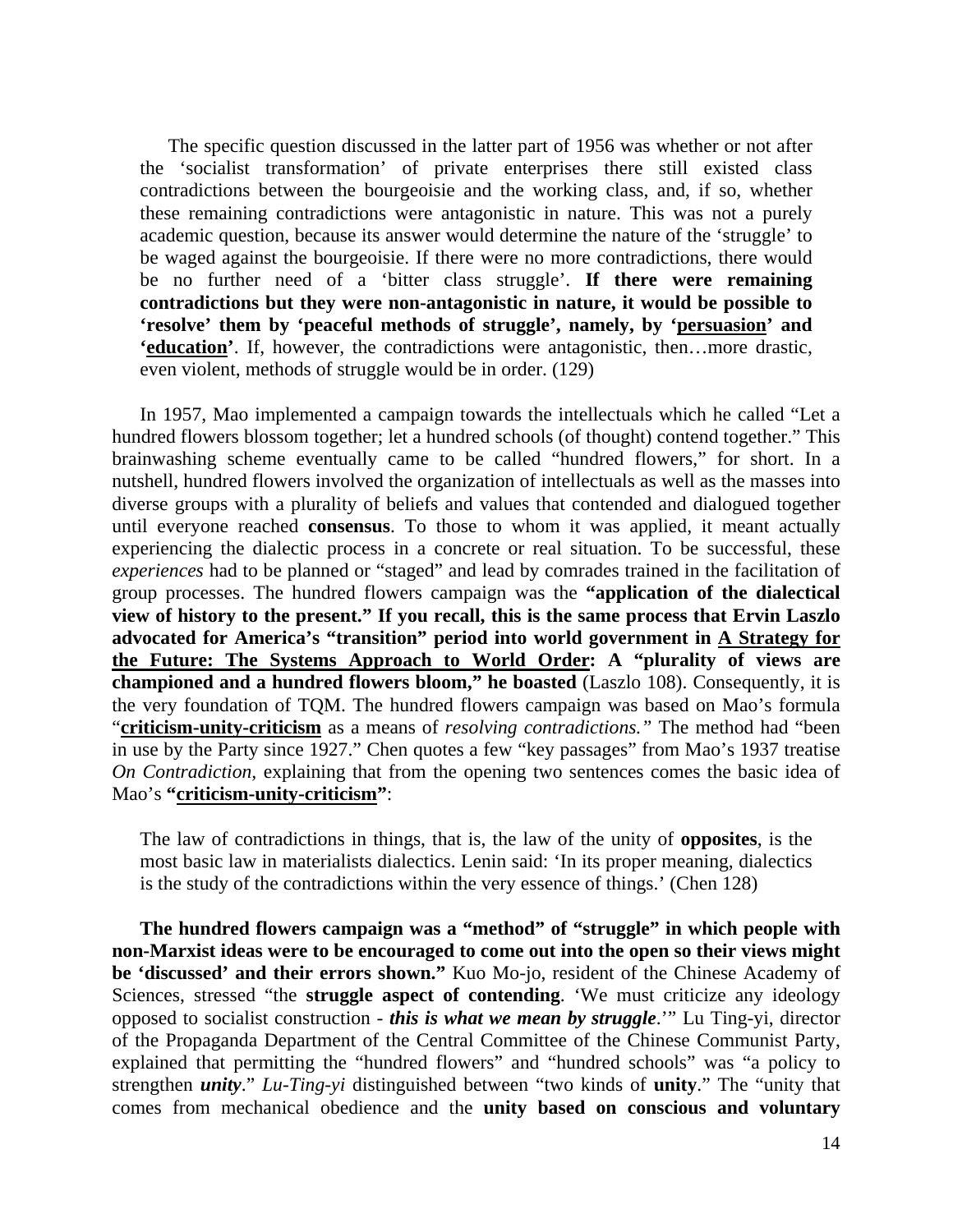> The specific question discussed in the latter part of 1956 was whether or not after the 'socialist transformation' of private enterprises there still existed class contradictions between the bourgeoisie and the working class, and, if so, whether these remaining contradictions were antagonistic in nature. This was not a purely academic question, because its answer would determine the nature of the 'struggle' to be waged against the bourgeoisie. If there were no more contradictions, there would be no further need of a 'bitter class struggle'. **If there were remaining contradictions but they were non-antagonistic in nature, it would be possible to 'resolve' them by 'peaceful methods of struggle', namely, by '<u>persuasion</u>' and '<u>education</u>'**. If, however, the contradictions were antagonistic, then…more drastic, even violent, methods of struggle would be in order. (129)

In 1957, Mao implemented a campaign towards the intellectuals which he called "Let a hundred flowers blossom together; let a hundred schools (of thought) contend together." This brainwashing scheme eventually came to be called "hundred flowers," for short. In a nutshell, hundred flowers involved the organization of intellectuals as well as the masses into diverse groups with a plurality of beliefs and values that contended and dialogued together until everyone reached **consensus**. To those to whom it was applied, it meant actually experiencing the dialectic process in a concrete or real situation. To be successful, these *experiences* had to be planned or "staged" and lead by comrades trained in the facilitation of group processes. The hundred flowers campaign was the **"application of the dialectical view of history to the present." If you recall, this is the same process that Ervin Laszlo advocated for America's "transition" period into world government in <u>A Strategy for the Future: The Systems Approach to World Order</u>: A "plurality of views are championed and a hundred flowers bloom," he boasted** (Laszlo 108). Consequently, it is the very foundation of TQM. The hundred flowers campaign was based on Mao's formula "**<u>criticism-unity-criticism</u>** as a means of *resolving contradictions."* The method had "been in use by the Party since 1927." Chen quotes a few "key passages" from Mao's 1937 treatise *On Contradiction,* explaining that from the opening two sentences comes the basic idea of Mao's **"<u>criticism-unity-criticism</u>"**:

> The law of contradictions in things, that is, the law of the unity of **opposites**, is the most basic law in materialists dialectics. Lenin said: 'In its proper meaning, dialectics is the study of the contradictions within the very essence of things.' (Chen 128)

**The hundred flowers campaign was a "method" of "struggle" in which people with non-Marxist ideas were to be encouraged to come out into the open so their views might be 'discussed' and their errors shown."** Kuo Mo-jo, resident of the Chinese Academy of Sciences, stressed "the **struggle aspect of contending**. 'We must criticize any ideology opposed to socialist construction - ***this is what we mean by struggle***.'" Lu Ting-yi, director of the Propaganda Department of the Central Committee of the Chinese Communist Party, explained that permitting the "hundred flowers" and "hundred schools" was "a policy to strengthen ***unity***." *Lu-Ting-yi* distinguished between "two kinds of **unity**." The "unity that comes from mechanical obedience and the **unity based on conscious and voluntary**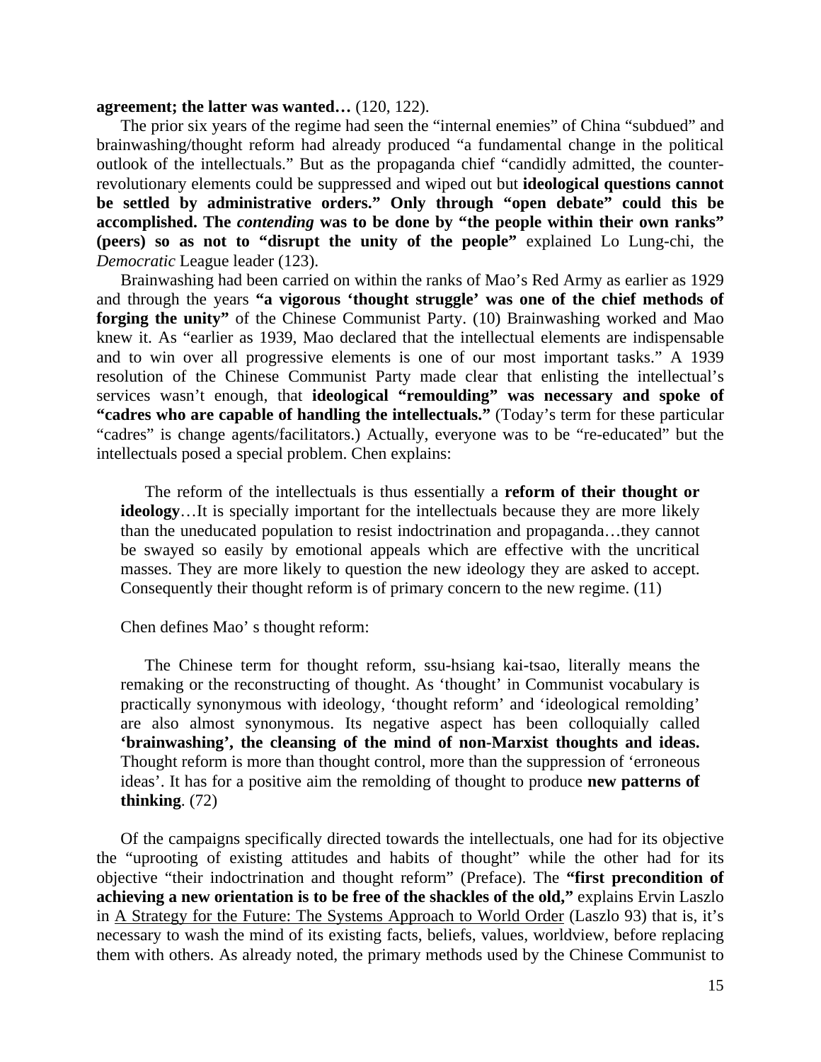**agreement; the latter was wanted…** (120, 122).

The prior six years of the regime had seen the “internal enemies” of China “subdued” and brainwashing/thought reform had already produced “a fundamental change in the political outlook of the intellectuals.” But as the propaganda chief “candidly admitted, the counter-revolutionary elements could be suppressed and wiped out but **ideological questions cannot be settled by administrative orders.” Only through “open debate” could this be accomplished. The *contending* was to be done by “the people within their own ranks” (peers) so as not to “disrupt the unity of the people”** explained Lo Lung-chi, the *Democratic* League leader (123).

Brainwashing had been carried on within the ranks of Mao’s Red Army as earlier as 1929 and through the years **“a vigorous ‘thought struggle’ was one of the chief methods of forging the unity”** of the Chinese Communist Party. (10) Brainwashing worked and Mao knew it. As “earlier as 1939, Mao declared that the intellectual elements are indispensable and to win over all progressive elements is one of our most important tasks.” A 1939 resolution of the Chinese Communist Party made clear that enlisting the intellectual’s services wasn’t enough, that **ideological “remoulding” was necessary and spoke of “cadres who are capable of handling the intellectuals.”** (Today’s term for these particular “cadres” is change agents/facilitators.) Actually, everyone was to be “re-educated” but the intellectuals posed a special problem. Chen explains:

> The reform of the intellectuals is thus essentially a **reform of their thought or ideology**…It is specially important for the intellectuals because they are more likely than the uneducated population to resist indoctrination and propaganda…they cannot be swayed so easily by emotional appeals which are effective with the uncritical masses. They are more likely to question the new ideology they are asked to accept. Consequently their thought reform is of primary concern to the new regime. (11)

Chen defines Mao’ s thought reform:

> The Chinese term for thought reform, ssu-hsiang kai-tsao, literally means the remaking or the reconstructing of thought. As ‘thought’ in Communist vocabulary is practically synonymous with ideology, ‘thought reform’ and ‘ideological remolding’ are also almost synonymous. Its negative aspect has been colloquially called **‘brainwashing’, the cleansing of the mind of non-Marxist thoughts and ideas.** Thought reform is more than thought control, more than the suppression of ‘erroneous ideas’. It has for a positive aim the remolding of thought to produce **new patterns of thinking**. (72)

Of the campaigns specifically directed towards the intellectuals, one had for its objective the “uprooting of existing attitudes and habits of thought” while the other had for its objective “their indoctrination and thought reform” (Preface). The **“first precondition of achieving a new orientation is to be free of the shackles of the old,”** explains Ervin Laszlo in <u>A Strategy for the Future: The Systems Approach to World Order</u> (Laszlo 93) that is, it’s necessary to wash the mind of its existing facts, beliefs, values, worldview, before replacing them with others. As already noted, the primary methods used by the Chinese Communist to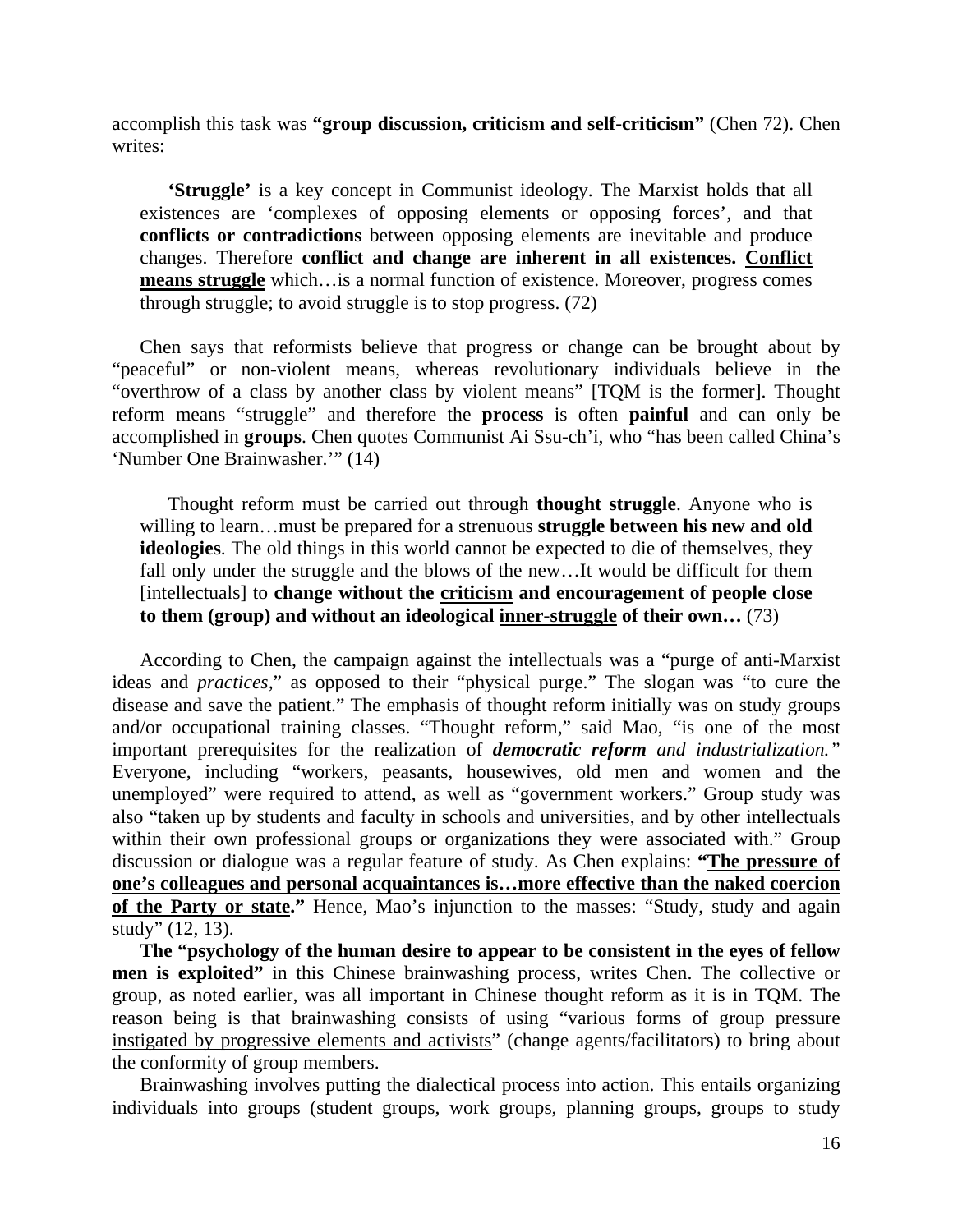accomplish this task was **"group discussion, criticism and self-criticism"** (Chen 72). Chen writes:

> **'Struggle'** is a key concept in Communist ideology. The Marxist holds that all existences are 'complexes of opposing elements or opposing forces', and that **conflicts or contradictions** between opposing elements are inevitable and produce changes. Therefore **conflict and change are inherent in all existences. <u>Conflict means struggle</u>** which…is a normal function of existence. Moreover, progress comes through struggle; to avoid struggle is to stop progress. (72)

Chen says that reformists believe that progress or change can be brought about by "peaceful" or non-violent means, whereas revolutionary individuals believe in the "overthrow of a class by another class by violent means" [TQM is the former]. Thought reform means "struggle" and therefore the **process** is often **painful** and can only be accomplished in **groups**. Chen quotes Communist Ai Ssu-ch'i, who "has been called China's 'Number One Brainwasher.'" (14)

> Thought reform must be carried out through **thought struggle**. Anyone who is willing to learn…must be prepared for a strenuous **struggle between his new and old ideologies**. The old things in this world cannot be expected to die of themselves, they fall only under the struggle and the blows of the new…It would be difficult for them [intellectuals] to **change without the <u>criticism</u> and encouragement of people close to them (group) and without an ideological <u>inner-struggle</u> of their own…** (73)

According to Chen, the campaign against the intellectuals was a "purge of anti-Marxist ideas and *practices*," as opposed to their "physical purge." The slogan was "to cure the disease and save the patient." The emphasis of thought reform initially was on study groups and/or occupational training classes. "Thought reform," said Mao, "is one of the most important prerequisites for the realization of ***democratic reform** and industrialization."* Everyone, including "workers, peasants, housewives, old men and women and the unemployed" were required to attend, as well as "government workers." Group study was also "taken up by students and faculty in schools and universities, and by other intellectuals within their own professional groups or organizations they were associated with." Group discussion or dialogue was a regular feature of study. As Chen explains: **"<u>The pressure of one's colleagues and personal acquaintances is…more effective than the naked coercion of the Party or state</u>."** Hence, Mao's injunction to the masses: "Study, study and again study" (12, 13).

**The "psychology of the human desire to appear to be consistent in the eyes of fellow men is exploited"** in this Chinese brainwashing process, writes Chen. The collective or group, as noted earlier, was all important in Chinese thought reform as it is in TQM. The reason being is that brainwashing consists of using "<u>various forms of group pressure instigated by progressive elements and activists</u>" (change agents/facilitators) to bring about the conformity of group members.

Brainwashing involves putting the dialectical process into action. This entails organizing individuals into groups (student groups, work groups, planning groups, groups to study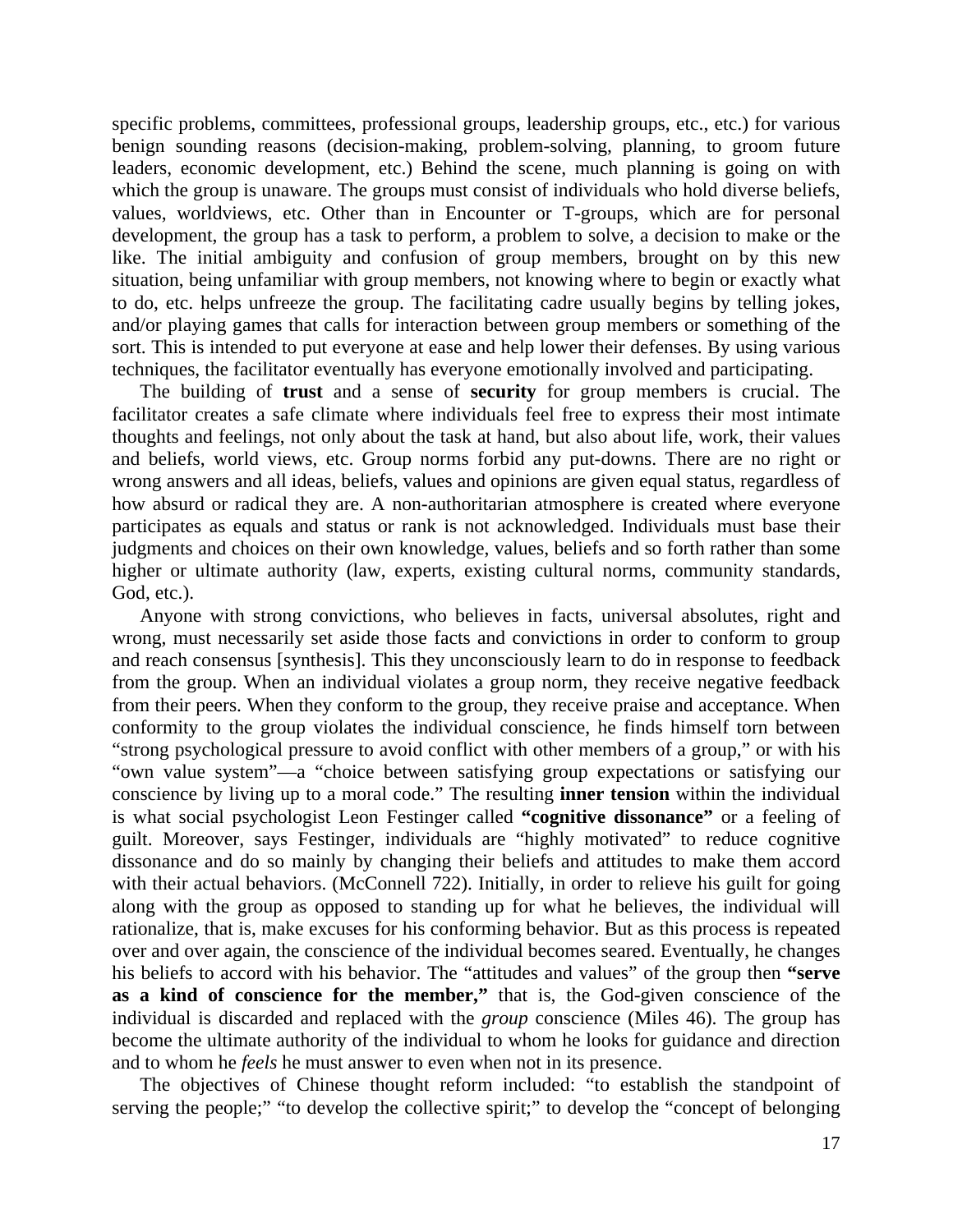specific problems, committees, professional groups, leadership groups, etc., etc.) for various benign sounding reasons (decision-making, problem-solving, planning, to groom future leaders, economic development, etc.) Behind the scene, much planning is going on with which the group is unaware. The groups must consist of individuals who hold diverse beliefs, values, worldviews, etc. Other than in Encounter or T-groups, which are for personal development, the group has a task to perform, a problem to solve, a decision to make or the like. The initial ambiguity and confusion of group members, brought on by this new situation, being unfamiliar with group members, not knowing where to begin or exactly what to do, etc. helps unfreeze the group. The facilitating cadre usually begins by telling jokes, and/or playing games that calls for interaction between group members or something of the sort. This is intended to put everyone at ease and help lower their defenses. By using various techniques, the facilitator eventually has everyone emotionally involved and participating.

The building of **trust** and a sense of **security** for group members is crucial. The facilitator creates a safe climate where individuals feel free to express their most intimate thoughts and feelings, not only about the task at hand, but also about life, work, their values and beliefs, world views, etc. Group norms forbid any put-downs. There are no right or wrong answers and all ideas, beliefs, values and opinions are given equal status, regardless of how absurd or radical they are. A non-authoritarian atmosphere is created where everyone participates as equals and status or rank is not acknowledged. Individuals must base their judgments and choices on their own knowledge, values, beliefs and so forth rather than some higher or ultimate authority (law, experts, existing cultural norms, community standards, God, etc.).

Anyone with strong convictions, who believes in facts, universal absolutes, right and wrong, must necessarily set aside those facts and convictions in order to conform to group and reach consensus [synthesis]. This they unconsciously learn to do in response to feedback from the group. When an individual violates a group norm, they receive negative feedback from their peers. When they conform to the group, they receive praise and acceptance. When conformity to the group violates the individual conscience, he finds himself torn between "strong psychological pressure to avoid conflict with other members of a group," or with his "own value system"—a "choice between satisfying group expectations or satisfying our conscience by living up to a moral code." The resulting **inner tension** within the individual is what social psychologist Leon Festinger called **"cognitive dissonance"** or a feeling of guilt. Moreover, says Festinger, individuals are "highly motivated" to reduce cognitive dissonance and do so mainly by changing their beliefs and attitudes to make them accord with their actual behaviors. (McConnell 722). Initially, in order to relieve his guilt for going along with the group as opposed to standing up for what he believes, the individual will rationalize, that is, make excuses for his conforming behavior. But as this process is repeated over and over again, the conscience of the individual becomes seared. Eventually, he changes his beliefs to accord with his behavior. The "attitudes and values" of the group then **"serve as a kind of conscience for the member,"** that is, the God-given conscience of the individual is discarded and replaced with the *group* conscience (Miles 46). The group has become the ultimate authority of the individual to whom he looks for guidance and direction and to whom he *feels* he must answer to even when not in its presence.

The objectives of Chinese thought reform included: "to establish the standpoint of serving the people;" "to develop the collective spirit;" to develop the "concept of belonging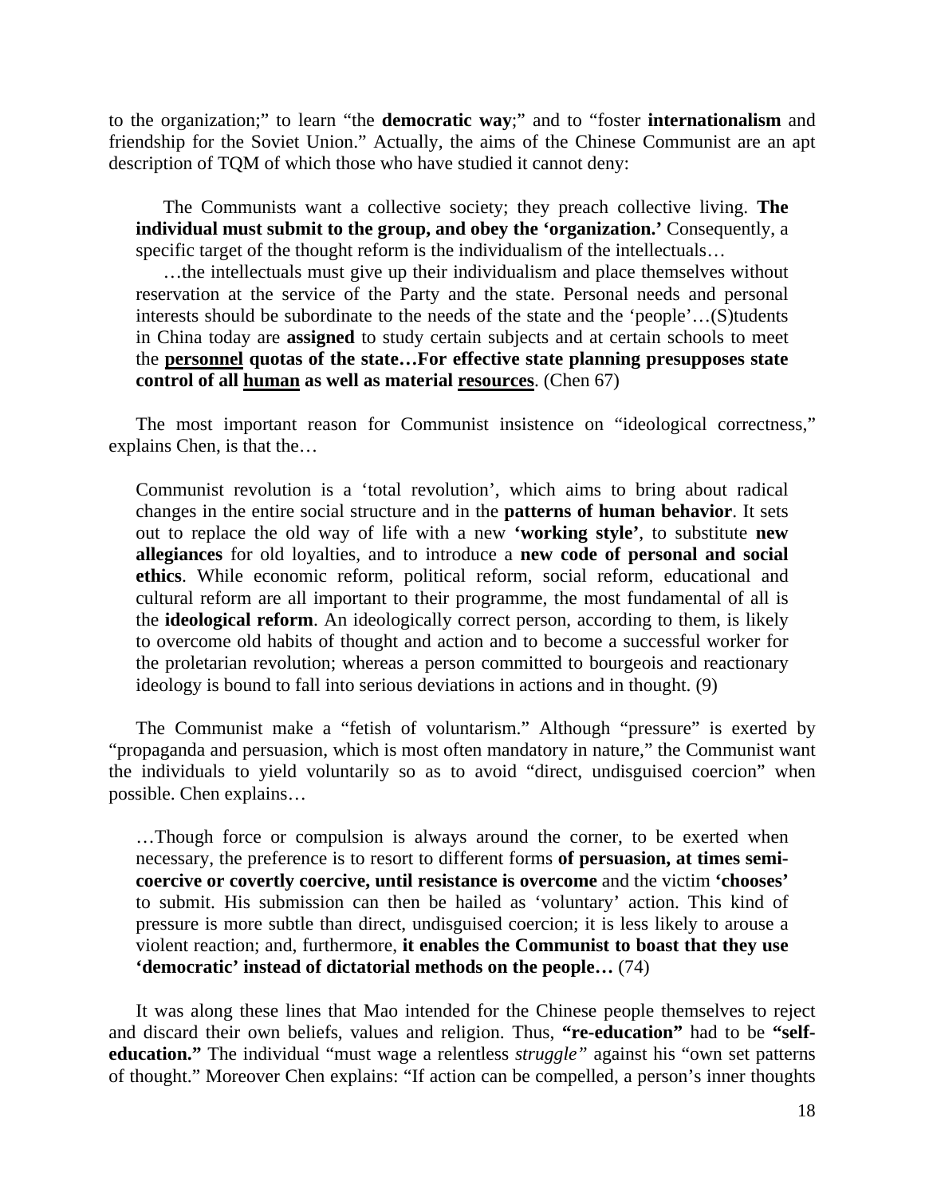to the organization;" to learn "the **democratic way**;" and to "foster **internationalism** and friendship for the Soviet Union." Actually, the aims of the Chinese Communist are an apt description of TQM of which those who have studied it cannot deny:

> The Communists want a collective society; they preach collective living. **The individual must submit to the group, and obey the 'organization.'** Consequently, a specific target of the thought reform is the individualism of the intellectuals…
>
> …the intellectuals must give up their individualism and place themselves without reservation at the service of the Party and the state. Personal needs and personal interests should be subordinate to the needs of the state and the 'people'…(S)tudents in China today are **assigned** to study certain subjects and at certain schools to meet the **<u>personnel</u> quotas of the state…For effective state planning presupposes state control of all <u>human</u> as well as material <u>resources</u>**. (Chen 67)

The most important reason for Communist insistence on "ideological correctness," explains Chen, is that the…

> Communist revolution is a 'total revolution', which aims to bring about radical changes in the entire social structure and in the **patterns of human behavior**. It sets out to replace the old way of life with a new **'working style'**, to substitute **new allegiances** for old loyalties, and to introduce a **new code of personal and social ethics**. While economic reform, political reform, social reform, educational and cultural reform are all important to their programme, the most fundamental of all is the **ideological reform**. An ideologically correct person, according to them, is likely to overcome old habits of thought and action and to become a successful worker for the proletarian revolution; whereas a person committed to bourgeois and reactionary ideology is bound to fall into serious deviations in actions and in thought. (9)

The Communist make a "fetish of voluntarism." Although "pressure" is exerted by "propaganda and persuasion, which is most often mandatory in nature," the Communist want the individuals to yield voluntarily so as to avoid "direct, undisguised coercion" when possible. Chen explains…

> …Though force or compulsion is always around the corner, to be exerted when necessary, the preference is to resort to different forms **of persuasion, at times semi-coercive or covertly coercive, until resistance is overcome** and the victim **'chooses'** to submit. His submission can then be hailed as 'voluntary' action. This kind of pressure is more subtle than direct, undisguised coercion; it is less likely to arouse a violent reaction; and, furthermore, **it enables the Communist to boast that they use 'democratic' instead of dictatorial methods on the people…** (74)

It was along these lines that Mao intended for the Chinese people themselves to reject and discard their own beliefs, values and religion. Thus, **"re-education"** had to be **"self-education."** The individual "must wage a relentless *struggle"* against his "own set patterns of thought." Moreover Chen explains: "If action can be compelled, a person's inner thoughts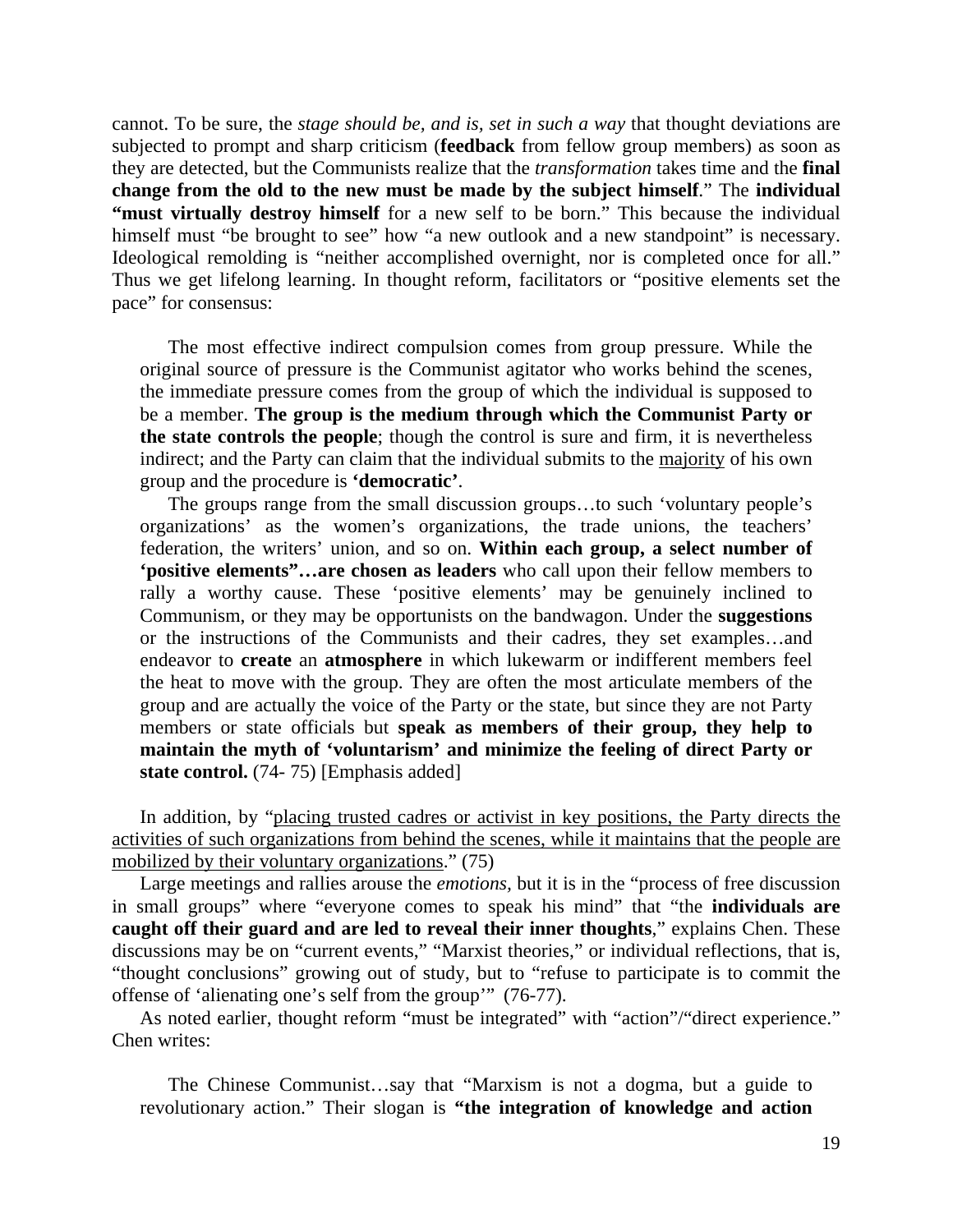cannot. To be sure, the *stage should be, and is, set in such a way* that thought deviations are subjected to prompt and sharp criticism (**feedback** from fellow group members) as soon as they are detected, but the Communists realize that the *transformation* takes time and the **final change from the old to the new must be made by the subject himself**." The **individual "must virtually destroy himself** for a new self to be born." This because the individual himself must "be brought to see" how "a new outlook and a new standpoint" is necessary. Ideological remolding is "neither accomplished overnight, nor is completed once for all." Thus we get lifelong learning. In thought reform, facilitators or "positive elements set the pace" for consensus:

> The most effective indirect compulsion comes from group pressure. While the original source of pressure is the Communist agitator who works behind the scenes, the immediate pressure comes from the group of which the individual is supposed to be a member. **The group is the medium through which the Communist Party or the state controls the people**; though the control is sure and firm, it is nevertheless indirect; and the Party can claim that the individual submits to the <u>majority</u> of his own group and the procedure is **'democratic'**.
>
> The groups range from the small discussion groups…to such 'voluntary people's organizations' as the women's organizations, the trade unions, the teachers' federation, the writers' union, and so on. **Within each group, a select number of 'positive elements"…are chosen as leaders** who call upon their fellow members to rally a worthy cause. These 'positive elements' may be genuinely inclined to Communism, or they may be opportunists on the bandwagon. Under the **suggestions** or the instructions of the Communists and their cadres, they set examples…and endeavor to **create** an **atmosphere** in which lukewarm or indifferent members feel the heat to move with the group. They are often the most articulate members of the group and are actually the voice of the Party or the state, but since they are not Party members or state officials but **speak as members of their group, they help to maintain the myth of 'voluntarism' and minimize the feeling of direct Party or state control.** (74- 75) [Emphasis added]

In addition, by "<u>placing trusted cadres or activist in key positions, the Party directs the activities of such organizations from behind the scenes, while it maintains that the people are mobilized by their voluntary organizations</u>." (75)

Large meetings and rallies arouse the *emotions,* but it is in the "process of free discussion in small groups" where "everyone comes to speak his mind" that "the **individuals are caught off their guard and are led to reveal their inner thoughts**," explains Chen. These discussions may be on "current events," "Marxist theories," or individual reflections, that is, "thought conclusions" growing out of study, but to "refuse to participate is to commit the offense of 'alienating one's self from the group'" (76-77).

As noted earlier, thought reform "must be integrated" with "action"/"direct experience." Chen writes:

> The Chinese Communist…say that "Marxism is not a dogma, but a guide to revolutionary action." Their slogan is **"the integration of knowledge and action**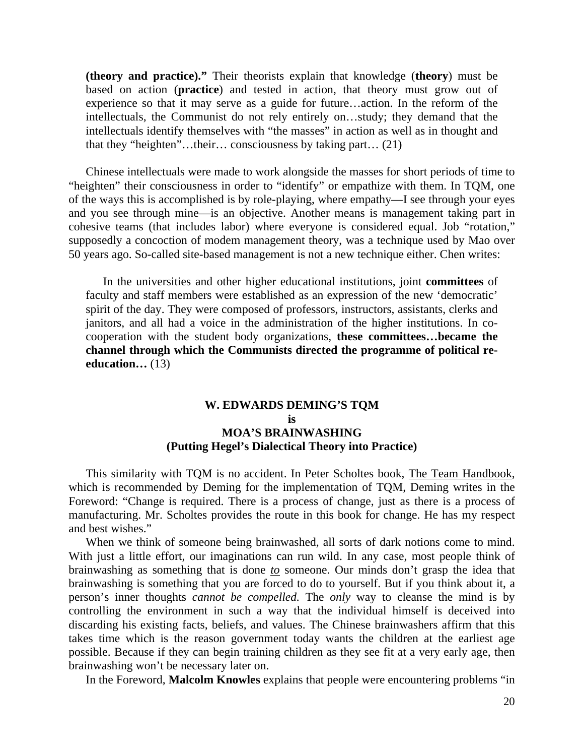> **(theory and practice).”** Their theorists explain that knowledge (**theory**) must be based on action (**practice**) and tested in action, that theory must grow out of experience so that it may serve as a guide for future…action. In the reform of the intellectuals, the Communist do not rely entirely on…study; they demand that the intellectuals identify themselves with “the masses” in action as well as in thought and that they “heighten”…their… consciousness by taking part… (21)

Chinese intellectuals were made to work alongside the masses for short periods of time to “heighten” their consciousness in order to “identify” or empathize with them. In TQM, one of the ways this is accomplished is by role-playing, where empathy—I see through your eyes and you see through mine—is an objective. Another means is management taking part in cohesive teams (that includes labor) where everyone is considered equal. Job “rotation,” supposedly a concoction of modem management theory, was a technique used by Mao over 50 years ago. So-called site-based management is not a new technique either. Chen writes:

> In the universities and other higher educational institutions, joint **committees** of faculty and staff members were established as an expression of the new ‘democratic’ spirit of the day. They were composed of professors, instructors, assistants, clerks and janitors, and all had a voice in the administration of the higher institutions. In co-cooperation with the student body organizations, **these committees…became the channel through which the Communists directed the programme of political re-education…** (13)

## W. EDWARDS DEMING’S TQM is MOA’S BRAINWASHING (Putting Hegel’s Dialectical Theory into Practice)

This similarity with TQM is no accident. In Peter Scholtes book, The Team Handbook, which is recommended by Deming for the implementation of TQM, Deming writes in the Foreword: “Change is required. There is a process of change, just as there is a process of manufacturing. Mr. Scholtes provides the route in this book for change. He has my respect and best wishes.”

When we think of someone being brainwashed, all sorts of dark notions come to mind. With just a little effort, our imaginations can run wild. In any case, most people think of brainwashing as something that is done *to* someone. Our minds don’t grasp the idea that brainwashing is something that you are forced to do to yourself. But if you think about it, a person’s inner thoughts *cannot be compelled.* The *only* way to cleanse the mind is by controlling the environment in such a way that the individual himself is deceived into discarding his existing facts, beliefs, and values. The Chinese brainwashers affirm that this takes time which is the reason government today wants the children at the earliest age possible. Because if they can begin training children as they see fit at a very early age, then brainwashing won’t be necessary later on.

In the Foreword, **Malcolm Knowles** explains that people were encountering problems “in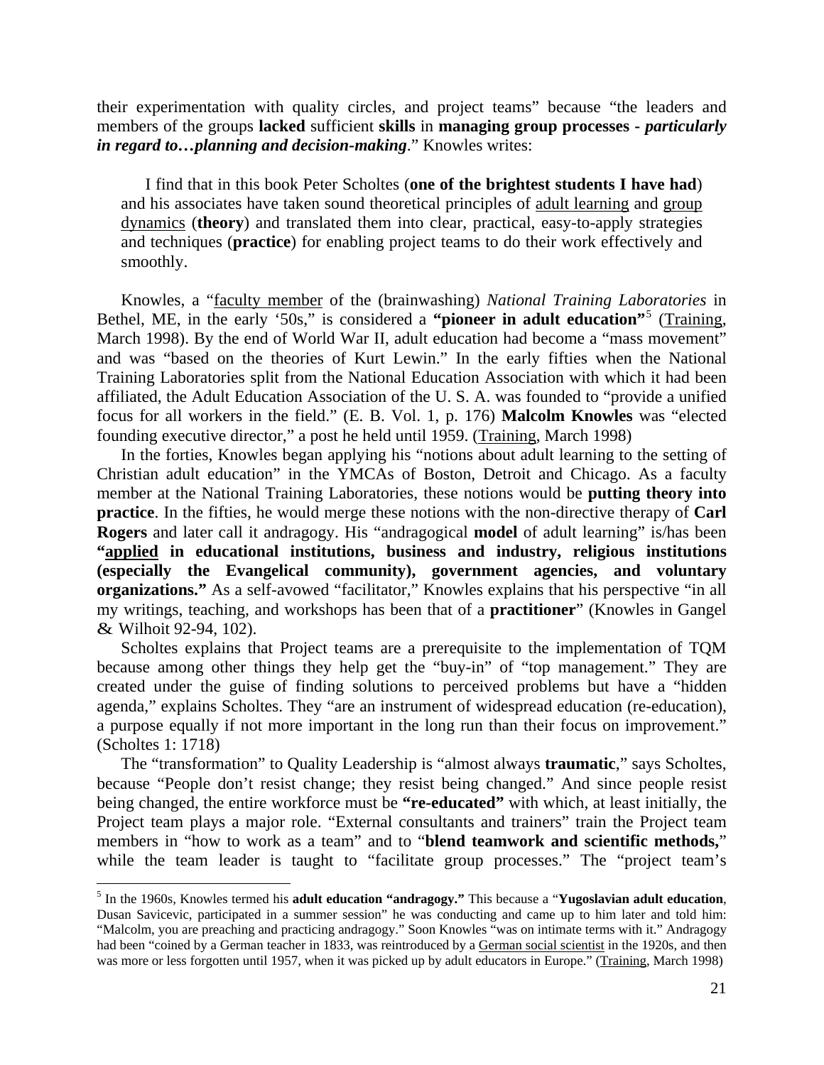their experimentation with quality circles, and project teams" because "the leaders and members of the groups **lacked** sufficient **skills** in **managing group processes -** ***particularly in regard to…planning and decision-making***." Knowles writes:

> I find that in this book Peter Scholtes (**one of the brightest students I have had**) and his associates have taken sound theoretical principles of <u>adult learning</u> and <u>group dynamics</u> (**theory**) and translated them into clear, practical, easy-to-apply strategies and techniques (**practice**) for enabling project teams to do their work effectively and smoothly.

Knowles, a "<u>faculty member</u> of the (brainwashing) *National Training Laboratories* in Bethel, ME, in the early '50s," is considered a **"pioneer in adult education"**[5] (<u>Training</u>, March 1998). By the end of World War II, adult education had become a "mass movement" and was "based on the theories of Kurt Lewin." In the early fifties when the National Training Laboratories split from the National Education Association with which it had been affiliated, the Adult Education Association of the U. S. A. was founded to "provide a unified focus for all workers in the field." (E. B. Vol. 1, p. 176) **Malcolm Knowles** was "elected founding executive director," a post he held until 1959. (<u>Training</u>, March 1998)

In the forties, Knowles began applying his "notions about adult learning to the setting of Christian adult education" in the YMCAs of Boston, Detroit and Chicago. As a faculty member at the National Training Laboratories, these notions would be **putting theory into practice**. In the fifties, he would merge these notions with the non-directive therapy of **Carl Rogers** and later call it andragogy. His "andragogical **model** of adult learning" is/has been **"<u>applied</u> in educational institutions, business and industry, religious institutions (especially the Evangelical community), government agencies, and voluntary organizations."** As a self-avowed "facilitator," Knowles explains that his perspective "in all my writings, teaching, and workshops has been that of a **practitioner**" (Knowles in Gangel & Wilhoit 92-94, 102).

Scholtes explains that Project teams are a prerequisite to the implementation of TQM because among other things they help get the "buy-in" of "top management." They are created under the guise of finding solutions to perceived problems but have a "hidden agenda," explains Scholtes. They "are an instrument of widespread education (re-education), a purpose equally if not more important in the long run than their focus on improvement." (Scholtes 1: 1718)

The "transformation" to Quality Leadership is "almost always **traumatic**," says Scholtes, because "People don't resist change; they resist being changed." And since people resist being changed, the entire workforce must be **"re-educated"** with which, at least initially, the Project team plays a major role. "External consultants and trainers" train the Project team members in "how to work as a team" and to "**blend teamwork and scientific methods,**" while the team leader is taught to "facilitate group processes." The "project team's

---

[5] In the 1960s, Knowles termed his **adult education "andragogy."** This because a "**Yugoslavian adult education**, Dusan Savicevic, participated in a summer session" he was conducting and came up to him later and told him: "Malcolm, you are preaching and practicing andragogy." Soon Knowles "was on intimate terms with it." Andragogy had been "coined by a German teacher in 1833, was reintroduced by a <u>German social scientist</u> in the 1920s, and then was more or less forgotten until 1957, when it was picked up by adult educators in Europe." (<u>Training</u>, March 1998)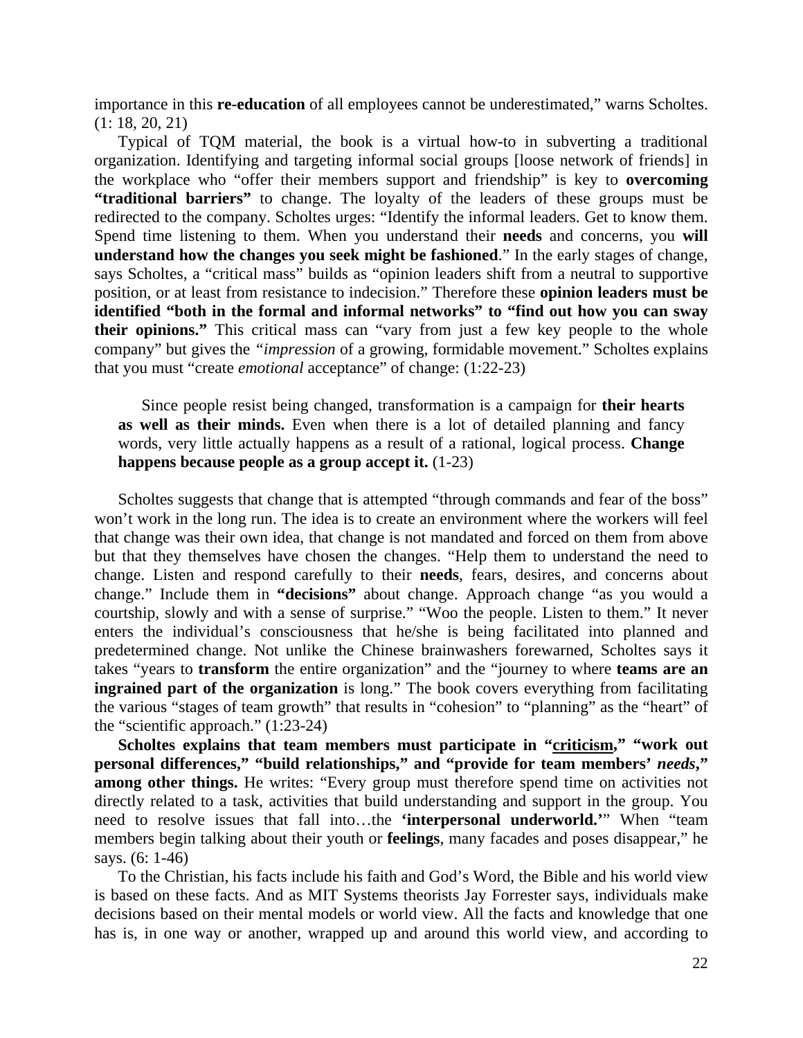importance in this **re-education** of all employees cannot be underestimated," warns Scholtes. (1: 18, 20, 21)

Typical of TQM material, the book is a virtual how-to in subverting a traditional organization. Identifying and targeting informal social groups [loose network of friends] in the workplace who "offer their members support and friendship" is key to **overcoming "traditional barriers"** to change. The loyalty of the leaders of these groups must be redirected to the company. Scholtes urges: "Identify the informal leaders. Get to know them. Spend time listening to them. When you understand their **needs** and concerns, you **will understand how the changes you seek might be fashioned**." In the early stages of change, says Scholtes, a "critical mass" builds as "opinion leaders shift from a neutral to supportive position, or at least from resistance to indecision." Therefore these **opinion leaders must be identified "both in the formal and informal networks" to "find out how you can sway their opinions."** This critical mass can "vary from just a few key people to the whole company" but gives the *"impression* of a growing, formidable movement." Scholtes explains that you must "create *emotional* acceptance" of change: (1:22-23)

> Since people resist being changed, transformation is a campaign for **their hearts as well as their minds.** Even when there is a lot of detailed planning and fancy words, very little actually happens as a result of a rational, logical process. **Change happens because people as a group accept it.** (1-23)

Scholtes suggests that change that is attempted "through commands and fear of the boss" won't work in the long run. The idea is to create an environment where the workers will feel that change was their own idea, that change is not mandated and forced on them from above but that they themselves have chosen the changes. "Help them to understand the need to change. Listen and respond carefully to their **needs**, fears, desires, and concerns about change." Include them in **"decisions"** about change. Approach change "as you would a courtship, slowly and with a sense of surprise." "Woo the people. Listen to them." It never enters the individual's consciousness that he/she is being facilitated into planned and predetermined change. Not unlike the Chinese brainwashers forewarned, Scholtes says it takes "years to **transform** the entire organization" and the "journey to where **teams are an ingrained part of the organization** is long." The book covers everything from facilitating the various "stages of team growth" that results in "cohesion" to "planning" as the "heart" of the "scientific approach." (1:23-24)

**Scholtes explains that team members must participate in "<u>criticism</u>," "work out personal differences," "build relationships," and "provide for team members' *needs*," among other things.** He writes: "Every group must therefore spend time on activities not directly related to a task, activities that build understanding and support in the group. You need to resolve issues that fall into…the **'interpersonal underworld.'**" When "team members begin talking about their youth or **feelings**, many facades and poses disappear," he says. (6: 1-46)

To the Christian, his facts include his faith and God's Word, the Bible and his world view is based on these facts. And as MIT Systems theorists Jay Forrester says, individuals make decisions based on their mental models or world view. All the facts and knowledge that one has is, in one way or another, wrapped up and around this world view, and according to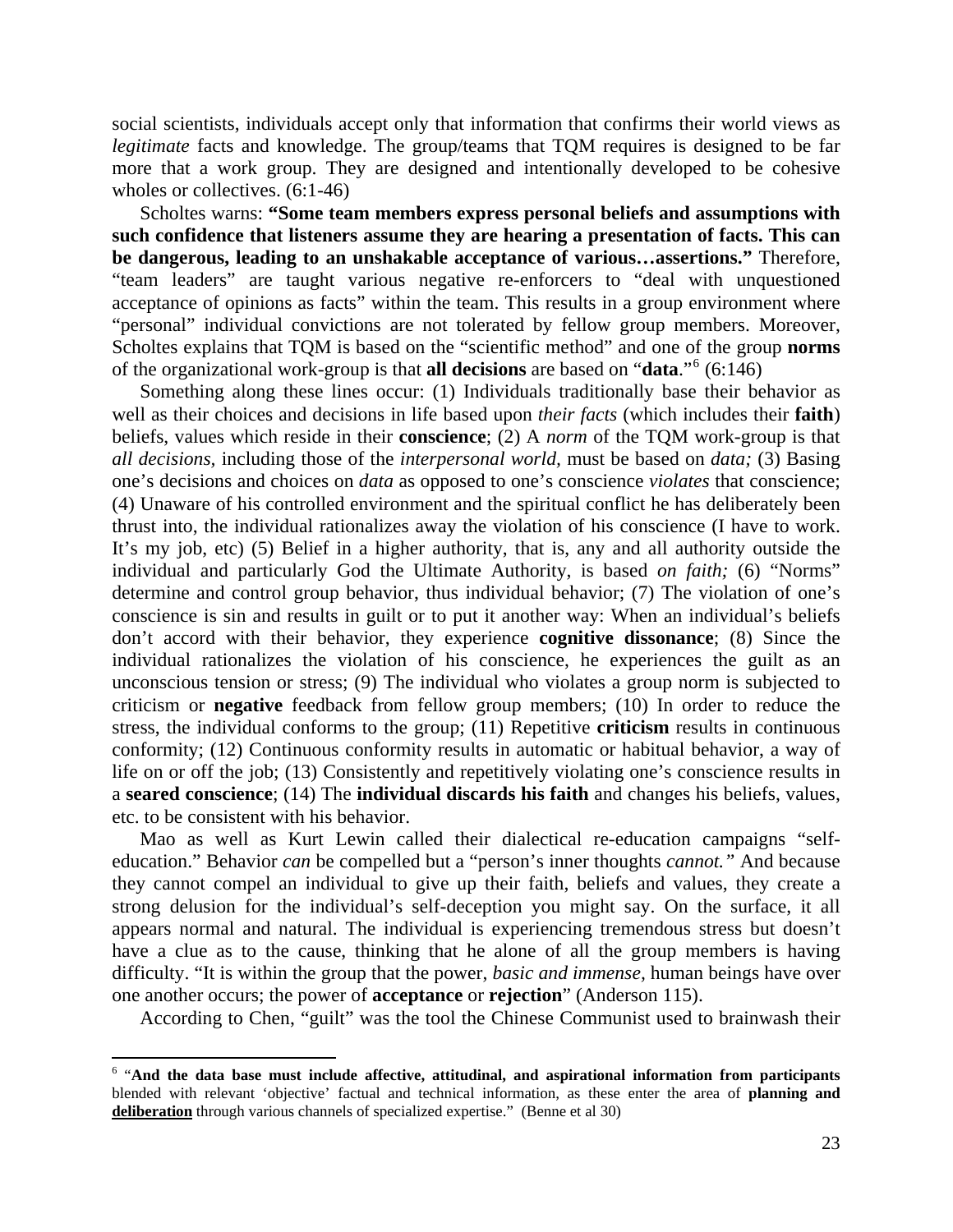social scientists, individuals accept only that information that confirms their world views as *legitimate* facts and knowledge. The group/teams that TQM requires is designed to be far more that a work group. They are designed and intentionally developed to be cohesive wholes or collectives. (6:1-46)

Scholtes warns: **"Some team members express personal beliefs and assumptions with such confidence that listeners assume they are hearing a presentation of facts. This can be dangerous, leading to an unshakable acceptance of various…assertions."** Therefore, "team leaders" are taught various negative re-enforcers to "deal with unquestioned acceptance of opinions as facts" within the team. This results in a group environment where "personal" individual convictions are not tolerated by fellow group members. Moreover, Scholtes explains that TQM is based on the "scientific method" and one of the group **norms** of the organizational work-group is that **all decisions** are based on "**data**."[6] (6:146)

Something along these lines occur: (1) Individuals traditionally base their behavior as well as their choices and decisions in life based upon *their facts* (which includes their **faith**) beliefs, values which reside in their **conscience**; (2) A *norm* of the TQM work-group is that *all decisions,* including those of the *interpersonal world,* must be based on *data;* (3) Basing one's decisions and choices on *data* as opposed to one's conscience *violates* that conscience; (4) Unaware of his controlled environment and the spiritual conflict he has deliberately been thrust into, the individual rationalizes away the violation of his conscience (I have to work. It's my job, etc) (5) Belief in a higher authority, that is, any and all authority outside the individual and particularly God the Ultimate Authority, is based *on faith;* (6) "Norms" determine and control group behavior, thus individual behavior; (7) The violation of one's conscience is sin and results in guilt or to put it another way: When an individual's beliefs don't accord with their behavior, they experience **cognitive dissonance**; (8) Since the individual rationalizes the violation of his conscience, he experiences the guilt as an unconscious tension or stress; (9) The individual who violates a group norm is subjected to criticism or **negative** feedback from fellow group members; (10) In order to reduce the stress, the individual conforms to the group; (11) Repetitive **criticism** results in continuous conformity; (12) Continuous conformity results in automatic or habitual behavior, a way of life on or off the job; (13) Consistently and repetitively violating one's conscience results in a **seared conscience**; (14) The **individual discards his faith** and changes his beliefs, values, etc. to be consistent with his behavior.

Mao as well as Kurt Lewin called their dialectical re-education campaigns "self-education." Behavior *can* be compelled but a "person's inner thoughts *cannot."* And because they cannot compel an individual to give up their faith, beliefs and values, they create a strong delusion for the individual's self-deception you might say. On the surface, it all appears normal and natural. The individual is experiencing tremendous stress but doesn't have a clue as to the cause, thinking that he alone of all the group members is having difficulty. "It is within the group that the power, *basic and immense,* human beings have over one another occurs; the power of **acceptance** or **rejection**" (Anderson 115).

According to Chen, "guilt" was the tool the Chinese Communist used to brainwash their

---

[6] "**And the data base must include affective, attitudinal, and aspirational information from participants** blended with relevant 'objective' factual and technical information, as these enter the area of **planning and <u>deliberation</u>** through various channels of specialized expertise." (Benne et al 30)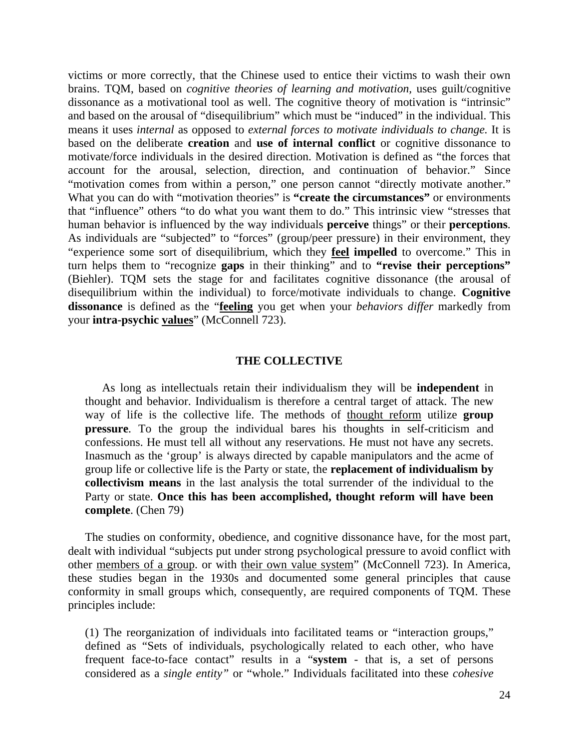victims or more correctly, that the Chinese used to entice their victims to wash their own brains. TQM, based on *cognitive theories of learning and motivation,* uses guilt/cognitive dissonance as a motivational tool as well. The cognitive theory of motivation is "intrinsic" and based on the arousal of "disequilibrium" which must be "induced" in the individual. This means it uses *internal* as opposed to *external forces to motivate individuals to change.* It is based on the deliberate **creation** and **use of internal conflict** or cognitive dissonance to motivate/force individuals in the desired direction. Motivation is defined as "the forces that account for the arousal, selection, direction, and continuation of behavior." Since "motivation comes from within a person," one person cannot "directly motivate another." What you can do with "motivation theories" is **"create the circumstances"** or environments that "influence" others "to do what you want them to do." This intrinsic view "stresses that human behavior is influenced by the way individuals **perceive** things" or their **perceptions**. As individuals are "subjected" to "forces" (group/peer pressure) in their environment, they "experience some sort of disequilibrium, which they <u>**feel**</u> **impelled** to overcome." This in turn helps them to "recognize **gaps** in their thinking" and to **"revise their perceptions"** (Biehler). TQM sets the stage for and facilitates cognitive dissonance (the arousal of disequilibrium within the individual) to force/motivate individuals to change. **Cognitive dissonance** is defined as the "<u>**feeling**</u> you get when your *behaviors differ* markedly from your **intra-psychic** <u>**values**</u>" (McConnell 723).

## THE COLLECTIVE

> As long as intellectuals retain their individualism they will be **independent** in thought and behavior. Individualism is therefore a central target of attack. The new way of life is the collective life. The methods of <u>thought reform</u> utilize **group pressure**. To the group the individual bares his thoughts in self-criticism and confessions. He must tell all without any reservations. He must not have any secrets. Inasmuch as the 'group' is always directed by capable manipulators and the acme of group life or collective life is the Party or state, the **replacement of individualism by collectivism means** in the last analysis the total surrender of the individual to the Party or state. **Once this has been accomplished, thought reform will have been complete**. (Chen 79)

The studies on conformity, obedience, and cognitive dissonance have, for the most part, dealt with individual "subjects put under strong psychological pressure to avoid conflict with other <u>members of a group</u>. or with <u>their own value system</u>" (McConnell 723). In America, these studies began in the 1930s and documented some general principles that cause conformity in small groups which, consequently, are required components of TQM. These principles include:

(1) The reorganization of individuals into facilitated teams or "interaction groups," defined as "Sets of individuals, psychologically related to each other, who have frequent face-to-face contact" results in a "**system** - that is, a set of persons considered as a *single entity"* or "whole." Individuals facilitated into these *cohesive*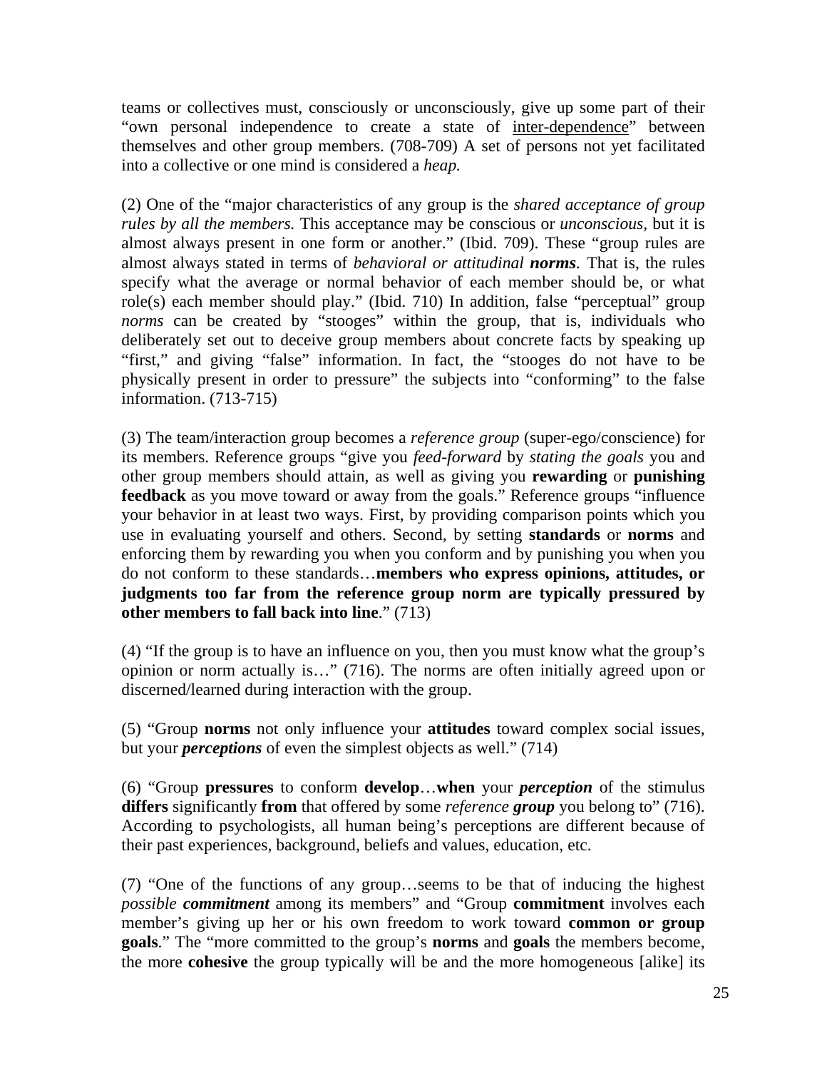teams or collectives must, consciously or unconsciously, give up some part of their "own personal independence to create a state of <u>inter-dependence</u>" between themselves and other group members. (708-709) A set of persons not yet facilitated into a collective or one mind is considered a *heap.*

(2) One of the "major characteristics of any group is the *shared acceptance of group rules by all the members.* This acceptance may be conscious or *unconscious,* but it is almost always present in one form or another." (Ibid. 709). These "group rules are almost always stated in terms of *behavioral or attitudinal **norms**.* That is, the rules specify what the average or normal behavior of each member should be, or what role(s) each member should play." (Ibid. 710) In addition, false "perceptual" group *norms* can be created by "stooges" within the group, that is, individuals who deliberately set out to deceive group members about concrete facts by speaking up "first," and giving "false" information. In fact, the "stooges do not have to be physically present in order to pressure" the subjects into "conforming" to the false information. (713-715)

(3) The team/interaction group becomes a *reference group* (super-ego/conscience) for its members. Reference groups "give you *feed-forward* by *stating the goals* you and other group members should attain, as well as giving you **rewarding** or **punishing feedback** as you move toward or away from the goals." Reference groups "influence your behavior in at least two ways. First, by providing comparison points which you use in evaluating yourself and others. Second, by setting **standards** or **norms** and enforcing them by rewarding you when you conform and by punishing you when you do not conform to these standards…**members who express opinions, attitudes, or judgments too far from the reference group norm are typically pressured by other members to fall back into line**." (713)

(4) "If the group is to have an influence on you, then you must know what the group's opinion or norm actually is…" (716). The norms are often initially agreed upon or discerned/learned during interaction with the group.

(5) "Group **norms** not only influence your **attitudes** toward complex social issues, but your ***perceptions*** of even the simplest objects as well." (714)

(6) "Group **pressures** to conform **develop**…**when** your ***perception*** of the stimulus **differs** significantly **from** that offered by some *reference **group*** you belong to" (716). According to psychologists, all human being's perceptions are different because of their past experiences, background, beliefs and values, education, etc.

(7) "One of the functions of any group…seems to be that of inducing the highest *possible **commitment*** among its members" and "Group **commitment** involves each member's giving up her or his own freedom to work toward **common or group goals**." The "more committed to the group's **norms** and **goals** the members become, the more **cohesive** the group typically will be and the more homogeneous [alike] its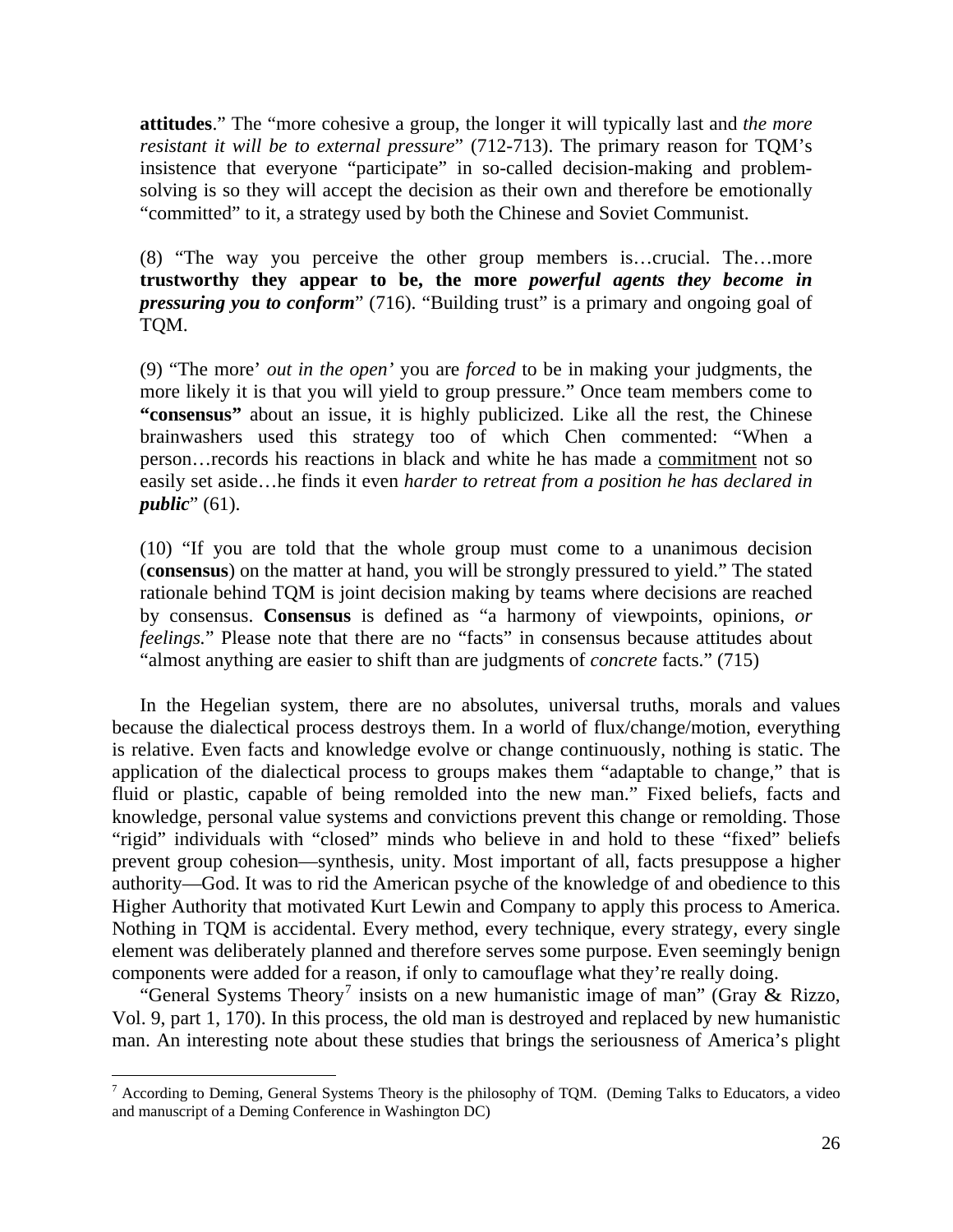**attitudes**." The "more cohesive a group, the longer it will typically last and *the more resistant it will be to external pressure*" (712-713). The primary reason for TQM's insistence that everyone "participate" in so-called decision-making and problem-solving is so they will accept the decision as their own and therefore be emotionally "committed" to it, a strategy used by both the Chinese and Soviet Communist.

(8) "The way you perceive the other group members is…crucial. The…more **trustworthy they appear to be, the more** ***powerful agents they become in pressuring you to conform*** " (716). "Building trust" is a primary and ongoing goal of TQM.

(9) "The more' *out in the open'* you are *forced* to be in making your judgments, the more likely it is that you will yield to group pressure." Once team members come to **"consensus"** about an issue, it is highly publicized. Like all the rest, the Chinese brainwashers used this strategy too of which Chen commented: "When a person…records his reactions in black and white he has made a <u>commitment</u> not so easily set aside…he finds it even *harder to retreat from a position he has declared in* ***public*** " (61).

(10) "If you are told that the whole group must come to a unanimous decision (**consensus**) on the matter at hand, you will be strongly pressured to yield." The stated rationale behind TQM is joint decision making by teams where decisions are reached by consensus. **Consensus** is defined as "a harmony of viewpoints, opinions, *or feelings.*" Please note that there are no "facts" in consensus because attitudes about "almost anything are easier to shift than are judgments of *concrete* facts." (715)

In the Hegelian system, there are no absolutes, universal truths, morals and values because the dialectical process destroys them. In a world of flux/change/motion, everything is relative. Even facts and knowledge evolve or change continuously, nothing is static. The application of the dialectical process to groups makes them "adaptable to change," that is fluid or plastic, capable of being remolded into the new man." Fixed beliefs, facts and knowledge, personal value systems and convictions prevent this change or remolding. Those "rigid" individuals with "closed" minds who believe in and hold to these "fixed" beliefs prevent group cohesion—synthesis, unity. Most important of all, facts presuppose a higher authority—God. It was to rid the American psyche of the knowledge of and obedience to this Higher Authority that motivated Kurt Lewin and Company to apply this process to America. Nothing in TQM is accidental. Every method, every technique, every strategy, every single element was deliberately planned and therefore serves some purpose. Even seemingly benign components were added for a reason, if only to camouflage what they're really doing.

"General Systems Theory[7] insists on a new humanistic image of man" (Gray & Rizzo, Vol. 9, part 1, 170). In this process, the old man is destroyed and replaced by new humanistic man. An interesting note about these studies that brings the seriousness of America's plight

[7] According to Deming, General Systems Theory is the philosophy of TQM. (Deming Talks to Educators, a video and manuscript of a Deming Conference in Washington DC)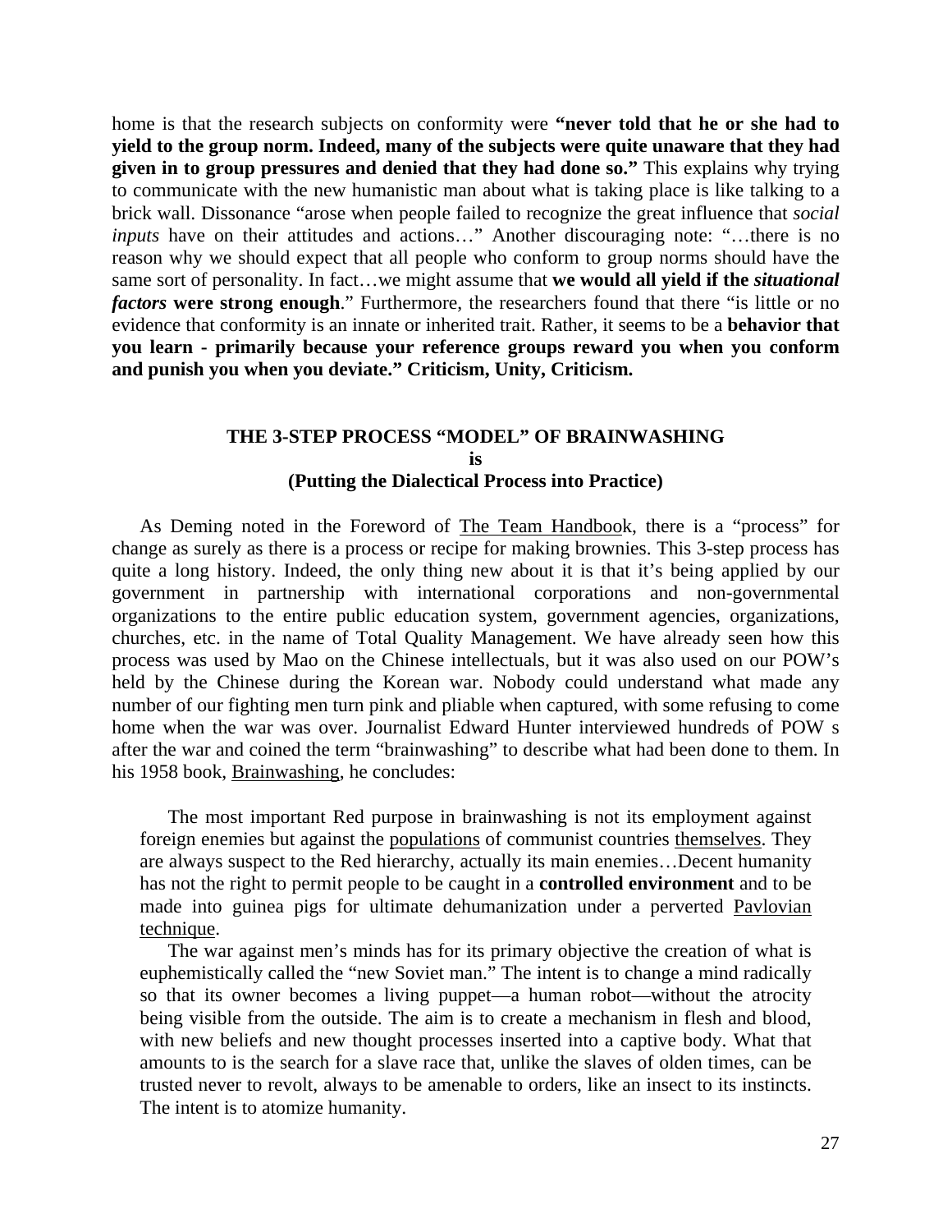home is that the research subjects on conformity were **"never told that he or she had to yield to the group norm. Indeed, many of the subjects were quite unaware that they had given in to group pressures and denied that they had done so."** This explains why trying to communicate with the new humanistic man about what is taking place is like talking to a brick wall. Dissonance "arose when people failed to recognize the great influence that *social inputs* have on their attitudes and actions…" Another discouraging note: "…there is no reason why we should expect that all people who conform to group norms should have the same sort of personality. In fact…we might assume that **we would all yield if the *situational factors* were strong enough**." Furthermore, the researchers found that there "is little or no evidence that conformity is an innate or inherited trait. Rather, it seems to be a **behavior that you learn - primarily because your reference groups reward you when you conform and punish you when you deviate." Criticism, Unity, Criticism.**

## THE 3-STEP PROCESS "MODEL" OF BRAINWASHING is (Putting the Dialectical Process into Practice)

As Deming noted in the Foreword of The Team Handbook, there is a "process" for change as surely as there is a process or recipe for making brownies. This 3-step process has quite a long history. Indeed, the only thing new about it is that it's being applied by our government in partnership with international corporations and non-governmental organizations to the entire public education system, government agencies, organizations, churches, etc. in the name of Total Quality Management. We have already seen how this process was used by Mao on the Chinese intellectuals, but it was also used on our POW's held by the Chinese during the Korean war. Nobody could understand what made any number of our fighting men turn pink and pliable when captured, with some refusing to come home when the war was over. Journalist Edward Hunter interviewed hundreds of POW s after the war and coined the term "brainwashing" to describe what had been done to them. In his 1958 book, Brainwashing, he concludes:

> The most important Red purpose in brainwashing is not its employment against foreign enemies but against the populations of communist countries themselves. They are always suspect to the Red hierarchy, actually its main enemies…Decent humanity has not the right to permit people to be caught in a **controlled environment** and to be made into guinea pigs for ultimate dehumanization under a perverted Pavlovian technique.
>
> The war against men's minds has for its primary objective the creation of what is euphemistically called the "new Soviet man." The intent is to change a mind radically so that its owner becomes a living puppet—a human robot—without the atrocity being visible from the outside. The aim is to create a mechanism in flesh and blood, with new beliefs and new thought processes inserted into a captive body. What that amounts to is the search for a slave race that, unlike the slaves of olden times, can be trusted never to revolt, always to be amenable to orders, like an insect to its instincts. The intent is to atomize humanity.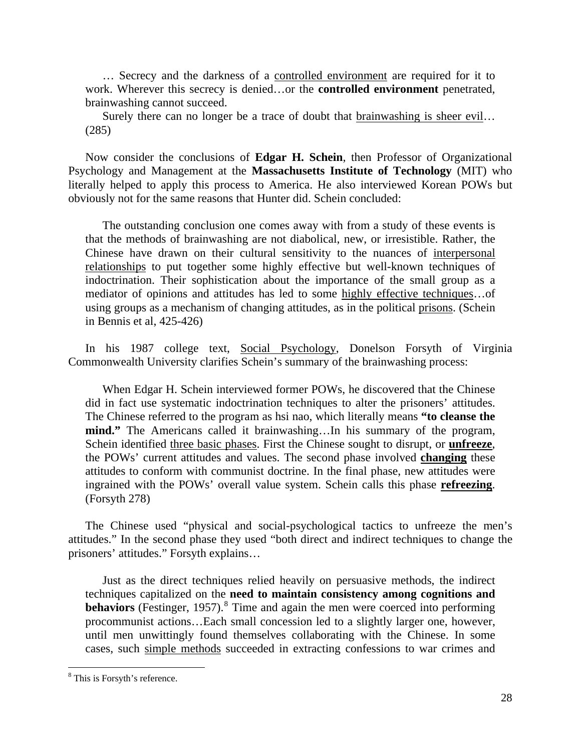> … Secrecy and the darkness of a <u>controlled environment</u> are required for it to work. Wherever this secrecy is denied…or the **controlled environment** penetrated, brainwashing cannot succeed.
>
> Surely there can no longer be a trace of doubt that <u>brainwashing is sheer evil</u>… (285)

Now consider the conclusions of **Edgar H. Schein**, then Professor of Organizational Psychology and Management at the **Massachusetts Institute of Technology** (MIT) who literally helped to apply this process to America. He also interviewed Korean POWs but obviously not for the same reasons that Hunter did. Schein concluded:

> The outstanding conclusion one comes away with from a study of these events is that the methods of brainwashing are not diabolical, new, or irresistible. Rather, the Chinese have drawn on their cultural sensitivity to the nuances of <u>interpersonal relationships</u> to put together some highly effective but well-known techniques of indoctrination. Their sophistication about the importance of the small group as a mediator of opinions and attitudes has led to some <u>highly effective techniques</u>…of using groups as a mechanism of changing attitudes, as in the political <u>prisons</u>. (Schein in Bennis et al, 425-426)

In his 1987 college text, <u>Social Psychology</u>, Donelson Forsyth of Virginia Commonwealth University clarifies Schein's summary of the brainwashing process:

> When Edgar H. Schein interviewed former POWs, he discovered that the Chinese did in fact use systematic indoctrination techniques to alter the prisoners' attitudes. The Chinese referred to the program as hsi nao, which literally means **"to cleanse the mind."** The Americans called it brainwashing…In his summary of the program, Schein identified <u>three basic phases</u>. First the Chinese sought to disrupt, or **<u>unfreeze</u>**, the POWs' current attitudes and values. The second phase involved **<u>changing</u>** these attitudes to conform with communist doctrine. In the final phase, new attitudes were ingrained with the POWs' overall value system. Schein calls this phase **<u>refreezing</u>**. (Forsyth 278)

The Chinese used "physical and social-psychological tactics to unfreeze the men's attitudes." In the second phase they used "both direct and indirect techniques to change the prisoners' attitudes." Forsyth explains…

> Just as the direct techniques relied heavily on persuasive methods, the indirect techniques capitalized on the **need to maintain consistency among cognitions and behaviors** (Festinger, 1957).[8] Time and again the men were coerced into performing procommunist actions…Each small concession led to a slightly larger one, however, until men unwittingly found themselves collaborating with the Chinese. In some cases, such <u>simple methods</u> succeeded in extracting confessions to war crimes and

[8] This is Forsyth's reference.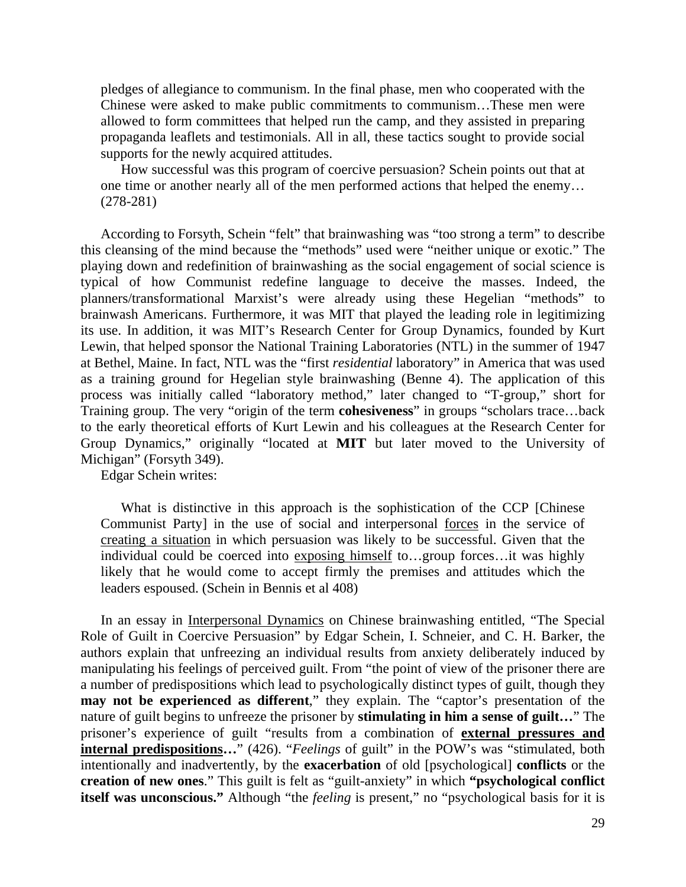> pledges of allegiance to communism. In the final phase, men who cooperated with the Chinese were asked to make public commitments to communism…These men were allowed to form committees that helped run the camp, and they assisted in preparing propaganda leaflets and testimonials. All in all, these tactics sought to provide social supports for the newly acquired attitudes.
>
> How successful was this program of coercive persuasion? Schein points out that at one time or another nearly all of the men performed actions that helped the enemy… (278-281)

According to Forsyth, Schein "felt" that brainwashing was "too strong a term" to describe this cleansing of the mind because the "methods" used were "neither unique or exotic." The playing down and redefinition of brainwashing as the social engagement of social science is typical of how Communist redefine language to deceive the masses. Indeed, the planners/transformational Marxist's were already using these Hegelian "methods" to brainwash Americans. Furthermore, it was MIT that played the leading role in legitimizing its use. In addition, it was MIT's Research Center for Group Dynamics, founded by Kurt Lewin, that helped sponsor the National Training Laboratories (NTL) in the summer of 1947 at Bethel, Maine. In fact, NTL was the "first *residential* laboratory" in America that was used as a training ground for Hegelian style brainwashing (Benne 4). The application of this process was initially called "laboratory method," later changed to "T-group," short for Training group. The very "origin of the term **cohesiveness**" in groups "scholars trace…back to the early theoretical efforts of Kurt Lewin and his colleagues at the Research Center for Group Dynamics," originally "located at **MIT** but later moved to the University of Michigan" (Forsyth 349).

Edgar Schein writes:

> What is distinctive in this approach is the sophistication of the CCP [Chinese Communist Party] in the use of social and interpersonal <u>forces</u> in the service of <u>creating a situation</u> in which persuasion was likely to be successful. Given that the individual could be coerced into <u>exposing himself</u> to…group forces…it was highly likely that he would come to accept firmly the premises and attitudes which the leaders espoused. (Schein in Bennis et al 408)

In an essay in <u>Interpersonal Dynamics</u> on Chinese brainwashing entitled, "The Special Role of Guilt in Coercive Persuasion" by Edgar Schein, I. Schneier, and C. H. Barker, the authors explain that unfreezing an individual results from anxiety deliberately induced by manipulating his feelings of perceived guilt. From "the point of view of the prisoner there are a number of predispositions which lead to psychologically distinct types of guilt, though they **may not be experienced as different**," they explain. The "captor's presentation of the nature of guilt begins to unfreeze the prisoner by **stimulating in him a sense of guilt…**" The prisoner's experience of guilt "results from a combination of **<u>external pressures and internal predispositions</u>…**" (426). "*Feelings* of guilt" in the POW's was "stimulated, both intentionally and inadvertently, by the **exacerbation** of old [psychological] **conflicts** or the **creation of new ones**." This guilt is felt as "guilt-anxiety" in which **"psychological conflict itself was unconscious."** Although "the *feeling* is present," no "psychological basis for it is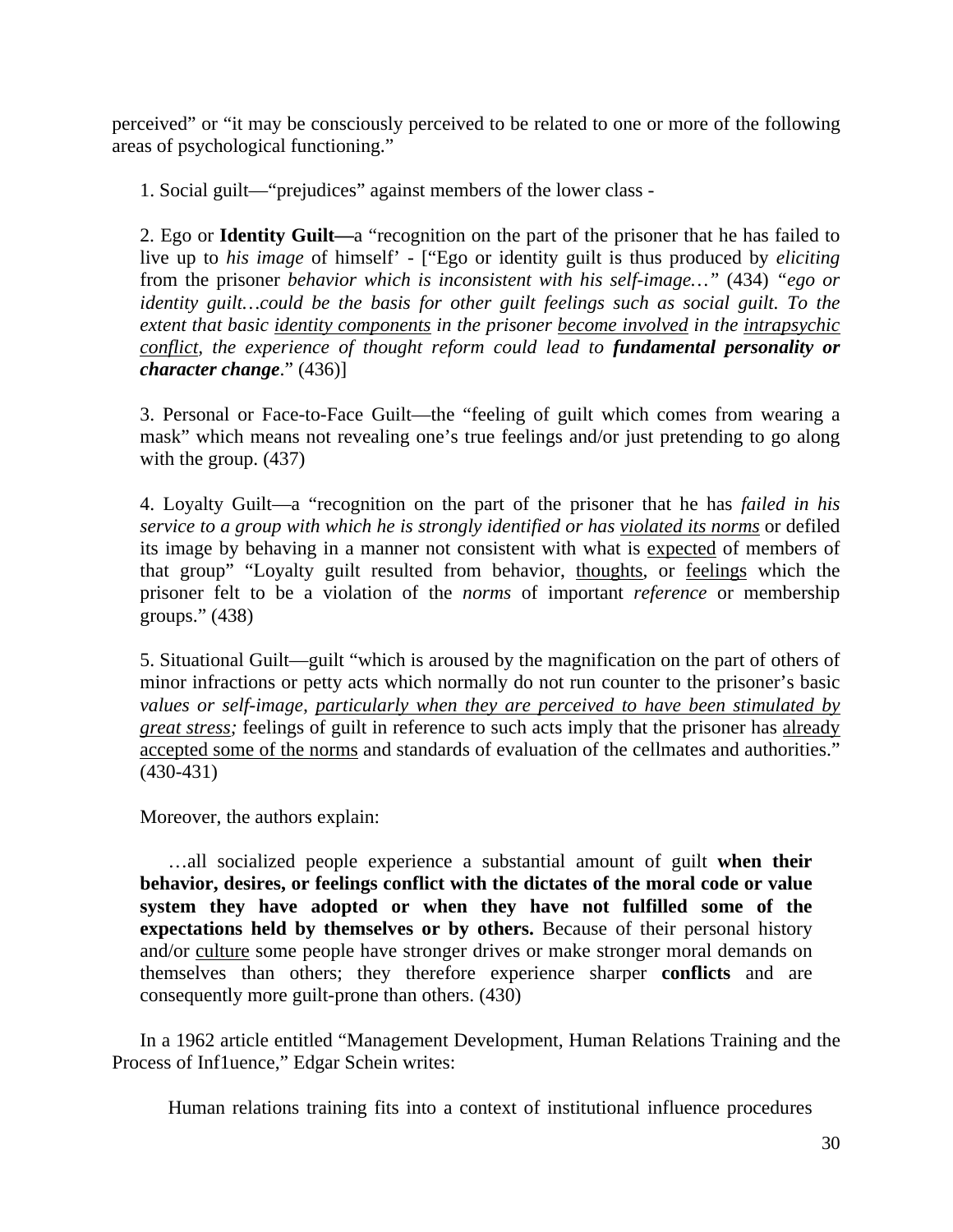perceived" or "it may be consciously perceived to be related to one or more of the following areas of psychological functioning."

1. Social guilt—"prejudices" against members of the lower class -

2. Ego or **Identity Guilt—**a "recognition on the part of the prisoner that he has failed to live up to *his image* of himself' - ["Ego or identity guilt is thus produced by *eliciting* from the prisoner *behavior which is inconsistent with his self-image…"* (434) *"ego or identity guilt…could be the basis for other guilt feelings such as social guilt. To the extent that basic <u>identity components</u> in the prisoner <u>become involved</u> in the <u>intrapsychic conflict</u>, the experience of thought reform could lead to **fundamental personality or character change**.*" (436)]

3. Personal or Face-to-Face Guilt—the "feeling of guilt which comes from wearing a mask" which means not revealing one's true feelings and/or just pretending to go along with the group. (437)

4. Loyalty Guilt—a "recognition on the part of the prisoner that he has *failed in his service to a group with which he is strongly identified or has <u>violated its norms</u>* or defiled its image by behaving in a manner not consistent with what is <u>expected</u> of members of that group" "Loyalty guilt resulted from behavior, <u>thoughts</u>, or <u>feelings</u> which the prisoner felt to be a violation of the *norms* of important *reference* or membership groups." (438)

5. Situational Guilt—guilt "which is aroused by the magnification on the part of others of minor infractions or petty acts which normally do not run counter to the prisoner's basic *values or self-image, <u>particularly when they are perceived to have been stimulated by great stress</u>;* feelings of guilt in reference to such acts imply that the prisoner has <u>already accepted some of the norms</u> and standards of evaluation of the cellmates and authorities." (430-431)

Moreover, the authors explain:

> …all socialized people experience a substantial amount of guilt **when their behavior, desires, or feelings conflict with the dictates of the moral code or value system they have adopted or when they have not fulfilled some of the expectations held by themselves or by others.** Because of their personal history and/or <u>culture</u> some people have stronger drives or make stronger moral demands on themselves than others; they therefore experience sharper **conflicts** and are consequently more guilt-prone than others. (430)

In a 1962 article entitled "Management Development, Human Relations Training and the Process of Inf1uence," Edgar Schein writes:

> Human relations training fits into a context of institutional influence procedures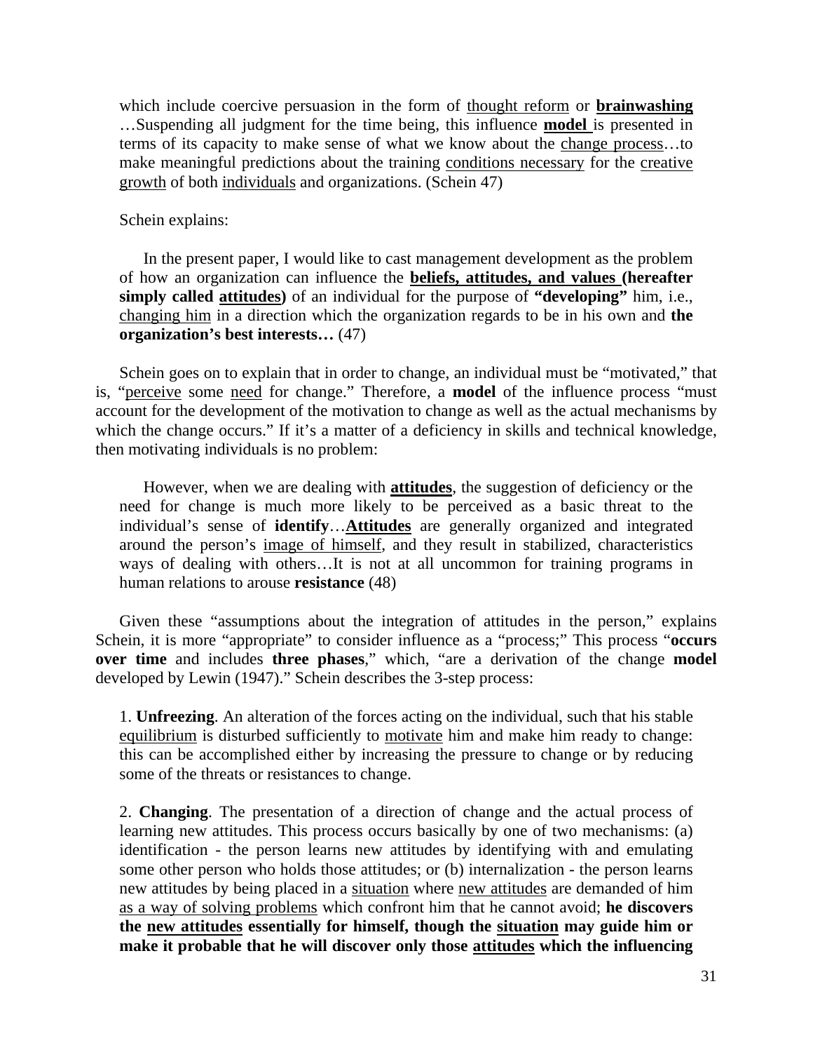> which include coercive persuasion in the form of <u>thought reform</u> or **<u>brainwashing</u>** …Suspending all judgment for the time being, this influence **<u>model</u>** is presented in terms of its capacity to make sense of what we know about the <u>change process</u>…to make meaningful predictions about the training <u>conditions necessary</u> for the <u>creative growth</u> of both <u>individuals</u> and organizations. (Schein 47)

Schein explains:

> In the present paper, I would like to cast management development as the problem of how an organization can influence the **<u>beliefs, attitudes, and values</u> (hereafter simply called <u>attitudes</u>)** of an individual for the purpose of **"developing"** him, i.e., <u>changing him</u> in a direction which the organization regards to be in his own and **the organization's best interests…** (47)

Schein goes on to explain that in order to change, an individual must be "motivated," that is, "<u>perceive</u> some <u>need</u> for change." Therefore, a **model** of the influence process "must account for the development of the motivation to change as well as the actual mechanisms by which the change occurs." If it's a matter of a deficiency in skills and technical knowledge, then motivating individuals is no problem:

> However, when we are dealing with **<u>attitudes</u>**, the suggestion of deficiency or the need for change is much more likely to be perceived as a basic threat to the individual's sense of **identify**…**<u>Attitudes</u>** are generally organized and integrated around the person's <u>image of himself</u>, and they result in stabilized, characteristics ways of dealing with others…It is not at all uncommon for training programs in human relations to arouse **resistance** (48)

Given these "assumptions about the integration of attitudes in the person," explains Schein, it is more "appropriate" to consider influence as a "process;" This process "**occurs over time** and includes **three phases**," which, "are a derivation of the change **model** developed by Lewin (1947)." Schein describes the 3-step process:

> 1. **Unfreezing**. An alteration of the forces acting on the individual, such that his stable <u>equilibrium</u> is disturbed sufficiently to <u>motivate</u> him and make him ready to change: this can be accomplished either by increasing the pressure to change or by reducing some of the threats or resistances to change.
>
> 2. **Changing**. The presentation of a direction of change and the actual process of learning new attitudes. This process occurs basically by one of two mechanisms: (a) identification - the person learns new attitudes by identifying with and emulating some other person who holds those attitudes; or (b) internalization - the person learns new attitudes by being placed in a <u>situation</u> where <u>new attitudes</u> are demanded of him <u>as a way of solving problems</u> which confront him that he cannot avoid; **he discovers the <u>new attitudes</u> essentially for himself, though the <u>situation</u> may guide him or make it probable that he will discover only those <u>attitudes</u> which the influencing**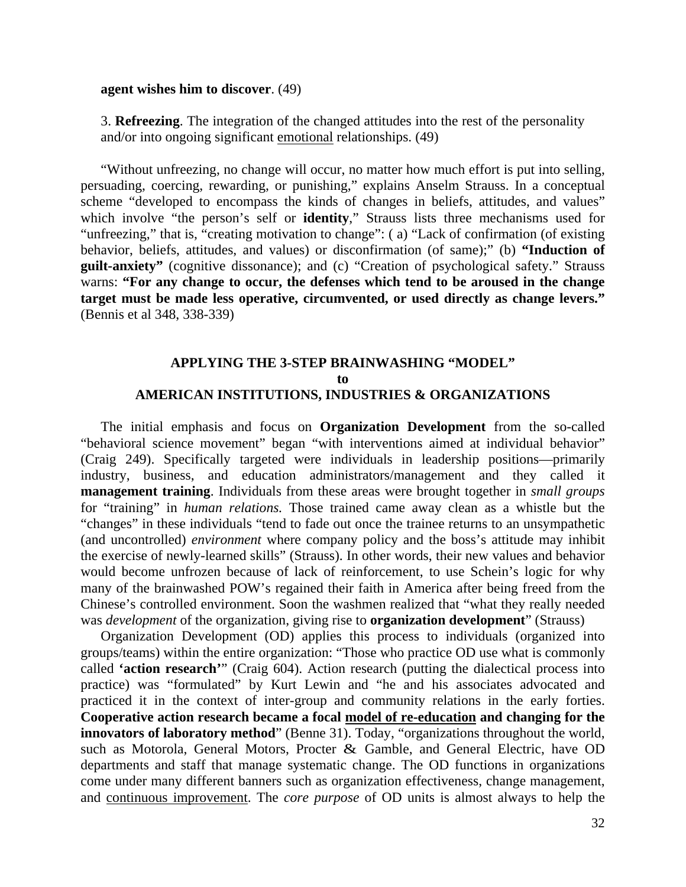**agent wishes him to discover**. (49)

3. **Refreezing**. The integration of the changed attitudes into the rest of the personality and/or into ongoing significant <u>emotional</u> relationships. (49)

"Without unfreezing, no change will occur, no matter how much effort is put into selling, persuading, coercing, rewarding, or punishing," explains Anselm Strauss. In a conceptual scheme "developed to encompass the kinds of changes in beliefs, attitudes, and values" which involve "the person's self or **identity**," Strauss lists three mechanisms used for "unfreezing," that is, "creating motivation to change": ( a) "Lack of confirmation (of existing behavior, beliefs, attitudes, and values) or disconfirmation (of same);" (b) **"Induction of guilt-anxiety"** (cognitive dissonance); and (c) "Creation of psychological safety." Strauss warns: **"For any change to occur, the defenses which tend to be aroused in the change target must be made less operative, circumvented, or used directly as change levers."** (Bennis et al 348, 338-339)

## APPLYING THE 3-STEP BRAINWASHING "MODEL" to AMERICAN INSTITUTIONS, INDUSTRIES & ORGANIZATIONS

The initial emphasis and focus on **Organization Development** from the so-called "behavioral science movement" began "with interventions aimed at individual behavior" (Craig 249). Specifically targeted were individuals in leadership positions—primarily industry, business, and education administrators/management and they called it **management training**. Individuals from these areas were brought together in *small groups* for "training" in *human relations.* Those trained came away clean as a whistle but the "changes" in these individuals "tend to fade out once the trainee returns to an unsympathetic (and uncontrolled) *environment* where company policy and the boss's attitude may inhibit the exercise of newly-learned skills" (Strauss). In other words, their new values and behavior would become unfrozen because of lack of reinforcement, to use Schein's logic for why many of the brainwashed POW's regained their faith in America after being freed from the Chinese's controlled environment. Soon the washmen realized that "what they really needed was *development* of the organization, giving rise to **organization development**" (Strauss)

Organization Development (OD) applies this process to individuals (organized into groups/teams) within the entire organization: "Those who practice OD use what is commonly called **'action research'**" (Craig 604). Action research (putting the dialectical process into practice) was "formulated" by Kurt Lewin and "he and his associates advocated and practiced it in the context of inter-group and community relations in the early forties. **Cooperative action research became a focal <u>model of re-education</u> and changing for the innovators of laboratory method**" (Benne 31). Today, "organizations throughout the world, such as Motorola, General Motors, Procter & Gamble, and General Electric, have OD departments and staff that manage systematic change. The OD functions in organizations come under many different banners such as organization effectiveness, change management, and <u>continuous improvement</u>. The *core purpose* of OD units is almost always to help the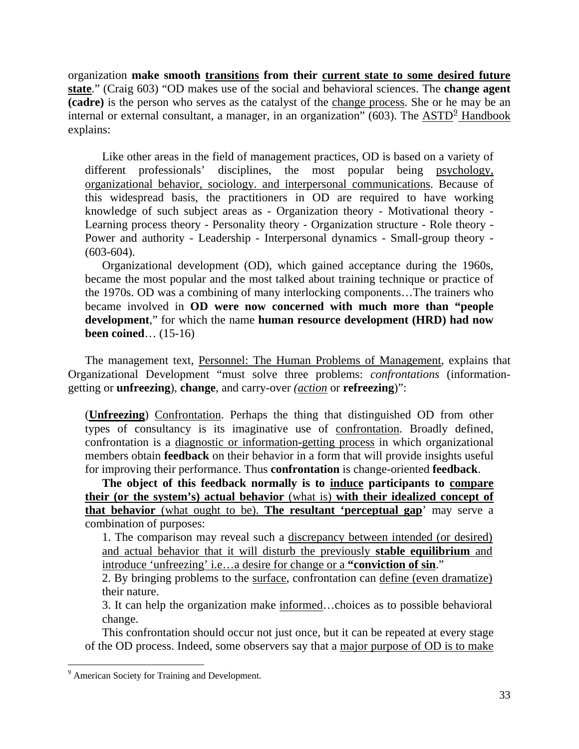organization **make smooth <u>transitions</u> from their <u>current state to some desired future state</u>**." (Craig 603) "OD makes use of the social and behavioral sciences. The **change agent (cadre)** is the person who serves as the catalyst of the <u>change process</u>. She or he may be an internal or external consultant, a manager, in an organization" (603). The <u>ASTD</u>[9] <u>Handbook</u> explains:

> Like other areas in the field of management practices, OD is based on a variety of different professionals' disciplines, the most popular being <u>psychology, organizational behavior, sociology. and interpersonal communications</u>. Because of this widespread basis, the practitioners in OD are required to have working knowledge of such subject areas as - Organization theory - Motivational theory - Learning process theory - Personality theory - Organization structure - Role theory - Power and authority - Leadership - Interpersonal dynamics - Small-group theory - (603-604).
>
> Organizational development (OD), which gained acceptance during the 1960s, became the most popular and the most talked about training technique or practice of the 1970s. OD was a combining of many interlocking components…The trainers who became involved in **OD were now concerned with much more than "people development**," for which the name **human resource development (HRD) had now been coined**… (15-16)

The management text, <u>Personnel: The Human Problems of Management</u>, explains that Organizational Development "must solve three problems: *confrontations* (information-getting or **unfreezing**), **change**, and carry-over *(<u>action</u>* or **refreezing**)":

> (**<u>Unfreezing</u>**) <u>Confrontation</u>. Perhaps the thing that distinguished OD from other types of consultancy is its imaginative use of <u>confrontation</u>. Broadly defined, confrontation is a <u>diagnostic or information-getting process</u> in which organizational members obtain **feedback** on their behavior in a form that will provide insights useful for improving their performance. Thus **confrontation** is change-oriented **feedback**.
>
> **The object of this feedback normally is to <u>induce</u> participants to <u>compare their (or the system's) actual behavior</u>** <u>(what is)</u> **<u>with their idealized concept of that behavior</u>** <u>(what ought to be)</u>. **<u>The resultant 'perceptual gap</u>**' may serve a combination of purposes:
>
> 1. The comparison may reveal such a <u>discrepancy between intended (or desired) and actual behavior that it will disturb the previously</u> **<u>stable equilibrium</u>** <u>and introduce 'unfreezing' i.e…a desire for change or a</u> **<u>"conviction of sin</u>**."
> 2. By bringing problems to the <u>surface</u>, confrontation can <u>define (even dramatize)</u> their nature.
> 3. It can help the organization make <u>informed</u>…choices as to possible behavioral change.
>
> This confrontation should occur not just once, but it can be repeated at every stage of the OD process. Indeed, some observers say that a <u>major purpose of OD is to make</u>

[9] American Society for Training and Development.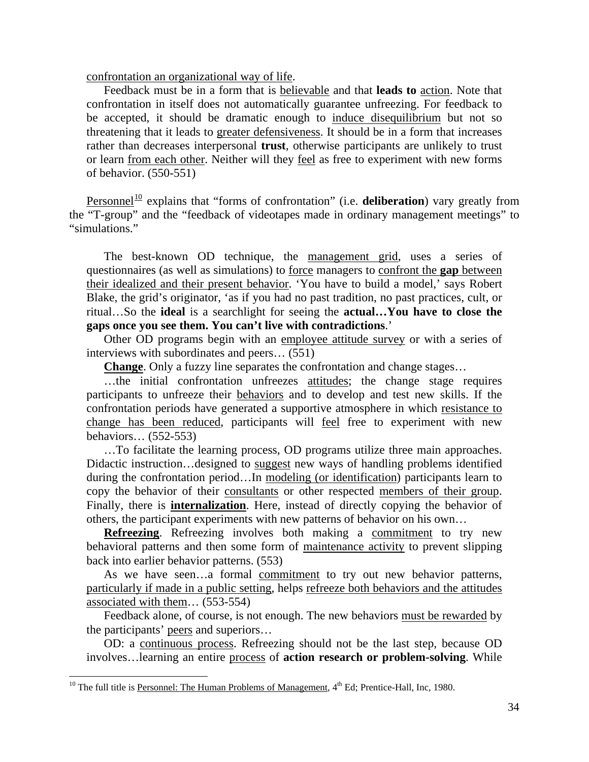confrontation an organizational way of life.

> Feedback must be in a form that is believable and that **leads to** action. Note that confrontation in itself does not automatically guarantee unfreezing. For feedback to be accepted, it should be dramatic enough to induce disequilibrium but not so threatening that it leads to greater defensiveness. It should be in a form that increases rather than decreases interpersonal **trust**, otherwise participants are unlikely to trust or learn from each other. Neither will they feel as free to experiment with new forms of behavior. (550-551)

Personnel[10] explains that "forms of confrontation" (i.e. **deliberation**) vary greatly from the "T-group" and the "feedback of videotapes made in ordinary management meetings" to "simulations."

> The best-known OD technique, the management grid, uses a series of questionnaires (as well as simulations) to force managers to confront the **gap** between their idealized and their present behavior. 'You have to build a model,' says Robert Blake, the grid's originator, 'as if you had no past tradition, no past practices, cult, or ritual…So the **ideal** is a searchlight for seeing the **actual…You have to close the gaps once you see them. You can't live with contradictions**.'
>
> Other OD programs begin with an employee attitude survey or with a series of interviews with subordinates and peers… (551)
>
> **Change**. Only a fuzzy line separates the confrontation and change stages…
>
> …the initial confrontation unfreezes attitudes; the change stage requires participants to unfreeze their behaviors and to develop and test new skills. If the confrontation periods have generated a supportive atmosphere in which resistance to change has been reduced, participants will feel free to experiment with new behaviors… (552-553)
>
> …To facilitate the learning process, OD programs utilize three main approaches. Didactic instruction…designed to suggest new ways of handling problems identified during the confrontation period…In modeling (or identification) participants learn to copy the behavior of their consultants or other respected members of their group. Finally, there is **internalization**. Here, instead of directly copying the behavior of others, the participant experiments with new patterns of behavior on his own…
>
> **Refreezing**. Refreezing involves both making a commitment to try new behavioral patterns and then some form of maintenance activity to prevent slipping back into earlier behavior patterns. (553)
>
> As we have seen…a formal commitment to try out new behavior patterns, particularly if made in a public setting, helps refreeze both behaviors and the attitudes associated with them… (553-554)
>
> Feedback alone, of course, is not enough. The new behaviors must be rewarded by the participants' peers and superiors…
>
> OD: a continuous process. Refreezing should not be the last step, because OD involves…learning an entire process of **action research or problem-solving**. While

[10] The full title is Personnel: The Human Problems of Management, 4th Ed; Prentice-Hall, Inc, 1980.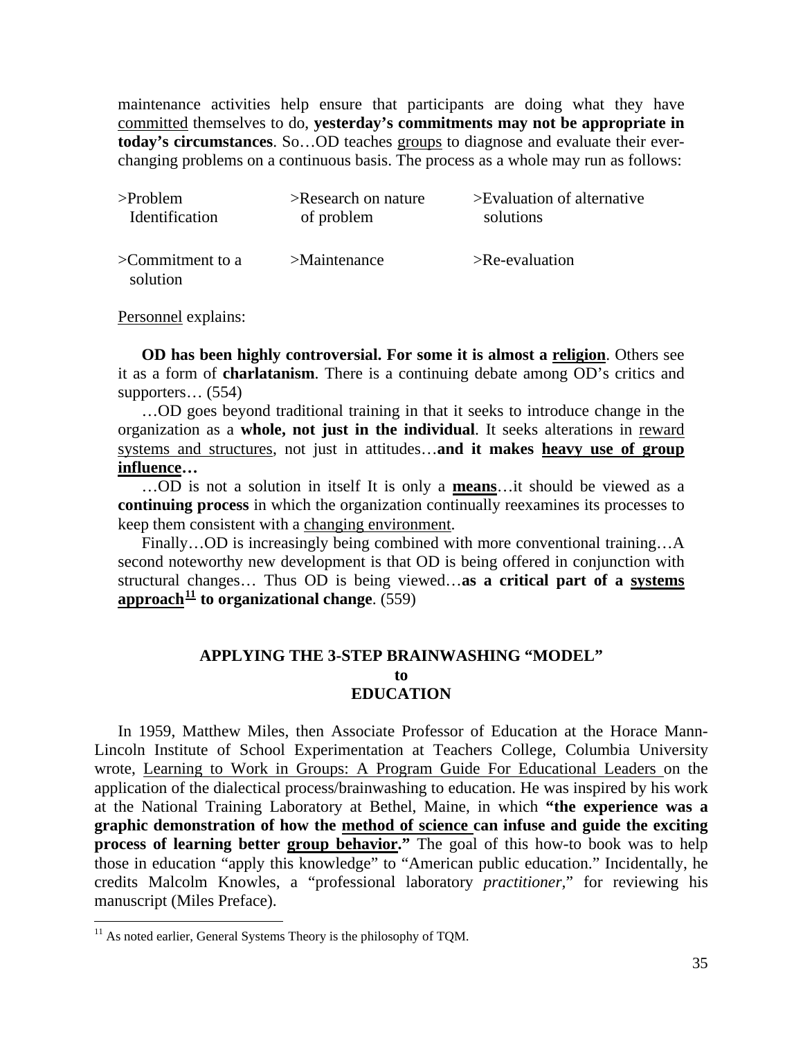maintenance activities help ensure that participants are doing what they have <u>committed</u> themselves to do, **yesterday's commitments may not be appropriate in today's circumstances**. So…OD teaches <u>groups</u> to diagnose and evaluate their ever-changing problems on a continuous basis. The process as a whole may run as follows:

| | | |
|---|---|---|
| >Problem Identification | >Research on nature of problem | >Evaluation of alternative solutions |
| >Commitment to a solution | >Maintenance | >Re-evaluation |

<u>Personnel</u> explains:

> **OD has been highly controversial. For some it is almost a <u>religion</u>**. Others see it as a form of **charlatanism**. There is a continuing debate among OD's critics and supporters… (554)
>
> …OD goes beyond traditional training in that it seeks to introduce change in the organization as a **whole, not just in the individual**. It seeks alterations in <u>reward systems and structures</u>, not just in attitudes…**and it makes <u>heavy use of group influence</u>…**
>
> …OD is not a solution in itself It is only a **<u>means</u>**…it should be viewed as a **continuing process** in which the organization continually reexamines its processes to keep them consistent with a <u>changing environment</u>.
>
> Finally…OD is increasingly being combined with more conventional training…A second noteworthy new development is that OD is being offered in conjunction with structural changes… Thus OD is being viewed…**as a critical part of a <u>systems approach</u>[11] to organizational change**. (559)

## APPLYING THE 3-STEP BRAINWASHING "MODEL" to EDUCATION

In 1959, Matthew Miles, then Associate Professor of Education at the Horace Mann-Lincoln Institute of School Experimentation at Teachers College, Columbia University wrote, <u>Learning to Work in Groups: A Program Guide For Educational Leaders</u> on the application of the dialectical process/brainwashing to education. He was inspired by his work at the National Training Laboratory at Bethel, Maine, in which **"the experience was a graphic demonstration of how the <u>method of science</u> can infuse and guide the exciting process of learning better <u>group behavior</u>."** The goal of this how-to book was to help those in education "apply this knowledge" to "American public education." Incidentally, he credits Malcolm Knowles, a "professional laboratory *practitioner*," for reviewing his manuscript (Miles Preface).

---

[11] As noted earlier, General Systems Theory is the philosophy of TQM.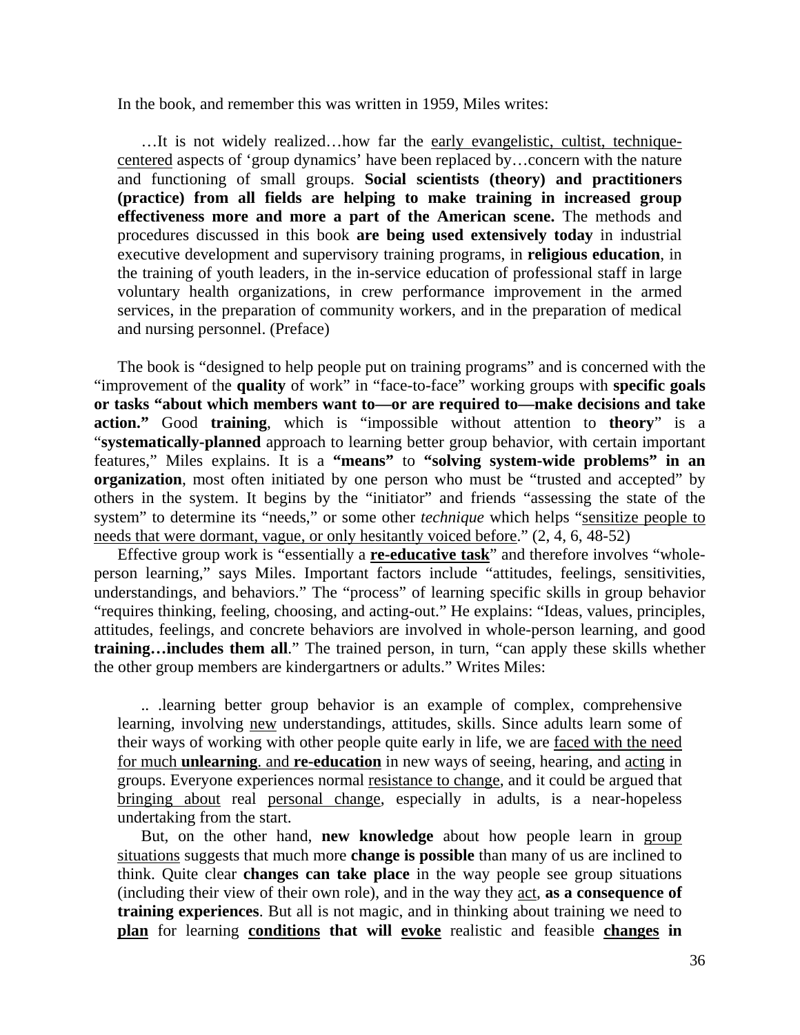In the book, and remember this was written in 1959, Miles writes:

> …It is not widely realized…how far the <u>early evangelistic, cultist, technique-centered</u> aspects of 'group dynamics' have been replaced by…concern with the nature and functioning of small groups. **Social scientists (theory) and practitioners (practice) from all fields are helping to make training in increased group effectiveness more and more a part of the American scene.** The methods and procedures discussed in this book **are being used extensively today** in industrial executive development and supervisory training programs, in **religious education**, in the training of youth leaders, in the in-service education of professional staff in large voluntary health organizations, in crew performance improvement in the armed services, in the preparation of community workers, and in the preparation of medical and nursing personnel. (Preface)

The book is "designed to help people put on training programs" and is concerned with the "improvement of the **quality** of work" in "face-to-face" working groups with **specific goals or tasks "about which members want to—or are required to—make decisions and take action."** Good **training**, which is "impossible without attention to **theory**" is a "**systematically-planned** approach to learning better group behavior, with certain important features," Miles explains. It is a **"means"** to **"solving system-wide problems" in an organization**, most often initiated by one person who must be "trusted and accepted" by others in the system. It begins by the "initiator" and friends "assessing the state of the system" to determine its "needs," or some other *technique* which helps "<u>sensitize people to needs that were dormant, vague, or only hesitantly voiced before</u>." (2, 4, 6, 48-52)

Effective group work is "essentially a **<u>re-educative task</u>**" and therefore involves "whole-person learning," says Miles. Important factors include "attitudes, feelings, sensitivities, understandings, and behaviors." The "process" of learning specific skills in group behavior "requires thinking, feeling, choosing, and acting-out." He explains: "Ideas, values, principles, attitudes, feelings, and concrete behaviors are involved in whole-person learning, and good **training…includes them all**." The trained person, in turn, "can apply these skills whether the other group members are kindergartners or adults." Writes Miles:

> .. .learning better group behavior is an example of complex, comprehensive learning, involving <u>new</u> understandings, attitudes, skills. Since adults learn some of their ways of working with other people quite early in life, we are <u>faced with the need for much **unlearning**. and **re-education**</u> in new ways of seeing, hearing, and <u>acting</u> in groups. Everyone experiences normal <u>resistance to change</u>, and it could be argued that <u>bringing about</u> real <u>personal change</u>, especially in adults, is a near-hopeless undertaking from the start.
>
> But, on the other hand, **new knowledge** about how people learn in <u>group situations</u> suggests that much more **change is possible** than many of us are inclined to think. Quite clear **changes can take place** in the way people see group situations (including their view of their own role), and in the way they <u>act</u>, **as a consequence of training experiences**. But all is not magic, and in thinking about training we need to **<u>plan</u>** for learning **<u>conditions</u> that will <u>evoke</u>** realistic and feasible **<u>changes</u> in**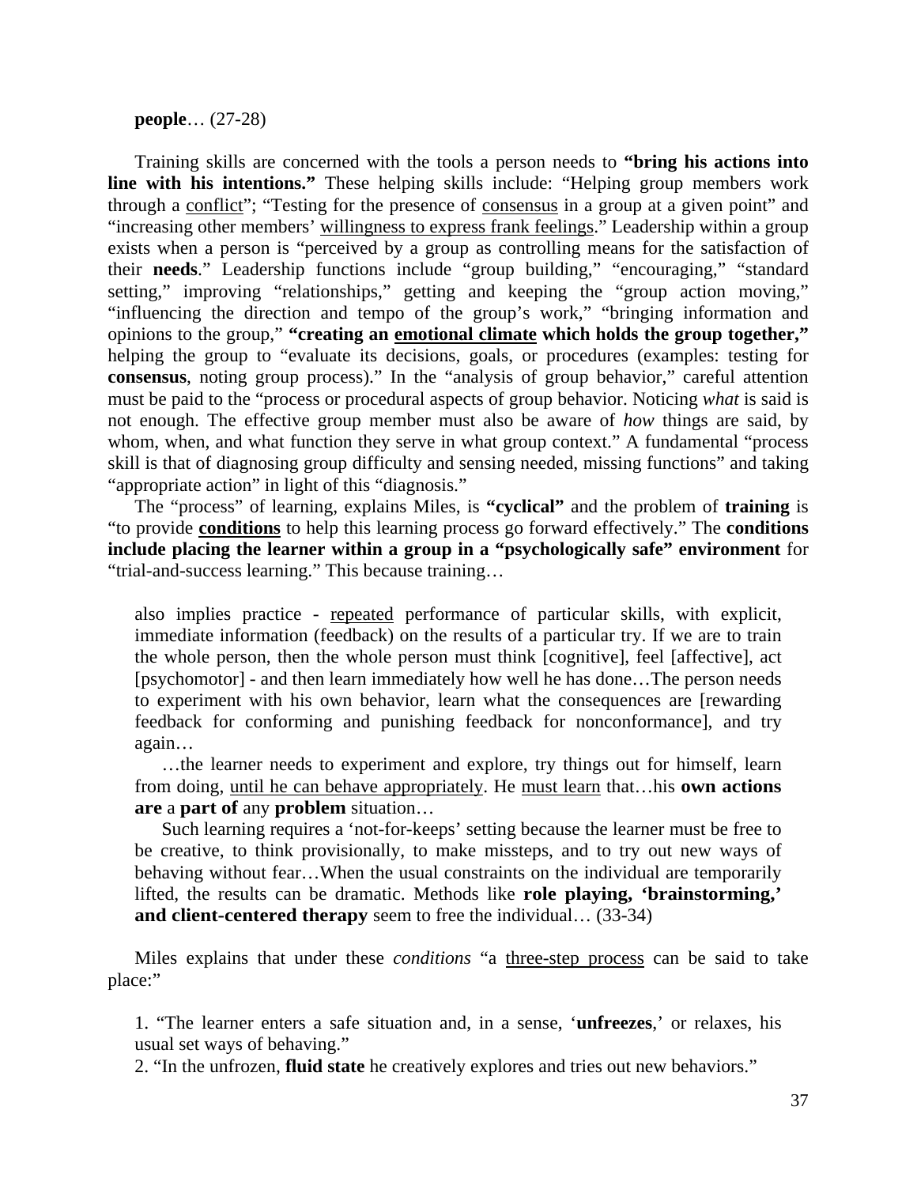**people**… (27-28)

Training skills are concerned with the tools a person needs to **"bring his actions into line with his intentions."** These helping skills include: "Helping group members work through a <u>conflict</u>"; "Testing for the presence of <u>consensus</u> in a group at a given point" and "increasing other members' <u>willingness to express frank feelings</u>." Leadership within a group exists when a person is "perceived by a group as controlling means for the satisfaction of their **needs**." Leadership functions include "group building," "encouraging," "standard setting," improving "relationships," getting and keeping the "group action moving," "influencing the direction and tempo of the group's work," "bringing information and opinions to the group," **"creating an <u>emotional climate</u> which holds the group together,"** helping the group to "evaluate its decisions, goals, or procedures (examples: testing for **consensus**, noting group process)." In the "analysis of group behavior," careful attention must be paid to the "process or procedural aspects of group behavior. Noticing *what* is said is not enough. The effective group member must also be aware of *how* things are said, by whom, when, and what function they serve in what group context." A fundamental "process skill is that of diagnosing group difficulty and sensing needed, missing functions" and taking "appropriate action" in light of this "diagnosis."

The "process" of learning, explains Miles, is **"cyclical"** and the problem of **training** is "to provide **<u>conditions</u>** to help this learning process go forward effectively." The **conditions include placing the learner within a group in a "psychologically safe" environment** for "trial-and-success learning." This because training…

> also implies practice - <u>repeated</u> performance of particular skills, with explicit, immediate information (feedback) on the results of a particular try. If we are to train the whole person, then the whole person must think [cognitive], feel [affective], act [psychomotor] - and then learn immediately how well he has done…The person needs to experiment with his own behavior, learn what the consequences are [rewarding feedback for conforming and punishing feedback for nonconformance], and try again…
>
> …the learner needs to experiment and explore, try things out for himself, learn from doing, <u>until he can behave appropriately</u>. He <u>must learn</u> that…his **own actions are** a **part of** any **problem** situation…
>
> Such learning requires a 'not-for-keeps' setting because the learner must be free to be creative, to think provisionally, to make missteps, and to try out new ways of behaving without fear…When the usual constraints on the individual are temporarily lifted, the results can be dramatic. Methods like **role playing, 'brainstorming,' and client-centered therapy** seem to free the individual… (33-34)

Miles explains that under these *conditions* "a <u>three-step process</u> can be said to take place:"

> 1. "The learner enters a safe situation and, in a sense, '**unfreezes**,' or relaxes, his usual set ways of behaving."
> 2. "In the unfrozen, **fluid state** he creatively explores and tries out new behaviors."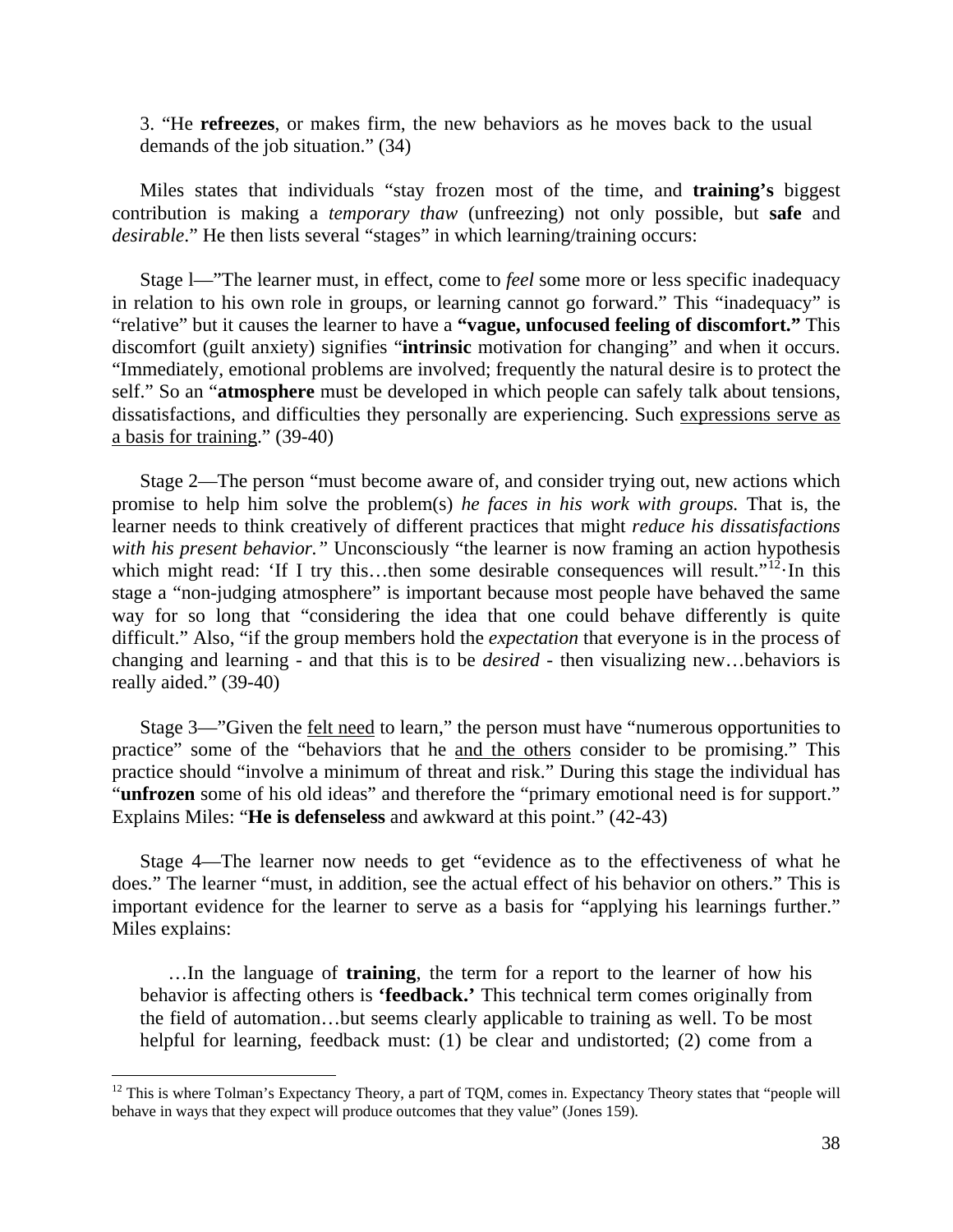> 3. “He **refreezes**, or makes firm, the new behaviors as he moves back to the usual demands of the job situation.” (34)

Miles states that individuals “stay frozen most of the time, and **training’s** biggest contribution is making a *temporary thaw* (unfreezing) not only possible, but **safe** and *desirable*.” He then lists several “stages” in which learning/training occurs:

Stage l—”The learner must, in effect, come to *feel* some more or less specific inadequacy in relation to his own role in groups, or learning cannot go forward.” This “inadequacy” is “relative” but it causes the learner to have a **“vague, unfocused feeling of discomfort.”** This discomfort (guilt anxiety) signifies “**intrinsic** motivation for changing” and when it occurs. “Immediately, emotional problems are involved; frequently the natural desire is to protect the self.” So an “**atmosphere** must be developed in which people can safely talk about tensions, dissatisfactions, and difficulties they personally are experiencing. Such <u>expressions serve as a basis for training</u>.” (39-40)

Stage 2—The person “must become aware of, and consider trying out, new actions which promise to help him solve the problem(s) *he faces in his work with groups.* That is, the learner needs to think creatively of different practices that might *reduce his dissatisfactions with his present behavior.”* Unconsciously “the learner is now framing an action hypothesis which might read: ‘If I try this…then some desirable consequences will result.”[12]·In this stage a “non-judging atmosphere” is important because most people have behaved the same way for so long that “considering the idea that one could behave differently is quite difficult.” Also, “if the group members hold the *expectation* that everyone is in the process of changing and learning - and that this is to be *desired* - then visualizing new…behaviors is really aided.” (39-40)

Stage 3—”Given the <u>felt need</u> to learn,” the person must have “numerous opportunities to practice” some of the “behaviors that he <u>and the others</u> consider to be promising.” This practice should “involve a minimum of threat and risk.” During this stage the individual has “**unfrozen** some of his old ideas” and therefore the “primary emotional need is for support.” Explains Miles: “**He is defenseless** and awkward at this point.” (42-43)

Stage 4—The learner now needs to get “evidence as to the effectiveness of what he does.” The learner “must, in addition, see the actual effect of his behavior on others.” This is important evidence for the learner to serve as a basis for “applying his learnings further.” Miles explains:

> …In the language of **training**, the term for a report to the learner of how his behavior is affecting others is **‘feedback.’** This technical term comes originally from the field of automation…but seems clearly applicable to training as well. To be most helpful for learning, feedback must: (1) be clear and undistorted; (2) come from a

---

[12] This is where Tolman’s Expectancy Theory, a part of TQM, comes in. Expectancy Theory states that “people will behave in ways that they expect will produce outcomes that they value” (Jones 159).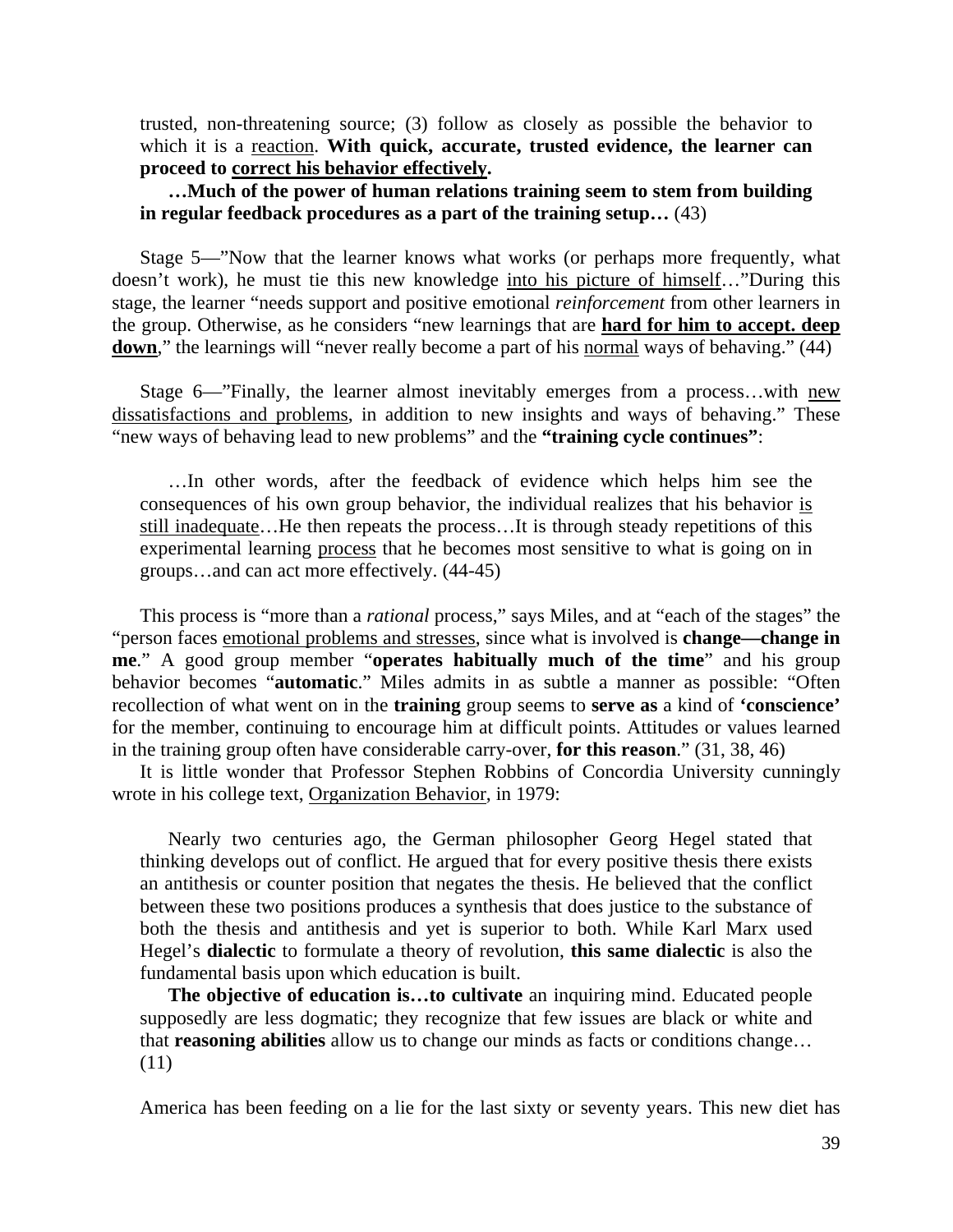> trusted, non-threatening source; (3) follow as closely as possible the behavior to which it is a reaction. **With quick, accurate, trusted evidence, the learner can proceed to correct his behavior effectively.**
>
> **…Much of the power of human relations training seem to stem from building in regular feedback procedures as a part of the training setup…** (43)

Stage 5—"Now that the learner knows what works (or perhaps more frequently, what doesn't work), he must tie this new knowledge into his picture of himself…"During this stage, the learner "needs support and positive emotional *reinforcement* from other learners in the group. Otherwise, as he considers "new learnings that are **hard for him to accept. deep down**," the learnings will "never really become a part of his normal ways of behaving." (44)

Stage 6—"Finally, the learner almost inevitably emerges from a process…with new dissatisfactions and problems, in addition to new insights and ways of behaving." These "new ways of behaving lead to new problems" and the **"training cycle continues"**:

> …In other words, after the feedback of evidence which helps him see the consequences of his own group behavior, the individual realizes that his behavior is still inadequate…He then repeats the process…It is through steady repetitions of this experimental learning process that he becomes most sensitive to what is going on in groups…and can act more effectively. (44-45)

This process is "more than a *rational* process," says Miles, and at "each of the stages" the "person faces emotional problems and stresses, since what is involved is **change—change in me**." A good group member "**operates habitually much of the time**" and his group behavior becomes "**automatic**." Miles admits in as subtle a manner as possible: "Often recollection of what went on in the **training** group seems to **serve as** a kind of **'conscience'** for the member, continuing to encourage him at difficult points. Attitudes or values learned in the training group often have considerable carry-over, **for this reason**." (31, 38, 46)

It is little wonder that Professor Stephen Robbins of Concordia University cunningly wrote in his college text, Organization Behavior, in 1979:

> Nearly two centuries ago, the German philosopher Georg Hegel stated that thinking develops out of conflict. He argued that for every positive thesis there exists an antithesis or counter position that negates the thesis. He believed that the conflict between these two positions produces a synthesis that does justice to the substance of both the thesis and antithesis and yet is superior to both. While Karl Marx used Hegel's **dialectic** to formulate a theory of revolution, **this same dialectic** is also the fundamental basis upon which education is built.
>
> **The objective of education is…to cultivate** an inquiring mind. Educated people supposedly are less dogmatic; they recognize that few issues are black or white and that **reasoning abilities** allow us to change our minds as facts or conditions change… (11)

America has been feeding on a lie for the last sixty or seventy years. This new diet has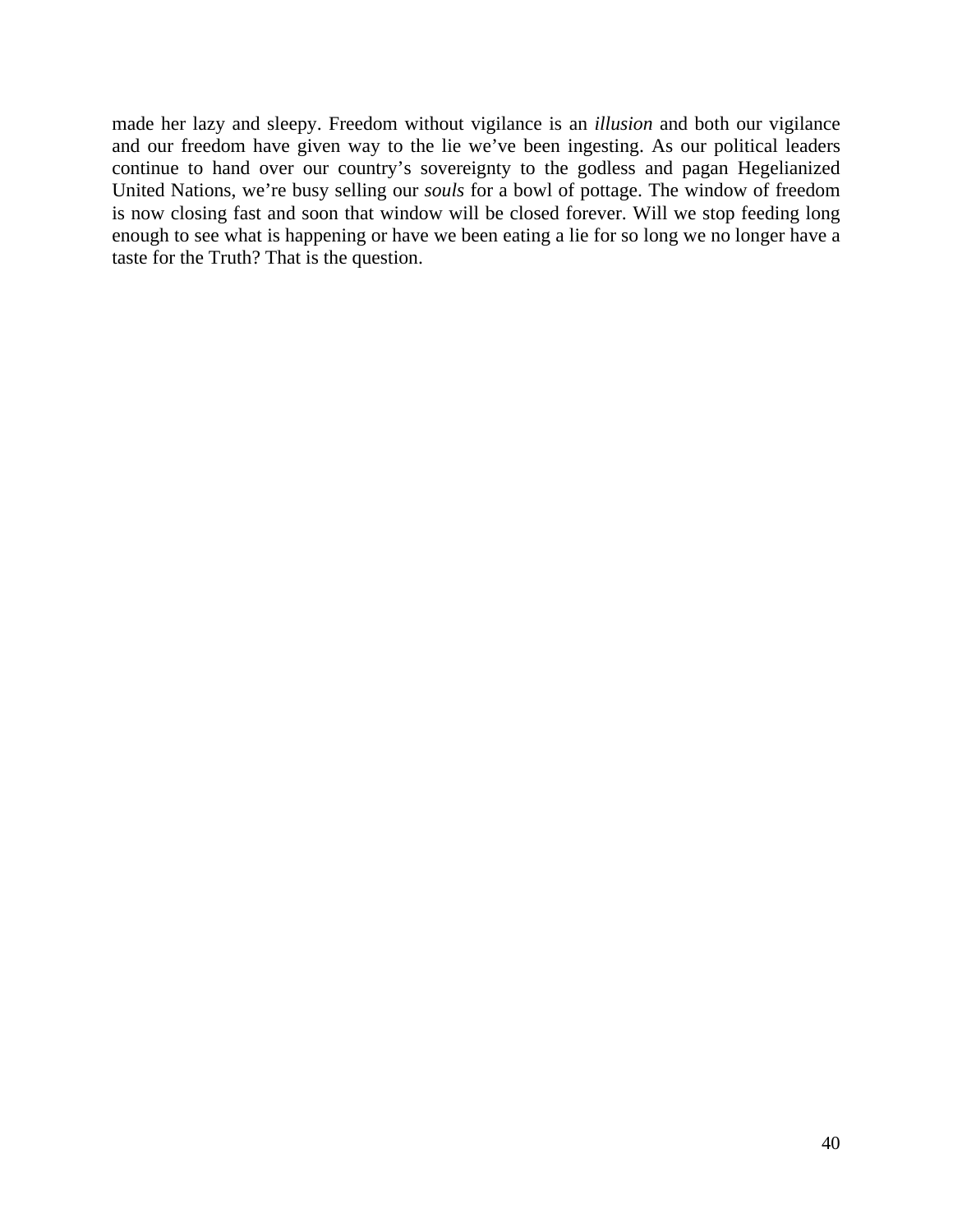made her lazy and sleepy. Freedom without vigilance is an *illusion* and both our vigilance and our freedom have given way to the lie we've been ingesting. As our political leaders continue to hand over our country's sovereignty to the godless and pagan Hegelianized United Nations, we're busy selling our *souls* for a bowl of pottage. The window of freedom is now closing fast and soon that window will be closed forever. Will we stop feeding long enough to see what is happening or have we been eating a lie for so long we no longer have a taste for the Truth? That is the question.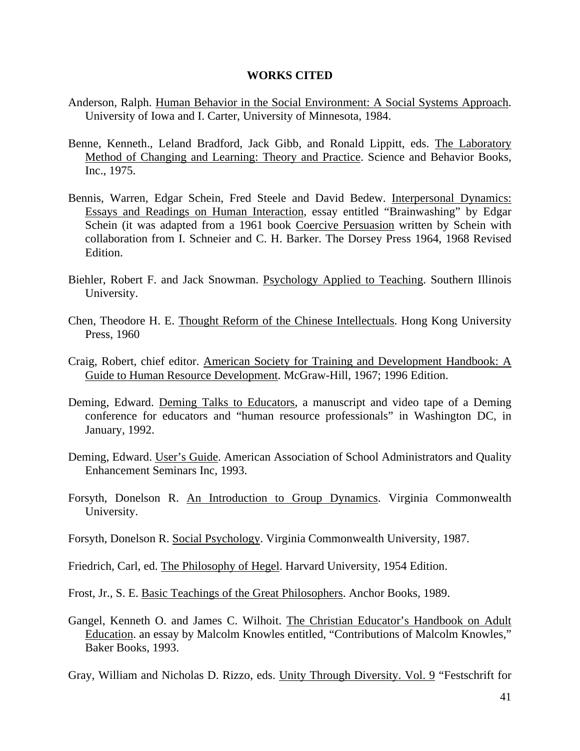# WORKS CITED

Anderson, Ralph. Human Behavior in the Social Environment: A Social Systems Approach. University of Iowa and I. Carter, University of Minnesota, 1984.

Benne, Kenneth., Leland Bradford, Jack Gibb, and Ronald Lippitt, eds. The Laboratory Method of Changing and Learning: Theory and Practice. Science and Behavior Books, Inc., 1975.

Bennis, Warren, Edgar Schein, Fred Steele and David Bedew. Interpersonal Dynamics: Essays and Readings on Human Interaction, essay entitled "Brainwashing" by Edgar Schein (it was adapted from a 1961 book Coercive Persuasion written by Schein with collaboration from I. Schneier and C. H. Barker. The Dorsey Press 1964, 1968 Revised Edition.

Biehler, Robert F. and Jack Snowman. Psychology Applied to Teaching. Southern Illinois University.

Chen, Theodore H. E. Thought Reform of the Chinese Intellectuals. Hong Kong University Press, 1960

Craig, Robert, chief editor. American Society for Training and Development Handbook: A Guide to Human Resource Development. McGraw-Hill, 1967; 1996 Edition.

Deming, Edward. Deming Talks to Educators, a manuscript and video tape of a Deming conference for educators and "human resource professionals" in Washington DC, in January, 1992.

Deming, Edward. User's Guide. American Association of School Administrators and Quality Enhancement Seminars Inc, 1993.

Forsyth, Donelson R. An Introduction to Group Dynamics. Virginia Commonwealth University.

Forsyth, Donelson R. Social Psychology. Virginia Commonwealth University, 1987.

Friedrich, Carl, ed. The Philosophy of Hegel. Harvard University, 1954 Edition.

Frost, Jr., S. E. Basic Teachings of the Great Philosophers. Anchor Books, 1989.

Gangel, Kenneth O. and James C. Wilhoit. The Christian Educator's Handbook on Adult Education. an essay by Malcolm Knowles entitled, "Contributions of Malcolm Knowles," Baker Books, 1993.

Gray, William and Nicholas D. Rizzo, eds. Unity Through Diversity. Vol. 9 "Festschrift for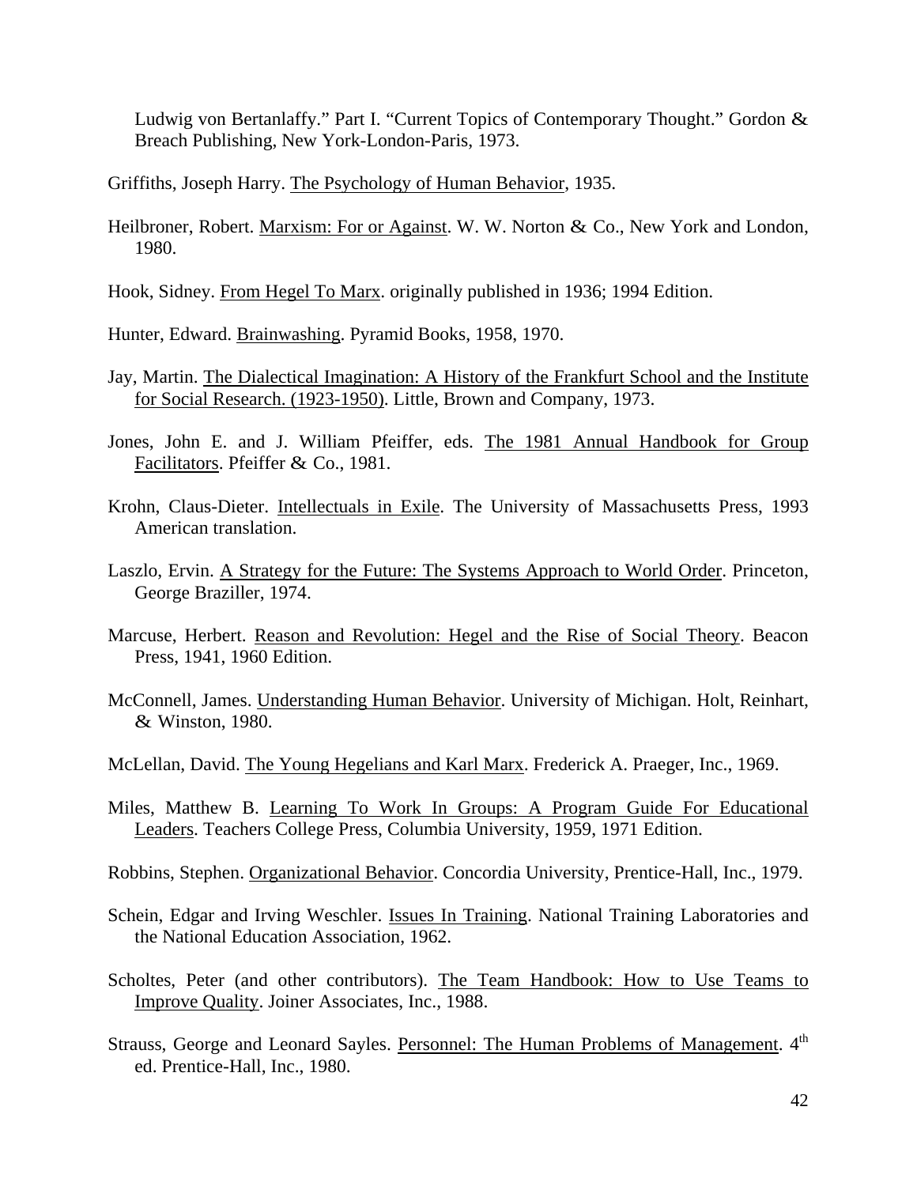Ludwig von Bertanlaffy." Part I. "Current Topics of Contemporary Thought." Gordon & Breach Publishing, New York-London-Paris, 1973.

Griffiths, Joseph Harry. The Psychology of Human Behavior, 1935.

Heilbroner, Robert. Marxism: For or Against. W. W. Norton & Co., New York and London, 1980.

Hook, Sidney. From Hegel To Marx. originally published in 1936; 1994 Edition.

Hunter, Edward. Brainwashing. Pyramid Books, 1958, 1970.

Jay, Martin. The Dialectical Imagination: A History of the Frankfurt School and the Institute for Social Research. (1923-1950). Little, Brown and Company, 1973.

Jones, John E. and J. William Pfeiffer, eds. The 1981 Annual Handbook for Group Facilitators. Pfeiffer & Co., 1981.

Krohn, Claus-Dieter. Intellectuals in Exile. The University of Massachusetts Press, 1993 American translation.

Laszlo, Ervin. A Strategy for the Future: The Systems Approach to World Order. Princeton, George Braziller, 1974.

Marcuse, Herbert. Reason and Revolution: Hegel and the Rise of Social Theory. Beacon Press, 1941, 1960 Edition.

McConnell, James. Understanding Human Behavior. University of Michigan. Holt, Reinhart, & Winston, 1980.

McLellan, David. The Young Hegelians and Karl Marx. Frederick A. Praeger, Inc., 1969.

Miles, Matthew B. Learning To Work In Groups: A Program Guide For Educational Leaders. Teachers College Press, Columbia University, 1959, 1971 Edition.

Robbins, Stephen. Organizational Behavior. Concordia University, Prentice-Hall, Inc., 1979.

Schein, Edgar and Irving Weschler. Issues In Training. National Training Laboratories and the National Education Association, 1962.

Scholtes, Peter (and other contributors). The Team Handbook: How to Use Teams to Improve Quality. Joiner Associates, Inc., 1988.

Strauss, George and Leonard Sayles. Personnel: The Human Problems of Management. 4th ed. Prentice-Hall, Inc., 1980.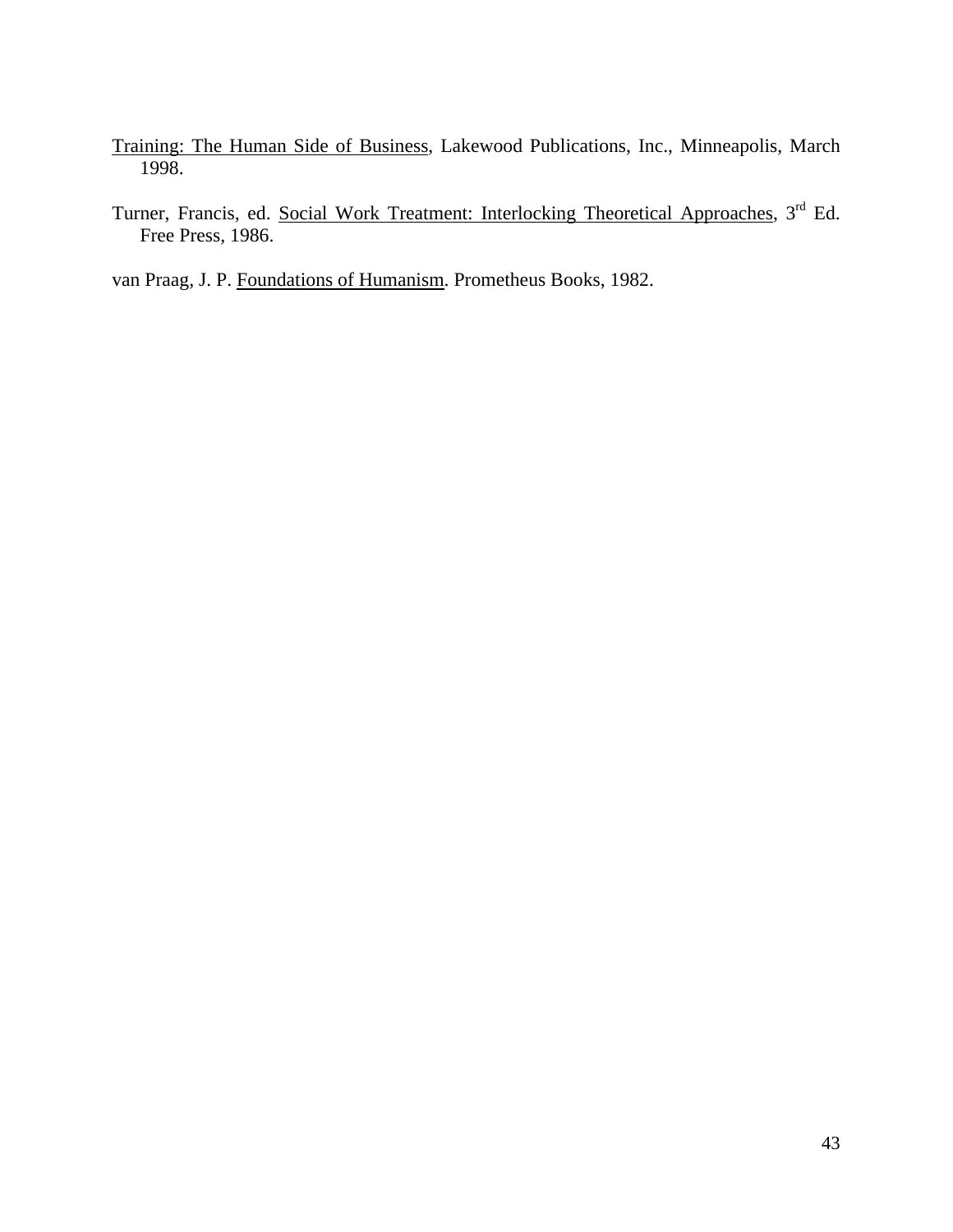Training: The Human Side of Business, Lakewood Publications, Inc., Minneapolis, March 1998.

Turner, Francis, ed. Social Work Treatment: Interlocking Theoretical Approaches, 3rd Ed. Free Press, 1986.

van Praag, J. P. Foundations of Humanism. Prometheus Books, 1982.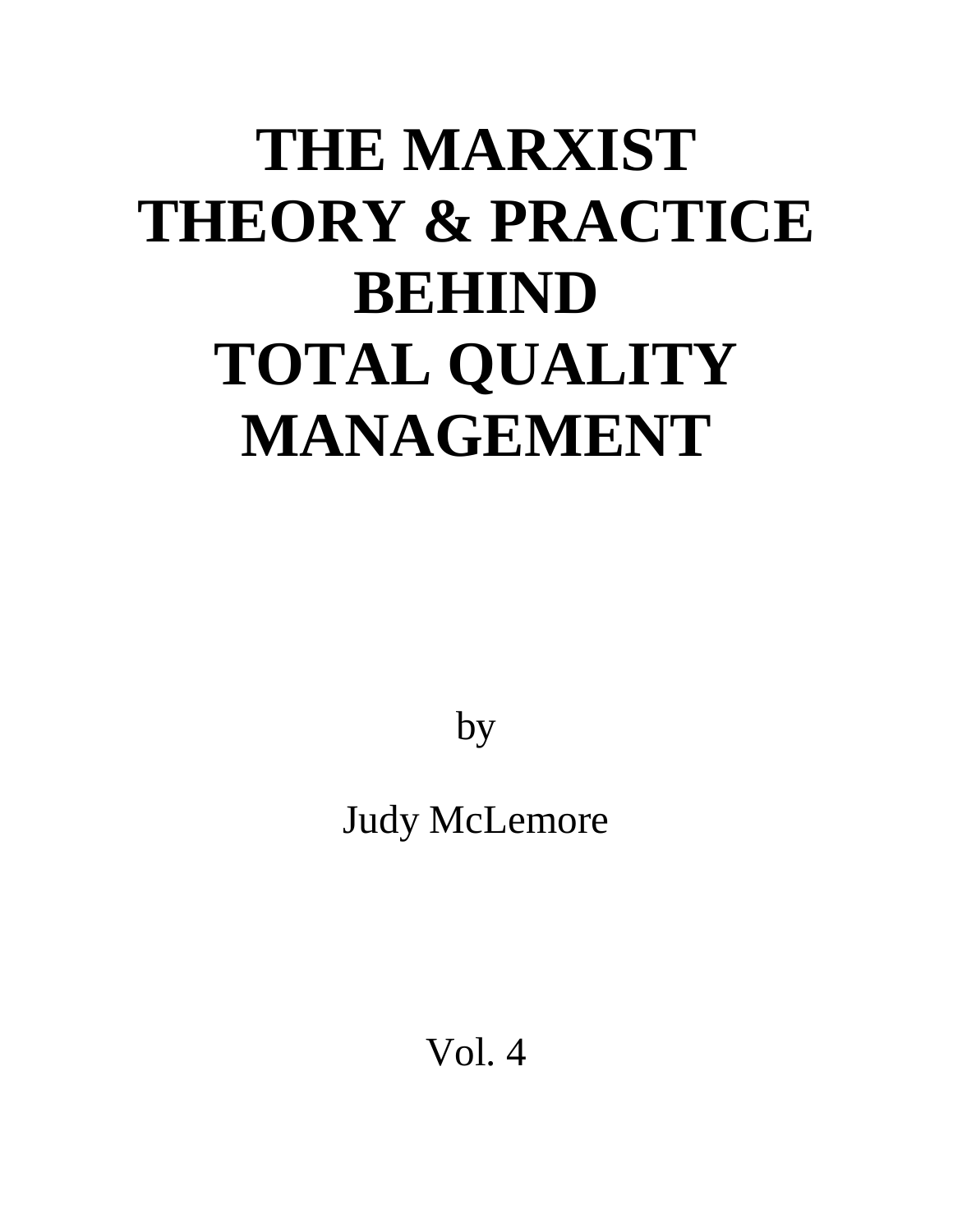# THE MARXIST THEORY & PRACTICE BEHIND TOTAL QUALITY MANAGEMENT

by

Judy McLemore

Vol. 4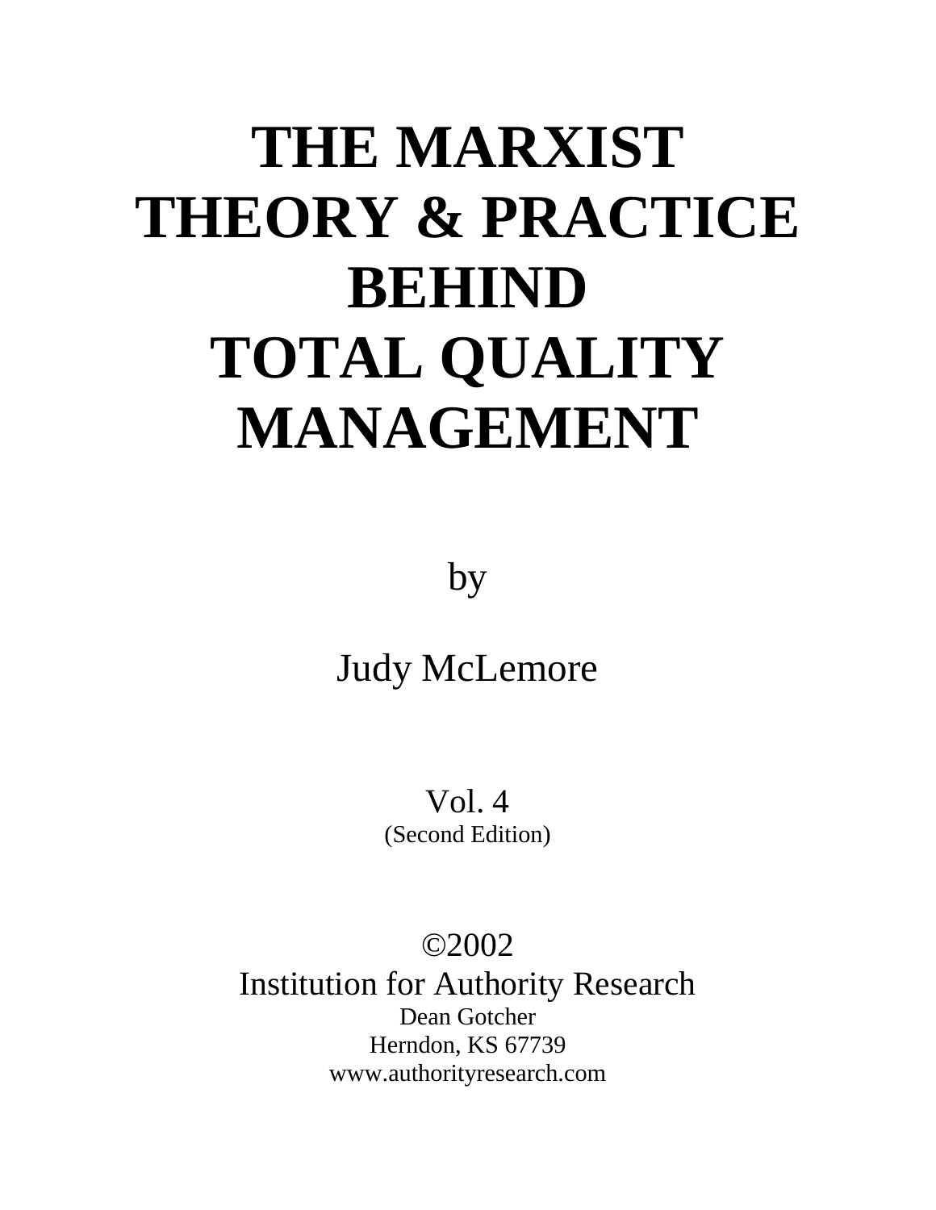# THE MARXIST THEORY & PRACTICE BEHIND TOTAL QUALITY MANAGEMENT

by

Judy McLemore

Vol. 4
(Second Edition)

©2002
Institution for Authority Research
Dean Gotcher
Herndon, KS 67739
www.authorityresearch.com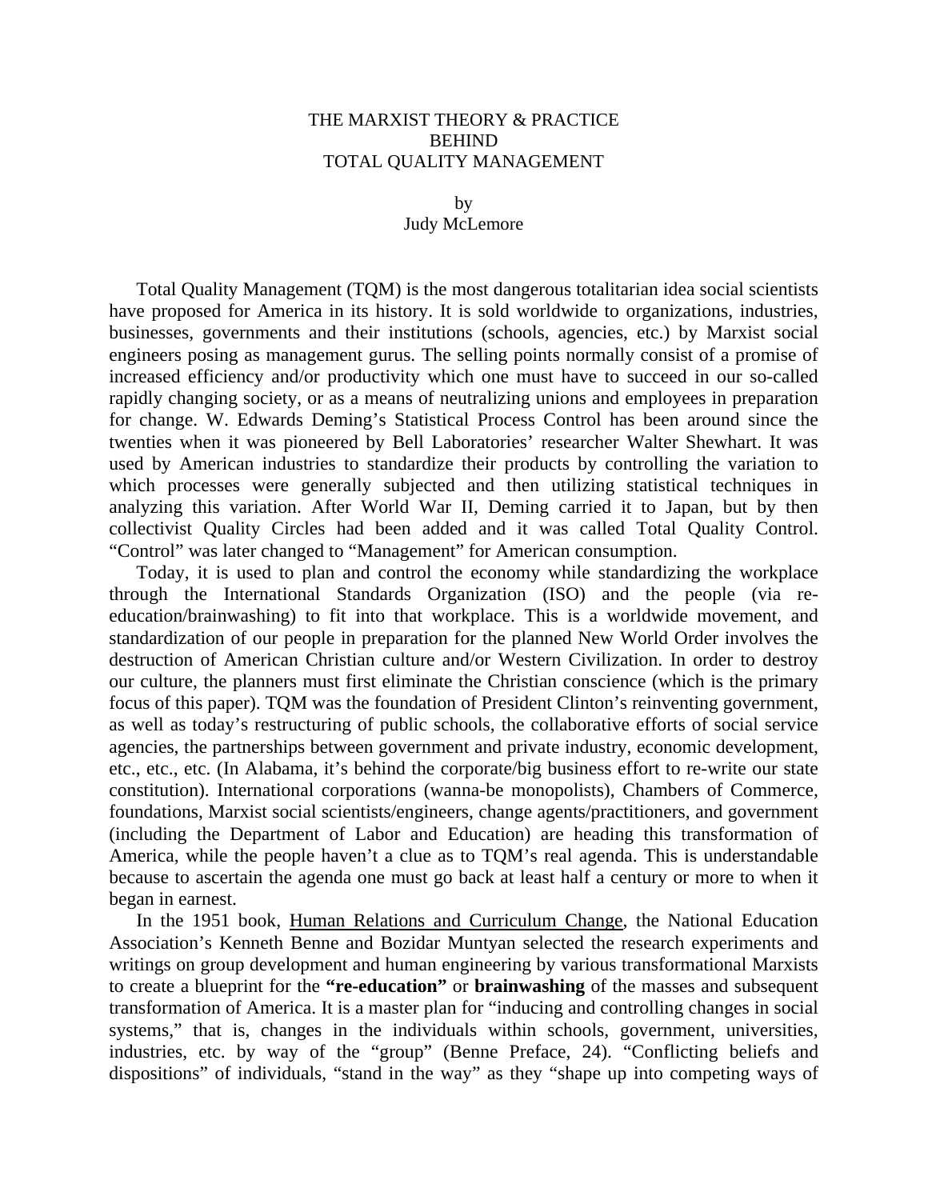# THE MARXIST THEORY & PRACTICE BEHIND TOTAL QUALITY MANAGEMENT

by
Judy McLemore

Total Quality Management (TQM) is the most dangerous totalitarian idea social scientists have proposed for America in its history. It is sold worldwide to organizations, industries, businesses, governments and their institutions (schools, agencies, etc.) by Marxist social engineers posing as management gurus. The selling points normally consist of a promise of increased efficiency and/or productivity which one must have to succeed in our so-called rapidly changing society, or as a means of neutralizing unions and employees in preparation for change. W. Edwards Deming's Statistical Process Control has been around since the twenties when it was pioneered by Bell Laboratories' researcher Walter Shewhart. It was used by American industries to standardize their products by controlling the variation to which processes were generally subjected and then utilizing statistical techniques in analyzing this variation. After World War II, Deming carried it to Japan, but by then collectivist Quality Circles had been added and it was called Total Quality Control. "Control" was later changed to "Management" for American consumption.

Today, it is used to plan and control the economy while standardizing the workplace through the International Standards Organization (ISO) and the people (via re-education/brainwashing) to fit into that workplace. This is a worldwide movement, and standardization of our people in preparation for the planned New World Order involves the destruction of American Christian culture and/or Western Civilization. In order to destroy our culture, the planners must first eliminate the Christian conscience (which is the primary focus of this paper). TQM was the foundation of President Clinton's reinventing government, as well as today's restructuring of public schools, the collaborative efforts of social service agencies, the partnerships between government and private industry, economic development, etc., etc., etc. (In Alabama, it's behind the corporate/big business effort to re-write our state constitution). International corporations (wanna-be monopolists), Chambers of Commerce, foundations, Marxist social scientists/engineers, change agents/practitioners, and government (including the Department of Labor and Education) are heading this transformation of America, while the people haven't a clue as to TQM's real agenda. This is understandable because to ascertain the agenda one must go back at least half a century or more to when it began in earnest.

In the 1951 book, Human Relations and Curriculum Change, the National Education Association's Kenneth Benne and Bozidar Muntyan selected the research experiments and writings on group development and human engineering by various transformational Marxists to create a blueprint for the **"re-education"** or **brainwashing** of the masses and subsequent transformation of America. It is a master plan for "inducing and controlling changes in social systems," that is, changes in the individuals within schools, government, universities, industries, etc. by way of the "group" (Benne Preface, 24). "Conflicting beliefs and dispositions" of individuals, "stand in the way" as they "shape up into competing ways of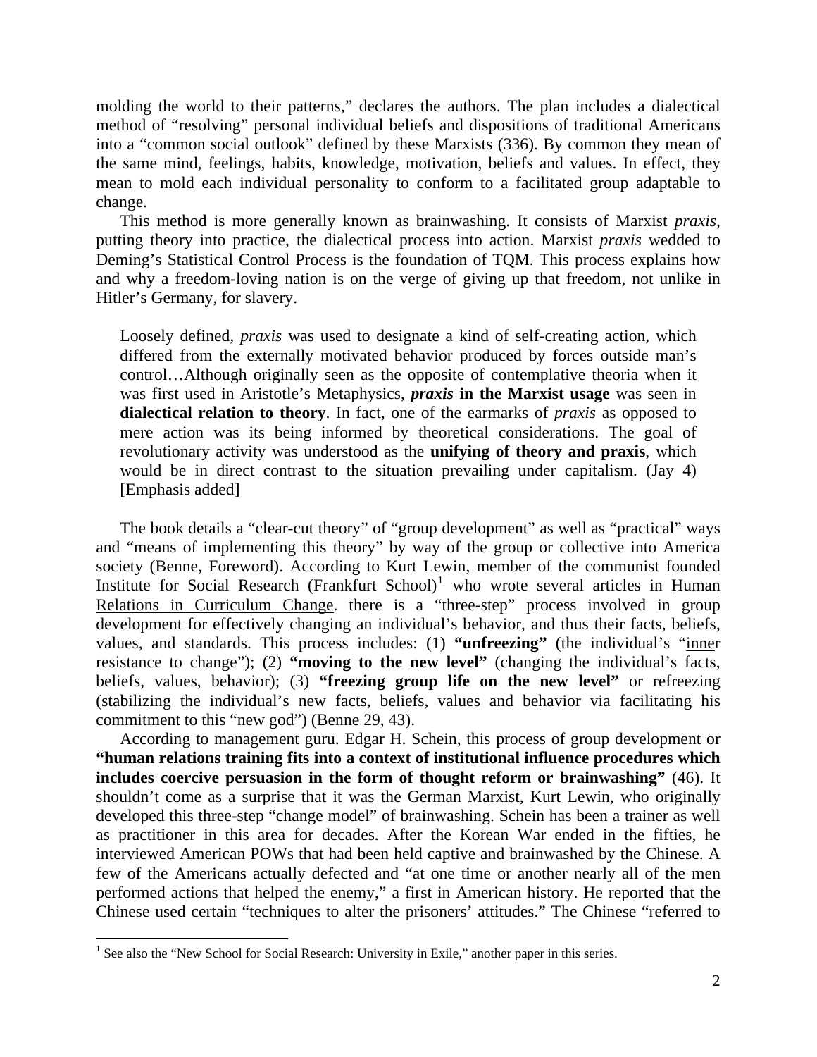molding the world to their patterns," declares the authors. The plan includes a dialectical method of "resolving" personal individual beliefs and dispositions of traditional Americans into a "common social outlook" defined by these Marxists (336). By common they mean of the same mind, feelings, habits, knowledge, motivation, beliefs and values. In effect, they mean to mold each individual personality to conform to a facilitated group adaptable to change.

This method is more generally known as brainwashing. It consists of Marxist *praxis*, putting theory into practice, the dialectical process into action. Marxist *praxis* wedded to Deming's Statistical Control Process is the foundation of TQM. This process explains how and why a freedom-loving nation is on the verge of giving up that freedom, not unlike in Hitler's Germany, for slavery.

> Loosely defined, *praxis* was used to designate a kind of self-creating action, which differed from the externally motivated behavior produced by forces outside man's control…Although originally seen as the opposite of contemplative theoria when it was first used in Aristotle's Metaphysics, ***praxis*** **in the Marxist usage** was seen in **dialectical relation to theory**. In fact, one of the earmarks of *praxis* as opposed to mere action was its being informed by theoretical considerations. The goal of revolutionary activity was understood as the **unifying of theory and praxis**, which would be in direct contrast to the situation prevailing under capitalism. (Jay 4) [Emphasis added]

The book details a "clear-cut theory" of "group development" as well as "practical" ways and "means of implementing this theory" by way of the group or collective into America society (Benne, Foreword). According to Kurt Lewin, member of the communist founded Institute for Social Research (Frankfurt School)[1] who wrote several articles in Human Relations in Curriculum Change. there is a "three-step" process involved in group development for effectively changing an individual's behavior, and thus their facts, beliefs, values, and standards. This process includes: (1) **"unfreezing"** (the individual's "inner resistance to change"); (2) **"moving to the new level"** (changing the individual's facts, beliefs, values, behavior); (3) **"freezing group life on the new level"** or refreezing (stabilizing the individual's new facts, beliefs, values and behavior via facilitating his commitment to this "new god") (Benne 29, 43).

According to management guru. Edgar H. Schein, this process of group development or **"human relations training fits into a context of institutional influence procedures which includes coercive persuasion in the form of thought reform or brainwashing"** (46). It shouldn't come as a surprise that it was the German Marxist, Kurt Lewin, who originally developed this three-step "change model" of brainwashing. Schein has been a trainer as well as practitioner in this area for decades. After the Korean War ended in the fifties, he interviewed American POWs that had been held captive and brainwashed by the Chinese. A few of the Americans actually defected and "at one time or another nearly all of the men performed actions that helped the enemy," a first in American history. He reported that the Chinese used certain "techniques to alter the prisoners' attitudes." The Chinese "referred to

[1] See also the "New School for Social Research: University in Exile," another paper in this series.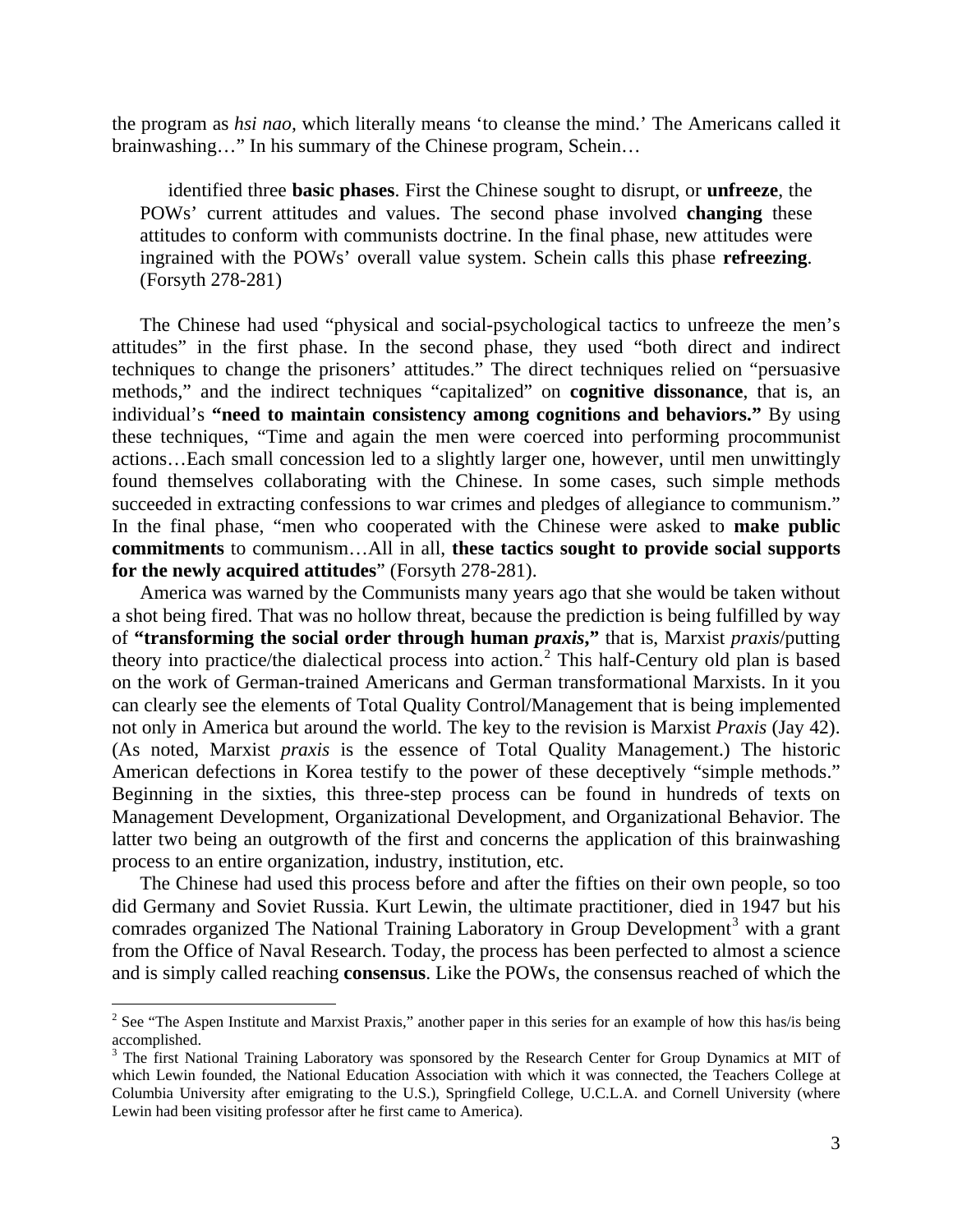the program as *hsi nao*, which literally means 'to cleanse the mind.' The Americans called it brainwashing…" In his summary of the Chinese program, Schein…

> identified three **basic phases**. First the Chinese sought to disrupt, or **unfreeze**, the POWs' current attitudes and values. The second phase involved **changing** these attitudes to conform with communists doctrine. In the final phase, new attitudes were ingrained with the POWs' overall value system. Schein calls this phase **refreezing**. (Forsyth 278-281)

The Chinese had used "physical and social-psychological tactics to unfreeze the men's attitudes" in the first phase. In the second phase, they used "both direct and indirect techniques to change the prisoners' attitudes." The direct techniques relied on "persuasive methods," and the indirect techniques "capitalized" on **cognitive dissonance**, that is, an individual's **"need to maintain consistency among cognitions and behaviors."** By using these techniques, "Time and again the men were coerced into performing procommunist actions…Each small concession led to a slightly larger one, however, until men unwittingly found themselves collaborating with the Chinese. In some cases, such simple methods succeeded in extracting confessions to war crimes and pledges of allegiance to communism." In the final phase, "men who cooperated with the Chinese were asked to **make public commitments** to communism…All in all, **these tactics sought to provide social supports for the newly acquired attitudes**" (Forsyth 278-281).

America was warned by the Communists many years ago that she would be taken without a shot being fired. That was no hollow threat, because the prediction is being fulfilled by way of **"transforming the social order through human *praxis*,"** that is, Marxist *praxis*/putting theory into practice/the dialectical process into action.[2] This half-Century old plan is based on the work of German-trained Americans and German transformational Marxists. In it you can clearly see the elements of Total Quality Control/Management that is being implemented not only in America but around the world. The key to the revision is Marxist *Praxis* (Jay 42). (As noted, Marxist *praxis* is the essence of Total Quality Management.) The historic American defections in Korea testify to the power of these deceptively "simple methods." Beginning in the sixties, this three-step process can be found in hundreds of texts on Management Development, Organizational Development, and Organizational Behavior. The latter two being an outgrowth of the first and concerns the application of this brainwashing process to an entire organization, industry, institution, etc.

The Chinese had used this process before and after the fifties on their own people, so too did Germany and Soviet Russia. Kurt Lewin, the ultimate practitioner, died in 1947 but his comrades organized The National Training Laboratory in Group Development[3] with a grant from the Office of Naval Research. Today, the process has been perfected to almost a science and is simply called reaching **consensus**. Like the POWs, the consensus reached of which the

---

[2] See "The Aspen Institute and Marxist Praxis," another paper in this series for an example of how this has/is being accomplished.

[3] The first National Training Laboratory was sponsored by the Research Center for Group Dynamics at MIT of which Lewin founded, the National Education Association with which it was connected, the Teachers College at Columbia University after emigrating to the U.S.), Springfield College, U.C.L.A. and Cornell University (where Lewin had been visiting professor after he first came to America).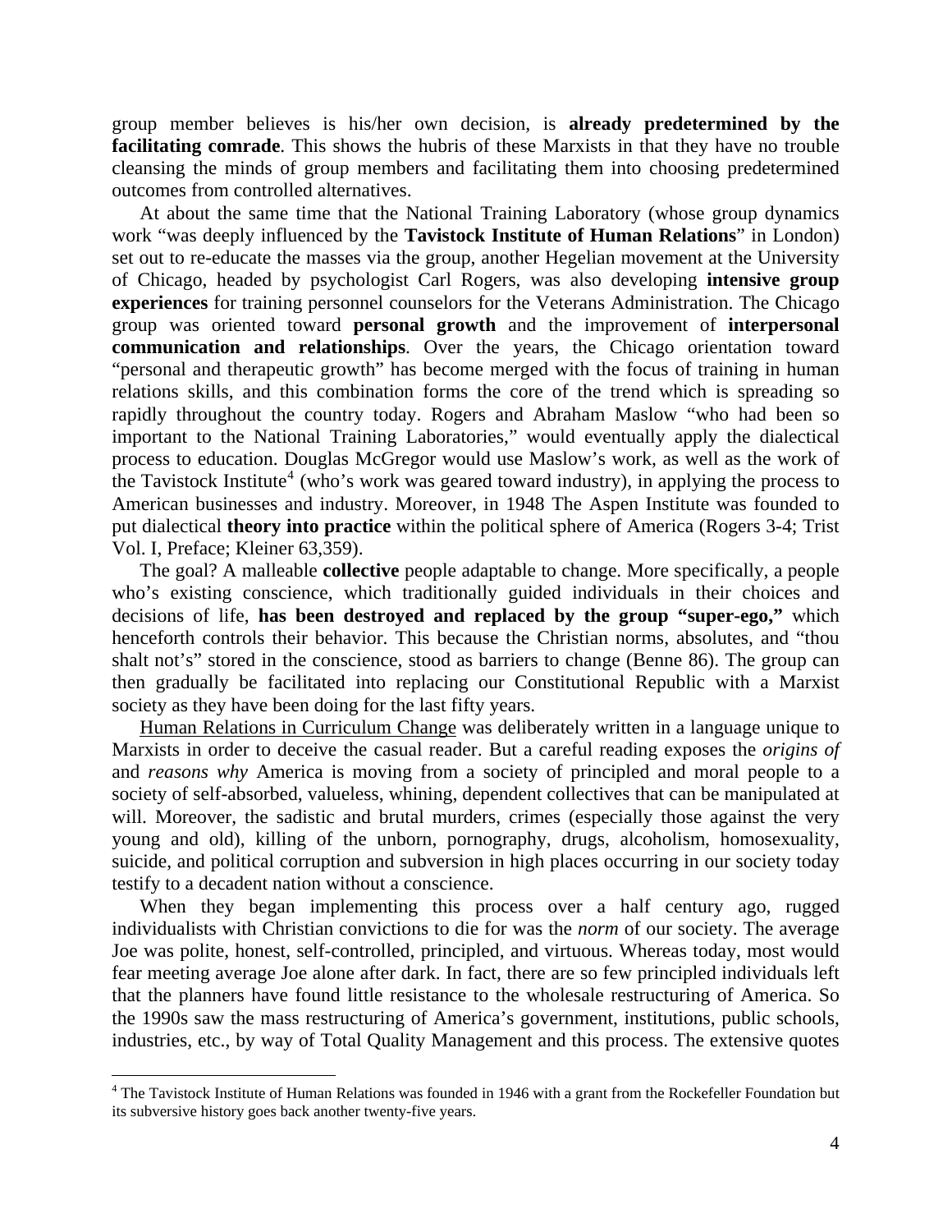group member believes is his/her own decision, is **already predetermined by the facilitating comrade**. This shows the hubris of these Marxists in that they have no trouble cleansing the minds of group members and facilitating them into choosing predetermined outcomes from controlled alternatives.

At about the same time that the National Training Laboratory (whose group dynamics work "was deeply influenced by the **Tavistock Institute of Human Relations**" in London) set out to re-educate the masses via the group, another Hegelian movement at the University of Chicago, headed by psychologist Carl Rogers, was also developing **intensive group experiences** for training personnel counselors for the Veterans Administration. The Chicago group was oriented toward **personal growth** and the improvement of **interpersonal communication and relationships**. Over the years, the Chicago orientation toward "personal and therapeutic growth" has become merged with the focus of training in human relations skills, and this combination forms the core of the trend which is spreading so rapidly throughout the country today. Rogers and Abraham Maslow "who had been so important to the National Training Laboratories," would eventually apply the dialectical process to education. Douglas McGregor would use Maslow's work, as well as the work of the Tavistock Institute[4] (who's work was geared toward industry), in applying the process to American businesses and industry. Moreover, in 1948 The Aspen Institute was founded to put dialectical **theory into practice** within the political sphere of America (Rogers 3-4; Trist Vol. I, Preface; Kleiner 63,359).

The goal? A malleable **collective** people adaptable to change. More specifically, a people who's existing conscience, which traditionally guided individuals in their choices and decisions of life, **has been destroyed and replaced by the group "super-ego,"** which henceforth controls their behavior. This because the Christian norms, absolutes, and "thou shalt not's" stored in the conscience, stood as barriers to change (Benne 86). The group can then gradually be facilitated into replacing our Constitutional Republic with a Marxist society as they have been doing for the last fifty years.

Human Relations in Curriculum Change was deliberately written in a language unique to Marxists in order to deceive the casual reader. But a careful reading exposes the *origins of* and *reasons why* America is moving from a society of principled and moral people to a society of self-absorbed, valueless, whining, dependent collectives that can be manipulated at will. Moreover, the sadistic and brutal murders, crimes (especially those against the very young and old), killing of the unborn, pornography, drugs, alcoholism, homosexuality, suicide, and political corruption and subversion in high places occurring in our society today testify to a decadent nation without a conscience.

When they began implementing this process over a half century ago, rugged individualists with Christian convictions to die for was the *norm* of our society. The average Joe was polite, honest, self-controlled, principled, and virtuous. Whereas today, most would fear meeting average Joe alone after dark. In fact, there are so few principled individuals left that the planners have found little resistance to the wholesale restructuring of America. So the 1990s saw the mass restructuring of America's government, institutions, public schools, industries, etc., by way of Total Quality Management and this process. The extensive quotes

[4] The Tavistock Institute of Human Relations was founded in 1946 with a grant from the Rockefeller Foundation but its subversive history goes back another twenty-five years.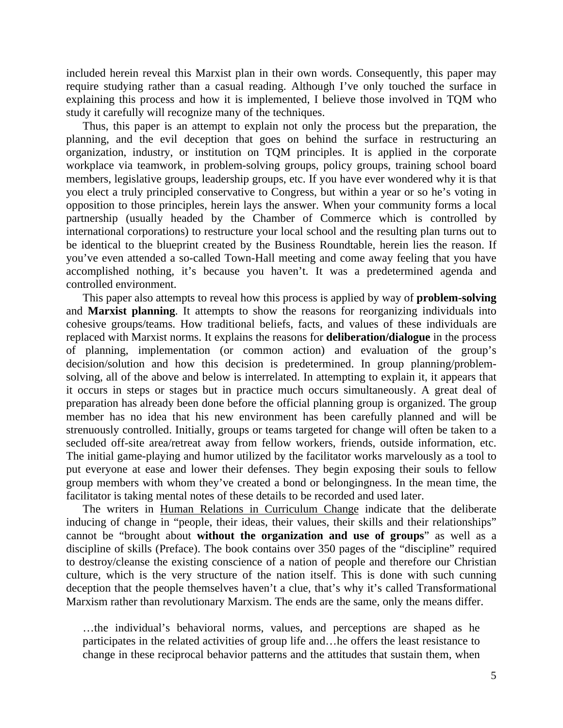included herein reveal this Marxist plan in their own words. Consequently, this paper may require studying rather than a casual reading. Although I've only touched the surface in explaining this process and how it is implemented, I believe those involved in TQM who study it carefully will recognize many of the techniques.

Thus, this paper is an attempt to explain not only the process but the preparation, the planning, and the evil deception that goes on behind the surface in restructuring an organization, industry, or institution on TQM principles. It is applied in the corporate workplace via teamwork, in problem-solving groups, policy groups, training school board members, legislative groups, leadership groups, etc. If you have ever wondered why it is that you elect a truly principled conservative to Congress, but within a year or so he's voting in opposition to those principles, herein lays the answer. When your community forms a local partnership (usually headed by the Chamber of Commerce which is controlled by international corporations) to restructure your local school and the resulting plan turns out to be identical to the blueprint created by the Business Roundtable, herein lies the reason. If you've even attended a so-called Town-Hall meeting and come away feeling that you have accomplished nothing, it's because you haven't. It was a predetermined agenda and controlled environment.

This paper also attempts to reveal how this process is applied by way of **problem-solving** and **Marxist planning**. It attempts to show the reasons for reorganizing individuals into cohesive groups/teams. How traditional beliefs, facts, and values of these individuals are replaced with Marxist norms. It explains the reasons for **deliberation/dialogue** in the process of planning, implementation (or common action) and evaluation of the group's decision/solution and how this decision is predetermined. In group planning/problem-solving, all of the above and below is interrelated. In attempting to explain it, it appears that it occurs in steps or stages but in practice much occurs simultaneously. A great deal of preparation has already been done before the official planning group is organized. The group member has no idea that his new environment has been carefully planned and will be strenuously controlled. Initially, groups or teams targeted for change will often be taken to a secluded off-site area/retreat away from fellow workers, friends, outside information, etc. The initial game-playing and humor utilized by the facilitator works marvelously as a tool to put everyone at ease and lower their defenses. They begin exposing their souls to fellow group members with whom they've created a bond or belongingness. In the mean time, the facilitator is taking mental notes of these details to be recorded and used later.

The writers in <u>Human Relations in Curriculum Change</u> indicate that the deliberate inducing of change in "people, their ideas, their values, their skills and their relationships" cannot be "brought about **without the organization and use of groups**" as well as a discipline of skills (Preface). The book contains over 350 pages of the "discipline" required to destroy/cleanse the existing conscience of a nation of people and therefore our Christian culture, which is the very structure of the nation itself. This is done with such cunning deception that the people themselves haven't a clue, that's why it's called Transformational Marxism rather than revolutionary Marxism. The ends are the same, only the means differ.

> …the individual's behavioral norms, values, and perceptions are shaped as he participates in the related activities of group life and…he offers the least resistance to change in these reciprocal behavior patterns and the attitudes that sustain them, when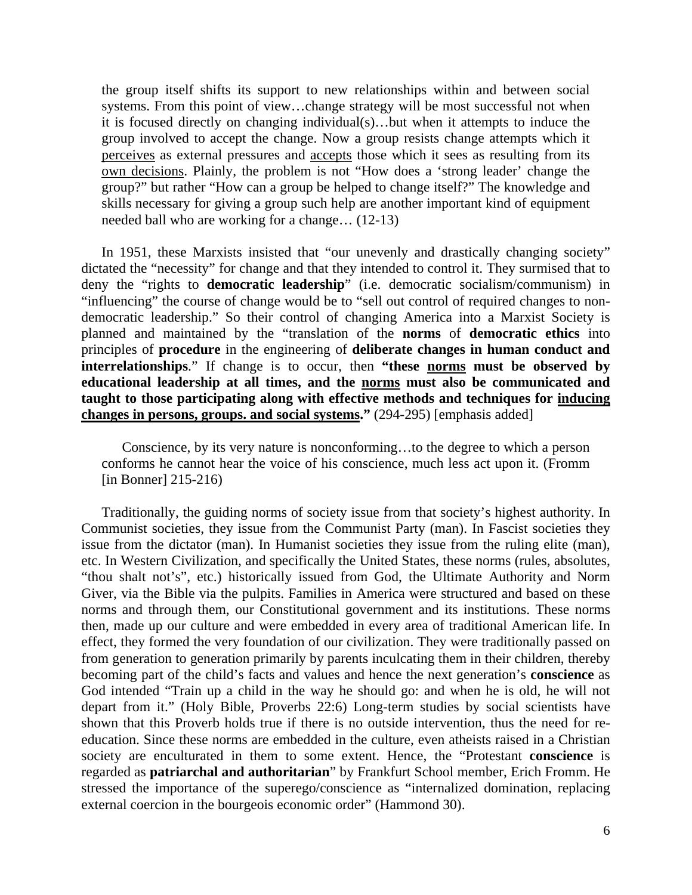> the group itself shifts its support to new relationships within and between social systems. From this point of view…change strategy will be most successful not when it is focused directly on changing individual(s)…but when it attempts to induce the group involved to accept the change. Now a group resists change attempts which it <u>perceives</u> as external pressures and <u>accepts</u> those which it sees as resulting from its <u>own decisions</u>. Plainly, the problem is not "How does a 'strong leader' change the group?" but rather "How can a group be helped to change itself?" The knowledge and skills necessary for giving a group such help are another important kind of equipment needed ball who are working for a change… (12-13)

In 1951, these Marxists insisted that "our unevenly and drastically changing society" dictated the "necessity" for change and that they intended to control it. They surmised that to deny the "rights to **democratic leadership**" (i.e. democratic socialism/communism) in "influencing" the course of change would be to "sell out control of required changes to non-democratic leadership." So their control of changing America into a Marxist Society is planned and maintained by the "translation of the **norms** of **democratic ethics** into principles of **procedure** in the engineering of **deliberate changes in human conduct and interrelationships**." If change is to occur, then **"these <u>norms</u> must be observed by educational leadership at all times, and the <u>norms</u> must also be communicated and taught to those participating along with effective methods and techniques for <u>inducing changes in persons, groups. and social systems</u>."** (294-295) [emphasis added]

> Conscience, by its very nature is nonconforming…to the degree to which a person conforms he cannot hear the voice of his conscience, much less act upon it. (Fromm [in Bonner] 215-216)

Traditionally, the guiding norms of society issue from that society's highest authority. In Communist societies, they issue from the Communist Party (man). In Fascist societies they issue from the dictator (man). In Humanist societies they issue from the ruling elite (man), etc. In Western Civilization, and specifically the United States, these norms (rules, absolutes, "thou shalt not's", etc.) historically issued from God, the Ultimate Authority and Norm Giver, via the Bible via the pulpits. Families in America were structured and based on these norms and through them, our Constitutional government and its institutions. These norms then, made up our culture and were embedded in every area of traditional American life. In effect, they formed the very foundation of our civilization. They were traditionally passed on from generation to generation primarily by parents inculcating them in their children, thereby becoming part of the child's facts and values and hence the next generation's **conscience** as God intended "Train up a child in the way he should go: and when he is old, he will not depart from it." (Holy Bible, Proverbs 22:6) Long-term studies by social scientists have shown that this Proverb holds true if there is no outside intervention, thus the need for re-education. Since these norms are embedded in the culture, even atheists raised in a Christian society are enculturated in them to some extent. Hence, the "Protestant **conscience** is regarded as **patriarchal and authoritarian**" by Frankfurt School member, Erich Fromm. He stressed the importance of the superego/conscience as "internalized domination, replacing external coercion in the bourgeois economic order" (Hammond 30).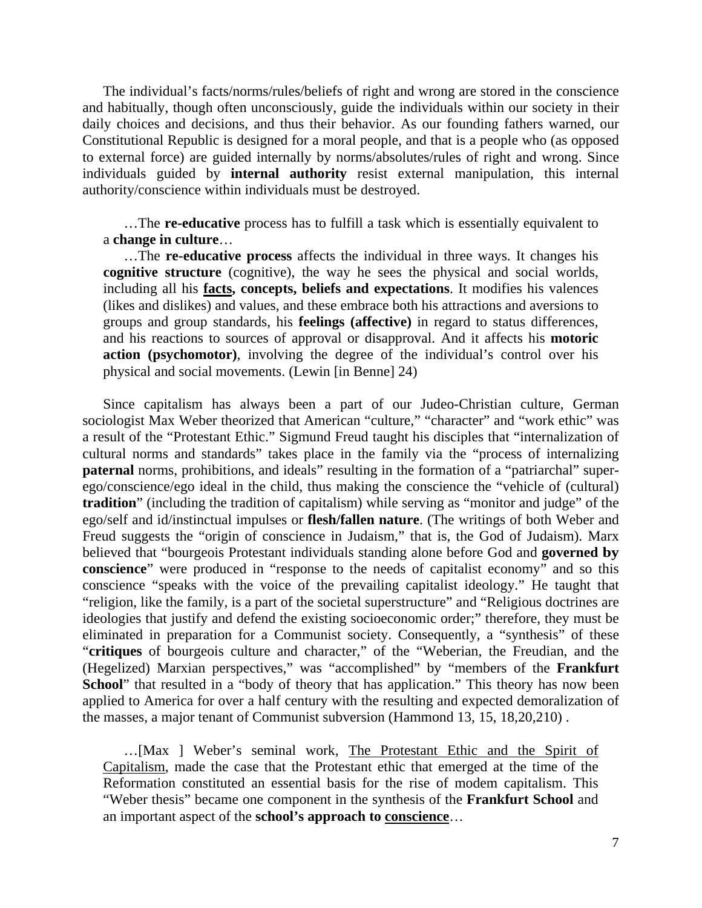The individual's facts/norms/rules/beliefs of right and wrong are stored in the conscience and habitually, though often unconsciously, guide the individuals within our society in their daily choices and decisions, and thus their behavior. As our founding fathers warned, our Constitutional Republic is designed for a moral people, and that is a people who (as opposed to external force) are guided internally by norms/absolutes/rules of right and wrong. Since individuals guided by **internal authority** resist external manipulation, this internal authority/conscience within individuals must be destroyed.

> …The **re-educative** process has to fulfill a task which is essentially equivalent to a **change in culture**…
>
> …The **re-educative process** affects the individual in three ways. It changes his **cognitive structure** (cognitive), the way he sees the physical and social worlds, including all his <u>**facts**</u>**, concepts, beliefs and expectations**. It modifies his valences (likes and dislikes) and values, and these embrace both his attractions and aversions to groups and group standards, his **feelings (affective)** in regard to status differences, and his reactions to sources of approval or disapproval. And it affects his **motoric action (psychomotor)**, involving the degree of the individual's control over his physical and social movements. (Lewin [in Benne] 24)

Since capitalism has always been a part of our Judeo-Christian culture, German sociologist Max Weber theorized that American "culture," "character" and "work ethic" was a result of the "Protestant Ethic." Sigmund Freud taught his disciples that "internalization of cultural norms and standards" takes place in the family via the "process of internalizing **paternal** norms, prohibitions, and ideals" resulting in the formation of a "patriarchal" super-ego/conscience/ego ideal in the child, thus making the conscience the "vehicle of (cultural) **tradition**" (including the tradition of capitalism) while serving as "monitor and judge" of the ego/self and id/instinctual impulses or **flesh/fallen nature**. (The writings of both Weber and Freud suggests the "origin of conscience in Judaism," that is, the God of Judaism). Marx believed that "bourgeois Protestant individuals standing alone before God and **governed by conscience**" were produced in "response to the needs of capitalist economy" and so this conscience "speaks with the voice of the prevailing capitalist ideology." He taught that "religion, like the family, is a part of the societal superstructure" and "Religious doctrines are ideologies that justify and defend the existing socioeconomic order;" therefore, they must be eliminated in preparation for a Communist society. Consequently, a "synthesis" of these "**critiques** of bourgeois culture and character," of the "Weberian, the Freudian, and the (Hegelized) Marxian perspectives," was "accomplished" by "members of the **Frankfurt School**" that resulted in a "body of theory that has application." This theory has now been applied to America for over a half century with the resulting and expected demoralization of the masses, a major tenant of Communist subversion (Hammond 13, 15, 18,20,210) .

> …[Max ] Weber's seminal work, <u>The Protestant Ethic and the Spirit of Capitalism</u>, made the case that the Protestant ethic that emerged at the time of the Reformation constituted an essential basis for the rise of modem capitalism. This "Weber thesis" became one component in the synthesis of the **Frankfurt School** and an important aspect of the **school's approach to <u>conscience</u>**…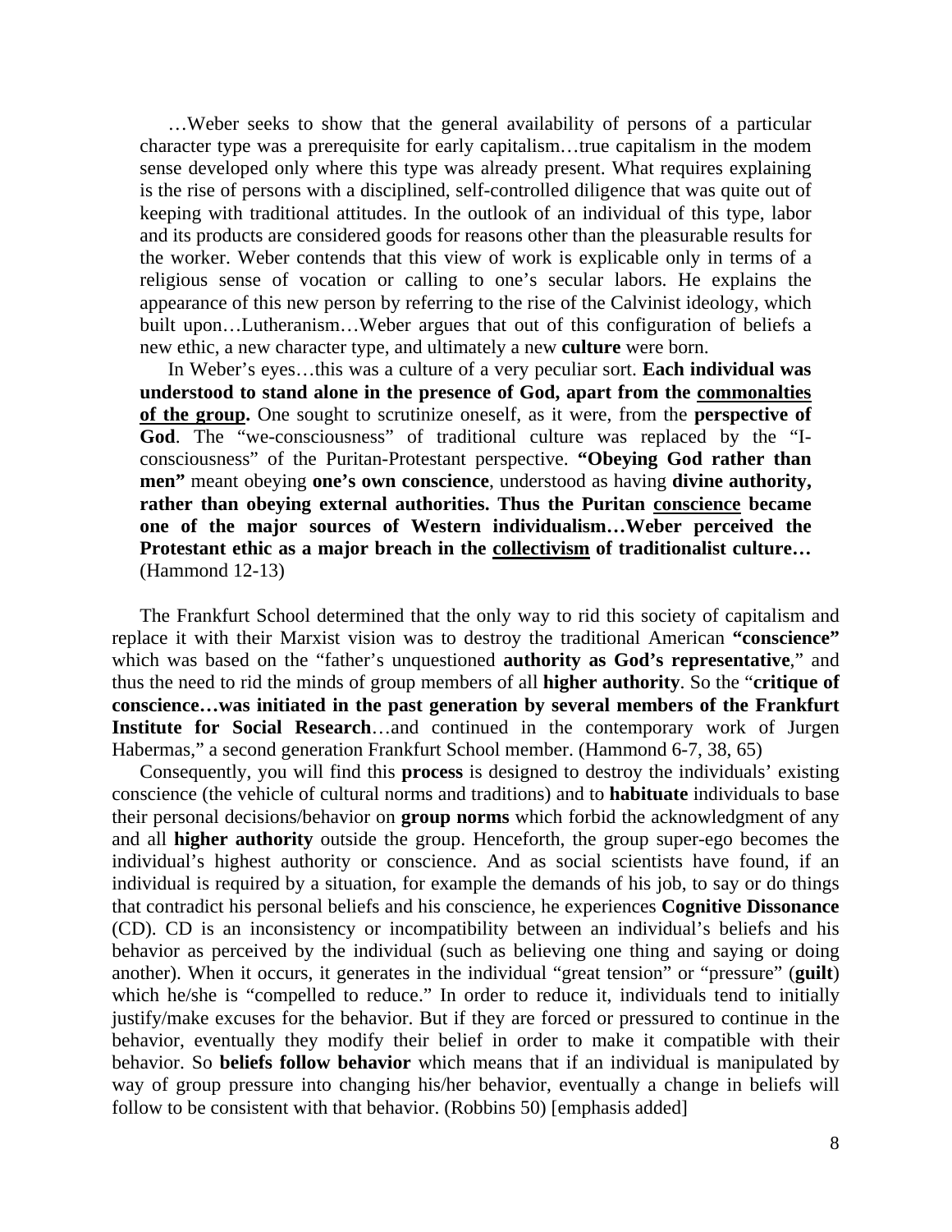> …Weber seeks to show that the general availability of persons of a particular character type was a prerequisite for early capitalism…true capitalism in the modem sense developed only where this type was already present. What requires explaining is the rise of persons with a disciplined, self-controlled diligence that was quite out of keeping with traditional attitudes. In the outlook of an individual of this type, labor and its products are considered goods for reasons other than the pleasurable results for the worker. Weber contends that this view of work is explicable only in terms of a religious sense of vocation or calling to one's secular labors. He explains the appearance of this new person by referring to the rise of the Calvinist ideology, which built upon…Lutheranism…Weber argues that out of this configuration of beliefs a new ethic, a new character type, and ultimately a new **culture** were born.
>
> In Weber's eyes…this was a culture of a very peculiar sort. **Each individual was understood to stand alone in the presence of God, apart from the <u>commonalties of the group</u>.** One sought to scrutinize oneself, as it were, from the **perspective of God**. The "we-consciousness" of traditional culture was replaced by the "I-consciousness" of the Puritan-Protestant perspective. **"Obeying God rather than men"** meant obeying **one's own conscience**, understood as having **divine authority, rather than obeying external authorities. Thus the Puritan <u>conscience</u> became one of the major sources of Western individualism…Weber perceived the Protestant ethic as a major breach in the <u>collectivism</u> of traditionalist culture…** (Hammond 12-13)

The Frankfurt School determined that the only way to rid this society of capitalism and replace it with their Marxist vision was to destroy the traditional American **"conscience"** which was based on the "father's unquestioned **authority as God's representative**," and thus the need to rid the minds of group members of all **higher authority**. So the "**critique of conscience…was initiated in the past generation by several members of the Frankfurt Institute for Social Research**…and continued in the contemporary work of Jurgen Habermas," a second generation Frankfurt School member. (Hammond 6-7, 38, 65)

Consequently, you will find this **process** is designed to destroy the individuals' existing conscience (the vehicle of cultural norms and traditions) and to **habituate** individuals to base their personal decisions/behavior on **group norms** which forbid the acknowledgment of any and all **higher authority** outside the group. Henceforth, the group super-ego becomes the individual's highest authority or conscience. And as social scientists have found, if an individual is required by a situation, for example the demands of his job, to say or do things that contradict his personal beliefs and his conscience, he experiences **Cognitive Dissonance** (CD). CD is an inconsistency or incompatibility between an individual's beliefs and his behavior as perceived by the individual (such as believing one thing and saying or doing another). When it occurs, it generates in the individual "great tension" or "pressure" (**guilt**) which he/she is "compelled to reduce." In order to reduce it, individuals tend to initially justify/make excuses for the behavior. But if they are forced or pressured to continue in the behavior, eventually they modify their belief in order to make it compatible with their behavior. So **beliefs follow behavior** which means that if an individual is manipulated by way of group pressure into changing his/her behavior, eventually a change in beliefs will follow to be consistent with that behavior. (Robbins 50) [emphasis added]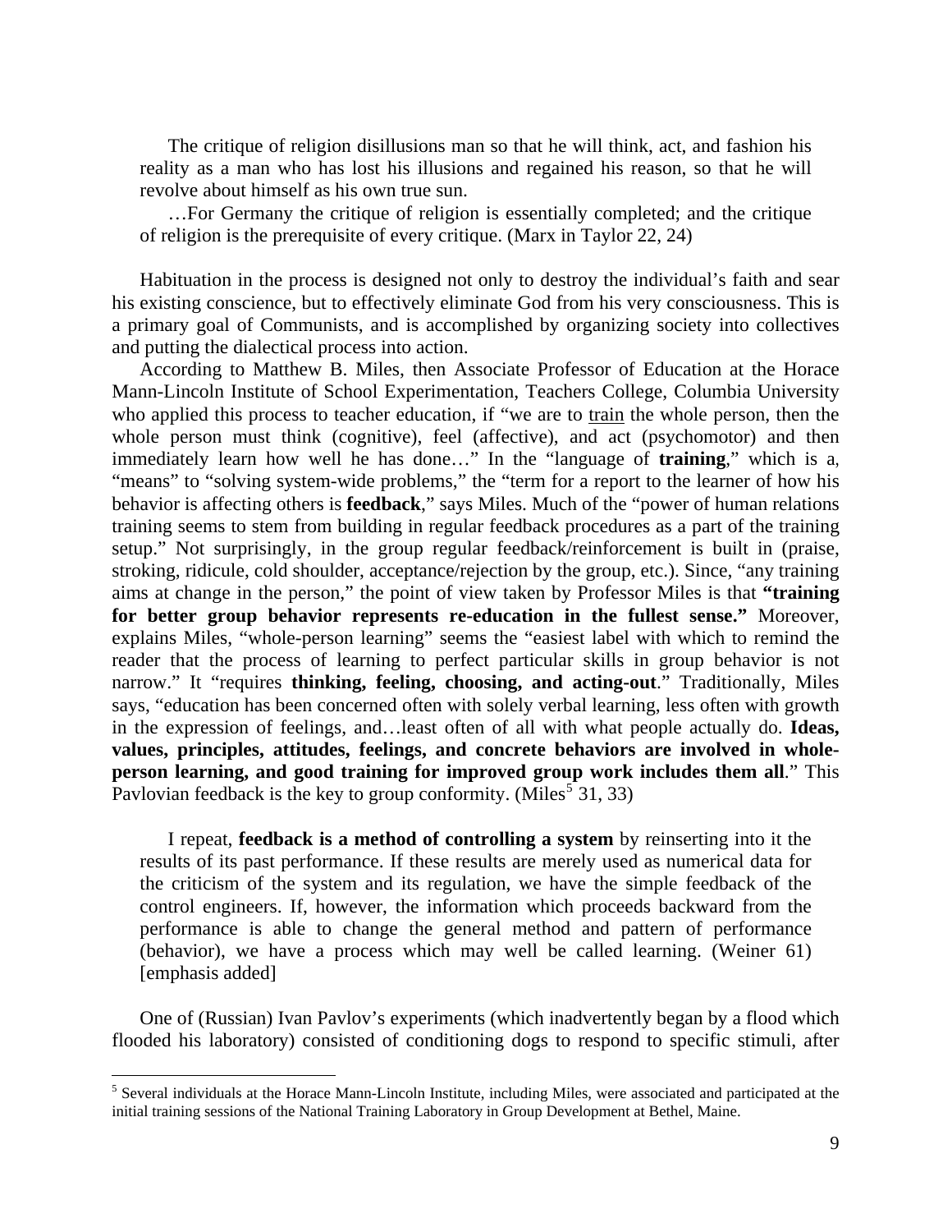> The critique of religion disillusions man so that he will think, act, and fashion his reality as a man who has lost his illusions and regained his reason, so that he will revolve about himself as his own true sun.
>
> …For Germany the critique of religion is essentially completed; and the critique of religion is the prerequisite of every critique. (Marx in Taylor 22, 24)

Habituation in the process is designed not only to destroy the individual's faith and sear his existing conscience, but to effectively eliminate God from his very consciousness. This is a primary goal of Communists, and is accomplished by organizing society into collectives and putting the dialectical process into action.

According to Matthew B. Miles, then Associate Professor of Education at the Horace Mann-Lincoln Institute of School Experimentation, Teachers College, Columbia University who applied this process to teacher education, if "we are to train the whole person, then the whole person must think (cognitive), feel (affective), and act (psychomotor) and then immediately learn how well he has done…" In the "language of **training**," which is a, "means" to "solving system-wide problems," the "term for a report to the learner of how his behavior is affecting others is **feedback**," says Miles. Much of the "power of human relations training seems to stem from building in regular feedback procedures as a part of the training setup." Not surprisingly, in the group regular feedback/reinforcement is built in (praise, stroking, ridicule, cold shoulder, acceptance/rejection by the group, etc.). Since, "any training aims at change in the person," the point of view taken by Professor Miles is that **"training for better group behavior represents re-education in the fullest sense."** Moreover, explains Miles, "whole-person learning" seems the "easiest label with which to remind the reader that the process of learning to perfect particular skills in group behavior is not narrow." It "requires **thinking, feeling, choosing, and acting-out**." Traditionally, Miles says, "education has been concerned often with solely verbal learning, less often with growth in the expression of feelings, and…least often of all with what people actually do. **Ideas, values, principles, attitudes, feelings, and concrete behaviors are involved in whole-person learning, and good training for improved group work includes them all**." This Pavlovian feedback is the key to group conformity. (Miles[5] 31, 33)

> I repeat, **feedback is a method of controlling a system** by reinserting into it the results of its past performance. If these results are merely used as numerical data for the criticism of the system and its regulation, we have the simple feedback of the control engineers. If, however, the information which proceeds backward from the performance is able to change the general method and pattern of performance (behavior), we have a process which may well be called learning. (Weiner 61) [emphasis added]

One of (Russian) Ivan Pavlov's experiments (which inadvertently began by a flood which flooded his laboratory) consisted of conditioning dogs to respond to specific stimuli, after

[5] Several individuals at the Horace Mann-Lincoln Institute, including Miles, were associated and participated at the initial training sessions of the National Training Laboratory in Group Development at Bethel, Maine.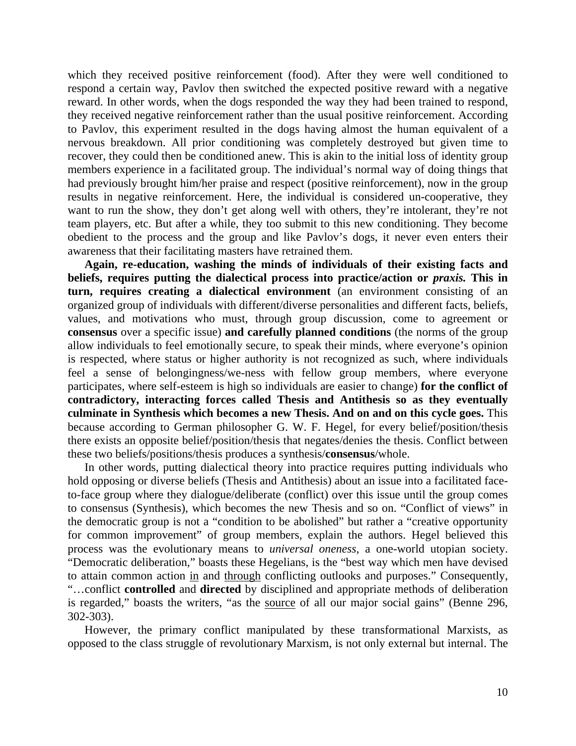which they received positive reinforcement (food). After they were well conditioned to respond a certain way, Pavlov then switched the expected positive reward with a negative reward. In other words, when the dogs responded the way they had been trained to respond, they received negative reinforcement rather than the usual positive reinforcement. According to Pavlov, this experiment resulted in the dogs having almost the human equivalent of a nervous breakdown. All prior conditioning was completely destroyed but given time to recover, they could then be conditioned anew. This is akin to the initial loss of identity group members experience in a facilitated group. The individual's normal way of doing things that had previously brought him/her praise and respect (positive reinforcement), now in the group results in negative reinforcement. Here, the individual is considered un-cooperative, they want to run the show, they don't get along well with others, they're intolerant, they're not team players, etc. But after a while, they too submit to this new conditioning. They become obedient to the process and the group and like Pavlov's dogs, it never even enters their awareness that their facilitating masters have retrained them.

**Again, re-education, washing the minds of individuals of their existing facts and beliefs, requires putting the dialectical process into practice/action or *praxis.* This in turn, requires creating a dialectical environment** (an environment consisting of an organized group of individuals with different/diverse personalities and different facts, beliefs, values, and motivations who must, through group discussion, come to agreement or **consensus** over a specific issue) **and carefully planned conditions** (the norms of the group allow individuals to feel emotionally secure, to speak their minds, where everyone's opinion is respected, where status or higher authority is not recognized as such, where individuals feel a sense of belongingness/we-ness with fellow group members, where everyone participates, where self-esteem is high so individuals are easier to change) **for the conflict of contradictory, interacting forces called Thesis and Antithesis so as they eventually culminate in Synthesis which becomes a new Thesis. And on and on this cycle goes.** This because according to German philosopher G. W. F. Hegel, for every belief/position/thesis there exists an opposite belief/position/thesis that negates/denies the thesis. Conflict between these two beliefs/positions/thesis produces a synthesis/**consensus**/whole.

In other words, putting dialectical theory into practice requires putting individuals who hold opposing or diverse beliefs (Thesis and Antithesis) about an issue into a facilitated face-to-face group where they dialogue/deliberate (conflict) over this issue until the group comes to consensus (Synthesis), which becomes the new Thesis and so on. "Conflict of views" in the democratic group is not a "condition to be abolished" but rather a "creative opportunity for common improvement" of group members, explain the authors. Hegel believed this process was the evolutionary means to *universal oneness*, a one-world utopian society. "Democratic deliberation," boasts these Hegelians, is the "best way which men have devised to attain common action <u>in</u> and <u>through</u> conflicting outlooks and purposes." Consequently, "…conflict **controlled** and **directed** by disciplined and appropriate methods of deliberation is regarded," boasts the writers, "as the <u>source</u> of all our major social gains" (Benne 296, 302-303).

However, the primary conflict manipulated by these transformational Marxists, as opposed to the class struggle of revolutionary Marxism, is not only external but internal. The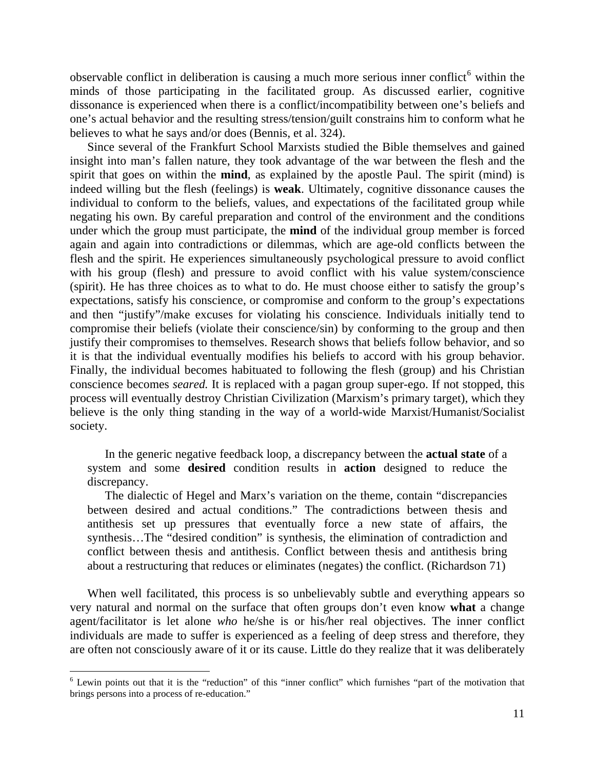observable conflict in deliberation is causing a much more serious inner conflict[6] within the minds of those participating in the facilitated group. As discussed earlier, cognitive dissonance is experienced when there is a conflict/incompatibility between one's beliefs and one's actual behavior and the resulting stress/tension/guilt constrains him to conform what he believes to what he says and/or does (Bennis, et al. 324).

Since several of the Frankfurt School Marxists studied the Bible themselves and gained insight into man's fallen nature, they took advantage of the war between the flesh and the spirit that goes on within the **mind**, as explained by the apostle Paul. The spirit (mind) is indeed willing but the flesh (feelings) is **weak**. Ultimately, cognitive dissonance causes the individual to conform to the beliefs, values, and expectations of the facilitated group while negating his own. By careful preparation and control of the environment and the conditions under which the group must participate, the **mind** of the individual group member is forced again and again into contradictions or dilemmas, which are age-old conflicts between the flesh and the spirit. He experiences simultaneously psychological pressure to avoid conflict with his group (flesh) and pressure to avoid conflict with his value system/conscience (spirit). He has three choices as to what to do. He must choose either to satisfy the group's expectations, satisfy his conscience, or compromise and conform to the group's expectations and then "justify"/make excuses for violating his conscience. Individuals initially tend to compromise their beliefs (violate their conscience/sin) by conforming to the group and then justify their compromises to themselves. Research shows that beliefs follow behavior, and so it is that the individual eventually modifies his beliefs to accord with his group behavior. Finally, the individual becomes habituated to following the flesh (group) and his Christian conscience becomes *seared.* It is replaced with a pagan group super-ego. If not stopped, this process will eventually destroy Christian Civilization (Marxism's primary target), which they believe is the only thing standing in the way of a world-wide Marxist/Humanist/Socialist society.

> In the generic negative feedback loop, a discrepancy between the **actual state** of a system and some **desired** condition results in **action** designed to reduce the discrepancy.
>
> The dialectic of Hegel and Marx's variation on the theme, contain "discrepancies between desired and actual conditions." The contradictions between thesis and antithesis set up pressures that eventually force a new state of affairs, the synthesis…The "desired condition" is synthesis, the elimination of contradiction and conflict between thesis and antithesis. Conflict between thesis and antithesis bring about a restructuring that reduces or eliminates (negates) the conflict. (Richardson 71)

When well facilitated, this process is so unbelievably subtle and everything appears so very natural and normal on the surface that often groups don't even know **what** a change agent/facilitator is let alone *who* he/she is or his/her real objectives. The inner conflict individuals are made to suffer is experienced as a feeling of deep stress and therefore, they are often not consciously aware of it or its cause. Little do they realize that it was deliberately

---

[6] Lewin points out that it is the "reduction" of this "inner conflict" which furnishes "part of the motivation that brings persons into a process of re-education."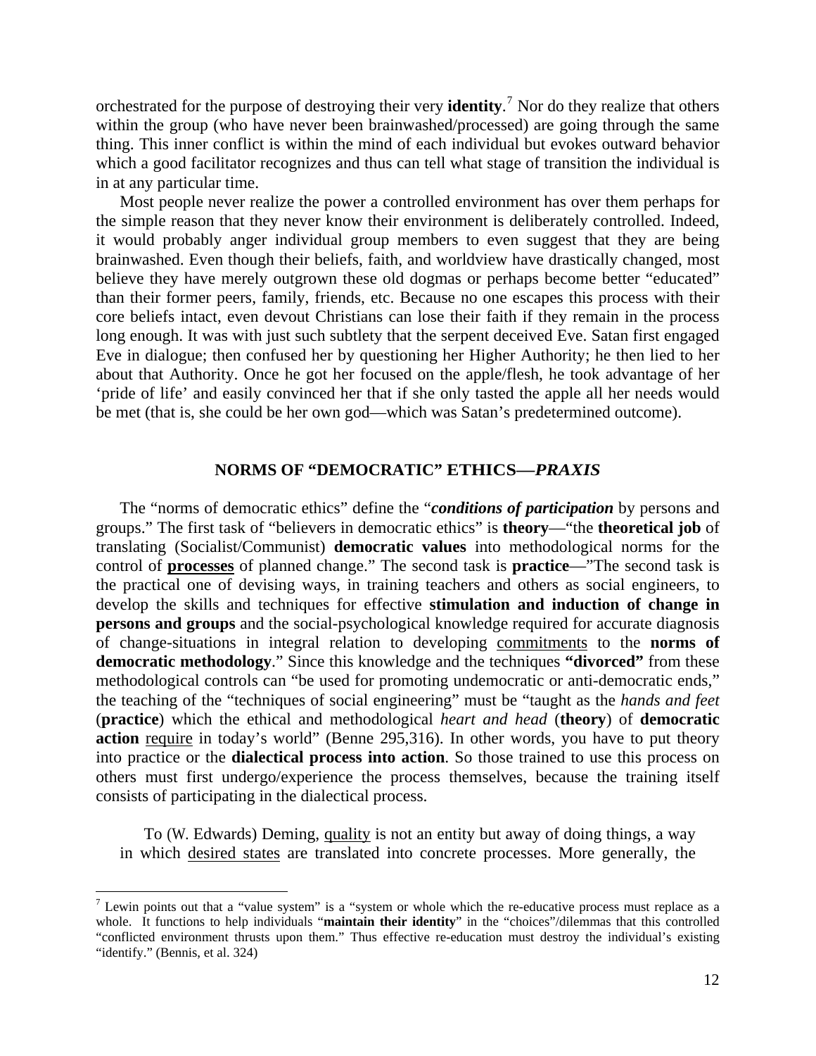orchestrated for the purpose of destroying their very **identity**.[7] Nor do they realize that others within the group (who have never been brainwashed/processed) are going through the same thing. This inner conflict is within the mind of each individual but evokes outward behavior which a good facilitator recognizes and thus can tell what stage of transition the individual is in at any particular time.

Most people never realize the power a controlled environment has over them perhaps for the simple reason that they never know their environment is deliberately controlled. Indeed, it would probably anger individual group members to even suggest that they are being brainwashed. Even though their beliefs, faith, and worldview have drastically changed, most believe they have merely outgrown these old dogmas or perhaps become better "educated" than their former peers, family, friends, etc. Because no one escapes this process with their core beliefs intact, even devout Christians can lose their faith if they remain in the process long enough. It was with just such subtlety that the serpent deceived Eve. Satan first engaged Eve in dialogue; then confused her by questioning her Higher Authority; he then lied to her about that Authority. Once he got her focused on the apple/flesh, he took advantage of her 'pride of life' and easily convinced her that if she only tasted the apple all her needs would be met (that is, she could be her own god—which was Satan's predetermined outcome).

## NORMS OF "DEMOCRATIC" ETHICS—*PRAXIS*

The "norms of democratic ethics" define the "***conditions of participation*** by persons and groups." The first task of "believers in democratic ethics" is **theory**—"the **theoretical job** of translating (Socialist/Communist) **democratic values** into methodological norms for the control of <u>**processes**</u> of planned change." The second task is **practice**—"The second task is the practical one of devising ways, in training teachers and others as social engineers, to develop the skills and techniques for effective **stimulation and induction of change in persons and groups** and the social-psychological knowledge required for accurate diagnosis of change-situations in integral relation to developing <u>commitments</u> to the **norms of democratic methodology**." Since this knowledge and the techniques **"divorced"** from these methodological controls can "be used for promoting undemocratic or anti-democratic ends," the teaching of the "techniques of social engineering" must be "taught as the *hands and feet* (**practice**) which the ethical and methodological *heart and head* (**theory**) of **democratic action** <u>require</u> in today's world" (Benne 295,316). In other words, you have to put theory into practice or the **dialectical process into action**. So those trained to use this process on others must first undergo/experience the process themselves, because the training itself consists of participating in the dialectical process.

> To (W. Edwards) Deming, <u>quality</u> is not an entity but away of doing things, a way in which <u>desired states</u> are translated into concrete processes. More generally, the

[7] Lewin points out that a "value system" is a "system or whole which the re-educative process must replace as a whole. It functions to help individuals "**maintain their identity**" in the "choices"/dilemmas that this controlled "conflicted environment thrusts upon them." Thus effective re-education must destroy the individual's existing "identify." (Bennis, et al. 324)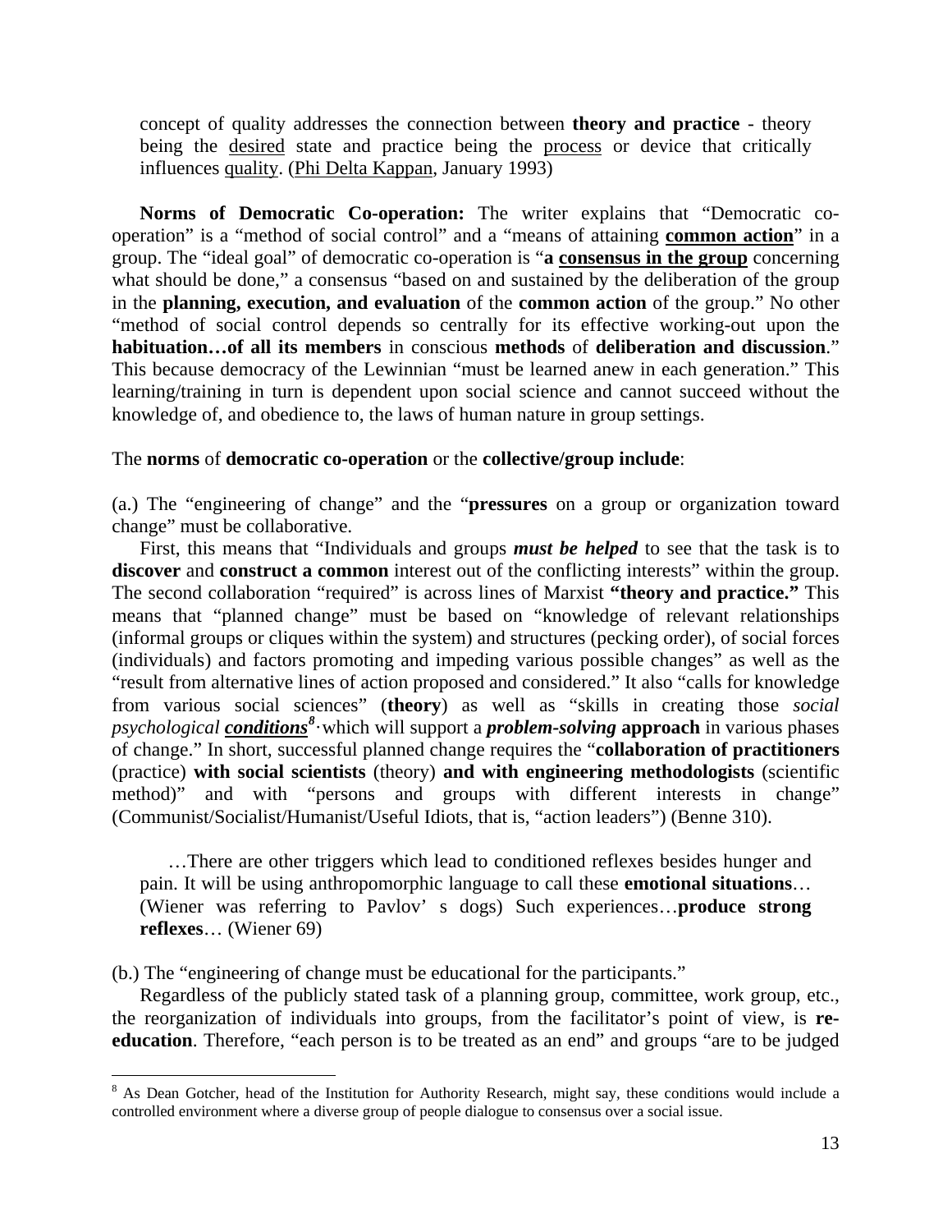> concept of quality addresses the connection between **theory and practice** - theory being the desired state and practice being the process or device that critically influences quality. (Phi Delta Kappan, January 1993)

**Norms of Democratic Co-operation:** The writer explains that "Democratic co-operation" is a "method of social control" and a "means of attaining **common action**" in a group. The "ideal goal" of democratic co-operation is "**a consensus in the group** concerning what should be done," a consensus "based on and sustained by the deliberation of the group in the **planning, execution, and evaluation** of the **common action** of the group." No other "method of social control depends so centrally for its effective working-out upon the **habituation…of all its members** in conscious **methods** of **deliberation and discussion**." This because democracy of the Lewinnian "must be learned anew in each generation." This learning/training in turn is dependent upon social science and cannot succeed without the knowledge of, and obedience to, the laws of human nature in group settings.

The **norms** of **democratic co-operation** or the **collective/group include**:

(a.) The "engineering of change" and the "**pressures** on a group or organization toward change" must be collaborative.

First, this means that "Individuals and groups ***must be helped*** to see that the task is to **discover** and **construct a common** interest out of the conflicting interests" within the group. The second collaboration "required" is across lines of Marxist **"theory and practice."** This means that "planned change" must be based on "knowledge of relevant relationships (informal groups or cliques within the system) and structures (pecking order), of social forces (individuals) and factors promoting and impeding various possible changes" as well as the "result from alternative lines of action proposed and considered." It also "calls for knowledge from various social sciences" (**theory**) as well as "skills in creating those *social psychological **conditions***[8]· which will support a ***problem-solving*** **approach** in various phases of change." In short, successful planned change requires the "**collaboration of practitioners** (practice) **with social scientists** (theory) **and with engineering methodologists** (scientific method)" and with "persons and groups with different interests in change" (Communist/Socialist/Humanist/Useful Idiots, that is, "action leaders") (Benne 310).

> …There are other triggers which lead to conditioned reflexes besides hunger and pain. It will be using anthropomorphic language to call these **emotional situations**… (Wiener was referring to Pavlov' s dogs) Such experiences…**produce strong reflexes**… (Wiener 69)

(b.) The "engineering of change must be educational for the participants."

Regardless of the publicly stated task of a planning group, committee, work group, etc., the reorganization of individuals into groups, from the facilitator's point of view, is **re-education**. Therefore, "each person is to be treated as an end" and groups "are to be judged

---

[8] As Dean Gotcher, head of the Institution for Authority Research, might say, these conditions would include a controlled environment where a diverse group of people dialogue to consensus over a social issue.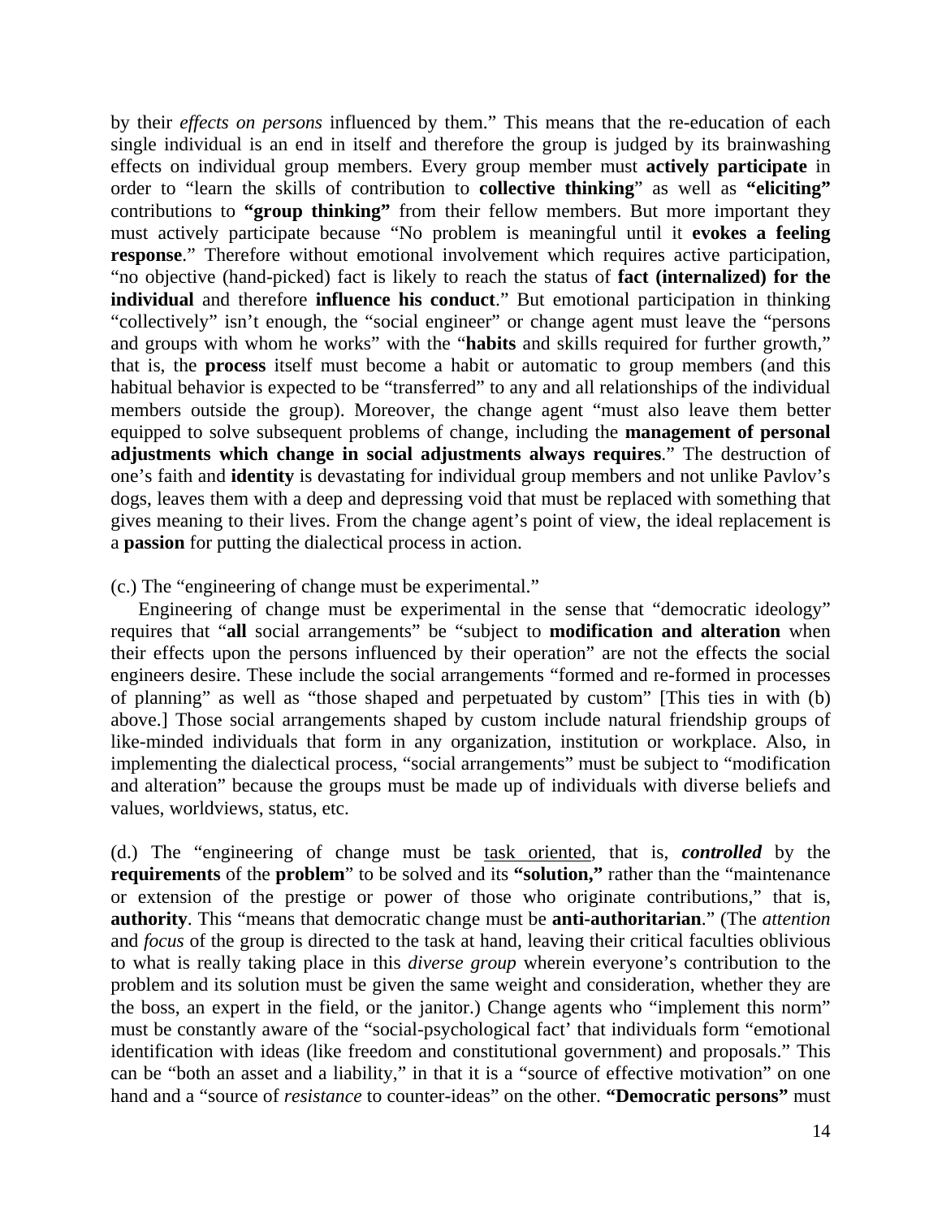by their *effects on persons* influenced by them." This means that the re-education of each single individual is an end in itself and therefore the group is judged by its brainwashing effects on individual group members. Every group member must **actively participate** in order to "learn the skills of contribution to **collective thinking**" as well as **"eliciting"** contributions to **"group thinking"** from their fellow members. But more important they must actively participate because "No problem is meaningful until it **evokes a feeling response**." Therefore without emotional involvement which requires active participation, "no objective (hand-picked) fact is likely to reach the status of **fact (internalized) for the individual** and therefore **influence his conduct**." But emotional participation in thinking "collectively" isn't enough, the "social engineer" or change agent must leave the "persons and groups with whom he works" with the "**habits** and skills required for further growth," that is, the **process** itself must become a habit or automatic to group members (and this habitual behavior is expected to be "transferred" to any and all relationships of the individual members outside the group). Moreover, the change agent "must also leave them better equipped to solve subsequent problems of change, including the **management of personal adjustments which change in social adjustments always requires**." The destruction of one's faith and **identity** is devastating for individual group members and not unlike Pavlov's dogs, leaves them with a deep and depressing void that must be replaced with something that gives meaning to their lives. From the change agent's point of view, the ideal replacement is a **passion** for putting the dialectical process in action.

(c.) The "engineering of change must be experimental."

Engineering of change must be experimental in the sense that "democratic ideology" requires that "**all** social arrangements" be "subject to **modification and alteration** when their effects upon the persons influenced by their operation" are not the effects the social engineers desire. These include the social arrangements "formed and re-formed in processes of planning" as well as "those shaped and perpetuated by custom" [This ties in with (b) above.] Those social arrangements shaped by custom include natural friendship groups of like-minded individuals that form in any organization, institution or workplace. Also, in implementing the dialectical process, "social arrangements" must be subject to "modification and alteration" because the groups must be made up of individuals with diverse beliefs and values, worldviews, status, etc.

(d.) The "engineering of change must be <u>task oriented</u>, that is, ***controlled*** by the **requirements** of the **problem**" to be solved and its **"solution,"** rather than the "maintenance or extension of the prestige or power of those who originate contributions," that is, **authority**. This "means that democratic change must be **anti-authoritarian**." (The *attention* and *focus* of the group is directed to the task at hand, leaving their critical faculties oblivious to what is really taking place in this *diverse group* wherein everyone's contribution to the problem and its solution must be given the same weight and consideration, whether they are the boss, an expert in the field, or the janitor.) Change agents who "implement this norm" must be constantly aware of the "social-psychological fact' that individuals form "emotional identification with ideas (like freedom and constitutional government) and proposals." This can be "both an asset and a liability," in that it is a "source of effective motivation" on one hand and a "source of *resistance* to counter-ideas" on the other. **"Democratic persons"** must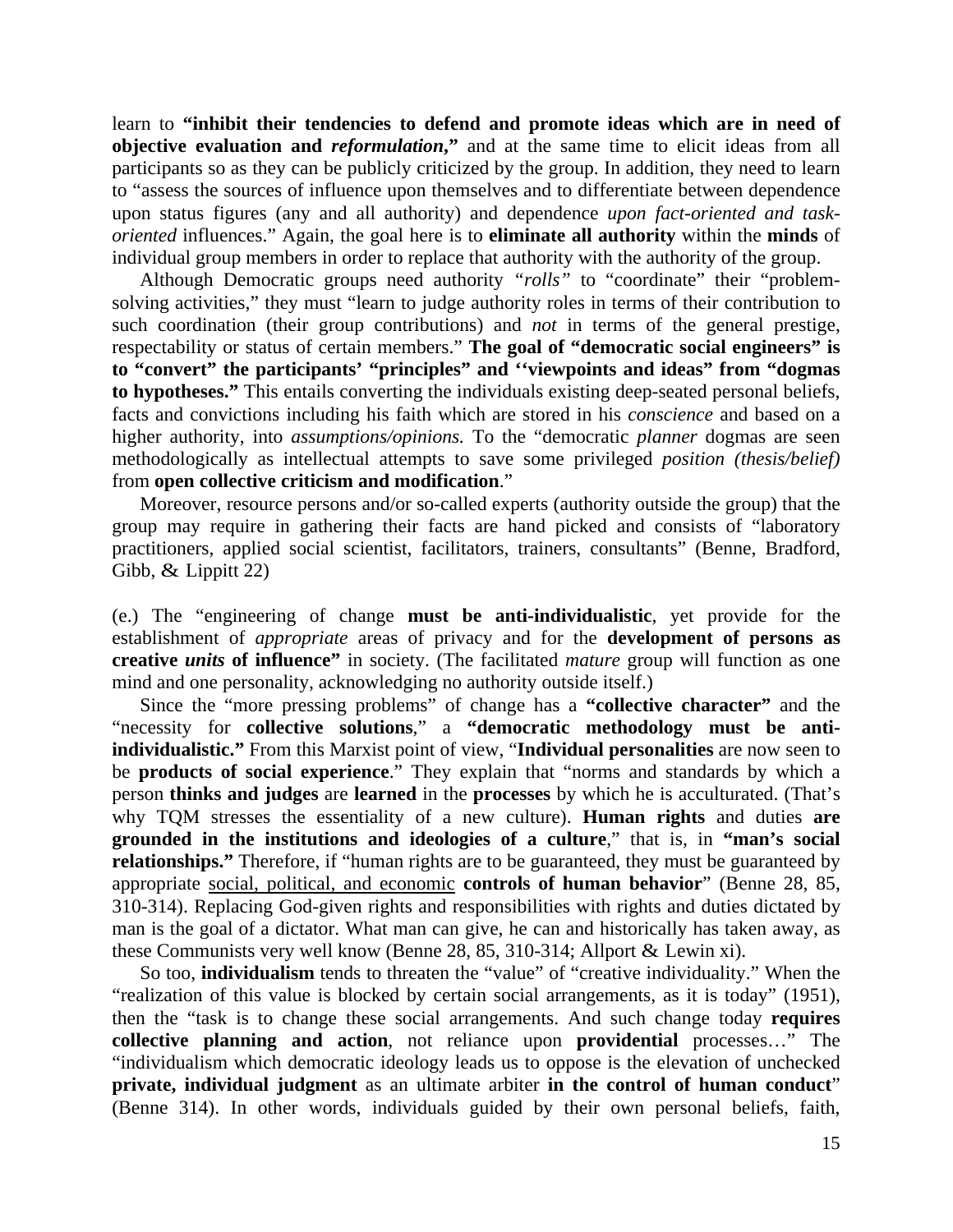learn to **"inhibit their tendencies to defend and promote ideas which are in need of objective evaluation and *reformulation*,"** and at the same time to elicit ideas from all participants so as they can be publicly criticized by the group. In addition, they need to learn to "assess the sources of influence upon themselves and to differentiate between dependence upon status figures (any and all authority) and dependence *upon fact-oriented and task-oriented* influences." Again, the goal here is to **eliminate all authority** within the **minds** of individual group members in order to replace that authority with the authority of the group.

Although Democratic groups need authority *"rolls"* to "coordinate" their "problem-solving activities," they must "learn to judge authority roles in terms of their contribution to such coordination (their group contributions) and *not* in terms of the general prestige, respectability or status of certain members." **The goal of "democratic social engineers" is to "convert" the participants' "principles" and ''viewpoints and ideas" from "dogmas to hypotheses."** This entails converting the individuals existing deep-seated personal beliefs, facts and convictions including his faith which are stored in his *conscience* and based on a higher authority, into *assumptions/opinions.* To the "democratic *planner* dogmas are seen methodologically as intellectual attempts to save some privileged *position (thesis/belief)* from **open collective criticism and modification**."

Moreover, resource persons and/or so-called experts (authority outside the group) that the group may require in gathering their facts are hand picked and consists of "laboratory practitioners, applied social scientist, facilitators, trainers, consultants" (Benne, Bradford, Gibb, & Lippitt 22)

(e.) The "engineering of change **must be anti-individualistic**, yet provide for the establishment of *appropriate* areas of privacy and for the **development of persons as creative *units* of influence"** in society. (The facilitated *mature* group will function as one mind and one personality, acknowledging no authority outside itself.)

Since the "more pressing problems" of change has a **"collective character"** and the "necessity for **collective solutions**," a **"democratic methodology must be anti-individualistic."** From this Marxist point of view, "**Individual personalities** are now seen to be **products of social experience**." They explain that "norms and standards by which a person **thinks and judges** are **learned** in the **processes** by which he is acculturated. (That's why TQM stresses the essentiality of a new culture). **Human rights** and duties **are grounded in the institutions and ideologies of a culture**," that is, in **"man's social relationships."** Therefore, if "human rights are to be guaranteed, they must be guaranteed by appropriate <u>social, political, and economic</u> **controls of human behavior**" (Benne 28, 85, 310-314). Replacing God-given rights and responsibilities with rights and duties dictated by man is the goal of a dictator. What man can give, he can and historically has taken away, as these Communists very well know (Benne 28, 85, 310-314; Allport & Lewin xi).

So too, **individualism** tends to threaten the "value" of "creative individuality." When the "realization of this value is blocked by certain social arrangements, as it is today" (1951), then the "task is to change these social arrangements. And such change today **requires collective planning and action**, not reliance upon **providential** processes…" The "individualism which democratic ideology leads us to oppose is the elevation of unchecked **private, individual judgment** as an ultimate arbiter **in the control of human conduct**" (Benne 314). In other words, individuals guided by their own personal beliefs, faith,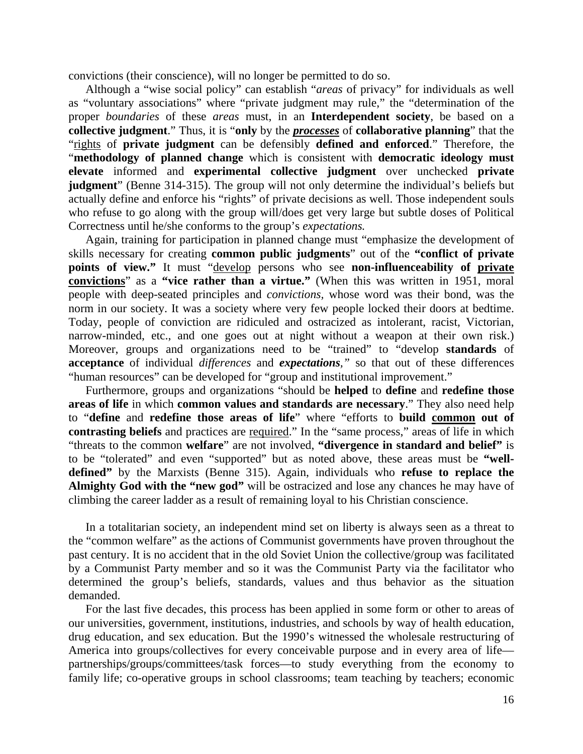convictions (their conscience), will no longer be permitted to do so.

Although a "wise social policy" can establish "*areas* of privacy" for individuals as well as "voluntary associations" where "private judgment may rule," the "determination of the proper *boundaries* of these *areas* must, in an **Interdependent society**, be based on a **collective judgment**." Thus, it is "**only** by the ***processes*** of **collaborative planning**" that the "rights of **private judgment** can be defensibly **defined and enforced**." Therefore, the "**methodology of planned change** which is consistent with **democratic ideology must elevate** informed and **experimental collective judgment** over unchecked **private judgment**" (Benne 314-315). The group will not only determine the individual's beliefs but actually define and enforce his "rights" of private decisions as well. Those independent souls who refuse to go along with the group will/does get very large but subtle doses of Political Correctness until he/she conforms to the group's *expectations.*

Again, training for participation in planned change must "emphasize the development of skills necessary for creating **common public judgments**" out of the **"conflict of private points of view."** It must "develop persons who see **non-influenceability of private convictions**" as a **"vice rather than a virtue."** (When this was written in 1951, moral people with deep-seated principles and *convictions,* whose word was their bond, was the norm in our society. It was a society where very few people locked their doors at bedtime. Today, people of conviction are ridiculed and ostracized as intolerant, racist, Victorian, narrow-minded, etc., and one goes out at night without a weapon at their own risk.) Moreover, groups and organizations need to be "trained" to "develop **standards** of **acceptance** of individual *differences* and ***expectations,*** *"* so that out of these differences "human resources" can be developed for "group and institutional improvement."

Furthermore, groups and organizations "should be **helped** to **define** and **redefine those areas of life** in which **common values and standards are necessary**." They also need help to "**define** and **redefine those areas of life**" where "efforts to **build common out of contrasting beliefs** and practices are required." In the "same process," areas of life in which "threats to the common **welfare**" are not involved, **"divergence in standard and belief"** is to be "tolerated" and even "supported" but as noted above, these areas must be **"well-defined"** by the Marxists (Benne 315). Again, individuals who **refuse to replace the Almighty God with the "new god"** will be ostracized and lose any chances he may have of climbing the career ladder as a result of remaining loyal to his Christian conscience.

In a totalitarian society, an independent mind set on liberty is always seen as a threat to the "common welfare" as the actions of Communist governments have proven throughout the past century. It is no accident that in the old Soviet Union the collective/group was facilitated by a Communist Party member and so it was the Communist Party via the facilitator who determined the group's beliefs, standards, values and thus behavior as the situation demanded.

For the last five decades, this process has been applied in some form or other to areas of our universities, government, institutions, industries, and schools by way of health education, drug education, and sex education. But the 1990's witnessed the wholesale restructuring of America into groups/collectives for every conceivable purpose and in every area of life—partnerships/groups/committees/task forces—to study everything from the economy to family life; co-operative groups in school classrooms; team teaching by teachers; economic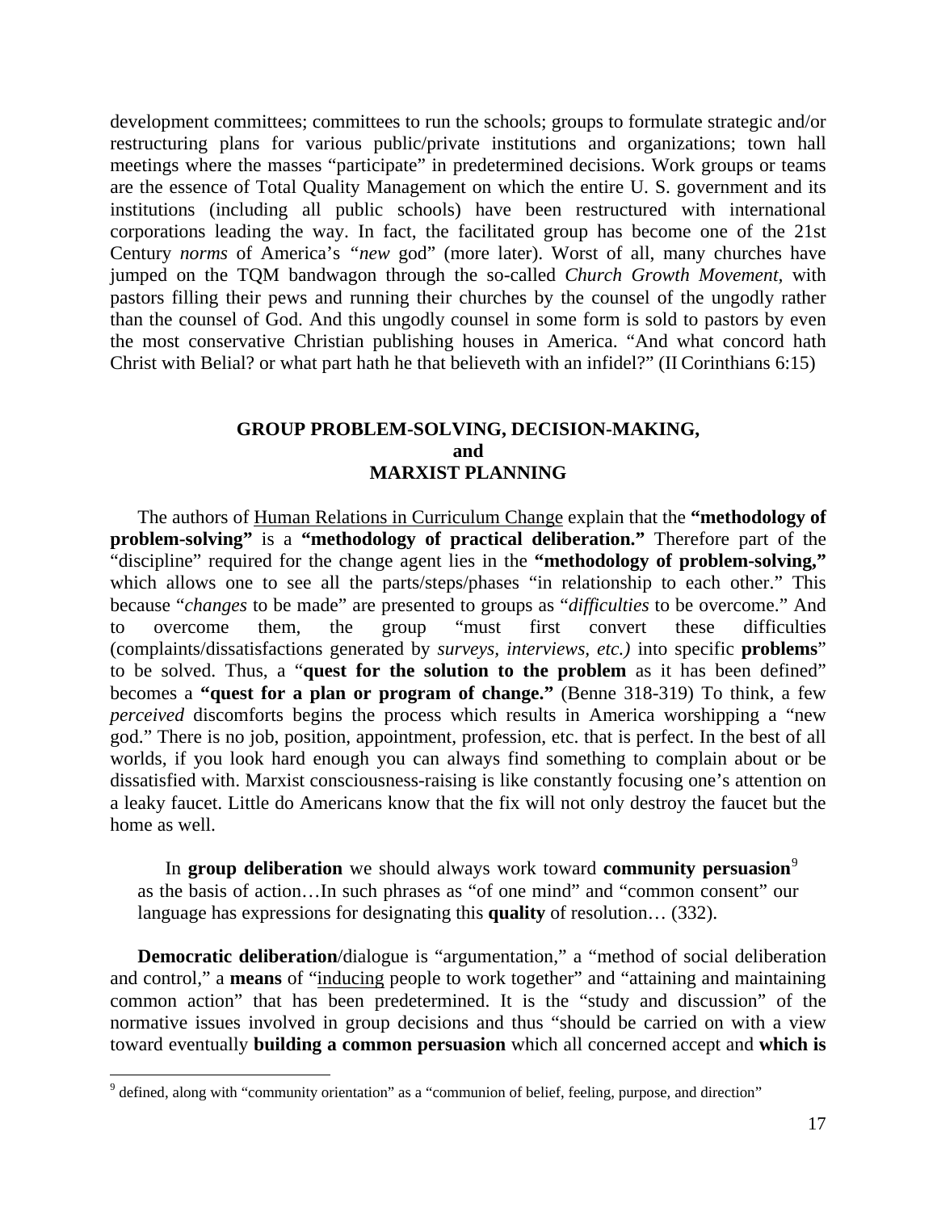development committees; committees to run the schools; groups to formulate strategic and/or restructuring plans for various public/private institutions and organizations; town hall meetings where the masses "participate" in predetermined decisions. Work groups or teams are the essence of Total Quality Management on which the entire U. S. government and its institutions (including all public schools) have been restructured with international corporations leading the way. In fact, the facilitated group has become one of the 21st Century *norms* of America's "*new* god" (more later). Worst of all, many churches have jumped on the TQM bandwagon through the so-called *Church Growth Movement*, with pastors filling their pews and running their churches by the counsel of the ungodly rather than the counsel of God. And this ungodly counsel in some form is sold to pastors by even the most conservative Christian publishing houses in America. "And what concord hath Christ with Belial? or what part hath he that believeth with an infidel?" (II Corinthians 6:15)

## GROUP PROBLEM-SOLVING, DECISION-MAKING, and MARXIST PLANNING

The authors of Human Relations in Curriculum Change explain that the **"methodology of problem-solving"** is a **"methodology of practical deliberation."** Therefore part of the "discipline" required for the change agent lies in the **"methodology of problem-solving,"** which allows one to see all the parts/steps/phases "in relationship to each other." This because "*changes* to be made" are presented to groups as "*difficulties* to be overcome." And to overcome them, the group "must first convert these difficulties (complaints/dissatisfactions generated by *surveys, interviews, etc.)* into specific **problems**" to be solved. Thus, a "**quest for the solution to the problem** as it has been defined" becomes a **"quest for a plan or program of change."** (Benne 318-319) To think, a few *perceived* discomforts begins the process which results in America worshipping a "new god." There is no job, position, appointment, profession, etc. that is perfect. In the best of all worlds, if you look hard enough you can always find something to complain about or be dissatisfied with. Marxist consciousness-raising is like constantly focusing one's attention on a leaky faucet. Little do Americans know that the fix will not only destroy the faucet but the home as well.

> In **group deliberation** we should always work toward **community persuasion**[9] as the basis of action…In such phrases as "of one mind" and "common consent" our language has expressions for designating this **quality** of resolution… (332).

**Democratic deliberation**/dialogue is "argumentation," a "method of social deliberation and control," a **means** of "inducing people to work together" and "attaining and maintaining common action" that has been predetermined. It is the "study and discussion" of the normative issues involved in group decisions and thus "should be carried on with a view toward eventually **building a common persuasion** which all concerned accept and **which is**

[9] defined, along with "community orientation" as a "communion of belief, feeling, purpose, and direction"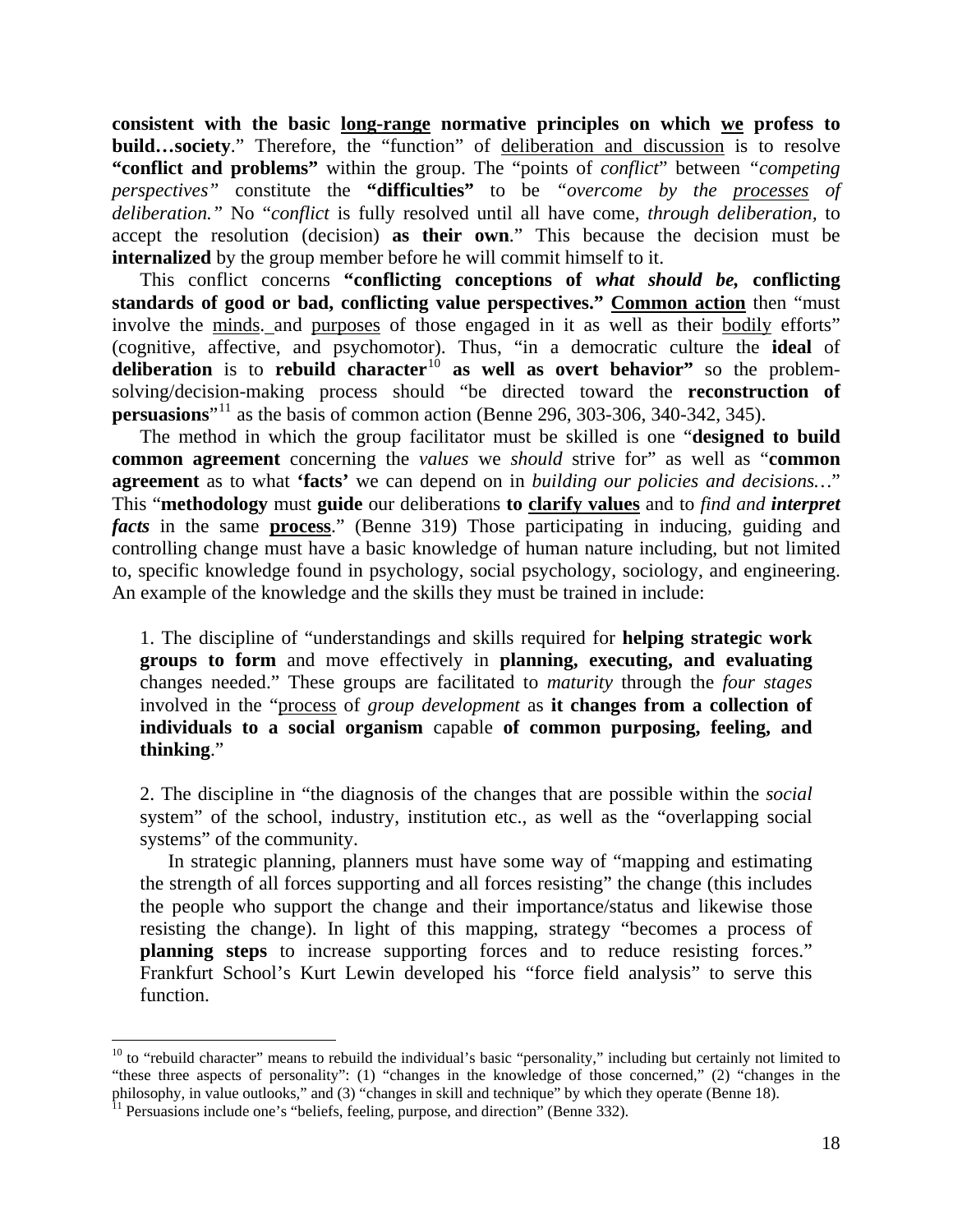**consistent with the basic <u>long-range</u> normative principles on which <u>we</u> profess to build…society**." Therefore, the "function" of <u>deliberation and discussion</u> is to resolve **"conflict and problems"** within the group. The "points of *conflict*" between "*competing perspectives"* constitute the **"difficulties"** to be "*overcome by the <u>processes</u> of deliberation."* No "*conflict* is fully resolved until all have come, *through deliberation*, to accept the resolution (decision) **as their own**." This because the decision must be **internalized** by the group member before he will commit himself to it.

This conflict concerns **"conflicting conceptions of *what should be*, conflicting standards of good or bad, conflicting value perspectives." <u>Common action</u>** then "must involve the <u>minds.</u> and <u>purposes</u> of those engaged in it as well as their <u>bodily</u> efforts" (cognitive, affective, and psychomotor). Thus, "in a democratic culture the **ideal** of **deliberation** is to **rebuild character**[10] **as well as overt behavior"** so the problem-solving/decision-making process should "be directed toward the **reconstruction of persuasions**"[11] as the basis of common action (Benne 296, 303-306, 340-342, 345).

The method in which the group facilitator must be skilled is one "**designed to build common agreement** concerning the *values* we *should* strive for" as well as "**common agreement** as to what **'facts'** we can depend on in *building our policies and decisions…*" This "**methodology** must **guide** our deliberations **to <u>clarify values</u>** and to *find and **interpret facts*** in the same **<u>process</u>**." (Benne 319) Those participating in inducing, guiding and controlling change must have a basic knowledge of human nature including, but not limited to, specific knowledge found in psychology, social psychology, sociology, and engineering. An example of the knowledge and the skills they must be trained in include:

> 1. The discipline of "understandings and skills required for **helping strategic work groups to form** and move effectively in **planning, executing, and evaluating** changes needed." These groups are facilitated to *maturity* through the *four stages* involved in the "<u>process</u> of *group development* as **it changes from a collection of individuals to a social organism** capable **of common purposing, feeling, and thinking**."
>
> 2. The discipline in "the diagnosis of the changes that are possible within the *social* system" of the school, industry, institution etc., as well as the "overlapping social systems" of the community.
>
> In strategic planning, planners must have some way of "mapping and estimating the strength of all forces supporting and all forces resisting" the change (this includes the people who support the change and their importance/status and likewise those resisting the change). In light of this mapping, strategy "becomes a process of **planning steps** to increase supporting forces and to reduce resisting forces." Frankfurt School's Kurt Lewin developed his "force field analysis" to serve this function.

---

[10] to "rebuild character" means to rebuild the individual's basic "personality," including but certainly not limited to "these three aspects of personality": (1) "changes in the knowledge of those concerned," (2) "changes in the philosophy, in value outlooks," and (3) "changes in skill and technique" by which they operate (Benne 18).

[11] Persuasions include one's "beliefs, feeling, purpose, and direction" (Benne 332).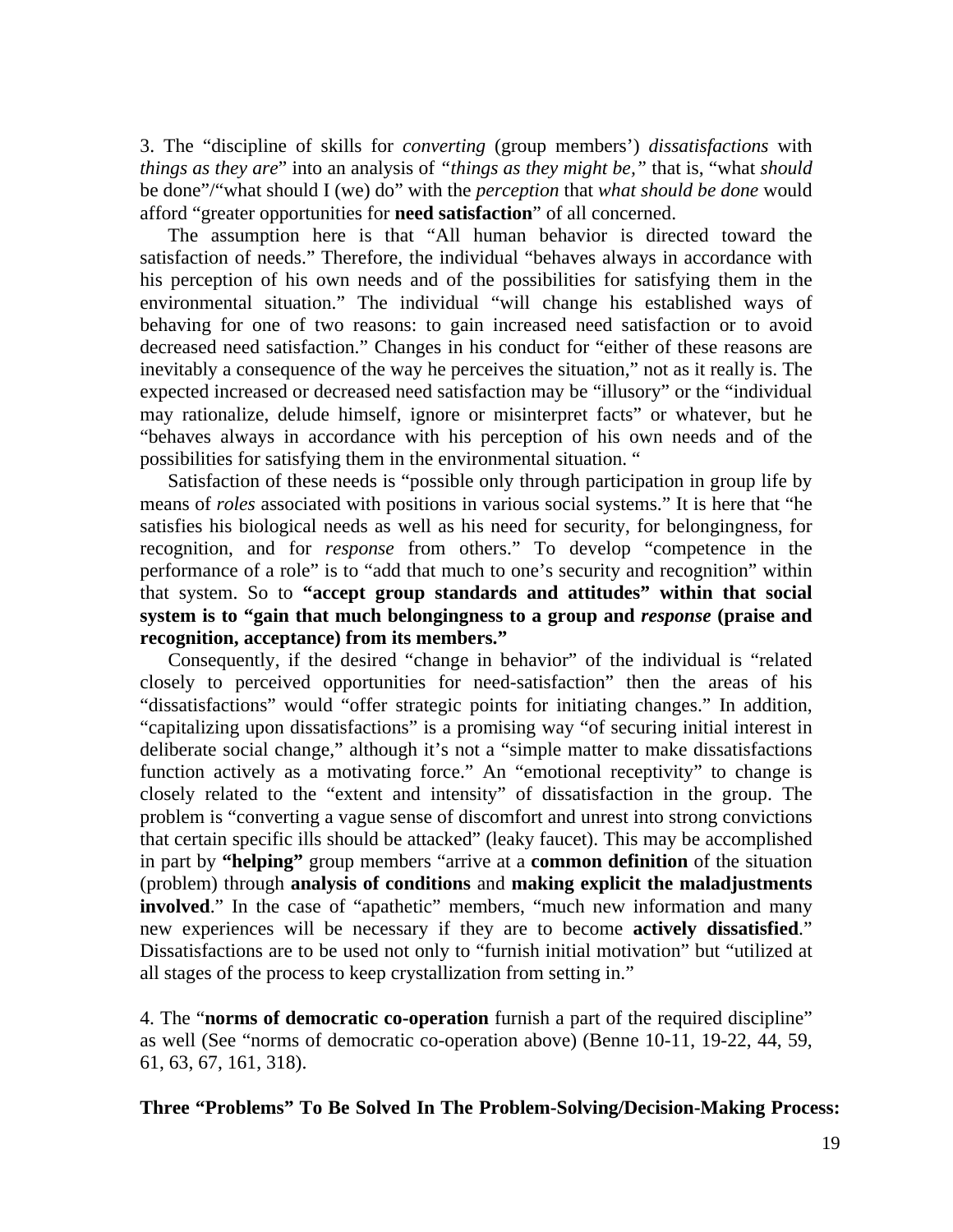3. The "discipline of skills for *converting* (group members') *dissatisfactions* with *things as they are*" into an analysis of *"things as they might be,"* that is, "what *should* be done"/"what should I (we) do" with the *perception* that *what should be done* would afford "greater opportunities for **need satisfaction**" of all concerned.

The assumption here is that "All human behavior is directed toward the satisfaction of needs." Therefore, the individual "behaves always in accordance with his perception of his own needs and of the possibilities for satisfying them in the environmental situation." The individual "will change his established ways of behaving for one of two reasons: to gain increased need satisfaction or to avoid decreased need satisfaction." Changes in his conduct for "either of these reasons are inevitably a consequence of the way he perceives the situation," not as it really is. The expected increased or decreased need satisfaction may be "illusory" or the "individual may rationalize, delude himself, ignore or misinterpret facts" or whatever, but he "behaves always in accordance with his perception of his own needs and of the possibilities for satisfying them in the environmental situation. "

Satisfaction of these needs is "possible only through participation in group life by means of *roles* associated with positions in various social systems." It is here that "he satisfies his biological needs as well as his need for security, for belongingness, for recognition, and for *response* from others." To develop "competence in the performance of a role" is to "add that much to one's security and recognition" within that system. So to **"accept group standards and attitudes" within that social system is to "gain that much belongingness to a group and *response* (praise and recognition, acceptance) from its members."**

Consequently, if the desired "change in behavior" of the individual is "related closely to perceived opportunities for need-satisfaction" then the areas of his "dissatisfactions" would "offer strategic points for initiating changes." In addition, "capitalizing upon dissatisfactions" is a promising way "of securing initial interest in deliberate social change," although it's not a "simple matter to make dissatisfactions function actively as a motivating force." An "emotional receptivity" to change is closely related to the "extent and intensity" of dissatisfaction in the group. The problem is "converting a vague sense of discomfort and unrest into strong convictions that certain specific ills should be attacked" (leaky faucet). This may be accomplished in part by **"helping"** group members "arrive at a **common definition** of the situation (problem) through **analysis of conditions** and **making explicit the maladjustments involved**." In the case of "apathetic" members, "much new information and many new experiences will be necessary if they are to become **actively dissatisfied**." Dissatisfactions are to be used not only to "furnish initial motivation" but "utilized at all stages of the process to keep crystallization from setting in."

4. The "**norms of democratic co-operation** furnish a part of the required discipline" as well (See "norms of democratic co-operation above) (Benne 10-11, 19-22, 44, 59, 61, 63, 67, 161, 318).

**Three "Problems" To Be Solved In The Problem-Solving/Decision-Making Process:**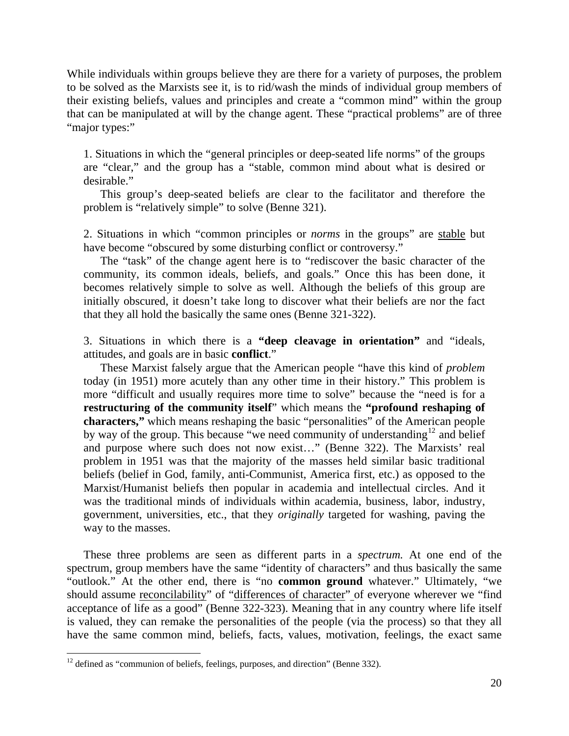While individuals within groups believe they are there for a variety of purposes, the problem to be solved as the Marxists see it, is to rid/wash the minds of individual group members of their existing beliefs, values and principles and create a "common mind" within the group that can be manipulated at will by the change agent. These "practical problems" are of three "major types:"

> 1. Situations in which the "general principles or deep-seated life norms" of the groups are "clear," and the group has a "stable, common mind about what is desired or desirable."
>
> This group's deep-seated beliefs are clear to the facilitator and therefore the problem is "relatively simple" to solve (Benne 321).
>
> 2. Situations in which "common principles or *norms* in the groups" are stable but have become "obscured by some disturbing conflict or controversy."
>
> The "task" of the change agent here is to "rediscover the basic character of the community, its common ideals, beliefs, and goals." Once this has been done, it becomes relatively simple to solve as well. Although the beliefs of this group are initially obscured, it doesn't take long to discover what their beliefs are nor the fact that they all hold the basically the same ones (Benne 321-322).
>
> 3. Situations in which there is a **"deep cleavage in orientation"** and "ideals, attitudes, and goals are in basic **conflict**."
>
> These Marxist falsely argue that the American people "have this kind of *problem* today (in 1951) more acutely than any other time in their history." This problem is more "difficult and usually requires more time to solve" because the "need is for a **restructuring of the community itself**" which means the **"profound reshaping of characters,"** which means reshaping the basic "personalities" of the American people by way of the group. This because "we need community of understanding[12] and belief and purpose where such does not now exist…" (Benne 322). The Marxists' real problem in 1951 was that the majority of the masses held similar basic traditional beliefs (belief in God, family, anti-Communist, America first, etc.) as opposed to the Marxist/Humanist beliefs then popular in academia and intellectual circles. And it was the traditional minds of individuals within academia, business, labor, industry, government, universities, etc., that they *originally* targeted for washing, paving the way to the masses.

These three problems are seen as different parts in a *spectrum.* At one end of the spectrum, group members have the same "identity of characters" and thus basically the same "outlook." At the other end, there is "no **common ground** whatever." Ultimately, "we should assume reconcilability" of "differences of character" of everyone wherever we "find acceptance of life as a good" (Benne 322-323). Meaning that in any country where life itself is valued, they can remake the personalities of the people (via the process) so that they all have the same common mind, beliefs, facts, values, motivation, feelings, the exact same

[12] defined as "communion of beliefs, feelings, purposes, and direction" (Benne 332).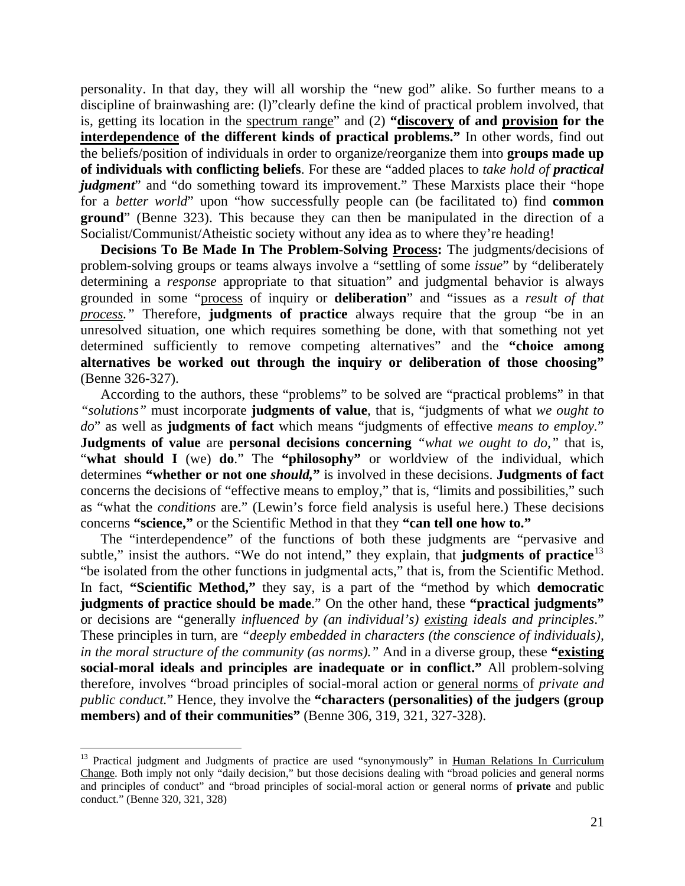personality. In that day, they will all worship the "new god" alike. So further means to a discipline of brainwashing are: (l)"clearly define the kind of practical problem involved, that is, getting its location in the <u>spectrum range</u>" and (2) **"<u>discovery</u> of and <u>provision</u> for the <u>interdependence</u> of the different kinds of practical problems."** In other words, find out the beliefs/position of individuals in order to organize/reorganize them into **groups made up of individuals with conflicting beliefs**. For these are "added places to *take hold of **practical judgment***" and "do something toward its improvement." These Marxists place their "hope for a *better world*" upon "how successfully people can (be facilitated to) find **common ground**" (Benne 323). This because they can then be manipulated in the direction of a Socialist/Communist/Atheistic society without any idea as to where they're heading!

**Decisions To Be Made In The Problem-Solving <u>Process</u>:** The judgments/decisions of problem-solving groups or teams always involve a "settling of some *issue*" by "deliberately determining a *response* appropriate to that situation" and judgmental behavior is always grounded in some "<u>process</u> of inquiry or **deliberation**" and "issues as a *result of that <u>process</u>.*" Therefore, **judgments of practice** always require that the group "be in an unresolved situation, one which requires something be done, with that something not yet determined sufficiently to remove competing alternatives" and the **"choice among alternatives be worked out through the inquiry or deliberation of those choosing"** (Benne 326-327).

According to the authors, these "problems" to be solved are "practical problems" in that *"solutions"* must incorporate **judgments of value**, that is, "judgments of what *we ought to do*" as well as **judgments of fact** which means "judgments of effective *means to employ.*" **Judgments of value** are **personal decisions concerning** *"what we ought to do,"* that is, "**what should I** (we) **do**." The **"philosophy"** or worldview of the individual, which determines **"whether or not one *should*,"** is involved in these decisions. **Judgments of fact** concerns the decisions of "effective means to employ," that is, "limits and possibilities," such as "what the *conditions* are." (Lewin's force field analysis is useful here.) These decisions concerns **"science,"** or the Scientific Method in that they **"can tell one how to."**

The "interdependence" of the functions of both these judgments are "pervasive and subtle," insist the authors. "We do not intend," they explain, that **judgments of practice**[13] "be isolated from the other functions in judgmental acts," that is, from the Scientific Method. In fact, **"Scientific Method,"** they say, is a part of the "method by which **democratic judgments of practice should be made**." On the other hand, these **"practical judgments"** or decisions are "generally *influenced by (an individual's) <u>existing</u> ideals and principles*." These principles in turn, are *"deeply embedded in characters (the conscience of individuals), in the moral structure of the community (as norms)."* And in a diverse group, these **"<u>existing</u> social-moral ideals and principles are inadequate or in conflict."** All problem-solving therefore, involves "broad principles of social-moral action or <u>general norms</u> of *private and public conduct.*" Hence, they involve the **"characters (personalities) of the judgers (group members) and of their communities"** (Benne 306, 319, 321, 327-328).

---

[13] Practical judgment and Judgments of practice are used "synonymously" in <u>Human Relations In Curriculum Change</u>. Both imply not only "daily decision," but those decisions dealing with "broad policies and general norms and principles of conduct" and "broad principles of social-moral action or general norms of **private** and public conduct." (Benne 320, 321, 328)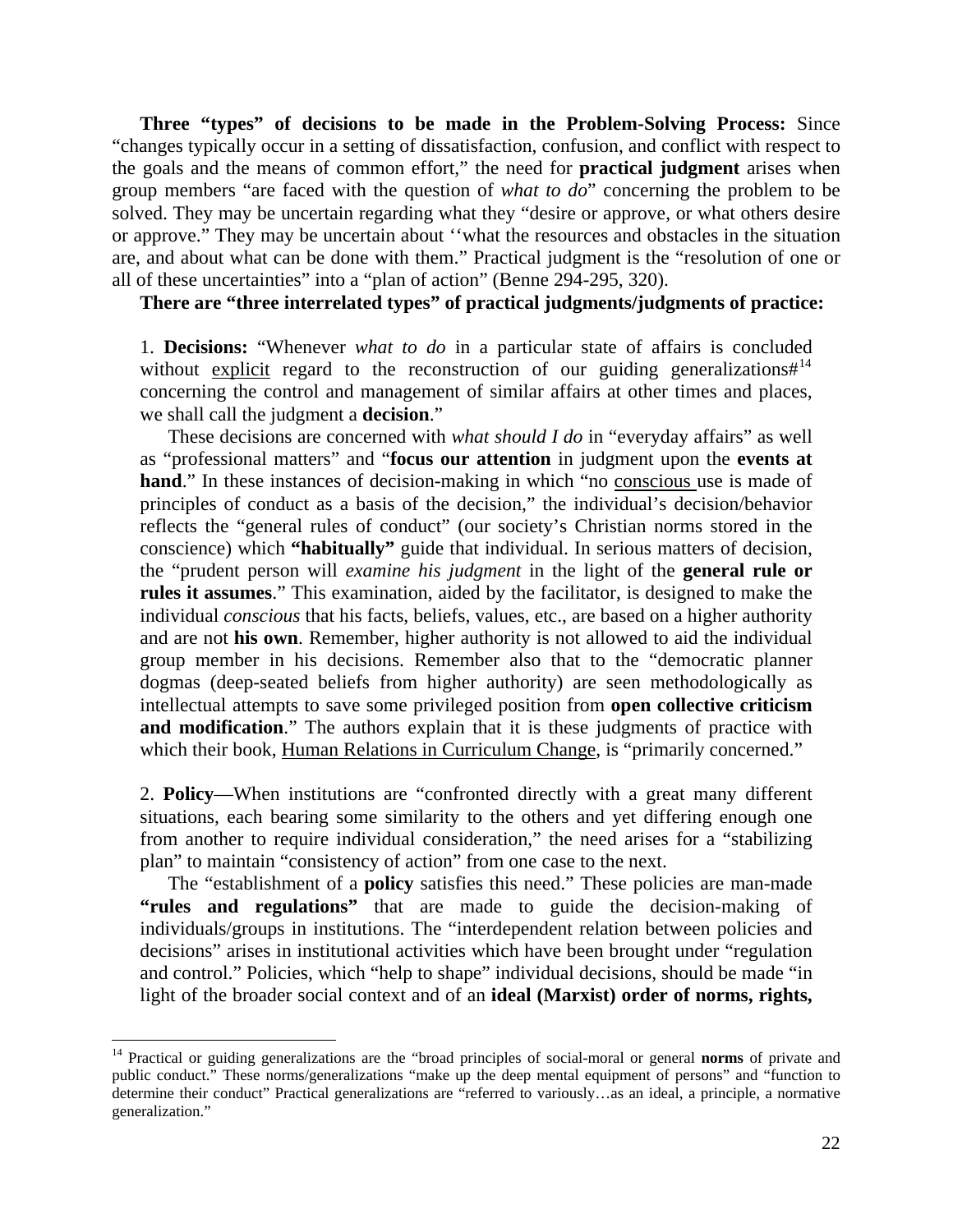**Three "types" of decisions to be made in the Problem-Solving Process:** Since "changes typically occur in a setting of dissatisfaction, confusion, and conflict with respect to the goals and the means of common effort," the need for **practical judgment** arises when group members "are faced with the question of *what to do*" concerning the problem to be solved. They may be uncertain regarding what they "desire or approve, or what others desire or approve." They may be uncertain about ''what the resources and obstacles in the situation are, and about what can be done with them." Practical judgment is the "resolution of one or all of these uncertainties" into a "plan of action" (Benne 294-295, 320).

**There are "three interrelated types" of practical judgments/judgments of practice:**

1. **Decisions:** "Whenever *what to do* in a particular state of affairs is concluded without explicit regard to the reconstruction of our guiding generalizations#[14] concerning the control and management of similar affairs at other times and places, we shall call the judgment a **decision**."

These decisions are concerned with *what should I do* in "everyday affairs" as well as "professional matters" and "**focus our attention** in judgment upon the **events at hand**." In these instances of decision-making in which "no conscious use is made of principles of conduct as a basis of the decision," the individual's decision/behavior reflects the "general rules of conduct" (our society's Christian norms stored in the conscience) which **"habitually"** guide that individual. In serious matters of decision, the "prudent person will *examine his judgment* in the light of the **general rule or rules it assumes**." This examination, aided by the facilitator, is designed to make the individual *conscious* that his facts, beliefs, values, etc., are based on a higher authority and are not **his own**. Remember, higher authority is not allowed to aid the individual group member in his decisions. Remember also that to the "democratic planner dogmas (deep-seated beliefs from higher authority) are seen methodologically as intellectual attempts to save some privileged position from **open collective criticism and modification**." The authors explain that it is these judgments of practice with which their book, Human Relations in Curriculum Change, is "primarily concerned."

2. **Policy**—When institutions are "confronted directly with a great many different situations, each bearing some similarity to the others and yet differing enough one from another to require individual consideration," the need arises for a "stabilizing plan" to maintain "consistency of action" from one case to the next.

The "establishment of a **policy** satisfies this need." These policies are man-made **"rules and regulations"** that are made to guide the decision-making of individuals/groups in institutions. The "interdependent relation between policies and decisions" arises in institutional activities which have been brought under "regulation and control." Policies, which "help to shape" individual decisions, should be made "in light of the broader social context and of an **ideal (Marxist) order of norms, rights,**

[14] Practical or guiding generalizations are the "broad principles of social-moral or general **norms** of private and public conduct." These norms/generalizations "make up the deep mental equipment of persons" and "function to determine their conduct" Practical generalizations are "referred to variously…as an ideal, a principle, a normative generalization."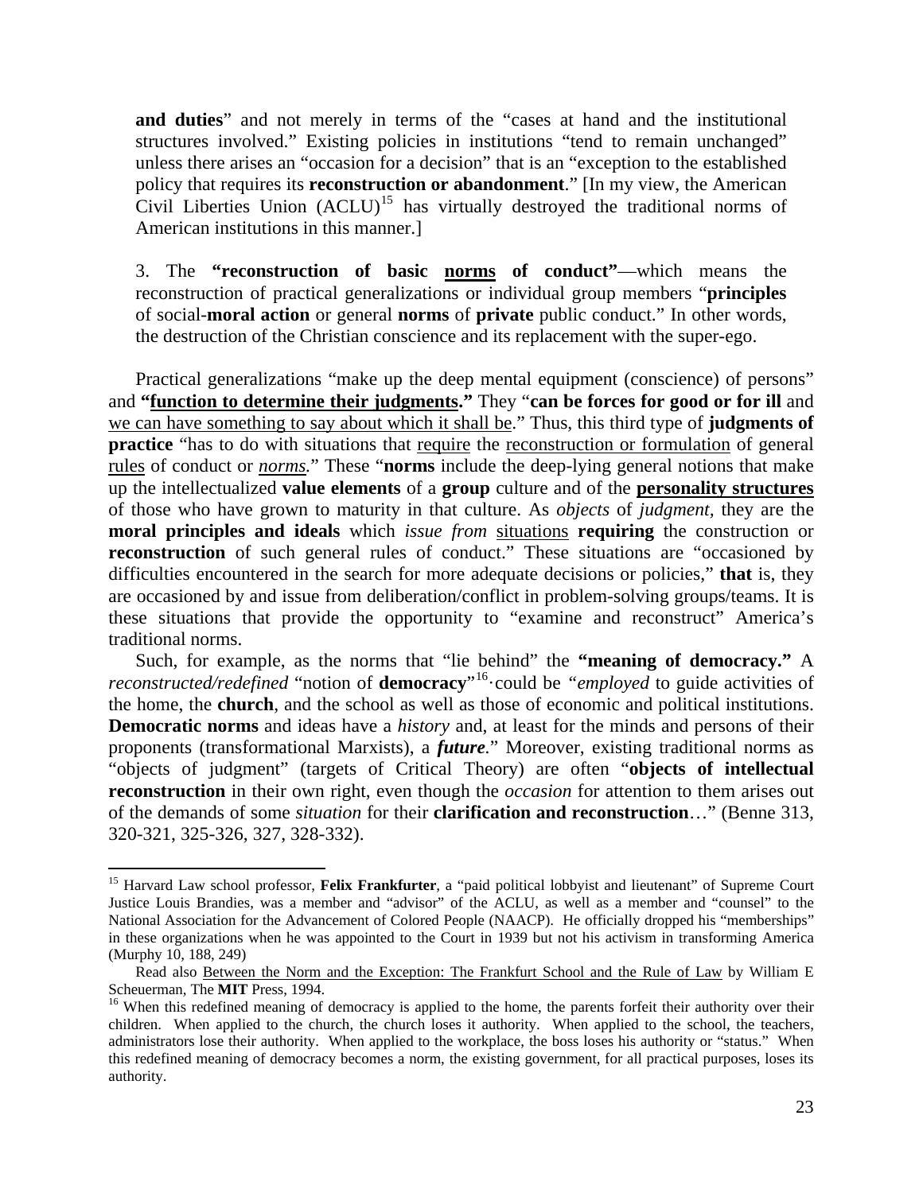**and duties**" and not merely in terms of the "cases at hand and the institutional structures involved." Existing policies in institutions "tend to remain unchanged" unless there arises an "occasion for a decision" that is an "exception to the established policy that requires its **reconstruction or abandonment**." [In my view, the American Civil Liberties Union (ACLU)[15] has virtually destroyed the traditional norms of American institutions in this manner.]

3. The **"reconstruction of basic <u>norms</u> of conduct"**—which means the reconstruction of practical generalizations or individual group members "**principles** of social-**moral action** or general **norms** of **private** public conduct." In other words, the destruction of the Christian conscience and its replacement with the super-ego.

Practical generalizations "make up the deep mental equipment (conscience) of persons" and **"<u>function to determine their judgments</u>."** They "**can be forces for good or for ill** and <u>we can have something to say about which it shall be</u>." Thus, this third type of **judgments of practice** "has to do with situations that <u>require</u> the <u>reconstruction or formulation</u> of general <u>rules</u> of conduct or *<u>norms</u>.*" These "**norms** include the deep-lying general notions that make up the intellectualized **value elements** of a **group** culture and of the **<u>personality structures</u>** of those who have grown to maturity in that culture. As *objects* of *judgment*, they are the **moral principles and ideals** which *issue from* <u>situations</u> **requiring** the construction or **reconstruction** of such general rules of conduct." These situations are "occasioned by difficulties encountered in the search for more adequate decisions or policies," **that** is, they are occasioned by and issue from deliberation/conflict in problem-solving groups/teams. It is these situations that provide the opportunity to "examine and reconstruct" America's traditional norms.

Such, for example, as the norms that "lie behind" the **"meaning of democracy."** A *reconstructed/redefined* "notion of **democracy**"[16]·could be *"employed* to guide activities of the home, the **church**, and the school as well as those of economic and political institutions. **Democratic norms** and ideas have a *history* and, at least for the minds and persons of their proponents (transformational Marxists), a ***future***." Moreover, existing traditional norms as "objects of judgment" (targets of Critical Theory) are often "**objects of intellectual reconstruction** in their own right, even though the *occasion* for attention to them arises out of the demands of some *situation* for their **clarification and reconstruction**…" (Benne 313, 320-321, 325-326, 327, 328-332).

---

[15] Harvard Law school professor, **Felix Frankfurter**, a "paid political lobbyist and lieutenant" of Supreme Court Justice Louis Brandies, was a member and "advisor" of the ACLU, as well as a member and "counsel" to the National Association for the Advancement of Colored People (NAACP). He officially dropped his "memberships" in these organizations when he was appointed to the Court in 1939 but not his activism in transforming America (Murphy 10, 188, 249)

Read also <u>Between the Norm and the Exception: The Frankfurt School and the Rule of Law</u> by William E Scheuerman, The **MIT** Press, 1994.

[16] When this redefined meaning of democracy is applied to the home, the parents forfeit their authority over their children. When applied to the church, the church loses it authority. When applied to the school, the teachers, administrators lose their authority. When applied to the workplace, the boss loses his authority or "status." When this redefined meaning of democracy becomes a norm, the existing government, for all practical purposes, loses its authority.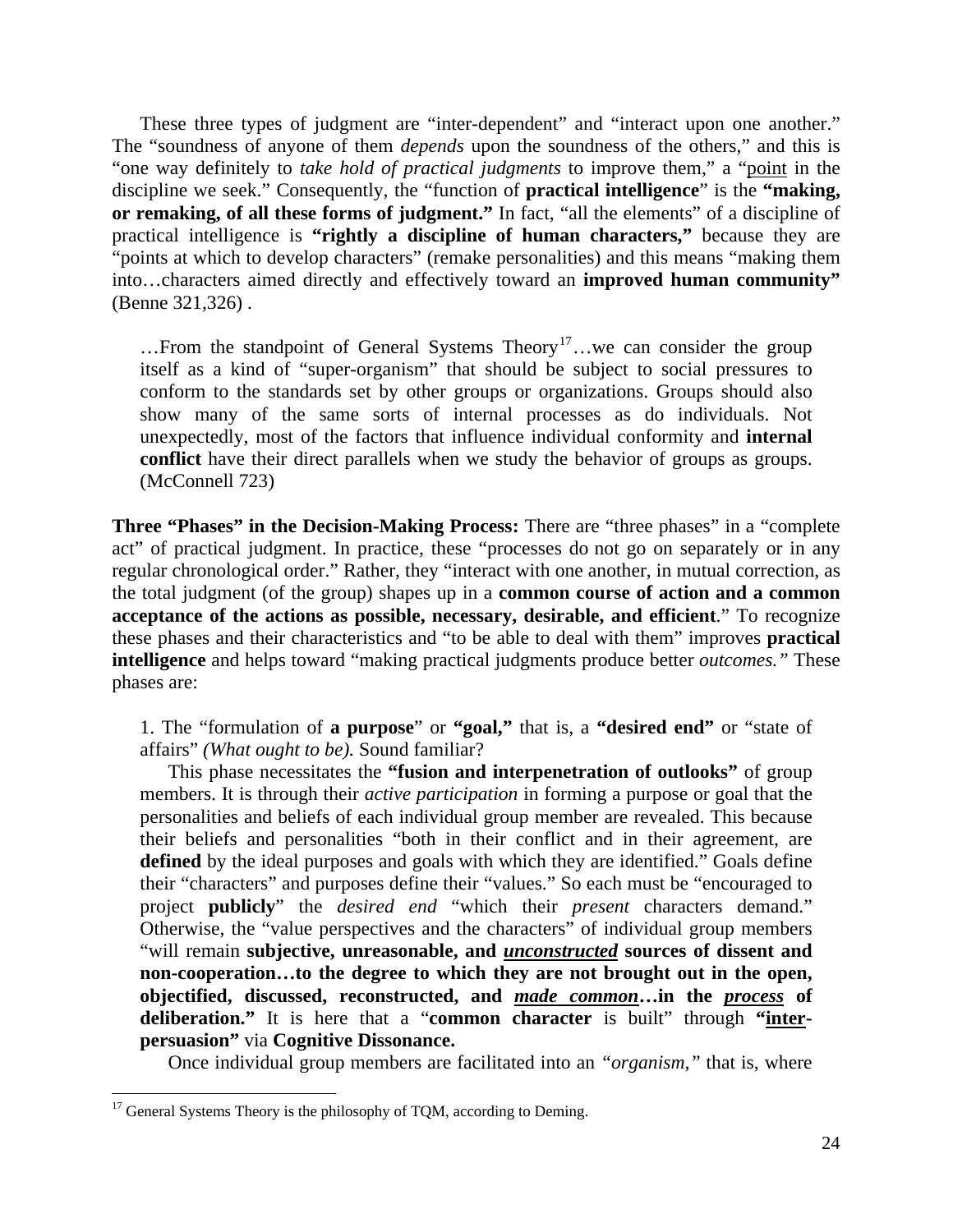These three types of judgment are "inter-dependent" and "interact upon one another." The "soundness of anyone of them *depends* upon the soundness of the others," and this is "one way definitely to *take hold of practical judgments* to improve them," a "point in the discipline we seek." Consequently, the "function of **practical intelligence**" is the **"making, or remaking, of all these forms of judgment."** In fact, "all the elements" of a discipline of practical intelligence is **"rightly a discipline of human characters,"** because they are "points at which to develop characters" (remake personalities) and this means "making them into…characters aimed directly and effectively toward an **improved human community"** (Benne 321,326) .

> …From the standpoint of General Systems Theory[17]…we can consider the group itself as a kind of "super-organism" that should be subject to social pressures to conform to the standards set by other groups or organizations. Groups should also show many of the same sorts of internal processes as do individuals. Not unexpectedly, most of the factors that influence individual conformity and **internal conflict** have their direct parallels when we study the behavior of groups as groups. (McConnell 723)

**Three "Phases" in the Decision-Making Process:** There are "three phases" in a "complete act" of practical judgment. In practice, these "processes do not go on separately or in any regular chronological order." Rather, they "interact with one another, in mutual correction, as the total judgment (of the group) shapes up in a **common course of action and a common acceptance of the actions as possible, necessary, desirable, and efficient**." To recognize these phases and their characteristics and "to be able to deal with them" improves **practical intelligence** and helps toward "making practical judgments produce better *outcomes.*" These phases are:

1. The "formulation of **a purpose**" or **"goal,"** that is, a **"desired end"** or "state of affairs" *(What ought to be).* Sound familiar?

This phase necessitates the **"fusion and interpenetration of outlooks"** of group members. It is through their *active participation* in forming a purpose or goal that the personalities and beliefs of each individual group member are revealed. This because their beliefs and personalities "both in their conflict and in their agreement, are **defined** by the ideal purposes and goals with which they are identified." Goals define their "characters" and purposes define their "values." So each must be "encouraged to project **publicly**" the *desired end* "which their *present* characters demand." Otherwise, the "value perspectives and the characters" of individual group members "will remain **subjective, unreasonable, and *unconstructed* sources of dissent and non-cooperation…to the degree to which they are not brought out in the open, objectified, discussed, reconstructed, and *made common*…in the *process* of deliberation."** It is here that a "**common character** is built" through **"inter-persuasion"** via **Cognitive Dissonance.**

Once individual group members are facilitated into an *"organism,"* that is, where

[17] General Systems Theory is the philosophy of TQM, according to Deming.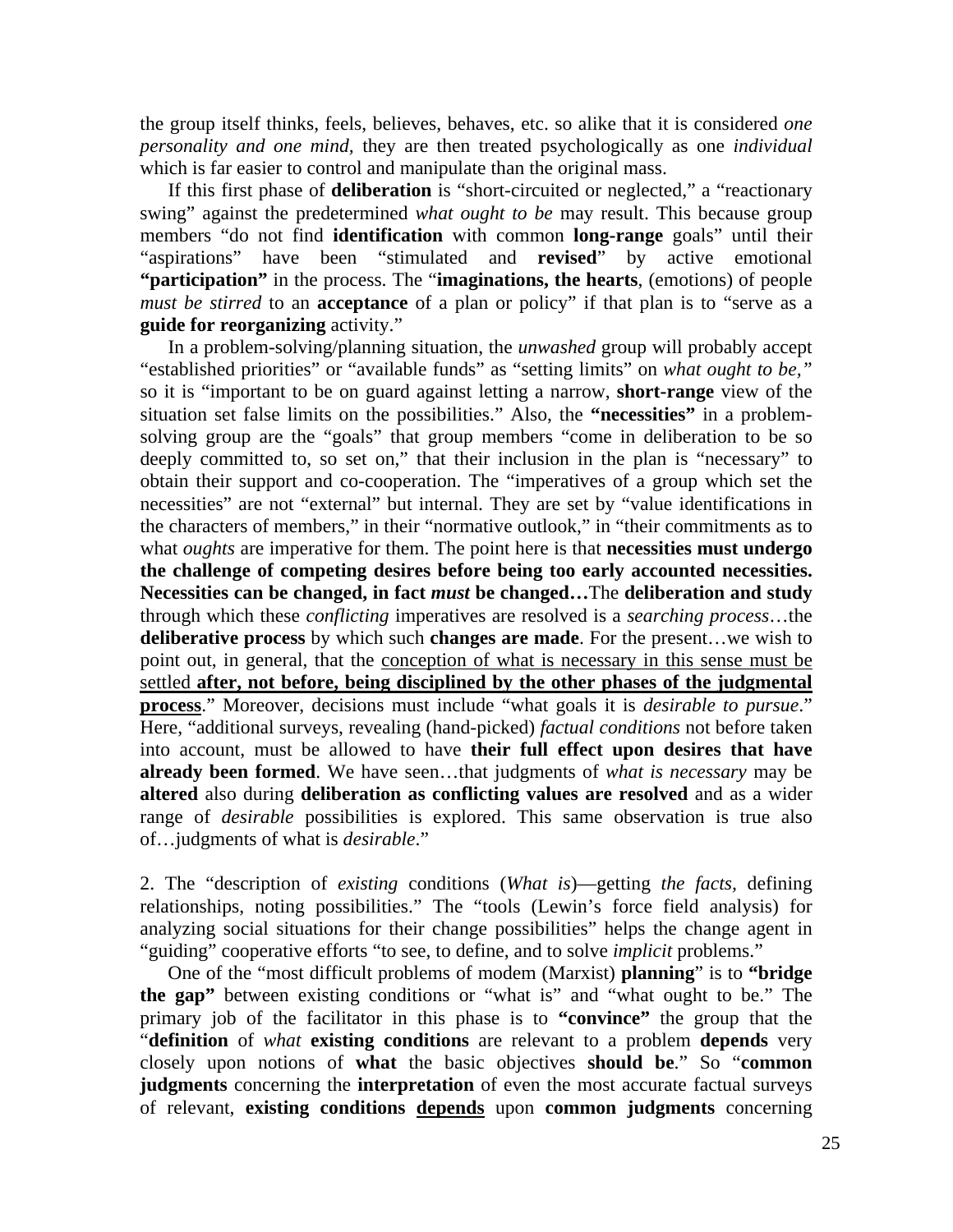the group itself thinks, feels, believes, behaves, etc. so alike that it is considered *one personality and one mind,* they are then treated psychologically as one *individual* which is far easier to control and manipulate than the original mass.

If this first phase of **deliberation** is "short-circuited or neglected," a "reactionary swing" against the predetermined *what ought to be* may result. This because group members "do not find **identification** with common **long-range** goals" until their "aspirations" have been "stimulated and **revised**" by active emotional **"participation"** in the process. The "**imaginations, the hearts**, (emotions) of people *must be stirred* to an **acceptance** of a plan or policy" if that plan is to "serve as a **guide for reorganizing** activity."

In a problem-solving/planning situation, the *unwashed* group will probably accept "established priorities" or "available funds" as "setting limits" on *what ought to be,"* so it is "important to be on guard against letting a narrow, **short-range** view of the situation set false limits on the possibilities." Also, the **"necessities"** in a problem-solving group are the "goals" that group members "come in deliberation to be so deeply committed to, so set on," that their inclusion in the plan is "necessary" to obtain their support and co-cooperation. The "imperatives of a group which set the necessities" are not "external" but internal. They are set by "value identifications in the characters of members," in their "normative outlook," in "their commitments as to what *oughts* are imperative for them. The point here is that **necessities must undergo the challenge of competing desires before being too early accounted necessities. Necessities can be changed, in fact *must* be changed…**The **deliberation and study** through which these *conflicting* imperatives are resolved is a *searching process*…the **deliberative process** by which such **changes are made**. For the present…we wish to point out, in general, that the <u>conception of what is necessary in this sense must be settled</u> <u>**after, not before, being disciplined by the other phases of the judgmental process**</u>." Moreover, decisions must include "what goals it is *desirable to pursue*." Here, "additional surveys, revealing (hand-picked) *factual conditions* not before taken into account, must be allowed to have **their full effect upon desires that have already been formed**. We have seen…that judgments of *what is necessary* may be **altered** also during **deliberation as conflicting values are resolved** and as a wider range of *desirable* possibilities is explored. This same observation is true also of…judgments of what is *desirable*."

2. The "description of *existing* conditions (*What is*)—getting *the facts,* defining relationships, noting possibilities." The "tools (Lewin's force field analysis) for analyzing social situations for their change possibilities" helps the change agent in "guiding" cooperative efforts "to see, to define, and to solve *implicit* problems."

One of the "most difficult problems of modem (Marxist) **planning**" is to **"bridge the gap"** between existing conditions or "what is" and "what ought to be." The primary job of the facilitator in this phase is to **"convince"** the group that the "**definition** of *what* **existing conditions** are relevant to a problem **depends** very closely upon notions of **what** the basic objectives **should be**." So "**common judgments** concerning the **interpretation** of even the most accurate factual surveys of relevant, **existing conditions <u>depends</u>** upon **common judgments** concerning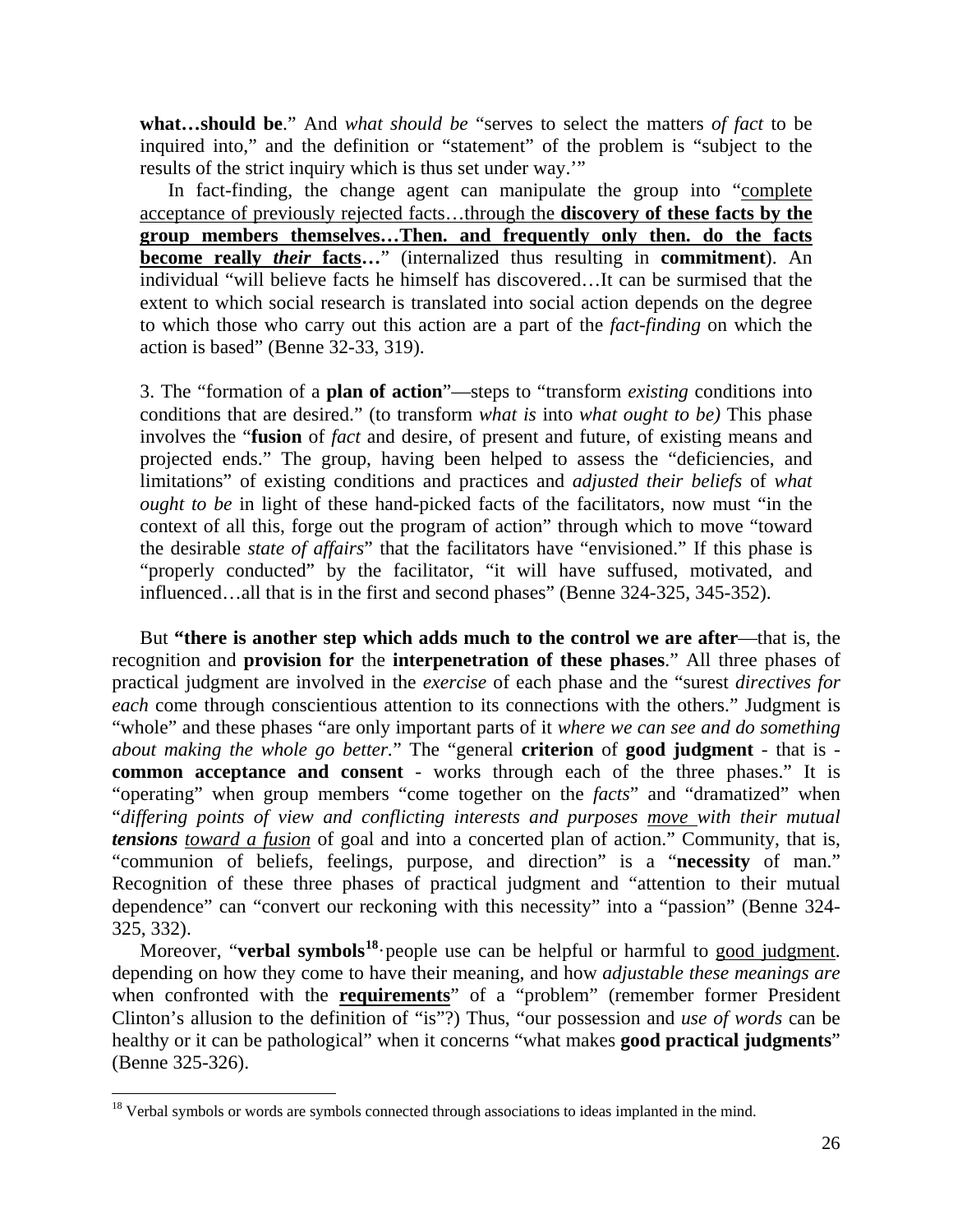**what…should be**." And *what should be* "serves to select the matters *of fact* to be inquired into," and the definition or "statement" of the problem is "subject to the results of the strict inquiry which is thus set under way.'"

In fact-finding, the change agent can manipulate the group into "<u>complete acceptance of previously rejected facts…through the **discovery of these facts by the group members themselves…Then. and frequently only then. do the facts become really *their* facts…**</u>" (internalized thus resulting in **commitment**). An individual "will believe facts he himself has discovered…It can be surmised that the extent to which social research is translated into social action depends on the degree to which those who carry out this action are a part of the *fact-finding* on which the action is based" (Benne 32-33, 319).

3. The "formation of a **plan of action**"—steps to "transform *existing* conditions into conditions that are desired." (to transform *what is* into *what ought to be)* This phase involves the "**fusion** of *fact* and desire, of present and future, of existing means and projected ends." The group, having been helped to assess the "deficiencies, and limitations" of existing conditions and practices and *adjusted their beliefs* of *what ought to be* in light of these hand-picked facts of the facilitators, now must "in the context of all this, forge out the program of action" through which to move "toward the desirable *state of affairs*" that the facilitators have "envisioned." If this phase is "properly conducted" by the facilitator, "it will have suffused, motivated, and influenced…all that is in the first and second phases" (Benne 324-325, 345-352).

But **"there is another step which adds much to the control we are after**—that is, the recognition and **provision for** the **interpenetration of these phases**." All three phases of practical judgment are involved in the *exercise* of each phase and the "surest *directives for each* come through conscientious attention to its connections with the others." Judgment is "whole" and these phases "are only important parts of it *where we can see and do something about making the whole go better.*" The "general **criterion** of **good judgment** - that is - **common acceptance and consent** - works through each of the three phases." It is "operating" when group members "come together on the *facts*" and "dramatized" when "*differing points of view and conflicting interests and purposes <u>move</u> with their mutual **tensions** <u>toward a fusion</u>* of goal and into a concerted plan of action." Community, that is, "communion of beliefs, feelings, purpose, and direction" is a "**necessity** of man." Recognition of these three phases of practical judgment and "attention to their mutual dependence" can "convert our reckoning with this necessity" into a "passion" (Benne 324-325, 332).

Moreover, "**verbal symbols**[18]· people use can be helpful or harmful to <u>good judgment</u>. depending on how they come to have their meaning, and how *adjustable these meanings are* when confronted with the **<u>requirements</u>**" of a "problem" (remember former President Clinton's allusion to the definition of "is"?) Thus, "our possession and *use of words* can be healthy or it can be pathological" when it concerns "what makes **good practical judgments**" (Benne 325-326).

---

[18] Verbal symbols or words are symbols connected through associations to ideas implanted in the mind.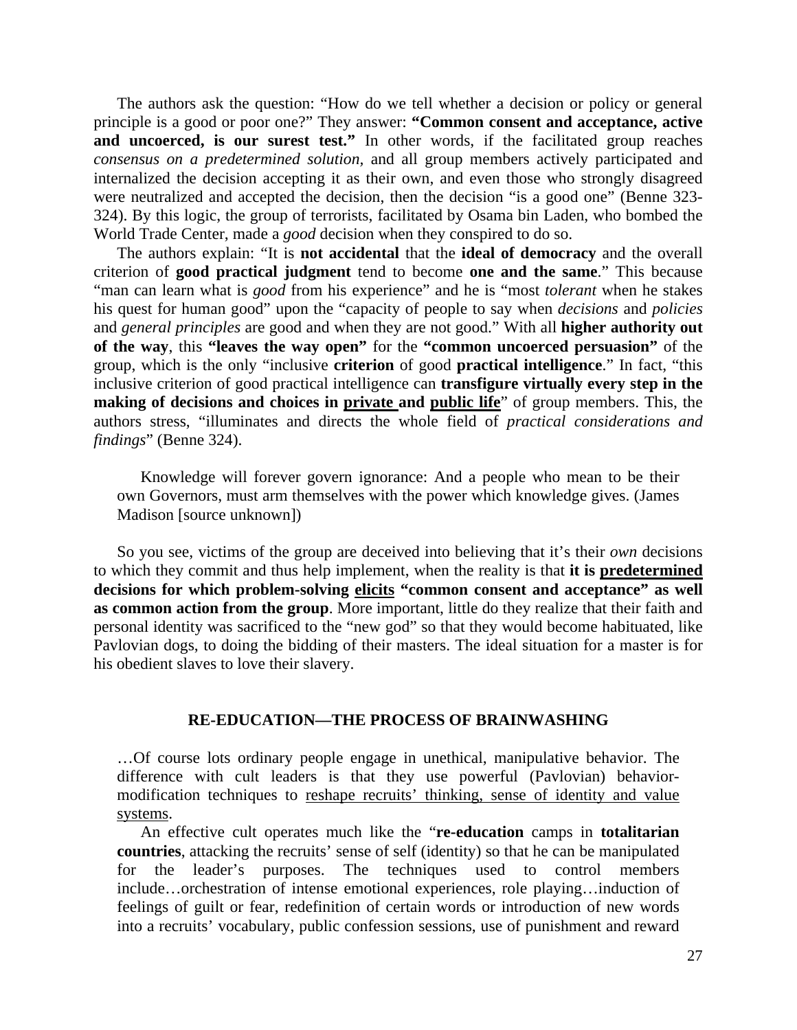The authors ask the question: "How do we tell whether a decision or policy or general principle is a good or poor one?" They answer: **"Common consent and acceptance, active and uncoerced, is our surest test."** In other words, if the facilitated group reaches *consensus on a predetermined solution,* and all group members actively participated and internalized the decision accepting it as their own, and even those who strongly disagreed were neutralized and accepted the decision, then the decision "is a good one" (Benne 323-324). By this logic, the group of terrorists, facilitated by Osama bin Laden, who bombed the World Trade Center, made a *good* decision when they conspired to do so.

The authors explain: "It is **not accidental** that the **ideal of democracy** and the overall criterion of **good practical judgment** tend to become **one and the same**." This because "man can learn what is *good* from his experience" and he is "most *tolerant* when he stakes his quest for human good" upon the "capacity of people to say when *decisions* and *policies* and *general principles* are good and when they are not good." With all **higher authority out of the way**, this **"leaves the way open"** for the **"common uncoerced persuasion"** of the group, which is the only "inclusive **criterion** of good **practical intelligence**." In fact, "this inclusive criterion of good practical intelligence can **transfigure virtually every step in the making of decisions and choices in <u>private</u> and <u>public life</u>**" of group members. This, the authors stress, "illuminates and directs the whole field of *practical considerations and findings*" (Benne 324).

> Knowledge will forever govern ignorance: And a people who mean to be their own Governors, must arm themselves with the power which knowledge gives. (James Madison [source unknown])

So you see, victims of the group are deceived into believing that it's their *own* decisions to which they commit and thus help implement, when the reality is that **it is <u>predetermined</u> decisions for which problem-solving <u>elicits</u> "common consent and acceptance" as well as common action from the group**. More important, little do they realize that their faith and personal identity was sacrificed to the "new god" so that they would become habituated, like Pavlovian dogs, to doing the bidding of their masters. The ideal situation for a master is for his obedient slaves to love their slavery.

## RE-EDUCATION—THE PROCESS OF BRAINWASHING

> …Of course lots ordinary people engage in unethical, manipulative behavior. The difference with cult leaders is that they use powerful (Pavlovian) behavior-modification techniques to <u>reshape recruits' thinking, sense of identity and value systems</u>.
>
> An effective cult operates much like the "**re-education** camps in **totalitarian countries**, attacking the recruits' sense of self (identity) so that he can be manipulated for the leader's purposes. The techniques used to control members include…orchestration of intense emotional experiences, role playing…induction of feelings of guilt or fear, redefinition of certain words or introduction of new words into a recruits' vocabulary, public confession sessions, use of punishment and reward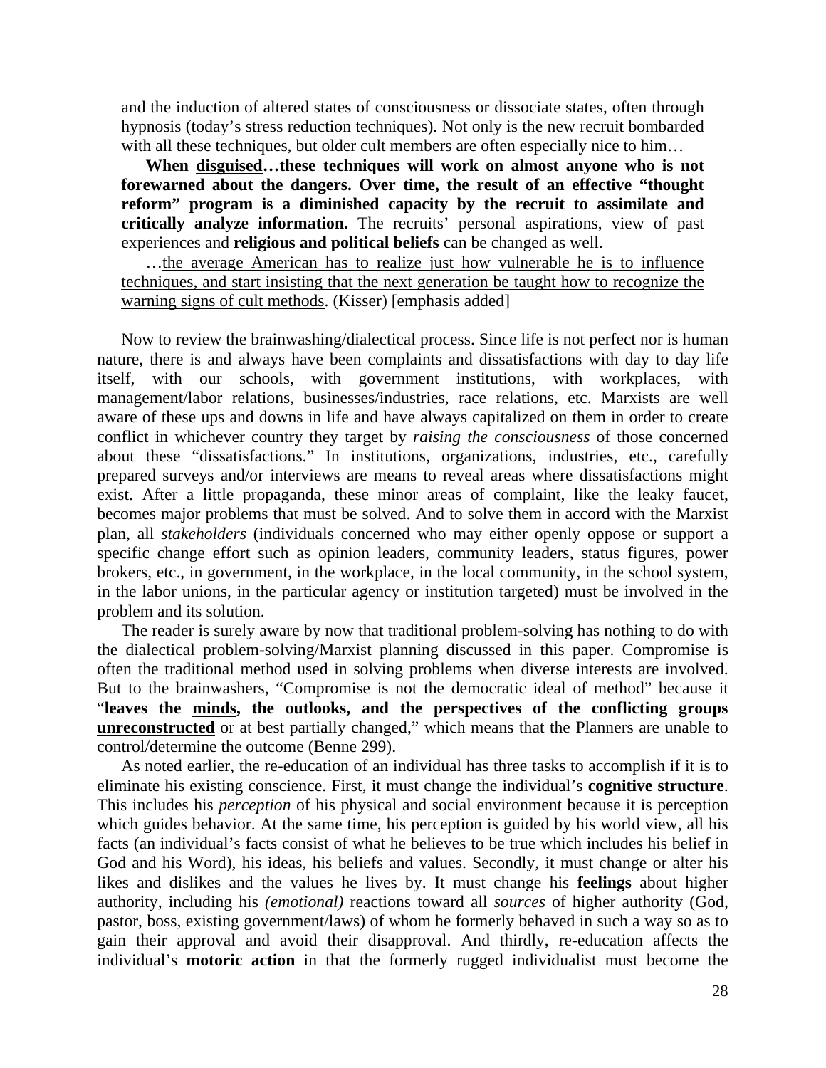> and the induction of altered states of consciousness or dissociate states, often through hypnosis (today's stress reduction techniques). Not only is the new recruit bombarded with all these techniques, but older cult members are often especially nice to him…
>
> **When <u>disguised</u>…these techniques will work on almost anyone who is not forewarned about the dangers. Over time, the result of an effective "thought reform" program is a diminished capacity by the recruit to assimilate and critically analyze information.** The recruits' personal aspirations, view of past experiences and **religious and political beliefs** can be changed as well.
>
> …<u>the average American has to realize just how vulnerable he is to influence techniques, and start insisting that the next generation be taught how to recognize the warning signs of cult methods</u>. (Kisser) [emphasis added]

Now to review the brainwashing/dialectical process. Since life is not perfect nor is human nature, there is and always have been complaints and dissatisfactions with day to day life itself, with our schools, with government institutions, with workplaces, with management/labor relations, businesses/industries, race relations, etc. Marxists are well aware of these ups and downs in life and have always capitalized on them in order to create conflict in whichever country they target by *raising the consciousness* of those concerned about these "dissatisfactions." In institutions, organizations, industries, etc., carefully prepared surveys and/or interviews are means to reveal areas where dissatisfactions might exist. After a little propaganda, these minor areas of complaint, like the leaky faucet, becomes major problems that must be solved. And to solve them in accord with the Marxist plan, all *stakeholders* (individuals concerned who may either openly oppose or support a specific change effort such as opinion leaders, community leaders, status figures, power brokers, etc., in government, in the workplace, in the local community, in the school system, in the labor unions, in the particular agency or institution targeted) must be involved in the problem and its solution.

The reader is surely aware by now that traditional problem-solving has nothing to do with the dialectical problem-solving/Marxist planning discussed in this paper. Compromise is often the traditional method used in solving problems when diverse interests are involved. But to the brainwashers, "Compromise is not the democratic ideal of method" because it "**leaves the <u>minds</u>, the outlooks, and the perspectives of the conflicting groups <u>unreconstructed</u>** or at best partially changed," which means that the Planners are unable to control/determine the outcome (Benne 299).

As noted earlier, the re-education of an individual has three tasks to accomplish if it is to eliminate his existing conscience. First, it must change the individual's **cognitive structure**. This includes his *perception* of his physical and social environment because it is perception which guides behavior. At the same time, his perception is guided by his world view, <u>all</u> his facts (an individual's facts consist of what he believes to be true which includes his belief in God and his Word), his ideas, his beliefs and values. Secondly, it must change or alter his likes and dislikes and the values he lives by. It must change his **feelings** about higher authority, including his *(emotional)* reactions toward all *sources* of higher authority (God, pastor, boss, existing government/laws) of whom he formerly behaved in such a way so as to gain their approval and avoid their disapproval. And thirdly, re-education affects the individual's **motoric action** in that the formerly rugged individualist must become the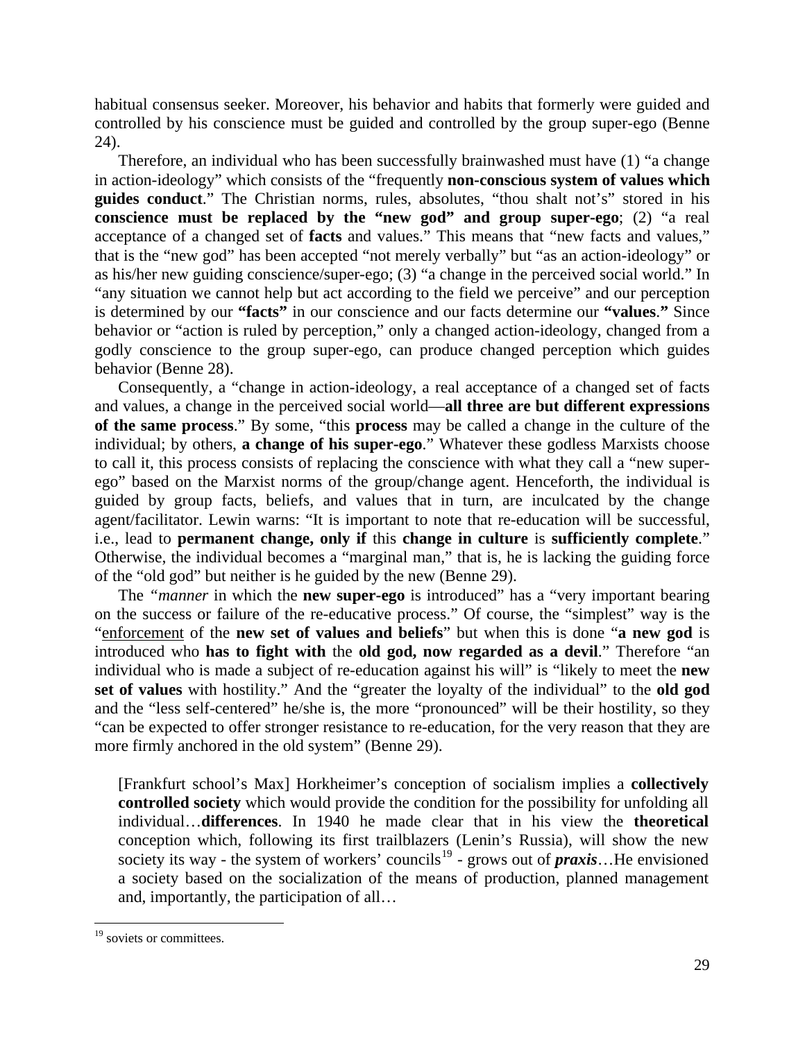habitual consensus seeker. Moreover, his behavior and habits that formerly were guided and controlled by his conscience must be guided and controlled by the group super-ego (Benne 24).

Therefore, an individual who has been successfully brainwashed must have (1) "a change in action-ideology" which consists of the "frequently **non-conscious system of values which guides conduct**." The Christian norms, rules, absolutes, "thou shalt not's" stored in his **conscience must be replaced by the "new god" and group super-ego**; (2) "a real acceptance of a changed set of **facts** and values." This means that "new facts and values," that is the "new god" has been accepted "not merely verbally" but "as an action-ideology" or as his/her new guiding conscience/super-ego; (3) "a change in the perceived social world." In "any situation we cannot help but act according to the field we perceive" and our perception is determined by our **"facts"** in our conscience and our facts determine our **"values."** Since behavior or "action is ruled by perception," only a changed action-ideology, changed from a godly conscience to the group super-ego, can produce changed perception which guides behavior (Benne 28).

Consequently, a "change in action-ideology, a real acceptance of a changed set of facts and values, a change in the perceived social world—**all three are but different expressions of the same process**." By some, "this **process** may be called a change in the culture of the individual; by others, **a change of his super-ego**." Whatever these godless Marxists choose to call it, this process consists of replacing the conscience with what they call a "new super-ego" based on the Marxist norms of the group/change agent. Henceforth, the individual is guided by group facts, beliefs, and values that in turn, are inculcated by the change agent/facilitator. Lewin warns: "It is important to note that re-education will be successful, i.e., lead to **permanent change, only if** this **change in culture** is **sufficiently complete**." Otherwise, the individual becomes a "marginal man," that is, he is lacking the guiding force of the "old god" but neither is he guided by the new (Benne 29).

The "*manner* in which the **new super-ego** is introduced" has a "very important bearing on the success or failure of the re-educative process." Of course, the "simplest" way is the "<u>enforcement</u> of the **new set of values and beliefs**" but when this is done "**a new god** is introduced who **has to fight with** the **old god, now regarded as a devil**." Therefore "an individual who is made a subject of re-education against his will" is "likely to meet the **new set of values** with hostility." And the "greater the loyalty of the individual" to the **old god** and the "less self-centered" he/she is, the more "pronounced" will be their hostility, so they "can be expected to offer stronger resistance to re-education, for the very reason that they are more firmly anchored in the old system" (Benne 29).

> [Frankfurt school's Max] Horkheimer's conception of socialism implies a **collectively controlled society** which would provide the condition for the possibility for unfolding all individual…**differences**. In 1940 he made clear that in his view the **theoretical** conception which, following its first trailblazers (Lenin's Russia), will show the new society its way - the system of workers' councils[19] - grows out of ***praxis***…He envisioned a society based on the socialization of the means of production, planned management and, importantly, the participation of all…

[19] soviets or committees.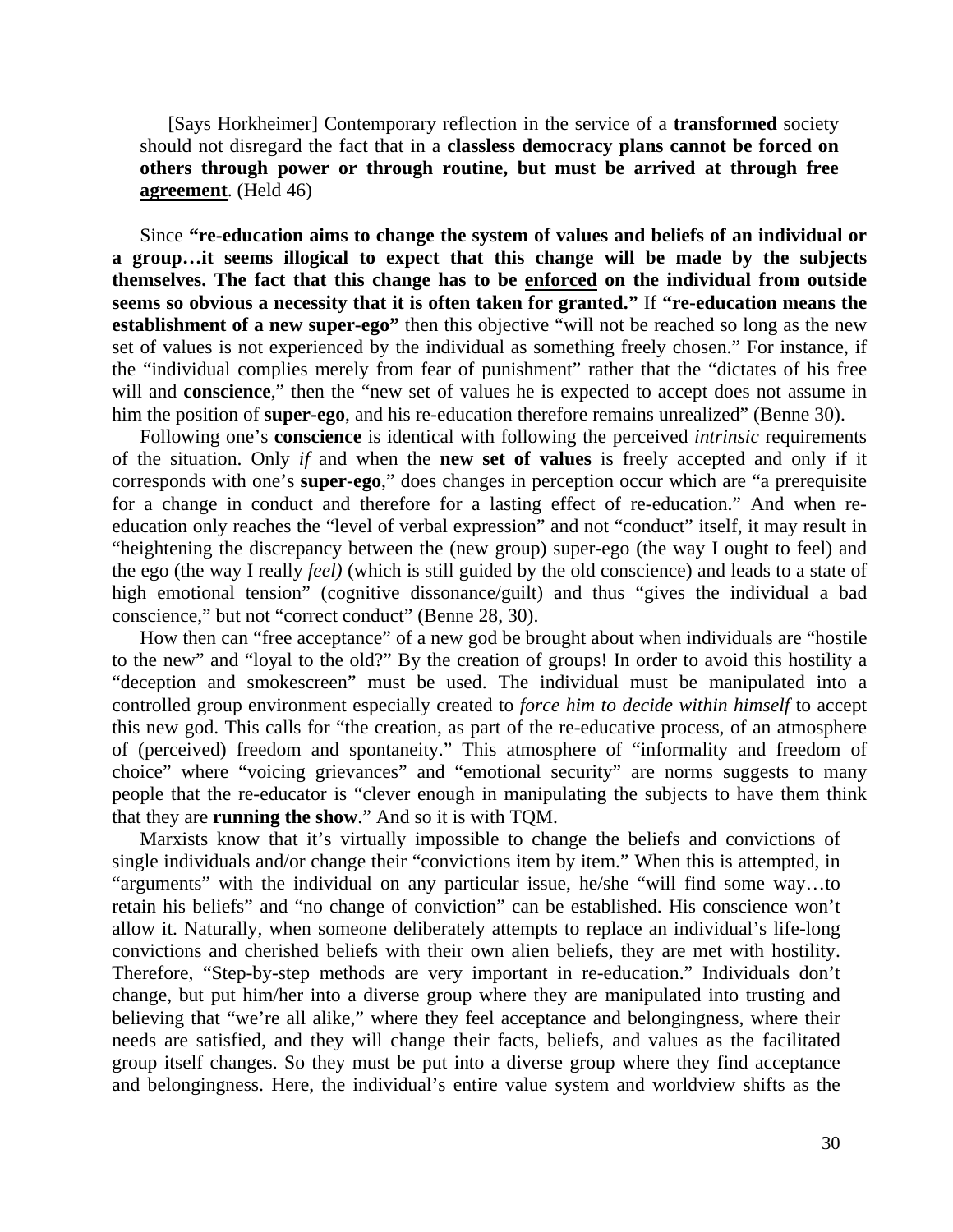> [Says Horkheimer] Contemporary reflection in the service of a **transformed** society should not disregard the fact that in a **classless democracy plans cannot be forced on others through power or through routine, but must be arrived at through free <u>agreement</u>**. (Held 46)

Since **"re-education aims to change the system of values and beliefs of an individual or a group…it seems illogical to expect that this change will be made by the subjects themselves. The fact that this change has to be <u>enforced</u> on the individual from outside seems so obvious a necessity that it is often taken for granted."** If **"re-education means the establishment of a new super-ego"** then this objective "will not be reached so long as the new set of values is not experienced by the individual as something freely chosen." For instance, if the "individual complies merely from fear of punishment" rather that the "dictates of his free will and **conscience**," then the "new set of values he is expected to accept does not assume in him the position of **super-ego**, and his re-education therefore remains unrealized" (Benne 30).

Following one's **conscience** is identical with following the perceived *intrinsic* requirements of the situation. Only *if* and when the **new set of values** is freely accepted and only if it corresponds with one's **super-ego**," does changes in perception occur which are "a prerequisite for a change in conduct and therefore for a lasting effect of re-education." And when re-education only reaches the "level of verbal expression" and not "conduct" itself, it may result in "heightening the discrepancy between the (new group) super-ego (the way I ought to feel) and the ego (the way I really *feel)* (which is still guided by the old conscience) and leads to a state of high emotional tension" (cognitive dissonance/guilt) and thus "gives the individual a bad conscience," but not "correct conduct" (Benne 28, 30).

How then can "free acceptance" of a new god be brought about when individuals are "hostile to the new" and "loyal to the old?" By the creation of groups! In order to avoid this hostility a "deception and smokescreen" must be used. The individual must be manipulated into a controlled group environment especially created to *force him to decide within himself* to accept this new god. This calls for "the creation, as part of the re-educative process, of an atmosphere of (perceived) freedom and spontaneity." This atmosphere of "informality and freedom of choice" where "voicing grievances" and "emotional security" are norms suggests to many people that the re-educator is "clever enough in manipulating the subjects to have them think that they are **running the show**." And so it is with TQM.

Marxists know that it's virtually impossible to change the beliefs and convictions of single individuals and/or change their "convictions item by item." When this is attempted, in "arguments" with the individual on any particular issue, he/she "will find some way…to retain his beliefs" and "no change of conviction" can be established. His conscience won't allow it. Naturally, when someone deliberately attempts to replace an individual's life-long convictions and cherished beliefs with their own alien beliefs, they are met with hostility. Therefore, "Step-by-step methods are very important in re-education." Individuals don't change, but put him/her into a diverse group where they are manipulated into trusting and believing that "we're all alike," where they feel acceptance and belongingness, where their needs are satisfied, and they will change their facts, beliefs, and values as the facilitated group itself changes. So they must be put into a diverse group where they find acceptance and belongingness. Here, the individual's entire value system and worldview shifts as the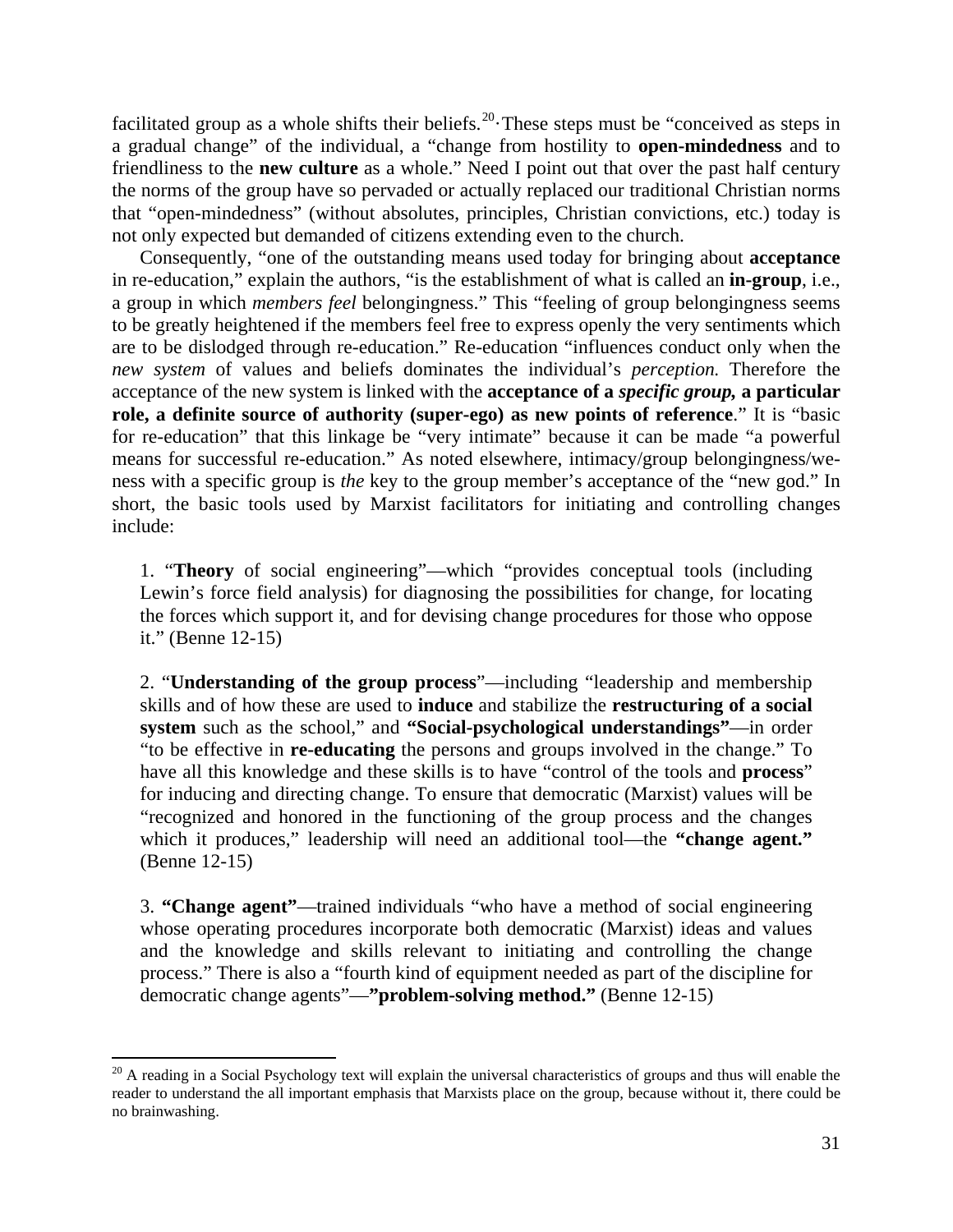facilitated group as a whole shifts their beliefs.[20] These steps must be "conceived as steps in a gradual change" of the individual, a "change from hostility to **open-mindedness** and to friendliness to the **new culture** as a whole." Need I point out that over the past half century the norms of the group have so pervaded or actually replaced our traditional Christian norms that "open-mindedness" (without absolutes, principles, Christian convictions, etc.) today is not only expected but demanded of citizens extending even to the church.

Consequently, "one of the outstanding means used today for bringing about **acceptance** in re-education," explain the authors, "is the establishment of what is called an **in-group**, i.e., a group in which *members feel* belongingness." This "feeling of group belongingness seems to be greatly heightened if the members feel free to express openly the very sentiments which are to be dislodged through re-education." Re-education "influences conduct only when the *new system* of values and beliefs dominates the individual's *perception.* Therefore the acceptance of the new system is linked with the **acceptance of a *specific group,* a particular role, a definite source of authority (super-ego) as new points of reference**." It is "basic for re-education" that this linkage be "very intimate" because it can be made "a powerful means for successful re-education." As noted elsewhere, intimacy/group belongingness/we-ness with a specific group is *the* key to the group member's acceptance of the "new god." In short, the basic tools used by Marxist facilitators for initiating and controlling changes include:

1. "**Theory** of social engineering"—which "provides conceptual tools (including Lewin's force field analysis) for diagnosing the possibilities for change, for locating the forces which support it, and for devising change procedures for those who oppose it." (Benne 12-15)

2. "**Understanding of the group process**"—including "leadership and membership skills and of how these are used to **induce** and stabilize the **restructuring of a social system** such as the school," and **"Social-psychological understandings"**—in order "to be effective in **re-educating** the persons and groups involved in the change." To have all this knowledge and these skills is to have "control of the tools and **process**" for inducing and directing change. To ensure that democratic (Marxist) values will be "recognized and honored in the functioning of the group process and the changes which it produces," leadership will need an additional tool—the **"change agent."** (Benne 12-15)

3. **"Change agent"**—trained individuals "who have a method of social engineering whose operating procedures incorporate both democratic (Marxist) ideas and values and the knowledge and skills relevant to initiating and controlling the change process." There is also a "fourth kind of equipment needed as part of the discipline for democratic change agents"—**"problem-solving method."** (Benne 12-15)

---

[20] A reading in a Social Psychology text will explain the universal characteristics of groups and thus will enable the reader to understand the all important emphasis that Marxists place on the group, because without it, there could be no brainwashing.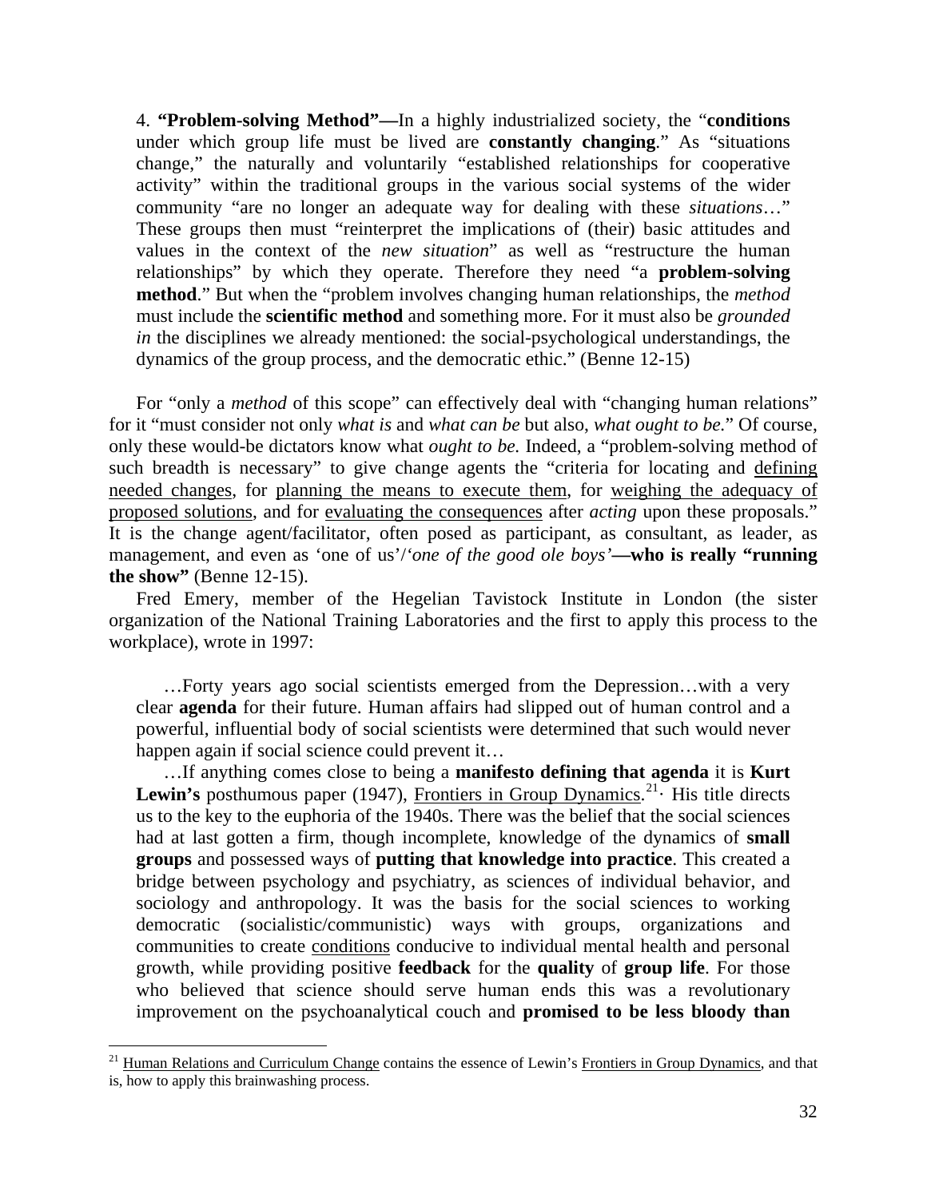4. **"Problem-solving Method"—**In a highly industrialized society, the "**conditions** under which group life must be lived are **constantly changing**." As "situations change," the naturally and voluntarily "established relationships for cooperative activity" within the traditional groups in the various social systems of the wider community "are no longer an adequate way for dealing with these *situations*…" These groups then must "reinterpret the implications of (their) basic attitudes and values in the context of the *new situation*" as well as "restructure the human relationships" by which they operate. Therefore they need "a **problem-solving method**." But when the "problem involves changing human relationships, the *method* must include the **scientific method** and something more. For it must also be *grounded in* the disciplines we already mentioned: the social-psychological understandings, the dynamics of the group process, and the democratic ethic." (Benne 12-15)

For "only a *method* of this scope" can effectively deal with "changing human relations" for it "must consider not only *what is* and *what can be* but also, *what ought to be.*" Of course, only these would-be dictators know what *ought to be.* Indeed, a "problem-solving method of such breadth is necessary" to give change agents the "criteria for locating and defining needed changes, for planning the means to execute them, for weighing the adequacy of proposed solutions, and for evaluating the consequences after *acting* upon these proposals." It is the change agent/facilitator, often posed as participant, as consultant, as leader, as management, and even as 'one of us'/'*one of the good ole boys*'**—who is really "running the show"** (Benne 12-15).

Fred Emery, member of the Hegelian Tavistock Institute in London (the sister organization of the National Training Laboratories and the first to apply this process to the workplace), wrote in 1997:

> …Forty years ago social scientists emerged from the Depression…with a very clear **agenda** for their future. Human affairs had slipped out of human control and a powerful, influential body of social scientists were determined that such would never happen again if social science could prevent it…
>
> …If anything comes close to being a **manifesto defining that agenda** it is **Kurt Lewin's** posthumous paper (1947), Frontiers in Group Dynamics.[21]· His title directs us to the key to the euphoria of the 1940s. There was the belief that the social sciences had at last gotten a firm, though incomplete, knowledge of the dynamics of **small groups** and possessed ways of **putting that knowledge into practice**. This created a bridge between psychology and psychiatry, as sciences of individual behavior, and sociology and anthropology. It was the basis for the social sciences to working democratic (socialistic/communistic) ways with groups, organizations and communities to create conditions conducive to individual mental health and personal growth, while providing positive **feedback** for the **quality** of **group life**. For those who believed that science should serve human ends this was a revolutionary improvement on the psychoanalytical couch and **promised to be less bloody than**

[21] Human Relations and Curriculum Change contains the essence of Lewin's Frontiers in Group Dynamics, and that is, how to apply this brainwashing process.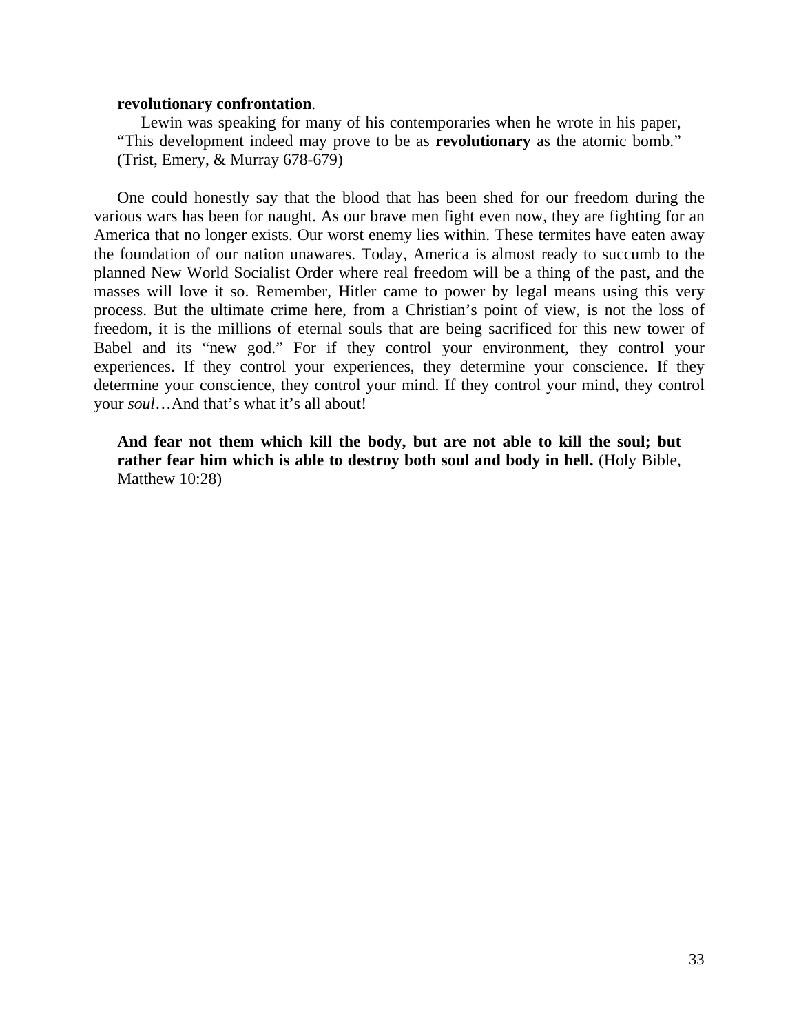> **revolutionary confrontation**.
>
> Lewin was speaking for many of his contemporaries when he wrote in his paper, "This development indeed may prove to be as **revolutionary** as the atomic bomb." (Trist, Emery, & Murray 678-679)

One could honestly say that the blood that has been shed for our freedom during the various wars has been for naught. As our brave men fight even now, they are fighting for an America that no longer exists. Our worst enemy lies within. These termites have eaten away the foundation of our nation unawares. Today, America is almost ready to succumb to the planned New World Socialist Order where real freedom will be a thing of the past, and the masses will love it so. Remember, Hitler came to power by legal means using this very process. But the ultimate crime here, from a Christian's point of view, is not the loss of freedom, it is the millions of eternal souls that are being sacrificed for this new tower of Babel and its "new god." For if they control your environment, they control your experiences. If they control your experiences, they determine your conscience. If they determine your conscience, they control your mind. If they control your mind, they control your *soul*…And that's what it's all about!

> **And fear not them which kill the body, but are not able to kill the soul; but rather fear him which is able to destroy both soul and body in hell.** (Holy Bible, Matthew 10:28)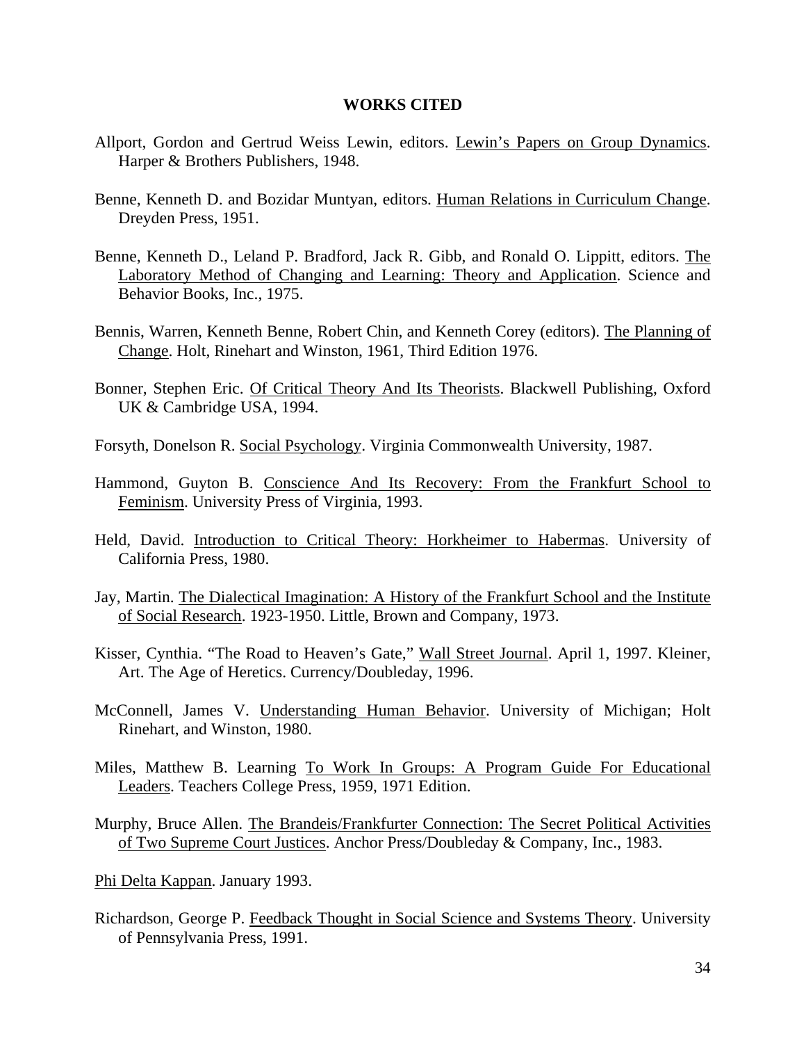# WORKS CITED

Allport, Gordon and Gertrud Weiss Lewin, editors. Lewin's Papers on Group Dynamics. Harper & Brothers Publishers, 1948.

Benne, Kenneth D. and Bozidar Muntyan, editors. Human Relations in Curriculum Change. Dreyden Press, 1951.

Benne, Kenneth D., Leland P. Bradford, Jack R. Gibb, and Ronald O. Lippitt, editors. The Laboratory Method of Changing and Learning: Theory and Application. Science and Behavior Books, Inc., 1975.

Bennis, Warren, Kenneth Benne, Robert Chin, and Kenneth Corey (editors). The Planning of Change. Holt, Rinehart and Winston, 1961, Third Edition 1976.

Bonner, Stephen Eric. Of Critical Theory And Its Theorists. Blackwell Publishing, Oxford UK & Cambridge USA, 1994.

Forsyth, Donelson R. Social Psychology. Virginia Commonwealth University, 1987.

Hammond, Guyton B. Conscience And Its Recovery: From the Frankfurt School to Feminism. University Press of Virginia, 1993.

Held, David. Introduction to Critical Theory: Horkheimer to Habermas. University of California Press, 1980.

Jay, Martin. The Dialectical Imagination: A History of the Frankfurt School and the Institute of Social Research. 1923-1950. Little, Brown and Company, 1973.

Kisser, Cynthia. "The Road to Heaven's Gate," Wall Street Journal. April 1, 1997. Kleiner, Art. The Age of Heretics. Currency/Doubleday, 1996.

McConnell, James V. Understanding Human Behavior. University of Michigan; Holt Rinehart, and Winston, 1980.

Miles, Matthew B. Learning To Work In Groups: A Program Guide For Educational Leaders. Teachers College Press, 1959, 1971 Edition.

Murphy, Bruce Allen. The Brandeis/Frankfurter Connection: The Secret Political Activities of Two Supreme Court Justices. Anchor Press/Doubleday & Company, Inc., 1983.

Phi Delta Kappan. January 1993.

Richardson, George P. Feedback Thought in Social Science and Systems Theory. University of Pennsylvania Press, 1991.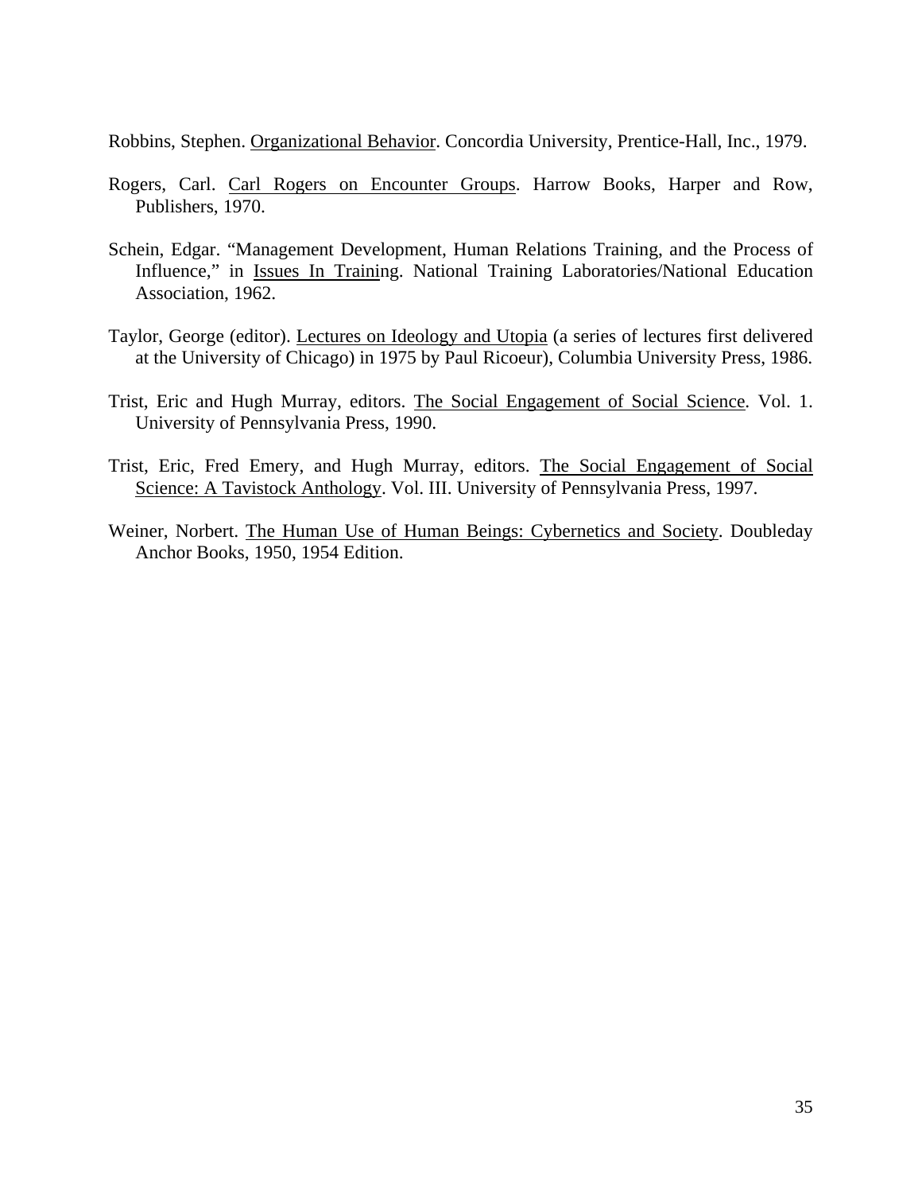Robbins, Stephen. Organizational Behavior. Concordia University, Prentice-Hall, Inc., 1979.

Rogers, Carl. Carl Rogers on Encounter Groups. Harrow Books, Harper and Row, Publishers, 1970.

Schein, Edgar. "Management Development, Human Relations Training, and the Process of Influence," in Issues In Training. National Training Laboratories/National Education Association, 1962.

Taylor, George (editor). Lectures on Ideology and Utopia (a series of lectures first delivered at the University of Chicago) in 1975 by Paul Ricoeur), Columbia University Press, 1986.

Trist, Eric and Hugh Murray, editors. The Social Engagement of Social Science. Vol. 1. University of Pennsylvania Press, 1990.

Trist, Eric, Fred Emery, and Hugh Murray, editors. The Social Engagement of Social Science: A Tavistock Anthology. Vol. III. University of Pennsylvania Press, 1997.

Weiner, Norbert. The Human Use of Human Beings: Cybernetics and Society. Doubleday Anchor Books, 1950, 1954 Edition.